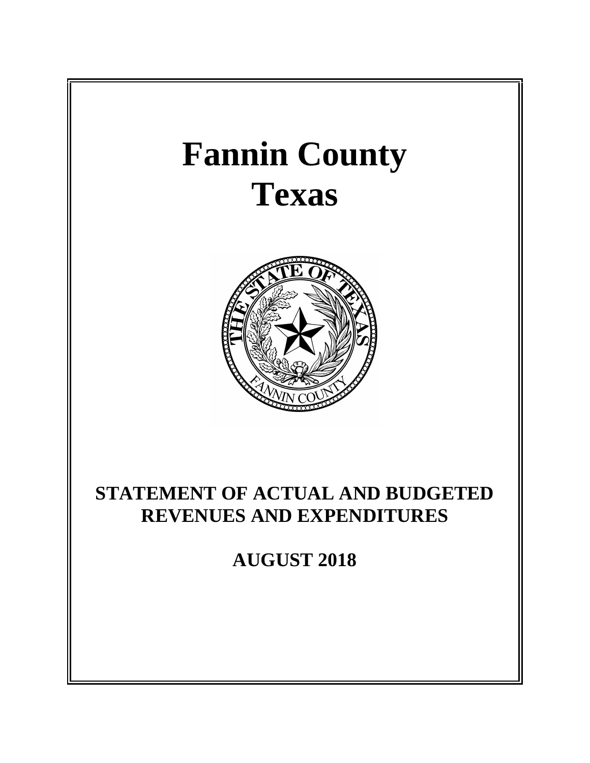# Fannin County
# Texas

## STATEMENT OF ACTUAL AND BUDGETED REVENUES AND EXPENDITURES

## AUGUST 2018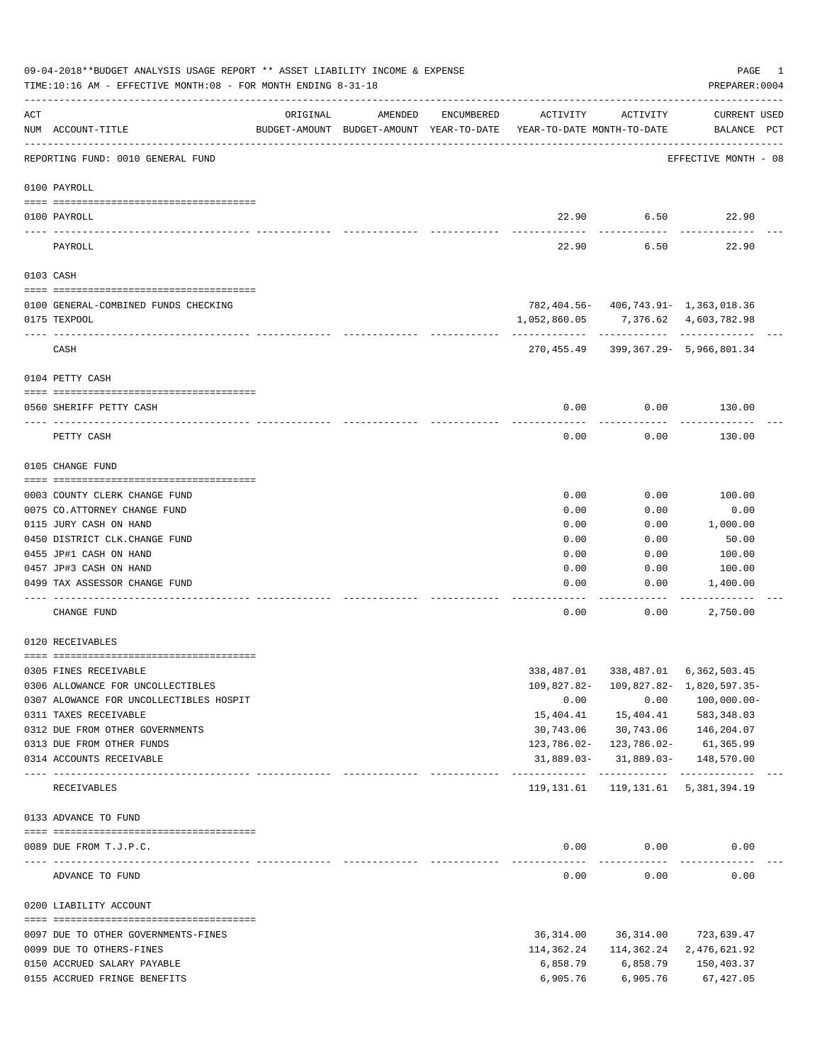09-04-2018**BUDGET ANALYSIS USAGE REPORT ** ASSET LIABILITY INCOME & EXPENSE

TIME:10:16 AM - EFFECTIVE MONTH:08 - FOR MONTH ENDING 8-31-18

PREPARER:0004

| ACT NUM | ACCOUNT-TITLE | ORIGINAL BUDGET-AMOUNT | AMENDED BUDGET-AMOUNT | ENCUMBERED YEAR-TO-DATE | ACTIVITY YEAR-TO-DATE | ACTIVITY MONTH-TO-DATE | CURRENT BALANCE | USED PCT |
|---|---|---|---|---|---|---|---|---|

REPORTING FUND: 0010 GENERAL FUND — EFFECTIVE MONTH - 08

**0100 PAYROLL**

| ACT NUM | ACCOUNT-TITLE | ORIGINAL BUDGET-AMOUNT | AMENDED BUDGET-AMOUNT | ENCUMBERED YEAR-TO-DATE | ACTIVITY YEAR-TO-DATE | ACTIVITY MONTH-TO-DATE | CURRENT BALANCE | USED PCT |
|---|---|---|---|---|---|---|---|---|
| 0100 | PAYROLL | | | | 22.90 | 6.50 | 22.90 | |
| | PAYROLL | | | | 22.90 | 6.50 | 22.90 | |

**0103 CASH**

| ACT NUM | ACCOUNT-TITLE | ORIGINAL BUDGET-AMOUNT | AMENDED BUDGET-AMOUNT | ENCUMBERED YEAR-TO-DATE | ACTIVITY YEAR-TO-DATE | ACTIVITY MONTH-TO-DATE | CURRENT BALANCE | USED PCT |
|---|---|---|---|---|---|---|---|---|
| 0100 | GENERAL-COMBINED FUNDS CHECKING | | | | 782,404.56- | 406,743.91- | 1,363,018.36 | |
| 0175 | TEXPOOL | | | | 1,052,860.05 | 7,376.62 | 4,603,782.98 | |
| | CASH | | | | 270,455.49 | 399,367.29- | 5,966,801.34 | |

**0104 PETTY CASH**

| ACT NUM | ACCOUNT-TITLE | ORIGINAL BUDGET-AMOUNT | AMENDED BUDGET-AMOUNT | ENCUMBERED YEAR-TO-DATE | ACTIVITY YEAR-TO-DATE | ACTIVITY MONTH-TO-DATE | CURRENT BALANCE | USED PCT |
|---|---|---|---|---|---|---|---|---|
| 0560 | SHERIFF PETTY CASH | | | | 0.00 | 0.00 | 130.00 | |
| | PETTY CASH | | | | 0.00 | 0.00 | 130.00 | |

**0105 CHANGE FUND**

| ACT NUM | ACCOUNT-TITLE | ORIGINAL BUDGET-AMOUNT | AMENDED BUDGET-AMOUNT | ENCUMBERED YEAR-TO-DATE | ACTIVITY YEAR-TO-DATE | ACTIVITY MONTH-TO-DATE | CURRENT BALANCE | USED PCT |
|---|---|---|---|---|---|---|---|---|
| 0003 | COUNTY CLERK CHANGE FUND | | | | 0.00 | 0.00 | 100.00 | |
| 0075 | CO.ATTORNEY CHANGE FUND | | | | 0.00 | 0.00 | 0.00 | |
| 0115 | JURY CASH ON HAND | | | | 0.00 | 0.00 | 1,000.00 | |
| 0450 | DISTRICT CLK.CHANGE FUND | | | | 0.00 | 0.00 | 50.00 | |
| 0455 | JP#1 CASH ON HAND | | | | 0.00 | 0.00 | 100.00 | |
| 0457 | JP#3 CASH ON HAND | | | | 0.00 | 0.00 | 100.00 | |
| 0499 | TAX ASSESSOR CHANGE FUND | | | | 0.00 | 0.00 | 1,400.00 | |
| | CHANGE FUND | | | | 0.00 | 0.00 | 2,750.00 | |

**0120 RECEIVABLES**

| ACT NUM | ACCOUNT-TITLE | ORIGINAL BUDGET-AMOUNT | AMENDED BUDGET-AMOUNT | ENCUMBERED YEAR-TO-DATE | ACTIVITY YEAR-TO-DATE | ACTIVITY MONTH-TO-DATE | CURRENT BALANCE | USED PCT |
|---|---|---|---|---|---|---|---|---|
| 0305 | FINES RECEIVABLE | | | | 338,487.01 | 338,487.01 | 6,362,503.45 | |
| 0306 | ALLOWANCE FOR UNCOLLECTIBLES | | | | 109,827.82- | 109,827.82- | 1,820,597.35- | |
| 0307 | ALOWANCE FOR UNCOLLECTIBLES HOSPIT | | | | 0.00 | 0.00 | 100,000.00- | |
| 0311 | TAXES RECEIVABLE | | | | 15,404.41 | 15,404.41 | 583,348.03 | |
| 0312 | DUE FROM OTHER GOVERNMENTS | | | | 30,743.06 | 30,743.06 | 146,204.07 | |
| 0313 | DUE FROM OTHER FUNDS | | | | 123,786.02- | 123,786.02- | 61,365.99 | |
| 0314 | ACCOUNTS RECEIVABLE | | | | 31,889.03- | 31,889.03- | 148,570.00 | |
| | RECEIVABLES | | | | 119,131.61 | 119,131.61 | 5,381,394.19 | |

**0133 ADVANCE TO FUND**

| ACT NUM | ACCOUNT-TITLE | ORIGINAL BUDGET-AMOUNT | AMENDED BUDGET-AMOUNT | ENCUMBERED YEAR-TO-DATE | ACTIVITY YEAR-TO-DATE | ACTIVITY MONTH-TO-DATE | CURRENT BALANCE | USED PCT |
|---|---|---|---|---|---|---|---|---|
| 0089 | DUE FROM T.J.P.C. | | | | 0.00 | 0.00 | 0.00 | |
| | ADVANCE TO FUND | | | | 0.00 | 0.00 | 0.00 | |

**0200 LIABILITY ACCOUNT**

| ACT NUM | ACCOUNT-TITLE | ORIGINAL BUDGET-AMOUNT | AMENDED BUDGET-AMOUNT | ENCUMBERED YEAR-TO-DATE | ACTIVITY YEAR-TO-DATE | ACTIVITY MONTH-TO-DATE | CURRENT BALANCE | USED PCT |
|---|---|---|---|---|---|---|---|---|
| 0097 | DUE TO OTHER GOVERNMENTS-FINES | | | | 36,314.00 | 36,314.00 | 723,639.47 | |
| 0099 | DUE TO OTHERS-FINES | | | | 114,362.24 | 114,362.24 | 2,476,621.92 | |
| 0150 | ACCRUED SALARY PAYABLE | | | | 6,858.79 | 6,858.79 | 150,403.37 | |
| 0155 | ACCRUED FRINGE BENEFITS | | | | 6,905.76 | 6,905.76 | 67,427.05 | |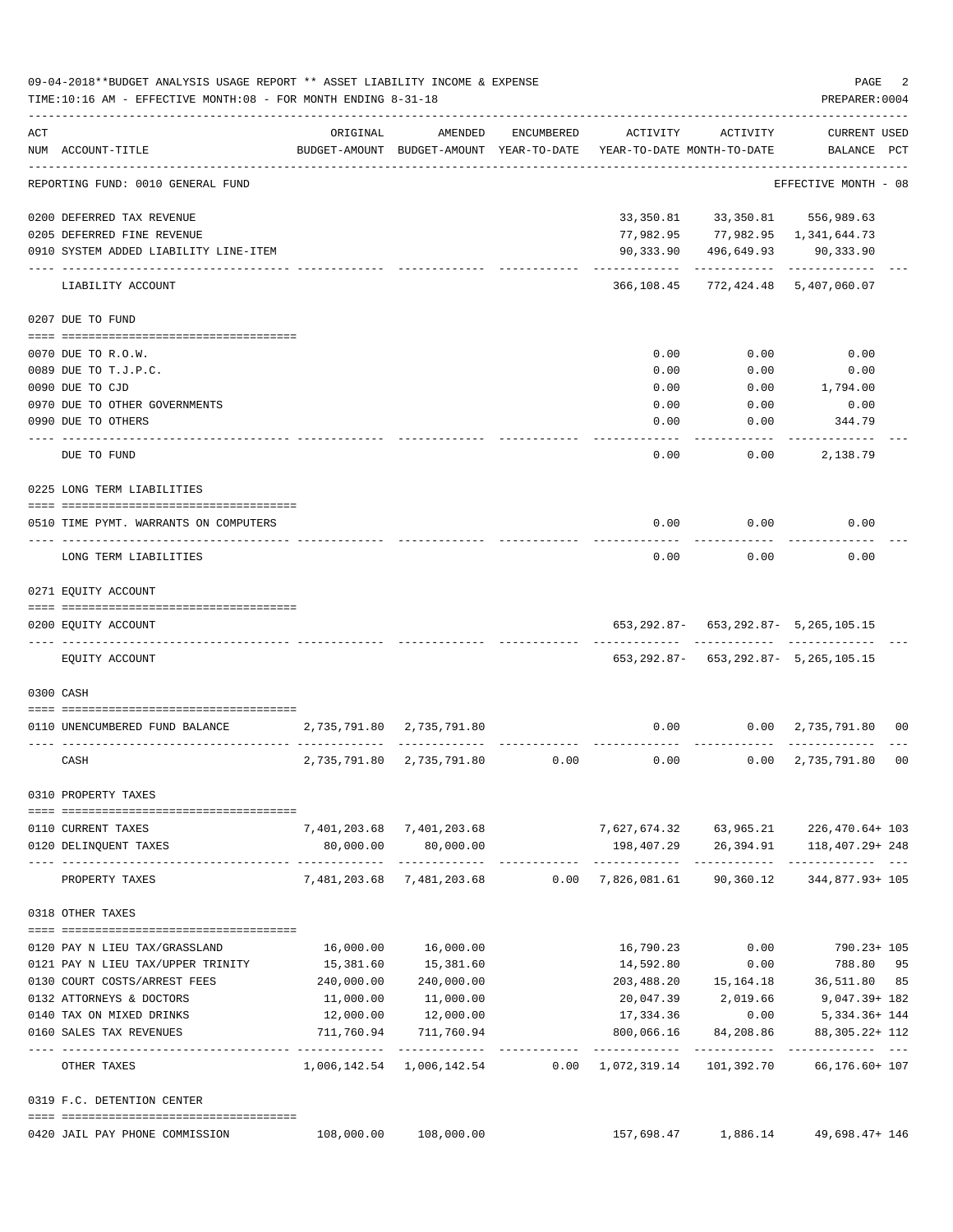09-04-2018**BUDGET ANALYSIS USAGE REPORT ** ASSET LIABILITY INCOME & EXPENSE

TIME:10:16 AM - EFFECTIVE MONTH:08 - FOR MONTH ENDING 8-31-18

PREPARER:0004

| ACT NUM | ACCOUNT-TITLE | ORIGINAL BUDGET-AMOUNT | AMENDED BUDGET-AMOUNT | ENCUMBERED YEAR-TO-DATE | ACTIVITY YEAR-TO-DATE | ACTIVITY MONTH-TO-DATE | CURRENT BALANCE | USED PCT |
|---|---|---|---|---|---|---|---|---|
| | REPORTING FUND: 0010 GENERAL FUND | | | | | | EFFECTIVE MONTH - 08 | |
| 0200 | DEFERRED TAX REVENUE | | | | 33,350.81 | 33,350.81 | 556,989.63 | |
| 0205 | DEFERRED FINE REVENUE | | | | 77,982.95 | 77,982.95 | 1,341,644.73 | |
| 0910 | SYSTEM ADDED LIABILITY LINE-ITEM | | | | 90,333.90 | 496,649.93 | 90,333.90 | |
| | LIABILITY ACCOUNT | | | | 366,108.45 | 772,424.48 | 5,407,060.07 | |
| | 0207 DUE TO FUND | | | | | | | |
| 0070 | DUE TO R.O.W. | | | | 0.00 | 0.00 | 0.00 | |
| 0089 | DUE TO T.J.P.C. | | | | 0.00 | 0.00 | 0.00 | |
| 0090 | DUE TO CJD | | | | 0.00 | 0.00 | 1,794.00 | |
| 0970 | DUE TO OTHER GOVERNMENTS | | | | 0.00 | 0.00 | 0.00 | |
| 0990 | DUE TO OTHERS | | | | 0.00 | 0.00 | 344.79 | |
| | DUE TO FUND | | | | 0.00 | 0.00 | 2,138.79 | |
| | 0225 LONG TERM LIABILITIES | | | | | | | |
| 0510 | TIME PYMT. WARRANTS ON COMPUTERS | | | | 0.00 | 0.00 | 0.00 | |
| | LONG TERM LIABILITIES | | | | 0.00 | 0.00 | 0.00 | |
| | 0271 EQUITY ACCOUNT | | | | | | | |
| 0200 | EQUITY ACCOUNT | | | | 653,292.87- | 653,292.87- | 5,265,105.15 | |
| | EQUITY ACCOUNT | | | | 653,292.87- | 653,292.87- | 5,265,105.15 | |
| | 0300 CASH | | | | | | | |
| 0110 | UNENCUMBERED FUND BALANCE | 2,735,791.80 | 2,735,791.80 | | 0.00 | 0.00 | 2,735,791.80 | 00 |
| | CASH | 2,735,791.80 | 2,735,791.80 | 0.00 | 0.00 | 0.00 | 2,735,791.80 | 00 |
| | 0310 PROPERTY TAXES | | | | | | | |
| 0110 | CURRENT TAXES | 7,401,203.68 | 7,401,203.68 | | 7,627,674.32 | 63,965.21 | 226,470.64+ | 103 |
| 0120 | DELINQUENT TAXES | 80,000.00 | 80,000.00 | | 198,407.29 | 26,394.91 | 118,407.29+ | 248 |
| | PROPERTY TAXES | 7,481,203.68 | 7,481,203.68 | 0.00 | 7,826,081.61 | 90,360.12 | 344,877.93+ | 105 |
| | 0318 OTHER TAXES | | | | | | | |
| 0120 | PAY N LIEU TAX/GRASSLAND | 16,000.00 | 16,000.00 | | 16,790.23 | 0.00 | 790.23+ | 105 |
| 0121 | PAY N LIEU TAX/UPPER TRINITY | 15,381.60 | 15,381.60 | | 14,592.80 | 0.00 | 788.80 | 95 |
| 0130 | COURT COSTS/ARREST FEES | 240,000.00 | 240,000.00 | | 203,488.20 | 15,164.18 | 36,511.80 | 85 |
| 0132 | ATTORNEYS & DOCTORS | 11,000.00 | 11,000.00 | | 20,047.39 | 2,019.66 | 9,047.39+ | 182 |
| 0140 | TAX ON MIXED DRINKS | 12,000.00 | 12,000.00 | | 17,334.36 | 0.00 | 5,334.36+ | 144 |
| 0160 | SALES TAX REVENUES | 711,760.94 | 711,760.94 | | 800,066.16 | 84,208.86 | 88,305.22+ | 112 |
| | OTHER TAXES | 1,006,142.54 | 1,006,142.54 | 0.00 | 1,072,319.14 | 101,392.70 | 66,176.60+ | 107 |
| | 0319 F.C. DETENTION CENTER | | | | | | | |
| 0420 | JAIL PAY PHONE COMMISSION | 108,000.00 | 108,000.00 | | 157,698.47 | 1,886.14 | 49,698.47+ | 146 |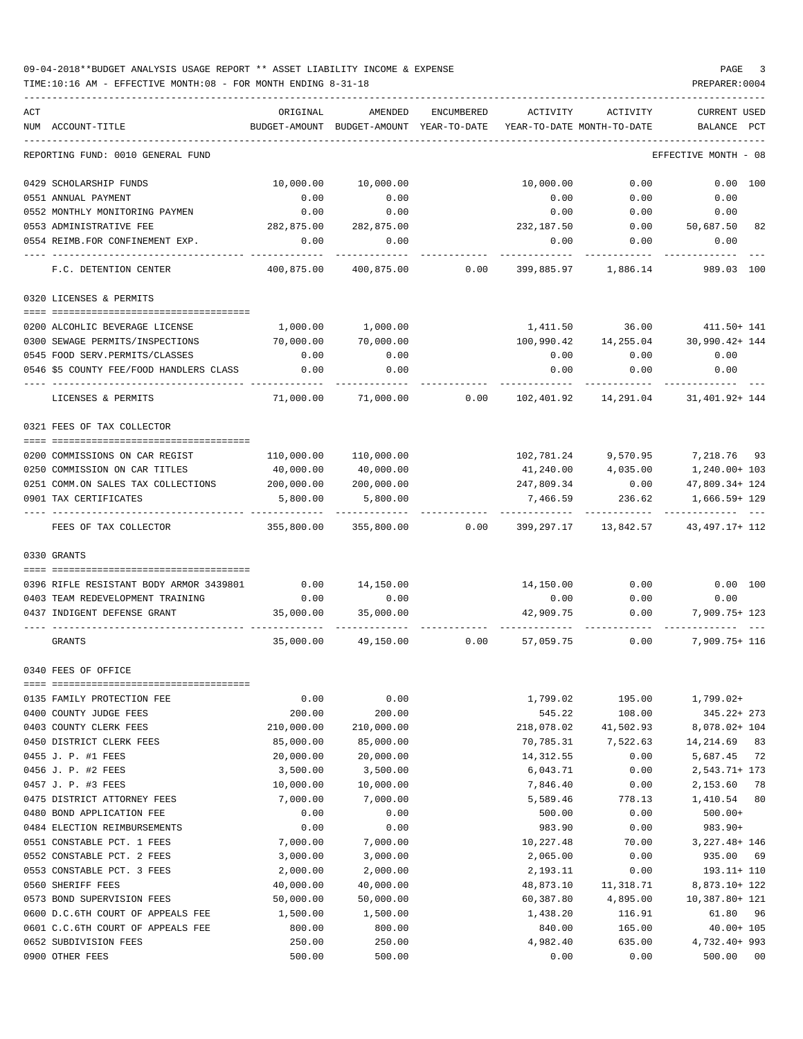09-04-2018**BUDGET ANALYSIS USAGE REPORT ** ASSET LIABILITY INCOME & EXPENSE

TIME:10:16 AM - EFFECTIVE MONTH:08 - FOR MONTH ENDING 8-31-18

PREPARER:0004

REPORTING FUND: 0010 GENERAL FUND — EFFECTIVE MONTH - 08

| ACT NUM | ACCOUNT-TITLE | ORIGINAL BUDGET-AMOUNT | AMENDED BUDGET-AMOUNT | ENCUMBERED YEAR-TO-DATE | ACTIVITY YEAR-TO-DATE | ACTIVITY MONTH-TO-DATE | CURRENT USED BALANCE | PCT |
|---|---|---|---|---|---|---|---|---|
| 0429 | SCHOLARSHIP FUNDS | 10,000.00 | 10,000.00 | | 10,000.00 | 0.00 | 0.00 | 100 |
| 0551 | ANNUAL PAYMENT | 0.00 | 0.00 | | 0.00 | 0.00 | 0.00 | |
| 0552 | MONTHLY MONITORING PAYMEN | 0.00 | 0.00 | | 0.00 | 0.00 | 0.00 | |
| 0553 | ADMINISTRATIVE FEE | 282,875.00 | 282,875.00 | | 232,187.50 | 0.00 | 50,687.50 | 82 |
| 0554 | REIMB.FOR CONFINEMENT EXP. | 0.00 | 0.00 | | 0.00 | 0.00 | 0.00 | |
| | F.C. DETENTION CENTER | 400,875.00 | 400,875.00 | 0.00 | 399,885.97 | 1,886.14 | 989.03 | 100 |
| | **0320 LICENSES & PERMITS** | | | | | | | |
| 0200 | ALCOHLIC BEVERAGE LICENSE | 1,000.00 | 1,000.00 | | 1,411.50 | 36.00 | 411.50+ | 141 |
| 0300 | SEWAGE PERMITS/INSPECTIONS | 70,000.00 | 70,000.00 | | 100,990.42 | 14,255.04 | 30,990.42+ | 144 |
| 0545 | FOOD SERV.PERMITS/CLASSES | 0.00 | 0.00 | | 0.00 | 0.00 | 0.00 | |
| 0546 | $5 COUNTY FEE/FOOD HANDLERS CLASS | 0.00 | 0.00 | | 0.00 | 0.00 | 0.00 | |
| | LICENSES & PERMITS | 71,000.00 | 71,000.00 | 0.00 | 102,401.92 | 14,291.04 | 31,401.92+ | 144 |
| | **0321 FEES OF TAX COLLECTOR** | | | | | | | |
| 0200 | COMMISSIONS ON CAR REGIST | 110,000.00 | 110,000.00 | | 102,781.24 | 9,570.95 | 7,218.76 | 93 |
| 0250 | COMMISSION ON CAR TITLES | 40,000.00 | 40,000.00 | | 41,240.00 | 4,035.00 | 1,240.00+ | 103 |
| 0251 | COMM.ON SALES TAX COLLECTIONS | 200,000.00 | 200,000.00 | | 247,809.34 | 0.00 | 47,809.34+ | 124 |
| 0901 | TAX CERTIFICATES | 5,800.00 | 5,800.00 | | 7,466.59 | 236.62 | 1,666.59+ | 129 |
| | FEES OF TAX COLLECTOR | 355,800.00 | 355,800.00 | 0.00 | 399,297.17 | 13,842.57 | 43,497.17+ | 112 |
| | **0330 GRANTS** | | | | | | | |
| 0396 | RIFLE RESISTANT BODY ARMOR 3439801 | 0.00 | 14,150.00 | | 14,150.00 | 0.00 | 0.00 | 100 |
| 0403 | TEAM REDEVELOPMENT TRAINING | 0.00 | 0.00 | | 0.00 | 0.00 | 0.00 | |
| 0437 | INDIGENT DEFENSE GRANT | 35,000.00 | 35,000.00 | | 42,909.75 | 0.00 | 7,909.75+ | 123 |
| | GRANTS | 35,000.00 | 49,150.00 | 0.00 | 57,059.75 | 0.00 | 7,909.75+ | 116 |
| | **0340 FEES OF OFFICE** | | | | | | | |
| 0135 | FAMILY PROTECTION FEE | 0.00 | 0.00 | | 1,799.02 | 195.00 | 1,799.02+ | |
| 0400 | COUNTY JUDGE FEES | 200.00 | 200.00 | | 545.22 | 108.00 | 345.22+ | 273 |
| 0403 | COUNTY CLERK FEES | 210,000.00 | 210,000.00 | | 218,078.02 | 41,502.93 | 8,078.02+ | 104 |
| 0450 | DISTRICT CLERK FEES | 85,000.00 | 85,000.00 | | 70,785.31 | 7,522.63 | 14,214.69 | 83 |
| 0455 | J. P. #1 FEES | 20,000.00 | 20,000.00 | | 14,312.55 | 0.00 | 5,687.45 | 72 |
| 0456 | J. P. #2 FEES | 3,500.00 | 3,500.00 | | 6,043.71 | 0.00 | 2,543.71+ | 173 |
| 0457 | J. P. #3 FEES | 10,000.00 | 10,000.00 | | 7,846.40 | 0.00 | 2,153.60 | 78 |
| 0475 | DISTRICT ATTORNEY FEES | 7,000.00 | 7,000.00 | | 5,589.46 | 778.13 | 1,410.54 | 80 |
| 0480 | BOND APPLICATION FEE | 0.00 | 0.00 | | 500.00 | 0.00 | 500.00+ | |
| 0484 | ELECTION REIMBURSEMENTS | 0.00 | 0.00 | | 983.90 | 0.00 | 983.90+ | |
| 0551 | CONSTABLE PCT. 1 FEES | 7,000.00 | 7,000.00 | | 10,227.48 | 70.00 | 3,227.48+ | 146 |
| 0552 | CONSTABLE PCT. 2 FEES | 3,000.00 | 3,000.00 | | 2,065.00 | 0.00 | 935.00 | 69 |
| 0553 | CONSTABLE PCT. 3 FEES | 2,000.00 | 2,000.00 | | 2,193.11 | 0.00 | 193.11+ | 110 |
| 0560 | SHERIFF FEES | 40,000.00 | 40,000.00 | | 48,873.10 | 11,318.71 | 8,873.10+ | 122 |
| 0573 | BOND SUPERVISION FEES | 50,000.00 | 50,000.00 | | 60,387.80 | 4,895.00 | 10,387.80+ | 121 |
| 0600 | D.C.6TH COURT OF APPEALS FEE | 1,500.00 | 1,500.00 | | 1,438.20 | 116.91 | 61.80 | 96 |
| 0601 | C.C.6TH COURT OF APPEALS FEE | 800.00 | 800.00 | | 840.00 | 165.00 | 40.00+ | 105 |
| 0652 | SUBDIVISION FEES | 250.00 | 250.00 | | 4,982.40 | 635.00 | 4,732.40+ | 993 |
| 0900 | OTHER FEES | 500.00 | 500.00 | | 0.00 | 0.00 | 500.00 | 00 |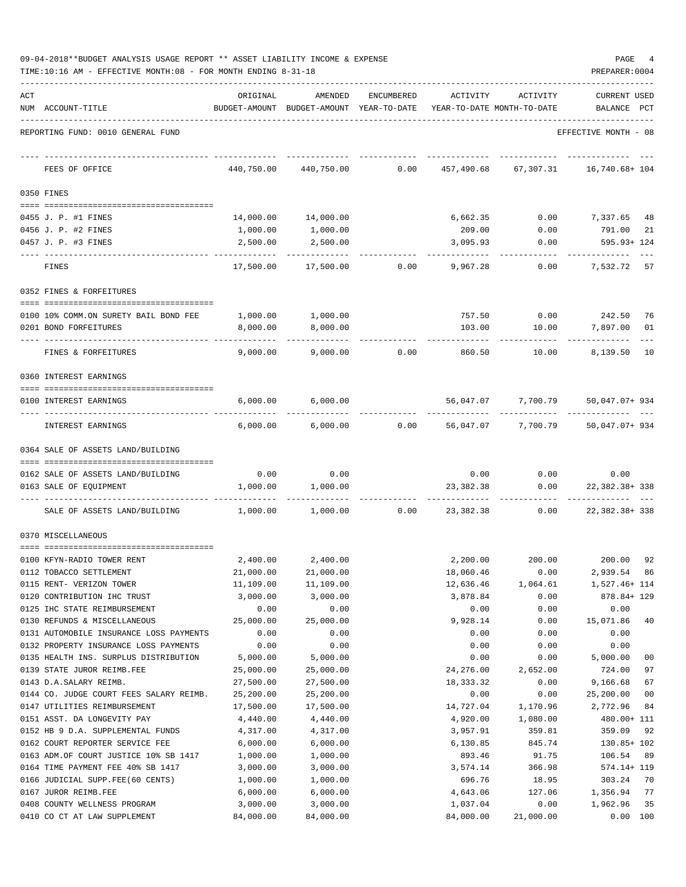09-04-2018**BUDGET ANALYSIS USAGE REPORT ** ASSET LIABILITY INCOME & EXPENSE

TIME:10:16 AM - EFFECTIVE MONTH:08 - FOR MONTH ENDING 8-31-18

PREPARER:0004

REPORTING FUND: 0010 GENERAL FUND — EFFECTIVE MONTH - 08

| ACT NUM | ACCOUNT-TITLE | ORIGINAL BUDGET-AMOUNT | AMENDED BUDGET-AMOUNT | ENCUMBERED YEAR-TO-DATE | ACTIVITY YEAR-TO-DATE | ACTIVITY MONTH-TO-DATE | CURRENT USED BALANCE | PCT |
|---|---|---|---|---|---|---|---|---|
| | FEES OF OFFICE | 440,750.00 | 440,750.00 | 0.00 | 457,490.68 | 67,307.31 | 16,740.68+ | 104 |
| 0350 | FINES | | | | | | | |
| 0455 | J. P. #1 FINES | 14,000.00 | 14,000.00 | | 6,662.35 | 0.00 | 7,337.65 | 48 |
| 0456 | J. P. #2 FINES | 1,000.00 | 1,000.00 | | 209.00 | 0.00 | 791.00 | 21 |
| 0457 | J. P. #3 FINES | 2,500.00 | 2,500.00 | | 3,095.93 | 0.00 | 595.93+ | 124 |
| | FINES | 17,500.00 | 17,500.00 | 0.00 | 9,967.28 | 0.00 | 7,532.72 | 57 |
| 0352 | FINES & FORFEITURES | | | | | | | |
| 0100 | 10% COMM.ON SURETY BAIL BOND FEE | 1,000.00 | 1,000.00 | | 757.50 | 0.00 | 242.50 | 76 |
| 0201 | BOND FORFEITURES | 8,000.00 | 8,000.00 | | 103.00 | 10.00 | 7,897.00 | 01 |
| | FINES & FORFEITURES | 9,000.00 | 9,000.00 | 0.00 | 860.50 | 10.00 | 8,139.50 | 10 |
| 0360 | INTEREST EARNINGS | | | | | | | |
| 0100 | INTEREST EARNINGS | 6,000.00 | 6,000.00 | | 56,047.07 | 7,700.79 | 50,047.07+ | 934 |
| | INTEREST EARNINGS | 6,000.00 | 6,000.00 | 0.00 | 56,047.07 | 7,700.79 | 50,047.07+ | 934 |
| 0364 | SALE OF ASSETS LAND/BUILDING | | | | | | | |
| 0162 | SALE OF ASSETS LAND/BUILDING | 0.00 | 0.00 | | 0.00 | 0.00 | 0.00 | |
| 0163 | SALE OF EQUIPMENT | 1,000.00 | 1,000.00 | | 23,382.38 | 0.00 | 22,382.38+ | 338 |
| | SALE OF ASSETS LAND/BUILDING | 1,000.00 | 1,000.00 | 0.00 | 23,382.38 | 0.00 | 22,382.38+ | 338 |
| 0370 | MISCELLANEOUS | | | | | | | |
| 0100 | KFYN-RADIO TOWER RENT | 2,400.00 | 2,400.00 | | 2,200.00 | 200.00 | 200.00 | 92 |
| 0112 | TOBACCO SETTLEMENT | 21,000.00 | 21,000.00 | | 18,060.46 | 0.00 | 2,939.54 | 86 |
| 0115 | RENT- VERIZON TOWER | 11,109.00 | 11,109.00 | | 12,636.46 | 1,064.61 | 1,527.46+ | 114 |
| 0120 | CONTRIBUTION IHC TRUST | 3,000.00 | 3,000.00 | | 3,878.84 | 0.00 | 878.84+ | 129 |
| 0125 | IHC STATE REIMBURSEMENT | 0.00 | 0.00 | | 0.00 | 0.00 | 0.00 | |
| 0130 | REFUNDS & MISCELLANEOUS | 25,000.00 | 25,000.00 | | 9,928.14 | 0.00 | 15,071.86 | 40 |
| 0131 | AUTOMOBILE INSURANCE LOSS PAYMENTS | 0.00 | 0.00 | | 0.00 | 0.00 | 0.00 | |
| 0132 | PROPERTY INSURANCE LOSS PAYMENTS | 0.00 | 0.00 | | 0.00 | 0.00 | 0.00 | |
| 0135 | HEALTH INS. SURPLUS DISTRIBUTION | 5,000.00 | 5,000.00 | | 0.00 | 0.00 | 5,000.00 | 00 |
| 0139 | STATE JUROR REIMB.FEE | 25,000.00 | 25,000.00 | | 24,276.00 | 2,652.00 | 724.00 | 97 |
| 0143 | D.A.SALARY REIMB. | 27,500.00 | 27,500.00 | | 18,333.32 | 0.00 | 9,166.68 | 67 |
| 0144 | CO. JUDGE COURT FEES SALARY REIMB. | 25,200.00 | 25,200.00 | | 0.00 | 0.00 | 25,200.00 | 00 |
| 0147 | UTILITIES REIMBURSEMENT | 17,500.00 | 17,500.00 | | 14,727.04 | 1,170.96 | 2,772.96 | 84 |
| 0151 | ASST. DA LONGEVITY PAY | 4,440.00 | 4,440.00 | | 4,920.00 | 1,080.00 | 480.00+ | 111 |
| 0152 | HB 9 D.A. SUPPLEMENTAL FUNDS | 4,317.00 | 4,317.00 | | 3,957.91 | 359.81 | 359.09 | 92 |
| 0162 | COURT REPORTER SERVICE FEE | 6,000.00 | 6,000.00 | | 6,130.85 | 845.74 | 130.85+ | 102 |
| 0163 | ADM.OF COURT JUSTICE 10% SB 1417 | 1,000.00 | 1,000.00 | | 893.46 | 91.75 | 106.54 | 89 |
| 0164 | TIME PAYMENT FEE 40% SB 1417 | 3,000.00 | 3,000.00 | | 3,574.14 | 366.98 | 574.14+ | 119 |
| 0166 | JUDICIAL SUPP.FEE(60 CENTS) | 1,000.00 | 1,000.00 | | 696.76 | 18.95 | 303.24 | 70 |
| 0167 | JUROR REIMB.FEE | 6,000.00 | 6,000.00 | | 4,643.06 | 127.06 | 1,356.94 | 77 |
| 0408 | COUNTY WELLNESS PROGRAM | 3,000.00 | 3,000.00 | | 1,037.04 | 0.00 | 1,962.96 | 35 |
| 0410 | CO CT AT LAW SUPPLEMENT | 84,000.00 | 84,000.00 | | 84,000.00 | 21,000.00 | 0.00 | 100 |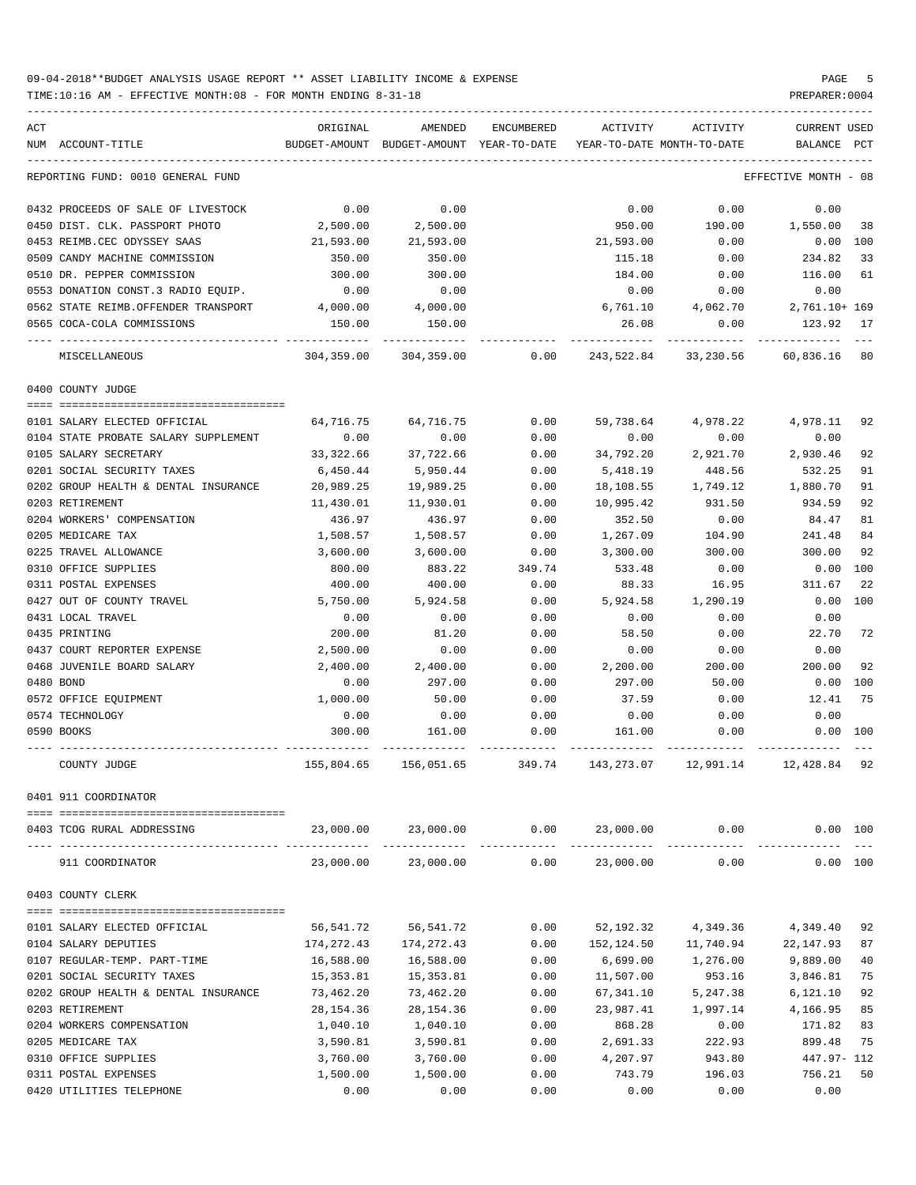09-04-2018**BUDGET ANALYSIS USAGE REPORT ** ASSET LIABILITY INCOME & EXPENSE

TIME:10:16 AM - EFFECTIVE MONTH:08 - FOR MONTH ENDING 8-31-18

PREPARER:0004

REPORTING FUND: 0010 GENERAL FUND — EFFECTIVE MONTH - 08

| ACT NUM | ACCOUNT-TITLE | ORIGINAL BUDGET-AMOUNT | AMENDED BUDGET-AMOUNT | ENCUMBERED YEAR-TO-DATE | ACTIVITY YEAR-TO-DATE | ACTIVITY MONTH-TO-DATE | CURRENT BALANCE | USED PCT |
|---|---|---|---|---|---|---|---|---|
| 0432 | PROCEEDS OF SALE OF LIVESTOCK | 0.00 | 0.00 | | 0.00 | 0.00 | 0.00 | |
| 0450 | DIST. CLK. PASSPORT PHOTO | 2,500.00 | 2,500.00 | | 950.00 | 190.00 | 1,550.00 | 38 |
| 0453 | REIMB.CEC ODYSSEY SAAS | 21,593.00 | 21,593.00 | | 21,593.00 | 0.00 | 0.00 | 100 |
| 0509 | CANDY MACHINE COMMISSION | 350.00 | 350.00 | | 115.18 | 0.00 | 234.82 | 33 |
| 0510 | DR. PEPPER COMMISSION | 300.00 | 300.00 | | 184.00 | 0.00 | 116.00 | 61 |
| 0553 | DONATION CONST.3 RADIO EQUIP. | 0.00 | 0.00 | | 0.00 | 0.00 | 0.00 | |
| 0562 | STATE REIMB.OFFENDER TRANSPORT | 4,000.00 | 4,000.00 | | 6,761.10 | 4,062.70 | 2,761.10+ | 169 |
| 0565 | COCA-COLA COMMISSIONS | 150.00 | 150.00 | | 26.08 | 0.00 | 123.92 | 17 |
| | MISCELLANEOUS | 304,359.00 | 304,359.00 | 0.00 | 243,522.84 | 33,230.56 | 60,836.16 | 80 |
| | **0400 COUNTY JUDGE** | | | | | | | |
| 0101 | SALARY ELECTED OFFICIAL | 64,716.75 | 64,716.75 | 0.00 | 59,738.64 | 4,978.22 | 4,978.11 | 92 |
| 0104 | STATE PROBATE SALARY SUPPLEMENT | 0.00 | 0.00 | 0.00 | 0.00 | 0.00 | 0.00 | |
| 0105 | SALARY SECRETARY | 33,322.66 | 37,722.66 | 0.00 | 34,792.20 | 2,921.70 | 2,930.46 | 92 |
| 0201 | SOCIAL SECURITY TAXES | 6,450.44 | 5,950.44 | 0.00 | 5,418.19 | 448.56 | 532.25 | 91 |
| 0202 | GROUP HEALTH & DENTAL INSURANCE | 20,989.25 | 19,989.25 | 0.00 | 18,108.55 | 1,749.12 | 1,880.70 | 91 |
| 0203 | RETIREMENT | 11,430.01 | 11,930.01 | 0.00 | 10,995.42 | 931.50 | 934.59 | 92 |
| 0204 | WORKERS' COMPENSATION | 436.97 | 436.97 | 0.00 | 352.50 | 0.00 | 84.47 | 81 |
| 0205 | MEDICARE TAX | 1,508.57 | 1,508.57 | 0.00 | 1,267.09 | 104.90 | 241.48 | 84 |
| 0225 | TRAVEL ALLOWANCE | 3,600.00 | 3,600.00 | 0.00 | 3,300.00 | 300.00 | 300.00 | 92 |
| 0310 | OFFICE SUPPLIES | 800.00 | 883.22 | 349.74 | 533.48 | 0.00 | 0.00 | 100 |
| 0311 | POSTAL EXPENSES | 400.00 | 400.00 | 0.00 | 88.33 | 16.95 | 311.67 | 22 |
| 0427 | OUT OF COUNTY TRAVEL | 5,750.00 | 5,924.58 | 0.00 | 5,924.58 | 1,290.19 | 0.00 | 100 |
| 0431 | LOCAL TRAVEL | 0.00 | 0.00 | 0.00 | 0.00 | 0.00 | 0.00 | |
| 0435 | PRINTING | 200.00 | 81.20 | 0.00 | 58.50 | 0.00 | 22.70 | 72 |
| 0437 | COURT REPORTER EXPENSE | 2,500.00 | 0.00 | 0.00 | 0.00 | 0.00 | 0.00 | |
| 0468 | JUVENILE BOARD SALARY | 2,400.00 | 2,400.00 | 0.00 | 2,200.00 | 200.00 | 200.00 | 92 |
| 0480 | BOND | 0.00 | 297.00 | 0.00 | 297.00 | 50.00 | 0.00 | 100 |
| 0572 | OFFICE EQUIPMENT | 1,000.00 | 50.00 | 0.00 | 37.59 | 0.00 | 12.41 | 75 |
| 0574 | TECHNOLOGY | 0.00 | 0.00 | 0.00 | 0.00 | 0.00 | 0.00 | |
| 0590 | BOOKS | 300.00 | 161.00 | 0.00 | 161.00 | 0.00 | 0.00 | 100 |
| | COUNTY JUDGE | 155,804.65 | 156,051.65 | 349.74 | 143,273.07 | 12,991.14 | 12,428.84 | 92 |
| | **0401 911 COORDINATOR** | | | | | | | |
| 0403 | TCOG RURAL ADDRESSING | 23,000.00 | 23,000.00 | 0.00 | 23,000.00 | 0.00 | 0.00 | 100 |
| | 911 COORDINATOR | 23,000.00 | 23,000.00 | 0.00 | 23,000.00 | 0.00 | 0.00 | 100 |
| | **0403 COUNTY CLERK** | | | | | | | |
| 0101 | SALARY ELECTED OFFICIAL | 56,541.72 | 56,541.72 | 0.00 | 52,192.32 | 4,349.36 | 4,349.40 | 92 |
| 0104 | SALARY DEPUTIES | 174,272.43 | 174,272.43 | 0.00 | 152,124.50 | 11,740.94 | 22,147.93 | 87 |
| 0107 | REGULAR-TEMP. PART-TIME | 16,588.00 | 16,588.00 | 0.00 | 6,699.00 | 1,276.00 | 9,889.00 | 40 |
| 0201 | SOCIAL SECURITY TAXES | 15,353.81 | 15,353.81 | 0.00 | 11,507.00 | 953.16 | 3,846.81 | 75 |
| 0202 | GROUP HEALTH & DENTAL INSURANCE | 73,462.20 | 73,462.20 | 0.00 | 67,341.10 | 5,247.38 | 6,121.10 | 92 |
| 0203 | RETIREMENT | 28,154.36 | 28,154.36 | 0.00 | 23,987.41 | 1,997.14 | 4,166.95 | 85 |
| 0204 | WORKERS COMPENSATION | 1,040.10 | 1,040.10 | 0.00 | 868.28 | 0.00 | 171.82 | 83 |
| 0205 | MEDICARE TAX | 3,590.81 | 3,590.81 | 0.00 | 2,691.33 | 222.93 | 899.48 | 75 |
| 0310 | OFFICE SUPPLIES | 3,760.00 | 3,760.00 | 0.00 | 4,207.97 | 943.80 | 447.97- | 112 |
| 0311 | POSTAL EXPENSES | 1,500.00 | 1,500.00 | 0.00 | 743.79 | 196.03 | 756.21 | 50 |
| 0420 | UTILITIES TELEPHONE | 0.00 | 0.00 | 0.00 | 0.00 | 0.00 | 0.00 | |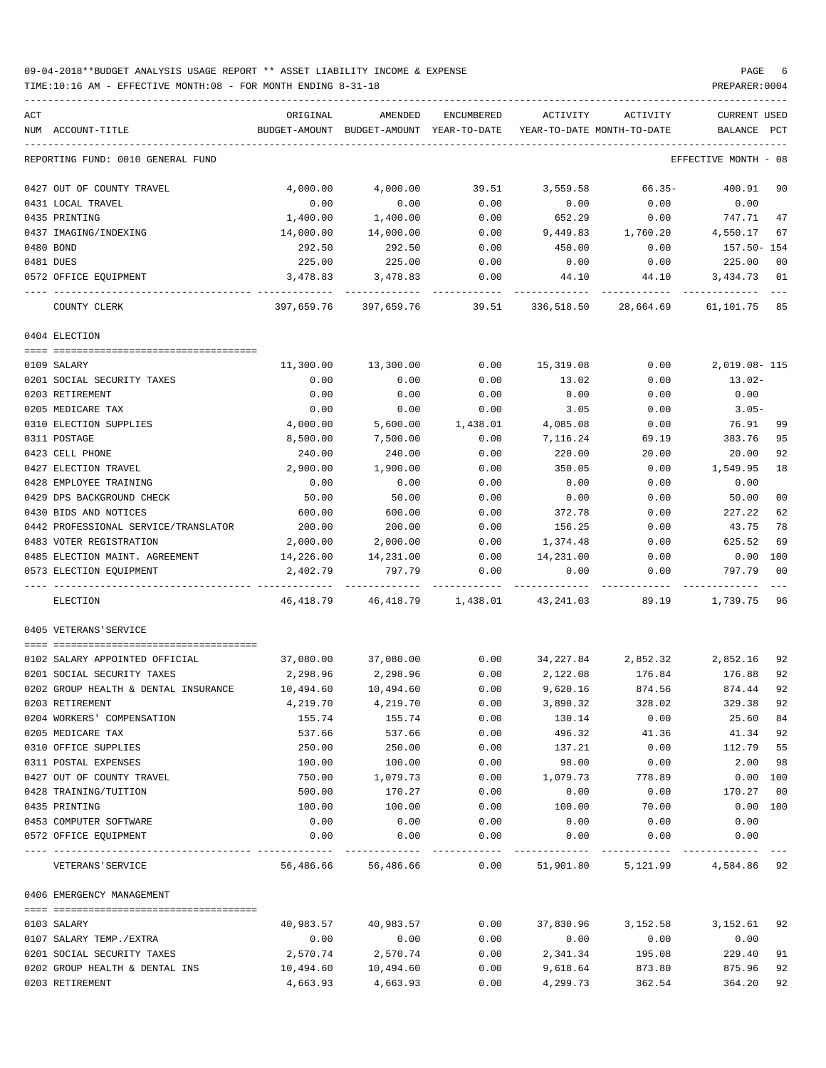09-04-2018**BUDGET ANALYSIS USAGE REPORT ** ASSET LIABILITY INCOME & EXPENSE

TIME:10:16 AM - EFFECTIVE MONTH:08 - FOR MONTH ENDING 8-31-18

PREPARER:0004

| ACT NUM | ACCOUNT-TITLE | ORIGINAL BUDGET-AMOUNT | AMENDED BUDGET-AMOUNT | ENCUMBERED YEAR-TO-DATE | ACTIVITY YEAR-TO-DATE | ACTIVITY MONTH-TO-DATE | CURRENT BALANCE | USED PCT |
|---|---|---|---|---|---|---|---|---|
| | REPORTING FUND: 0010 GENERAL FUND | | | | | | EFFECTIVE MONTH - 08 | |
| 0427 | OUT OF COUNTY TRAVEL | 4,000.00 | 4,000.00 | 39.51 | 3,559.58 | 66.35- | 400.91 | 90 |
| 0431 | LOCAL TRAVEL | 0.00 | 0.00 | 0.00 | 0.00 | 0.00 | 0.00 | |
| 0435 | PRINTING | 1,400.00 | 1,400.00 | 0.00 | 652.29 | 0.00 | 747.71 | 47 |
| 0437 | IMAGING/INDEXING | 14,000.00 | 14,000.00 | 0.00 | 9,449.83 | 1,760.20 | 4,550.17 | 67 |
| 0480 | BOND | 292.50 | 292.50 | 0.00 | 450.00 | 0.00 | 157.50- | 154 |
| 0481 | DUES | 225.00 | 225.00 | 0.00 | 0.00 | 0.00 | 225.00 | 00 |
| 0572 | OFFICE EQUIPMENT | 3,478.83 | 3,478.83 | 0.00 | 44.10 | 44.10 | 3,434.73 | 01 |
| | COUNTY CLERK | 397,659.76 | 397,659.76 | 39.51 | 336,518.50 | 28,664.69 | 61,101.75 | 85 |
| | 0404 ELECTION | | | | | | | |
| 0109 | SALARY | 11,300.00 | 13,300.00 | 0.00 | 15,319.08 | 0.00 | 2,019.08- | 115 |
| 0201 | SOCIAL SECURITY TAXES | 0.00 | 0.00 | 0.00 | 13.02 | 0.00 | 13.02- | |
| 0203 | RETIREMENT | 0.00 | 0.00 | 0.00 | 0.00 | 0.00 | 0.00 | |
| 0205 | MEDICARE TAX | 0.00 | 0.00 | 0.00 | 3.05 | 0.00 | 3.05- | |
| 0310 | ELECTION SUPPLIES | 4,000.00 | 5,600.00 | 1,438.01 | 4,085.08 | 0.00 | 76.91 | 99 |
| 0311 | POSTAGE | 8,500.00 | 7,500.00 | 0.00 | 7,116.24 | 69.19 | 383.76 | 95 |
| 0423 | CELL PHONE | 240.00 | 240.00 | 0.00 | 220.00 | 20.00 | 20.00 | 92 |
| 0427 | ELECTION TRAVEL | 2,900.00 | 1,900.00 | 0.00 | 350.05 | 0.00 | 1,549.95 | 18 |
| 0428 | EMPLOYEE TRAINING | 0.00 | 0.00 | 0.00 | 0.00 | 0.00 | 0.00 | |
| 0429 | DPS BACKGROUND CHECK | 50.00 | 50.00 | 0.00 | 0.00 | 0.00 | 50.00 | 00 |
| 0430 | BIDS AND NOTICES | 600.00 | 600.00 | 0.00 | 372.78 | 0.00 | 227.22 | 62 |
| 0442 | PROFESSIONAL SERVICE/TRANSLATOR | 200.00 | 200.00 | 0.00 | 156.25 | 0.00 | 43.75 | 78 |
| 0483 | VOTER REGISTRATION | 2,000.00 | 2,000.00 | 0.00 | 1,374.48 | 0.00 | 625.52 | 69 |
| 0485 | ELECTION MAINT. AGREEMENT | 14,226.00 | 14,231.00 | 0.00 | 14,231.00 | 0.00 | 0.00 | 100 |
| 0573 | ELECTION EQUIPMENT | 2,402.79 | 797.79 | 0.00 | 0.00 | 0.00 | 797.79 | 00 |
| | ELECTION | 46,418.79 | 46,418.79 | 1,438.01 | 43,241.03 | 89.19 | 1,739.75 | 96 |
| | 0405 VETERANS'SERVICE | | | | | | | |
| 0102 | SALARY APPOINTED OFFICIAL | 37,080.00 | 37,080.00 | 0.00 | 34,227.84 | 2,852.32 | 2,852.16 | 92 |
| 0201 | SOCIAL SECURITY TAXES | 2,298.96 | 2,298.96 | 0.00 | 2,122.08 | 176.84 | 176.88 | 92 |
| 0202 | GROUP HEALTH & DENTAL INSURANCE | 10,494.60 | 10,494.60 | 0.00 | 9,620.16 | 874.56 | 874.44 | 92 |
| 0203 | RETIREMENT | 4,219.70 | 4,219.70 | 0.00 | 3,890.32 | 328.02 | 329.38 | 92 |
| 0204 | WORKERS' COMPENSATION | 155.74 | 155.74 | 0.00 | 130.14 | 0.00 | 25.60 | 84 |
| 0205 | MEDICARE TAX | 537.66 | 537.66 | 0.00 | 496.32 | 41.36 | 41.34 | 92 |
| 0310 | OFFICE SUPPLIES | 250.00 | 250.00 | 0.00 | 137.21 | 0.00 | 112.79 | 55 |
| 0311 | POSTAL EXPENSES | 100.00 | 100.00 | 0.00 | 98.00 | 0.00 | 2.00 | 98 |
| 0427 | OUT OF COUNTY TRAVEL | 750.00 | 1,079.73 | 0.00 | 1,079.73 | 778.89 | 0.00 | 100 |
| 0428 | TRAINING/TUITION | 500.00 | 170.27 | 0.00 | 0.00 | 0.00 | 170.27 | 00 |
| 0435 | PRINTING | 100.00 | 100.00 | 0.00 | 100.00 | 70.00 | 0.00 | 100 |
| 0453 | COMPUTER SOFTWARE | 0.00 | 0.00 | 0.00 | 0.00 | 0.00 | 0.00 | |
| 0572 | OFFICE EQUIPMENT | 0.00 | 0.00 | 0.00 | 0.00 | 0.00 | 0.00 | |
| | VETERANS'SERVICE | 56,486.66 | 56,486.66 | 0.00 | 51,901.80 | 5,121.99 | 4,584.86 | 92 |
| | 0406 EMERGENCY MANAGEMENT | | | | | | | |
| 0103 | SALARY | 40,983.57 | 40,983.57 | 0.00 | 37,830.96 | 3,152.58 | 3,152.61 | 92 |
| 0107 | SALARY TEMP./EXTRA | 0.00 | 0.00 | 0.00 | 0.00 | 0.00 | 0.00 | |
| 0201 | SOCIAL SECURITY TAXES | 2,570.74 | 2,570.74 | 0.00 | 2,341.34 | 195.08 | 229.40 | 91 |
| 0202 | GROUP HEALTH & DENTAL INS | 10,494.60 | 10,494.60 | 0.00 | 9,618.64 | 873.80 | 875.96 | 92 |
| 0203 | RETIREMENT | 4,663.93 | 4,663.93 | 0.00 | 4,299.73 | 362.54 | 364.20 | 92 |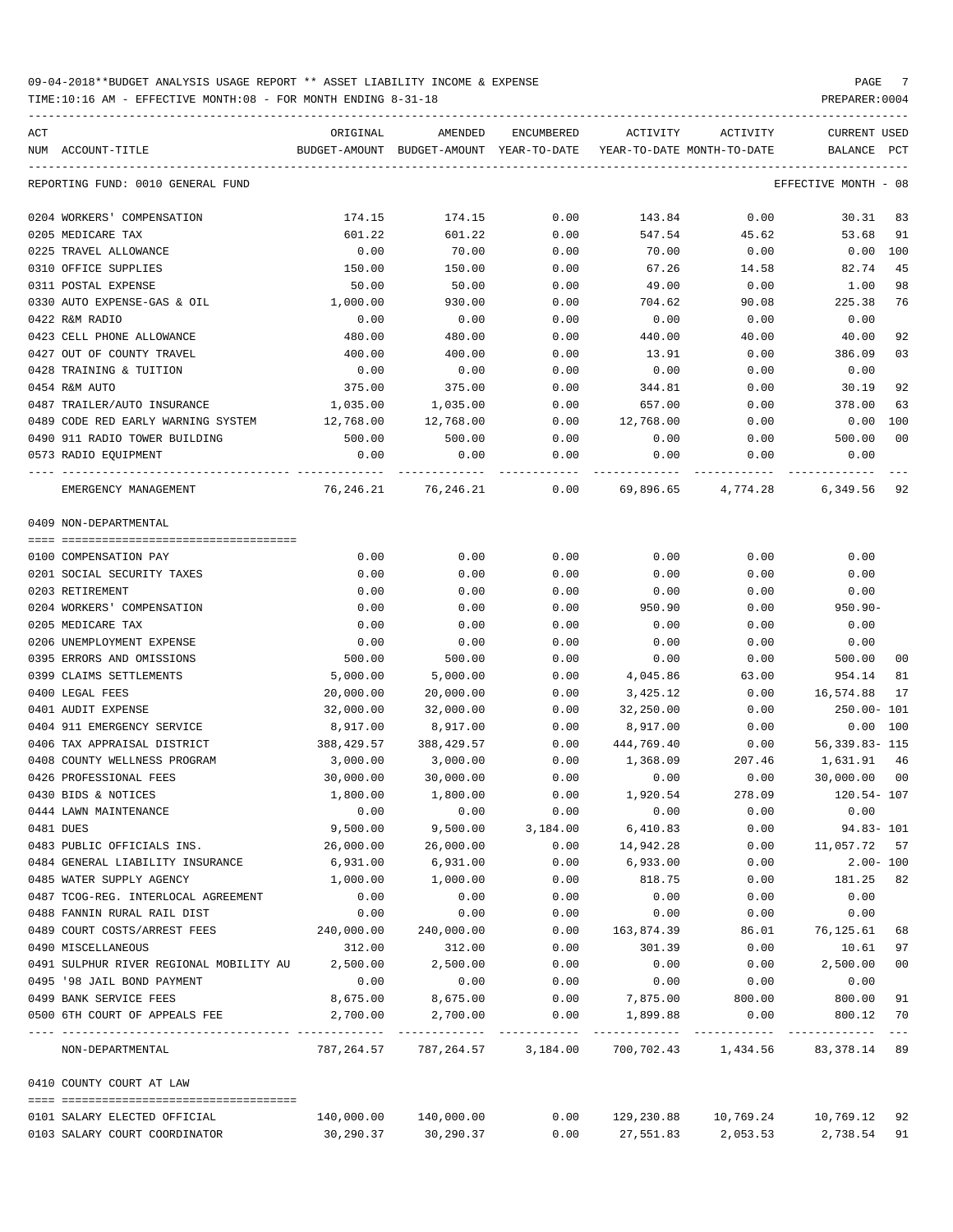09-04-2018**BUDGET ANALYSIS USAGE REPORT ** ASSET LIABILITY INCOME & EXPENSE

TIME:10:16 AM - EFFECTIVE MONTH:08 - FOR MONTH ENDING 8-31-18

| ACT NUM | ACCOUNT-TITLE | ORIGINAL BUDGET-AMOUNT | AMENDED BUDGET-AMOUNT | ENCUMBERED YEAR-TO-DATE | ACTIVITY YEAR-TO-DATE | ACTIVITY MONTH-TO-DATE | CURRENT BALANCE | USED PCT |
|---|---|---|---|---|---|---|---|---|
| REPORTING FUND: 0010 GENERAL FUND | | | | | | | EFFECTIVE MONTH - 08 | |
| 0204 | WORKERS' COMPENSATION | 174.15 | 174.15 | 0.00 | 143.84 | 0.00 | 30.31 | 83 |
| 0205 | MEDICARE TAX | 601.22 | 601.22 | 0.00 | 547.54 | 45.62 | 53.68 | 91 |
| 0225 | TRAVEL ALLOWANCE | 0.00 | 70.00 | 0.00 | 70.00 | 0.00 | 0.00 | 100 |
| 0310 | OFFICE SUPPLIES | 150.00 | 150.00 | 0.00 | 67.26 | 14.58 | 82.74 | 45 |
| 0311 | POSTAL EXPENSE | 50.00 | 50.00 | 0.00 | 49.00 | 0.00 | 1.00 | 98 |
| 0330 | AUTO EXPENSE-GAS & OIL | 1,000.00 | 930.00 | 0.00 | 704.62 | 90.08 | 225.38 | 76 |
| 0422 | R&M RADIO | 0.00 | 0.00 | 0.00 | 0.00 | 0.00 | 0.00 | |
| 0423 | CELL PHONE ALLOWANCE | 480.00 | 480.00 | 0.00 | 440.00 | 40.00 | 40.00 | 92 |
| 0427 | OUT OF COUNTY TRAVEL | 400.00 | 400.00 | 0.00 | 13.91 | 0.00 | 386.09 | 03 |
| 0428 | TRAINING & TUITION | 0.00 | 0.00 | 0.00 | 0.00 | 0.00 | 0.00 | |
| 0454 | R&M AUTO | 375.00 | 375.00 | 0.00 | 344.81 | 0.00 | 30.19 | 92 |
| 0487 | TRAILER/AUTO INSURANCE | 1,035.00 | 1,035.00 | 0.00 | 657.00 | 0.00 | 378.00 | 63 |
| 0489 | CODE RED EARLY WARNING SYSTEM | 12,768.00 | 12,768.00 | 0.00 | 12,768.00 | 0.00 | 0.00 | 100 |
| 0490 | 911 RADIO TOWER BUILDING | 500.00 | 500.00 | 0.00 | 0.00 | 0.00 | 500.00 | 00 |
| 0573 | RADIO EQUIPMENT | 0.00 | 0.00 | 0.00 | 0.00 | 0.00 | 0.00 | |
| | EMERGENCY MANAGEMENT | 76,246.21 | 76,246.21 | 0.00 | 69,896.65 | 4,774.28 | 6,349.56 | 92 |
| 0409 NON-DEPARTMENTAL | | | | | | | | |
| 0100 | COMPENSATION PAY | 0.00 | 0.00 | 0.00 | 0.00 | 0.00 | 0.00 | |
| 0201 | SOCIAL SECURITY TAXES | 0.00 | 0.00 | 0.00 | 0.00 | 0.00 | 0.00 | |
| 0203 | RETIREMENT | 0.00 | 0.00 | 0.00 | 0.00 | 0.00 | 0.00 | |
| 0204 | WORKERS' COMPENSATION | 0.00 | 0.00 | 0.00 | 950.90 | 0.00 | 950.90- | |
| 0205 | MEDICARE TAX | 0.00 | 0.00 | 0.00 | 0.00 | 0.00 | 0.00 | |
| 0206 | UNEMPLOYMENT EXPENSE | 0.00 | 0.00 | 0.00 | 0.00 | 0.00 | 0.00 | |
| 0395 | ERRORS AND OMISSIONS | 500.00 | 500.00 | 0.00 | 0.00 | 0.00 | 500.00 | 00 |
| 0399 | CLAIMS SETTLEMENTS | 5,000.00 | 5,000.00 | 0.00 | 4,045.86 | 63.00 | 954.14 | 81 |
| 0400 | LEGAL FEES | 20,000.00 | 20,000.00 | 0.00 | 3,425.12 | 0.00 | 16,574.88 | 17 |
| 0401 | AUDIT EXPENSE | 32,000.00 | 32,000.00 | 0.00 | 32,250.00 | 0.00 | 250.00- | 101 |
| 0404 | 911 EMERGENCY SERVICE | 8,917.00 | 8,917.00 | 0.00 | 8,917.00 | 0.00 | 0.00 | 100 |
| 0406 | TAX APPRAISAL DISTRICT | 388,429.57 | 388,429.57 | 0.00 | 444,769.40 | 0.00 | 56,339.83- | 115 |
| 0408 | COUNTY WELLNESS PROGRAM | 3,000.00 | 3,000.00 | 0.00 | 1,368.09 | 207.46 | 1,631.91 | 46 |
| 0426 | PROFESSIONAL FEES | 30,000.00 | 30,000.00 | 0.00 | 0.00 | 0.00 | 30,000.00 | 00 |
| 0430 | BIDS & NOTICES | 1,800.00 | 1,800.00 | 0.00 | 1,920.54 | 278.09 | 120.54- | 107 |
| 0444 | LAWN MAINTENANCE | 0.00 | 0.00 | 0.00 | 0.00 | 0.00 | 0.00 | |
| 0481 | DUES | 9,500.00 | 9,500.00 | 3,184.00 | 6,410.83 | 0.00 | 94.83- | 101 |
| 0483 | PUBLIC OFFICIALS INS. | 26,000.00 | 26,000.00 | 0.00 | 14,942.28 | 0.00 | 11,057.72 | 57 |
| 0484 | GENERAL LIABILITY INSURANCE | 6,931.00 | 6,931.00 | 0.00 | 6,933.00 | 0.00 | 2.00- | 100 |
| 0485 | WATER SUPPLY AGENCY | 1,000.00 | 1,000.00 | 0.00 | 818.75 | 0.00 | 181.25 | 82 |
| 0487 | TCOG-REG. INTERLOCAL AGREEMENT | 0.00 | 0.00 | 0.00 | 0.00 | 0.00 | 0.00 | |
| 0488 | FANNIN RURAL RAIL DIST | 0.00 | 0.00 | 0.00 | 0.00 | 0.00 | 0.00 | |
| 0489 | COURT COSTS/ARREST FEES | 240,000.00 | 240,000.00 | 0.00 | 163,874.39 | 86.01 | 76,125.61 | 68 |
| 0490 | MISCELLANEOUS | 312.00 | 312.00 | 0.00 | 301.39 | 0.00 | 10.61 | 97 |
| 0491 | SULPHUR RIVER REGIONAL MOBILITY AU | 2,500.00 | 2,500.00 | 0.00 | 0.00 | 0.00 | 2,500.00 | 00 |
| 0495 | '98 JAIL BOND PAYMENT | 0.00 | 0.00 | 0.00 | 0.00 | 0.00 | 0.00 | |
| 0499 | BANK SERVICE FEES | 8,675.00 | 8,675.00 | 0.00 | 7,875.00 | 800.00 | 800.00 | 91 |
| 0500 | 6TH COURT OF APPEALS FEE | 2,700.00 | 2,700.00 | 0.00 | 1,899.88 | 0.00 | 800.12 | 70 |
| | NON-DEPARTMENTAL | 787,264.57 | 787,264.57 | 3,184.00 | 700,702.43 | 1,434.56 | 83,378.14 | 89 |
| 0410 COUNTY COURT AT LAW | | | | | | | | |
| 0101 | SALARY ELECTED OFFICIAL | 140,000.00 | 140,000.00 | 0.00 | 129,230.88 | 10,769.24 | 10,769.12 | 92 |
| 0103 | SALARY COURT COORDINATOR | 30,290.37 | 30,290.37 | 0.00 | 27,551.83 | 2,053.53 | 2,738.54 | 91 |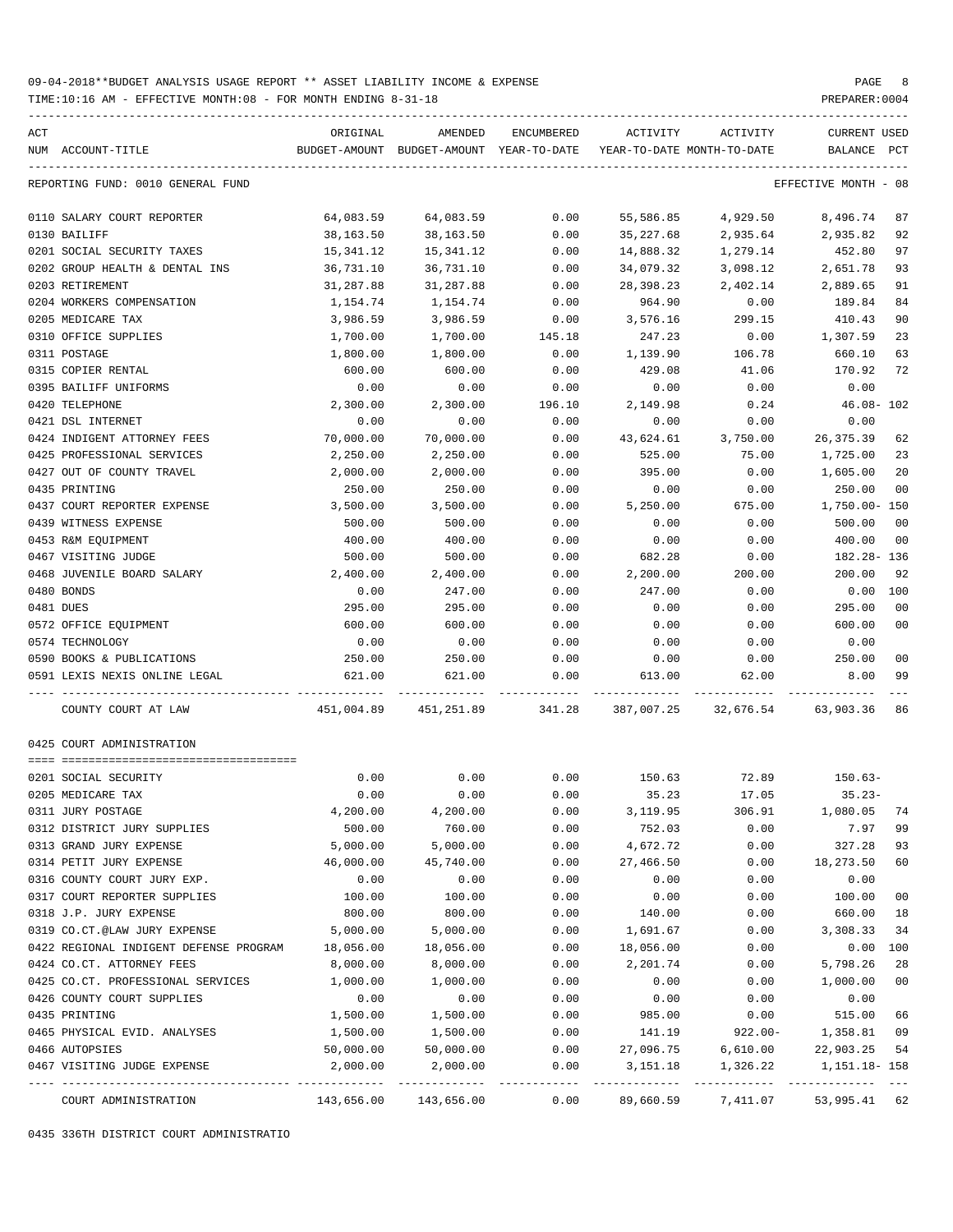09-04-2018**BUDGET ANALYSIS USAGE REPORT ** ASSET LIABILITY INCOME & EXPENSE

TIME:10:16 AM - EFFECTIVE MONTH:08 - FOR MONTH ENDING 8-31-18

PREPARER:0004

REPORTING FUND: 0010 GENERAL FUND — EFFECTIVE MONTH - 08

| ACT NUM | ACCOUNT-TITLE | ORIGINAL BUDGET-AMOUNT | AMENDED BUDGET-AMOUNT | ENCUMBERED YEAR-TO-DATE | ACTIVITY YEAR-TO-DATE | ACTIVITY MONTH-TO-DATE | CURRENT BALANCE | USED PCT |
|---|---|---|---|---|---|---|---|---|
| 0110 | SALARY COURT REPORTER | 64,083.59 | 64,083.59 | 0.00 | 55,586.85 | 4,929.50 | 8,496.74 | 87 |
| 0130 | BAILIFF | 38,163.50 | 38,163.50 | 0.00 | 35,227.68 | 2,935.64 | 2,935.82 | 92 |
| 0201 | SOCIAL SECURITY TAXES | 15,341.12 | 15,341.12 | 0.00 | 14,888.32 | 1,279.14 | 452.80 | 97 |
| 0202 | GROUP HEALTH & DENTAL INS | 36,731.10 | 36,731.10 | 0.00 | 34,079.32 | 3,098.12 | 2,651.78 | 93 |
| 0203 | RETIREMENT | 31,287.88 | 31,287.88 | 0.00 | 28,398.23 | 2,402.14 | 2,889.65 | 91 |
| 0204 | WORKERS COMPENSATION | 1,154.74 | 1,154.74 | 0.00 | 964.90 | 0.00 | 189.84 | 84 |
| 0205 | MEDICARE TAX | 3,986.59 | 3,986.59 | 0.00 | 3,576.16 | 299.15 | 410.43 | 90 |
| 0310 | OFFICE SUPPLIES | 1,700.00 | 1,700.00 | 145.18 | 247.23 | 0.00 | 1,307.59 | 23 |
| 0311 | POSTAGE | 1,800.00 | 1,800.00 | 0.00 | 1,139.90 | 106.78 | 660.10 | 63 |
| 0315 | COPIER RENTAL | 600.00 | 600.00 | 0.00 | 429.08 | 41.06 | 170.92 | 72 |
| 0395 | BAILIFF UNIFORMS | 0.00 | 0.00 | 0.00 | 0.00 | 0.00 | 0.00 | |
| 0420 | TELEPHONE | 2,300.00 | 2,300.00 | 196.10 | 2,149.98 | 0.24 | 46.08- | 102 |
| 0421 | DSL INTERNET | 0.00 | 0.00 | 0.00 | 0.00 | 0.00 | 0.00 | |
| 0424 | INDIGENT ATTORNEY FEES | 70,000.00 | 70,000.00 | 0.00 | 43,624.61 | 3,750.00 | 26,375.39 | 62 |
| 0425 | PROFESSIONAL SERVICES | 2,250.00 | 2,250.00 | 0.00 | 525.00 | 75.00 | 1,725.00 | 23 |
| 0427 | OUT OF COUNTY TRAVEL | 2,000.00 | 2,000.00 | 0.00 | 395.00 | 0.00 | 1,605.00 | 20 |
| 0435 | PRINTING | 250.00 | 250.00 | 0.00 | 0.00 | 0.00 | 250.00 | 00 |
| 0437 | COURT REPORTER EXPENSE | 3,500.00 | 3,500.00 | 0.00 | 5,250.00 | 675.00 | 1,750.00- | 150 |
| 0439 | WITNESS EXPENSE | 500.00 | 500.00 | 0.00 | 0.00 | 0.00 | 500.00 | 00 |
| 0453 | R&M EQUIPMENT | 400.00 | 400.00 | 0.00 | 0.00 | 0.00 | 400.00 | 00 |
| 0467 | VISITING JUDGE | 500.00 | 500.00 | 0.00 | 682.28 | 0.00 | 182.28- | 136 |
| 0468 | JUVENILE BOARD SALARY | 2,400.00 | 2,400.00 | 0.00 | 2,200.00 | 200.00 | 200.00 | 92 |
| 0480 | BONDS | 0.00 | 247.00 | 0.00 | 247.00 | 0.00 | 0.00 | 100 |
| 0481 | DUES | 295.00 | 295.00 | 0.00 | 0.00 | 0.00 | 295.00 | 00 |
| 0572 | OFFICE EQUIPMENT | 600.00 | 600.00 | 0.00 | 0.00 | 0.00 | 600.00 | 00 |
| 0574 | TECHNOLOGY | 0.00 | 0.00 | 0.00 | 0.00 | 0.00 | 0.00 | |
| 0590 | BOOKS & PUBLICATIONS | 250.00 | 250.00 | 0.00 | 0.00 | 0.00 | 250.00 | 00 |
| 0591 | LEXIS NEXIS ONLINE LEGAL | 621.00 | 621.00 | 0.00 | 613.00 | 62.00 | 8.00 | 99 |
| | COUNTY COURT AT LAW | 451,004.89 | 451,251.89 | 341.28 | 387,007.25 | 32,676.54 | 63,903.36 | 86 |

0425 COURT ADMINISTRATION

| ACT NUM | ACCOUNT-TITLE | ORIGINAL BUDGET-AMOUNT | AMENDED BUDGET-AMOUNT | ENCUMBERED YEAR-TO-DATE | ACTIVITY YEAR-TO-DATE | ACTIVITY MONTH-TO-DATE | CURRENT BALANCE | USED PCT |
|---|---|---|---|---|---|---|---|---|
| 0201 | SOCIAL SECURITY | 0.00 | 0.00 | 0.00 | 150.63 | 72.89 | 150.63- | |
| 0205 | MEDICARE TAX | 0.00 | 0.00 | 0.00 | 35.23 | 17.05 | 35.23- | |
| 0311 | JURY POSTAGE | 4,200.00 | 4,200.00 | 0.00 | 3,119.95 | 306.91 | 1,080.05 | 74 |
| 0312 | DISTRICT JURY SUPPLIES | 500.00 | 760.00 | 0.00 | 752.03 | 0.00 | 7.97 | 99 |
| 0313 | GRAND JURY EXPENSE | 5,000.00 | 5,000.00 | 0.00 | 4,672.72 | 0.00 | 327.28 | 93 |
| 0314 | PETIT JURY EXPENSE | 46,000.00 | 45,740.00 | 0.00 | 27,466.50 | 0.00 | 18,273.50 | 60 |
| 0316 | COUNTY COURT JURY EXP. | 0.00 | 0.00 | 0.00 | 0.00 | 0.00 | 0.00 | |
| 0317 | COURT REPORTER SUPPLIES | 100.00 | 100.00 | 0.00 | 0.00 | 0.00 | 100.00 | 00 |
| 0318 | J.P. JURY EXPENSE | 800.00 | 800.00 | 0.00 | 140.00 | 0.00 | 660.00 | 18 |
| 0319 | CO.CT.@LAW JURY EXPENSE | 5,000.00 | 5,000.00 | 0.00 | 1,691.67 | 0.00 | 3,308.33 | 34 |
| 0422 | REGIONAL INDIGENT DEFENSE PROGRAM | 18,056.00 | 18,056.00 | 0.00 | 18,056.00 | 0.00 | 0.00 | 100 |
| 0424 | CO.CT. ATTORNEY FEES | 8,000.00 | 8,000.00 | 0.00 | 2,201.74 | 0.00 | 5,798.26 | 28 |
| 0425 | CO.CT. PROFESSIONAL SERVICES | 1,000.00 | 1,000.00 | 0.00 | 0.00 | 0.00 | 1,000.00 | 00 |
| 0426 | COUNTY COURT SUPPLIES | 0.00 | 0.00 | 0.00 | 0.00 | 0.00 | 0.00 | |
| 0435 | PRINTING | 1,500.00 | 1,500.00 | 0.00 | 985.00 | 0.00 | 515.00 | 66 |
| 0465 | PHYSICAL EVID. ANALYSES | 1,500.00 | 1,500.00 | 0.00 | 141.19 | 922.00- | 1,358.81 | 09 |
| 0466 | AUTOPSIES | 50,000.00 | 50,000.00 | 0.00 | 27,096.75 | 6,610.00 | 22,903.25 | 54 |
| 0467 | VISITING JUDGE EXPENSE | 2,000.00 | 2,000.00 | 0.00 | 3,151.18 | 1,326.22 | 1,151.18- | 158 |
| | COURT ADMINISTRATION | 143,656.00 | 143,656.00 | 0.00 | 89,660.59 | 7,411.07 | 53,995.41 | 62 |

0435 336TH DISTRICT COURT ADMINISTRATIO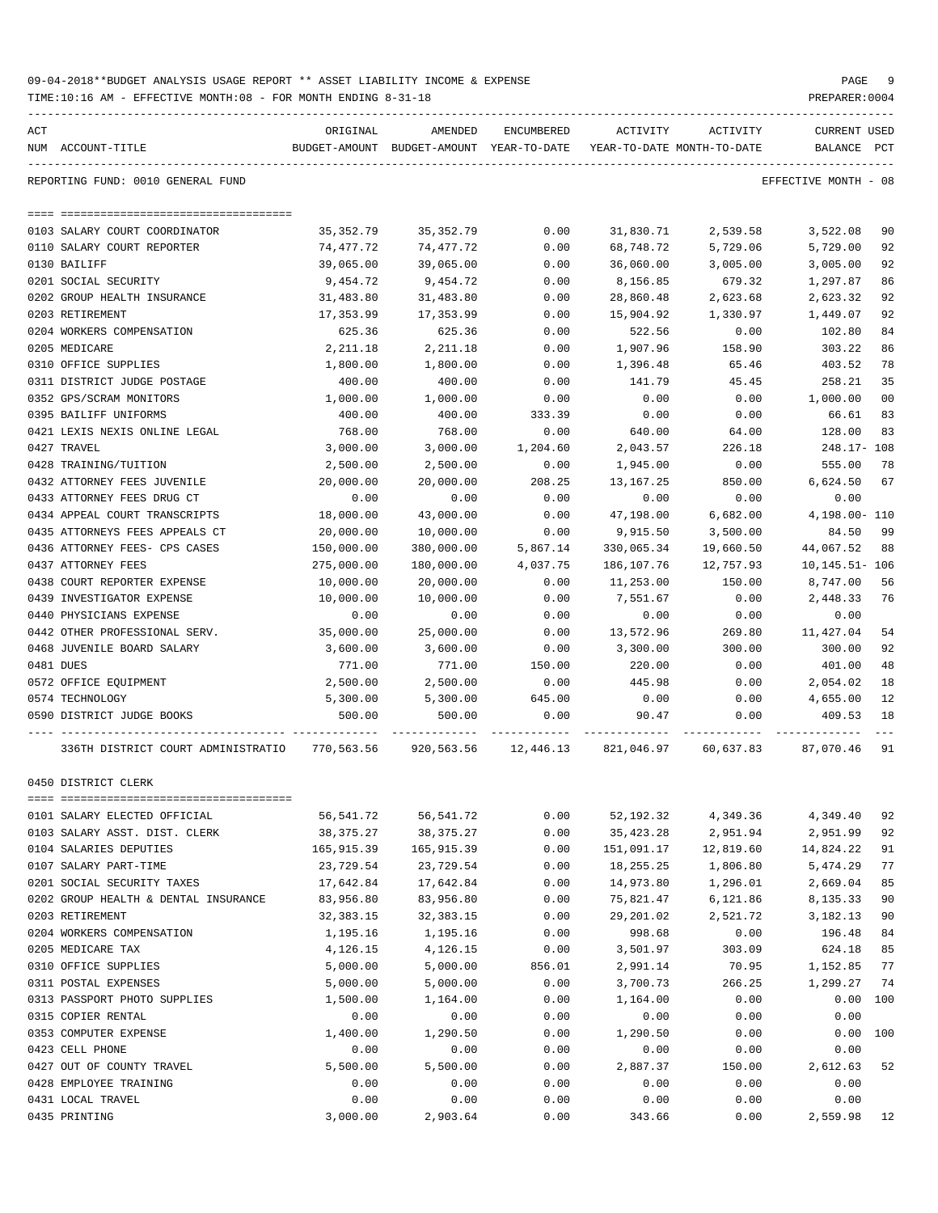09-04-2018**BUDGET ANALYSIS USAGE REPORT ** ASSET LIABILITY INCOME & EXPENSE

TIME:10:16 AM - EFFECTIVE MONTH:08 - FOR MONTH ENDING 8-31-18 PREPARER:0004

REPORTING FUND: 0010 GENERAL FUND EFFECTIVE MONTH - 08

| ACT NUM | ACCOUNT-TITLE | ORIGINAL BUDGET-AMOUNT | AMENDED BUDGET-AMOUNT | ENCUMBERED YEAR-TO-DATE | ACTIVITY YEAR-TO-DATE | ACTIVITY MONTH-TO-DATE | CURRENT BALANCE | USED PCT |
|---|---|---|---|---|---|---|---|---|
| 0103 | SALARY COURT COORDINATOR | 35,352.79 | 35,352.79 | 0.00 | 31,830.71 | 2,539.58 | 3,522.08 | 90 |
| 0110 | SALARY COURT REPORTER | 74,477.72 | 74,477.72 | 0.00 | 68,748.72 | 5,729.06 | 5,729.00 | 92 |
| 0130 | BAILIFF | 39,065.00 | 39,065.00 | 0.00 | 36,060.00 | 3,005.00 | 3,005.00 | 92 |
| 0201 | SOCIAL SECURITY | 9,454.72 | 9,454.72 | 0.00 | 8,156.85 | 679.32 | 1,297.87 | 86 |
| 0202 | GROUP HEALTH INSURANCE | 31,483.80 | 31,483.80 | 0.00 | 28,860.48 | 2,623.68 | 2,623.32 | 92 |
| 0203 | RETIREMENT | 17,353.99 | 17,353.99 | 0.00 | 15,904.92 | 1,330.97 | 1,449.07 | 92 |
| 0204 | WORKERS COMPENSATION | 625.36 | 625.36 | 0.00 | 522.56 | 0.00 | 102.80 | 84 |
| 0205 | MEDICARE | 2,211.18 | 2,211.18 | 0.00 | 1,907.96 | 158.90 | 303.22 | 86 |
| 0310 | OFFICE SUPPLIES | 1,800.00 | 1,800.00 | 0.00 | 1,396.48 | 65.46 | 403.52 | 78 |
| 0311 | DISTRICT JUDGE POSTAGE | 400.00 | 400.00 | 0.00 | 141.79 | 45.45 | 258.21 | 35 |
| 0352 | GPS/SCRAM MONITORS | 1,000.00 | 1,000.00 | 0.00 | 0.00 | 0.00 | 1,000.00 | 00 |
| 0395 | BAILIFF UNIFORMS | 400.00 | 400.00 | 333.39 | 0.00 | 0.00 | 66.61 | 83 |
| 0421 | LEXIS NEXIS ONLINE LEGAL | 768.00 | 768.00 | 0.00 | 640.00 | 64.00 | 128.00 | 83 |
| 0427 | TRAVEL | 3,000.00 | 3,000.00 | 1,204.60 | 2,043.57 | 226.18 | 248.17- | 108 |
| 0428 | TRAINING/TUITION | 2,500.00 | 2,500.00 | 0.00 | 1,945.00 | 0.00 | 555.00 | 78 |
| 0432 | ATTORNEY FEES JUVENILE | 20,000.00 | 20,000.00 | 208.25 | 13,167.25 | 850.00 | 6,624.50 | 67 |
| 0433 | ATTORNEY FEES DRUG CT | 0.00 | 0.00 | 0.00 | 0.00 | 0.00 | 0.00 | |
| 0434 | APPEAL COURT TRANSCRIPTS | 18,000.00 | 43,000.00 | 0.00 | 47,198.00 | 6,682.00 | 4,198.00- | 110 |
| 0435 | ATTORNEYS FEES APPEALS CT | 20,000.00 | 10,000.00 | 0.00 | 9,915.50 | 3,500.00 | 84.50 | 99 |
| 0436 | ATTORNEY FEES- CPS CASES | 150,000.00 | 380,000.00 | 5,867.14 | 330,065.34 | 19,660.50 | 44,067.52 | 88 |
| 0437 | ATTORNEY FEES | 275,000.00 | 180,000.00 | 4,037.75 | 186,107.76 | 12,757.93 | 10,145.51- | 106 |
| 0438 | COURT REPORTER EXPENSE | 10,000.00 | 20,000.00 | 0.00 | 11,253.00 | 150.00 | 8,747.00 | 56 |
| 0439 | INVESTIGATOR EXPENSE | 10,000.00 | 10,000.00 | 0.00 | 7,551.67 | 0.00 | 2,448.33 | 76 |
| 0440 | PHYSICIANS EXPENSE | 0.00 | 0.00 | 0.00 | 0.00 | 0.00 | 0.00 | |
| 0442 | OTHER PROFESSIONAL SERV. | 35,000.00 | 25,000.00 | 0.00 | 13,572.96 | 269.80 | 11,427.04 | 54 |
| 0468 | JUVENILE BOARD SALARY | 3,600.00 | 3,600.00 | 0.00 | 3,300.00 | 300.00 | 300.00 | 92 |
| 0481 | DUES | 771.00 | 771.00 | 150.00 | 220.00 | 0.00 | 401.00 | 48 |
| 0572 | OFFICE EQUIPMENT | 2,500.00 | 2,500.00 | 0.00 | 445.98 | 0.00 | 2,054.02 | 18 |
| 0574 | TECHNOLOGY | 5,300.00 | 5,300.00 | 645.00 | 0.00 | 0.00 | 4,655.00 | 12 |
| 0590 | DISTRICT JUDGE BOOKS | 500.00 | 500.00 | 0.00 | 90.47 | 0.00 | 409.53 | 18 |
| | 336TH DISTRICT COURT ADMINISTRATIO | 770,563.56 | 920,563.56 | 12,446.13 | 821,046.97 | 60,637.83 | 87,070.46 | 91 |

0450 DISTRICT CLERK

| ACT NUM | ACCOUNT-TITLE | ORIGINAL BUDGET-AMOUNT | AMENDED BUDGET-AMOUNT | ENCUMBERED YEAR-TO-DATE | ACTIVITY YEAR-TO-DATE | ACTIVITY MONTH-TO-DATE | CURRENT BALANCE | USED PCT |
|---|---|---|---|---|---|---|---|---|
| 0101 | SALARY ELECTED OFFICIAL | 56,541.72 | 56,541.72 | 0.00 | 52,192.32 | 4,349.36 | 4,349.40 | 92 |
| 0103 | SALARY ASST. DIST. CLERK | 38,375.27 | 38,375.27 | 0.00 | 35,423.28 | 2,951.94 | 2,951.99 | 92 |
| 0104 | SALARIES DEPUTIES | 165,915.39 | 165,915.39 | 0.00 | 151,091.17 | 12,819.60 | 14,824.22 | 91 |
| 0107 | SALARY PART-TIME | 23,729.54 | 23,729.54 | 0.00 | 18,255.25 | 1,806.80 | 5,474.29 | 77 |
| 0201 | SOCIAL SECURITY TAXES | 17,642.84 | 17,642.84 | 0.00 | 14,973.80 | 1,296.01 | 2,669.04 | 85 |
| 0202 | GROUP HEALTH & DENTAL INSURANCE | 83,956.80 | 83,956.80 | 0.00 | 75,821.47 | 6,121.86 | 8,135.33 | 90 |
| 0203 | RETIREMENT | 32,383.15 | 32,383.15 | 0.00 | 29,201.02 | 2,521.72 | 3,182.13 | 90 |
| 0204 | WORKERS COMPENSATION | 1,195.16 | 1,195.16 | 0.00 | 998.68 | 0.00 | 196.48 | 84 |
| 0205 | MEDICARE TAX | 4,126.15 | 4,126.15 | 0.00 | 3,501.97 | 303.09 | 624.18 | 85 |
| 0310 | OFFICE SUPPLIES | 5,000.00 | 5,000.00 | 856.01 | 2,991.14 | 70.95 | 1,152.85 | 77 |
| 0311 | POSTAL EXPENSES | 5,000.00 | 5,000.00 | 0.00 | 3,700.73 | 266.25 | 1,299.27 | 74 |
| 0313 | PASSPORT PHOTO SUPPLIES | 1,500.00 | 1,164.00 | 0.00 | 1,164.00 | 0.00 | 0.00 | 100 |
| 0315 | COPIER RENTAL | 0.00 | 0.00 | 0.00 | 0.00 | 0.00 | 0.00 | |
| 0353 | COMPUTER EXPENSE | 1,400.00 | 1,290.50 | 0.00 | 1,290.50 | 0.00 | 0.00 | 100 |
| 0423 | CELL PHONE | 0.00 | 0.00 | 0.00 | 0.00 | 0.00 | 0.00 | |
| 0427 | OUT OF COUNTY TRAVEL | 5,500.00 | 5,500.00 | 0.00 | 2,887.37 | 150.00 | 2,612.63 | 52 |
| 0428 | EMPLOYEE TRAINING | 0.00 | 0.00 | 0.00 | 0.00 | 0.00 | 0.00 | |
| 0431 | LOCAL TRAVEL | 0.00 | 0.00 | 0.00 | 0.00 | 0.00 | 0.00 | |
| 0435 | PRINTING | 3,000.00 | 2,903.64 | 0.00 | 343.66 | 0.00 | 2,559.98 | 12 |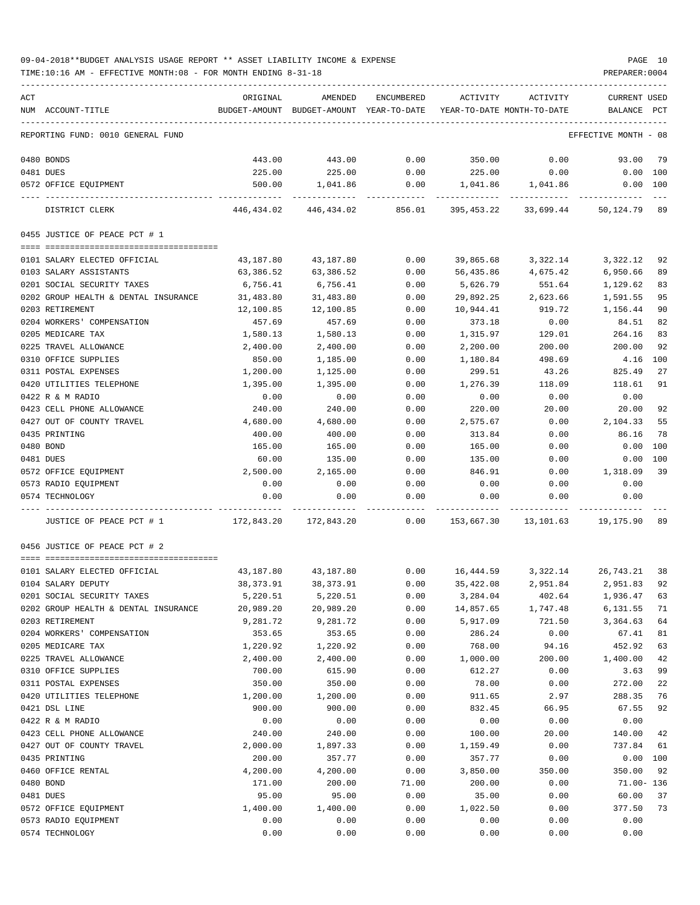09-04-2018**BUDGET ANALYSIS USAGE REPORT ** ASSET LIABILITY INCOME & EXPENSE

TIME:10:16 AM - EFFECTIVE MONTH:08 - FOR MONTH ENDING 8-31-18

PREPARER:0004

REPORTING FUND: 0010 GENERAL FUND — EFFECTIVE MONTH - 08

| ACT NUM | ACCOUNT-TITLE | ORIGINAL BUDGET-AMOUNT | AMENDED BUDGET-AMOUNT | ENCUMBERED YEAR-TO-DATE | ACTIVITY YEAR-TO-DATE | ACTIVITY MONTH-TO-DATE | CURRENT BALANCE | USED PCT |
|---|---|---|---|---|---|---|---|---|
| 0480 | BONDS | 443.00 | 443.00 | 0.00 | 350.00 | 0.00 | 93.00 | 79 |
| 0481 | DUES | 225.00 | 225.00 | 0.00 | 225.00 | 0.00 | 0.00 | 100 |
| 0572 | OFFICE EQUIPMENT | 500.00 | 1,041.86 | 0.00 | 1,041.86 | 1,041.86 | 0.00 | 100 |
| | DISTRICT CLERK | 446,434.02 | 446,434.02 | 856.01 | 395,453.22 | 33,699.44 | 50,124.79 | 89 |

0455 JUSTICE OF PEACE PCT # 1

| ACT NUM | ACCOUNT-TITLE | ORIGINAL BUDGET-AMOUNT | AMENDED BUDGET-AMOUNT | ENCUMBERED YEAR-TO-DATE | ACTIVITY YEAR-TO-DATE | ACTIVITY MONTH-TO-DATE | CURRENT BALANCE | USED PCT |
|---|---|---|---|---|---|---|---|---|
| 0101 | SALARY ELECTED OFFICIAL | 43,187.80 | 43,187.80 | 0.00 | 39,865.68 | 3,322.14 | 3,322.12 | 92 |
| 0103 | SALARY ASSISTANTS | 63,386.52 | 63,386.52 | 0.00 | 56,435.86 | 4,675.42 | 6,950.66 | 89 |
| 0201 | SOCIAL SECURITY TAXES | 6,756.41 | 6,756.41 | 0.00 | 5,626.79 | 551.64 | 1,129.62 | 83 |
| 0202 | GROUP HEALTH & DENTAL INSURANCE | 31,483.80 | 31,483.80 | 0.00 | 29,892.25 | 2,623.66 | 1,591.55 | 95 |
| 0203 | RETIREMENT | 12,100.85 | 12,100.85 | 0.00 | 10,944.41 | 919.72 | 1,156.44 | 90 |
| 0204 | WORKERS' COMPENSATION | 457.69 | 457.69 | 0.00 | 373.18 | 0.00 | 84.51 | 82 |
| 0205 | MEDICARE TAX | 1,580.13 | 1,580.13 | 0.00 | 1,315.97 | 129.01 | 264.16 | 83 |
| 0225 | TRAVEL ALLOWANCE | 2,400.00 | 2,400.00 | 0.00 | 2,200.00 | 200.00 | 200.00 | 92 |
| 0310 | OFFICE SUPPLIES | 850.00 | 1,185.00 | 0.00 | 1,180.84 | 498.69 | 4.16 | 100 |
| 0311 | POSTAL EXPENSES | 1,200.00 | 1,125.00 | 0.00 | 299.51 | 43.26 | 825.49 | 27 |
| 0420 | UTILITIES TELEPHONE | 1,395.00 | 1,395.00 | 0.00 | 1,276.39 | 118.09 | 118.61 | 91 |
| 0422 | R & M RADIO | 0.00 | 0.00 | 0.00 | 0.00 | 0.00 | 0.00 | |
| 0423 | CELL PHONE ALLOWANCE | 240.00 | 240.00 | 0.00 | 220.00 | 20.00 | 20.00 | 92 |
| 0427 | OUT OF COUNTY TRAVEL | 4,680.00 | 4,680.00 | 0.00 | 2,575.67 | 0.00 | 2,104.33 | 55 |
| 0435 | PRINTING | 400.00 | 400.00 | 0.00 | 313.84 | 0.00 | 86.16 | 78 |
| 0480 | BOND | 165.00 | 165.00 | 0.00 | 165.00 | 0.00 | 0.00 | 100 |
| 0481 | DUES | 60.00 | 135.00 | 0.00 | 135.00 | 0.00 | 0.00 | 100 |
| 0572 | OFFICE EQUIPMENT | 2,500.00 | 2,165.00 | 0.00 | 846.91 | 0.00 | 1,318.09 | 39 |
| 0573 | RADIO EQUIPMENT | 0.00 | 0.00 | 0.00 | 0.00 | 0.00 | 0.00 | |
| 0574 | TECHNOLOGY | 0.00 | 0.00 | 0.00 | 0.00 | 0.00 | 0.00 | |
| | JUSTICE OF PEACE PCT # 1 | 172,843.20 | 172,843.20 | 0.00 | 153,667.30 | 13,101.63 | 19,175.90 | 89 |

0456 JUSTICE OF PEACE PCT # 2

| ACT NUM | ACCOUNT-TITLE | ORIGINAL BUDGET-AMOUNT | AMENDED BUDGET-AMOUNT | ENCUMBERED YEAR-TO-DATE | ACTIVITY YEAR-TO-DATE | ACTIVITY MONTH-TO-DATE | CURRENT BALANCE | USED PCT |
|---|---|---|---|---|---|---|---|---|
| 0101 | SALARY ELECTED OFFICIAL | 43,187.80 | 43,187.80 | 0.00 | 16,444.59 | 3,322.14 | 26,743.21 | 38 |
| 0104 | SALARY DEPUTY | 38,373.91 | 38,373.91 | 0.00 | 35,422.08 | 2,951.84 | 2,951.83 | 92 |
| 0201 | SOCIAL SECURITY TAXES | 5,220.51 | 5,220.51 | 0.00 | 3,284.04 | 402.64 | 1,936.47 | 63 |
| 0202 | GROUP HEALTH & DENTAL INSURANCE | 20,989.20 | 20,989.20 | 0.00 | 14,857.65 | 1,747.48 | 6,131.55 | 71 |
| 0203 | RETIREMENT | 9,281.72 | 9,281.72 | 0.00 | 5,917.09 | 721.50 | 3,364.63 | 64 |
| 0204 | WORKERS' COMPENSATION | 353.65 | 353.65 | 0.00 | 286.24 | 0.00 | 67.41 | 81 |
| 0205 | MEDICARE TAX | 1,220.92 | 1,220.92 | 0.00 | 768.00 | 94.16 | 452.92 | 63 |
| 0225 | TRAVEL ALLOWANCE | 2,400.00 | 2,400.00 | 0.00 | 1,000.00 | 200.00 | 1,400.00 | 42 |
| 0310 | OFFICE SUPPLIES | 700.00 | 615.90 | 0.00 | 612.27 | 0.00 | 3.63 | 99 |
| 0311 | POSTAL EXPENSES | 350.00 | 350.00 | 0.00 | 78.00 | 0.00 | 272.00 | 22 |
| 0420 | UTILITIES TELEPHONE | 1,200.00 | 1,200.00 | 0.00 | 911.65 | 2.97 | 288.35 | 76 |
| 0421 | DSL LINE | 900.00 | 900.00 | 0.00 | 832.45 | 66.95 | 67.55 | 92 |
| 0422 | R & M RADIO | 0.00 | 0.00 | 0.00 | 0.00 | 0.00 | 0.00 | |
| 0423 | CELL PHONE ALLOWANCE | 240.00 | 240.00 | 0.00 | 100.00 | 20.00 | 140.00 | 42 |
| 0427 | OUT OF COUNTY TRAVEL | 2,000.00 | 1,897.33 | 0.00 | 1,159.49 | 0.00 | 737.84 | 61 |
| 0435 | PRINTING | 200.00 | 357.77 | 0.00 | 357.77 | 0.00 | 0.00 | 100 |
| 0460 | OFFICE RENTAL | 4,200.00 | 4,200.00 | 0.00 | 3,850.00 | 350.00 | 350.00 | 92 |
| 0480 | BOND | 171.00 | 200.00 | 71.00 | 200.00 | 0.00 | 71.00- | 136 |
| 0481 | DUES | 95.00 | 95.00 | 0.00 | 35.00 | 0.00 | 60.00 | 37 |
| 0572 | OFFICE EQUIPMENT | 1,400.00 | 1,400.00 | 0.00 | 1,022.50 | 0.00 | 377.50 | 73 |
| 0573 | RADIO EQUIPMENT | 0.00 | 0.00 | 0.00 | 0.00 | 0.00 | 0.00 | |
| 0574 | TECHNOLOGY | 0.00 | 0.00 | 0.00 | 0.00 | 0.00 | 0.00 | |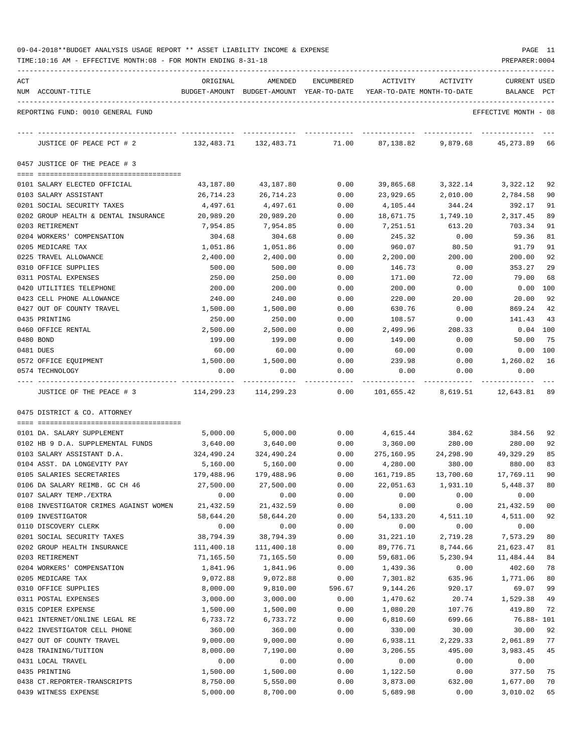09-04-2018**BUDGET ANALYSIS USAGE REPORT ** ASSET LIABILITY INCOME & EXPENSE

TIME:10:16 AM - EFFECTIVE MONTH:08 - FOR MONTH ENDING 8-31-18

PREPARER:0004

REPORTING FUND: 0010 GENERAL FUND — EFFECTIVE MONTH - 08

| ACT NUM | ACCOUNT-TITLE | ORIGINAL BUDGET-AMOUNT | AMENDED BUDGET-AMOUNT | ENCUMBERED YEAR-TO-DATE | ACTIVITY YEAR-TO-DATE | ACTIVITY MONTH-TO-DATE | CURRENT BALANCE | USED PCT |
|---|---|---|---|---|---|---|---|---|
| | JUSTICE OF PEACE PCT # 2 | 132,483.71 | 132,483.71 | 71.00 | 87,138.82 | 9,879.68 | 45,273.89 | 66 |
| | **0457 JUSTICE OF THE PEACE # 3** | | | | | | | |
| 0101 | SALARY ELECTED OFFICIAL | 43,187.80 | 43,187.80 | 0.00 | 39,865.68 | 3,322.14 | 3,322.12 | 92 |
| 0103 | SALARY ASSISTANT | 26,714.23 | 26,714.23 | 0.00 | 23,929.65 | 2,010.00 | 2,784.58 | 90 |
| 0201 | SOCIAL SECURITY TAXES | 4,497.61 | 4,497.61 | 0.00 | 4,105.44 | 344.24 | 392.17 | 91 |
| 0202 | GROUP HEALTH & DENTAL INSURANCE | 20,989.20 | 20,989.20 | 0.00 | 18,671.75 | 1,749.10 | 2,317.45 | 89 |
| 0203 | RETIREMENT | 7,954.85 | 7,954.85 | 0.00 | 7,251.51 | 613.20 | 703.34 | 91 |
| 0204 | WORKERS' COMPENSATION | 304.68 | 304.68 | 0.00 | 245.32 | 0.00 | 59.36 | 81 |
| 0205 | MEDICARE TAX | 1,051.86 | 1,051.86 | 0.00 | 960.07 | 80.50 | 91.79 | 91 |
| 0225 | TRAVEL ALLOWANCE | 2,400.00 | 2,400.00 | 0.00 | 2,200.00 | 200.00 | 200.00 | 92 |
| 0310 | OFFICE SUPPLIES | 500.00 | 500.00 | 0.00 | 146.73 | 0.00 | 353.27 | 29 |
| 0311 | POSTAL EXPENSES | 250.00 | 250.00 | 0.00 | 171.00 | 72.00 | 79.00 | 68 |
| 0420 | UTILITIES TELEPHONE | 200.00 | 200.00 | 0.00 | 200.00 | 0.00 | 0.00 | 100 |
| 0423 | CELL PHONE ALLOWANCE | 240.00 | 240.00 | 0.00 | 220.00 | 20.00 | 20.00 | 92 |
| 0427 | OUT OF COUNTY TRAVEL | 1,500.00 | 1,500.00 | 0.00 | 630.76 | 0.00 | 869.24 | 42 |
| 0435 | PRINTING | 250.00 | 250.00 | 0.00 | 108.57 | 0.00 | 141.43 | 43 |
| 0460 | OFFICE RENTAL | 2,500.00 | 2,500.00 | 0.00 | 2,499.96 | 208.33 | 0.04 | 100 |
| 0480 | BOND | 199.00 | 199.00 | 0.00 | 149.00 | 0.00 | 50.00 | 75 |
| 0481 | DUES | 60.00 | 60.00 | 0.00 | 60.00 | 0.00 | 0.00 | 100 |
| 0572 | OFFICE EQUIPMENT | 1,500.00 | 1,500.00 | 0.00 | 239.98 | 0.00 | 1,260.02 | 16 |
| 0574 | TECHNOLOGY | 0.00 | 0.00 | 0.00 | 0.00 | 0.00 | 0.00 | |
| | JUSTICE OF THE PEACE # 3 | 114,299.23 | 114,299.23 | 0.00 | 101,655.42 | 8,619.51 | 12,643.81 | 89 |
| | **0475 DISTRICT & CO. ATTORNEY** | | | | | | | |
| 0101 | DA. SALARY SUPPLEMENT | 5,000.00 | 5,000.00 | 0.00 | 4,615.44 | 384.62 | 384.56 | 92 |
| 0102 | HB 9 D.A. SUPPLEMENTAL FUNDS | 3,640.00 | 3,640.00 | 0.00 | 3,360.00 | 280.00 | 280.00 | 92 |
| 0103 | SALARY ASSISTANT D.A. | 324,490.24 | 324,490.24 | 0.00 | 275,160.95 | 24,298.90 | 49,329.29 | 85 |
| 0104 | ASST. DA LONGEVITY PAY | 5,160.00 | 5,160.00 | 0.00 | 4,280.00 | 380.00 | 880.00 | 83 |
| 0105 | SALARIES SECRETARIES | 179,488.96 | 179,488.96 | 0.00 | 161,719.85 | 13,700.60 | 17,769.11 | 90 |
| 0106 | DA SALARY REIMB. GC CH 46 | 27,500.00 | 27,500.00 | 0.00 | 22,051.63 | 1,931.10 | 5,448.37 | 80 |
| 0107 | SALARY TEMP./EXTRA | 0.00 | 0.00 | 0.00 | 0.00 | 0.00 | 0.00 | |
| 0108 | INVESTIGATOR CRIMES AGAINST WOMEN | 21,432.59 | 21,432.59 | 0.00 | 0.00 | 0.00 | 21,432.59 | 00 |
| 0109 | INVESTIGATOR | 58,644.20 | 58,644.20 | 0.00 | 54,133.20 | 4,511.10 | 4,511.00 | 92 |
| 0110 | DISCOVERY CLERK | 0.00 | 0.00 | 0.00 | 0.00 | 0.00 | 0.00 | |
| 0201 | SOCIAL SECURITY TAXES | 38,794.39 | 38,794.39 | 0.00 | 31,221.10 | 2,719.28 | 7,573.29 | 80 |
| 0202 | GROUP HEALTH INSURANCE | 111,400.18 | 111,400.18 | 0.00 | 89,776.71 | 8,744.66 | 21,623.47 | 81 |
| 0203 | RETIREMENT | 71,165.50 | 71,165.50 | 0.00 | 59,681.06 | 5,230.94 | 11,484.44 | 84 |
| 0204 | WORKERS' COMPENSATION | 1,841.96 | 1,841.96 | 0.00 | 1,439.36 | 0.00 | 402.60 | 78 |
| 0205 | MEDICARE TAX | 9,072.88 | 9,072.88 | 0.00 | 7,301.82 | 635.96 | 1,771.06 | 80 |
| 0310 | OFFICE SUPPLIES | 8,000.00 | 9,810.00 | 596.67 | 9,144.26 | 920.17 | 69.07 | 99 |
| 0311 | POSTAL EXPENSES | 3,000.00 | 3,000.00 | 0.00 | 1,470.62 | 20.74 | 1,529.38 | 49 |
| 0315 | COPIER EXPENSE | 1,500.00 | 1,500.00 | 0.00 | 1,080.20 | 107.76 | 419.80 | 72 |
| 0421 | INTERNET/ONLINE LEGAL RE | 6,733.72 | 6,733.72 | 0.00 | 6,810.60 | 699.66 | 76.88- | 101 |
| 0422 | INVESTIGATOR CELL PHONE | 360.00 | 360.00 | 0.00 | 330.00 | 30.00 | 30.00 | 92 |
| 0427 | OUT OF COUNTY TRAVEL | 9,000.00 | 9,000.00 | 0.00 | 6,938.11 | 2,229.33 | 2,061.89 | 77 |
| 0428 | TRAINING/TUITION | 8,000.00 | 7,190.00 | 0.00 | 3,206.55 | 495.00 | 3,983.45 | 45 |
| 0431 | LOCAL TRAVEL | 0.00 | 0.00 | 0.00 | 0.00 | 0.00 | 0.00 | |
| 0435 | PRINTING | 1,500.00 | 1,500.00 | 0.00 | 1,122.50 | 0.00 | 377.50 | 75 |
| 0438 | CT.REPORTER-TRANSCRIPTS | 8,750.00 | 5,550.00 | 0.00 | 3,873.00 | 632.00 | 1,677.00 | 70 |
| 0439 | WITNESS EXPENSE | 5,000.00 | 8,700.00 | 0.00 | 5,689.98 | 0.00 | 3,010.02 | 65 |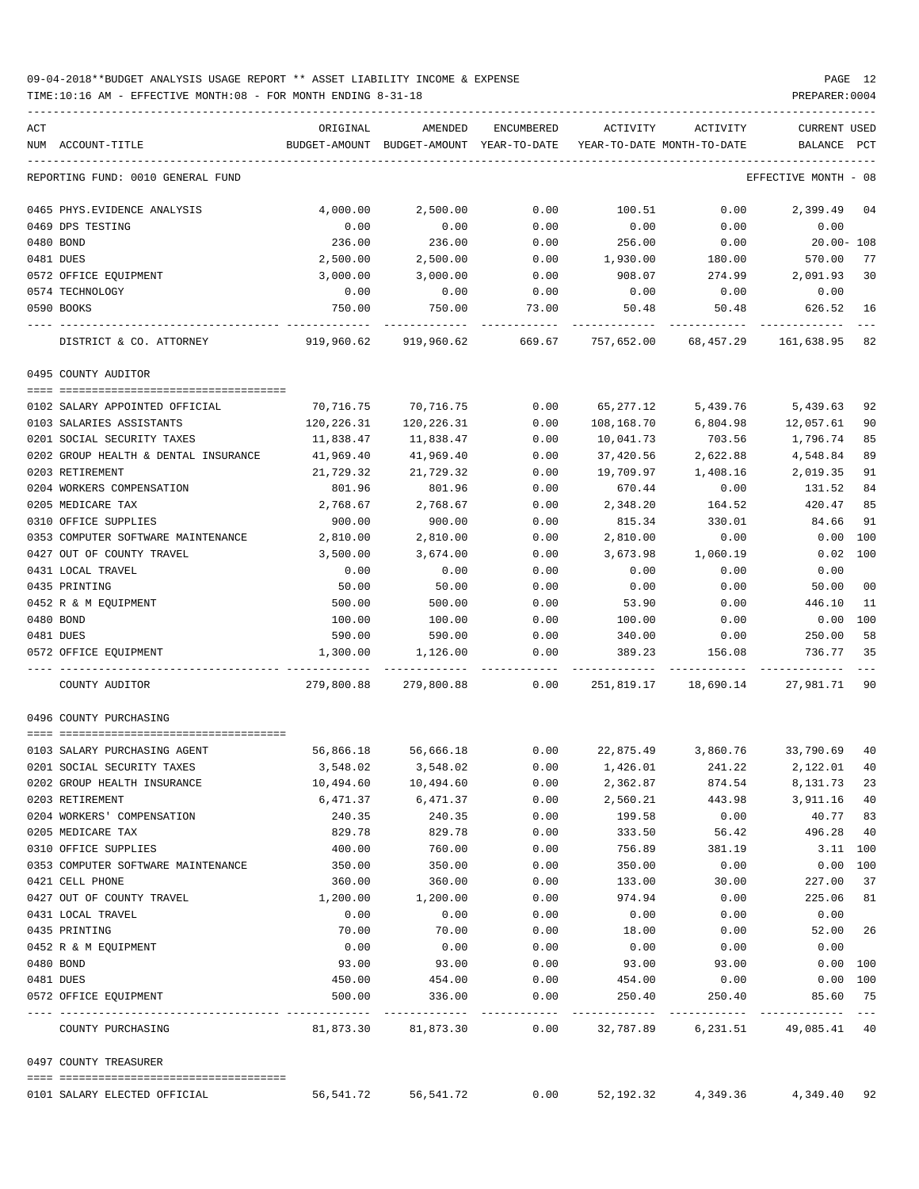09-04-2018**BUDGET ANALYSIS USAGE REPORT ** ASSET LIABILITY INCOME & EXPENSE

TIME:10:16 AM - EFFECTIVE MONTH:08 - FOR MONTH ENDING 8-31-18

PREPARER:0004

| ACT NUM | ACCOUNT-TITLE | ORIGINAL BUDGET-AMOUNT | AMENDED BUDGET-AMOUNT | ENCUMBERED YEAR-TO-DATE | ACTIVITY YEAR-TO-DATE | ACTIVITY MONTH-TO-DATE | CURRENT BALANCE | USED PCT |
|---|---|---|---|---|---|---|---|---|
| | REPORTING FUND: 0010 GENERAL FUND | | | | | | EFFECTIVE MONTH - 08 | |
| 0465 | PHYS.EVIDENCE ANALYSIS | 4,000.00 | 2,500.00 | 0.00 | 100.51 | 0.00 | 2,399.49 | 04 |
| 0469 | DPS TESTING | 0.00 | 0.00 | 0.00 | 0.00 | 0.00 | 0.00 | |
| 0480 | BOND | 236.00 | 236.00 | 0.00 | 256.00 | 0.00 | 20.00- | 108 |
| 0481 | DUES | 2,500.00 | 2,500.00 | 0.00 | 1,930.00 | 180.00 | 570.00 | 77 |
| 0572 | OFFICE EQUIPMENT | 3,000.00 | 3,000.00 | 0.00 | 908.07 | 274.99 | 2,091.93 | 30 |
| 0574 | TECHNOLOGY | 0.00 | 0.00 | 0.00 | 0.00 | 0.00 | 0.00 | |
| 0590 | BOOKS | 750.00 | 750.00 | 73.00 | 50.48 | 50.48 | 626.52 | 16 |
| | DISTRICT & CO. ATTORNEY | 919,960.62 | 919,960.62 | 669.67 | 757,652.00 | 68,457.29 | 161,638.95 | 82 |
| | 0495 COUNTY AUDITOR | | | | | | | |
| 0102 | SALARY APPOINTED OFFICIAL | 70,716.75 | 70,716.75 | 0.00 | 65,277.12 | 5,439.76 | 5,439.63 | 92 |
| 0103 | SALARIES ASSISTANTS | 120,226.31 | 120,226.31 | 0.00 | 108,168.70 | 6,804.98 | 12,057.61 | 90 |
| 0201 | SOCIAL SECURITY TAXES | 11,838.47 | 11,838.47 | 0.00 | 10,041.73 | 703.56 | 1,796.74 | 85 |
| 0202 | GROUP HEALTH & DENTAL INSURANCE | 41,969.40 | 41,969.40 | 0.00 | 37,420.56 | 2,622.88 | 4,548.84 | 89 |
| 0203 | RETIREMENT | 21,729.32 | 21,729.32 | 0.00 | 19,709.97 | 1,408.16 | 2,019.35 | 91 |
| 0204 | WORKERS COMPENSATION | 801.96 | 801.96 | 0.00 | 670.44 | 0.00 | 131.52 | 84 |
| 0205 | MEDICARE TAX | 2,768.67 | 2,768.67 | 0.00 | 2,348.20 | 164.52 | 420.47 | 85 |
| 0310 | OFFICE SUPPLIES | 900.00 | 900.00 | 0.00 | 815.34 | 330.01 | 84.66 | 91 |
| 0353 | COMPUTER SOFTWARE MAINTENANCE | 2,810.00 | 2,810.00 | 0.00 | 2,810.00 | 0.00 | 0.00 | 100 |
| 0427 | OUT OF COUNTY TRAVEL | 3,500.00 | 3,674.00 | 0.00 | 3,673.98 | 1,060.19 | 0.02 | 100 |
| 0431 | LOCAL TRAVEL | 0.00 | 0.00 | 0.00 | 0.00 | 0.00 | 0.00 | |
| 0435 | PRINTING | 50.00 | 50.00 | 0.00 | 0.00 | 0.00 | 50.00 | 00 |
| 0452 | R & M EQUIPMENT | 500.00 | 500.00 | 0.00 | 53.90 | 0.00 | 446.10 | 11 |
| 0480 | BOND | 100.00 | 100.00 | 0.00 | 100.00 | 0.00 | 0.00 | 100 |
| 0481 | DUES | 590.00 | 590.00 | 0.00 | 340.00 | 0.00 | 250.00 | 58 |
| 0572 | OFFICE EQUIPMENT | 1,300.00 | 1,126.00 | 0.00 | 389.23 | 156.08 | 736.77 | 35 |
| | COUNTY AUDITOR | 279,800.88 | 279,800.88 | 0.00 | 251,819.17 | 18,690.14 | 27,981.71 | 90 |
| | 0496 COUNTY PURCHASING | | | | | | | |
| 0103 | SALARY PURCHASING AGENT | 56,866.18 | 56,666.18 | 0.00 | 22,875.49 | 3,860.76 | 33,790.69 | 40 |
| 0201 | SOCIAL SECURITY TAXES | 3,548.02 | 3,548.02 | 0.00 | 1,426.01 | 241.22 | 2,122.01 | 40 |
| 0202 | GROUP HEALTH INSURANCE | 10,494.60 | 10,494.60 | 0.00 | 2,362.87 | 874.54 | 8,131.73 | 23 |
| 0203 | RETIREMENT | 6,471.37 | 6,471.37 | 0.00 | 2,560.21 | 443.98 | 3,911.16 | 40 |
| 0204 | WORKERS' COMPENSATION | 240.35 | 240.35 | 0.00 | 199.58 | 0.00 | 40.77 | 83 |
| 0205 | MEDICARE TAX | 829.78 | 829.78 | 0.00 | 333.50 | 56.42 | 496.28 | 40 |
| 0310 | OFFICE SUPPLIES | 400.00 | 760.00 | 0.00 | 756.89 | 381.19 | 3.11 | 100 |
| 0353 | COMPUTER SOFTWARE MAINTENANCE | 350.00 | 350.00 | 0.00 | 350.00 | 0.00 | 0.00 | 100 |
| 0421 | CELL PHONE | 360.00 | 360.00 | 0.00 | 133.00 | 30.00 | 227.00 | 37 |
| 0427 | OUT OF COUNTY TRAVEL | 1,200.00 | 1,200.00 | 0.00 | 974.94 | 0.00 | 225.06 | 81 |
| 0431 | LOCAL TRAVEL | 0.00 | 0.00 | 0.00 | 0.00 | 0.00 | 0.00 | |
| 0435 | PRINTING | 70.00 | 70.00 | 0.00 | 18.00 | 0.00 | 52.00 | 26 |
| 0452 | R & M EQUIPMENT | 0.00 | 0.00 | 0.00 | 0.00 | 0.00 | 0.00 | |
| 0480 | BOND | 93.00 | 93.00 | 0.00 | 93.00 | 93.00 | 0.00 | 100 |
| 0481 | DUES | 450.00 | 454.00 | 0.00 | 454.00 | 0.00 | 0.00 | 100 |
| 0572 | OFFICE EQUIPMENT | 500.00 | 336.00 | 0.00 | 250.40 | 250.40 | 85.60 | 75 |
| | COUNTY PURCHASING | 81,873.30 | 81,873.30 | 0.00 | 32,787.89 | 6,231.51 | 49,085.41 | 40 |
| | 0497 COUNTY TREASURER | | | | | | | |
| 0101 | SALARY ELECTED OFFICIAL | 56,541.72 | 56,541.72 | 0.00 | 52,192.32 | 4,349.36 | 4,349.40 | 92 |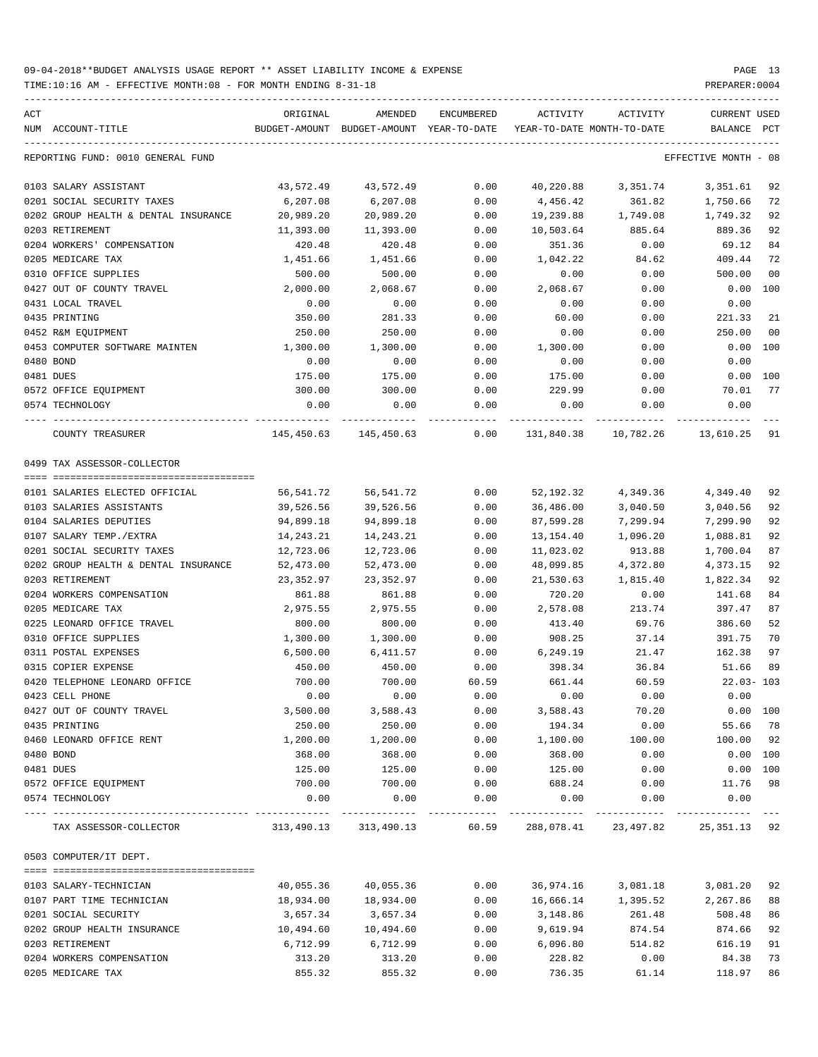09-04-2018**BUDGET ANALYSIS USAGE REPORT ** ASSET LIABILITY INCOME & EXPENSE

TIME:10:16 AM - EFFECTIVE MONTH:08 - FOR MONTH ENDING 8-31-18

PREPARER:0004

| ACT NUM | ACCOUNT-TITLE | ORIGINAL BUDGET-AMOUNT | AMENDED BUDGET-AMOUNT | ENCUMBERED YEAR-TO-DATE | ACTIVITY YEAR-TO-DATE | ACTIVITY MONTH-TO-DATE | CURRENT BALANCE | USED PCT |
|---|---|---|---|---|---|---|---|---|
| | REPORTING FUND: 0010 GENERAL FUND | | | | | | EFFECTIVE MONTH - 08 | |
| 0103 | SALARY ASSISTANT | 43,572.49 | 43,572.49 | 0.00 | 40,220.88 | 3,351.74 | 3,351.61 | 92 |
| 0201 | SOCIAL SECURITY TAXES | 6,207.08 | 6,207.08 | 0.00 | 4,456.42 | 361.82 | 1,750.66 | 72 |
| 0202 | GROUP HEALTH & DENTAL INSURANCE | 20,989.20 | 20,989.20 | 0.00 | 19,239.88 | 1,749.08 | 1,749.32 | 92 |
| 0203 | RETIREMENT | 11,393.00 | 11,393.00 | 0.00 | 10,503.64 | 885.64 | 889.36 | 92 |
| 0204 | WORKERS' COMPENSATION | 420.48 | 420.48 | 0.00 | 351.36 | 0.00 | 69.12 | 84 |
| 0205 | MEDICARE TAX | 1,451.66 | 1,451.66 | 0.00 | 1,042.22 | 84.62 | 409.44 | 72 |
| 0310 | OFFICE SUPPLIES | 500.00 | 500.00 | 0.00 | 0.00 | 0.00 | 500.00 | 00 |
| 0427 | OUT OF COUNTY TRAVEL | 2,000.00 | 2,068.67 | 0.00 | 2,068.67 | 0.00 | 0.00 | 100 |
| 0431 | LOCAL TRAVEL | 0.00 | 0.00 | 0.00 | 0.00 | 0.00 | 0.00 | |
| 0435 | PRINTING | 350.00 | 281.33 | 0.00 | 60.00 | 0.00 | 221.33 | 21 |
| 0452 | R&M EQUIPMENT | 250.00 | 250.00 | 0.00 | 0.00 | 0.00 | 250.00 | 00 |
| 0453 | COMPUTER SOFTWARE MAINTEN | 1,300.00 | 1,300.00 | 0.00 | 1,300.00 | 0.00 | 0.00 | 100 |
| 0480 | BOND | 0.00 | 0.00 | 0.00 | 0.00 | 0.00 | 0.00 | |
| 0481 | DUES | 175.00 | 175.00 | 0.00 | 175.00 | 0.00 | 0.00 | 100 |
| 0572 | OFFICE EQUIPMENT | 300.00 | 300.00 | 0.00 | 229.99 | 0.00 | 70.01 | 77 |
| 0574 | TECHNOLOGY | 0.00 | 0.00 | 0.00 | 0.00 | 0.00 | 0.00 | |
| | COUNTY TREASURER | 145,450.63 | 145,450.63 | 0.00 | 131,840.38 | 10,782.26 | 13,610.25 | 91 |
| | 0499 TAX ASSESSOR-COLLECTOR | | | | | | | |
| 0101 | SALARIES ELECTED OFFICIAL | 56,541.72 | 56,541.72 | 0.00 | 52,192.32 | 4,349.36 | 4,349.40 | 92 |
| 0103 | SALARIES ASSISTANTS | 39,526.56 | 39,526.56 | 0.00 | 36,486.00 | 3,040.50 | 3,040.56 | 92 |
| 0104 | SALARIES DEPUTIES | 94,899.18 | 94,899.18 | 0.00 | 87,599.28 | 7,299.94 | 7,299.90 | 92 |
| 0107 | SALARY TEMP./EXTRA | 14,243.21 | 14,243.21 | 0.00 | 13,154.40 | 1,096.20 | 1,088.81 | 92 |
| 0201 | SOCIAL SECURITY TAXES | 12,723.06 | 12,723.06 | 0.00 | 11,023.02 | 913.88 | 1,700.04 | 87 |
| 0202 | GROUP HEALTH & DENTAL INSURANCE | 52,473.00 | 52,473.00 | 0.00 | 48,099.85 | 4,372.80 | 4,373.15 | 92 |
| 0203 | RETIREMENT | 23,352.97 | 23,352.97 | 0.00 | 21,530.63 | 1,815.40 | 1,822.34 | 92 |
| 0204 | WORKERS COMPENSATION | 861.88 | 861.88 | 0.00 | 720.20 | 0.00 | 141.68 | 84 |
| 0205 | MEDICARE TAX | 2,975.55 | 2,975.55 | 0.00 | 2,578.08 | 213.74 | 397.47 | 87 |
| 0225 | LEONARD OFFICE TRAVEL | 800.00 | 800.00 | 0.00 | 413.40 | 69.76 | 386.60 | 52 |
| 0310 | OFFICE SUPPLIES | 1,300.00 | 1,300.00 | 0.00 | 908.25 | 37.14 | 391.75 | 70 |
| 0311 | POSTAL EXPENSES | 6,500.00 | 6,411.57 | 0.00 | 6,249.19 | 21.47 | 162.38 | 97 |
| 0315 | COPIER EXPENSE | 450.00 | 450.00 | 0.00 | 398.34 | 36.84 | 51.66 | 89 |
| 0420 | TELEPHONE LEONARD OFFICE | 700.00 | 700.00 | 60.59 | 661.44 | 60.59 | 22.03- | 103 |
| 0423 | CELL PHONE | 0.00 | 0.00 | 0.00 | 0.00 | 0.00 | 0.00 | |
| 0427 | OUT OF COUNTY TRAVEL | 3,500.00 | 3,588.43 | 0.00 | 3,588.43 | 70.20 | 0.00 | 100 |
| 0435 | PRINTING | 250.00 | 250.00 | 0.00 | 194.34 | 0.00 | 55.66 | 78 |
| 0460 | LEONARD OFFICE RENT | 1,200.00 | 1,200.00 | 0.00 | 1,100.00 | 100.00 | 100.00 | 92 |
| 0480 | BOND | 368.00 | 368.00 | 0.00 | 368.00 | 0.00 | 0.00 | 100 |
| 0481 | DUES | 125.00 | 125.00 | 0.00 | 125.00 | 0.00 | 0.00 | 100 |
| 0572 | OFFICE EQUIPMENT | 700.00 | 700.00 | 0.00 | 688.24 | 0.00 | 11.76 | 98 |
| 0574 | TECHNOLOGY | 0.00 | 0.00 | 0.00 | 0.00 | 0.00 | 0.00 | |
| | TAX ASSESSOR-COLLECTOR | 313,490.13 | 313,490.13 | 60.59 | 288,078.41 | 23,497.82 | 25,351.13 | 92 |
| | 0503 COMPUTER/IT DEPT. | | | | | | | |
| 0103 | SALARY-TECHNICIAN | 40,055.36 | 40,055.36 | 0.00 | 36,974.16 | 3,081.18 | 3,081.20 | 92 |
| 0107 | PART TIME TECHNICIAN | 18,934.00 | 18,934.00 | 0.00 | 16,666.14 | 1,395.52 | 2,267.86 | 88 |
| 0201 | SOCIAL SECURITY | 3,657.34 | 3,657.34 | 0.00 | 3,148.86 | 261.48 | 508.48 | 86 |
| 0202 | GROUP HEALTH INSURANCE | 10,494.60 | 10,494.60 | 0.00 | 9,619.94 | 874.54 | 874.66 | 92 |
| 0203 | RETIREMENT | 6,712.99 | 6,712.99 | 0.00 | 6,096.80 | 514.82 | 616.19 | 91 |
| 0204 | WORKERS COMPENSATION | 313.20 | 313.20 | 0.00 | 228.82 | 0.00 | 84.38 | 73 |
| 0205 | MEDICARE TAX | 855.32 | 855.32 | 0.00 | 736.35 | 61.14 | 118.97 | 86 |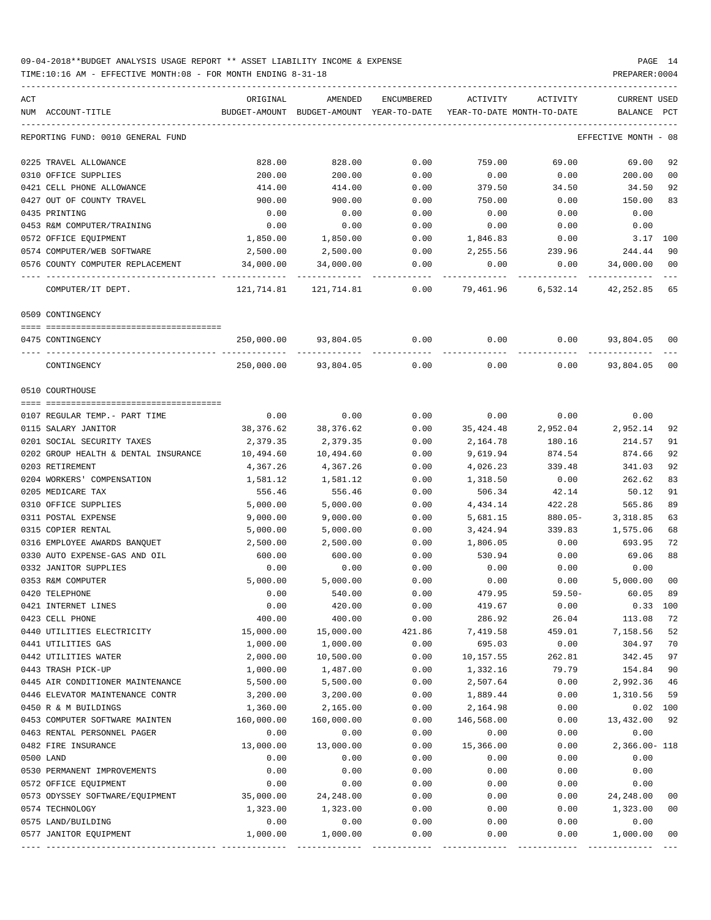09-04-2018**BUDGET ANALYSIS USAGE REPORT ** ASSET LIABILITY INCOME & EXPENSE

TIME:10:16 AM - EFFECTIVE MONTH:08 - FOR MONTH ENDING 8-31-18

PREPARER:0004

REPORTING FUND: 0010 GENERAL FUND — EFFECTIVE MONTH - 08

| ACT NUM | ACCOUNT-TITLE | ORIGINAL BUDGET-AMOUNT | AMENDED BUDGET-AMOUNT | ENCUMBERED YEAR-TO-DATE | ACTIVITY YEAR-TO-DATE | ACTIVITY MONTH-TO-DATE | CURRENT BALANCE | USED PCT |
|---|---|---|---|---|---|---|---|---|
| 0225 | TRAVEL ALLOWANCE | 828.00 | 828.00 | 0.00 | 759.00 | 69.00 | 69.00 | 92 |
| 0310 | OFFICE SUPPLIES | 200.00 | 200.00 | 0.00 | 0.00 | 0.00 | 200.00 | 00 |
| 0421 | CELL PHONE ALLOWANCE | 414.00 | 414.00 | 0.00 | 379.50 | 34.50 | 34.50 | 92 |
| 0427 | OUT OF COUNTY TRAVEL | 900.00 | 900.00 | 0.00 | 750.00 | 0.00 | 150.00 | 83 |
| 0435 | PRINTING | 0.00 | 0.00 | 0.00 | 0.00 | 0.00 | 0.00 | |
| 0453 | R&M COMPUTER/TRAINING | 0.00 | 0.00 | 0.00 | 0.00 | 0.00 | 0.00 | |
| 0572 | OFFICE EQUIPMENT | 1,850.00 | 1,850.00 | 0.00 | 1,846.83 | 0.00 | 3.17 | 100 |
| 0574 | COMPUTER/WEB SOFTWARE | 2,500.00 | 2,500.00 | 0.00 | 2,255.56 | 239.96 | 244.44 | 90 |
| 0576 | COUNTY COMPUTER REPLACEMENT | 34,000.00 | 34,000.00 | 0.00 | 0.00 | 0.00 | 34,000.00 | 00 |
| | COMPUTER/IT DEPT. | 121,714.81 | 121,714.81 | 0.00 | 79,461.96 | 6,532.14 | 42,252.85 | 65 |

0509 CONTINGENCY

| ACT NUM | ACCOUNT-TITLE | ORIGINAL BUDGET-AMOUNT | AMENDED BUDGET-AMOUNT | ENCUMBERED YEAR-TO-DATE | ACTIVITY YEAR-TO-DATE | ACTIVITY MONTH-TO-DATE | CURRENT BALANCE | USED PCT |
|---|---|---|---|---|---|---|---|---|
| 0475 | CONTINGENCY | 250,000.00 | 93,804.05 | 0.00 | 0.00 | 0.00 | 93,804.05 | 00 |
| | CONTINGENCY | 250,000.00 | 93,804.05 | 0.00 | 0.00 | 0.00 | 93,804.05 | 00 |

0510 COURTHOUSE

| ACT NUM | ACCOUNT-TITLE | ORIGINAL BUDGET-AMOUNT | AMENDED BUDGET-AMOUNT | ENCUMBERED YEAR-TO-DATE | ACTIVITY YEAR-TO-DATE | ACTIVITY MONTH-TO-DATE | CURRENT BALANCE | USED PCT |
|---|---|---|---|---|---|---|---|---|
| 0107 | REGULAR TEMP.- PART TIME | 0.00 | 0.00 | 0.00 | 0.00 | 0.00 | 0.00 | |
| 0115 | SALARY JANITOR | 38,376.62 | 38,376.62 | 0.00 | 35,424.48 | 2,952.04 | 2,952.14 | 92 |
| 0201 | SOCIAL SECURITY TAXES | 2,379.35 | 2,379.35 | 0.00 | 2,164.78 | 180.16 | 214.57 | 91 |
| 0202 | GROUP HEALTH & DENTAL INSURANCE | 10,494.60 | 10,494.60 | 0.00 | 9,619.94 | 874.54 | 874.66 | 92 |
| 0203 | RETIREMENT | 4,367.26 | 4,367.26 | 0.00 | 4,026.23 | 339.48 | 341.03 | 92 |
| 0204 | WORKERS' COMPENSATION | 1,581.12 | 1,581.12 | 0.00 | 1,318.50 | 0.00 | 262.62 | 83 |
| 0205 | MEDICARE TAX | 556.46 | 556.46 | 0.00 | 506.34 | 42.14 | 50.12 | 91 |
| 0310 | OFFICE SUPPLIES | 5,000.00 | 5,000.00 | 0.00 | 4,434.14 | 422.28 | 565.86 | 89 |
| 0311 | POSTAL EXPENSE | 9,000.00 | 9,000.00 | 0.00 | 5,681.15 | 880.05- | 3,318.85 | 63 |
| 0315 | COPIER RENTAL | 5,000.00 | 5,000.00 | 0.00 | 3,424.94 | 339.83 | 1,575.06 | 68 |
| 0316 | EMPLOYEE AWARDS BANQUET | 2,500.00 | 2,500.00 | 0.00 | 1,806.05 | 0.00 | 693.95 | 72 |
| 0330 | AUTO EXPENSE-GAS AND OIL | 600.00 | 600.00 | 0.00 | 530.94 | 0.00 | 69.06 | 88 |
| 0332 | JANITOR SUPPLIES | 0.00 | 0.00 | 0.00 | 0.00 | 0.00 | 0.00 | |
| 0353 | R&M COMPUTER | 5,000.00 | 5,000.00 | 0.00 | 0.00 | 0.00 | 5,000.00 | 00 |
| 0420 | TELEPHONE | 0.00 | 540.00 | 0.00 | 479.95 | 59.50- | 60.05 | 89 |
| 0421 | INTERNET LINES | 0.00 | 420.00 | 0.00 | 419.67 | 0.00 | 0.33 | 100 |
| 0423 | CELL PHONE | 400.00 | 400.00 | 0.00 | 286.92 | 26.04 | 113.08 | 72 |
| 0440 | UTILITIES ELECTRICITY | 15,000.00 | 15,000.00 | 421.86 | 7,419.58 | 459.01 | 7,158.56 | 52 |
| 0441 | UTILITIES GAS | 1,000.00 | 1,000.00 | 0.00 | 695.03 | 0.00 | 304.97 | 70 |
| 0442 | UTILITIES WATER | 2,000.00 | 10,500.00 | 0.00 | 10,157.55 | 262.81 | 342.45 | 97 |
| 0443 | TRASH PICK-UP | 1,000.00 | 1,487.00 | 0.00 | 1,332.16 | 79.79 | 154.84 | 90 |
| 0445 | AIR CONDITIONER MAINTENANCE | 5,500.00 | 5,500.00 | 0.00 | 2,507.64 | 0.00 | 2,992.36 | 46 |
| 0446 | ELEVATOR MAINTENANCE CONTR | 3,200.00 | 3,200.00 | 0.00 | 1,889.44 | 0.00 | 1,310.56 | 59 |
| 0450 | R & M BUILDINGS | 1,360.00 | 2,165.00 | 0.00 | 2,164.98 | 0.00 | 0.02 | 100 |
| 0453 | COMPUTER SOFTWARE MAINTEN | 160,000.00 | 160,000.00 | 0.00 | 146,568.00 | 0.00 | 13,432.00 | 92 |
| 0463 | RENTAL PERSONNEL PAGER | 0.00 | 0.00 | 0.00 | 0.00 | 0.00 | 0.00 | |
| 0482 | FIRE INSURANCE | 13,000.00 | 13,000.00 | 0.00 | 15,366.00 | 0.00 | 2,366.00- | 118 |
| 0500 | LAND | 0.00 | 0.00 | 0.00 | 0.00 | 0.00 | 0.00 | |
| 0530 | PERMANENT IMPROVEMENTS | 0.00 | 0.00 | 0.00 | 0.00 | 0.00 | 0.00 | |
| 0572 | OFFICE EQUIPMENT | 0.00 | 0.00 | 0.00 | 0.00 | 0.00 | 0.00 | |
| 0573 | ODYSSEY SOFTWARE/EQUIPMENT | 35,000.00 | 24,248.00 | 0.00 | 0.00 | 0.00 | 24,248.00 | 00 |
| 0574 | TECHNOLOGY | 1,323.00 | 1,323.00 | 0.00 | 0.00 | 0.00 | 1,323.00 | 00 |
| 0575 | LAND/BUILDING | 0.00 | 0.00 | 0.00 | 0.00 | 0.00 | 0.00 | |
| 0577 | JANITOR EQUIPMENT | 1,000.00 | 1,000.00 | 0.00 | 0.00 | 0.00 | 1,000.00 | 00 |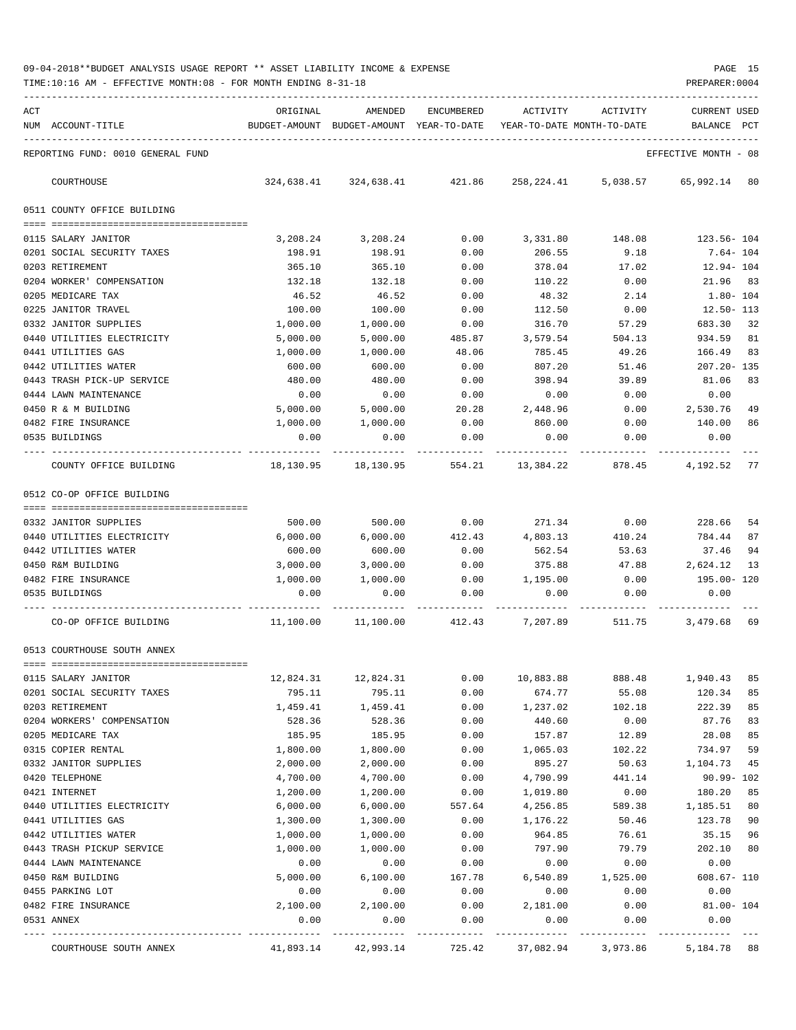09-04-2018**BUDGET ANALYSIS USAGE REPORT ** ASSET LIABILITY INCOME & EXPENSE

TIME:10:16 AM - EFFECTIVE MONTH:08 - FOR MONTH ENDING 8-31-18

PREPARER:0004

REPORTING FUND: 0010 GENERAL FUND — EFFECTIVE MONTH - 08

| ACT NUM | ACCOUNT-TITLE | ORIGINAL BUDGET-AMOUNT | AMENDED BUDGET-AMOUNT | ENCUMBERED YEAR-TO-DATE | ACTIVITY YEAR-TO-DATE | ACTIVITY MONTH-TO-DATE | CURRENT BALANCE | USED PCT |
|---|---|---|---|---|---|---|---|---|
| | COURTHOUSE | 324,638.41 | 324,638.41 | 421.86 | 258,224.41 | 5,038.57 | 65,992.14 | 80 |
| | **0511 COUNTY OFFICE BUILDING** | | | | | | | |
| 0115 | SALARY JANITOR | 3,208.24 | 3,208.24 | 0.00 | 3,331.80 | 148.08 | 123.56- | 104 |
| 0201 | SOCIAL SECURITY TAXES | 198.91 | 198.91 | 0.00 | 206.55 | 9.18 | 7.64- | 104 |
| 0203 | RETIREMENT | 365.10 | 365.10 | 0.00 | 378.04 | 17.02 | 12.94- | 104 |
| 0204 | WORKER' COMPENSATION | 132.18 | 132.18 | 0.00 | 110.22 | 0.00 | 21.96 | 83 |
| 0205 | MEDICARE TAX | 46.52 | 46.52 | 0.00 | 48.32 | 2.14 | 1.80- | 104 |
| 0225 | JANITOR TRAVEL | 100.00 | 100.00 | 0.00 | 112.50 | 0.00 | 12.50- | 113 |
| 0332 | JANITOR SUPPLIES | 1,000.00 | 1,000.00 | 0.00 | 316.70 | 57.29 | 683.30 | 32 |
| 0440 | UTILITIES ELECTRICITY | 5,000.00 | 5,000.00 | 485.87 | 3,579.54 | 504.13 | 934.59 | 81 |
| 0441 | UTILITIES GAS | 1,000.00 | 1,000.00 | 48.06 | 785.45 | 49.26 | 166.49 | 83 |
| 0442 | UTILITIES WATER | 600.00 | 600.00 | 0.00 | 807.20 | 51.46 | 207.20- | 135 |
| 0443 | TRASH PICK-UP SERVICE | 480.00 | 480.00 | 0.00 | 398.94 | 39.89 | 81.06 | 83 |
| 0444 | LAWN MAINTENANCE | 0.00 | 0.00 | 0.00 | 0.00 | 0.00 | 0.00 | |
| 0450 | R & M BUILDING | 5,000.00 | 5,000.00 | 20.28 | 2,448.96 | 0.00 | 2,530.76 | 49 |
| 0482 | FIRE INSURANCE | 1,000.00 | 1,000.00 | 0.00 | 860.00 | 0.00 | 140.00 | 86 |
| 0535 | BUILDINGS | 0.00 | 0.00 | 0.00 | 0.00 | 0.00 | 0.00 | |
| | COUNTY OFFICE BUILDING | 18,130.95 | 18,130.95 | 554.21 | 13,384.22 | 878.45 | 4,192.52 | 77 |
| | **0512 CO-OP OFFICE BUILDING** | | | | | | | |
| 0332 | JANITOR SUPPLIES | 500.00 | 500.00 | 0.00 | 271.34 | 0.00 | 228.66 | 54 |
| 0440 | UTILITIES ELECTRICITY | 6,000.00 | 6,000.00 | 412.43 | 4,803.13 | 410.24 | 784.44 | 87 |
| 0442 | UTILITIES WATER | 600.00 | 600.00 | 0.00 | 562.54 | 53.63 | 37.46 | 94 |
| 0450 | R&M BUILDING | 3,000.00 | 3,000.00 | 0.00 | 375.88 | 47.88 | 2,624.12 | 13 |
| 0482 | FIRE INSURANCE | 1,000.00 | 1,000.00 | 0.00 | 1,195.00 | 0.00 | 195.00- | 120 |
| 0535 | BUILDINGS | 0.00 | 0.00 | 0.00 | 0.00 | 0.00 | 0.00 | |
| | CO-OP OFFICE BUILDING | 11,100.00 | 11,100.00 | 412.43 | 7,207.89 | 511.75 | 3,479.68 | 69 |
| | **0513 COURTHOUSE SOUTH ANNEX** | | | | | | | |
| 0115 | SALARY JANITOR | 12,824.31 | 12,824.31 | 0.00 | 10,883.88 | 888.48 | 1,940.43 | 85 |
| 0201 | SOCIAL SECURITY TAXES | 795.11 | 795.11 | 0.00 | 674.77 | 55.08 | 120.34 | 85 |
| 0203 | RETIREMENT | 1,459.41 | 1,459.41 | 0.00 | 1,237.02 | 102.18 | 222.39 | 85 |
| 0204 | WORKERS' COMPENSATION | 528.36 | 528.36 | 0.00 | 440.60 | 0.00 | 87.76 | 83 |
| 0205 | MEDICARE TAX | 185.95 | 185.95 | 0.00 | 157.87 | 12.89 | 28.08 | 85 |
| 0315 | COPIER RENTAL | 1,800.00 | 1,800.00 | 0.00 | 1,065.03 | 102.22 | 734.97 | 59 |
| 0332 | JANITOR SUPPLIES | 2,000.00 | 2,000.00 | 0.00 | 895.27 | 50.63 | 1,104.73 | 45 |
| 0420 | TELEPHONE | 4,700.00 | 4,700.00 | 0.00 | 4,790.99 | 441.14 | 90.99- | 102 |
| 0421 | INTERNET | 1,200.00 | 1,200.00 | 0.00 | 1,019.80 | 0.00 | 180.20 | 85 |
| 0440 | UTILITIES ELECTRICITY | 6,000.00 | 6,000.00 | 557.64 | 4,256.85 | 589.38 | 1,185.51 | 80 |
| 0441 | UTILITIES GAS | 1,300.00 | 1,300.00 | 0.00 | 1,176.22 | 50.46 | 123.78 | 90 |
| 0442 | UTILITIES WATER | 1,000.00 | 1,000.00 | 0.00 | 964.85 | 76.61 | 35.15 | 96 |
| 0443 | TRASH PICKUP SERVICE | 1,000.00 | 1,000.00 | 0.00 | 797.90 | 79.79 | 202.10 | 80 |
| 0444 | LAWN MAINTENANCE | 0.00 | 0.00 | 0.00 | 0.00 | 0.00 | 0.00 | |
| 0450 | R&M BUILDING | 5,000.00 | 6,100.00 | 167.78 | 6,540.89 | 1,525.00 | 608.67- | 110 |
| 0455 | PARKING LOT | 0.00 | 0.00 | 0.00 | 0.00 | 0.00 | 0.00 | |
| 0482 | FIRE INSURANCE | 2,100.00 | 2,100.00 | 0.00 | 2,181.00 | 0.00 | 81.00- | 104 |
| 0531 | ANNEX | 0.00 | 0.00 | 0.00 | 0.00 | 0.00 | 0.00 | |
| | COURTHOUSE SOUTH ANNEX | 41,893.14 | 42,993.14 | 725.42 | 37,082.94 | 3,973.86 | 5,184.78 | 88 |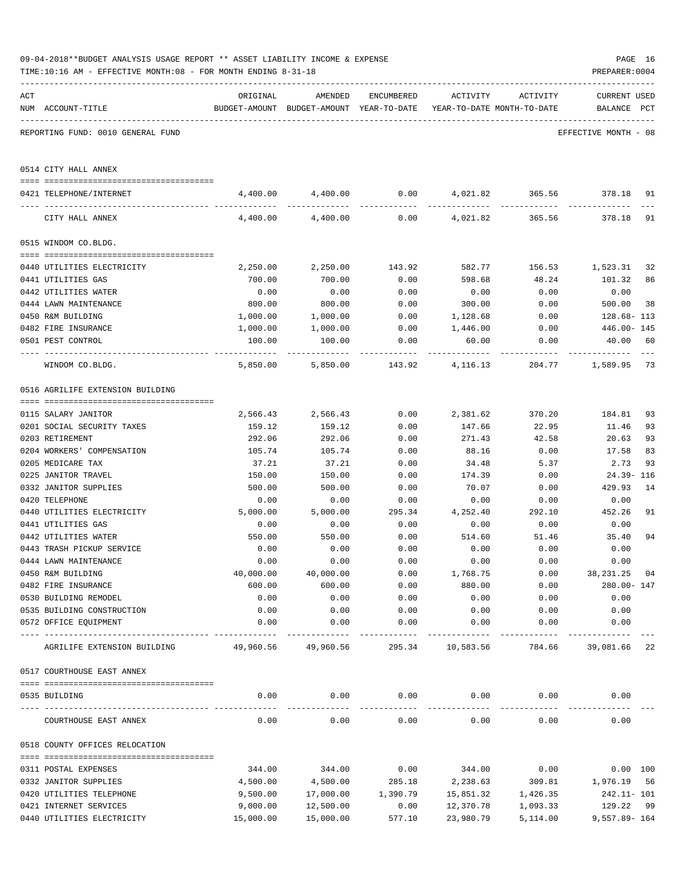09-04-2018**BUDGET ANALYSIS USAGE REPORT ** ASSET LIABILITY INCOME & EXPENSE

TIME:10:16 AM - EFFECTIVE MONTH:08 - FOR MONTH ENDING 8-31-18

PREPARER:0004

REPORTING FUND: 0010 GENERAL FUND — EFFECTIVE MONTH - 08

| ACT NUM | ACCOUNT-TITLE | ORIGINAL BUDGET-AMOUNT | AMENDED BUDGET-AMOUNT | ENCUMBERED YEAR-TO-DATE | ACTIVITY YEAR-TO-DATE | ACTIVITY MONTH-TO-DATE | CURRENT BALANCE | USED PCT |
|---|---|---|---|---|---|---|---|---|
| | **0514 CITY HALL ANNEX** | | | | | | | |
| 0421 | TELEPHONE/INTERNET | 4,400.00 | 4,400.00 | 0.00 | 4,021.82 | 365.56 | 378.18 | 91 |
| | CITY HALL ANNEX | 4,400.00 | 4,400.00 | 0.00 | 4,021.82 | 365.56 | 378.18 | 91 |
| | **0515 WINDOM CO.BLDG.** | | | | | | | |
| 0440 | UTILITIES ELECTRICITY | 2,250.00 | 2,250.00 | 143.92 | 582.77 | 156.53 | 1,523.31 | 32 |
| 0441 | UTILITIES GAS | 700.00 | 700.00 | 0.00 | 598.68 | 48.24 | 101.32 | 86 |
| 0442 | UTILITIES WATER | 0.00 | 0.00 | 0.00 | 0.00 | 0.00 | 0.00 | |
| 0444 | LAWN MAINTENANCE | 800.00 | 800.00 | 0.00 | 300.00 | 0.00 | 500.00 | 38 |
| 0450 | R&M BUILDING | 1,000.00 | 1,000.00 | 0.00 | 1,128.68 | 0.00 | 128.68- | 113 |
| 0482 | FIRE INSURANCE | 1,000.00 | 1,000.00 | 0.00 | 1,446.00 | 0.00 | 446.00- | 145 |
| 0501 | PEST CONTROL | 100.00 | 100.00 | 0.00 | 60.00 | 0.00 | 40.00 | 60 |
| | WINDOM CO.BLDG. | 5,850.00 | 5,850.00 | 143.92 | 4,116.13 | 204.77 | 1,589.95 | 73 |
| | **0516 AGRILIFE EXTENSION BUILDING** | | | | | | | |
| 0115 | SALARY JANITOR | 2,566.43 | 2,566.43 | 0.00 | 2,381.62 | 370.20 | 184.81 | 93 |
| 0201 | SOCIAL SECURITY TAXES | 159.12 | 159.12 | 0.00 | 147.66 | 22.95 | 11.46 | 93 |
| 0203 | RETIREMENT | 292.06 | 292.06 | 0.00 | 271.43 | 42.58 | 20.63 | 93 |
| 0204 | WORKERS' COMPENSATION | 105.74 | 105.74 | 0.00 | 88.16 | 0.00 | 17.58 | 83 |
| 0205 | MEDICARE TAX | 37.21 | 37.21 | 0.00 | 34.48 | 5.37 | 2.73 | 93 |
| 0225 | JANITOR TRAVEL | 150.00 | 150.00 | 0.00 | 174.39 | 0.00 | 24.39- | 116 |
| 0332 | JANITOR SUPPLIES | 500.00 | 500.00 | 0.00 | 70.07 | 0.00 | 429.93 | 14 |
| 0420 | TELEPHONE | 0.00 | 0.00 | 0.00 | 0.00 | 0.00 | 0.00 | |
| 0440 | UTILITIES ELECTRICITY | 5,000.00 | 5,000.00 | 295.34 | 4,252.40 | 292.10 | 452.26 | 91 |
| 0441 | UTILITIES GAS | 0.00 | 0.00 | 0.00 | 0.00 | 0.00 | 0.00 | |
| 0442 | UTILITIES WATER | 550.00 | 550.00 | 0.00 | 514.60 | 51.46 | 35.40 | 94 |
| 0443 | TRASH PICKUP SERVICE | 0.00 | 0.00 | 0.00 | 0.00 | 0.00 | 0.00 | |
| 0444 | LAWN MAINTENANCE | 0.00 | 0.00 | 0.00 | 0.00 | 0.00 | 0.00 | |
| 0450 | R&M BUILDING | 40,000.00 | 40,000.00 | 0.00 | 1,768.75 | 0.00 | 38,231.25 | 04 |
| 0482 | FIRE INSURANCE | 600.00 | 600.00 | 0.00 | 880.00 | 0.00 | 280.00- | 147 |
| 0530 | BUILDING REMODEL | 0.00 | 0.00 | 0.00 | 0.00 | 0.00 | 0.00 | |
| 0535 | BUILDING CONSTRUCTION | 0.00 | 0.00 | 0.00 | 0.00 | 0.00 | 0.00 | |
| 0572 | OFFICE EQUIPMENT | 0.00 | 0.00 | 0.00 | 0.00 | 0.00 | 0.00 | |
| | AGRILIFE EXTENSION BUILDING | 49,960.56 | 49,960.56 | 295.34 | 10,583.56 | 784.66 | 39,081.66 | 22 |
| | **0517 COURTHOUSE EAST ANNEX** | | | | | | | |
| 0535 | BUILDING | 0.00 | 0.00 | 0.00 | 0.00 | 0.00 | 0.00 | |
| | COURTHOUSE EAST ANNEX | 0.00 | 0.00 | 0.00 | 0.00 | 0.00 | 0.00 | |
| | **0518 COUNTY OFFICES RELOCATION** | | | | | | | |
| 0311 | POSTAL EXPENSES | 344.00 | 344.00 | 0.00 | 344.00 | 0.00 | 0.00 | 100 |
| 0332 | JANITOR SUPPLIES | 4,500.00 | 4,500.00 | 285.18 | 2,238.63 | 309.81 | 1,976.19 | 56 |
| 0420 | UTILITIES TELEPHONE | 9,500.00 | 17,000.00 | 1,390.79 | 15,851.32 | 1,426.35 | 242.11- | 101 |
| 0421 | INTERNET SERVICES | 9,000.00 | 12,500.00 | 0.00 | 12,370.78 | 1,093.33 | 129.22 | 99 |
| 0440 | UTILITIES ELECTRICITY | 15,000.00 | 15,000.00 | 577.10 | 23,980.79 | 5,114.00 | 9,557.89- | 164 |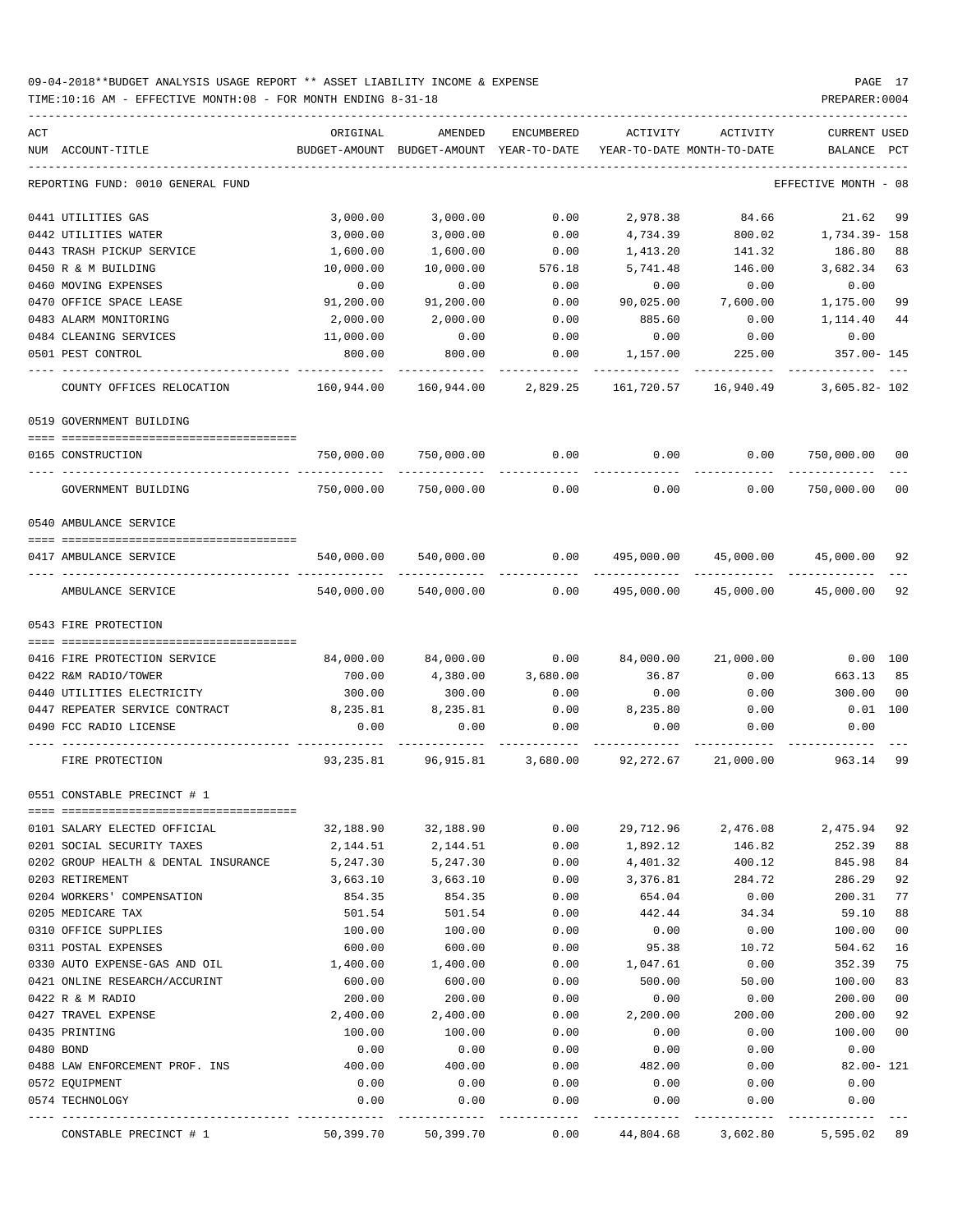09-04-2018**BUDGET ANALYSIS USAGE REPORT ** ASSET LIABILITY INCOME & EXPENSE

TIME:10:16 AM - EFFECTIVE MONTH:08 - FOR MONTH ENDING 8-31-18

PREPARER:0004

REPORTING FUND: 0010 GENERAL FUND — EFFECTIVE MONTH - 08

| ACT NUM | ACCOUNT-TITLE | ORIGINAL BUDGET-AMOUNT | AMENDED BUDGET-AMOUNT | ENCUMBERED YEAR-TO-DATE | ACTIVITY YEAR-TO-DATE | ACTIVITY MONTH-TO-DATE | CURRENT USED BALANCE | PCT |
|---|---|---|---|---|---|---|---|---|
| 0441 | UTILITIES GAS | 3,000.00 | 3,000.00 | 0.00 | 2,978.38 | 84.66 | 21.62 | 99 |
| 0442 | UTILITIES WATER | 3,000.00 | 3,000.00 | 0.00 | 4,734.39 | 800.02 | 1,734.39- | 158 |
| 0443 | TRASH PICKUP SERVICE | 1,600.00 | 1,600.00 | 0.00 | 1,413.20 | 141.32 | 186.80 | 88 |
| 0450 | R & M BUILDING | 10,000.00 | 10,000.00 | 576.18 | 5,741.48 | 146.00 | 3,682.34 | 63 |
| 0460 | MOVING EXPENSES | 0.00 | 0.00 | 0.00 | 0.00 | 0.00 | 0.00 | |
| 0470 | OFFICE SPACE LEASE | 91,200.00 | 91,200.00 | 0.00 | 90,025.00 | 7,600.00 | 1,175.00 | 99 |
| 0483 | ALARM MONITORING | 2,000.00 | 2,000.00 | 0.00 | 885.60 | 0.00 | 1,114.40 | 44 |
| 0484 | CLEANING SERVICES | 11,000.00 | 0.00 | 0.00 | 0.00 | 0.00 | 0.00 | |
| 0501 | PEST CONTROL | 800.00 | 800.00 | 0.00 | 1,157.00 | 225.00 | 357.00- | 145 |
| | COUNTY OFFICES RELOCATION | 160,944.00 | 160,944.00 | 2,829.25 | 161,720.57 | 16,940.49 | 3,605.82- | 102 |
| | **0519 GOVERNMENT BUILDING** | | | | | | | |
| 0165 | CONSTRUCTION | 750,000.00 | 750,000.00 | 0.00 | 0.00 | 0.00 | 750,000.00 | 00 |
| | GOVERNMENT BUILDING | 750,000.00 | 750,000.00 | 0.00 | 0.00 | 0.00 | 750,000.00 | 00 |
| | **0540 AMBULANCE SERVICE** | | | | | | | |
| 0417 | AMBULANCE SERVICE | 540,000.00 | 540,000.00 | 0.00 | 495,000.00 | 45,000.00 | 45,000.00 | 92 |
| | AMBULANCE SERVICE | 540,000.00 | 540,000.00 | 0.00 | 495,000.00 | 45,000.00 | 45,000.00 | 92 |
| | **0543 FIRE PROTECTION** | | | | | | | |
| 0416 | FIRE PROTECTION SERVICE | 84,000.00 | 84,000.00 | 0.00 | 84,000.00 | 21,000.00 | 0.00 | 100 |
| 0422 | R&M RADIO/TOWER | 700.00 | 4,380.00 | 3,680.00 | 36.87 | 0.00 | 663.13 | 85 |
| 0440 | UTILITIES ELECTRICITY | 300.00 | 300.00 | 0.00 | 0.00 | 0.00 | 300.00 | 00 |
| 0447 | REPEATER SERVICE CONTRACT | 8,235.81 | 8,235.81 | 0.00 | 8,235.80 | 0.00 | 0.01 | 100 |
| 0490 | FCC RADIO LICENSE | 0.00 | 0.00 | 0.00 | 0.00 | 0.00 | 0.00 | |
| | FIRE PROTECTION | 93,235.81 | 96,915.81 | 3,680.00 | 92,272.67 | 21,000.00 | 963.14 | 99 |
| | **0551 CONSTABLE PRECINCT # 1** | | | | | | | |
| 0101 | SALARY ELECTED OFFICIAL | 32,188.90 | 32,188.90 | 0.00 | 29,712.96 | 2,476.08 | 2,475.94 | 92 |
| 0201 | SOCIAL SECURITY TAXES | 2,144.51 | 2,144.51 | 0.00 | 1,892.12 | 146.82 | 252.39 | 88 |
| 0202 | GROUP HEALTH & DENTAL INSURANCE | 5,247.30 | 5,247.30 | 0.00 | 4,401.32 | 400.12 | 845.98 | 84 |
| 0203 | RETIREMENT | 3,663.10 | 3,663.10 | 0.00 | 3,376.81 | 284.72 | 286.29 | 92 |
| 0204 | WORKERS' COMPENSATION | 854.35 | 854.35 | 0.00 | 654.04 | 0.00 | 200.31 | 77 |
| 0205 | MEDICARE TAX | 501.54 | 501.54 | 0.00 | 442.44 | 34.34 | 59.10 | 88 |
| 0310 | OFFICE SUPPLIES | 100.00 | 100.00 | 0.00 | 0.00 | 0.00 | 100.00 | 00 |
| 0311 | POSTAL EXPENSES | 600.00 | 600.00 | 0.00 | 95.38 | 10.72 | 504.62 | 16 |
| 0330 | AUTO EXPENSE-GAS AND OIL | 1,400.00 | 1,400.00 | 0.00 | 1,047.61 | 0.00 | 352.39 | 75 |
| 0421 | ONLINE RESEARCH/ACCURINT | 600.00 | 600.00 | 0.00 | 500.00 | 50.00 | 100.00 | 83 |
| 0422 | R & M RADIO | 200.00 | 200.00 | 0.00 | 0.00 | 0.00 | 200.00 | 00 |
| 0427 | TRAVEL EXPENSE | 2,400.00 | 2,400.00 | 0.00 | 2,200.00 | 200.00 | 200.00 | 92 |
| 0435 | PRINTING | 100.00 | 100.00 | 0.00 | 0.00 | 0.00 | 100.00 | 00 |
| 0480 | BOND | 0.00 | 0.00 | 0.00 | 0.00 | 0.00 | 0.00 | |
| 0488 | LAW ENFORCEMENT PROF. INS | 400.00 | 400.00 | 0.00 | 482.00 | 0.00 | 82.00- | 121 |
| 0572 | EQUIPMENT | 0.00 | 0.00 | 0.00 | 0.00 | 0.00 | 0.00 | |
| 0574 | TECHNOLOGY | 0.00 | 0.00 | 0.00 | 0.00 | 0.00 | 0.00 | |
| | CONSTABLE PRECINCT # 1 | 50,399.70 | 50,399.70 | 0.00 | 44,804.68 | 3,602.80 | 5,595.02 | 89 |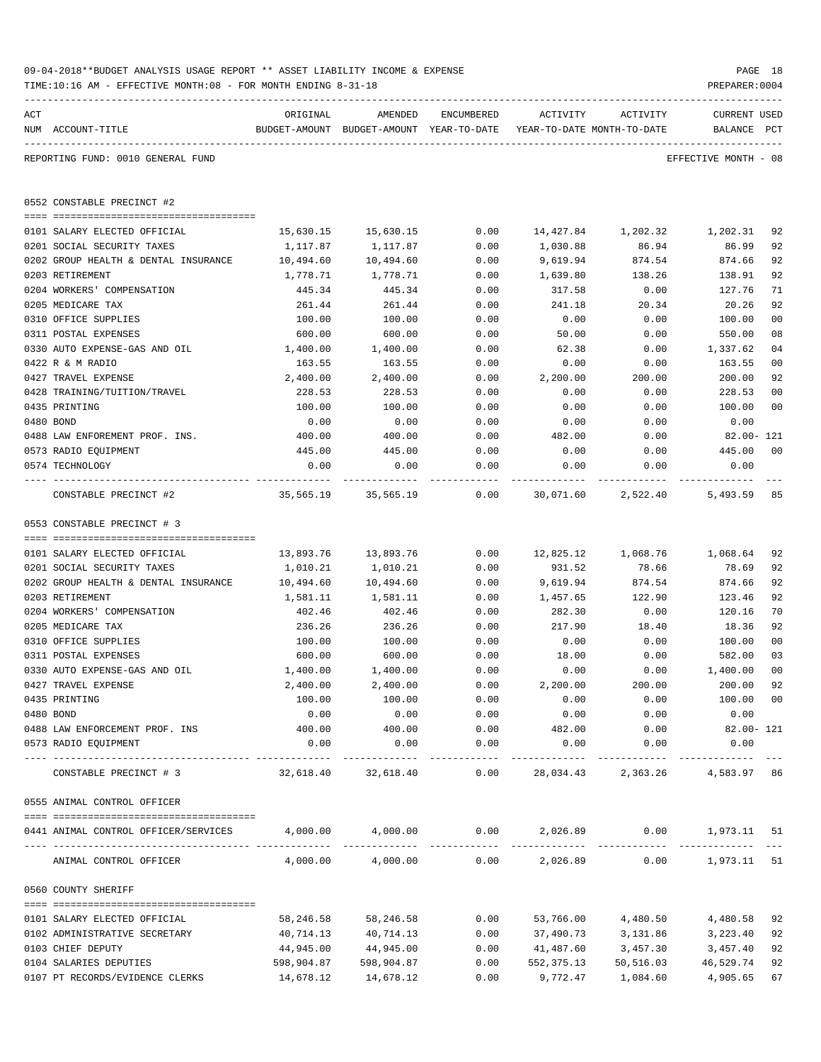09-04-2018**BUDGET ANALYSIS USAGE REPORT ** ASSET LIABILITY INCOME & EXPENSE

TIME:10:16 AM - EFFECTIVE MONTH:08 - FOR MONTH ENDING 8-31-18

PREPARER:0004

REPORTING FUND: 0010 GENERAL FUND — EFFECTIVE MONTH - 08

## 0552 CONSTABLE PRECINCT #2

| ACT NUM | ACCOUNT-TITLE | ORIGINAL BUDGET-AMOUNT | AMENDED BUDGET-AMOUNT | ENCUMBERED YEAR-TO-DATE | ACTIVITY YEAR-TO-DATE | ACTIVITY MONTH-TO-DATE | CURRENT BALANCE | USED PCT |
|---|---|---|---|---|---|---|---|---|
| 0101 | SALARY ELECTED OFFICIAL | 15,630.15 | 15,630.15 | 0.00 | 14,427.84 | 1,202.32 | 1,202.31 | 92 |
| 0201 | SOCIAL SECURITY TAXES | 1,117.87 | 1,117.87 | 0.00 | 1,030.88 | 86.94 | 86.99 | 92 |
| 0202 | GROUP HEALTH & DENTAL INSURANCE | 10,494.60 | 10,494.60 | 0.00 | 9,619.94 | 874.54 | 874.66 | 92 |
| 0203 | RETIREMENT | 1,778.71 | 1,778.71 | 0.00 | 1,639.80 | 138.26 | 138.91 | 92 |
| 0204 | WORKERS' COMPENSATION | 445.34 | 445.34 | 0.00 | 317.58 | 0.00 | 127.76 | 71 |
| 0205 | MEDICARE TAX | 261.44 | 261.44 | 0.00 | 241.18 | 20.34 | 20.26 | 92 |
| 0310 | OFFICE SUPPLIES | 100.00 | 100.00 | 0.00 | 0.00 | 0.00 | 100.00 | 00 |
| 0311 | POSTAL EXPENSES | 600.00 | 600.00 | 0.00 | 50.00 | 0.00 | 550.00 | 08 |
| 0330 | AUTO EXPENSE-GAS AND OIL | 1,400.00 | 1,400.00 | 0.00 | 62.38 | 0.00 | 1,337.62 | 04 |
| 0422 | R & M RADIO | 163.55 | 163.55 | 0.00 | 0.00 | 0.00 | 163.55 | 00 |
| 0427 | TRAVEL EXPENSE | 2,400.00 | 2,400.00 | 0.00 | 2,200.00 | 200.00 | 200.00 | 92 |
| 0428 | TRAINING/TUITION/TRAVEL | 228.53 | 228.53 | 0.00 | 0.00 | 0.00 | 228.53 | 00 |
| 0435 | PRINTING | 100.00 | 100.00 | 0.00 | 0.00 | 0.00 | 100.00 | 00 |
| 0480 | BOND | 0.00 | 0.00 | 0.00 | 0.00 | 0.00 | 0.00 | |
| 0488 | LAW ENFOREMENT PROF. INS. | 400.00 | 400.00 | 0.00 | 482.00 | 0.00 | 82.00- | 121 |
| 0573 | RADIO EQUIPMENT | 445.00 | 445.00 | 0.00 | 0.00 | 0.00 | 445.00 | 00 |
| 0574 | TECHNOLOGY | 0.00 | 0.00 | 0.00 | 0.00 | 0.00 | 0.00 | |
| | CONSTABLE PRECINCT #2 | 35,565.19 | 35,565.19 | 0.00 | 30,071.60 | 2,522.40 | 5,493.59 | 85 |

## 0553 CONSTABLE PRECINCT # 3

| ACT NUM | ACCOUNT-TITLE | ORIGINAL BUDGET-AMOUNT | AMENDED BUDGET-AMOUNT | ENCUMBERED YEAR-TO-DATE | ACTIVITY YEAR-TO-DATE | ACTIVITY MONTH-TO-DATE | CURRENT BALANCE | USED PCT |
|---|---|---|---|---|---|---|---|---|
| 0101 | SALARY ELECTED OFFICIAL | 13,893.76 | 13,893.76 | 0.00 | 12,825.12 | 1,068.76 | 1,068.64 | 92 |
| 0201 | SOCIAL SECURITY TAXES | 1,010.21 | 1,010.21 | 0.00 | 931.52 | 78.66 | 78.69 | 92 |
| 0202 | GROUP HEALTH & DENTAL INSURANCE | 10,494.60 | 10,494.60 | 0.00 | 9,619.94 | 874.54 | 874.66 | 92 |
| 0203 | RETIREMENT | 1,581.11 | 1,581.11 | 0.00 | 1,457.65 | 122.90 | 123.46 | 92 |
| 0204 | WORKERS' COMPENSATION | 402.46 | 402.46 | 0.00 | 282.30 | 0.00 | 120.16 | 70 |
| 0205 | MEDICARE TAX | 236.26 | 236.26 | 0.00 | 217.90 | 18.40 | 18.36 | 92 |
| 0310 | OFFICE SUPPLIES | 100.00 | 100.00 | 0.00 | 0.00 | 0.00 | 100.00 | 00 |
| 0311 | POSTAL EXPENSES | 600.00 | 600.00 | 0.00 | 18.00 | 0.00 | 582.00 | 03 |
| 0330 | AUTO EXPENSE-GAS AND OIL | 1,400.00 | 1,400.00 | 0.00 | 0.00 | 0.00 | 1,400.00 | 00 |
| 0427 | TRAVEL EXPENSE | 2,400.00 | 2,400.00 | 0.00 | 2,200.00 | 200.00 | 200.00 | 92 |
| 0435 | PRINTING | 100.00 | 100.00 | 0.00 | 0.00 | 0.00 | 100.00 | 00 |
| 0480 | BOND | 0.00 | 0.00 | 0.00 | 0.00 | 0.00 | 0.00 | |
| 0488 | LAW ENFORCEMENT PROF. INS | 400.00 | 400.00 | 0.00 | 482.00 | 0.00 | 82.00- | 121 |
| 0573 | RADIO EQUIPMENT | 0.00 | 0.00 | 0.00 | 0.00 | 0.00 | 0.00 | |
| | CONSTABLE PRECINCT # 3 | 32,618.40 | 32,618.40 | 0.00 | 28,034.43 | 2,363.26 | 4,583.97 | 86 |

## 0555 ANIMAL CONTROL OFFICER

| ACT NUM | ACCOUNT-TITLE | ORIGINAL BUDGET-AMOUNT | AMENDED BUDGET-AMOUNT | ENCUMBERED YEAR-TO-DATE | ACTIVITY YEAR-TO-DATE | ACTIVITY MONTH-TO-DATE | CURRENT BALANCE | USED PCT |
|---|---|---|---|---|---|---|---|---|
| 0441 | ANIMAL CONTROL OFFICER/SERVICES | 4,000.00 | 4,000.00 | 0.00 | 2,026.89 | 0.00 | 1,973.11 | 51 |
| | ANIMAL CONTROL OFFICER | 4,000.00 | 4,000.00 | 0.00 | 2,026.89 | 0.00 | 1,973.11 | 51 |

## 0560 COUNTY SHERIFF

| ACT NUM | ACCOUNT-TITLE | ORIGINAL BUDGET-AMOUNT | AMENDED BUDGET-AMOUNT | ENCUMBERED YEAR-TO-DATE | ACTIVITY YEAR-TO-DATE | ACTIVITY MONTH-TO-DATE | CURRENT BALANCE | USED PCT |
|---|---|---|---|---|---|---|---|---|
| 0101 | SALARY ELECTED OFFICIAL | 58,246.58 | 58,246.58 | 0.00 | 53,766.00 | 4,480.50 | 4,480.58 | 92 |
| 0102 | ADMINISTRATIVE SECRETARY | 40,714.13 | 40,714.13 | 0.00 | 37,490.73 | 3,131.86 | 3,223.40 | 92 |
| 0103 | CHIEF DEPUTY | 44,945.00 | 44,945.00 | 0.00 | 41,487.60 | 3,457.30 | 3,457.40 | 92 |
| 0104 | SALARIES DEPUTIES | 598,904.87 | 598,904.87 | 0.00 | 552,375.13 | 50,516.03 | 46,529.74 | 92 |
| 0107 | PT RECORDS/EVIDENCE CLERKS | 14,678.12 | 14,678.12 | 0.00 | 9,772.47 | 1,084.60 | 4,905.65 | 67 |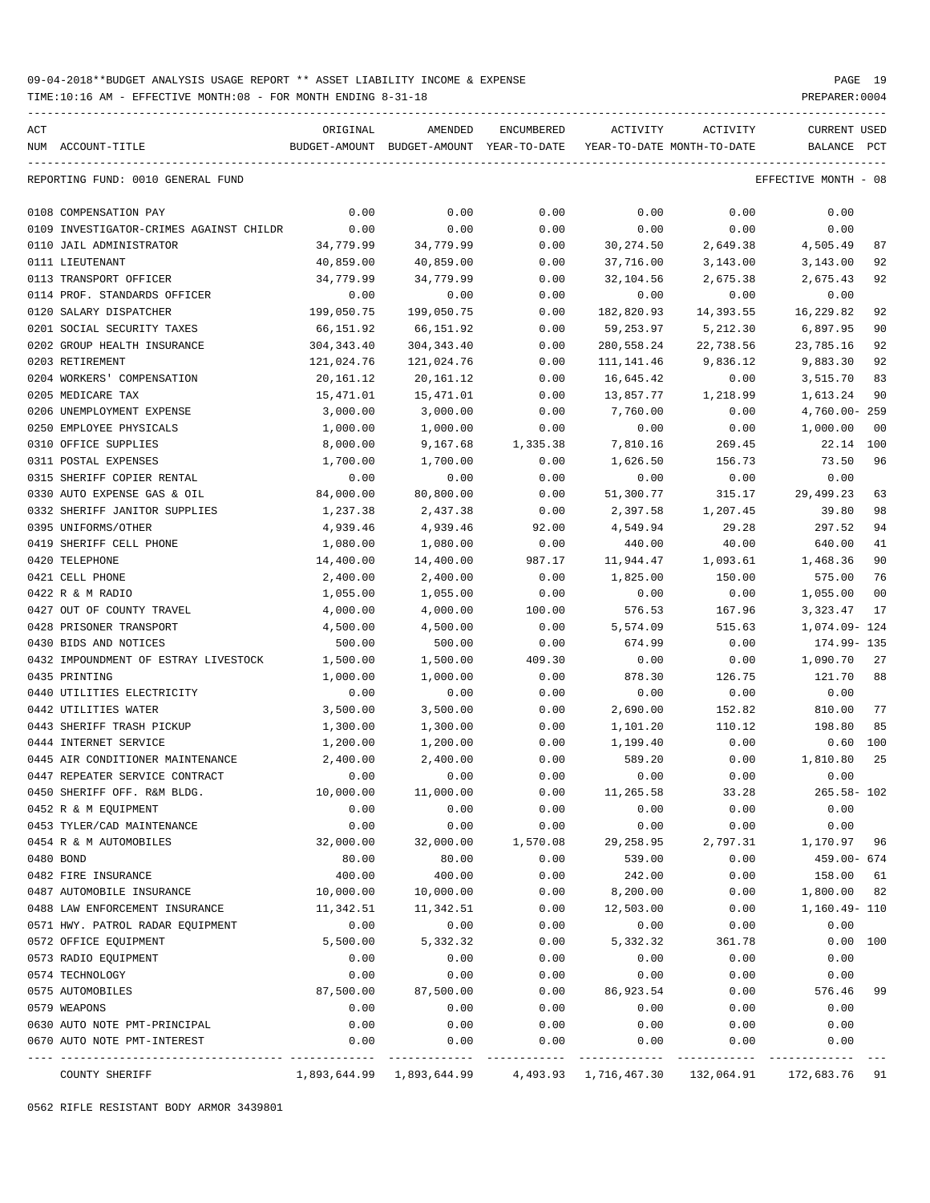09-04-2018**BUDGET ANALYSIS USAGE REPORT ** ASSET LIABILITY INCOME & EXPENSE

TIME:10:16 AM - EFFECTIVE MONTH:08 - FOR MONTH ENDING 8-31-18

REPORTING FUND: 0010 GENERAL FUND — EFFECTIVE MONTH - 08

| ACT NUM | ACCOUNT-TITLE | ORIGINAL BUDGET-AMOUNT | AMENDED BUDGET-AMOUNT | ENCUMBERED YEAR-TO-DATE | ACTIVITY YEAR-TO-DATE | ACTIVITY MONTH-TO-DATE | CURRENT BALANCE | USED PCT |
|---|---|---|---|---|---|---|---|---|
| 0108 | COMPENSATION PAY | 0.00 | 0.00 | 0.00 | 0.00 | 0.00 | 0.00 | |
| 0109 | INVESTIGATOR-CRIMES AGAINST CHILDR | 0.00 | 0.00 | 0.00 | 0.00 | 0.00 | 0.00 | |
| 0110 | JAIL ADMINISTRATOR | 34,779.99 | 34,779.99 | 0.00 | 30,274.50 | 2,649.38 | 4,505.49 | 87 |
| 0111 | LIEUTENANT | 40,859.00 | 40,859.00 | 0.00 | 37,716.00 | 3,143.00 | 3,143.00 | 92 |
| 0113 | TRANSPORT OFFICER | 34,779.99 | 34,779.99 | 0.00 | 32,104.56 | 2,675.38 | 2,675.43 | 92 |
| 0114 | PROF. STANDARDS OFFICER | 0.00 | 0.00 | 0.00 | 0.00 | 0.00 | 0.00 | |
| 0120 | SALARY DISPATCHER | 199,050.75 | 199,050.75 | 0.00 | 182,820.93 | 14,393.55 | 16,229.82 | 92 |
| 0201 | SOCIAL SECURITY TAXES | 66,151.92 | 66,151.92 | 0.00 | 59,253.97 | 5,212.30 | 6,897.95 | 90 |
| 0202 | GROUP HEALTH INSURANCE | 304,343.40 | 304,343.40 | 0.00 | 280,558.24 | 22,738.56 | 23,785.16 | 92 |
| 0203 | RETIREMENT | 121,024.76 | 121,024.76 | 0.00 | 111,141.46 | 9,836.12 | 9,883.30 | 92 |
| 0204 | WORKERS' COMPENSATION | 20,161.12 | 20,161.12 | 0.00 | 16,645.42 | 0.00 | 3,515.70 | 83 |
| 0205 | MEDICARE TAX | 15,471.01 | 15,471.01 | 0.00 | 13,857.77 | 1,218.99 | 1,613.24 | 90 |
| 0206 | UNEMPLOYMENT EXPENSE | 3,000.00 | 3,000.00 | 0.00 | 7,760.00 | 0.00 | 4,760.00- | 259 |
| 0250 | EMPLOYEE PHYSICALS | 1,000.00 | 1,000.00 | 0.00 | 0.00 | 0.00 | 1,000.00 | 00 |
| 0310 | OFFICE SUPPLIES | 8,000.00 | 9,167.68 | 1,335.38 | 7,810.16 | 269.45 | 22.14 | 100 |
| 0311 | POSTAL EXPENSES | 1,700.00 | 1,700.00 | 0.00 | 1,626.50 | 156.73 | 73.50 | 96 |
| 0315 | SHERIFF COPIER RENTAL | 0.00 | 0.00 | 0.00 | 0.00 | 0.00 | 0.00 | |
| 0330 | AUTO EXPENSE GAS & OIL | 84,000.00 | 80,800.00 | 0.00 | 51,300.77 | 315.17 | 29,499.23 | 63 |
| 0332 | SHERIFF JANITOR SUPPLIES | 1,237.38 | 2,437.38 | 0.00 | 2,397.58 | 1,207.45 | 39.80 | 98 |
| 0395 | UNIFORMS/OTHER | 4,939.46 | 4,939.46 | 92.00 | 4,549.94 | 29.28 | 297.52 | 94 |
| 0419 | SHERIFF CELL PHONE | 1,080.00 | 1,080.00 | 0.00 | 440.00 | 40.00 | 640.00 | 41 |
| 0420 | TELEPHONE | 14,400.00 | 14,400.00 | 987.17 | 11,944.47 | 1,093.61 | 1,468.36 | 90 |
| 0421 | CELL PHONE | 2,400.00 | 2,400.00 | 0.00 | 1,825.00 | 150.00 | 575.00 | 76 |
| 0422 | R & M RADIO | 1,055.00 | 1,055.00 | 0.00 | 0.00 | 0.00 | 1,055.00 | 00 |
| 0427 | OUT OF COUNTY TRAVEL | 4,000.00 | 4,000.00 | 100.00 | 576.53 | 167.96 | 3,323.47 | 17 |
| 0428 | PRISONER TRANSPORT | 4,500.00 | 4,500.00 | 0.00 | 5,574.09 | 515.63 | 1,074.09- | 124 |
| 0430 | BIDS AND NOTICES | 500.00 | 500.00 | 0.00 | 674.99 | 0.00 | 174.99- | 135 |
| 0432 | IMPOUNDMENT OF ESTRAY LIVESTOCK | 1,500.00 | 1,500.00 | 409.30 | 0.00 | 0.00 | 1,090.70 | 27 |
| 0435 | PRINTING | 1,000.00 | 1,000.00 | 0.00 | 878.30 | 126.75 | 121.70 | 88 |
| 0440 | UTILITIES ELECTRICITY | 0.00 | 0.00 | 0.00 | 0.00 | 0.00 | 0.00 | |
| 0442 | UTILITIES WATER | 3,500.00 | 3,500.00 | 0.00 | 2,690.00 | 152.82 | 810.00 | 77 |
| 0443 | SHERIFF TRASH PICKUP | 1,300.00 | 1,300.00 | 0.00 | 1,101.20 | 110.12 | 198.80 | 85 |
| 0444 | INTERNET SERVICE | 1,200.00 | 1,200.00 | 0.00 | 1,199.40 | 0.00 | 0.60 | 100 |
| 0445 | AIR CONDITIONER MAINTENANCE | 2,400.00 | 2,400.00 | 0.00 | 589.20 | 0.00 | 1,810.80 | 25 |
| 0447 | REPEATER SERVICE CONTRACT | 0.00 | 0.00 | 0.00 | 0.00 | 0.00 | 0.00 | |
| 0450 | SHERIFF OFF. R&M BLDG. | 10,000.00 | 11,000.00 | 0.00 | 11,265.58 | 33.28 | 265.58- | 102 |
| 0452 | R & M EQUIPMENT | 0.00 | 0.00 | 0.00 | 0.00 | 0.00 | 0.00 | |
| 0453 | TYLER/CAD MAINTENANCE | 0.00 | 0.00 | 0.00 | 0.00 | 0.00 | 0.00 | |
| 0454 | R & M AUTOMOBILES | 32,000.00 | 32,000.00 | 1,570.08 | 29,258.95 | 2,797.31 | 1,170.97 | 96 |
| 0480 | BOND | 80.00 | 80.00 | 0.00 | 539.00 | 0.00 | 459.00- | 674 |
| 0482 | FIRE INSURANCE | 400.00 | 400.00 | 0.00 | 242.00 | 0.00 | 158.00 | 61 |
| 0487 | AUTOMOBILE INSURANCE | 10,000.00 | 10,000.00 | 0.00 | 8,200.00 | 0.00 | 1,800.00 | 82 |
| 0488 | LAW ENFORCEMENT INSURANCE | 11,342.51 | 11,342.51 | 0.00 | 12,503.00 | 0.00 | 1,160.49- | 110 |
| 0571 | HWY. PATROL RADAR EQUIPMENT | 0.00 | 0.00 | 0.00 | 0.00 | 0.00 | 0.00 | |
| 0572 | OFFICE EQUIPMENT | 5,500.00 | 5,332.32 | 0.00 | 5,332.32 | 361.78 | 0.00 | 100 |
| 0573 | RADIO EQUIPMENT | 0.00 | 0.00 | 0.00 | 0.00 | 0.00 | 0.00 | |
| 0574 | TECHNOLOGY | 0.00 | 0.00 | 0.00 | 0.00 | 0.00 | 0.00 | |
| 0575 | AUTOMOBILES | 87,500.00 | 87,500.00 | 0.00 | 86,923.54 | 0.00 | 576.46 | 99 |
| 0579 | WEAPONS | 0.00 | 0.00 | 0.00 | 0.00 | 0.00 | 0.00 | |
| 0630 | AUTO NOTE PMT-PRINCIPAL | 0.00 | 0.00 | 0.00 | 0.00 | 0.00 | 0.00 | |
| 0670 | AUTO NOTE PMT-INTEREST | 0.00 | 0.00 | 0.00 | 0.00 | 0.00 | 0.00 | |
| | COUNTY SHERIFF | 1,893,644.99 | 1,893,644.99 | 4,493.93 | 1,716,467.30 | 132,064.91 | 172,683.76 | 91 |

0562 RIFLE RESISTANT BODY ARMOR 3439801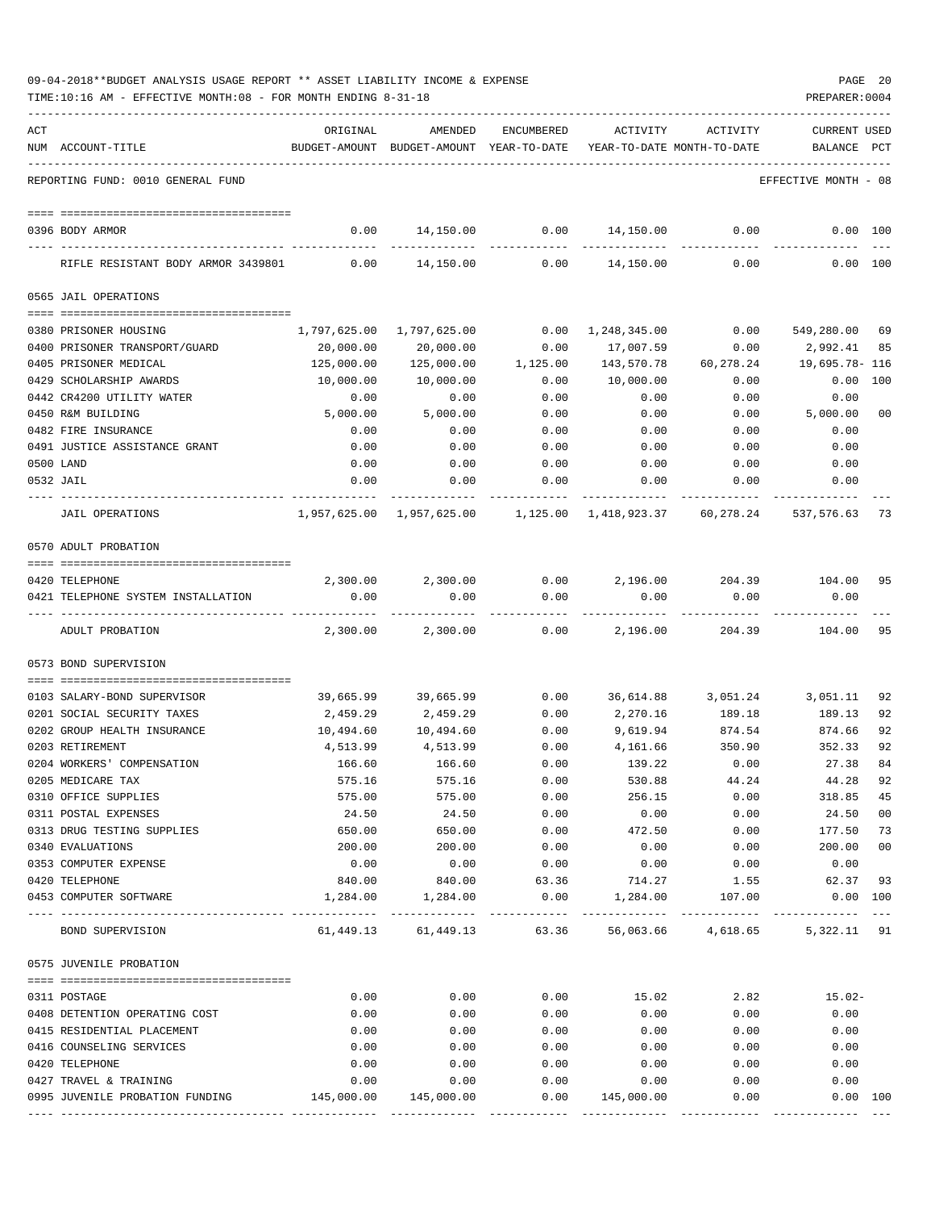09-04-2018**BUDGET ANALYSIS USAGE REPORT ** ASSET LIABILITY INCOME & EXPENSE

TIME:10:16 AM - EFFECTIVE MONTH:08 - FOR MONTH ENDING 8-31-18

PREPARER:0004

REPORTING FUND: 0010 GENERAL FUND — EFFECTIVE MONTH - 08

| ACT NUM | ACCOUNT-TITLE | ORIGINAL BUDGET-AMOUNT | AMENDED BUDGET-AMOUNT | ENCUMBERED YEAR-TO-DATE | ACTIVITY YEAR-TO-DATE | ACTIVITY MONTH-TO-DATE | CURRENT BALANCE | USED PCT |
|---|---|---|---|---|---|---|---|---|
| 0396 | BODY ARMOR | 0.00 | 14,150.00 | 0.00 | 14,150.00 | 0.00 | 0.00 | 100 |
| | RIFLE RESISTANT BODY ARMOR 3439801 | 0.00 | 14,150.00 | 0.00 | 14,150.00 | 0.00 | 0.00 | 100 |
| | **0565 JAIL OPERATIONS** | | | | | | | |
| 0380 | PRISONER HOUSING | 1,797,625.00 | 1,797,625.00 | 0.00 | 1,248,345.00 | 0.00 | 549,280.00 | 69 |
| 0400 | PRISONER TRANSPORT/GUARD | 20,000.00 | 20,000.00 | 0.00 | 17,007.59 | 0.00 | 2,992.41 | 85 |
| 0405 | PRISONER MEDICAL | 125,000.00 | 125,000.00 | 1,125.00 | 143,570.78 | 60,278.24 | 19,695.78- | 116 |
| 0429 | SCHOLARSHIP AWARDS | 10,000.00 | 10,000.00 | 0.00 | 10,000.00 | 0.00 | 0.00 | 100 |
| 0442 | CR4200 UTILITY WATER | 0.00 | 0.00 | 0.00 | 0.00 | 0.00 | 0.00 | |
| 0450 | R&M BUILDING | 5,000.00 | 5,000.00 | 0.00 | 0.00 | 0.00 | 5,000.00 | 00 |
| 0482 | FIRE INSURANCE | 0.00 | 0.00 | 0.00 | 0.00 | 0.00 | 0.00 | |
| 0491 | JUSTICE ASSISTANCE GRANT | 0.00 | 0.00 | 0.00 | 0.00 | 0.00 | 0.00 | |
| 0500 | LAND | 0.00 | 0.00 | 0.00 | 0.00 | 0.00 | 0.00 | |
| 0532 | JAIL | 0.00 | 0.00 | 0.00 | 0.00 | 0.00 | 0.00 | |
| | JAIL OPERATIONS | 1,957,625.00 | 1,957,625.00 | 1,125.00 | 1,418,923.37 | 60,278.24 | 537,576.63 | 73 |
| | **0570 ADULT PROBATION** | | | | | | | |
| 0420 | TELEPHONE | 2,300.00 | 2,300.00 | 0.00 | 2,196.00 | 204.39 | 104.00 | 95 |
| 0421 | TELEPHONE SYSTEM INSTALLATION | 0.00 | 0.00 | 0.00 | 0.00 | 0.00 | 0.00 | |
| | ADULT PROBATION | 2,300.00 | 2,300.00 | 0.00 | 2,196.00 | 204.39 | 104.00 | 95 |
| | **0573 BOND SUPERVISION** | | | | | | | |
| 0103 | SALARY-BOND SUPERVISOR | 39,665.99 | 39,665.99 | 0.00 | 36,614.88 | 3,051.24 | 3,051.11 | 92 |
| 0201 | SOCIAL SECURITY TAXES | 2,459.29 | 2,459.29 | 0.00 | 2,270.16 | 189.18 | 189.13 | 92 |
| 0202 | GROUP HEALTH INSURANCE | 10,494.60 | 10,494.60 | 0.00 | 9,619.94 | 874.54 | 874.66 | 92 |
| 0203 | RETIREMENT | 4,513.99 | 4,513.99 | 0.00 | 4,161.66 | 350.90 | 352.33 | 92 |
| 0204 | WORKERS' COMPENSATION | 166.60 | 166.60 | 0.00 | 139.22 | 0.00 | 27.38 | 84 |
| 0205 | MEDICARE TAX | 575.16 | 575.16 | 0.00 | 530.88 | 44.24 | 44.28 | 92 |
| 0310 | OFFICE SUPPLIES | 575.00 | 575.00 | 0.00 | 256.15 | 0.00 | 318.85 | 45 |
| 0311 | POSTAL EXPENSES | 24.50 | 24.50 | 0.00 | 0.00 | 0.00 | 24.50 | 00 |
| 0313 | DRUG TESTING SUPPLIES | 650.00 | 650.00 | 0.00 | 472.50 | 0.00 | 177.50 | 73 |
| 0340 | EVALUATIONS | 200.00 | 200.00 | 0.00 | 0.00 | 0.00 | 200.00 | 00 |
| 0353 | COMPUTER EXPENSE | 0.00 | 0.00 | 0.00 | 0.00 | 0.00 | 0.00 | |
| 0420 | TELEPHONE | 840.00 | 840.00 | 63.36 | 714.27 | 1.55 | 62.37 | 93 |
| 0453 | COMPUTER SOFTWARE | 1,284.00 | 1,284.00 | 0.00 | 1,284.00 | 107.00 | 0.00 | 100 |
| | BOND SUPERVISION | 61,449.13 | 61,449.13 | 63.36 | 56,063.66 | 4,618.65 | 5,322.11 | 91 |
| | **0575 JUVENILE PROBATION** | | | | | | | |
| 0311 | POSTAGE | 0.00 | 0.00 | 0.00 | 15.02 | 2.82 | 15.02- | |
| 0408 | DETENTION OPERATING COST | 0.00 | 0.00 | 0.00 | 0.00 | 0.00 | 0.00 | |
| 0415 | RESIDENTIAL PLACEMENT | 0.00 | 0.00 | 0.00 | 0.00 | 0.00 | 0.00 | |
| 0416 | COUNSELING SERVICES | 0.00 | 0.00 | 0.00 | 0.00 | 0.00 | 0.00 | |
| 0420 | TELEPHONE | 0.00 | 0.00 | 0.00 | 0.00 | 0.00 | 0.00 | |
| 0427 | TRAVEL & TRAINING | 0.00 | 0.00 | 0.00 | 0.00 | 0.00 | 0.00 | |
| 0995 | JUVENILE PROBATION FUNDING | 145,000.00 | 145,000.00 | 0.00 | 145,000.00 | 0.00 | 0.00 | 100 |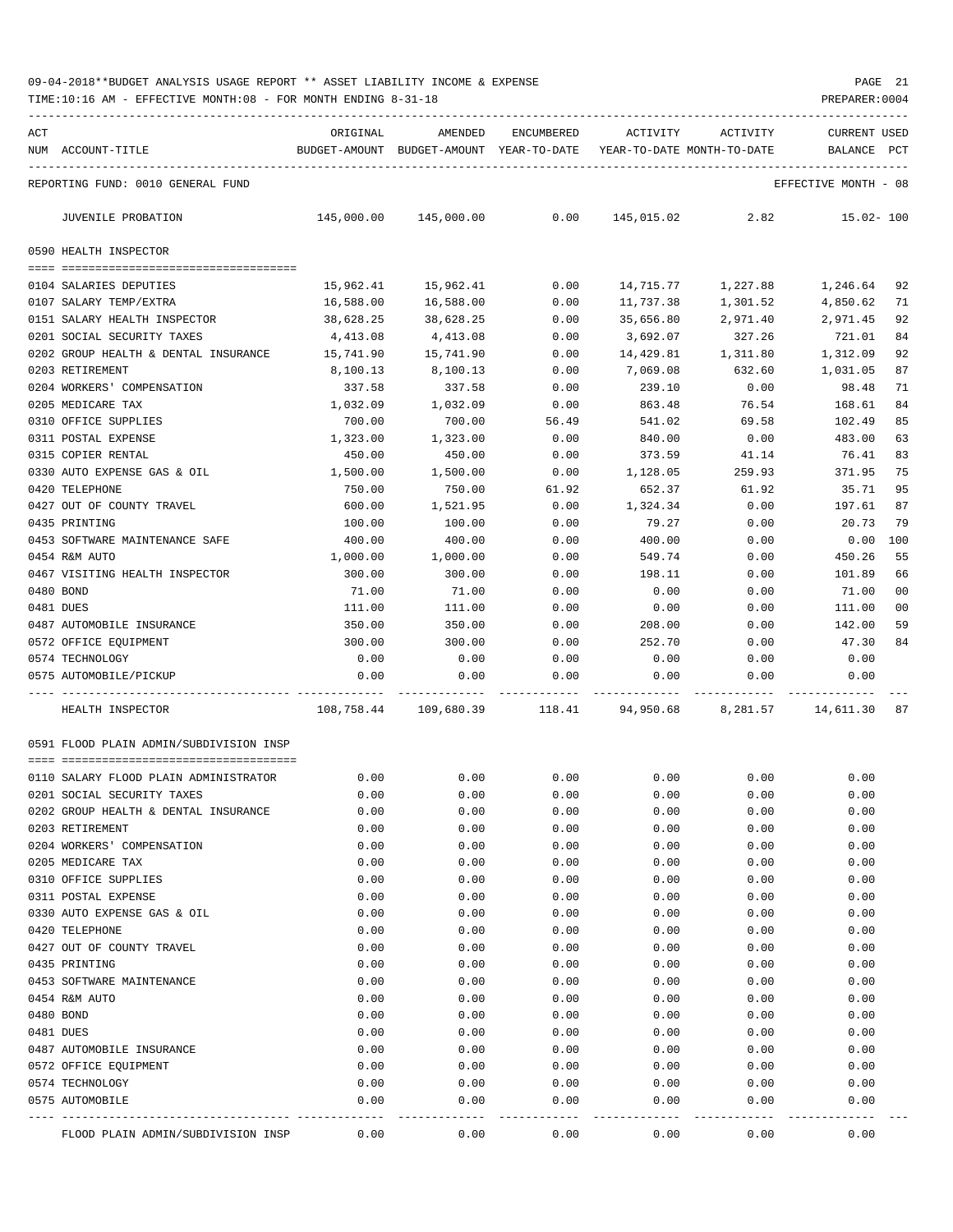09-04-2018**BUDGET ANALYSIS USAGE REPORT ** ASSET LIABILITY INCOME & EXPENSE

TIME:10:16 AM - EFFECTIVE MONTH:08 - FOR MONTH ENDING 8-31-18

PREPARER:0004

REPORTING FUND: 0010 GENERAL FUND — EFFECTIVE MONTH - 08

| ACT NUM | ACCOUNT-TITLE | ORIGINAL BUDGET-AMOUNT | AMENDED BUDGET-AMOUNT | ENCUMBERED YEAR-TO-DATE | ACTIVITY YEAR-TO-DATE | ACTIVITY MONTH-TO-DATE | CURRENT BALANCE | USED PCT |
|---|---|---|---|---|---|---|---|---|
| | JUVENILE PROBATION | 145,000.00 | 145,000.00 | 0.00 | 145,015.02 | 2.82 | 15.02- | 100 |
| | **0590 HEALTH INSPECTOR** | | | | | | | |
| 0104 | SALARIES DEPUTIES | 15,962.41 | 15,962.41 | 0.00 | 14,715.77 | 1,227.88 | 1,246.64 | 92 |
| 0107 | SALARY TEMP/EXTRA | 16,588.00 | 16,588.00 | 0.00 | 11,737.38 | 1,301.52 | 4,850.62 | 71 |
| 0151 | SALARY HEALTH INSPECTOR | 38,628.25 | 38,628.25 | 0.00 | 35,656.80 | 2,971.40 | 2,971.45 | 92 |
| 0201 | SOCIAL SECURITY TAXES | 4,413.08 | 4,413.08 | 0.00 | 3,692.07 | 327.26 | 721.01 | 84 |
| 0202 | GROUP HEALTH & DENTAL INSURANCE | 15,741.90 | 15,741.90 | 0.00 | 14,429.81 | 1,311.80 | 1,312.09 | 92 |
| 0203 | RETIREMENT | 8,100.13 | 8,100.13 | 0.00 | 7,069.08 | 632.60 | 1,031.05 | 87 |
| 0204 | WORKERS' COMPENSATION | 337.58 | 337.58 | 0.00 | 239.10 | 0.00 | 98.48 | 71 |
| 0205 | MEDICARE TAX | 1,032.09 | 1,032.09 | 0.00 | 863.48 | 76.54 | 168.61 | 84 |
| 0310 | OFFICE SUPPLIES | 700.00 | 700.00 | 56.49 | 541.02 | 69.58 | 102.49 | 85 |
| 0311 | POSTAL EXPENSE | 1,323.00 | 1,323.00 | 0.00 | 840.00 | 0.00 | 483.00 | 63 |
| 0315 | COPIER RENTAL | 450.00 | 450.00 | 0.00 | 373.59 | 41.14 | 76.41 | 83 |
| 0330 | AUTO EXPENSE GAS & OIL | 1,500.00 | 1,500.00 | 0.00 | 1,128.05 | 259.93 | 371.95 | 75 |
| 0420 | TELEPHONE | 750.00 | 750.00 | 61.92 | 652.37 | 61.92 | 35.71 | 95 |
| 0427 | OUT OF COUNTY TRAVEL | 600.00 | 1,521.95 | 0.00 | 1,324.34 | 0.00 | 197.61 | 87 |
| 0435 | PRINTING | 100.00 | 100.00 | 0.00 | 79.27 | 0.00 | 20.73 | 79 |
| 0453 | SOFTWARE MAINTENANCE SAFE | 400.00 | 400.00 | 0.00 | 400.00 | 0.00 | 0.00 | 100 |
| 0454 | R&M AUTO | 1,000.00 | 1,000.00 | 0.00 | 549.74 | 0.00 | 450.26 | 55 |
| 0467 | VISITING HEALTH INSPECTOR | 300.00 | 300.00 | 0.00 | 198.11 | 0.00 | 101.89 | 66 |
| 0480 | BOND | 71.00 | 71.00 | 0.00 | 0.00 | 0.00 | 71.00 | 00 |
| 0481 | DUES | 111.00 | 111.00 | 0.00 | 0.00 | 0.00 | 111.00 | 00 |
| 0487 | AUTOMOBILE INSURANCE | 350.00 | 350.00 | 0.00 | 208.00 | 0.00 | 142.00 | 59 |
| 0572 | OFFICE EQUIPMENT | 300.00 | 300.00 | 0.00 | 252.70 | 0.00 | 47.30 | 84 |
| 0574 | TECHNOLOGY | 0.00 | 0.00 | 0.00 | 0.00 | 0.00 | 0.00 | |
| 0575 | AUTOMOBILE/PICKUP | 0.00 | 0.00 | 0.00 | 0.00 | 0.00 | 0.00 | |
| | HEALTH INSPECTOR | 108,758.44 | 109,680.39 | 118.41 | 94,950.68 | 8,281.57 | 14,611.30 | 87 |
| | **0591 FLOOD PLAIN ADMIN/SUBDIVISION INSP** | | | | | | | |
| 0110 | SALARY FLOOD PLAIN ADMINISTRATOR | 0.00 | 0.00 | 0.00 | 0.00 | 0.00 | 0.00 | |
| 0201 | SOCIAL SECURITY TAXES | 0.00 | 0.00 | 0.00 | 0.00 | 0.00 | 0.00 | |
| 0202 | GROUP HEALTH & DENTAL INSURANCE | 0.00 | 0.00 | 0.00 | 0.00 | 0.00 | 0.00 | |
| 0203 | RETIREMENT | 0.00 | 0.00 | 0.00 | 0.00 | 0.00 | 0.00 | |
| 0204 | WORKERS' COMPENSATION | 0.00 | 0.00 | 0.00 | 0.00 | 0.00 | 0.00 | |
| 0205 | MEDICARE TAX | 0.00 | 0.00 | 0.00 | 0.00 | 0.00 | 0.00 | |
| 0310 | OFFICE SUPPLIES | 0.00 | 0.00 | 0.00 | 0.00 | 0.00 | 0.00 | |
| 0311 | POSTAL EXPENSE | 0.00 | 0.00 | 0.00 | 0.00 | 0.00 | 0.00 | |
| 0330 | AUTO EXPENSE GAS & OIL | 0.00 | 0.00 | 0.00 | 0.00 | 0.00 | 0.00 | |
| 0420 | TELEPHONE | 0.00 | 0.00 | 0.00 | 0.00 | 0.00 | 0.00 | |
| 0427 | OUT OF COUNTY TRAVEL | 0.00 | 0.00 | 0.00 | 0.00 | 0.00 | 0.00 | |
| 0435 | PRINTING | 0.00 | 0.00 | 0.00 | 0.00 | 0.00 | 0.00 | |
| 0453 | SOFTWARE MAINTENANCE | 0.00 | 0.00 | 0.00 | 0.00 | 0.00 | 0.00 | |
| 0454 | R&M AUTO | 0.00 | 0.00 | 0.00 | 0.00 | 0.00 | 0.00 | |
| 0480 | BOND | 0.00 | 0.00 | 0.00 | 0.00 | 0.00 | 0.00 | |
| 0481 | DUES | 0.00 | 0.00 | 0.00 | 0.00 | 0.00 | 0.00 | |
| 0487 | AUTOMOBILE INSURANCE | 0.00 | 0.00 | 0.00 | 0.00 | 0.00 | 0.00 | |
| 0572 | OFFICE EQUIPMENT | 0.00 | 0.00 | 0.00 | 0.00 | 0.00 | 0.00 | |
| 0574 | TECHNOLOGY | 0.00 | 0.00 | 0.00 | 0.00 | 0.00 | 0.00 | |
| 0575 | AUTOMOBILE | 0.00 | 0.00 | 0.00 | 0.00 | 0.00 | 0.00 | |
| | FLOOD PLAIN ADMIN/SUBDIVISION INSP | 0.00 | 0.00 | 0.00 | 0.00 | 0.00 | 0.00 | |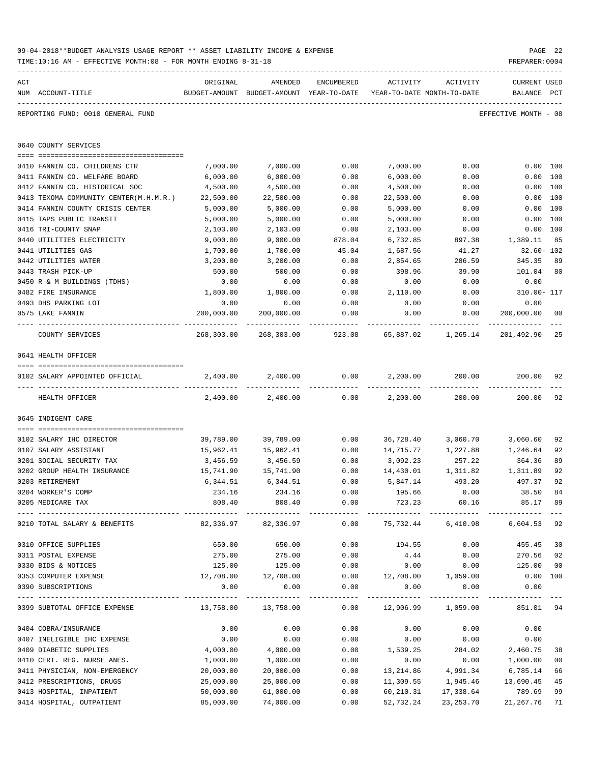09-04-2018**BUDGET ANALYSIS USAGE REPORT ** ASSET LIABILITY INCOME & EXPENSE

TIME:10:16 AM - EFFECTIVE MONTH:08 - FOR MONTH ENDING 8-31-18

PREPARER:0004

REPORTING FUND: 0010 GENERAL FUND — EFFECTIVE MONTH - 08

| ACT NUM | ACCOUNT-TITLE | ORIGINAL BUDGET-AMOUNT | AMENDED BUDGET-AMOUNT | ENCUMBERED YEAR-TO-DATE | ACTIVITY YEAR-TO-DATE | ACTIVITY MONTH-TO-DATE | CURRENT BALANCE | USED PCT |
|---|---|---|---|---|---|---|---|---|
| | **0640 COUNTY SERVICES** | | | | | | | |
| 0410 | FANNIN CO. CHILDRENS CTR | 7,000.00 | 7,000.00 | 0.00 | 7,000.00 | 0.00 | 0.00 | 100 |
| 0411 | FANNIN CO. WELFARE BOARD | 6,000.00 | 6,000.00 | 0.00 | 6,000.00 | 0.00 | 0.00 | 100 |
| 0412 | FANNIN CO. HISTORICAL SOC | 4,500.00 | 4,500.00 | 0.00 | 4,500.00 | 0.00 | 0.00 | 100 |
| 0413 | TEXOMA COMMUNITY CENTER(M.H.M.R.) | 22,500.00 | 22,500.00 | 0.00 | 22,500.00 | 0.00 | 0.00 | 100 |
| 0414 | FANNIN COUNTY CRISIS CENTER | 5,000.00 | 5,000.00 | 0.00 | 5,000.00 | 0.00 | 0.00 | 100 |
| 0415 | TAPS PUBLIC TRANSIT | 5,000.00 | 5,000.00 | 0.00 | 5,000.00 | 0.00 | 0.00 | 100 |
| 0416 | TRI-COUNTY SNAP | 2,103.00 | 2,103.00 | 0.00 | 2,103.00 | 0.00 | 0.00 | 100 |
| 0440 | UTILITIES ELECTRICITY | 9,000.00 | 9,000.00 | 878.04 | 6,732.85 | 897.38 | 1,389.11 | 85 |
| 0441 | UTILITIES GAS | 1,700.00 | 1,700.00 | 45.04 | 1,687.56 | 41.27 | 32.60- | 102 |
| 0442 | UTILITIES WATER | 3,200.00 | 3,200.00 | 0.00 | 2,854.65 | 286.59 | 345.35 | 89 |
| 0443 | TRASH PICK-UP | 500.00 | 500.00 | 0.00 | 398.96 | 39.90 | 101.04 | 80 |
| 0450 | R & M BUILDINGS (TDHS) | 0.00 | 0.00 | 0.00 | 0.00 | 0.00 | 0.00 | |
| 0482 | FIRE INSURANCE | 1,800.00 | 1,800.00 | 0.00 | 2,110.00 | 0.00 | 310.00- | 117 |
| 0493 | DHS PARKING LOT | 0.00 | 0.00 | 0.00 | 0.00 | 0.00 | 0.00 | |
| 0575 | LAKE FANNIN | 200,000.00 | 200,000.00 | 0.00 | 0.00 | 0.00 | 200,000.00 | 00 |
| | COUNTY SERVICES | 268,303.00 | 268,303.00 | 923.08 | 65,887.02 | 1,265.14 | 201,492.90 | 25 |
| | **0641 HEALTH OFFICER** | | | | | | | |
| 0102 | SALARY APPOINTED OFFICIAL | 2,400.00 | 2,400.00 | 0.00 | 2,200.00 | 200.00 | 200.00 | 92 |
| | HEALTH OFFICER | 2,400.00 | 2,400.00 | 0.00 | 2,200.00 | 200.00 | 200.00 | 92 |
| | **0645 INDIGENT CARE** | | | | | | | |
| 0102 | SALARY IHC DIRECTOR | 39,789.00 | 39,789.00 | 0.00 | 36,728.40 | 3,060.70 | 3,060.60 | 92 |
| 0107 | SALARY ASSISTANT | 15,962.41 | 15,962.41 | 0.00 | 14,715.77 | 1,227.88 | 1,246.64 | 92 |
| 0201 | SOCIAL SECURITY TAX | 3,456.59 | 3,456.59 | 0.00 | 3,092.23 | 257.22 | 364.36 | 89 |
| 0202 | GROUP HEALTH INSURANCE | 15,741.90 | 15,741.90 | 0.00 | 14,430.01 | 1,311.82 | 1,311.89 | 92 |
| 0203 | RETIREMENT | 6,344.51 | 6,344.51 | 0.00 | 5,847.14 | 493.20 | 497.37 | 92 |
| 0204 | WORKER'S COMP | 234.16 | 234.16 | 0.00 | 195.66 | 0.00 | 38.50 | 84 |
| 0205 | MEDICARE TAX | 808.40 | 808.40 | 0.00 | 723.23 | 60.16 | 85.17 | 89 |
| 0210 | TOTAL SALARY & BENEFITS | 82,336.97 | 82,336.97 | 0.00 | 75,732.44 | 6,410.98 | 6,604.53 | 92 |
| 0310 | OFFICE SUPPLIES | 650.00 | 650.00 | 0.00 | 194.55 | 0.00 | 455.45 | 30 |
| 0311 | POSTAL EXPENSE | 275.00 | 275.00 | 0.00 | 4.44 | 0.00 | 270.56 | 02 |
| 0330 | BIDS & NOTICES | 125.00 | 125.00 | 0.00 | 0.00 | 0.00 | 125.00 | 00 |
| 0353 | COMPUTER EXPENSE | 12,708.00 | 12,708.00 | 0.00 | 12,708.00 | 1,059.00 | 0.00 | 100 |
| 0390 | SUBSCRIPTIONS | 0.00 | 0.00 | 0.00 | 0.00 | 0.00 | 0.00 | |
| 0399 | SUBTOTAL OFFICE EXPENSE | 13,758.00 | 13,758.00 | 0.00 | 12,906.99 | 1,059.00 | 851.01 | 94 |
| 0404 | COBRA/INSURANCE | 0.00 | 0.00 | 0.00 | 0.00 | 0.00 | 0.00 | |
| 0407 | INELIGIBLE IHC EXPENSE | 0.00 | 0.00 | 0.00 | 0.00 | 0.00 | 0.00 | |
| 0409 | DIABETIC SUPPLIES | 4,000.00 | 4,000.00 | 0.00 | 1,539.25 | 284.02 | 2,460.75 | 38 |
| 0410 | CERT. REG. NURSE ANES. | 1,000.00 | 1,000.00 | 0.00 | 0.00 | 0.00 | 1,000.00 | 00 |
| 0411 | PHYSICIAN, NON-EMERGENCY | 20,000.00 | 20,000.00 | 0.00 | 13,214.86 | 4,991.34 | 6,785.14 | 66 |
| 0412 | PRESCRIPTIONS, DRUGS | 25,000.00 | 25,000.00 | 0.00 | 11,309.55 | 1,945.46 | 13,690.45 | 45 |
| 0413 | HOSPITAL, INPATIENT | 50,000.00 | 61,000.00 | 0.00 | 60,210.31 | 17,338.64 | 789.69 | 99 |
| 0414 | HOSPITAL, OUTPATIENT | 85,000.00 | 74,000.00 | 0.00 | 52,732.24 | 23,253.70 | 21,267.76 | 71 |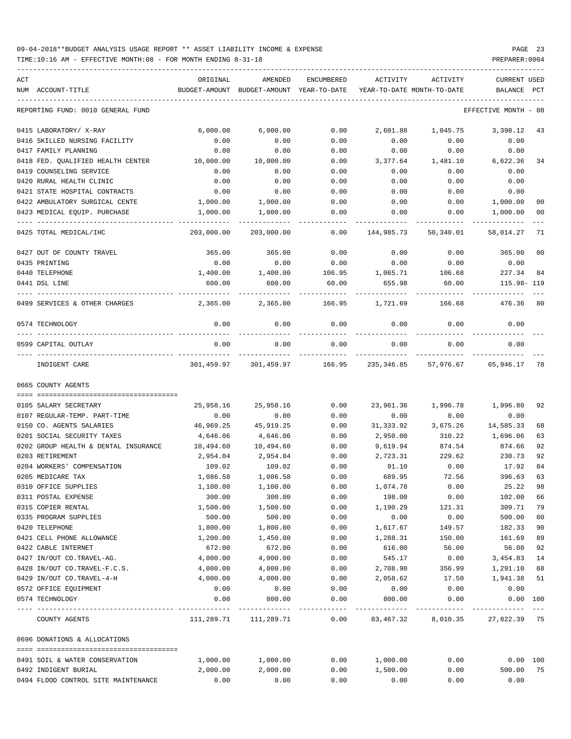09-04-2018**BUDGET ANALYSIS USAGE REPORT ** ASSET LIABILITY INCOME & EXPENSE

TIME:10:16 AM - EFFECTIVE MONTH:08 - FOR MONTH ENDING 8-31-18

REPORTING FUND: 0010 GENERAL FUND — EFFECTIVE MONTH - 08

| ACT NUM | ACCOUNT-TITLE | ORIGINAL BUDGET-AMOUNT | AMENDED BUDGET-AMOUNT | ENCUMBERED YEAR-TO-DATE | ACTIVITY YEAR-TO-DATE | ACTIVITY MONTH-TO-DATE | CURRENT USED BALANCE | PCT |
|---|---|---|---|---|---|---|---|---|
| 0415 | LABORATORY/ X-RAY | 6,000.00 | 6,000.00 | 0.00 | 2,601.88 | 1,045.75 | 3,398.12 | 43 |
| 0416 | SKILLED NURSING FACILITY | 0.00 | 0.00 | 0.00 | 0.00 | 0.00 | 0.00 | |
| 0417 | FAMILY PLANNING | 0.00 | 0.00 | 0.00 | 0.00 | 0.00 | 0.00 | |
| 0418 | FED. QUALIFIED HEALTH CENTER | 10,000.00 | 10,000.00 | 0.00 | 3,377.64 | 1,481.10 | 6,622.36 | 34 |
| 0419 | COUNSELING SERVICE | 0.00 | 0.00 | 0.00 | 0.00 | 0.00 | 0.00 | |
| 0420 | RURAL HEALTH CLINIC | 0.00 | 0.00 | 0.00 | 0.00 | 0.00 | 0.00 | |
| 0421 | STATE HOSPITAL CONTRACTS | 0.00 | 0.00 | 0.00 | 0.00 | 0.00 | 0.00 | |
| 0422 | AMBULATORY SURGICAL CENTE | 1,000.00 | 1,000.00 | 0.00 | 0.00 | 0.00 | 1,000.00 | 00 |
| 0423 | MEDICAL EQUIP. PURCHASE | 1,000.00 | 1,000.00 | 0.00 | 0.00 | 0.00 | 1,000.00 | 00 |
| 0425 | TOTAL MEDICAL/IHC | 203,000.00 | 203,000.00 | 0.00 | 144,985.73 | 50,340.01 | 58,014.27 | 71 |
| 0427 | OUT OF COUNTY TRAVEL | 365.00 | 365.00 | 0.00 | 0.00 | 0.00 | 365.00 | 00 |
| 0435 | PRINTING | 0.00 | 0.00 | 0.00 | 0.00 | 0.00 | 0.00 | |
| 0440 | TELEPHONE | 1,400.00 | 1,400.00 | 106.95 | 1,065.71 | 106.68 | 227.34 | 84 |
| 0441 | DSL LINE | 600.00 | 600.00 | 60.00 | 655.98 | 60.00 | 115.98- | 119 |
| 0499 | SERVICES & OTHER CHARGES | 2,365.00 | 2,365.00 | 166.95 | 1,721.69 | 166.68 | 476.36 | 80 |
| 0574 | TECHNOLOGY | 0.00 | 0.00 | 0.00 | 0.00 | 0.00 | 0.00 | |
| 0599 | CAPITAL OUTLAY | 0.00 | 0.00 | 0.00 | 0.00 | 0.00 | 0.00 | |
| | INDIGENT CARE | 301,459.97 | 301,459.97 | 166.95 | 235,346.85 | 57,976.67 | 65,946.17 | 78 |
| **0665** | **COUNTY AGENTS** | | | | | | | |
| 0105 | SALARY SECRETARY | 25,958.16 | 25,958.16 | 0.00 | 23,961.36 | 1,996.78 | 1,996.80 | 92 |
| 0107 | REGULAR-TEMP. PART-TIME | 0.00 | 0.00 | 0.00 | 0.00 | 0.00 | 0.00 | |
| 0150 | CO. AGENTS SALARIES | 46,969.25 | 45,919.25 | 0.00 | 31,333.92 | 3,675.26 | 14,585.33 | 68 |
| 0201 | SOCIAL SECURITY TAXES | 4,646.06 | 4,646.06 | 0.00 | 2,950.00 | 310.22 | 1,696.06 | 63 |
| 0202 | GROUP HEALTH & DENTAL INSURANCE | 10,494.60 | 10,494.60 | 0.00 | 9,619.94 | 874.54 | 874.66 | 92 |
| 0203 | RETIREMENT | 2,954.04 | 2,954.04 | 0.00 | 2,723.31 | 229.62 | 230.73 | 92 |
| 0204 | WORKERS' COMPENSATION | 109.02 | 109.02 | 0.00 | 91.10 | 0.00 | 17.92 | 84 |
| 0205 | MEDICARE TAX | 1,086.58 | 1,086.58 | 0.00 | 689.95 | 72.56 | 396.63 | 63 |
| 0310 | OFFICE SUPPLIES | 1,100.00 | 1,100.00 | 0.00 | 1,074.78 | 0.00 | 25.22 | 98 |
| 0311 | POSTAL EXPENSE | 300.00 | 300.00 | 0.00 | 198.00 | 0.00 | 102.00 | 66 |
| 0315 | COPIER RENTAL | 1,500.00 | 1,500.00 | 0.00 | 1,190.29 | 121.31 | 309.71 | 79 |
| 0335 | PROGRAM SUPPLIES | 500.00 | 500.00 | 0.00 | 0.00 | 0.00 | 500.00 | 00 |
| 0420 | TELEPHONE | 1,800.00 | 1,800.00 | 0.00 | 1,617.67 | 149.57 | 182.33 | 90 |
| 0421 | CELL PHONE ALLOWANCE | 1,200.00 | 1,450.00 | 0.00 | 1,288.31 | 150.00 | 161.69 | 89 |
| 0422 | CABLE INTERNET | 672.00 | 672.00 | 0.00 | 616.00 | 56.00 | 56.00 | 92 |
| 0427 | IN/OUT CO.TRAVEL-AG. | 4,000.00 | 4,000.00 | 0.00 | 545.17 | 0.00 | 3,454.83 | 14 |
| 0428 | IN/OUT CO.TRAVEL-F.C.S. | 4,000.00 | 4,000.00 | 0.00 | 2,708.90 | 356.99 | 1,291.10 | 68 |
| 0429 | IN/OUT CO.TRAVEL-4-H | 4,000.00 | 4,000.00 | 0.00 | 2,058.62 | 17.50 | 1,941.38 | 51 |
| 0572 | OFFICE EQUIPMENT | 0.00 | 0.00 | 0.00 | 0.00 | 0.00 | 0.00 | |
| 0574 | TECHNOLOGY | 0.00 | 800.00 | 0.00 | 800.00 | 0.00 | 0.00 | 100 |
| | COUNTY AGENTS | 111,289.71 | 111,289.71 | 0.00 | 83,467.32 | 8,010.35 | 27,822.39 | 75 |
| **0696** | **DONATIONS & ALLOCATIONS** | | | | | | | |
| 0491 | SOIL & WATER CONSERVATION | 1,000.00 | 1,000.00 | 0.00 | 1,000.00 | 0.00 | 0.00 | 100 |
| 0492 | INDIGENT BURIAL | 2,000.00 | 2,000.00 | 0.00 | 1,500.00 | 0.00 | 500.00 | 75 |
| 0494 | FLOOD CONTROL SITE MAINTENANCE | 0.00 | 0.00 | 0.00 | 0.00 | 0.00 | 0.00 | |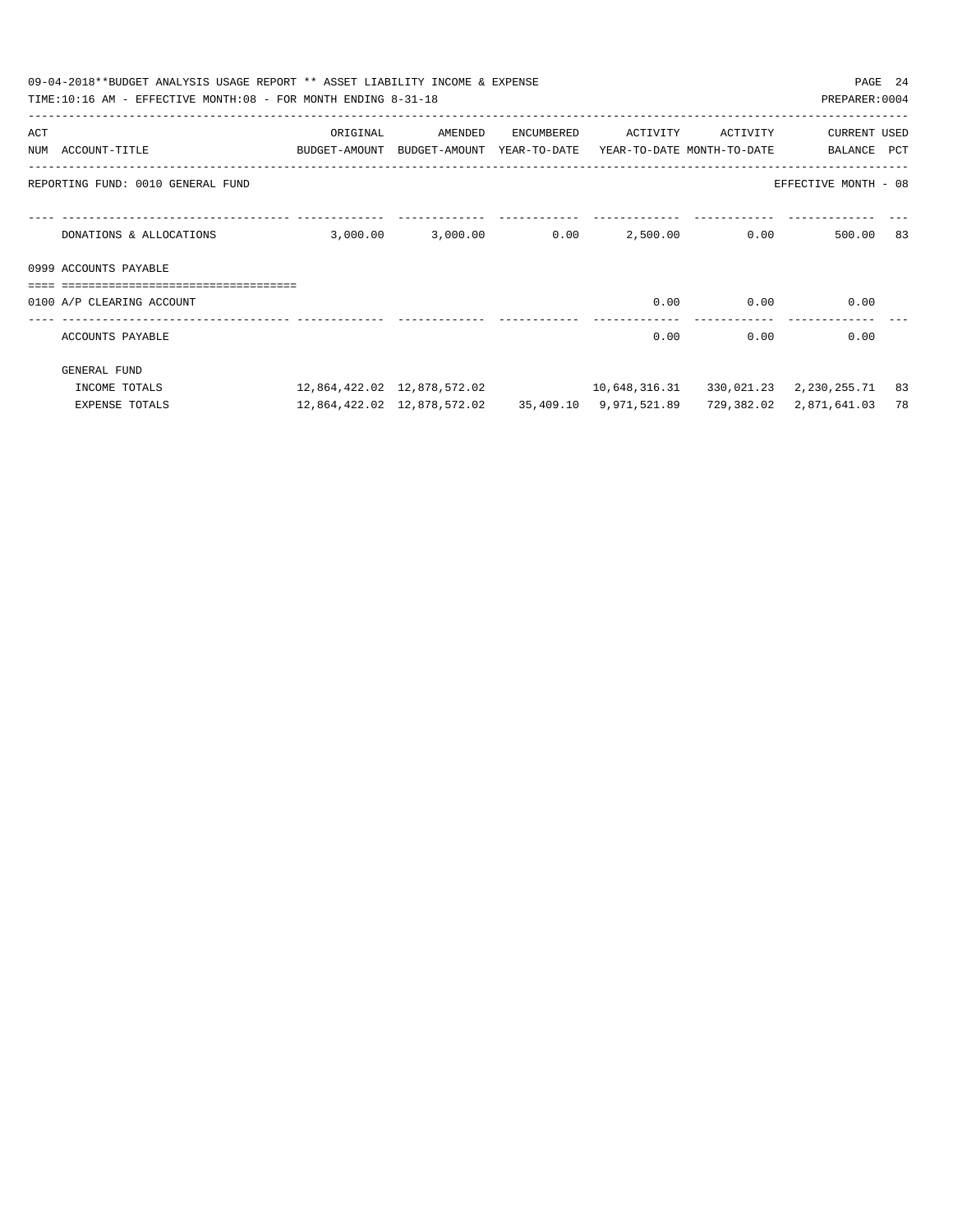09-04-2018**BUDGET ANALYSIS USAGE REPORT ** ASSET LIABILITY INCOME & EXPENSE

TIME:10:16 AM - EFFECTIVE MONTH:08 - FOR MONTH ENDING 8-31-18

PREPARER:0004

| ACT NUM | ACCOUNT-TITLE | ORIGINAL BUDGET-AMOUNT | AMENDED BUDGET-AMOUNT | ENCUMBERED YEAR-TO-DATE | ACTIVITY YEAR-TO-DATE | ACTIVITY MONTH-TO-DATE | CURRENT BALANCE | USED PCT |
|---|---|---|---|---|---|---|---|---|
| | REPORTING FUND: 0010 GENERAL FUND | | | | | | EFFECTIVE MONTH - 08 | |
| | DONATIONS & ALLOCATIONS | 3,000.00 | 3,000.00 | 0.00 | 2,500.00 | 0.00 | 500.00 | 83 |
| | 0999 ACCOUNTS PAYABLE | | | | | | | |
| 0100 | A/P CLEARING ACCOUNT | | | | 0.00 | 0.00 | 0.00 | |
| | ACCOUNTS PAYABLE | | | | 0.00 | 0.00 | 0.00 | |
| | GENERAL FUND | | | | | | | |
| | INCOME TOTALS | 12,864,422.02 | 12,878,572.02 | | 10,648,316.31 | 330,021.23 | 2,230,255.71 | 83 |
| | EXPENSE TOTALS | 12,864,422.02 | 12,878,572.02 | 35,409.10 | 9,971,521.89 | 729,382.02 | 2,871,641.03 | 78 |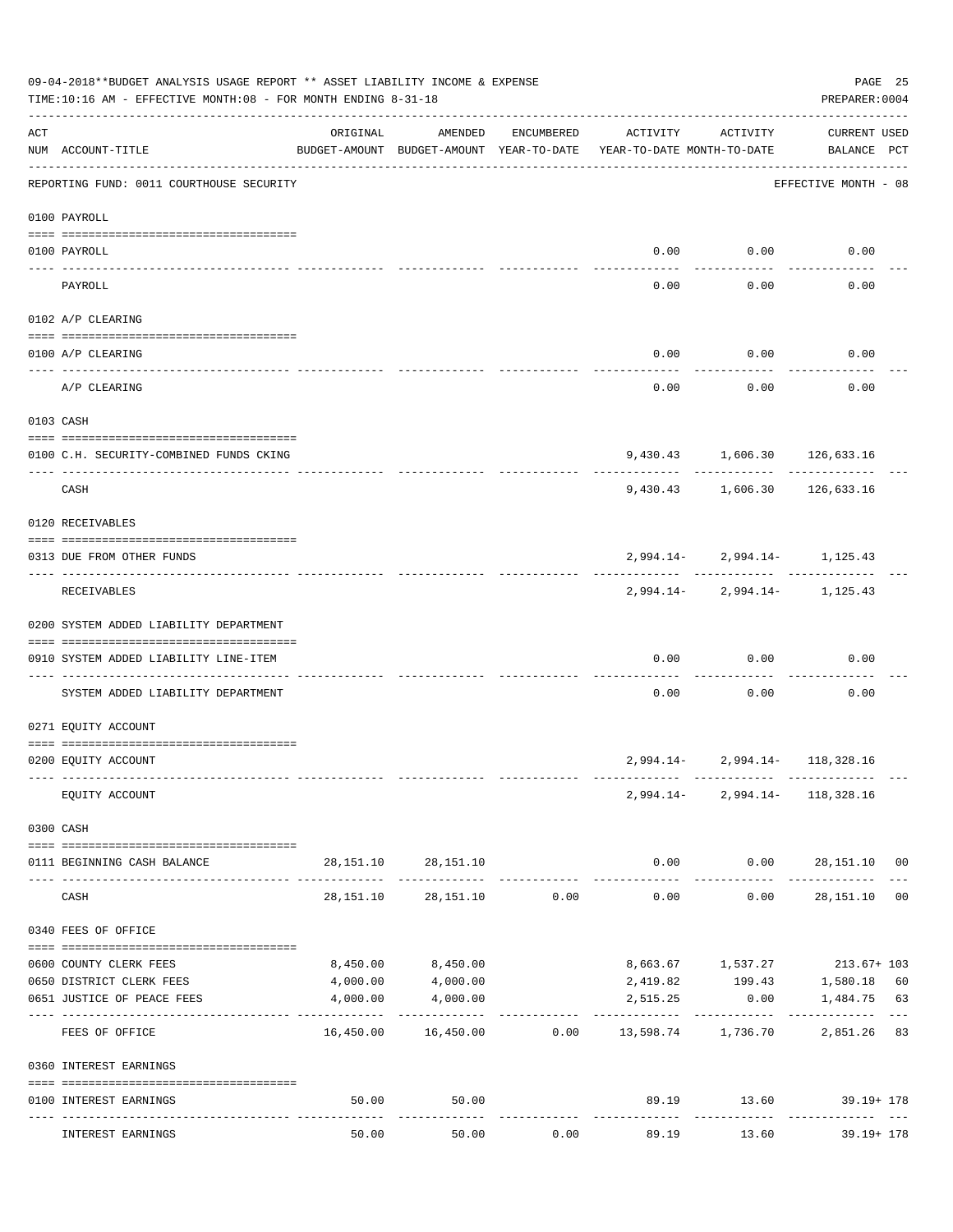09-04-2018**BUDGET ANALYSIS USAGE REPORT ** ASSET LIABILITY INCOME & EXPENSE

TIME:10:16 AM - EFFECTIVE MONTH:08 - FOR MONTH ENDING 8-31-18

PREPARER:0004

| ACT NUM | ACCOUNT-TITLE | ORIGINAL BUDGET-AMOUNT | AMENDED BUDGET-AMOUNT | ENCUMBERED YEAR-TO-DATE | ACTIVITY YEAR-TO-DATE | ACTIVITY MONTH-TO-DATE | CURRENT USED BALANCE | PCT |
|---|---|---|---|---|---|---|---|---|
| | REPORTING FUND: 0011 COURTHOUSE SECURITY | | | | | | EFFECTIVE MONTH - 08 | |
| | 0100 PAYROLL | | | | | | | |
| 0100 | PAYROLL | | | | 0.00 | 0.00 | 0.00 | |
| | PAYROLL | | | | 0.00 | 0.00 | 0.00 | |
| | 0102 A/P CLEARING | | | | | | | |
| 0100 | A/P CLEARING | | | | 0.00 | 0.00 | 0.00 | |
| | A/P CLEARING | | | | 0.00 | 0.00 | 0.00 | |
| | 0103 CASH | | | | | | | |
| 0100 | C.H. SECURITY-COMBINED FUNDS CKING | | | | 9,430.43 | 1,606.30 | 126,633.16 | |
| | CASH | | | | 9,430.43 | 1,606.30 | 126,633.16 | |
| | 0120 RECEIVABLES | | | | | | | |
| 0313 | DUE FROM OTHER FUNDS | | | | 2,994.14- | 2,994.14- | 1,125.43 | |
| | RECEIVABLES | | | | 2,994.14- | 2,994.14- | 1,125.43 | |
| | 0200 SYSTEM ADDED LIABILITY DEPARTMENT | | | | | | | |
| 0910 | SYSTEM ADDED LIABILITY LINE-ITEM | | | | 0.00 | 0.00 | 0.00 | |
| | SYSTEM ADDED LIABILITY DEPARTMENT | | | | 0.00 | 0.00 | 0.00 | |
| | 0271 EQUITY ACCOUNT | | | | | | | |
| 0200 | EQUITY ACCOUNT | | | | 2,994.14- | 2,994.14- | 118,328.16 | |
| | EQUITY ACCOUNT | | | | 2,994.14- | 2,994.14- | 118,328.16 | |
| | 0300 CASH | | | | | | | |
| 0111 | BEGINNING CASH BALANCE | 28,151.10 | 28,151.10 | | 0.00 | 0.00 | 28,151.10 | 00 |
| | CASH | 28,151.10 | 28,151.10 | 0.00 | 0.00 | 0.00 | 28,151.10 | 00 |
| | 0340 FEES OF OFFICE | | | | | | | |
| 0600 | COUNTY CLERK FEES | 8,450.00 | 8,450.00 | | 8,663.67 | 1,537.27 | 213.67+ | 103 |
| 0650 | DISTRICT CLERK FEES | 4,000.00 | 4,000.00 | | 2,419.82 | 199.43 | 1,580.18 | 60 |
| 0651 | JUSTICE OF PEACE FEES | 4,000.00 | 4,000.00 | | 2,515.25 | 0.00 | 1,484.75 | 63 |
| | FEES OF OFFICE | 16,450.00 | 16,450.00 | 0.00 | 13,598.74 | 1,736.70 | 2,851.26 | 83 |
| | 0360 INTEREST EARNINGS | | | | | | | |
| 0100 | INTEREST EARNINGS | 50.00 | 50.00 | | 89.19 | 13.60 | 39.19+ | 178 |
| | INTEREST EARNINGS | 50.00 | 50.00 | 0.00 | 89.19 | 13.60 | 39.19+ | 178 |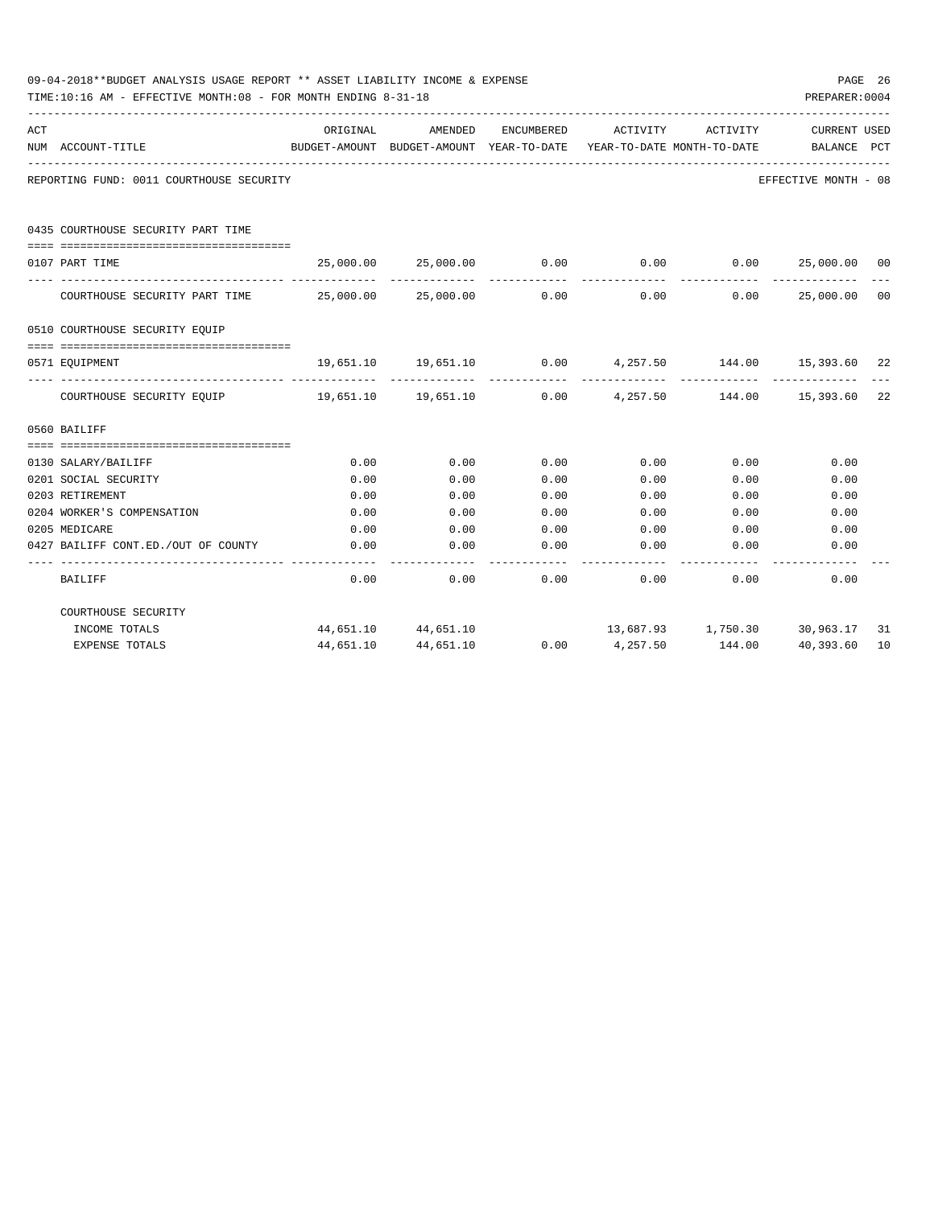09-04-2018**BUDGET ANALYSIS USAGE REPORT ** ASSET LIABILITY INCOME & EXPENSE

TIME:10:16 AM - EFFECTIVE MONTH:08 - FOR MONTH ENDING 8-31-18

PREPARER:0004

| ACT NUM | ACCOUNT-TITLE | ORIGINAL BUDGET-AMOUNT | AMENDED BUDGET-AMOUNT | ENCUMBERED YEAR-TO-DATE | ACTIVITY YEAR-TO-DATE | ACTIVITY MONTH-TO-DATE | CURRENT BALANCE | USED PCT |
|---|---|---|---|---|---|---|---|---|
| REPORTING FUND: 0011 COURTHOUSE SECURITY | | | | | | | EFFECTIVE MONTH - 08 | |
| 0435 | COURTHOUSE SECURITY PART TIME | | | | | | | |
| 0107 | PART TIME | 25,000.00 | 25,000.00 | 0.00 | 0.00 | 0.00 | 25,000.00 | 00 |
| | COURTHOUSE SECURITY PART TIME | 25,000.00 | 25,000.00 | 0.00 | 0.00 | 0.00 | 25,000.00 | 00 |
| 0510 | COURTHOUSE SECURITY EQUIP | | | | | | | |
| 0571 | EQUIPMENT | 19,651.10 | 19,651.10 | 0.00 | 4,257.50 | 144.00 | 15,393.60 | 22 |
| | COURTHOUSE SECURITY EQUIP | 19,651.10 | 19,651.10 | 0.00 | 4,257.50 | 144.00 | 15,393.60 | 22 |
| 0560 | BAILIFF | | | | | | | |
| 0130 | SALARY/BAILIFF | 0.00 | 0.00 | 0.00 | 0.00 | 0.00 | 0.00 | |
| 0201 | SOCIAL SECURITY | 0.00 | 0.00 | 0.00 | 0.00 | 0.00 | 0.00 | |
| 0203 | RETIREMENT | 0.00 | 0.00 | 0.00 | 0.00 | 0.00 | 0.00 | |
| 0204 | WORKER'S COMPENSATION | 0.00 | 0.00 | 0.00 | 0.00 | 0.00 | 0.00 | |
| 0205 | MEDICARE | 0.00 | 0.00 | 0.00 | 0.00 | 0.00 | 0.00 | |
| 0427 | BAILIFF CONT.ED./OUT OF COUNTY | 0.00 | 0.00 | 0.00 | 0.00 | 0.00 | 0.00 | |
| | BAILIFF | 0.00 | 0.00 | 0.00 | 0.00 | 0.00 | 0.00 | |
| | COURTHOUSE SECURITY | | | | | | | |
| | INCOME TOTALS | 44,651.10 | 44,651.10 | | 13,687.93 | 1,750.30 | 30,963.17 | 31 |
| | EXPENSE TOTALS | 44,651.10 | 44,651.10 | 0.00 | 4,257.50 | 144.00 | 40,393.60 | 10 |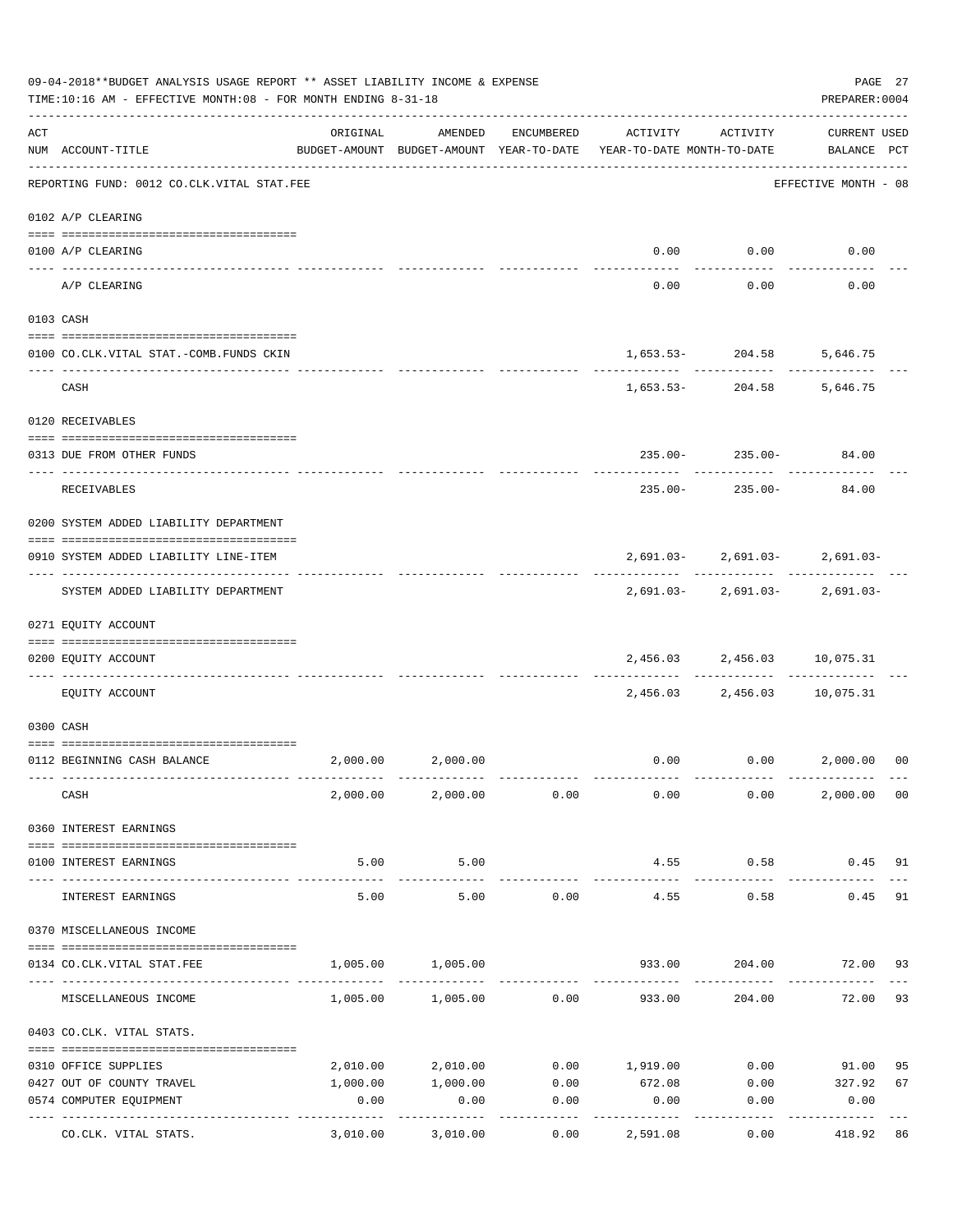09-04-2018**BUDGET ANALYSIS USAGE REPORT ** ASSET LIABILITY INCOME & EXPENSE

TIME:10:16 AM - EFFECTIVE MONTH:08 - FOR MONTH ENDING 8-31-18

PREPARER:0004

| ACT NUM | ACCOUNT-TITLE | ORIGINAL BUDGET-AMOUNT | AMENDED BUDGET-AMOUNT | ENCUMBERED YEAR-TO-DATE | ACTIVITY YEAR-TO-DATE | ACTIVITY MONTH-TO-DATE | CURRENT USED BALANCE | PCT |
|---|---|---|---|---|---|---|---|---|
| | REPORTING FUND: 0012 CO.CLK.VITAL STAT.FEE | | | | | | EFFECTIVE MONTH - 08 | |
| | 0102 A/P CLEARING | | | | | | | |
| 0100 | A/P CLEARING | | | | 0.00 | 0.00 | 0.00 | |
| | A/P CLEARING | | | | 0.00 | 0.00 | 0.00 | |
| | 0103 CASH | | | | | | | |
| 0100 | CO.CLK.VITAL STAT.-COMB.FUNDS CKIN | | | | 1,653.53- | 204.58 | 5,646.75 | |
| | CASH | | | | 1,653.53- | 204.58 | 5,646.75 | |
| | 0120 RECEIVABLES | | | | | | | |
| 0313 | DUE FROM OTHER FUNDS | | | | 235.00- | 235.00- | 84.00 | |
| | RECEIVABLES | | | | 235.00- | 235.00- | 84.00 | |
| | 0200 SYSTEM ADDED LIABILITY DEPARTMENT | | | | | | | |
| 0910 | SYSTEM ADDED LIABILITY LINE-ITEM | | | | 2,691.03- | 2,691.03- | 2,691.03- | |
| | SYSTEM ADDED LIABILITY DEPARTMENT | | | | 2,691.03- | 2,691.03- | 2,691.03- | |
| | 0271 EQUITY ACCOUNT | | | | | | | |
| 0200 | EQUITY ACCOUNT | | | | 2,456.03 | 2,456.03 | 10,075.31 | |
| | EQUITY ACCOUNT | | | | 2,456.03 | 2,456.03 | 10,075.31 | |
| | 0300 CASH | | | | | | | |
| 0112 | BEGINNING CASH BALANCE | 2,000.00 | 2,000.00 | | 0.00 | 0.00 | 2,000.00 | 00 |
| | CASH | 2,000.00 | 2,000.00 | 0.00 | 0.00 | 0.00 | 2,000.00 | 00 |
| | 0360 INTEREST EARNINGS | | | | | | | |
| 0100 | INTEREST EARNINGS | 5.00 | 5.00 | | 4.55 | 0.58 | 0.45 | 91 |
| | INTEREST EARNINGS | 5.00 | 5.00 | 0.00 | 4.55 | 0.58 | 0.45 | 91 |
| | 0370 MISCELLANEOUS INCOME | | | | | | | |
| 0134 | CO.CLK.VITAL STAT.FEE | 1,005.00 | 1,005.00 | | 933.00 | 204.00 | 72.00 | 93 |
| | MISCELLANEOUS INCOME | 1,005.00 | 1,005.00 | 0.00 | 933.00 | 204.00 | 72.00 | 93 |
| | 0403 CO.CLK. VITAL STATS. | | | | | | | |
| 0310 | OFFICE SUPPLIES | 2,010.00 | 2,010.00 | 0.00 | 1,919.00 | 0.00 | 91.00 | 95 |
| 0427 | OUT OF COUNTY TRAVEL | 1,000.00 | 1,000.00 | 0.00 | 672.08 | 0.00 | 327.92 | 67 |
| 0574 | COMPUTER EQUIPMENT | 0.00 | 0.00 | 0.00 | 0.00 | 0.00 | 0.00 | |
| | CO.CLK. VITAL STATS. | 3,010.00 | 3,010.00 | 0.00 | 2,591.08 | 0.00 | 418.92 | 86 |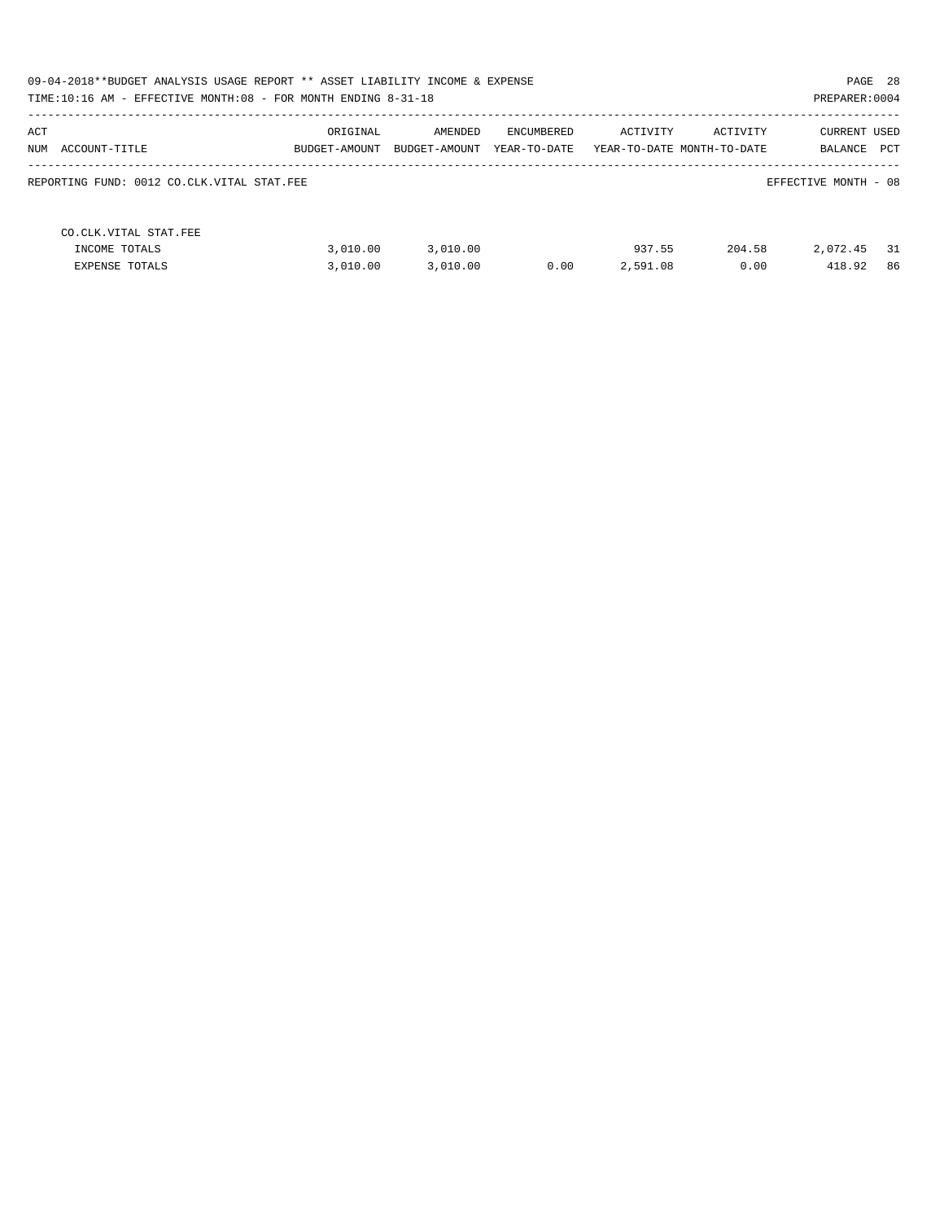09-04-2018**BUDGET ANALYSIS USAGE REPORT ** ASSET LIABILITY INCOME & EXPENSE

TIME:10:16 AM - EFFECTIVE MONTH:08 - FOR MONTH ENDING 8-31-18

PREPARER:0004

| ACT NUM ACCOUNT-TITLE | ORIGINAL BUDGET-AMOUNT | AMENDED BUDGET-AMOUNT | ENCUMBERED YEAR-TO-DATE | ACTIVITY YEAR-TO-DATE | ACTIVITY MONTH-TO-DATE | CURRENT BALANCE | USED PCT |
|---|---|---|---|---|---|---|---|

REPORTING FUND: 0012 CO.CLK.VITAL STAT.FEE

EFFECTIVE MONTH - 08

| CO.CLK.VITAL STAT.FEE | | | | | | | |
|---|---|---|---|---|---|---|---|
| INCOME TOTALS | 3,010.00 | 3,010.00 | | 937.55 | 204.58 | 2,072.45 | 31 |
| EXPENSE TOTALS | 3,010.00 | 3,010.00 | 0.00 | 2,591.08 | 0.00 | 418.92 | 86 |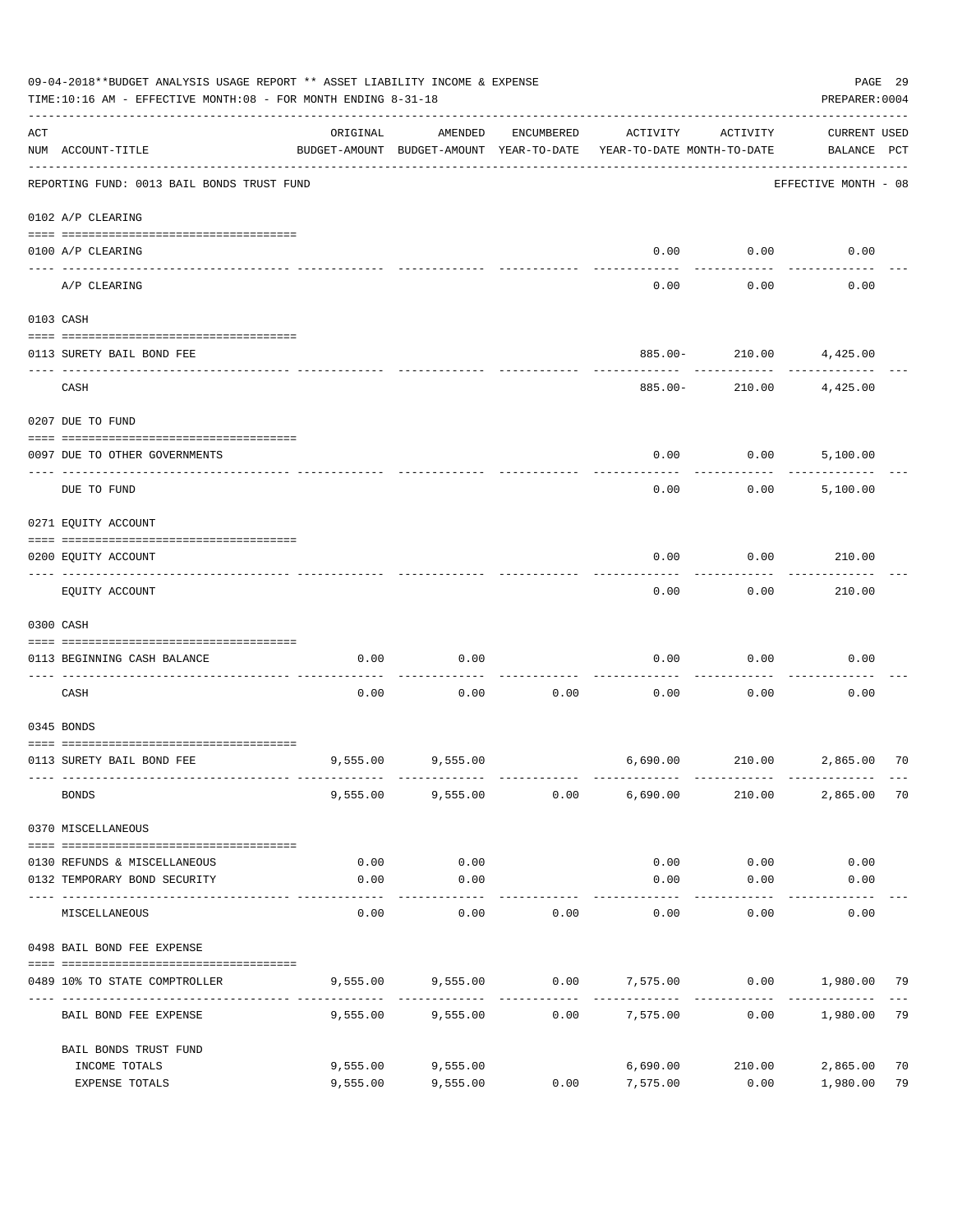09-04-2018**BUDGET ANALYSIS USAGE REPORT ** ASSET LIABILITY INCOME & EXPENSE

TIME:10:16 AM - EFFECTIVE MONTH:08 - FOR MONTH ENDING 8-31-18

PREPARER:0004

| ACT NUM | ACCOUNT-TITLE | ORIGINAL BUDGET-AMOUNT | AMENDED BUDGET-AMOUNT | ENCUMBERED YEAR-TO-DATE | ACTIVITY YEAR-TO-DATE | ACTIVITY MONTH-TO-DATE | CURRENT USED BALANCE | PCT |
|---|---|---|---|---|---|---|---|---|
| | REPORTING FUND: 0013 BAIL BONDS TRUST FUND | | | | | | EFFECTIVE MONTH - 08 | |
| | 0102 A/P CLEARING | | | | | | | |
| 0100 | A/P CLEARING | | | | 0.00 | 0.00 | 0.00 | |
| | A/P CLEARING | | | | 0.00 | 0.00 | 0.00 | |
| | 0103 CASH | | | | | | | |
| 0113 | SURETY BAIL BOND FEE | | | | 885.00- | 210.00 | 4,425.00 | |
| | CASH | | | | 885.00- | 210.00 | 4,425.00 | |
| | 0207 DUE TO FUND | | | | | | | |
| 0097 | DUE TO OTHER GOVERNMENTS | | | | 0.00 | 0.00 | 5,100.00 | |
| | DUE TO FUND | | | | 0.00 | 0.00 | 5,100.00 | |
| | 0271 EQUITY ACCOUNT | | | | | | | |
| 0200 | EQUITY ACCOUNT | | | | 0.00 | 0.00 | 210.00 | |
| | EQUITY ACCOUNT | | | | 0.00 | 0.00 | 210.00 | |
| | 0300 CASH | | | | | | | |
| 0113 | BEGINNING CASH BALANCE | 0.00 | 0.00 | | 0.00 | 0.00 | 0.00 | |
| | CASH | 0.00 | 0.00 | 0.00 | 0.00 | 0.00 | 0.00 | |
| | 0345 BONDS | | | | | | | |
| 0113 | SURETY BAIL BOND FEE | 9,555.00 | 9,555.00 | | 6,690.00 | 210.00 | 2,865.00 | 70 |
| | BONDS | 9,555.00 | 9,555.00 | 0.00 | 6,690.00 | 210.00 | 2,865.00 | 70 |
| | 0370 MISCELLANEOUS | | | | | | | |
| 0130 | REFUNDS & MISCELLANEOUS | 0.00 | 0.00 | | 0.00 | 0.00 | 0.00 | |
| 0132 | TEMPORARY BOND SECURITY | 0.00 | 0.00 | | 0.00 | 0.00 | 0.00 | |
| | MISCELLANEOUS | 0.00 | 0.00 | 0.00 | 0.00 | 0.00 | 0.00 | |
| | 0498 BAIL BOND FEE EXPENSE | | | | | | | |
| 0489 | 10% TO STATE COMPTROLLER | 9,555.00 | 9,555.00 | 0.00 | 7,575.00 | 0.00 | 1,980.00 | 79 |
| | BAIL BOND FEE EXPENSE | 9,555.00 | 9,555.00 | 0.00 | 7,575.00 | 0.00 | 1,980.00 | 79 |
| | BAIL BONDS TRUST FUND | | | | | | | |
| | INCOME TOTALS | 9,555.00 | 9,555.00 | | 6,690.00 | 210.00 | 2,865.00 | 70 |
| | EXPENSE TOTALS | 9,555.00 | 9,555.00 | 0.00 | 7,575.00 | 0.00 | 1,980.00 | 79 |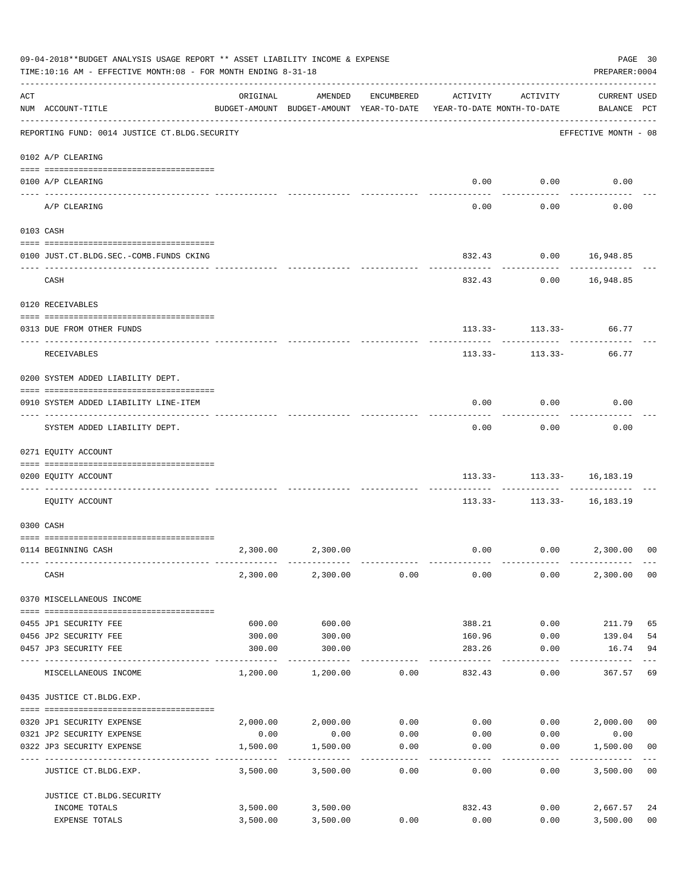09-04-2018**BUDGET ANALYSIS USAGE REPORT ** ASSET LIABILITY INCOME & EXPENSE

TIME:10:16 AM - EFFECTIVE MONTH:08 - FOR MONTH ENDING 8-31-18

PREPARER:0004

| ACT NUM | ACCOUNT-TITLE | ORIGINAL BUDGET-AMOUNT | AMENDED BUDGET-AMOUNT | ENCUMBERED YEAR-TO-DATE | ACTIVITY YEAR-TO-DATE | ACTIVITY MONTH-TO-DATE | CURRENT BALANCE | USED PCT |
|---|---|---|---|---|---|---|---|---|
| | REPORTING FUND: 0014 JUSTICE CT.BLDG.SECURITY | | | | | | EFFECTIVE MONTH - 08 | |
| | 0102 A/P CLEARING | | | | | | | |
| 0100 | A/P CLEARING | | | | 0.00 | 0.00 | 0.00 | |
| | A/P CLEARING | | | | 0.00 | 0.00 | 0.00 | |
| | 0103 CASH | | | | | | | |
| 0100 | JUST.CT.BLDG.SEC.-COMB.FUNDS CKING | | | | 832.43 | 0.00 | 16,948.85 | |
| | CASH | | | | 832.43 | 0.00 | 16,948.85 | |
| | 0120 RECEIVABLES | | | | | | | |
| 0313 | DUE FROM OTHER FUNDS | | | | 113.33- | 113.33- | 66.77 | |
| | RECEIVABLES | | | | 113.33- | 113.33- | 66.77 | |
| | 0200 SYSTEM ADDED LIABILITY DEPT. | | | | | | | |
| 0910 | SYSTEM ADDED LIABILITY LINE-ITEM | | | | 0.00 | 0.00 | 0.00 | |
| | SYSTEM ADDED LIABILITY DEPT. | | | | 0.00 | 0.00 | 0.00 | |
| | 0271 EQUITY ACCOUNT | | | | | | | |
| 0200 | EQUITY ACCOUNT | | | | 113.33- | 113.33- | 16,183.19 | |
| | EQUITY ACCOUNT | | | | 113.33- | 113.33- | 16,183.19 | |
| | 0300 CASH | | | | | | | |
| 0114 | BEGINNING CASH | 2,300.00 | 2,300.00 | | 0.00 | 0.00 | 2,300.00 | 00 |
| | CASH | 2,300.00 | 2,300.00 | 0.00 | 0.00 | 0.00 | 2,300.00 | 00 |
| | 0370 MISCELLANEOUS INCOME | | | | | | | |
| 0455 | JP1 SECURITY FEE | 600.00 | 600.00 | | 388.21 | 0.00 | 211.79 | 65 |
| 0456 | JP2 SECURITY FEE | 300.00 | 300.00 | | 160.96 | 0.00 | 139.04 | 54 |
| 0457 | JP3 SECURITY FEE | 300.00 | 300.00 | | 283.26 | 0.00 | 16.74 | 94 |
| | MISCELLANEOUS INCOME | 1,200.00 | 1,200.00 | 0.00 | 832.43 | 0.00 | 367.57 | 69 |
| | 0435 JUSTICE CT.BLDG.EXP. | | | | | | | |
| 0320 | JP1 SECURITY EXPENSE | 2,000.00 | 2,000.00 | 0.00 | 0.00 | 0.00 | 2,000.00 | 00 |
| 0321 | JP2 SECURITY EXPENSE | 0.00 | 0.00 | 0.00 | 0.00 | 0.00 | 0.00 | |
| 0322 | JP3 SECURITY EXPENSE | 1,500.00 | 1,500.00 | 0.00 | 0.00 | 0.00 | 1,500.00 | 00 |
| | JUSTICE CT.BLDG.EXP. | 3,500.00 | 3,500.00 | 0.00 | 0.00 | 0.00 | 3,500.00 | 00 |
| | JUSTICE CT.BLDG.SECURITY | | | | | | | |
| | INCOME TOTALS | 3,500.00 | 3,500.00 | | 832.43 | 0.00 | 2,667.57 | 24 |
| | EXPENSE TOTALS | 3,500.00 | 3,500.00 | 0.00 | 0.00 | 0.00 | 3,500.00 | 00 |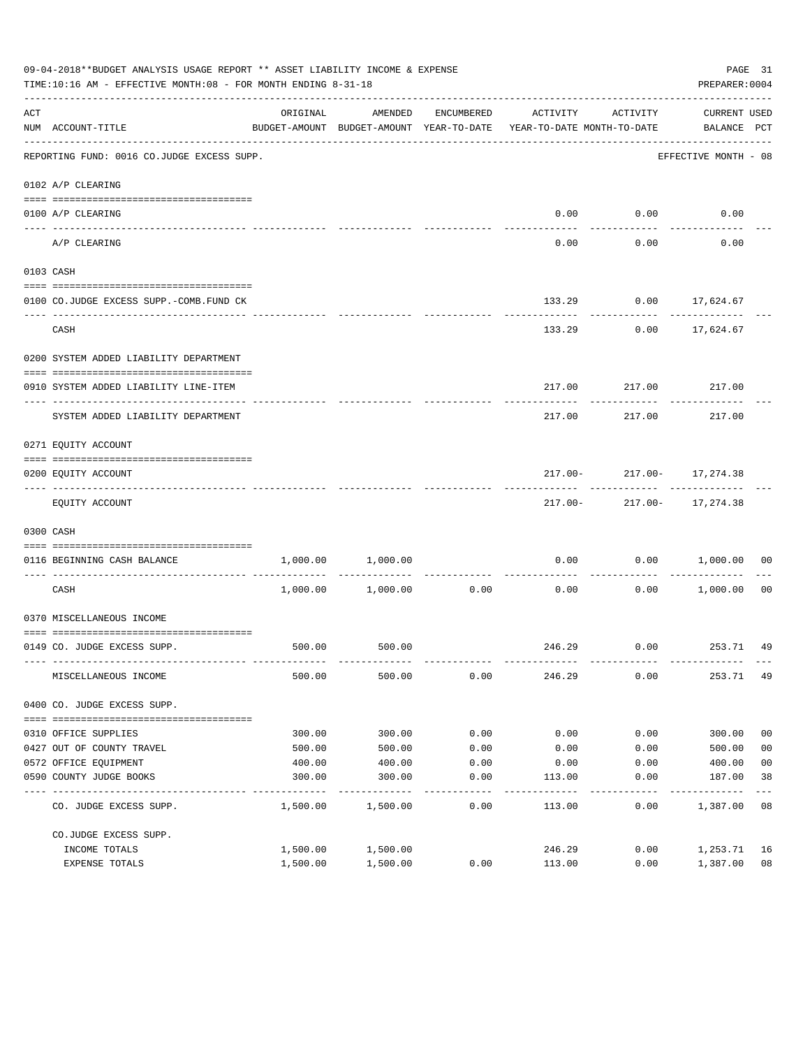09-04-2018**BUDGET ANALYSIS USAGE REPORT ** ASSET LIABILITY INCOME & EXPENSE

TIME:10:16 AM - EFFECTIVE MONTH:08 - FOR MONTH ENDING 8-31-18

PREPARER:0004

REPORTING FUND: 0016 CO.JUDGE EXCESS SUPP. — EFFECTIVE MONTH - 08

| ACT NUM | ACCOUNT-TITLE | ORIGINAL BUDGET-AMOUNT | AMENDED BUDGET-AMOUNT | ENCUMBERED YEAR-TO-DATE | ACTIVITY YEAR-TO-DATE | ACTIVITY MONTH-TO-DATE | CURRENT BALANCE | USED PCT |
|---|---|---|---|---|---|---|---|---|
| | **0102 A/P CLEARING** | | | | | | | |
| 0100 | A/P CLEARING | | | | 0.00 | 0.00 | 0.00 | |
| | A/P CLEARING | | | | 0.00 | 0.00 | 0.00 | |
| | **0103 CASH** | | | | | | | |
| 0100 | CO.JUDGE EXCESS SUPP.-COMB.FUND CK | | | | 133.29 | 0.00 | 17,624.67 | |
| | CASH | | | | 133.29 | 0.00 | 17,624.67 | |
| | **0200 SYSTEM ADDED LIABILITY DEPARTMENT** | | | | | | | |
| 0910 | SYSTEM ADDED LIABILITY LINE-ITEM | | | | 217.00 | 217.00 | 217.00 | |
| | SYSTEM ADDED LIABILITY DEPARTMENT | | | | 217.00 | 217.00 | 217.00 | |
| | **0271 EQUITY ACCOUNT** | | | | | | | |
| 0200 | EQUITY ACCOUNT | | | | 217.00- | 217.00- | 17,274.38 | |
| | EQUITY ACCOUNT | | | | 217.00- | 217.00- | 17,274.38 | |
| | **0300 CASH** | | | | | | | |
| 0116 | BEGINNING CASH BALANCE | 1,000.00 | 1,000.00 | | 0.00 | 0.00 | 1,000.00 | 00 |
| | CASH | 1,000.00 | 1,000.00 | 0.00 | 0.00 | 0.00 | 1,000.00 | 00 |
| | **0370 MISCELLANEOUS INCOME** | | | | | | | |
| 0149 | CO. JUDGE EXCESS SUPP. | 500.00 | 500.00 | | 246.29 | 0.00 | 253.71 | 49 |
| | MISCELLANEOUS INCOME | 500.00 | 500.00 | 0.00 | 246.29 | 0.00 | 253.71 | 49 |
| | **0400 CO. JUDGE EXCESS SUPP.** | | | | | | | |
| 0310 | OFFICE SUPPLIES | 300.00 | 300.00 | 0.00 | 0.00 | 0.00 | 300.00 | 00 |
| 0427 | OUT OF COUNTY TRAVEL | 500.00 | 500.00 | 0.00 | 0.00 | 0.00 | 500.00 | 00 |
| 0572 | OFFICE EQUIPMENT | 400.00 | 400.00 | 0.00 | 0.00 | 0.00 | 400.00 | 00 |
| 0590 | COUNTY JUDGE BOOKS | 300.00 | 300.00 | 0.00 | 113.00 | 0.00 | 187.00 | 38 |
| | CO. JUDGE EXCESS SUPP. | 1,500.00 | 1,500.00 | 0.00 | 113.00 | 0.00 | 1,387.00 | 08 |
| | **CO.JUDGE EXCESS SUPP.** | | | | | | | |
| | INCOME TOTALS | 1,500.00 | 1,500.00 | | 246.29 | 0.00 | 1,253.71 | 16 |
| | EXPENSE TOTALS | 1,500.00 | 1,500.00 | 0.00 | 113.00 | 0.00 | 1,387.00 | 08 |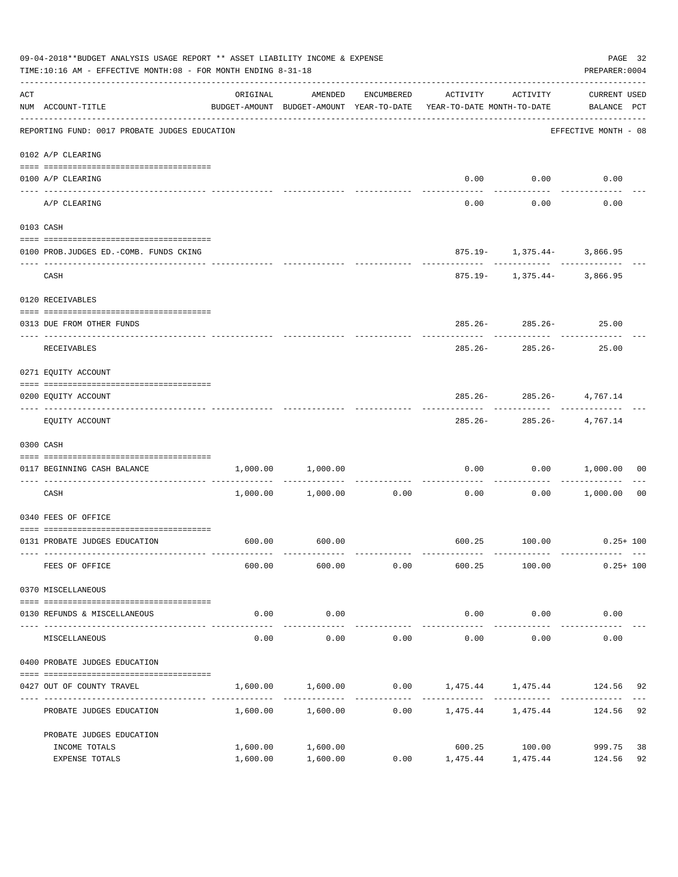09-04-2018**BUDGET ANALYSIS USAGE REPORT ** ASSET LIABILITY INCOME & EXPENSE

TIME:10:16 AM - EFFECTIVE MONTH:08 - FOR MONTH ENDING 8-31-18

PREPARER:0004

| ACT NUM | ACCOUNT-TITLE | ORIGINAL BUDGET-AMOUNT | AMENDED BUDGET-AMOUNT | ENCUMBERED YEAR-TO-DATE | ACTIVITY YEAR-TO-DATE | ACTIVITY MONTH-TO-DATE | CURRENT USED BALANCE | PCT |
|---|---|---|---|---|---|---|---|---|
| | REPORTING FUND: 0017 PROBATE JUDGES EDUCATION | | | | | | EFFECTIVE MONTH - 08 | |
| | 0102 A/P CLEARING | | | | | | | |
| 0100 | A/P CLEARING | | | | 0.00 | 0.00 | 0.00 | |
| | A/P CLEARING | | | | 0.00 | 0.00 | 0.00 | |
| | 0103 CASH | | | | | | | |
| 0100 | PROB.JUDGES ED.-COMB. FUNDS CKING | | | | 875.19- | 1,375.44- | 3,866.95 | |
| | CASH | | | | 875.19- | 1,375.44- | 3,866.95 | |
| | 0120 RECEIVABLES | | | | | | | |
| 0313 | DUE FROM OTHER FUNDS | | | | 285.26- | 285.26- | 25.00 | |
| | RECEIVABLES | | | | 285.26- | 285.26- | 25.00 | |
| | 0271 EQUITY ACCOUNT | | | | | | | |
| 0200 | EQUITY ACCOUNT | | | | 285.26- | 285.26- | 4,767.14 | |
| | EQUITY ACCOUNT | | | | 285.26- | 285.26- | 4,767.14 | |
| | 0300 CASH | | | | | | | |
| 0117 | BEGINNING CASH BALANCE | 1,000.00 | 1,000.00 | | 0.00 | 0.00 | 1,000.00 | 00 |
| | CASH | 1,000.00 | 1,000.00 | 0.00 | 0.00 | 0.00 | 1,000.00 | 00 |
| | 0340 FEES OF OFFICE | | | | | | | |
| 0131 | PROBATE JUDGES EDUCATION | 600.00 | 600.00 | | 600.25 | 100.00 | 0.25+ | 100 |
| | FEES OF OFFICE | 600.00 | 600.00 | 0.00 | 600.25 | 100.00 | 0.25+ | 100 |
| | 0370 MISCELLANEOUS | | | | | | | |
| 0130 | REFUNDS & MISCELLANEOUS | 0.00 | 0.00 | | 0.00 | 0.00 | 0.00 | |
| | MISCELLANEOUS | 0.00 | 0.00 | 0.00 | 0.00 | 0.00 | 0.00 | |
| | 0400 PROBATE JUDGES EDUCATION | | | | | | | |
| 0427 | OUT OF COUNTY TRAVEL | 1,600.00 | 1,600.00 | 0.00 | 1,475.44 | 1,475.44 | 124.56 | 92 |
| | PROBATE JUDGES EDUCATION | 1,600.00 | 1,600.00 | 0.00 | 1,475.44 | 1,475.44 | 124.56 | 92 |
| | PROBATE JUDGES EDUCATION | | | | | | | |
| | INCOME TOTALS | 1,600.00 | 1,600.00 | | 600.25 | 100.00 | 999.75 | 38 |
| | EXPENSE TOTALS | 1,600.00 | 1,600.00 | 0.00 | 1,475.44 | 1,475.44 | 124.56 | 92 |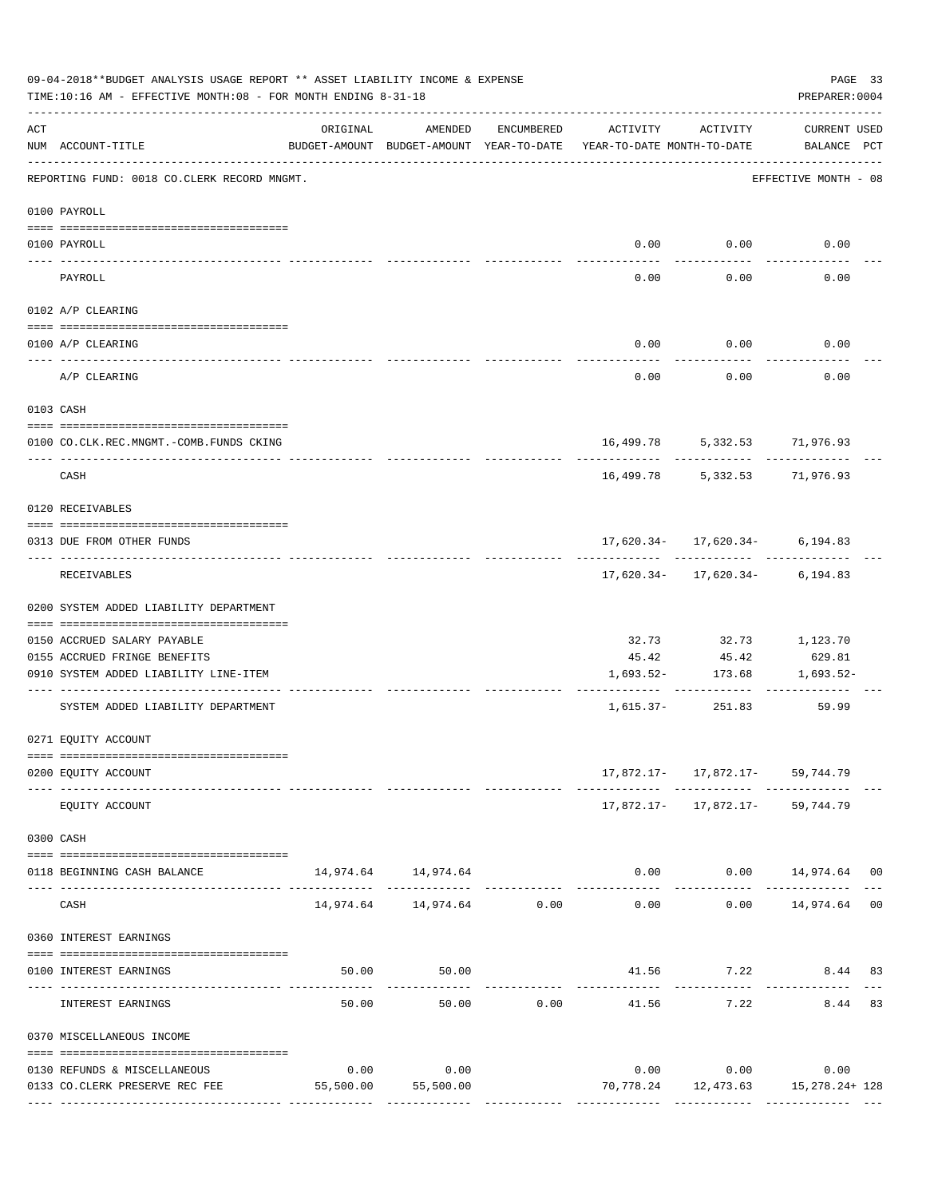09-04-2018**BUDGET ANALYSIS USAGE REPORT ** ASSET LIABILITY INCOME & EXPENSE

TIME:10:16 AM - EFFECTIVE MONTH:08 - FOR MONTH ENDING 8-31-18

PREPARER:0004

| ACT NUM | ACCOUNT-TITLE | ORIGINAL BUDGET-AMOUNT | AMENDED BUDGET-AMOUNT | ENCUMBERED YEAR-TO-DATE | ACTIVITY YEAR-TO-DATE | ACTIVITY MONTH-TO-DATE | CURRENT BALANCE | USED PCT |
|---|---|---|---|---|---|---|---|---|
| | REPORTING FUND: 0018 CO.CLERK RECORD MNGMT. | | | | | | EFFECTIVE MONTH - 08 | |
| | 0100 PAYROLL | | | | | | | |
| 0100 | PAYROLL | | | | 0.00 | 0.00 | 0.00 | |
| | PAYROLL | | | | 0.00 | 0.00 | 0.00 | |
| | 0102 A/P CLEARING | | | | | | | |
| 0100 | A/P CLEARING | | | | 0.00 | 0.00 | 0.00 | |
| | A/P CLEARING | | | | 0.00 | 0.00 | 0.00 | |
| | 0103 CASH | | | | | | | |
| 0100 | CO.CLK.REC.MNGMT.-COMB.FUNDS CKING | | | | 16,499.78 | 5,332.53 | 71,976.93 | |
| | CASH | | | | 16,499.78 | 5,332.53 | 71,976.93 | |
| | 0120 RECEIVABLES | | | | | | | |
| 0313 | DUE FROM OTHER FUNDS | | | | 17,620.34- | 17,620.34- | 6,194.83 | |
| | RECEIVABLES | | | | 17,620.34- | 17,620.34- | 6,194.83 | |
| | 0200 SYSTEM ADDED LIABILITY DEPARTMENT | | | | | | | |
| 0150 | ACCRUED SALARY PAYABLE | | | | 32.73 | 32.73 | 1,123.70 | |
| 0155 | ACCRUED FRINGE BENEFITS | | | | 45.42 | 45.42 | 629.81 | |
| 0910 | SYSTEM ADDED LIABILITY LINE-ITEM | | | | 1,693.52- | 173.68 | 1,693.52- | |
| | SYSTEM ADDED LIABILITY DEPARTMENT | | | | 1,615.37- | 251.83 | 59.99 | |
| | 0271 EQUITY ACCOUNT | | | | | | | |
| 0200 | EQUITY ACCOUNT | | | | 17,872.17- | 17,872.17- | 59,744.79 | |
| | EQUITY ACCOUNT | | | | 17,872.17- | 17,872.17- | 59,744.79 | |
| | 0300 CASH | | | | | | | |
| 0118 | BEGINNING CASH BALANCE | 14,974.64 | 14,974.64 | | 0.00 | 0.00 | 14,974.64 | 00 |
| | CASH | 14,974.64 | 14,974.64 | 0.00 | 0.00 | 0.00 | 14,974.64 | 00 |
| | 0360 INTEREST EARNINGS | | | | | | | |
| 0100 | INTEREST EARNINGS | 50.00 | 50.00 | | 41.56 | 7.22 | 8.44 | 83 |
| | INTEREST EARNINGS | 50.00 | 50.00 | 0.00 | 41.56 | 7.22 | 8.44 | 83 |
| | 0370 MISCELLANEOUS INCOME | | | | | | | |
| 0130 | REFUNDS & MISCELLANEOUS | 0.00 | 0.00 | | 0.00 | 0.00 | 0.00 | |
| 0133 | CO.CLERK PRESERVE REC FEE | 55,500.00 | 55,500.00 | | 70,778.24 | 12,473.63 | 15,278.24+ | 128 |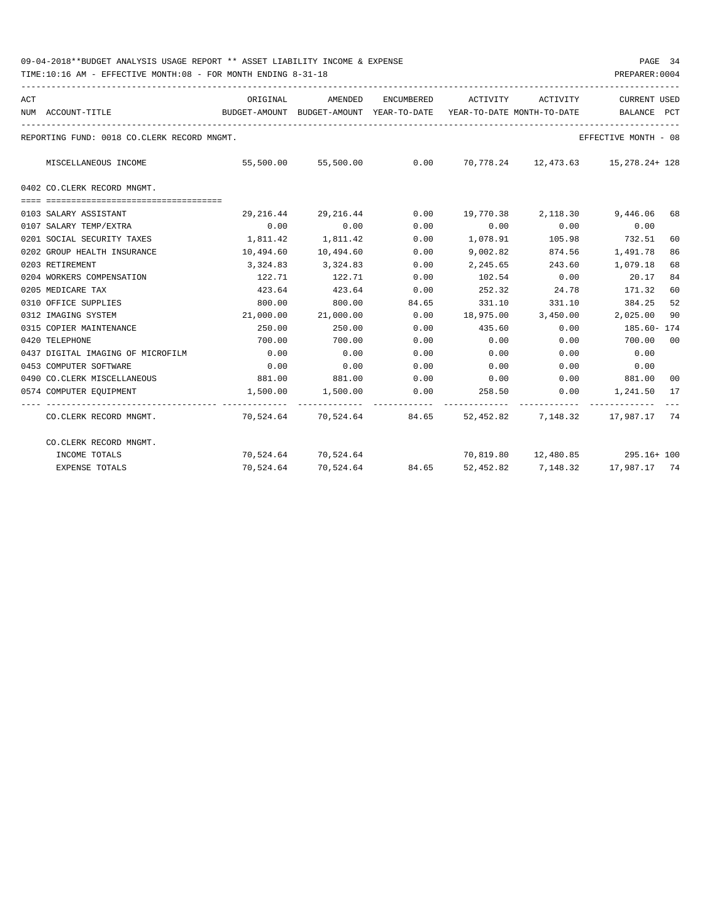09-04-2018**BUDGET ANALYSIS USAGE REPORT ** ASSET LIABILITY INCOME & EXPENSE

TIME:10:16 AM - EFFECTIVE MONTH:08 - FOR MONTH ENDING 8-31-18

PREPARER:0004

REPORTING FUND: 0018 CO.CLERK RECORD MNGMT. — EFFECTIVE MONTH - 08

| ACT NUM | ACCOUNT-TITLE | ORIGINAL BUDGET-AMOUNT | AMENDED BUDGET-AMOUNT | ENCUMBERED YEAR-TO-DATE | ACTIVITY YEAR-TO-DATE | ACTIVITY MONTH-TO-DATE | CURRENT BALANCE | USED PCT |
|---|---|---|---|---|---|---|---|---|
| | MISCELLANEOUS INCOME | 55,500.00 | 55,500.00 | 0.00 | 70,778.24 | 12,473.63 | 15,278.24+ | 128 |
| | **0402 CO.CLERK RECORD MNGMT.** | | | | | | | |
| 0103 | SALARY ASSISTANT | 29,216.44 | 29,216.44 | 0.00 | 19,770.38 | 2,118.30 | 9,446.06 | 68 |
| 0107 | SALARY TEMP/EXTRA | 0.00 | 0.00 | 0.00 | 0.00 | 0.00 | 0.00 | |
| 0201 | SOCIAL SECURITY TAXES | 1,811.42 | 1,811.42 | 0.00 | 1,078.91 | 105.98 | 732.51 | 60 |
| 0202 | GROUP HEALTH INSURANCE | 10,494.60 | 10,494.60 | 0.00 | 9,002.82 | 874.56 | 1,491.78 | 86 |
| 0203 | RETIREMENT | 3,324.83 | 3,324.83 | 0.00 | 2,245.65 | 243.60 | 1,079.18 | 68 |
| 0204 | WORKERS COMPENSATION | 122.71 | 122.71 | 0.00 | 102.54 | 0.00 | 20.17 | 84 |
| 0205 | MEDICARE TAX | 423.64 | 423.64 | 0.00 | 252.32 | 24.78 | 171.32 | 60 |
| 0310 | OFFICE SUPPLIES | 800.00 | 800.00 | 84.65 | 331.10 | 331.10 | 384.25 | 52 |
| 0312 | IMAGING SYSTEM | 21,000.00 | 21,000.00 | 0.00 | 18,975.00 | 3,450.00 | 2,025.00 | 90 |
| 0315 | COPIER MAINTENANCE | 250.00 | 250.00 | 0.00 | 435.60 | 0.00 | 185.60- | 174 |
| 0420 | TELEPHONE | 700.00 | 700.00 | 0.00 | 0.00 | 0.00 | 700.00 | 00 |
| 0437 | DIGITAL IMAGING OF MICROFILM | 0.00 | 0.00 | 0.00 | 0.00 | 0.00 | 0.00 | |
| 0453 | COMPUTER SOFTWARE | 0.00 | 0.00 | 0.00 | 0.00 | 0.00 | 0.00 | |
| 0490 | CO.CLERK MISCELLANEOUS | 881.00 | 881.00 | 0.00 | 0.00 | 0.00 | 881.00 | 00 |
| 0574 | COMPUTER EQUIPMENT | 1,500.00 | 1,500.00 | 0.00 | 258.50 | 0.00 | 1,241.50 | 17 |
| | CO.CLERK RECORD MNGMT. | 70,524.64 | 70,524.64 | 84.65 | 52,452.82 | 7,148.32 | 17,987.17 | 74 |
| | **CO.CLERK RECORD MNGMT.** | | | | | | | |
| | INCOME TOTALS | 70,524.64 | 70,524.64 | | 70,819.80 | 12,480.85 | 295.16+ | 100 |
| | EXPENSE TOTALS | 70,524.64 | 70,524.64 | 84.65 | 52,452.82 | 7,148.32 | 17,987.17 | 74 |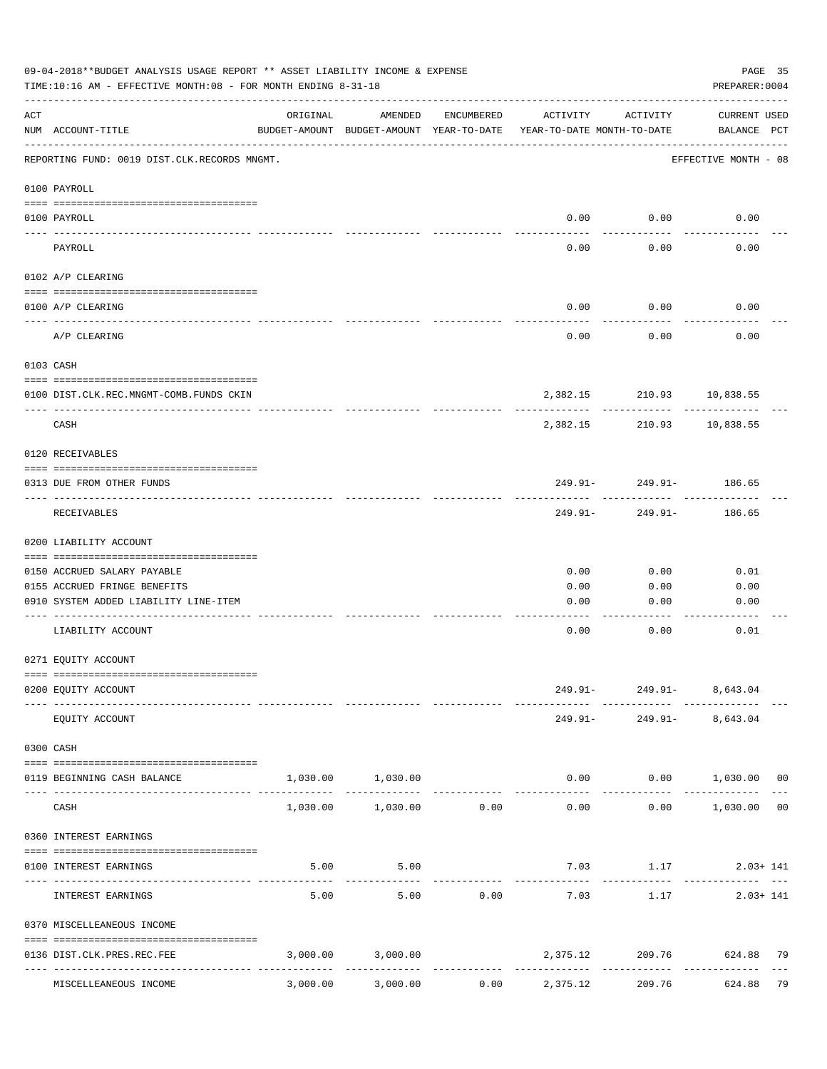09-04-2018**BUDGET ANALYSIS USAGE REPORT ** ASSET LIABILITY INCOME & EXPENSE

TIME:10:16 AM - EFFECTIVE MONTH:08 - FOR MONTH ENDING 8-31-18

PREPARER:0004

| ACT NUM | ACCOUNT-TITLE | ORIGINAL BUDGET-AMOUNT | AMENDED BUDGET-AMOUNT | ENCUMBERED YEAR-TO-DATE | ACTIVITY YEAR-TO-DATE | ACTIVITY MONTH-TO-DATE | CURRENT BALANCE | USED PCT |
|---|---|---|---|---|---|---|---|---|
| | REPORTING FUND: 0019 DIST.CLK.RECORDS MNGMT. | | | | | | EFFECTIVE MONTH - 08 | |
| | 0100 PAYROLL | | | | | | | |
| 0100 | PAYROLL | | | | 0.00 | 0.00 | 0.00 | |
| | PAYROLL | | | | 0.00 | 0.00 | 0.00 | |
| | 0102 A/P CLEARING | | | | | | | |
| 0100 | A/P CLEARING | | | | 0.00 | 0.00 | 0.00 | |
| | A/P CLEARING | | | | 0.00 | 0.00 | 0.00 | |
| | 0103 CASH | | | | | | | |
| 0100 | DIST.CLK.REC.MNGMT-COMB.FUNDS CKIN | | | | 2,382.15 | 210.93 | 10,838.55 | |
| | CASH | | | | 2,382.15 | 210.93 | 10,838.55 | |
| | 0120 RECEIVABLES | | | | | | | |
| 0313 | DUE FROM OTHER FUNDS | | | | 249.91- | 249.91- | 186.65 | |
| | RECEIVABLES | | | | 249.91- | 249.91- | 186.65 | |
| | 0200 LIABILITY ACCOUNT | | | | | | | |
| 0150 | ACCRUED SALARY PAYABLE | | | | 0.00 | 0.00 | 0.01 | |
| 0155 | ACCRUED FRINGE BENEFITS | | | | 0.00 | 0.00 | 0.00 | |
| 0910 | SYSTEM ADDED LIABILITY LINE-ITEM | | | | 0.00 | 0.00 | 0.00 | |
| | LIABILITY ACCOUNT | | | | 0.00 | 0.00 | 0.01 | |
| | 0271 EQUITY ACCOUNT | | | | | | | |
| 0200 | EQUITY ACCOUNT | | | | 249.91- | 249.91- | 8,643.04 | |
| | EQUITY ACCOUNT | | | | 249.91- | 249.91- | 8,643.04 | |
| | 0300 CASH | | | | | | | |
| 0119 | BEGINNING CASH BALANCE | 1,030.00 | 1,030.00 | | 0.00 | 0.00 | 1,030.00 | 00 |
| | CASH | 1,030.00 | 1,030.00 | 0.00 | 0.00 | 0.00 | 1,030.00 | 00 |
| | 0360 INTEREST EARNINGS | | | | | | | |
| 0100 | INTEREST EARNINGS | 5.00 | 5.00 | | 7.03 | 1.17 | 2.03+ | 141 |
| | INTEREST EARNINGS | 5.00 | 5.00 | 0.00 | 7.03 | 1.17 | 2.03+ | 141 |
| | 0370 MISCELLANEOUS INCOME | | | | | | | |
| 0136 | DIST.CLK.PRES.REC.FEE | 3,000.00 | 3,000.00 | | 2,375.12 | 209.76 | 624.88 | 79 |
| | MISCELLANEOUS INCOME | 3,000.00 | 3,000.00 | 0.00 | 2,375.12 | 209.76 | 624.88 | 79 |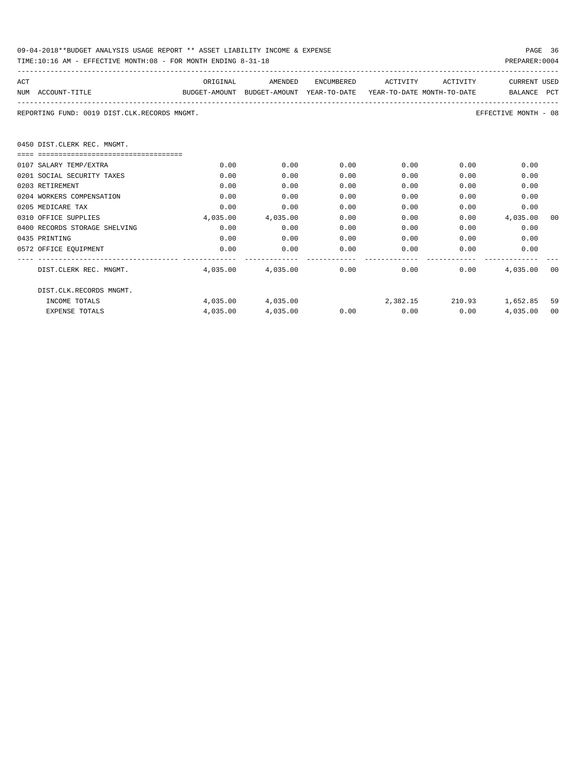09-04-2018**BUDGET ANALYSIS USAGE REPORT ** ASSET LIABILITY INCOME & EXPENSE

TIME:10:16 AM - EFFECTIVE MONTH:08 - FOR MONTH ENDING 8-31-18 PREPARER:0004

REPORTING FUND: 0019 DIST.CLK.RECORDS MNGMT. EFFECTIVE MONTH - 08

| ACT NUM | ACCOUNT-TITLE | ORIGINAL BUDGET-AMOUNT | AMENDED BUDGET-AMOUNT | ENCUMBERED YEAR-TO-DATE | ACTIVITY YEAR-TO-DATE | ACTIVITY MONTH-TO-DATE | CURRENT BALANCE | USED PCT |
|---|---|---|---|---|---|---|---|---|
| | 0450 DIST.CLERK REC. MNGMT. | | | | | | | |
| 0107 | SALARY TEMP/EXTRA | 0.00 | 0.00 | 0.00 | 0.00 | 0.00 | 0.00 | |
| 0201 | SOCIAL SECURITY TAXES | 0.00 | 0.00 | 0.00 | 0.00 | 0.00 | 0.00 | |
| 0203 | RETIREMENT | 0.00 | 0.00 | 0.00 | 0.00 | 0.00 | 0.00 | |
| 0204 | WORKERS COMPENSATION | 0.00 | 0.00 | 0.00 | 0.00 | 0.00 | 0.00 | |
| 0205 | MEDICARE TAX | 0.00 | 0.00 | 0.00 | 0.00 | 0.00 | 0.00 | |
| 0310 | OFFICE SUPPLIES | 4,035.00 | 4,035.00 | 0.00 | 0.00 | 0.00 | 4,035.00 | 00 |
| 0400 | RECORDS STORAGE SHELVING | 0.00 | 0.00 | 0.00 | 0.00 | 0.00 | 0.00 | |
| 0435 | PRINTING | 0.00 | 0.00 | 0.00 | 0.00 | 0.00 | 0.00 | |
| 0572 | OFFICE EQUIPMENT | 0.00 | 0.00 | 0.00 | 0.00 | 0.00 | 0.00 | |
| | DIST.CLERK REC. MNGMT. | 4,035.00 | 4,035.00 | 0.00 | 0.00 | 0.00 | 4,035.00 | 00 |
| | DIST.CLK.RECORDS MNGMT. | | | | | | | |
| | INCOME TOTALS | 4,035.00 | 4,035.00 | | 2,382.15 | 210.93 | 1,652.85 | 59 |
| | EXPENSE TOTALS | 4,035.00 | 4,035.00 | 0.00 | 0.00 | 0.00 | 4,035.00 | 00 |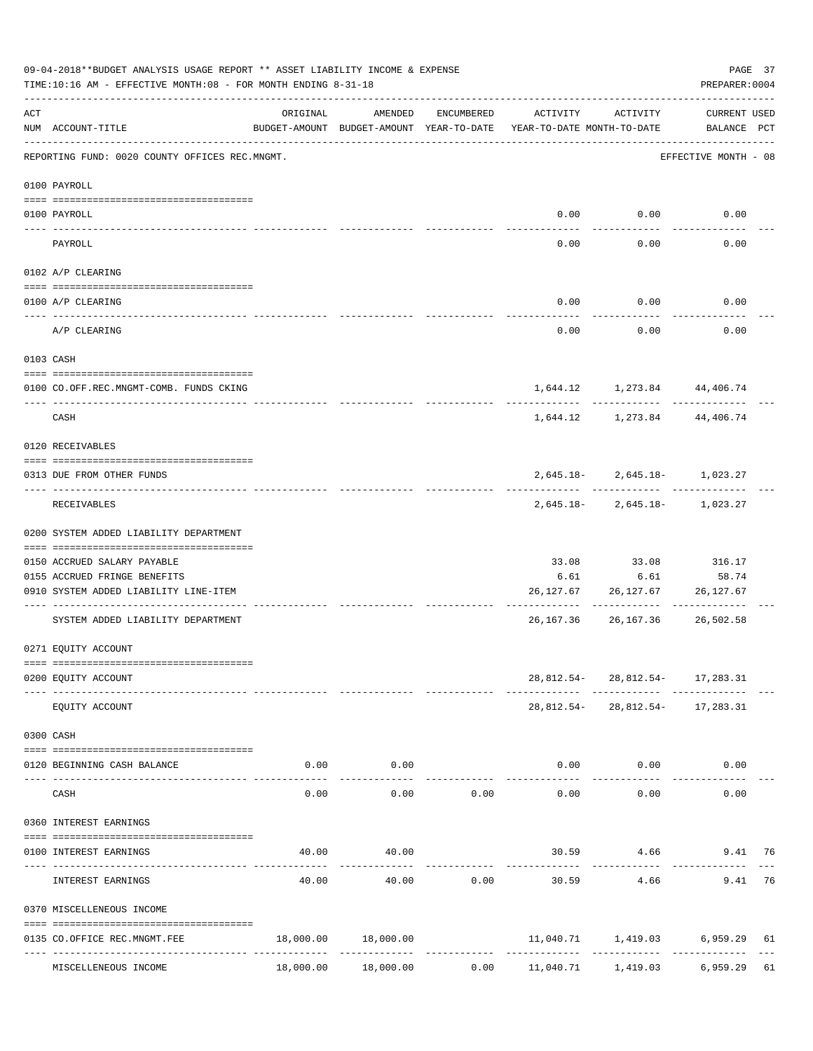09-04-2018**BUDGET ANALYSIS USAGE REPORT ** ASSET LIABILITY INCOME & EXPENSE

TIME:10:16 AM - EFFECTIVE MONTH:08 - FOR MONTH ENDING 8-31-18

PREPARER:0004

REPORTING FUND: 0020 COUNTY OFFICES REC.MNGMT. — EFFECTIVE MONTH - 08

| ACT NUM | ACCOUNT-TITLE | ORIGINAL BUDGET-AMOUNT | AMENDED BUDGET-AMOUNT | ENCUMBERED YEAR-TO-DATE | ACTIVITY YEAR-TO-DATE | ACTIVITY MONTH-TO-DATE | CURRENT BALANCE | USED PCT |
|---|---|---|---|---|---|---|---|---|
| | **0100 PAYROLL** | | | | | | | |
| 0100 | PAYROLL | | | | 0.00 | 0.00 | 0.00 | |
| | PAYROLL | | | | 0.00 | 0.00 | 0.00 | |
| | **0102 A/P CLEARING** | | | | | | | |
| 0100 | A/P CLEARING | | | | 0.00 | 0.00 | 0.00 | |
| | A/P CLEARING | | | | 0.00 | 0.00 | 0.00 | |
| | **0103 CASH** | | | | | | | |
| 0100 | CO.OFF.REC.MNGMT-COMB. FUNDS CKING | | | | 1,644.12 | 1,273.84 | 44,406.74 | |
| | CASH | | | | 1,644.12 | 1,273.84 | 44,406.74 | |
| | **0120 RECEIVABLES** | | | | | | | |
| 0313 | DUE FROM OTHER FUNDS | | | | 2,645.18- | 2,645.18- | 1,023.27 | |
| | RECEIVABLES | | | | 2,645.18- | 2,645.18- | 1,023.27 | |
| | **0200 SYSTEM ADDED LIABILITY DEPARTMENT** | | | | | | | |
| 0150 | ACCRUED SALARY PAYABLE | | | | 33.08 | 33.08 | 316.17 | |
| 0155 | ACCRUED FRINGE BENEFITS | | | | 6.61 | 6.61 | 58.74 | |
| 0910 | SYSTEM ADDED LIABILITY LINE-ITEM | | | | 26,127.67 | 26,127.67 | 26,127.67 | |
| | SYSTEM ADDED LIABILITY DEPARTMENT | | | | 26,167.36 | 26,167.36 | 26,502.58 | |
| | **0271 EQUITY ACCOUNT** | | | | | | | |
| 0200 | EQUITY ACCOUNT | | | | 28,812.54- | 28,812.54- | 17,283.31 | |
| | EQUITY ACCOUNT | | | | 28,812.54- | 28,812.54- | 17,283.31 | |
| | **0300 CASH** | | | | | | | |
| 0120 | BEGINNING CASH BALANCE | 0.00 | 0.00 | | 0.00 | 0.00 | 0.00 | |
| | CASH | 0.00 | 0.00 | 0.00 | 0.00 | 0.00 | 0.00 | |
| | **0360 INTEREST EARNINGS** | | | | | | | |
| 0100 | INTEREST EARNINGS | 40.00 | 40.00 | | 30.59 | 4.66 | 9.41 | 76 |
| | INTEREST EARNINGS | 40.00 | 40.00 | 0.00 | 30.59 | 4.66 | 9.41 | 76 |
| | **0370 MISCELLENEOUS INCOME** | | | | | | | |
| 0135 | CO.OFFICE REC.MNGMT.FEE | 18,000.00 | 18,000.00 | | 11,040.71 | 1,419.03 | 6,959.29 | 61 |
| | MISCELLENEOUS INCOME | 18,000.00 | 18,000.00 | 0.00 | 11,040.71 | 1,419.03 | 6,959.29 | 61 |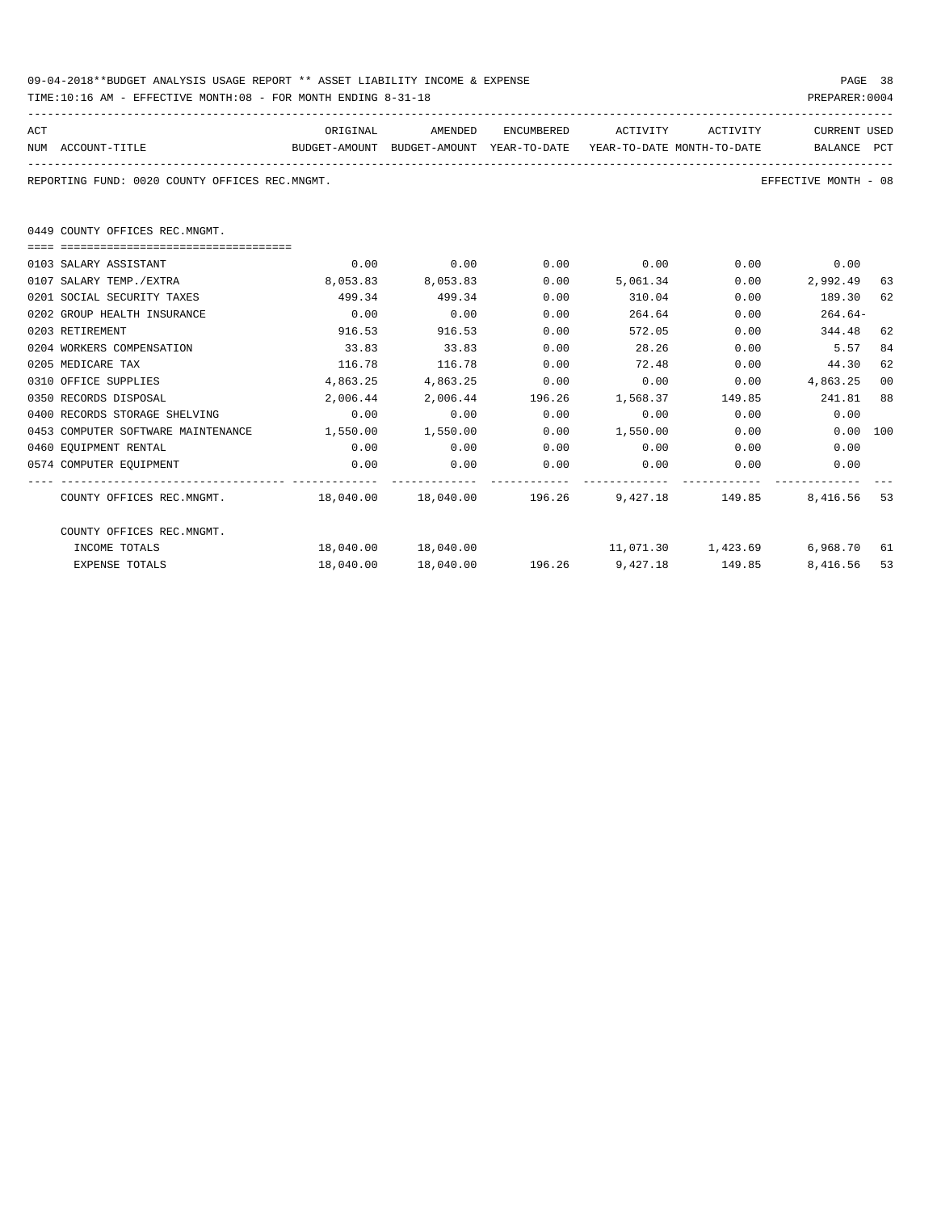09-04-2018**BUDGET ANALYSIS USAGE REPORT ** ASSET LIABILITY INCOME & EXPENSE

TIME:10:16 AM - EFFECTIVE MONTH:08 - FOR MONTH ENDING 8-31-18

PREPARER:0004

REPORTING FUND: 0020 COUNTY OFFICES REC.MNGMT.

EFFECTIVE MONTH - 08

0449 COUNTY OFFICES REC.MNGMT.

| ACT NUM | ACCOUNT-TITLE | ORIGINAL BUDGET-AMOUNT | AMENDED BUDGET-AMOUNT | ENCUMBERED YEAR-TO-DATE | ACTIVITY YEAR-TO-DATE | ACTIVITY MONTH-TO-DATE | CURRENT BALANCE | USED PCT |
|---|---|---|---|---|---|---|---|---|
| 0103 | SALARY ASSISTANT | 0.00 | 0.00 | 0.00 | 0.00 | 0.00 | 0.00 | |
| 0107 | SALARY TEMP./EXTRA | 8,053.83 | 8,053.83 | 0.00 | 5,061.34 | 0.00 | 2,992.49 | 63 |
| 0201 | SOCIAL SECURITY TAXES | 499.34 | 499.34 | 0.00 | 310.04 | 0.00 | 189.30 | 62 |
| 0202 | GROUP HEALTH INSURANCE | 0.00 | 0.00 | 0.00 | 264.64 | 0.00 | 264.64- | |
| 0203 | RETIREMENT | 916.53 | 916.53 | 0.00 | 572.05 | 0.00 | 344.48 | 62 |
| 0204 | WORKERS COMPENSATION | 33.83 | 33.83 | 0.00 | 28.26 | 0.00 | 5.57 | 84 |
| 0205 | MEDICARE TAX | 116.78 | 116.78 | 0.00 | 72.48 | 0.00 | 44.30 | 62 |
| 0310 | OFFICE SUPPLIES | 4,863.25 | 4,863.25 | 0.00 | 0.00 | 0.00 | 4,863.25 | 00 |
| 0350 | RECORDS DISPOSAL | 2,006.44 | 2,006.44 | 196.26 | 1,568.37 | 149.85 | 241.81 | 88 |
| 0400 | RECORDS STORAGE SHELVING | 0.00 | 0.00 | 0.00 | 0.00 | 0.00 | 0.00 | |
| 0453 | COMPUTER SOFTWARE MAINTENANCE | 1,550.00 | 1,550.00 | 0.00 | 1,550.00 | 0.00 | 0.00 | 100 |
| 0460 | EQUIPMENT RENTAL | 0.00 | 0.00 | 0.00 | 0.00 | 0.00 | 0.00 | |
| 0574 | COMPUTER EQUIPMENT | 0.00 | 0.00 | 0.00 | 0.00 | 0.00 | 0.00 | |
| | COUNTY OFFICES REC.MNGMT. | 18,040.00 | 18,040.00 | 196.26 | 9,427.18 | 149.85 | 8,416.56 | 53 |
| | COUNTY OFFICES REC.MNGMT. | | | | | | | |
| | INCOME TOTALS | 18,040.00 | 18,040.00 | | 11,071.30 | 1,423.69 | 6,968.70 | 61 |
| | EXPENSE TOTALS | 18,040.00 | 18,040.00 | 196.26 | 9,427.18 | 149.85 | 8,416.56 | 53 |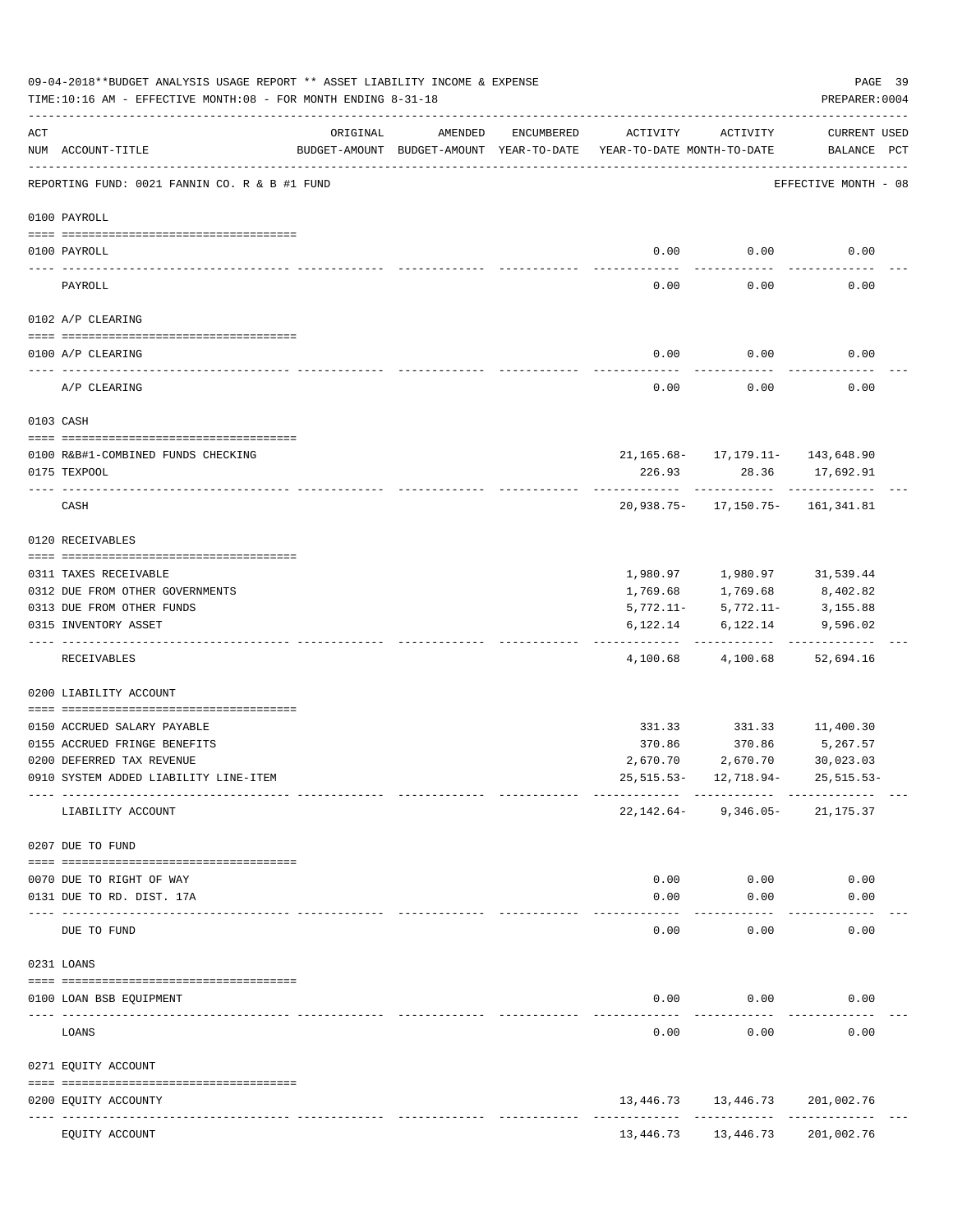09-04-2018**BUDGET ANALYSIS USAGE REPORT ** ASSET LIABILITY INCOME & EXPENSE

TIME:10:16 AM - EFFECTIVE MONTH:08 - FOR MONTH ENDING 8-31-18

PREPARER:0004

| ACT NUM | ACCOUNT-TITLE | ORIGINAL BUDGET-AMOUNT | AMENDED BUDGET-AMOUNT | ENCUMBERED YEAR-TO-DATE | ACTIVITY YEAR-TO-DATE | ACTIVITY MONTH-TO-DATE | CURRENT BALANCE | USED PCT |
|---|---|---|---|---|---|---|---|---|

REPORTING FUND: 0021 FANNIN CO. R & B #1 FUND — EFFECTIVE MONTH - 08

| ACT NUM | ACCOUNT-TITLE | ORIGINAL BUDGET-AMOUNT | AMENDED BUDGET-AMOUNT | ENCUMBERED YEAR-TO-DATE | ACTIVITY YEAR-TO-DATE | ACTIVITY MONTH-TO-DATE | CURRENT BALANCE | USED PCT |
|---|---|---|---|---|---|---|---|---|
| **0100 PAYROLL** | | | | | | | | |
| 0100 | PAYROLL | | | | 0.00 | 0.00 | 0.00 | |
| | PAYROLL | | | | 0.00 | 0.00 | 0.00 | |
| **0102 A/P CLEARING** | | | | | | | | |
| 0100 | A/P CLEARING | | | | 0.00 | 0.00 | 0.00 | |
| | A/P CLEARING | | | | 0.00 | 0.00 | 0.00 | |
| **0103 CASH** | | | | | | | | |
| 0100 | R&B#1-COMBINED FUNDS CHECKING | | | | 21,165.68- | 17,179.11- | 143,648.90 | |
| 0175 | TEXPOOL | | | | 226.93 | 28.36 | 17,692.91 | |
| | CASH | | | | 20,938.75- | 17,150.75- | 161,341.81 | |
| **0120 RECEIVABLES** | | | | | | | | |
| 0311 | TAXES RECEIVABLE | | | | 1,980.97 | 1,980.97 | 31,539.44 | |
| 0312 | DUE FROM OTHER GOVERNMENTS | | | | 1,769.68 | 1,769.68 | 8,402.82 | |
| 0313 | DUE FROM OTHER FUNDS | | | | 5,772.11- | 5,772.11- | 3,155.88 | |
| 0315 | INVENTORY ASSET | | | | 6,122.14 | 6,122.14 | 9,596.02 | |
| | RECEIVABLES | | | | 4,100.68 | 4,100.68 | 52,694.16 | |
| **0200 LIABILITY ACCOUNT** | | | | | | | | |
| 0150 | ACCRUED SALARY PAYABLE | | | | 331.33 | 331.33 | 11,400.30 | |
| 0155 | ACCRUED FRINGE BENEFITS | | | | 370.86 | 370.86 | 5,267.57 | |
| 0200 | DEFERRED TAX REVENUE | | | | 2,670.70 | 2,670.70 | 30,023.03 | |
| 0910 | SYSTEM ADDED LIABILITY LINE-ITEM | | | | 25,515.53- | 12,718.94- | 25,515.53- | |
| | LIABILITY ACCOUNT | | | | 22,142.64- | 9,346.05- | 21,175.37 | |
| **0207 DUE TO FUND** | | | | | | | | |
| 0070 | DUE TO RIGHT OF WAY | | | | 0.00 | 0.00 | 0.00 | |
| 0131 | DUE TO RD. DIST. 17A | | | | 0.00 | 0.00 | 0.00 | |
| | DUE TO FUND | | | | 0.00 | 0.00 | 0.00 | |
| **0231 LOANS** | | | | | | | | |
| 0100 | LOAN BSB EQUIPMENT | | | | 0.00 | 0.00 | 0.00 | |
| | LOANS | | | | 0.00 | 0.00 | 0.00 | |
| **0271 EQUITY ACCOUNT** | | | | | | | | |
| 0200 | EQUITY ACCOUNTY | | | | 13,446.73 | 13,446.73 | 201,002.76 | |
| | EQUITY ACCOUNT | | | | 13,446.73 | 13,446.73 | 201,002.76 | |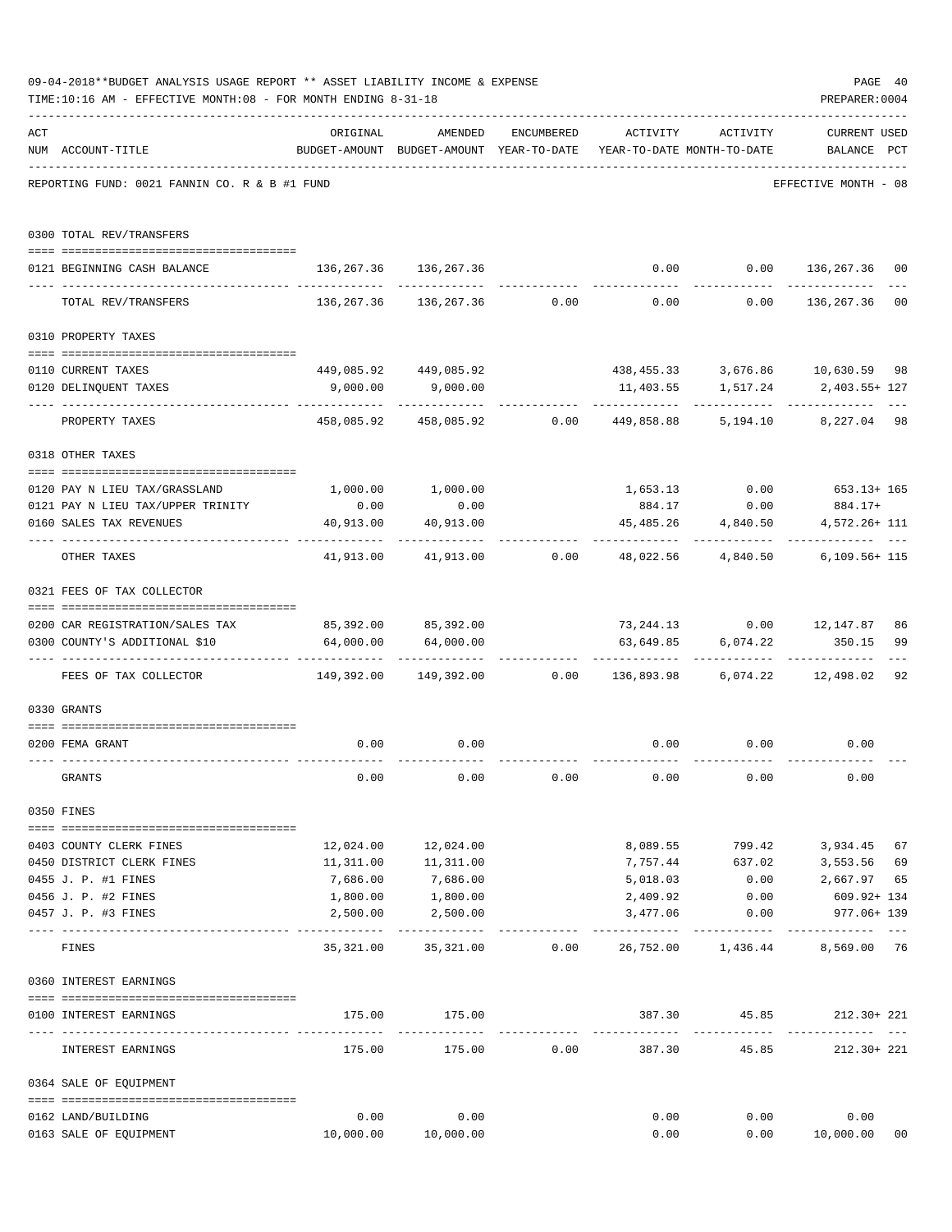09-04-2018**BUDGET ANALYSIS USAGE REPORT ** ASSET LIABILITY INCOME & EXPENSE

TIME:10:16 AM - EFFECTIVE MONTH:08 - FOR MONTH ENDING 8-31-18

PREPARER:0004

REPORTING FUND: 0021 FANNIN CO. R & B #1 FUND — EFFECTIVE MONTH - 08

| ACT NUM | ACCOUNT-TITLE | ORIGINAL BUDGET-AMOUNT | AMENDED BUDGET-AMOUNT | ENCUMBERED YEAR-TO-DATE | ACTIVITY YEAR-TO-DATE | ACTIVITY MONTH-TO-DATE | CURRENT BALANCE | USED PCT |
|---|---|---|---|---|---|---|---|---|
| **0300** | **TOTAL REV/TRANSFERS** | | | | | | | |
| 0121 | BEGINNING CASH BALANCE | 136,267.36 | 136,267.36 | | 0.00 | 0.00 | 136,267.36 | 00 |
| | TOTAL REV/TRANSFERS | 136,267.36 | 136,267.36 | 0.00 | 0.00 | 0.00 | 136,267.36 | 00 |
| **0310** | **PROPERTY TAXES** | | | | | | | |
| 0110 | CURRENT TAXES | 449,085.92 | 449,085.92 | | 438,455.33 | 3,676.86 | 10,630.59 | 98 |
| 0120 | DELINQUENT TAXES | 9,000.00 | 9,000.00 | | 11,403.55 | 1,517.24 | 2,403.55+ | 127 |
| | PROPERTY TAXES | 458,085.92 | 458,085.92 | 0.00 | 449,858.88 | 5,194.10 | 8,227.04 | 98 |
| **0318** | **OTHER TAXES** | | | | | | | |
| 0120 | PAY N LIEU TAX/GRASSLAND | 1,000.00 | 1,000.00 | | 1,653.13 | 0.00 | 653.13+ | 165 |
| 0121 | PAY N LIEU TAX/UPPER TRINITY | 0.00 | 0.00 | | 884.17 | 0.00 | 884.17+ | |
| 0160 | SALES TAX REVENUES | 40,913.00 | 40,913.00 | | 45,485.26 | 4,840.50 | 4,572.26+ | 111 |
| | OTHER TAXES | 41,913.00 | 41,913.00 | 0.00 | 48,022.56 | 4,840.50 | 6,109.56+ | 115 |
| **0321** | **FEES OF TAX COLLECTOR** | | | | | | | |
| 0200 | CAR REGISTRATION/SALES TAX | 85,392.00 | 85,392.00 | | 73,244.13 | 0.00 | 12,147.87 | 86 |
| 0300 | COUNTY'S ADDITIONAL $10 | 64,000.00 | 64,000.00 | | 63,649.85 | 6,074.22 | 350.15 | 99 |
| | FEES OF TAX COLLECTOR | 149,392.00 | 149,392.00 | 0.00 | 136,893.98 | 6,074.22 | 12,498.02 | 92 |
| **0330** | **GRANTS** | | | | | | | |
| 0200 | FEMA GRANT | 0.00 | 0.00 | | 0.00 | 0.00 | 0.00 | |
| | GRANTS | 0.00 | 0.00 | 0.00 | 0.00 | 0.00 | 0.00 | |
| **0350** | **FINES** | | | | | | | |
| 0403 | COUNTY CLERK FINES | 12,024.00 | 12,024.00 | | 8,089.55 | 799.42 | 3,934.45 | 67 |
| 0450 | DISTRICT CLERK FINES | 11,311.00 | 11,311.00 | | 7,757.44 | 637.02 | 3,553.56 | 69 |
| 0455 | J. P. #1 FINES | 7,686.00 | 7,686.00 | | 5,018.03 | 0.00 | 2,667.97 | 65 |
| 0456 | J. P. #2 FINES | 1,800.00 | 1,800.00 | | 2,409.92 | 0.00 | 609.92+ | 134 |
| 0457 | J. P. #3 FINES | 2,500.00 | 2,500.00 | | 3,477.06 | 0.00 | 977.06+ | 139 |
| | FINES | 35,321.00 | 35,321.00 | 0.00 | 26,752.00 | 1,436.44 | 8,569.00 | 76 |
| **0360** | **INTEREST EARNINGS** | | | | | | | |
| 0100 | INTEREST EARNINGS | 175.00 | 175.00 | | 387.30 | 45.85 | 212.30+ | 221 |
| | INTEREST EARNINGS | 175.00 | 175.00 | 0.00 | 387.30 | 45.85 | 212.30+ | 221 |
| **0364** | **SALE OF EQUIPMENT** | | | | | | | |
| 0162 | LAND/BUILDING | 0.00 | 0.00 | | 0.00 | 0.00 | 0.00 | |
| 0163 | SALE OF EQUIPMENT | 10,000.00 | 10,000.00 | | 0.00 | 0.00 | 10,000.00 | 00 |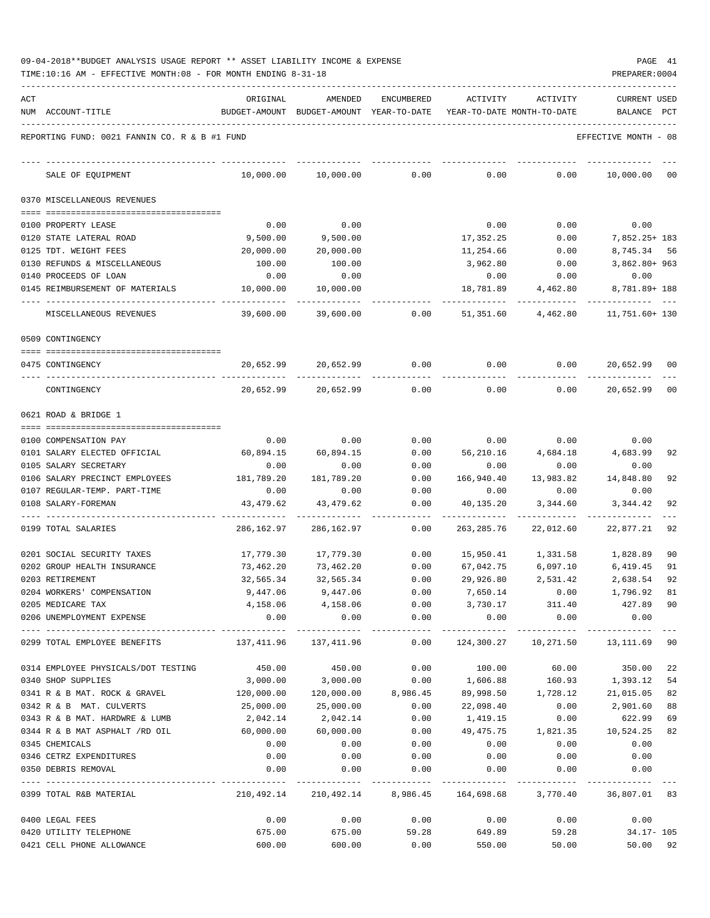09-04-2018**BUDGET ANALYSIS USAGE REPORT ** ASSET LIABILITY INCOME & EXPENSE

TIME:10:16 AM - EFFECTIVE MONTH:08 - FOR MONTH ENDING 8-31-18

PREPARER:0004

REPORTING FUND: 0021 FANNIN CO. R & B #1 FUND — EFFECTIVE MONTH - 08

| ACT NUM | ACCOUNT-TITLE | ORIGINAL BUDGET-AMOUNT | AMENDED BUDGET-AMOUNT | ENCUMBERED YEAR-TO-DATE | ACTIVITY YEAR-TO-DATE | ACTIVITY MONTH-TO-DATE | CURRENT BALANCE | USED PCT |
|---|---|---|---|---|---|---|---|---|
| | SALE OF EQUIPMENT | 10,000.00 | 10,000.00 | 0.00 | 0.00 | 0.00 | 10,000.00 | 00 |
| | **0370 MISCELLANEOUS REVENUES** | | | | | | | |
| 0100 | PROPERTY LEASE | 0.00 | 0.00 | | 0.00 | 0.00 | 0.00 | |
| 0120 | STATE LATERAL ROAD | 9,500.00 | 9,500.00 | | 17,352.25 | 0.00 | 7,852.25+ | 183 |
| 0125 | TDT. WEIGHT FEES | 20,000.00 | 20,000.00 | | 11,254.66 | 0.00 | 8,745.34 | 56 |
| 0130 | REFUNDS & MISCELLANEOUS | 100.00 | 100.00 | | 3,962.80 | 0.00 | 3,862.80+ | 963 |
| 0140 | PROCEEDS OF LOAN | 0.00 | 0.00 | | 0.00 | 0.00 | 0.00 | |
| 0145 | REIMBURSEMENT OF MATERIALS | 10,000.00 | 10,000.00 | | 18,781.89 | 4,462.80 | 8,781.89+ | 188 |
| | MISCELLANEOUS REVENUES | 39,600.00 | 39,600.00 | 0.00 | 51,351.60 | 4,462.80 | 11,751.60+ | 130 |
| | **0509 CONTINGENCY** | | | | | | | |
| 0475 | CONTINGENCY | 20,652.99 | 20,652.99 | 0.00 | 0.00 | 0.00 | 20,652.99 | 00 |
| | CONTINGENCY | 20,652.99 | 20,652.99 | 0.00 | 0.00 | 0.00 | 20,652.99 | 00 |
| | **0621 ROAD & BRIDGE 1** | | | | | | | |
| 0100 | COMPENSATION PAY | 0.00 | 0.00 | 0.00 | 0.00 | 0.00 | 0.00 | |
| 0101 | SALARY ELECTED OFFICIAL | 60,894.15 | 60,894.15 | 0.00 | 56,210.16 | 4,684.18 | 4,683.99 | 92 |
| 0105 | SALARY SECRETARY | 0.00 | 0.00 | 0.00 | 0.00 | 0.00 | 0.00 | |
| 0106 | SALARY PRECINCT EMPLOYEES | 181,789.20 | 181,789.20 | 0.00 | 166,940.40 | 13,983.82 | 14,848.80 | 92 |
| 0107 | REGULAR-TEMP. PART-TIME | 0.00 | 0.00 | 0.00 | 0.00 | 0.00 | 0.00 | |
| 0108 | SALARY-FOREMAN | 43,479.62 | 43,479.62 | 0.00 | 40,135.20 | 3,344.60 | 3,344.42 | 92 |
| 0199 | TOTAL SALARIES | 286,162.97 | 286,162.97 | 0.00 | 263,285.76 | 22,012.60 | 22,877.21 | 92 |
| 0201 | SOCIAL SECURITY TAXES | 17,779.30 | 17,779.30 | 0.00 | 15,950.41 | 1,331.58 | 1,828.89 | 90 |
| 0202 | GROUP HEALTH INSURANCE | 73,462.20 | 73,462.20 | 0.00 | 67,042.75 | 6,097.10 | 6,419.45 | 91 |
| 0203 | RETIREMENT | 32,565.34 | 32,565.34 | 0.00 | 29,926.80 | 2,531.42 | 2,638.54 | 92 |
| 0204 | WORKERS' COMPENSATION | 9,447.06 | 9,447.06 | 0.00 | 7,650.14 | 0.00 | 1,796.92 | 81 |
| 0205 | MEDICARE TAX | 4,158.06 | 4,158.06 | 0.00 | 3,730.17 | 311.40 | 427.89 | 90 |
| 0206 | UNEMPLOYMENT EXPENSE | 0.00 | 0.00 | 0.00 | 0.00 | 0.00 | 0.00 | |
| 0299 | TOTAL EMPLOYEE BENEFITS | 137,411.96 | 137,411.96 | 0.00 | 124,300.27 | 10,271.50 | 13,111.69 | 90 |
| 0314 | EMPLOYEE PHYSICALS/DOT TESTING | 450.00 | 450.00 | 0.00 | 100.00 | 60.00 | 350.00 | 22 |
| 0340 | SHOP SUPPLIES | 3,000.00 | 3,000.00 | 0.00 | 1,606.88 | 160.93 | 1,393.12 | 54 |
| 0341 | R & B MAT. ROCK & GRAVEL | 120,000.00 | 120,000.00 | 8,986.45 | 89,998.50 | 1,728.12 | 21,015.05 | 82 |
| 0342 | R & B MAT. CULVERTS | 25,000.00 | 25,000.00 | 0.00 | 22,098.40 | 0.00 | 2,901.60 | 88 |
| 0343 | R & B MAT. HARDWRE & LUMB | 2,042.14 | 2,042.14 | 0.00 | 1,419.15 | 0.00 | 622.99 | 69 |
| 0344 | R & B MAT ASPHALT /RD OIL | 60,000.00 | 60,000.00 | 0.00 | 49,475.75 | 1,821.35 | 10,524.25 | 82 |
| 0345 | CHEMICALS | 0.00 | 0.00 | 0.00 | 0.00 | 0.00 | 0.00 | |
| 0346 | CETRZ EXPENDITURES | 0.00 | 0.00 | 0.00 | 0.00 | 0.00 | 0.00 | |
| 0350 | DEBRIS REMOVAL | 0.00 | 0.00 | 0.00 | 0.00 | 0.00 | 0.00 | |
| 0399 | TOTAL R&B MATERIAL | 210,492.14 | 210,492.14 | 8,986.45 | 164,698.68 | 3,770.40 | 36,807.01 | 83 |
| 0400 | LEGAL FEES | 0.00 | 0.00 | 0.00 | 0.00 | 0.00 | 0.00 | |
| 0420 | UTILITY TELEPHONE | 675.00 | 675.00 | 59.28 | 649.89 | 59.28 | 34.17- | 105 |
| 0421 | CELL PHONE ALLOWANCE | 600.00 | 600.00 | 0.00 | 550.00 | 50.00 | 50.00 | 92 |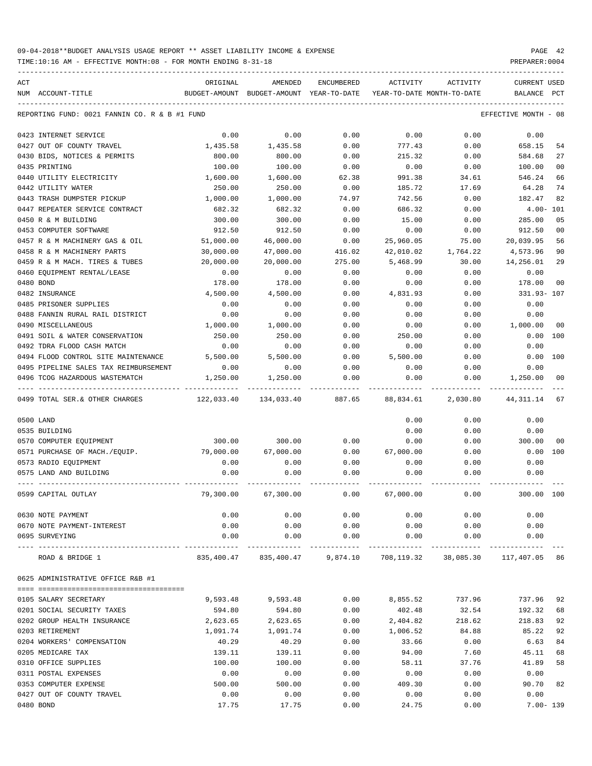09-04-2018**BUDGET ANALYSIS USAGE REPORT ** ASSET LIABILITY INCOME & EXPENSE

TIME:10:16 AM - EFFECTIVE MONTH:08 - FOR MONTH ENDING 8-31-18

PREPARER:0004

| ACT NUM | ACCOUNT-TITLE | ORIGINAL BUDGET-AMOUNT | AMENDED BUDGET-AMOUNT | ENCUMBERED YEAR-TO-DATE | ACTIVITY YEAR-TO-DATE | ACTIVITY MONTH-TO-DATE | CURRENT BALANCE | USED PCT |
|---|---|---|---|---|---|---|---|---|
| | REPORTING FUND: 0021 FANNIN CO. R & B #1 FUND | | | | | | EFFECTIVE MONTH - 08 | |
| 0423 | INTERNET SERVICE | 0.00 | 0.00 | 0.00 | 0.00 | 0.00 | 0.00 | |
| 0427 | OUT OF COUNTY TRAVEL | 1,435.58 | 1,435.58 | 0.00 | 777.43 | 0.00 | 658.15 | 54 |
| 0430 | BIDS, NOTICES & PERMITS | 800.00 | 800.00 | 0.00 | 215.32 | 0.00 | 584.68 | 27 |
| 0435 | PRINTING | 100.00 | 100.00 | 0.00 | 0.00 | 0.00 | 100.00 | 00 |
| 0440 | UTILITY ELECTRICITY | 1,600.00 | 1,600.00 | 62.38 | 991.38 | 34.61 | 546.24 | 66 |
| 0442 | UTILITY WATER | 250.00 | 250.00 | 0.00 | 185.72 | 17.69 | 64.28 | 74 |
| 0443 | TRASH DUMPSTER PICKUP | 1,000.00 | 1,000.00 | 74.97 | 742.56 | 0.00 | 182.47 | 82 |
| 0447 | REPEATER SERVICE CONTRACT | 682.32 | 682.32 | 0.00 | 686.32 | 0.00 | 4.00- | 101 |
| 0450 | R & M BUILDING | 300.00 | 300.00 | 0.00 | 15.00 | 0.00 | 285.00 | 05 |
| 0453 | COMPUTER SOFTWARE | 912.50 | 912.50 | 0.00 | 0.00 | 0.00 | 912.50 | 00 |
| 0457 | R & M MACHINERY GAS & OIL | 51,000.00 | 46,000.00 | 0.00 | 25,960.05 | 75.00 | 20,039.95 | 56 |
| 0458 | R & M MACHINERY PARTS | 30,000.00 | 47,000.00 | 416.02 | 42,010.02 | 1,764.22 | 4,573.96 | 90 |
| 0459 | R & M MACH. TIRES & TUBES | 20,000.00 | 20,000.00 | 275.00 | 5,468.99 | 30.00 | 14,256.01 | 29 |
| 0460 | EQUIPMENT RENTAL/LEASE | 0.00 | 0.00 | 0.00 | 0.00 | 0.00 | 0.00 | |
| 0480 | BOND | 178.00 | 178.00 | 0.00 | 0.00 | 0.00 | 178.00 | 00 |
| 0482 | INSURANCE | 4,500.00 | 4,500.00 | 0.00 | 4,831.93 | 0.00 | 331.93- | 107 |
| 0485 | PRISONER SUPPLIES | 0.00 | 0.00 | 0.00 | 0.00 | 0.00 | 0.00 | |
| 0488 | FANNIN RURAL RAIL DISTRICT | 0.00 | 0.00 | 0.00 | 0.00 | 0.00 | 0.00 | |
| 0490 | MISCELLANEOUS | 1,000.00 | 1,000.00 | 0.00 | 0.00 | 0.00 | 1,000.00 | 00 |
| 0491 | SOIL & WATER CONSERVATION | 250.00 | 250.00 | 0.00 | 250.00 | 0.00 | 0.00 | 100 |
| 0492 | TDRA FLOOD CASH MATCH | 0.00 | 0.00 | 0.00 | 0.00 | 0.00 | 0.00 | |
| 0494 | FLOOD CONTROL SITE MAINTENANCE | 5,500.00 | 5,500.00 | 0.00 | 5,500.00 | 0.00 | 0.00 | 100 |
| 0495 | PIPELINE SALES TAX REIMBURSEMENT | 0.00 | 0.00 | 0.00 | 0.00 | 0.00 | 0.00 | |
| 0496 | TCOG HAZARDOUS WASTEMATCH | 1,250.00 | 1,250.00 | 0.00 | 0.00 | 0.00 | 1,250.00 | 00 |
| 0499 | TOTAL SER.& OTHER CHARGES | 122,033.40 | 134,033.40 | 887.65 | 88,834.61 | 2,030.80 | 44,311.14 | 67 |
| 0500 | LAND | | | | 0.00 | 0.00 | 0.00 | |
| 0535 | BUILDING | | | | 0.00 | 0.00 | 0.00 | |
| 0570 | COMPUTER EQUIPMENT | 300.00 | 300.00 | 0.00 | 0.00 | 0.00 | 300.00 | 00 |
| 0571 | PURCHASE OF MACH./EQUIP. | 79,000.00 | 67,000.00 | 0.00 | 67,000.00 | 0.00 | 0.00 | 100 |
| 0573 | RADIO EQUIPMENT | 0.00 | 0.00 | 0.00 | 0.00 | 0.00 | 0.00 | |
| 0575 | LAND AND BUILDING | 0.00 | 0.00 | 0.00 | 0.00 | 0.00 | 0.00 | |
| 0599 | CAPITAL OUTLAY | 79,300.00 | 67,300.00 | 0.00 | 67,000.00 | 0.00 | 300.00 | 100 |
| 0630 | NOTE PAYMENT | 0.00 | 0.00 | 0.00 | 0.00 | 0.00 | 0.00 | |
| 0670 | NOTE PAYMENT-INTEREST | 0.00 | 0.00 | 0.00 | 0.00 | 0.00 | 0.00 | |
| 0695 | SURVEYING | 0.00 | 0.00 | 0.00 | 0.00 | 0.00 | 0.00 | |
| | ROAD & BRIDGE 1 | 835,400.47 | 835,400.47 | 9,874.10 | 708,119.32 | 38,085.30 | 117,407.05 | 86 |
| | 0625 ADMINISTRATIVE OFFICE R&B #1 | | | | | | | |
| 0105 | SALARY SECRETARY | 9,593.48 | 9,593.48 | 0.00 | 8,855.52 | 737.96 | 737.96 | 92 |
| 0201 | SOCIAL SECURITY TAXES | 594.80 | 594.80 | 0.00 | 402.48 | 32.54 | 192.32 | 68 |
| 0202 | GROUP HEALTH INSURANCE | 2,623.65 | 2,623.65 | 0.00 | 2,404.82 | 218.62 | 218.83 | 92 |
| 0203 | RETIREMENT | 1,091.74 | 1,091.74 | 0.00 | 1,006.52 | 84.88 | 85.22 | 92 |
| 0204 | WORKERS' COMPENSATION | 40.29 | 40.29 | 0.00 | 33.66 | 0.00 | 6.63 | 84 |
| 0205 | MEDICARE TAX | 139.11 | 139.11 | 0.00 | 94.00 | 7.60 | 45.11 | 68 |
| 0310 | OFFICE SUPPLIES | 100.00 | 100.00 | 0.00 | 58.11 | 37.76 | 41.89 | 58 |
| 0311 | POSTAL EXPENSES | 0.00 | 0.00 | 0.00 | 0.00 | 0.00 | 0.00 | |
| 0353 | COMPUTER EXPENSE | 500.00 | 500.00 | 0.00 | 409.30 | 0.00 | 90.70 | 82 |
| 0427 | OUT OF COUNTY TRAVEL | 0.00 | 0.00 | 0.00 | 0.00 | 0.00 | 0.00 | |
| 0480 | BOND | 17.75 | 17.75 | 0.00 | 24.75 | 0.00 | 7.00- | 139 |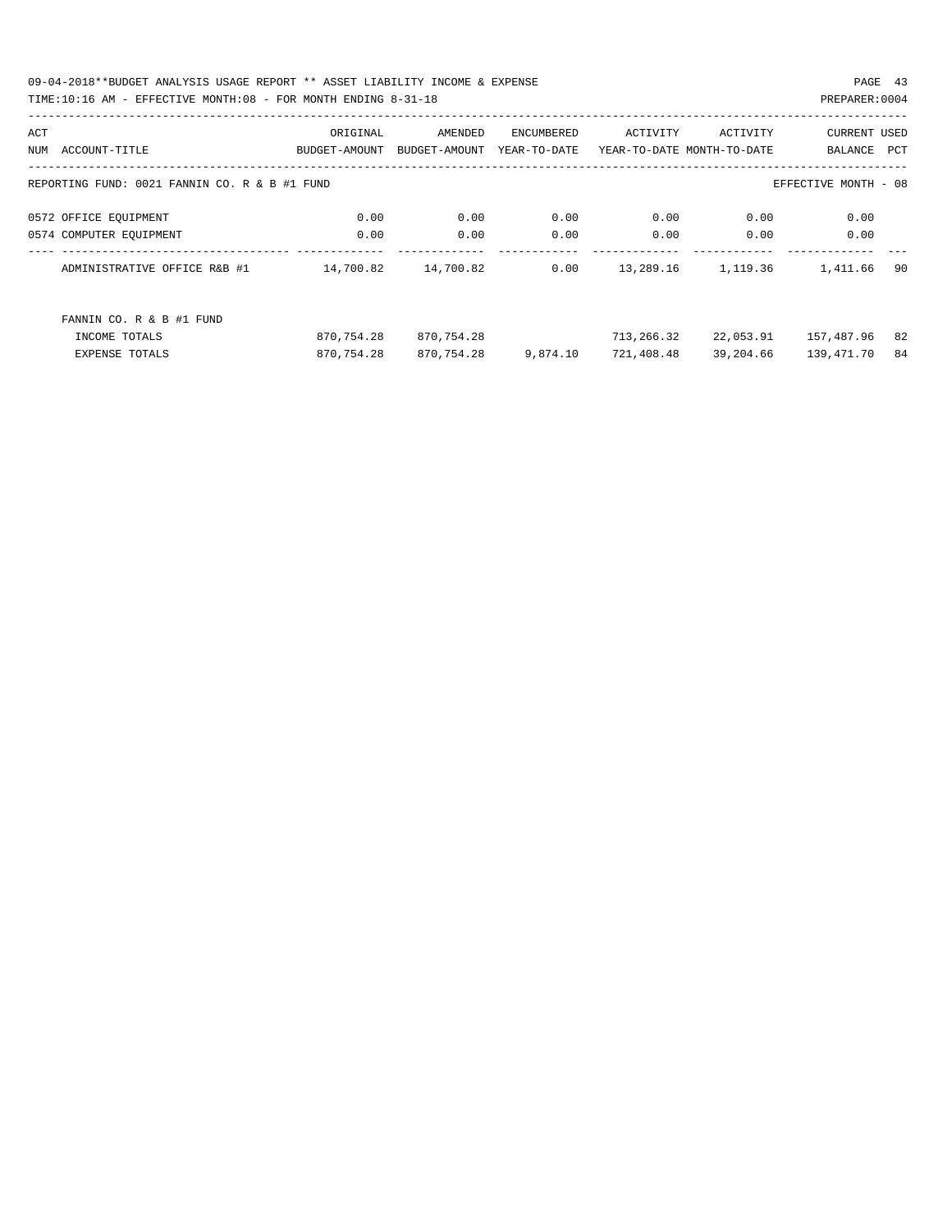REPORTING FUND: 0021 FANNIN CO. R & B #1 FUND — EFFECTIVE MONTH - 08

| ACT NUM | ACCOUNT-TITLE | ORIGINAL BUDGET-AMOUNT | AMENDED BUDGET-AMOUNT | ENCUMBERED YEAR-TO-DATE | ACTIVITY YEAR-TO-DATE | ACTIVITY MONTH-TO-DATE | CURRENT BALANCE | USED PCT |
|---|---|---|---|---|---|---|---|---|
| 0572 | OFFICE EQUIPMENT | 0.00 | 0.00 | 0.00 | 0.00 | 0.00 | 0.00 | |
| 0574 | COMPUTER EQUIPMENT | 0.00 | 0.00 | 0.00 | 0.00 | 0.00 | 0.00 | |
| | ADMINISTRATIVE OFFICE R&B #1 | 14,700.82 | 14,700.82 | 0.00 | 13,289.16 | 1,119.36 | 1,411.66 | 90 |
| | FANNIN CO. R & B #1 FUND | | | | | | | |
| | INCOME TOTALS | 870,754.28 | 870,754.28 | | 713,266.32 | 22,053.91 | 157,487.96 | 82 |
| | EXPENSE TOTALS | 870,754.28 | 870,754.28 | 9,874.10 | 721,408.48 | 39,204.66 | 139,471.70 | 84 |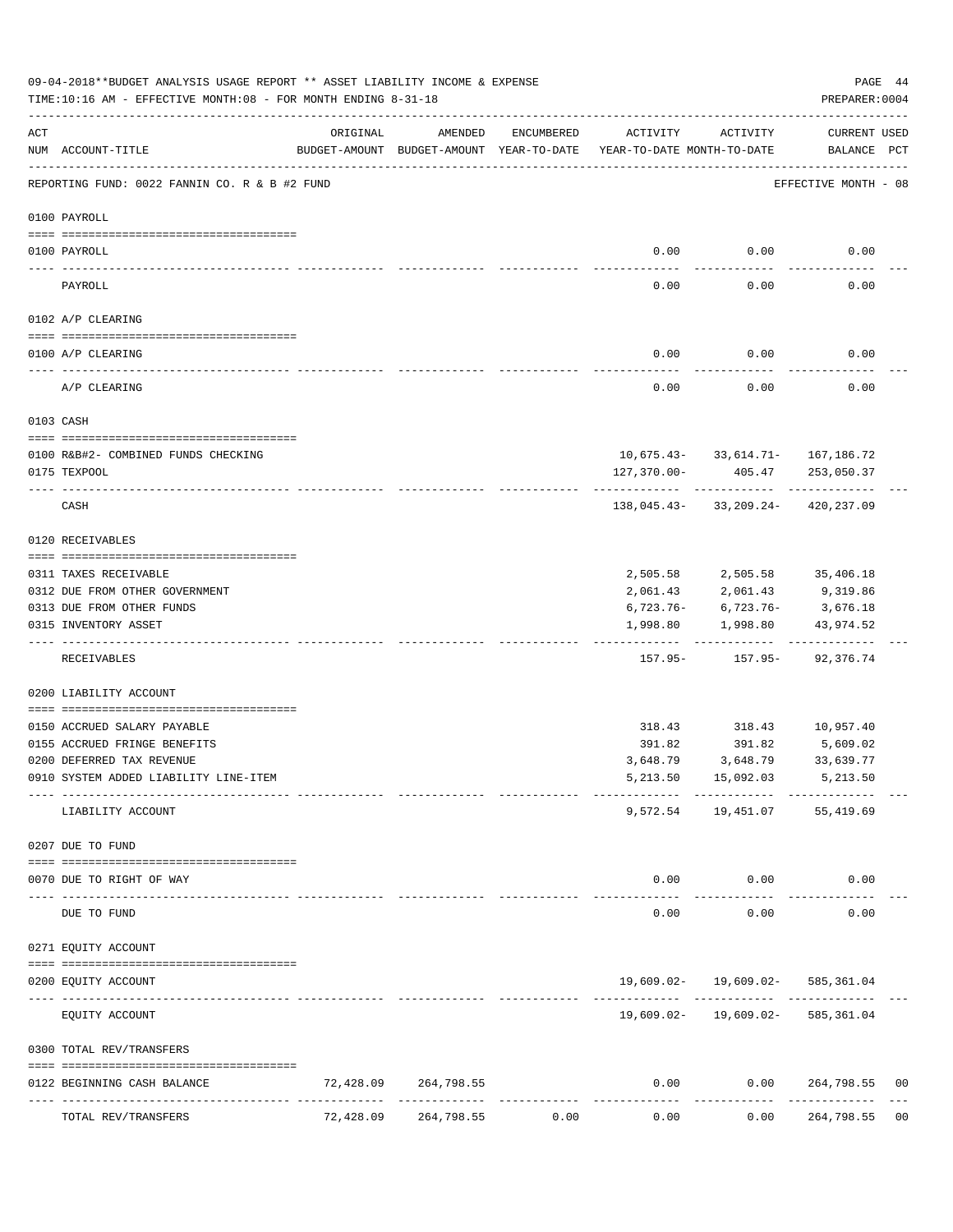09-04-2018**BUDGET ANALYSIS USAGE REPORT ** ASSET LIABILITY INCOME & EXPENSE

TIME:10:16 AM - EFFECTIVE MONTH:08 - FOR MONTH ENDING 8-31-18

PREPARER:0004

| ACT NUM | ACCOUNT-TITLE | ORIGINAL BUDGET-AMOUNT | AMENDED BUDGET-AMOUNT | ENCUMBERED YEAR-TO-DATE | ACTIVITY YEAR-TO-DATE | ACTIVITY MONTH-TO-DATE | CURRENT USED BALANCE | PCT |
|---|---|---|---|---|---|---|---|---|
| | REPORTING FUND: 0022 FANNIN CO. R & B #2 FUND | | | | | | EFFECTIVE MONTH - 08 | |
| | 0100 PAYROLL | | | | | | | |
| 0100 | PAYROLL | | | | 0.00 | 0.00 | 0.00 | |
| | PAYROLL | | | | 0.00 | 0.00 | 0.00 | |
| | 0102 A/P CLEARING | | | | | | | |
| 0100 | A/P CLEARING | | | | 0.00 | 0.00 | 0.00 | |
| | A/P CLEARING | | | | 0.00 | 0.00 | 0.00 | |
| | 0103 CASH | | | | | | | |
| 0100 | R&B#2- COMBINED FUNDS CHECKING | | | | 10,675.43- | 33,614.71- | 167,186.72 | |
| 0175 | TEXPOOL | | | | 127,370.00- | 405.47 | 253,050.37 | |
| | CASH | | | | 138,045.43- | 33,209.24- | 420,237.09 | |
| | 0120 RECEIVABLES | | | | | | | |
| 0311 | TAXES RECEIVABLE | | | | 2,505.58 | 2,505.58 | 35,406.18 | |
| 0312 | DUE FROM OTHER GOVERNMENT | | | | 2,061.43 | 2,061.43 | 9,319.86 | |
| 0313 | DUE FROM OTHER FUNDS | | | | 6,723.76- | 6,723.76- | 3,676.18 | |
| 0315 | INVENTORY ASSET | | | | 1,998.80 | 1,998.80 | 43,974.52 | |
| | RECEIVABLES | | | | 157.95- | 157.95- | 92,376.74 | |
| | 0200 LIABILITY ACCOUNT | | | | | | | |
| 0150 | ACCRUED SALARY PAYABLE | | | | 318.43 | 318.43 | 10,957.40 | |
| 0155 | ACCRUED FRINGE BENEFITS | | | | 391.82 | 391.82 | 5,609.02 | |
| 0200 | DEFERRED TAX REVENUE | | | | 3,648.79 | 3,648.79 | 33,639.77 | |
| 0910 | SYSTEM ADDED LIABILITY LINE-ITEM | | | | 5,213.50 | 15,092.03 | 5,213.50 | |
| | LIABILITY ACCOUNT | | | | 9,572.54 | 19,451.07 | 55,419.69 | |
| | 0207 DUE TO FUND | | | | | | | |
| 0070 | DUE TO RIGHT OF WAY | | | | 0.00 | 0.00 | 0.00 | |
| | DUE TO FUND | | | | 0.00 | 0.00 | 0.00 | |
| | 0271 EQUITY ACCOUNT | | | | | | | |
| 0200 | EQUITY ACCOUNT | | | | 19,609.02- | 19,609.02- | 585,361.04 | |
| | EQUITY ACCOUNT | | | | 19,609.02- | 19,609.02- | 585,361.04 | |
| | 0300 TOTAL REV/TRANSFERS | | | | | | | |
| 0122 | BEGINNING CASH BALANCE | 72,428.09 | 264,798.55 | | 0.00 | 0.00 | 264,798.55 | 00 |
| | TOTAL REV/TRANSFERS | 72,428.09 | 264,798.55 | 0.00 | 0.00 | 0.00 | 264,798.55 | 00 |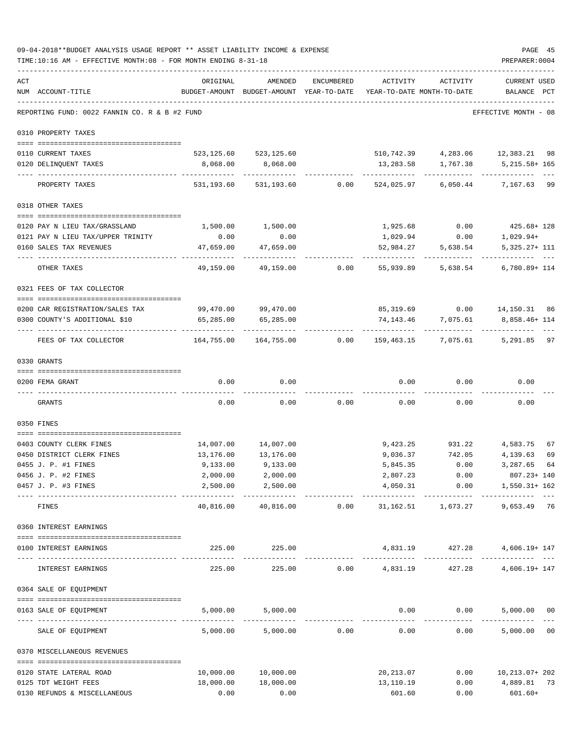09-04-2018**BUDGET ANALYSIS USAGE REPORT ** ASSET LIABILITY INCOME & EXPENSE

TIME:10:16 AM - EFFECTIVE MONTH:08 - FOR MONTH ENDING 8-31-18

PREPARER:0004

REPORTING FUND: 0022 FANNIN CO. R & B #2 FUND — EFFECTIVE MONTH - 08

| ACT NUM | ACCOUNT-TITLE | ORIGINAL BUDGET-AMOUNT | AMENDED BUDGET-AMOUNT | ENCUMBERED YEAR-TO-DATE | ACTIVITY YEAR-TO-DATE | ACTIVITY MONTH-TO-DATE | CURRENT USED BALANCE | PCT |
|---|---|---|---|---|---|---|---|---|
| | **0310 PROPERTY TAXES** | | | | | | | |
| 0110 | CURRENT TAXES | 523,125.60 | 523,125.60 | | 510,742.39 | 4,283.06 | 12,383.21 | 98 |
| 0120 | DELINQUENT TAXES | 8,068.00 | 8,068.00 | | 13,283.58 | 1,767.38 | 5,215.58+ | 165 |
| | PROPERTY TAXES | 531,193.60 | 531,193.60 | 0.00 | 524,025.97 | 6,050.44 | 7,167.63 | 99 |
| | **0318 OTHER TAXES** | | | | | | | |
| 0120 | PAY N LIEU TAX/GRASSLAND | 1,500.00 | 1,500.00 | | 1,925.68 | 0.00 | 425.68+ | 128 |
| 0121 | PAY N LIEU TAX/UPPER TRINITY | 0.00 | 0.00 | | 1,029.94 | 0.00 | 1,029.94+ | |
| 0160 | SALES TAX REVENUES | 47,659.00 | 47,659.00 | | 52,984.27 | 5,638.54 | 5,325.27+ | 111 |
| | OTHER TAXES | 49,159.00 | 49,159.00 | 0.00 | 55,939.89 | 5,638.54 | 6,780.89+ | 114 |
| | **0321 FEES OF TAX COLLECTOR** | | | | | | | |
| 0200 | CAR REGISTRATION/SALES TAX | 99,470.00 | 99,470.00 | | 85,319.69 | 0.00 | 14,150.31 | 86 |
| 0300 | COUNTY'S ADDITIONAL $10 | 65,285.00 | 65,285.00 | | 74,143.46 | 7,075.61 | 8,858.46+ | 114 |
| | FEES OF TAX COLLECTOR | 164,755.00 | 164,755.00 | 0.00 | 159,463.15 | 7,075.61 | 5,291.85 | 97 |
| | **0330 GRANTS** | | | | | | | |
| 0200 | FEMA GRANT | 0.00 | 0.00 | | 0.00 | 0.00 | 0.00 | |
| | GRANTS | 0.00 | 0.00 | 0.00 | 0.00 | 0.00 | 0.00 | |
| | **0350 FINES** | | | | | | | |
| 0403 | COUNTY CLERK FINES | 14,007.00 | 14,007.00 | | 9,423.25 | 931.22 | 4,583.75 | 67 |
| 0450 | DISTRICT CLERK FINES | 13,176.00 | 13,176.00 | | 9,036.37 | 742.05 | 4,139.63 | 69 |
| 0455 | J. P. #1 FINES | 9,133.00 | 9,133.00 | | 5,845.35 | 0.00 | 3,287.65 | 64 |
| 0456 | J. P. #2 FINES | 2,000.00 | 2,000.00 | | 2,807.23 | 0.00 | 807.23+ | 140 |
| 0457 | J. P. #3 FINES | 2,500.00 | 2,500.00 | | 4,050.31 | 0.00 | 1,550.31+ | 162 |
| | FINES | 40,816.00 | 40,816.00 | 0.00 | 31,162.51 | 1,673.27 | 9,653.49 | 76 |
| | **0360 INTEREST EARNINGS** | | | | | | | |
| 0100 | INTEREST EARNINGS | 225.00 | 225.00 | | 4,831.19 | 427.28 | 4,606.19+ | 147 |
| | INTEREST EARNINGS | 225.00 | 225.00 | 0.00 | 4,831.19 | 427.28 | 4,606.19+ | 147 |
| | **0364 SALE OF EQUIPMENT** | | | | | | | |
| 0163 | SALE OF EQUIPMENT | 5,000.00 | 5,000.00 | | 0.00 | 0.00 | 5,000.00 | 00 |
| | SALE OF EQUIPMENT | 5,000.00 | 5,000.00 | 0.00 | 0.00 | 0.00 | 5,000.00 | 00 |
| | **0370 MISCELLANEOUS REVENUES** | | | | | | | |
| 0120 | STATE LATERAL ROAD | 10,000.00 | 10,000.00 | | 20,213.07 | 0.00 | 10,213.07+ | 202 |
| 0125 | TDT WEIGHT FEES | 18,000.00 | 18,000.00 | | 13,110.19 | 0.00 | 4,889.81 | 73 |
| 0130 | REFUNDS & MISCELLANEOUS | 0.00 | 0.00 | | 601.60 | 0.00 | 601.60+ | |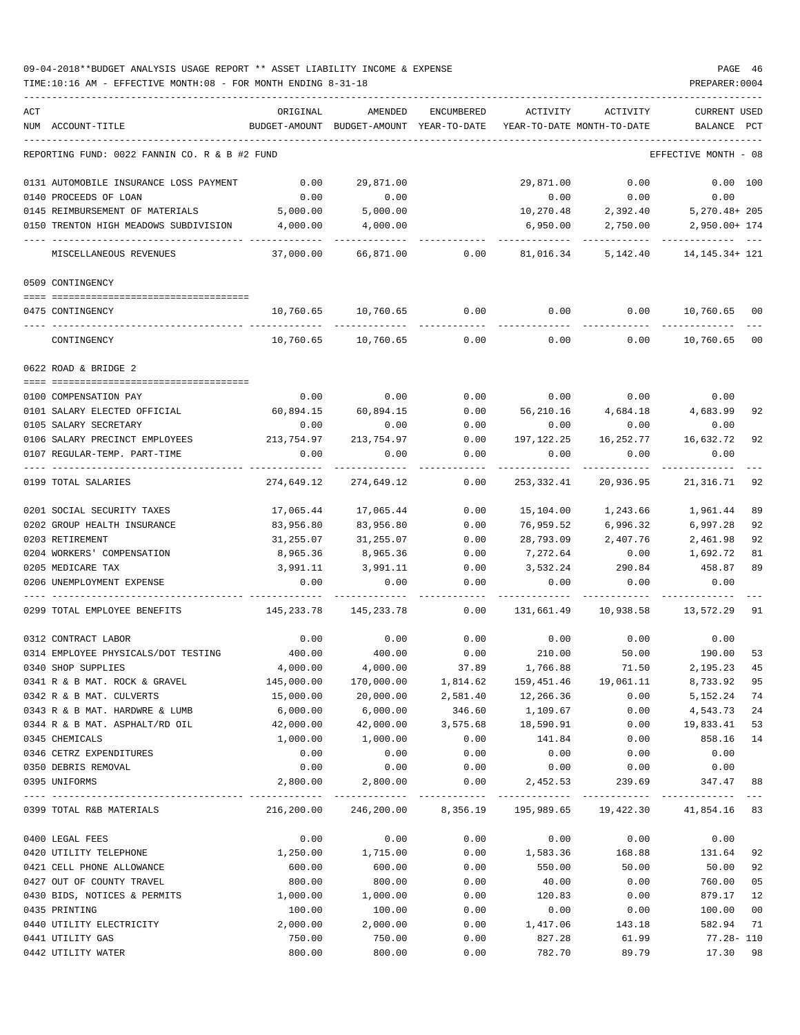09-04-2018**BUDGET ANALYSIS USAGE REPORT ** ASSET LIABILITY INCOME & EXPENSE

TIME:10:16 AM - EFFECTIVE MONTH:08 - FOR MONTH ENDING 8-31-18

PREPARER:0004

| ACT NUM | ACCOUNT-TITLE | ORIGINAL BUDGET-AMOUNT | AMENDED BUDGET-AMOUNT | ENCUMBERED YEAR-TO-DATE | ACTIVITY YEAR-TO-DATE | ACTIVITY MONTH-TO-DATE | CURRENT USED BALANCE | PCT |
|---|---|---|---|---|---|---|---|---|
| | REPORTING FUND: 0022 FANNIN CO. R & B #2 FUND | | | | | | EFFECTIVE MONTH - 08 | |
| 0131 | AUTOMOBILE INSURANCE LOSS PAYMENT | 0.00 | 29,871.00 | | 29,871.00 | 0.00 | 0.00 | 100 |
| 0140 | PROCEEDS OF LOAN | 0.00 | 0.00 | | 0.00 | 0.00 | 0.00 | |
| 0145 | REIMBURSEMENT OF MATERIALS | 5,000.00 | 5,000.00 | | 10,270.48 | 2,392.40 | 5,270.48+ | 205 |
| 0150 | TRENTON HIGH MEADOWS SUBDIVISION | 4,000.00 | 4,000.00 | | 6,950.00 | 2,750.00 | 2,950.00+ | 174 |
| | MISCELLANEOUS REVENUES | 37,000.00 | 66,871.00 | 0.00 | 81,016.34 | 5,142.40 | 14,145.34+ | 121 |
| | 0509 CONTINGENCY | | | | | | | |
| 0475 | CONTINGENCY | 10,760.65 | 10,760.65 | 0.00 | 0.00 | 0.00 | 10,760.65 | 00 |
| | CONTINGENCY | 10,760.65 | 10,760.65 | 0.00 | 0.00 | 0.00 | 10,760.65 | 00 |
| | 0622 ROAD & BRIDGE 2 | | | | | | | |
| 0100 | COMPENSATION PAY | 0.00 | 0.00 | 0.00 | 0.00 | 0.00 | 0.00 | |
| 0101 | SALARY ELECTED OFFICIAL | 60,894.15 | 60,894.15 | 0.00 | 56,210.16 | 4,684.18 | 4,683.99 | 92 |
| 0105 | SALARY SECRETARY | 0.00 | 0.00 | 0.00 | 0.00 | 0.00 | 0.00 | |
| 0106 | SALARY PRECINCT EMPLOYEES | 213,754.97 | 213,754.97 | 0.00 | 197,122.25 | 16,252.77 | 16,632.72 | 92 |
| 0107 | REGULAR-TEMP. PART-TIME | 0.00 | 0.00 | 0.00 | 0.00 | 0.00 | 0.00 | |
| 0199 | TOTAL SALARIES | 274,649.12 | 274,649.12 | 0.00 | 253,332.41 | 20,936.95 | 21,316.71 | 92 |
| 0201 | SOCIAL SECURITY TAXES | 17,065.44 | 17,065.44 | 0.00 | 15,104.00 | 1,243.66 | 1,961.44 | 89 |
| 0202 | GROUP HEALTH INSURANCE | 83,956.80 | 83,956.80 | 0.00 | 76,959.52 | 6,996.32 | 6,997.28 | 92 |
| 0203 | RETIREMENT | 31,255.07 | 31,255.07 | 0.00 | 28,793.09 | 2,407.76 | 2,461.98 | 92 |
| 0204 | WORKERS' COMPENSATION | 8,965.36 | 8,965.36 | 0.00 | 7,272.64 | 0.00 | 1,692.72 | 81 |
| 0205 | MEDICARE TAX | 3,991.11 | 3,991.11 | 0.00 | 3,532.24 | 290.84 | 458.87 | 89 |
| 0206 | UNEMPLOYMENT EXPENSE | 0.00 | 0.00 | 0.00 | 0.00 | 0.00 | 0.00 | |
| 0299 | TOTAL EMPLOYEE BENEFITS | 145,233.78 | 145,233.78 | 0.00 | 131,661.49 | 10,938.58 | 13,572.29 | 91 |
| 0312 | CONTRACT LABOR | 0.00 | 0.00 | 0.00 | 0.00 | 0.00 | 0.00 | |
| 0314 | EMPLOYEE PHYSICALS/DOT TESTING | 400.00 | 400.00 | 0.00 | 210.00 | 50.00 | 190.00 | 53 |
| 0340 | SHOP SUPPLIES | 4,000.00 | 4,000.00 | 37.89 | 1,766.88 | 71.50 | 2,195.23 | 45 |
| 0341 | R & B MAT. ROCK & GRAVEL | 145,000.00 | 170,000.00 | 1,814.62 | 159,451.46 | 19,061.11 | 8,733.92 | 95 |
| 0342 | R & B MAT. CULVERTS | 15,000.00 | 20,000.00 | 2,581.40 | 12,266.36 | 0.00 | 5,152.24 | 74 |
| 0343 | R & B MAT. HARDWRE & LUMB | 6,000.00 | 6,000.00 | 346.60 | 1,109.67 | 0.00 | 4,543.73 | 24 |
| 0344 | R & B MAT. ASPHALT/RD OIL | 42,000.00 | 42,000.00 | 3,575.68 | 18,590.91 | 0.00 | 19,833.41 | 53 |
| 0345 | CHEMICALS | 1,000.00 | 1,000.00 | 0.00 | 141.84 | 0.00 | 858.16 | 14 |
| 0346 | CETRZ EXPENDITURES | 0.00 | 0.00 | 0.00 | 0.00 | 0.00 | 0.00 | |
| 0350 | DEBRIS REMOVAL | 0.00 | 0.00 | 0.00 | 0.00 | 0.00 | 0.00 | |
| 0395 | UNIFORMS | 2,800.00 | 2,800.00 | 0.00 | 2,452.53 | 239.69 | 347.47 | 88 |
| 0399 | TOTAL R&B MATERIALS | 216,200.00 | 246,200.00 | 8,356.19 | 195,989.65 | 19,422.30 | 41,854.16 | 83 |
| 0400 | LEGAL FEES | 0.00 | 0.00 | 0.00 | 0.00 | 0.00 | 0.00 | |
| 0420 | UTILITY TELEPHONE | 1,250.00 | 1,715.00 | 0.00 | 1,583.36 | 168.88 | 131.64 | 92 |
| 0421 | CELL PHONE ALLOWANCE | 600.00 | 600.00 | 0.00 | 550.00 | 50.00 | 50.00 | 92 |
| 0427 | OUT OF COUNTY TRAVEL | 800.00 | 800.00 | 0.00 | 40.00 | 0.00 | 760.00 | 05 |
| 0430 | BIDS, NOTICES & PERMITS | 1,000.00 | 1,000.00 | 0.00 | 120.83 | 0.00 | 879.17 | 12 |
| 0435 | PRINTING | 100.00 | 100.00 | 0.00 | 0.00 | 0.00 | 100.00 | 00 |
| 0440 | UTILITY ELECTRICITY | 2,000.00 | 2,000.00 | 0.00 | 1,417.06 | 143.18 | 582.94 | 71 |
| 0441 | UTILITY GAS | 750.00 | 750.00 | 0.00 | 827.28 | 61.99 | 77.28- | 110 |
| 0442 | UTILITY WATER | 800.00 | 800.00 | 0.00 | 782.70 | 89.79 | 17.30 | 98 |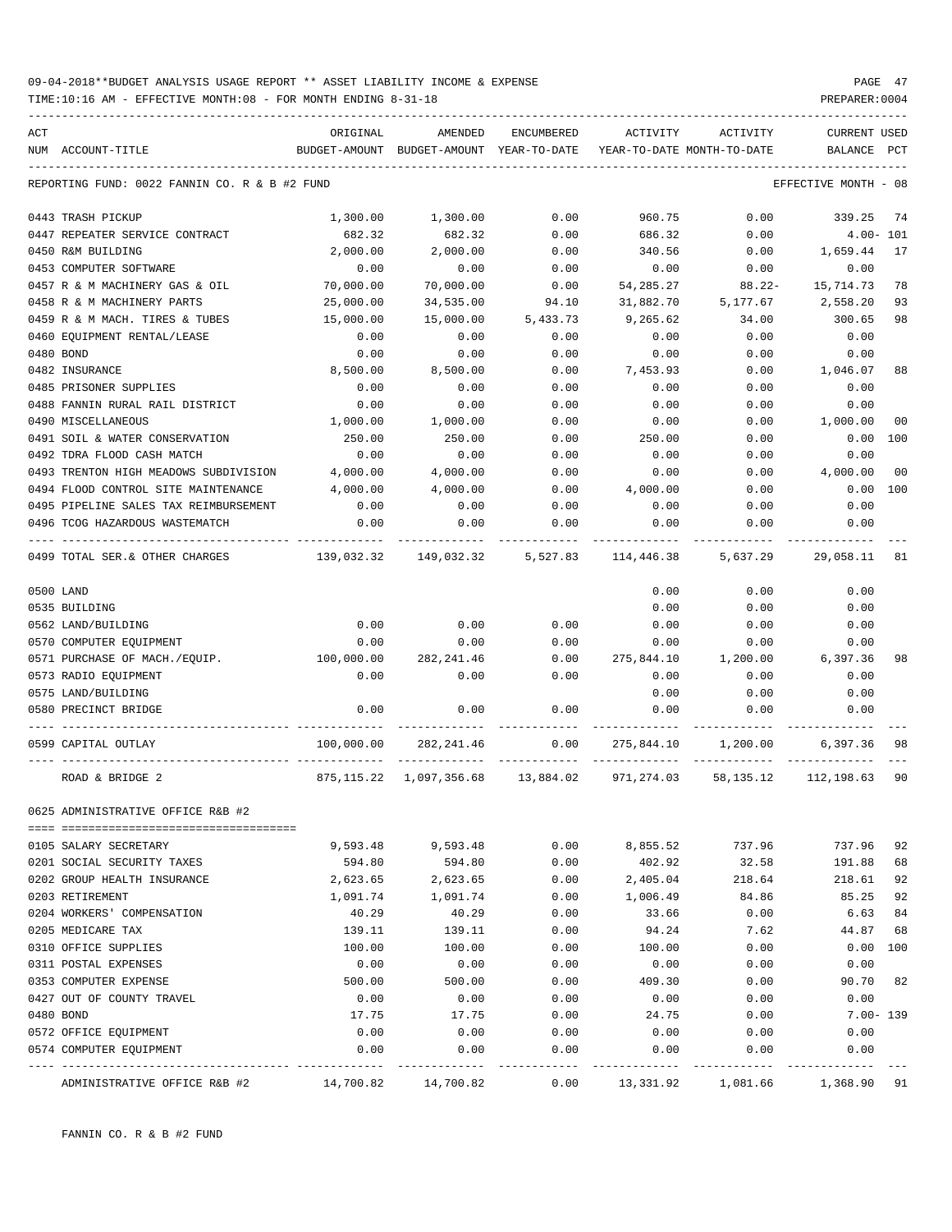09-04-2018**BUDGET ANALYSIS USAGE REPORT ** ASSET LIABILITY INCOME & EXPENSE

TIME:10:16 AM - EFFECTIVE MONTH:08 - FOR MONTH ENDING 8-31-18

PREPARER:0004

REPORTING FUND: 0022 FANNIN CO. R & B #2 FUND — EFFECTIVE MONTH - 08

| ACT NUM | ACCOUNT-TITLE | ORIGINAL BUDGET-AMOUNT | AMENDED BUDGET-AMOUNT | ENCUMBERED YEAR-TO-DATE | ACTIVITY YEAR-TO-DATE | ACTIVITY MONTH-TO-DATE | CURRENT BALANCE | USED PCT |
|---|---|---|---|---|---|---|---|---|
| 0443 | TRASH PICKUP | 1,300.00 | 1,300.00 | 0.00 | 960.75 | 0.00 | 339.25 | 74 |
| 0447 | REPEATER SERVICE CONTRACT | 682.32 | 682.32 | 0.00 | 686.32 | 0.00 | 4.00- | 101 |
| 0450 | R&M BUILDING | 2,000.00 | 2,000.00 | 0.00 | 340.56 | 0.00 | 1,659.44 | 17 |
| 0453 | COMPUTER SOFTWARE | 0.00 | 0.00 | 0.00 | 0.00 | 0.00 | 0.00 | |
| 0457 | R & M MACHINERY GAS & OIL | 70,000.00 | 70,000.00 | 0.00 | 54,285.27 | 88.22- | 15,714.73 | 78 |
| 0458 | R & M MACHINERY PARTS | 25,000.00 | 34,535.00 | 94.10 | 31,882.70 | 5,177.67 | 2,558.20 | 93 |
| 0459 | R & M MACH. TIRES & TUBES | 15,000.00 | 15,000.00 | 5,433.73 | 9,265.62 | 34.00 | 300.65 | 98 |
| 0460 | EQUIPMENT RENTAL/LEASE | 0.00 | 0.00 | 0.00 | 0.00 | 0.00 | 0.00 | |
| 0480 | BOND | 0.00 | 0.00 | 0.00 | 0.00 | 0.00 | 0.00 | |
| 0482 | INSURANCE | 8,500.00 | 8,500.00 | 0.00 | 7,453.93 | 0.00 | 1,046.07 | 88 |
| 0485 | PRISONER SUPPLIES | 0.00 | 0.00 | 0.00 | 0.00 | 0.00 | 0.00 | |
| 0488 | FANNIN RURAL RAIL DISTRICT | 0.00 | 0.00 | 0.00 | 0.00 | 0.00 | 0.00 | |
| 0490 | MISCELLANEOUS | 1,000.00 | 1,000.00 | 0.00 | 0.00 | 0.00 | 1,000.00 | 00 |
| 0491 | SOIL & WATER CONSERVATION | 250.00 | 250.00 | 0.00 | 250.00 | 0.00 | 0.00 | 100 |
| 0492 | TDRA FLOOD CASH MATCH | 0.00 | 0.00 | 0.00 | 0.00 | 0.00 | 0.00 | |
| 0493 | TRENTON HIGH MEADOWS SUBDIVISION | 4,000.00 | 4,000.00 | 0.00 | 0.00 | 0.00 | 4,000.00 | 00 |
| 0494 | FLOOD CONTROL SITE MAINTENANCE | 4,000.00 | 4,000.00 | 0.00 | 4,000.00 | 0.00 | 0.00 | 100 |
| 0495 | PIPELINE SALES TAX REIMBURSEMENT | 0.00 | 0.00 | 0.00 | 0.00 | 0.00 | 0.00 | |
| 0496 | TCOG HAZARDOUS WASTEMATCH | 0.00 | 0.00 | 0.00 | 0.00 | 0.00 | 0.00 | |
| 0499 | TOTAL SER.& OTHER CHARGES | 139,032.32 | 149,032.32 | 5,527.83 | 114,446.38 | 5,637.29 | 29,058.11 | 81 |
| 0500 | LAND | | | | 0.00 | 0.00 | 0.00 | |
| 0535 | BUILDING | | | | 0.00 | 0.00 | 0.00 | |
| 0562 | LAND/BUILDING | 0.00 | 0.00 | 0.00 | 0.00 | 0.00 | 0.00 | |
| 0570 | COMPUTER EQUIPMENT | 0.00 | 0.00 | 0.00 | 0.00 | 0.00 | 0.00 | |
| 0571 | PURCHASE OF MACH./EQUIP. | 100,000.00 | 282,241.46 | 0.00 | 275,844.10 | 1,200.00 | 6,397.36 | 98 |
| 0573 | RADIO EQUIPMENT | 0.00 | 0.00 | 0.00 | 0.00 | 0.00 | 0.00 | |
| 0575 | LAND/BUILDING | | | | 0.00 | 0.00 | 0.00 | |
| 0580 | PRECINCT BRIDGE | 0.00 | 0.00 | 0.00 | 0.00 | 0.00 | 0.00 | |
| 0599 | CAPITAL OUTLAY | 100,000.00 | 282,241.46 | 0.00 | 275,844.10 | 1,200.00 | 6,397.36 | 98 |
| | ROAD & BRIDGE 2 | 875,115.22 | 1,097,356.68 | 13,884.02 | 971,274.03 | 58,135.12 | 112,198.63 | 90 |

0625 ADMINISTRATIVE OFFICE R&B #2

| ACT NUM | ACCOUNT-TITLE | ORIGINAL BUDGET-AMOUNT | AMENDED BUDGET-AMOUNT | ENCUMBERED YEAR-TO-DATE | ACTIVITY YEAR-TO-DATE | ACTIVITY MONTH-TO-DATE | CURRENT BALANCE | USED PCT |
|---|---|---|---|---|---|---|---|---|
| 0105 | SALARY SECRETARY | 9,593.48 | 9,593.48 | 0.00 | 8,855.52 | 737.96 | 737.96 | 92 |
| 0201 | SOCIAL SECURITY TAXES | 594.80 | 594.80 | 0.00 | 402.92 | 32.58 | 191.88 | 68 |
| 0202 | GROUP HEALTH INSURANCE | 2,623.65 | 2,623.65 | 0.00 | 2,405.04 | 218.64 | 218.61 | 92 |
| 0203 | RETIREMENT | 1,091.74 | 1,091.74 | 0.00 | 1,006.49 | 84.86 | 85.25 | 92 |
| 0204 | WORKERS' COMPENSATION | 40.29 | 40.29 | 0.00 | 33.66 | 0.00 | 6.63 | 84 |
| 0205 | MEDICARE TAX | 139.11 | 139.11 | 0.00 | 94.24 | 7.62 | 44.87 | 68 |
| 0310 | OFFICE SUPPLIES | 100.00 | 100.00 | 0.00 | 100.00 | 0.00 | 0.00 | 100 |
| 0311 | POSTAL EXPENSES | 0.00 | 0.00 | 0.00 | 0.00 | 0.00 | 0.00 | |
| 0353 | COMPUTER EXPENSE | 500.00 | 500.00 | 0.00 | 409.30 | 0.00 | 90.70 | 82 |
| 0427 | OUT OF COUNTY TRAVEL | 0.00 | 0.00 | 0.00 | 0.00 | 0.00 | 0.00 | |
| 0480 | BOND | 17.75 | 17.75 | 0.00 | 24.75 | 0.00 | 7.00- | 139 |
| 0572 | OFFICE EQUIPMENT | 0.00 | 0.00 | 0.00 | 0.00 | 0.00 | 0.00 | |
| 0574 | COMPUTER EQUIPMENT | 0.00 | 0.00 | 0.00 | 0.00 | 0.00 | 0.00 | |
| | ADMINISTRATIVE OFFICE R&B #2 | 14,700.82 | 14,700.82 | 0.00 | 13,331.92 | 1,081.66 | 1,368.90 | 91 |

FANNIN CO. R & B #2 FUND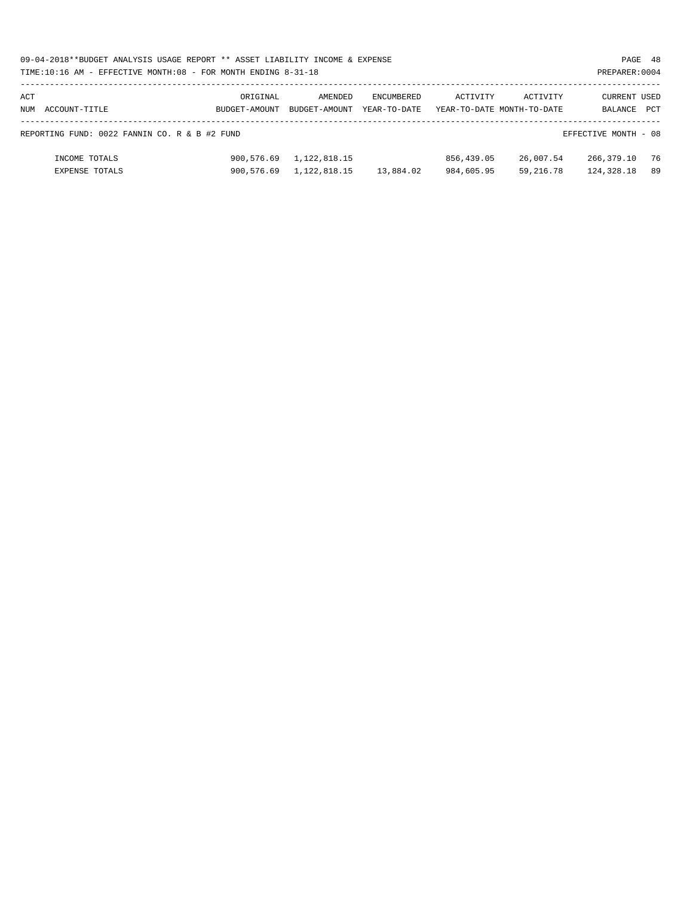09-04-2018**BUDGET ANALYSIS USAGE REPORT ** ASSET LIABILITY INCOME & EXPENSE

TIME:10:16 AM - EFFECTIVE MONTH:08 - FOR MONTH ENDING 8-31-18

PREPARER:0004

| ACT NUM ACCOUNT-TITLE | ORIGINAL BUDGET-AMOUNT | AMENDED BUDGET-AMOUNT | ENCUMBERED YEAR-TO-DATE | ACTIVITY YEAR-TO-DATE | ACTIVITY MONTH-TO-DATE | CURRENT BALANCE | USED PCT |
|---|---|---|---|---|---|---|---|
| REPORTING FUND: 0022 FANNIN CO. R & B #2 FUND | | | | | | EFFECTIVE MONTH - 08 | |
| INCOME TOTALS | 900,576.69 | 1,122,818.15 | | 856,439.05 | 26,007.54 | 266,379.10 | 76 |
| EXPENSE TOTALS | 900,576.69 | 1,122,818.15 | 13,884.02 | 984,605.95 | 59,216.78 | 124,328.18 | 89 |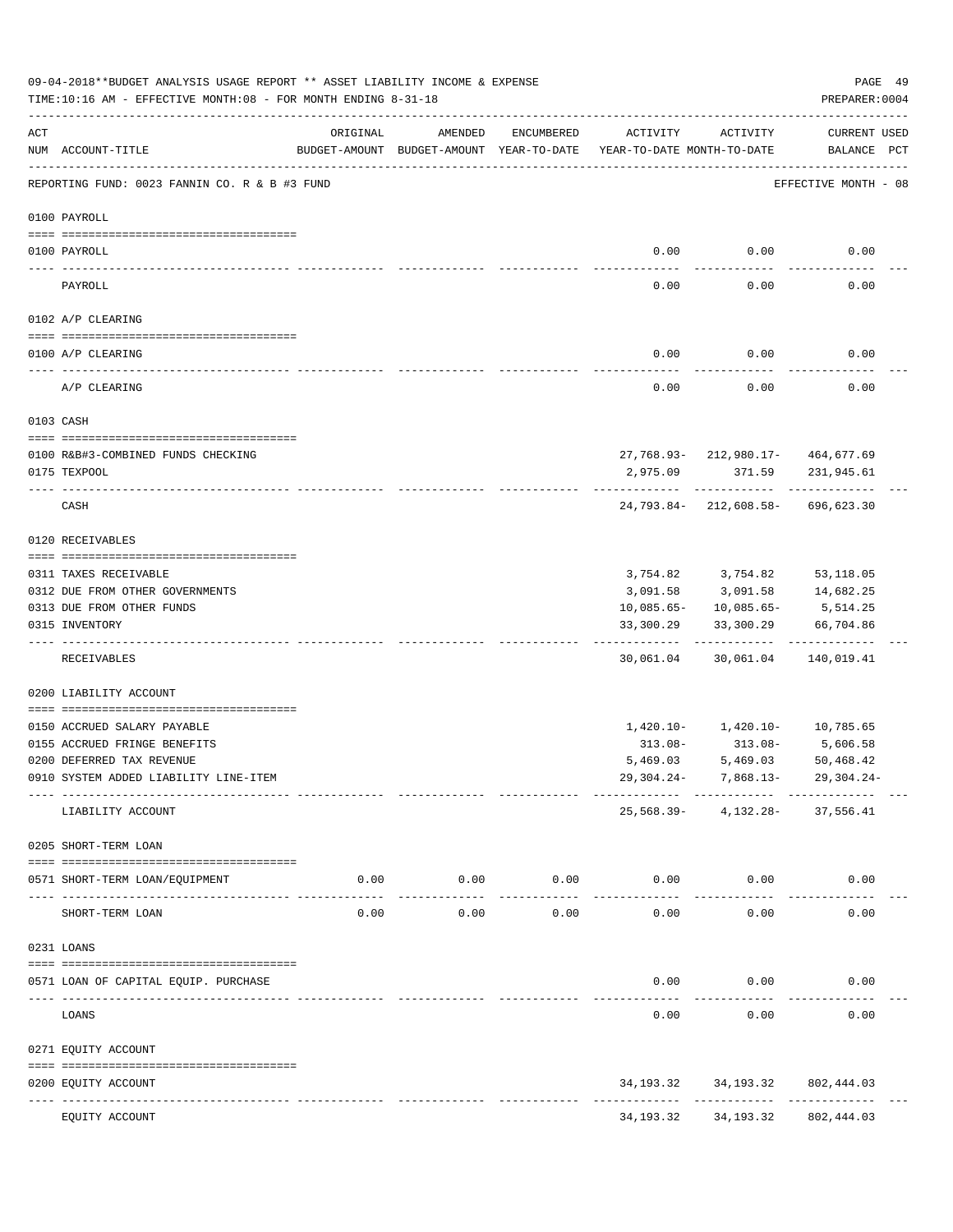09-04-2018**BUDGET ANALYSIS USAGE REPORT ** ASSET LIABILITY INCOME & EXPENSE

TIME:10:16 AM - EFFECTIVE MONTH:08 - FOR MONTH ENDING 8-31-18

PREPARER:0004

REPORTING FUND: 0023 FANNIN CO. R & B #3 FUND — EFFECTIVE MONTH - 08

| ACT NUM | ACCOUNT-TITLE | ORIGINAL BUDGET-AMOUNT | AMENDED BUDGET-AMOUNT | ENCUMBERED YEAR-TO-DATE | ACTIVITY YEAR-TO-DATE | ACTIVITY MONTH-TO-DATE | CURRENT BALANCE | USED PCT |
|---|---|---|---|---|---|---|---|---|
| | **0100 PAYROLL** | | | | | | | |
| 0100 | PAYROLL | | | | 0.00 | 0.00 | 0.00 | |
| | PAYROLL | | | | 0.00 | 0.00 | 0.00 | |
| | **0102 A/P CLEARING** | | | | | | | |
| 0100 | A/P CLEARING | | | | 0.00 | 0.00 | 0.00 | |
| | A/P CLEARING | | | | 0.00 | 0.00 | 0.00 | |
| | **0103 CASH** | | | | | | | |
| 0100 | R&B#3-COMBINED FUNDS CHECKING | | | | 27,768.93- | 212,980.17- | 464,677.69 | |
| 0175 | TEXPOOL | | | | 2,975.09 | 371.59 | 231,945.61 | |
| | CASH | | | | 24,793.84- | 212,608.58- | 696,623.30 | |
| | **0120 RECEIVABLES** | | | | | | | |
| 0311 | TAXES RECEIVABLE | | | | 3,754.82 | 3,754.82 | 53,118.05 | |
| 0312 | DUE FROM OTHER GOVERNMENTS | | | | 3,091.58 | 3,091.58 | 14,682.25 | |
| 0313 | DUE FROM OTHER FUNDS | | | | 10,085.65- | 10,085.65- | 5,514.25 | |
| 0315 | INVENTORY | | | | 33,300.29 | 33,300.29 | 66,704.86 | |
| | RECEIVABLES | | | | 30,061.04 | 30,061.04 | 140,019.41 | |
| | **0200 LIABILITY ACCOUNT** | | | | | | | |
| 0150 | ACCRUED SALARY PAYABLE | | | | 1,420.10- | 1,420.10- | 10,785.65 | |
| 0155 | ACCRUED FRINGE BENEFITS | | | | 313.08- | 313.08- | 5,606.58 | |
| 0200 | DEFERRED TAX REVENUE | | | | 5,469.03 | 5,469.03 | 50,468.42 | |
| 0910 | SYSTEM ADDED LIABILITY LINE-ITEM | | | | 29,304.24- | 7,868.13- | 29,304.24- | |
| | LIABILITY ACCOUNT | | | | 25,568.39- | 4,132.28- | 37,556.41 | |
| | **0205 SHORT-TERM LOAN** | | | | | | | |
| 0571 | SHORT-TERM LOAN/EQUIPMENT | 0.00 | 0.00 | 0.00 | 0.00 | 0.00 | 0.00 | |
| | SHORT-TERM LOAN | 0.00 | 0.00 | 0.00 | 0.00 | 0.00 | 0.00 | |
| | **0231 LOANS** | | | | | | | |
| 0571 | LOAN OF CAPITAL EQUIP. PURCHASE | | | | 0.00 | 0.00 | 0.00 | |
| | LOANS | | | | 0.00 | 0.00 | 0.00 | |
| | **0271 EQUITY ACCOUNT** | | | | | | | |
| 0200 | EQUITY ACCOUNT | | | | 34,193.32 | 34,193.32 | 802,444.03 | |
| | EQUITY ACCOUNT | | | | 34,193.32 | 34,193.32 | 802,444.03 | |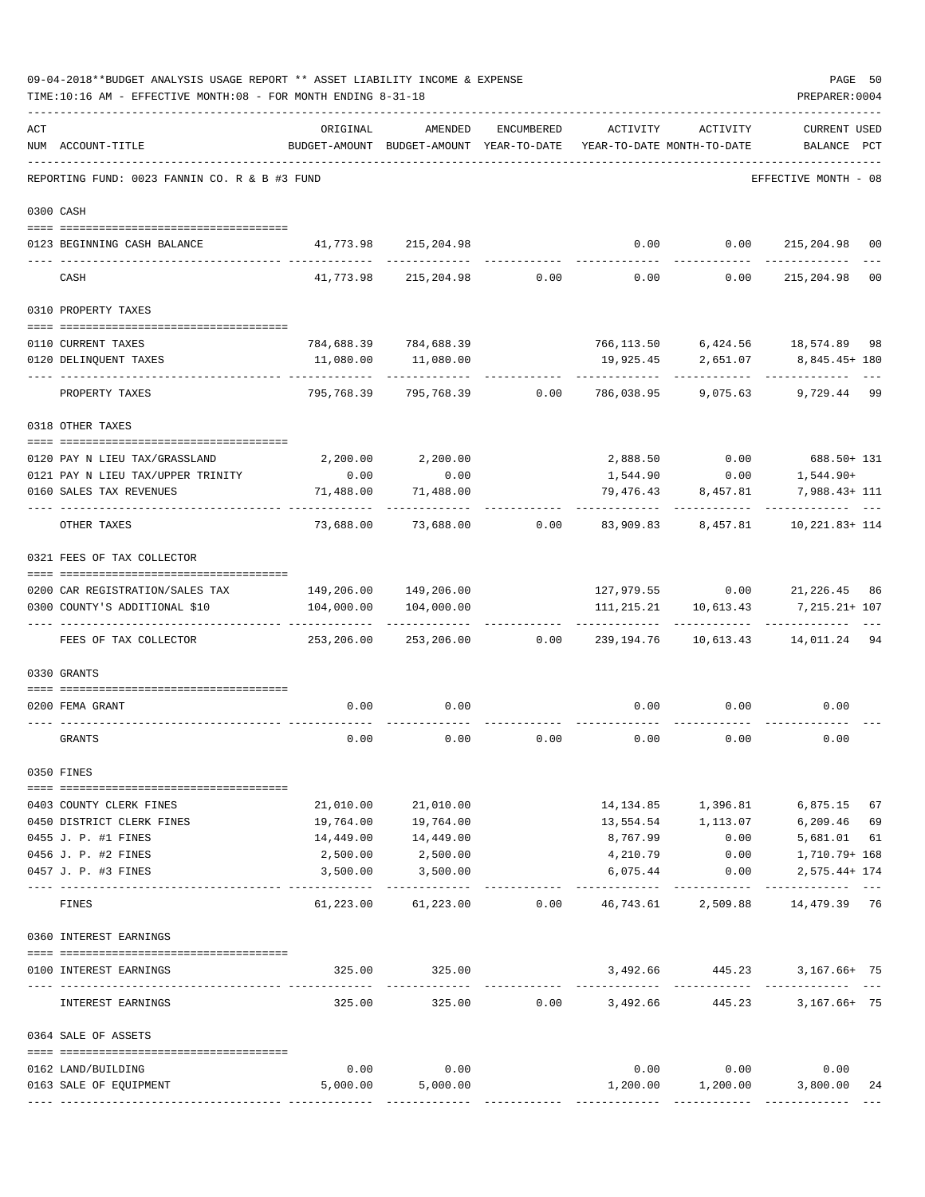09-04-2018**BUDGET ANALYSIS USAGE REPORT ** ASSET LIABILITY INCOME & EXPENSE

TIME:10:16 AM - EFFECTIVE MONTH:08 - FOR MONTH ENDING 8-31-18

PREPARER:0004

REPORTING FUND: 0023 FANNIN CO. R & B #3 FUND — EFFECTIVE MONTH - 08

| ACT NUM | ACCOUNT-TITLE | ORIGINAL BUDGET-AMOUNT | AMENDED BUDGET-AMOUNT | ENCUMBERED YEAR-TO-DATE | ACTIVITY YEAR-TO-DATE | ACTIVITY MONTH-TO-DATE | CURRENT BALANCE | USED PCT |
|---|---|---|---|---|---|---|---|---|
| **0300 CASH** | | | | | | | | |
| 0123 | BEGINNING CASH BALANCE | 41,773.98 | 215,204.98 | | 0.00 | 0.00 | 215,204.98 | 00 |
| | CASH | 41,773.98 | 215,204.98 | 0.00 | 0.00 | 0.00 | 215,204.98 | 00 |
| **0310 PROPERTY TAXES** | | | | | | | | |
| 0110 | CURRENT TAXES | 784,688.39 | 784,688.39 | | 766,113.50 | 6,424.56 | 18,574.89 | 98 |
| 0120 | DELINQUENT TAXES | 11,080.00 | 11,080.00 | | 19,925.45 | 2,651.07 | 8,845.45+ | 180 |
| | PROPERTY TAXES | 795,768.39 | 795,768.39 | 0.00 | 786,038.95 | 9,075.63 | 9,729.44 | 99 |
| **0318 OTHER TAXES** | | | | | | | | |
| 0120 | PAY N LIEU TAX/GRASSLAND | 2,200.00 | 2,200.00 | | 2,888.50 | 0.00 | 688.50+ | 131 |
| 0121 | PAY N LIEU TAX/UPPER TRINITY | 0.00 | 0.00 | | 1,544.90 | 0.00 | 1,544.90+ | |
| 0160 | SALES TAX REVENUES | 71,488.00 | 71,488.00 | | 79,476.43 | 8,457.81 | 7,988.43+ | 111 |
| | OTHER TAXES | 73,688.00 | 73,688.00 | 0.00 | 83,909.83 | 8,457.81 | 10,221.83+ | 114 |
| **0321 FEES OF TAX COLLECTOR** | | | | | | | | |
| 0200 | CAR REGISTRATION/SALES TAX | 149,206.00 | 149,206.00 | | 127,979.55 | 0.00 | 21,226.45 | 86 |
| 0300 | COUNTY'S ADDITIONAL $10 | 104,000.00 | 104,000.00 | | 111,215.21 | 10,613.43 | 7,215.21+ | 107 |
| | FEES OF TAX COLLECTOR | 253,206.00 | 253,206.00 | 0.00 | 239,194.76 | 10,613.43 | 14,011.24 | 94 |
| **0330 GRANTS** | | | | | | | | |
| 0200 | FEMA GRANT | 0.00 | 0.00 | | 0.00 | 0.00 | 0.00 | |
| | GRANTS | 0.00 | 0.00 | 0.00 | 0.00 | 0.00 | 0.00 | |
| **0350 FINES** | | | | | | | | |
| 0403 | COUNTY CLERK FINES | 21,010.00 | 21,010.00 | | 14,134.85 | 1,396.81 | 6,875.15 | 67 |
| 0450 | DISTRICT CLERK FINES | 19,764.00 | 19,764.00 | | 13,554.54 | 1,113.07 | 6,209.46 | 69 |
| 0455 | J. P. #1 FINES | 14,449.00 | 14,449.00 | | 8,767.99 | 0.00 | 5,681.01 | 61 |
| 0456 | J. P. #2 FINES | 2,500.00 | 2,500.00 | | 4,210.79 | 0.00 | 1,710.79+ | 168 |
| 0457 | J. P. #3 FINES | 3,500.00 | 3,500.00 | | 6,075.44 | 0.00 | 2,575.44+ | 174 |
| | FINES | 61,223.00 | 61,223.00 | 0.00 | 46,743.61 | 2,509.88 | 14,479.39 | 76 |
| **0360 INTEREST EARNINGS** | | | | | | | | |
| 0100 | INTEREST EARNINGS | 325.00 | 325.00 | | 3,492.66 | 445.23 | 3,167.66+ | 75 |
| | INTEREST EARNINGS | 325.00 | 325.00 | 0.00 | 3,492.66 | 445.23 | 3,167.66+ | 75 |
| **0364 SALE OF ASSETS** | | | | | | | | |
| 0162 | LAND/BUILDING | 0.00 | 0.00 | | 0.00 | 0.00 | 0.00 | |
| 0163 | SALE OF EQUIPMENT | 5,000.00 | 5,000.00 | | 1,200.00 | 1,200.00 | 3,800.00 | 24 |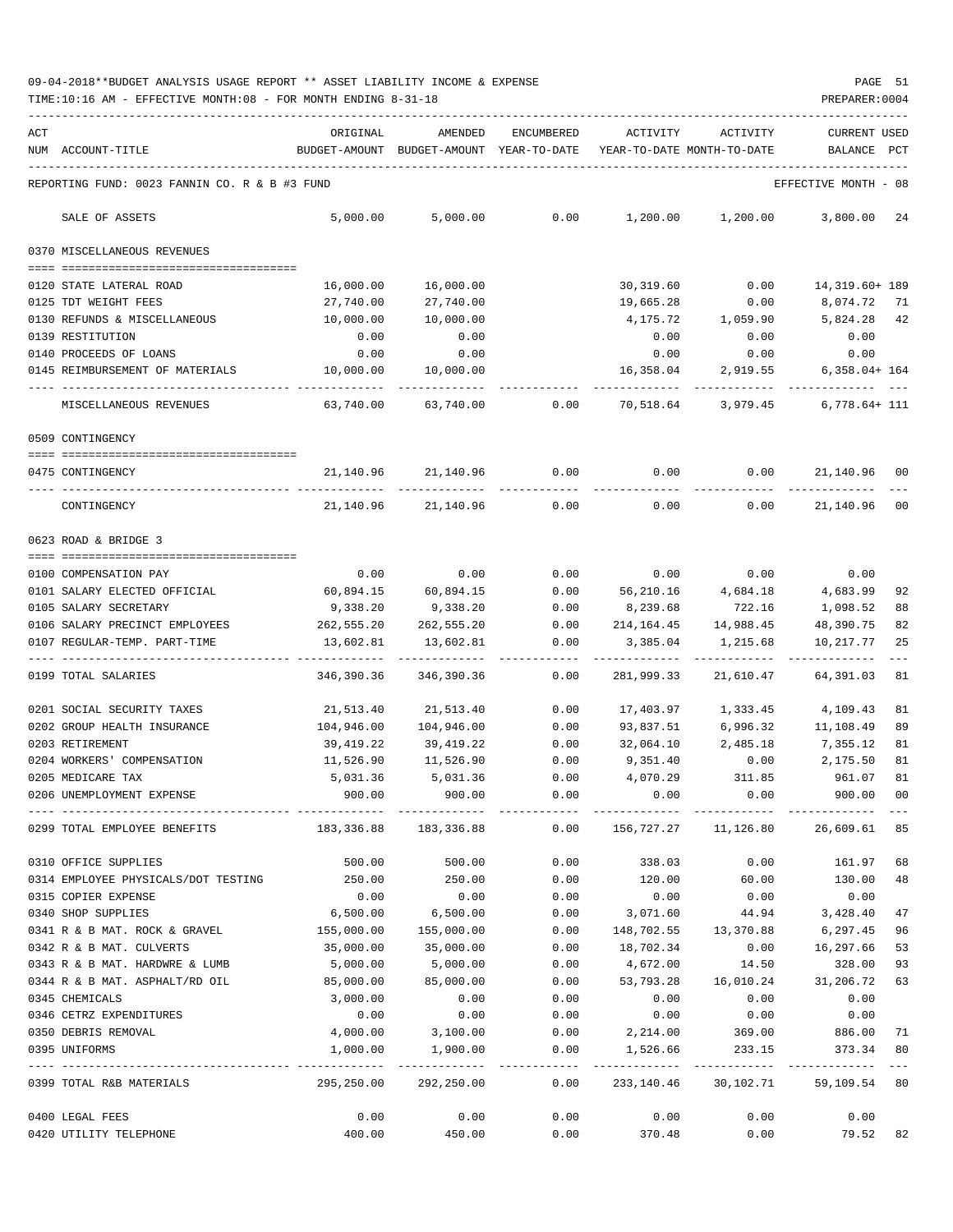09-04-2018**BUDGET ANALYSIS USAGE REPORT ** ASSET LIABILITY INCOME & EXPENSE

TIME:10:16 AM - EFFECTIVE MONTH:08 - FOR MONTH ENDING 8-31-18

PREPARER:0004

| ACT NUM | ACCOUNT-TITLE | ORIGINAL BUDGET-AMOUNT | AMENDED BUDGET-AMOUNT | ENCUMBERED YEAR-TO-DATE | ACTIVITY YEAR-TO-DATE | ACTIVITY MONTH-TO-DATE | CURRENT USED BALANCE | PCT |
|---|---|---|---|---|---|---|---|---|
| | REPORTING FUND: 0023 FANNIN CO. R & B #3 FUND | | | | | | EFFECTIVE MONTH - 08 | |
| | SALE OF ASSETS | 5,000.00 | 5,000.00 | 0.00 | 1,200.00 | 1,200.00 | 3,800.00 | 24 |
| | 0370 MISCELLANEOUS REVENUES | | | | | | | |
| 0120 | STATE LATERAL ROAD | 16,000.00 | 16,000.00 | | 30,319.60 | 0.00 | 14,319.60+ | 189 |
| 0125 | TDT WEIGHT FEES | 27,740.00 | 27,740.00 | | 19,665.28 | 0.00 | 8,074.72 | 71 |
| 0130 | REFUNDS & MISCELLANEOUS | 10,000.00 | 10,000.00 | | 4,175.72 | 1,059.90 | 5,824.28 | 42 |
| 0139 | RESTITUTION | 0.00 | 0.00 | | 0.00 | 0.00 | 0.00 | |
| 0140 | PROCEEDS OF LOANS | 0.00 | 0.00 | | 0.00 | 0.00 | 0.00 | |
| 0145 | REIMBURSEMENT OF MATERIALS | 10,000.00 | 10,000.00 | | 16,358.04 | 2,919.55 | 6,358.04+ | 164 |
| | MISCELLANEOUS REVENUES | 63,740.00 | 63,740.00 | 0.00 | 70,518.64 | 3,979.45 | 6,778.64+ | 111 |
| | 0509 CONTINGENCY | | | | | | | |
| 0475 | CONTINGENCY | 21,140.96 | 21,140.96 | 0.00 | 0.00 | 0.00 | 21,140.96 | 00 |
| | CONTINGENCY | 21,140.96 | 21,140.96 | 0.00 | 0.00 | 0.00 | 21,140.96 | 00 |
| | 0623 ROAD & BRIDGE 3 | | | | | | | |
| 0100 | COMPENSATION PAY | 0.00 | 0.00 | 0.00 | 0.00 | 0.00 | 0.00 | |
| 0101 | SALARY ELECTED OFFICIAL | 60,894.15 | 60,894.15 | 0.00 | 56,210.16 | 4,684.18 | 4,683.99 | 92 |
| 0105 | SALARY SECRETARY | 9,338.20 | 9,338.20 | 0.00 | 8,239.68 | 722.16 | 1,098.52 | 88 |
| 0106 | SALARY PRECINCT EMPLOYEES | 262,555.20 | 262,555.20 | 0.00 | 214,164.45 | 14,988.45 | 48,390.75 | 82 |
| 0107 | REGULAR-TEMP. PART-TIME | 13,602.81 | 13,602.81 | 0.00 | 3,385.04 | 1,215.68 | 10,217.77 | 25 |
| 0199 | TOTAL SALARIES | 346,390.36 | 346,390.36 | 0.00 | 281,999.33 | 21,610.47 | 64,391.03 | 81 |
| 0201 | SOCIAL SECURITY TAXES | 21,513.40 | 21,513.40 | 0.00 | 17,403.97 | 1,333.45 | 4,109.43 | 81 |
| 0202 | GROUP HEALTH INSURANCE | 104,946.00 | 104,946.00 | 0.00 | 93,837.51 | 6,996.32 | 11,108.49 | 89 |
| 0203 | RETIREMENT | 39,419.22 | 39,419.22 | 0.00 | 32,064.10 | 2,485.18 | 7,355.12 | 81 |
| 0204 | WORKERS' COMPENSATION | 11,526.90 | 11,526.90 | 0.00 | 9,351.40 | 0.00 | 2,175.50 | 81 |
| 0205 | MEDICARE TAX | 5,031.36 | 5,031.36 | 0.00 | 4,070.29 | 311.85 | 961.07 | 81 |
| 0206 | UNEMPLOYMENT EXPENSE | 900.00 | 900.00 | 0.00 | 0.00 | 0.00 | 900.00 | 00 |
| 0299 | TOTAL EMPLOYEE BENEFITS | 183,336.88 | 183,336.88 | 0.00 | 156,727.27 | 11,126.80 | 26,609.61 | 85 |
| 0310 | OFFICE SUPPLIES | 500.00 | 500.00 | 0.00 | 338.03 | 0.00 | 161.97 | 68 |
| 0314 | EMPLOYEE PHYSICALS/DOT TESTING | 250.00 | 250.00 | 0.00 | 120.00 | 60.00 | 130.00 | 48 |
| 0315 | COPIER EXPENSE | 0.00 | 0.00 | 0.00 | 0.00 | 0.00 | 0.00 | |
| 0340 | SHOP SUPPLIES | 6,500.00 | 6,500.00 | 0.00 | 3,071.60 | 44.94 | 3,428.40 | 47 |
| 0341 | R & B MAT. ROCK & GRAVEL | 155,000.00 | 155,000.00 | 0.00 | 148,702.55 | 13,370.88 | 6,297.45 | 96 |
| 0342 | R & B MAT. CULVERTS | 35,000.00 | 35,000.00 | 0.00 | 18,702.34 | 0.00 | 16,297.66 | 53 |
| 0343 | R & B MAT. HARDWRE & LUMB | 5,000.00 | 5,000.00 | 0.00 | 4,672.00 | 14.50 | 328.00 | 93 |
| 0344 | R & B MAT. ASPHALT/RD OIL | 85,000.00 | 85,000.00 | 0.00 | 53,793.28 | 16,010.24 | 31,206.72 | 63 |
| 0345 | CHEMICALS | 3,000.00 | 0.00 | 0.00 | 0.00 | 0.00 | 0.00 | |
| 0346 | CETRZ EXPENDITURES | 0.00 | 0.00 | 0.00 | 0.00 | 0.00 | 0.00 | |
| 0350 | DEBRIS REMOVAL | 4,000.00 | 3,100.00 | 0.00 | 2,214.00 | 369.00 | 886.00 | 71 |
| 0395 | UNIFORMS | 1,000.00 | 1,900.00 | 0.00 | 1,526.66 | 233.15 | 373.34 | 80 |
| 0399 | TOTAL R&B MATERIALS | 295,250.00 | 292,250.00 | 0.00 | 233,140.46 | 30,102.71 | 59,109.54 | 80 |
| 0400 | LEGAL FEES | 0.00 | 0.00 | 0.00 | 0.00 | 0.00 | 0.00 | |
| 0420 | UTILITY TELEPHONE | 400.00 | 450.00 | 0.00 | 370.48 | 0.00 | 79.52 | 82 |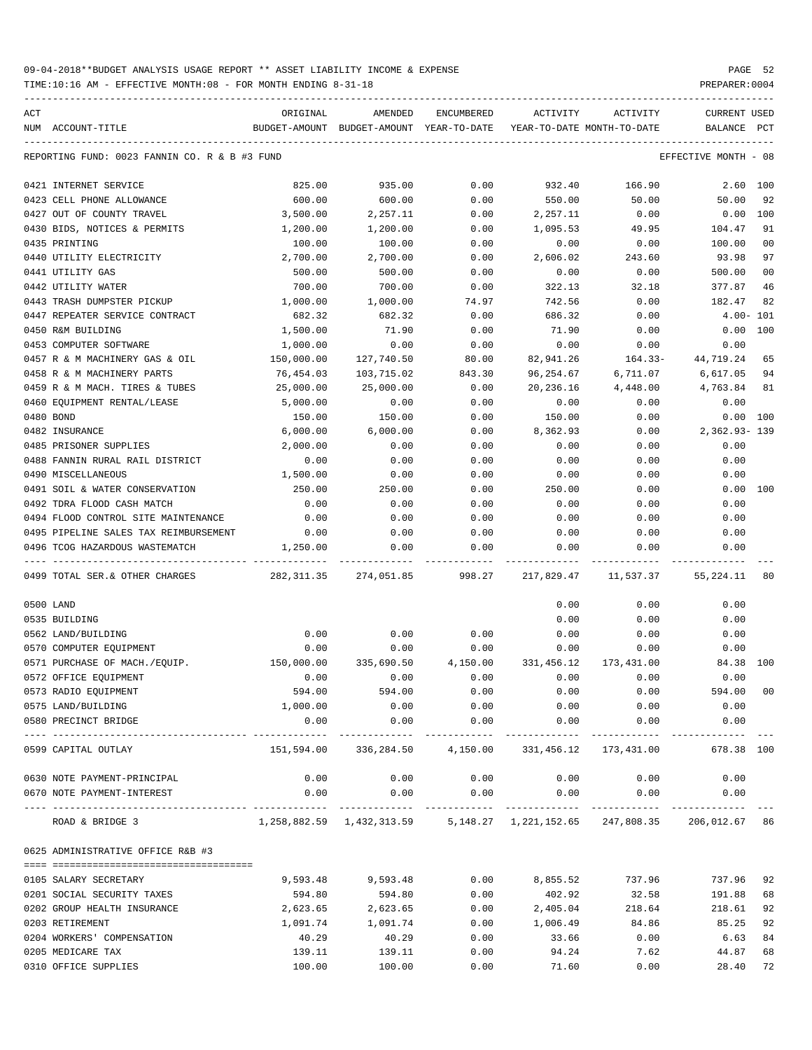09-04-2018**BUDGET ANALYSIS USAGE REPORT ** ASSET LIABILITY INCOME & EXPENSE

TIME:10:16 AM - EFFECTIVE MONTH:08 - FOR MONTH ENDING 8-31-18 PREPARER:0004

| ACT NUM | ACCOUNT-TITLE | ORIGINAL BUDGET-AMOUNT | AMENDED BUDGET-AMOUNT | ENCUMBERED YEAR-TO-DATE | ACTIVITY YEAR-TO-DATE | ACTIVITY MONTH-TO-DATE | CURRENT USED BALANCE | PCT |
|---|---|---|---|---|---|---|---|---|
| REPORTING FUND: 0023 FANNIN CO. R & B #3 FUND | | | | | | | EFFECTIVE MONTH - 08 | |
| 0421 | INTERNET SERVICE | 825.00 | 935.00 | 0.00 | 932.40 | 166.90 | 2.60 | 100 |
| 0423 | CELL PHONE ALLOWANCE | 600.00 | 600.00 | 0.00 | 550.00 | 50.00 | 50.00 | 92 |
| 0427 | OUT OF COUNTY TRAVEL | 3,500.00 | 2,257.11 | 0.00 | 2,257.11 | 0.00 | 0.00 | 100 |
| 0430 | BIDS, NOTICES & PERMITS | 1,200.00 | 1,200.00 | 0.00 | 1,095.53 | 49.95 | 104.47 | 91 |
| 0435 | PRINTING | 100.00 | 100.00 | 0.00 | 0.00 | 0.00 | 100.00 | 00 |
| 0440 | UTILITY ELECTRICITY | 2,700.00 | 2,700.00 | 0.00 | 2,606.02 | 243.60 | 93.98 | 97 |
| 0441 | UTILITY GAS | 500.00 | 500.00 | 0.00 | 0.00 | 0.00 | 500.00 | 00 |
| 0442 | UTILITY WATER | 700.00 | 700.00 | 0.00 | 322.13 | 32.18 | 377.87 | 46 |
| 0443 | TRASH DUMPSTER PICKUP | 1,000.00 | 1,000.00 | 74.97 | 742.56 | 0.00 | 182.47 | 82 |
| 0447 | REPEATER SERVICE CONTRACT | 682.32 | 682.32 | 0.00 | 686.32 | 0.00 | 4.00- | 101 |
| 0450 | R&M BUILDING | 1,500.00 | 71.90 | 0.00 | 71.90 | 0.00 | 0.00 | 100 |
| 0453 | COMPUTER SOFTWARE | 1,000.00 | 0.00 | 0.00 | 0.00 | 0.00 | 0.00 | |
| 0457 | R & M MACHINERY GAS & OIL | 150,000.00 | 127,740.50 | 80.00 | 82,941.26 | 164.33- | 44,719.24 | 65 |
| 0458 | R & M MACHINERY PARTS | 76,454.03 | 103,715.02 | 843.30 | 96,254.67 | 6,711.07 | 6,617.05 | 94 |
| 0459 | R & M MACH. TIRES & TUBES | 25,000.00 | 25,000.00 | 0.00 | 20,236.16 | 4,448.00 | 4,763.84 | 81 |
| 0460 | EQUIPMENT RENTAL/LEASE | 5,000.00 | 0.00 | 0.00 | 0.00 | 0.00 | 0.00 | |
| 0480 | BOND | 150.00 | 150.00 | 0.00 | 150.00 | 0.00 | 0.00 | 100 |
| 0482 | INSURANCE | 6,000.00 | 6,000.00 | 0.00 | 8,362.93 | 0.00 | 2,362.93- | 139 |
| 0485 | PRISONER SUPPLIES | 2,000.00 | 0.00 | 0.00 | 0.00 | 0.00 | 0.00 | |
| 0488 | FANNIN RURAL RAIL DISTRICT | 0.00 | 0.00 | 0.00 | 0.00 | 0.00 | 0.00 | |
| 0490 | MISCELLANEOUS | 1,500.00 | 0.00 | 0.00 | 0.00 | 0.00 | 0.00 | |
| 0491 | SOIL & WATER CONSERVATION | 250.00 | 250.00 | 0.00 | 250.00 | 0.00 | 0.00 | 100 |
| 0492 | TDRA FLOOD CASH MATCH | 0.00 | 0.00 | 0.00 | 0.00 | 0.00 | 0.00 | |
| 0494 | FLOOD CONTROL SITE MAINTENANCE | 0.00 | 0.00 | 0.00 | 0.00 | 0.00 | 0.00 | |
| 0495 | PIPELINE SALES TAX REIMBURSEMENT | 0.00 | 0.00 | 0.00 | 0.00 | 0.00 | 0.00 | |
| 0496 | TCOG HAZARDOUS WASTEMATCH | 1,250.00 | 0.00 | 0.00 | 0.00 | 0.00 | 0.00 | |
| 0499 | TOTAL SER.& OTHER CHARGES | 282,311.35 | 274,051.85 | 998.27 | 217,829.47 | 11,537.37 | 55,224.11 | 80 |
| 0500 | LAND | | | | 0.00 | 0.00 | 0.00 | |
| 0535 | BUILDING | | | | 0.00 | 0.00 | 0.00 | |
| 0562 | LAND/BUILDING | 0.00 | 0.00 | 0.00 | 0.00 | 0.00 | 0.00 | |
| 0570 | COMPUTER EQUIPMENT | 0.00 | 0.00 | 0.00 | 0.00 | 0.00 | 0.00 | |
| 0571 | PURCHASE OF MACH./EQUIP. | 150,000.00 | 335,690.50 | 4,150.00 | 331,456.12 | 173,431.00 | 84.38 | 100 |
| 0572 | OFFICE EQUIPMENT | 0.00 | 0.00 | 0.00 | 0.00 | 0.00 | 0.00 | |
| 0573 | RADIO EQUIPMENT | 594.00 | 594.00 | 0.00 | 0.00 | 0.00 | 594.00 | 00 |
| 0575 | LAND/BUILDING | 1,000.00 | 0.00 | 0.00 | 0.00 | 0.00 | 0.00 | |
| 0580 | PRECINCT BRIDGE | 0.00 | 0.00 | 0.00 | 0.00 | 0.00 | 0.00 | |
| 0599 | CAPITAL OUTLAY | 151,594.00 | 336,284.50 | 4,150.00 | 331,456.12 | 173,431.00 | 678.38 | 100 |
| 0630 | NOTE PAYMENT-PRINCIPAL | 0.00 | 0.00 | 0.00 | 0.00 | 0.00 | 0.00 | |
| 0670 | NOTE PAYMENT-INTEREST | 0.00 | 0.00 | 0.00 | 0.00 | 0.00 | 0.00 | |
| | ROAD & BRIDGE 3 | 1,258,882.59 | 1,432,313.59 | 5,148.27 | 1,221,152.65 | 247,808.35 | 206,012.67 | 86 |
| 0625 | ADMINISTRATIVE OFFICE R&B #3 | | | | | | | |
| 0105 | SALARY SECRETARY | 9,593.48 | 9,593.48 | 0.00 | 8,855.52 | 737.96 | 737.96 | 92 |
| 0201 | SOCIAL SECURITY TAXES | 594.80 | 594.80 | 0.00 | 402.92 | 32.58 | 191.88 | 68 |
| 0202 | GROUP HEALTH INSURANCE | 2,623.65 | 2,623.65 | 0.00 | 2,405.04 | 218.64 | 218.61 | 92 |
| 0203 | RETIREMENT | 1,091.74 | 1,091.74 | 0.00 | 1,006.49 | 84.86 | 85.25 | 92 |
| 0204 | WORKERS' COMPENSATION | 40.29 | 40.29 | 0.00 | 33.66 | 0.00 | 6.63 | 84 |
| 0205 | MEDICARE TAX | 139.11 | 139.11 | 0.00 | 94.24 | 7.62 | 44.87 | 68 |
| 0310 | OFFICE SUPPLIES | 100.00 | 100.00 | 0.00 | 71.60 | 0.00 | 28.40 | 72 |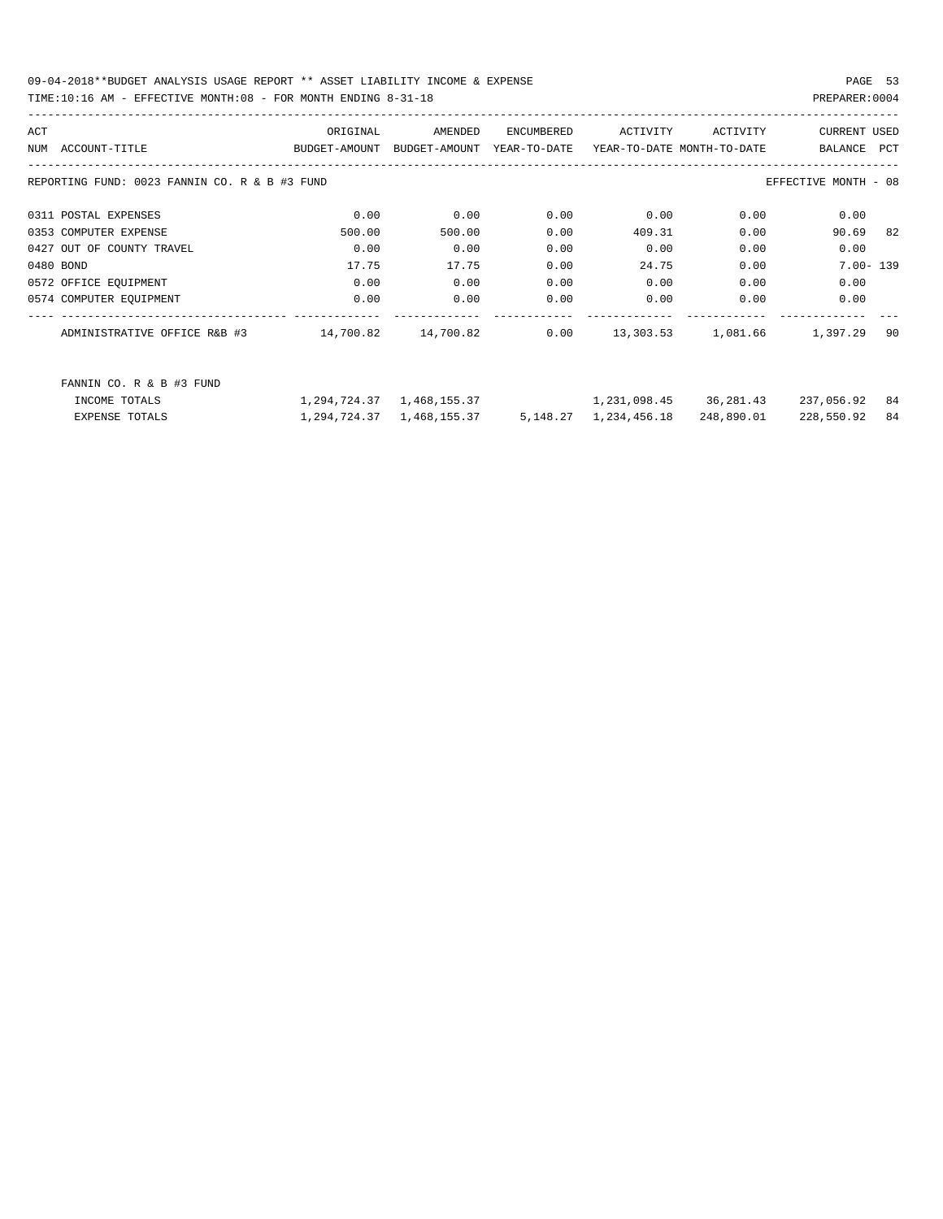09-04-2018**BUDGET ANALYSIS USAGE REPORT ** ASSET LIABILITY INCOME & EXPENSE

TIME:10:16 AM - EFFECTIVE MONTH:08 - FOR MONTH ENDING 8-31-18

PREPARER:0004

| ACT NUM | ACCOUNT-TITLE | ORIGINAL BUDGET-AMOUNT | AMENDED BUDGET-AMOUNT | ENCUMBERED YEAR-TO-DATE | ACTIVITY YEAR-TO-DATE | ACTIVITY MONTH-TO-DATE | CURRENT BALANCE | USED PCT |
|---|---|---|---|---|---|---|---|---|
| | REPORTING FUND: 0023 FANNIN CO. R & B #3 FUND | | | | | | EFFECTIVE MONTH - 08 | |
| 0311 | POSTAL EXPENSES | 0.00 | 0.00 | 0.00 | 0.00 | 0.00 | 0.00 | |
| 0353 | COMPUTER EXPENSE | 500.00 | 500.00 | 0.00 | 409.31 | 0.00 | 90.69 | 82 |
| 0427 | OUT OF COUNTY TRAVEL | 0.00 | 0.00 | 0.00 | 0.00 | 0.00 | 0.00 | |
| 0480 | BOND | 17.75 | 17.75 | 0.00 | 24.75 | 0.00 | 7.00- | 139 |
| 0572 | OFFICE EQUIPMENT | 0.00 | 0.00 | 0.00 | 0.00 | 0.00 | 0.00 | |
| 0574 | COMPUTER EQUIPMENT | 0.00 | 0.00 | 0.00 | 0.00 | 0.00 | 0.00 | |
| | ADMINISTRATIVE OFFICE R&B #3 | 14,700.82 | 14,700.82 | 0.00 | 13,303.53 | 1,081.66 | 1,397.29 | 90 |
| | FANNIN CO. R & B #3 FUND | | | | | | | |
| | INCOME TOTALS | 1,294,724.37 | 1,468,155.37 | | 1,231,098.45 | 36,281.43 | 237,056.92 | 84 |
| | EXPENSE TOTALS | 1,294,724.37 | 1,468,155.37 | 5,148.27 | 1,234,456.18 | 248,890.01 | 228,550.92 | 84 |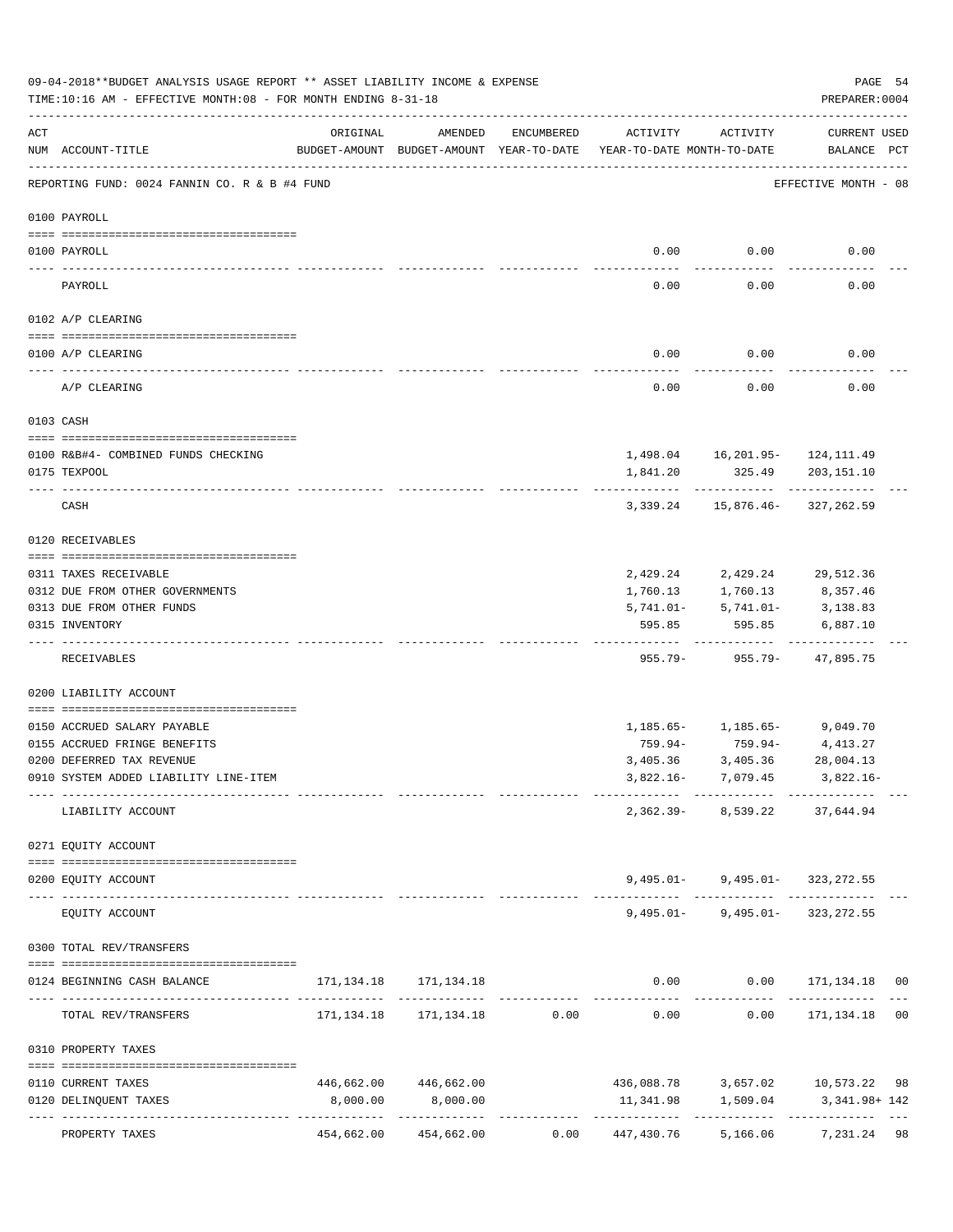09-04-2018**BUDGET ANALYSIS USAGE REPORT ** ASSET LIABILITY INCOME & EXPENSE

TIME:10:16 AM - EFFECTIVE MONTH:08 - FOR MONTH ENDING 8-31-18

PREPARER:0004

| ACT NUM | ACCOUNT-TITLE | ORIGINAL BUDGET-AMOUNT | AMENDED BUDGET-AMOUNT | ENCUMBERED YEAR-TO-DATE | ACTIVITY YEAR-TO-DATE | ACTIVITY MONTH-TO-DATE | CURRENT USED BALANCE | PCT |
|---|---|---|---|---|---|---|---|---|
| | REPORTING FUND: 0024 FANNIN CO. R & B #4 FUND | | | | | | EFFECTIVE MONTH - 08 | |
| | 0100 PAYROLL | | | | | | | |
| 0100 | PAYROLL | | | | 0.00 | 0.00 | 0.00 | |
| | PAYROLL | | | | 0.00 | 0.00 | 0.00 | |
| | 0102 A/P CLEARING | | | | | | | |
| 0100 | A/P CLEARING | | | | 0.00 | 0.00 | 0.00 | |
| | A/P CLEARING | | | | 0.00 | 0.00 | 0.00 | |
| | 0103 CASH | | | | | | | |
| 0100 | R&B#4- COMBINED FUNDS CHECKING | | | | 1,498.04 | 16,201.95- | 124,111.49 | |
| 0175 | TEXPOOL | | | | 1,841.20 | 325.49 | 203,151.10 | |
| | CASH | | | | 3,339.24 | 15,876.46- | 327,262.59 | |
| | 0120 RECEIVABLES | | | | | | | |
| 0311 | TAXES RECEIVABLE | | | | 2,429.24 | 2,429.24 | 29,512.36 | |
| 0312 | DUE FROM OTHER GOVERNMENTS | | | | 1,760.13 | 1,760.13 | 8,357.46 | |
| 0313 | DUE FROM OTHER FUNDS | | | | 5,741.01- | 5,741.01- | 3,138.83 | |
| 0315 | INVENTORY | | | | 595.85 | 595.85 | 6,887.10 | |
| | RECEIVABLES | | | | 955.79- | 955.79- | 47,895.75 | |
| | 0200 LIABILITY ACCOUNT | | | | | | | |
| 0150 | ACCRUED SALARY PAYABLE | | | | 1,185.65- | 1,185.65- | 9,049.70 | |
| 0155 | ACCRUED FRINGE BENEFITS | | | | 759.94- | 759.94- | 4,413.27 | |
| 0200 | DEFERRED TAX REVENUE | | | | 3,405.36 | 3,405.36 | 28,004.13 | |
| 0910 | SYSTEM ADDED LIABILITY LINE-ITEM | | | | 3,822.16- | 7,079.45 | 3,822.16- | |
| | LIABILITY ACCOUNT | | | | 2,362.39- | 8,539.22 | 37,644.94 | |
| | 0271 EQUITY ACCOUNT | | | | | | | |
| 0200 | EQUITY ACCOUNT | | | | 9,495.01- | 9,495.01- | 323,272.55 | |
| | EQUITY ACCOUNT | | | | 9,495.01- | 9,495.01- | 323,272.55 | |
| | 0300 TOTAL REV/TRANSFERS | | | | | | | |
| 0124 | BEGINNING CASH BALANCE | 171,134.18 | 171,134.18 | | 0.00 | 0.00 | 171,134.18 | 00 |
| | TOTAL REV/TRANSFERS | 171,134.18 | 171,134.18 | 0.00 | 0.00 | 0.00 | 171,134.18 | 00 |
| | 0310 PROPERTY TAXES | | | | | | | |
| 0110 | CURRENT TAXES | 446,662.00 | 446,662.00 | | 436,088.78 | 3,657.02 | 10,573.22 | 98 |
| 0120 | DELINQUENT TAXES | 8,000.00 | 8,000.00 | | 11,341.98 | 1,509.04 | 3,341.98+ | 142 |
| | PROPERTY TAXES | 454,662.00 | 454,662.00 | 0.00 | 447,430.76 | 5,166.06 | 7,231.24 | 98 |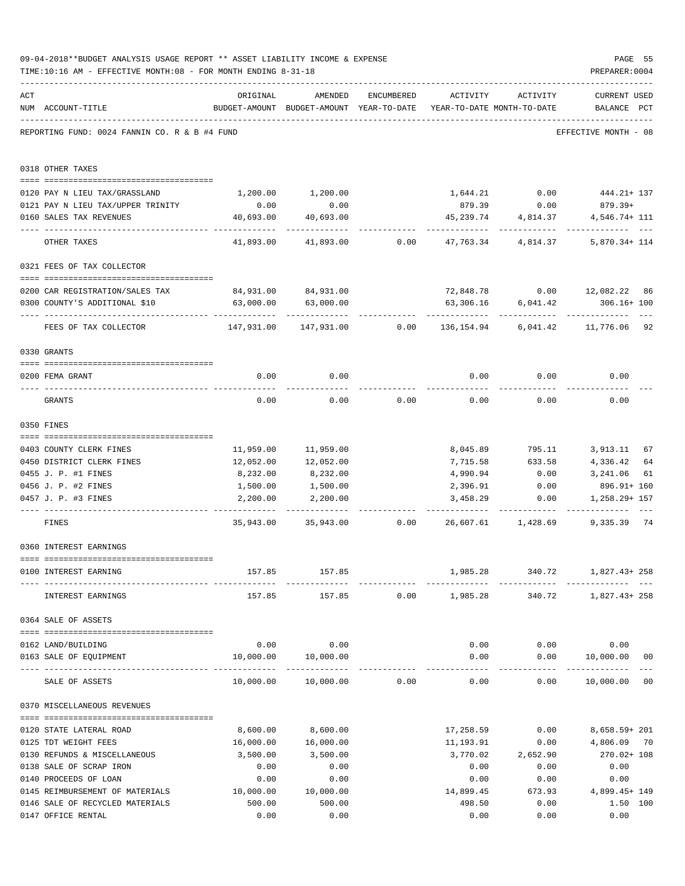09-04-2018**BUDGET ANALYSIS USAGE REPORT ** ASSET LIABILITY INCOME & EXPENSE

TIME:10:16 AM - EFFECTIVE MONTH:08 - FOR MONTH ENDING 8-31-18

REPORTING FUND: 0024 FANNIN CO. R & B #4 FUND — EFFECTIVE MONTH - 08

| ACT NUM | ACCOUNT-TITLE | ORIGINAL BUDGET-AMOUNT | AMENDED BUDGET-AMOUNT | ENCUMBERED YEAR-TO-DATE | ACTIVITY YEAR-TO-DATE | ACTIVITY MONTH-TO-DATE | CURRENT USED BALANCE | PCT |
|---|---|---|---|---|---|---|---|---|
| 0318 | OTHER TAXES | | | | | | | |
| 0120 | PAY N LIEU TAX/GRASSLAND | 1,200.00 | 1,200.00 | | 1,644.21 | 0.00 | 444.21+ | 137 |
| 0121 | PAY N LIEU TAX/UPPER TRINITY | 0.00 | 0.00 | | 879.39 | 0.00 | 879.39+ | |
| 0160 | SALES TAX REVENUES | 40,693.00 | 40,693.00 | | 45,239.74 | 4,814.37 | 4,546.74+ | 111 |
| | OTHER TAXES | 41,893.00 | 41,893.00 | 0.00 | 47,763.34 | 4,814.37 | 5,870.34+ | 114 |
| 0321 | FEES OF TAX COLLECTOR | | | | | | | |
| 0200 | CAR REGISTRATION/SALES TAX | 84,931.00 | 84,931.00 | | 72,848.78 | 0.00 | 12,082.22 | 86 |
| 0300 | COUNTY'S ADDITIONAL $10 | 63,000.00 | 63,000.00 | | 63,306.16 | 6,041.42 | 306.16+ | 100 |
| | FEES OF TAX COLLECTOR | 147,931.00 | 147,931.00 | 0.00 | 136,154.94 | 6,041.42 | 11,776.06 | 92 |
| 0330 | GRANTS | | | | | | | |
| 0200 | FEMA GRANT | 0.00 | 0.00 | | 0.00 | 0.00 | 0.00 | |
| | GRANTS | 0.00 | 0.00 | 0.00 | 0.00 | 0.00 | 0.00 | |
| 0350 | FINES | | | | | | | |
| 0403 | COUNTY CLERK FINES | 11,959.00 | 11,959.00 | | 8,045.89 | 795.11 | 3,913.11 | 67 |
| 0450 | DISTRICT CLERK FINES | 12,052.00 | 12,052.00 | | 7,715.58 | 633.58 | 4,336.42 | 64 |
| 0455 | J. P. #1 FINES | 8,232.00 | 8,232.00 | | 4,990.94 | 0.00 | 3,241.06 | 61 |
| 0456 | J. P. #2 FINES | 1,500.00 | 1,500.00 | | 2,396.91 | 0.00 | 896.91+ | 160 |
| 0457 | J. P. #3 FINES | 2,200.00 | 2,200.00 | | 3,458.29 | 0.00 | 1,258.29+ | 157 |
| | FINES | 35,943.00 | 35,943.00 | 0.00 | 26,607.61 | 1,428.69 | 9,335.39 | 74 |
| 0360 | INTEREST EARNINGS | | | | | | | |
| 0100 | INTEREST EARNING | 157.85 | 157.85 | | 1,985.28 | 340.72 | 1,827.43+ | 258 |
| | INTEREST EARNINGS | 157.85 | 157.85 | 0.00 | 1,985.28 | 340.72 | 1,827.43+ | 258 |
| 0364 | SALE OF ASSETS | | | | | | | |
| 0162 | LAND/BUILDING | 0.00 | 0.00 | | 0.00 | 0.00 | 0.00 | |
| 0163 | SALE OF EQUIPMENT | 10,000.00 | 10,000.00 | | 0.00 | 0.00 | 10,000.00 | 00 |
| | SALE OF ASSETS | 10,000.00 | 10,000.00 | 0.00 | 0.00 | 0.00 | 10,000.00 | 00 |
| 0370 | MISCELLANEOUS REVENUES | | | | | | | |
| 0120 | STATE LATERAL ROAD | 8,600.00 | 8,600.00 | | 17,258.59 | 0.00 | 8,658.59+ | 201 |
| 0125 | TDT WEIGHT FEES | 16,000.00 | 16,000.00 | | 11,193.91 | 0.00 | 4,806.09 | 70 |
| 0130 | REFUNDS & MISCELLANEOUS | 3,500.00 | 3,500.00 | | 3,770.02 | 2,652.90 | 270.02+ | 108 |
| 0138 | SALE OF SCRAP IRON | 0.00 | 0.00 | | 0.00 | 0.00 | 0.00 | |
| 0140 | PROCEEDS OF LOAN | 0.00 | 0.00 | | 0.00 | 0.00 | 0.00 | |
| 0145 | REIMBURSEMENT OF MATERIALS | 10,000.00 | 10,000.00 | | 14,899.45 | 673.93 | 4,899.45+ | 149 |
| 0146 | SALE OF RECYCLED MATERIALS | 500.00 | 500.00 | | 498.50 | 0.00 | 1.50 | 100 |
| 0147 | OFFICE RENTAL | 0.00 | 0.00 | | 0.00 | 0.00 | 0.00 | |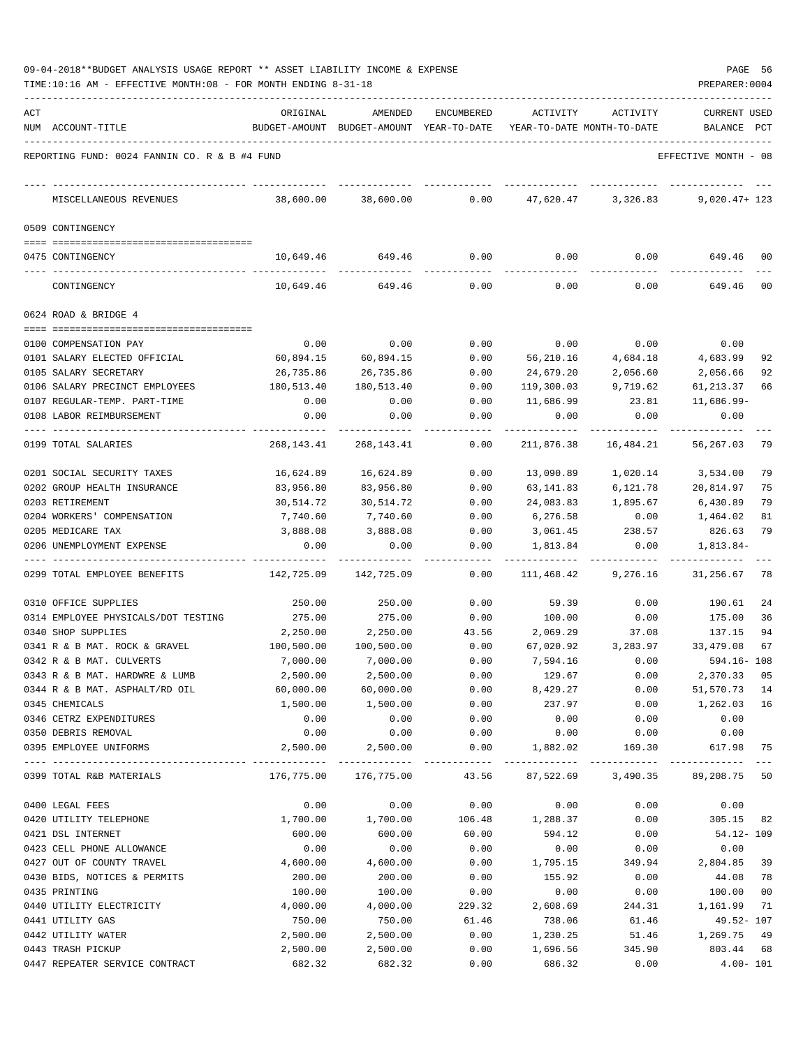09-04-2018**BUDGET ANALYSIS USAGE REPORT ** ASSET LIABILITY INCOME & EXPENSE

TIME:10:16 AM - EFFECTIVE MONTH:08 - FOR MONTH ENDING 8-31-18

PREPARER:0004

| ACT NUM | ACCOUNT-TITLE | ORIGINAL BUDGET-AMOUNT | AMENDED BUDGET-AMOUNT | ENCUMBERED YEAR-TO-DATE | ACTIVITY YEAR-TO-DATE | ACTIVITY MONTH-TO-DATE | CURRENT USED BALANCE | PCT |
|---|---|---|---|---|---|---|---|---|
| | REPORTING FUND: 0024 FANNIN CO. R & B #4 FUND | | | | | | EFFECTIVE MONTH - 08 | |
| | MISCELLANEOUS REVENUES | 38,600.00 | 38,600.00 | 0.00 | 47,620.47 | 3,326.83 | 9,020.47+ | 123 |
| | 0509 CONTINGENCY | | | | | | | |
| 0475 | CONTINGENCY | 10,649.46 | 649.46 | 0.00 | 0.00 | 0.00 | 649.46 | 00 |
| | CONTINGENCY | 10,649.46 | 649.46 | 0.00 | 0.00 | 0.00 | 649.46 | 00 |
| | 0624 ROAD & BRIDGE 4 | | | | | | | |
| 0100 | COMPENSATION PAY | 0.00 | 0.00 | 0.00 | 0.00 | 0.00 | 0.00 | |
| 0101 | SALARY ELECTED OFFICIAL | 60,894.15 | 60,894.15 | 0.00 | 56,210.16 | 4,684.18 | 4,683.99 | 92 |
| 0105 | SALARY SECRETARY | 26,735.86 | 26,735.86 | 0.00 | 24,679.20 | 2,056.60 | 2,056.66 | 92 |
| 0106 | SALARY PRECINCT EMPLOYEES | 180,513.40 | 180,513.40 | 0.00 | 119,300.03 | 9,719.62 | 61,213.37 | 66 |
| 0107 | REGULAR-TEMP. PART-TIME | 0.00 | 0.00 | 0.00 | 11,686.99 | 23.81 | 11,686.99- | |
| 0108 | LABOR REIMBURSEMENT | 0.00 | 0.00 | 0.00 | 0.00 | 0.00 | 0.00 | |
| 0199 | TOTAL SALARIES | 268,143.41 | 268,143.41 | 0.00 | 211,876.38 | 16,484.21 | 56,267.03 | 79 |
| 0201 | SOCIAL SECURITY TAXES | 16,624.89 | 16,624.89 | 0.00 | 13,090.89 | 1,020.14 | 3,534.00 | 79 |
| 0202 | GROUP HEALTH INSURANCE | 83,956.80 | 83,956.80 | 0.00 | 63,141.83 | 6,121.78 | 20,814.97 | 75 |
| 0203 | RETIREMENT | 30,514.72 | 30,514.72 | 0.00 | 24,083.83 | 1,895.67 | 6,430.89 | 79 |
| 0204 | WORKERS' COMPENSATION | 7,740.60 | 7,740.60 | 0.00 | 6,276.58 | 0.00 | 1,464.02 | 81 |
| 0205 | MEDICARE TAX | 3,888.08 | 3,888.08 | 0.00 | 3,061.45 | 238.57 | 826.63 | 79 |
| 0206 | UNEMPLOYMENT EXPENSE | 0.00 | 0.00 | 0.00 | 1,813.84 | 0.00 | 1,813.84- | |
| 0299 | TOTAL EMPLOYEE BENEFITS | 142,725.09 | 142,725.09 | 0.00 | 111,468.42 | 9,276.16 | 31,256.67 | 78 |
| 0310 | OFFICE SUPPLIES | 250.00 | 250.00 | 0.00 | 59.39 | 0.00 | 190.61 | 24 |
| 0314 | EMPLOYEE PHYSICALS/DOT TESTING | 275.00 | 275.00 | 0.00 | 100.00 | 0.00 | 175.00 | 36 |
| 0340 | SHOP SUPPLIES | 2,250.00 | 2,250.00 | 43.56 | 2,069.29 | 37.08 | 137.15 | 94 |
| 0341 | R & B MAT. ROCK & GRAVEL | 100,500.00 | 100,500.00 | 0.00 | 67,020.92 | 3,283.97 | 33,479.08 | 67 |
| 0342 | R & B MAT. CULVERTS | 7,000.00 | 7,000.00 | 0.00 | 7,594.16 | 0.00 | 594.16- | 108 |
| 0343 | R & B MAT. HARDWRE & LUMB | 2,500.00 | 2,500.00 | 0.00 | 129.67 | 0.00 | 2,370.33 | 05 |
| 0344 | R & B MAT. ASPHALT/RD OIL | 60,000.00 | 60,000.00 | 0.00 | 8,429.27 | 0.00 | 51,570.73 | 14 |
| 0345 | CHEMICALS | 1,500.00 | 1,500.00 | 0.00 | 237.97 | 0.00 | 1,262.03 | 16 |
| 0346 | CETRZ EXPENDITURES | 0.00 | 0.00 | 0.00 | 0.00 | 0.00 | 0.00 | |
| 0350 | DEBRIS REMOVAL | 0.00 | 0.00 | 0.00 | 0.00 | 0.00 | 0.00 | |
| 0395 | EMPLOYEE UNIFORMS | 2,500.00 | 2,500.00 | 0.00 | 1,882.02 | 169.30 | 617.98 | 75 |
| 0399 | TOTAL R&B MATERIALS | 176,775.00 | 176,775.00 | 43.56 | 87,522.69 | 3,490.35 | 89,208.75 | 50 |
| 0400 | LEGAL FEES | 0.00 | 0.00 | 0.00 | 0.00 | 0.00 | 0.00 | |
| 0420 | UTILITY TELEPHONE | 1,700.00 | 1,700.00 | 106.48 | 1,288.37 | 0.00 | 305.15 | 82 |
| 0421 | DSL INTERNET | 600.00 | 600.00 | 60.00 | 594.12 | 0.00 | 54.12- | 109 |
| 0423 | CELL PHONE ALLOWANCE | 0.00 | 0.00 | 0.00 | 0.00 | 0.00 | 0.00 | |
| 0427 | OUT OF COUNTY TRAVEL | 4,600.00 | 4,600.00 | 0.00 | 1,795.15 | 349.94 | 2,804.85 | 39 |
| 0430 | BIDS, NOTICES & PERMITS | 200.00 | 200.00 | 0.00 | 155.92 | 0.00 | 44.08 | 78 |
| 0435 | PRINTING | 100.00 | 100.00 | 0.00 | 0.00 | 0.00 | 100.00 | 00 |
| 0440 | UTILITY ELECTRICITY | 4,000.00 | 4,000.00 | 229.32 | 2,608.69 | 244.31 | 1,161.99 | 71 |
| 0441 | UTILITY GAS | 750.00 | 750.00 | 61.46 | 738.06 | 61.46 | 49.52- | 107 |
| 0442 | UTILITY WATER | 2,500.00 | 2,500.00 | 0.00 | 1,230.25 | 51.46 | 1,269.75 | 49 |
| 0443 | TRASH PICKUP | 2,500.00 | 2,500.00 | 0.00 | 1,696.56 | 345.90 | 803.44 | 68 |
| 0447 | REPEATER SERVICE CONTRACT | 682.32 | 682.32 | 0.00 | 686.32 | 0.00 | 4.00- | 101 |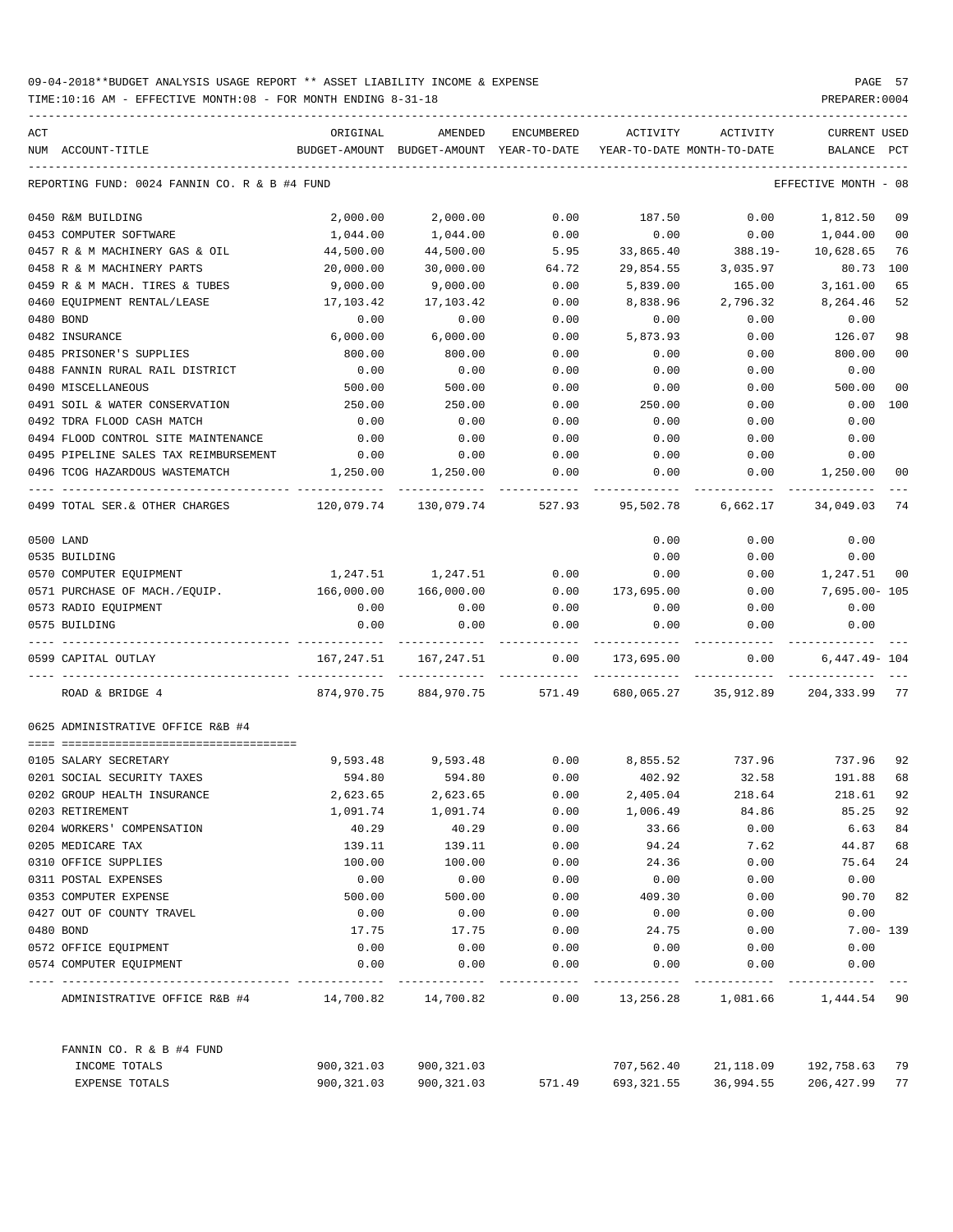09-04-2018**BUDGET ANALYSIS USAGE REPORT ** ASSET LIABILITY INCOME & EXPENSE

TIME:10:16 AM - EFFECTIVE MONTH:08 - FOR MONTH ENDING 8-31-18

PREPARER:0004

| ACT NUM | ACCOUNT-TITLE | ORIGINAL BUDGET-AMOUNT | AMENDED BUDGET-AMOUNT | ENCUMBERED YEAR-TO-DATE | ACTIVITY YEAR-TO-DATE | ACTIVITY MONTH-TO-DATE | CURRENT BALANCE | USED PCT |
|---|---|---|---|---|---|---|---|---|
| | REPORTING FUND: 0024 FANNIN CO. R & B #4 FUND | | | | | | EFFECTIVE MONTH - 08 | |
| 0450 | R&M BUILDING | 2,000.00 | 2,000.00 | 0.00 | 187.50 | 0.00 | 1,812.50 | 09 |
| 0453 | COMPUTER SOFTWARE | 1,044.00 | 1,044.00 | 0.00 | 0.00 | 0.00 | 1,044.00 | 00 |
| 0457 | R & M MACHINERY GAS & OIL | 44,500.00 | 44,500.00 | 5.95 | 33,865.40 | 388.19- | 10,628.65 | 76 |
| 0458 | R & M MACHINERY PARTS | 20,000.00 | 30,000.00 | 64.72 | 29,854.55 | 3,035.97 | 80.73 | 100 |
| 0459 | R & M MACH. TIRES & TUBES | 9,000.00 | 9,000.00 | 0.00 | 5,839.00 | 165.00 | 3,161.00 | 65 |
| 0460 | EQUIPMENT RENTAL/LEASE | 17,103.42 | 17,103.42 | 0.00 | 8,838.96 | 2,796.32 | 8,264.46 | 52 |
| 0480 | BOND | 0.00 | 0.00 | 0.00 | 0.00 | 0.00 | 0.00 | |
| 0482 | INSURANCE | 6,000.00 | 6,000.00 | 0.00 | 5,873.93 | 0.00 | 126.07 | 98 |
| 0485 | PRISONER'S SUPPLIES | 800.00 | 800.00 | 0.00 | 0.00 | 0.00 | 800.00 | 00 |
| 0488 | FANNIN RURAL RAIL DISTRICT | 0.00 | 0.00 | 0.00 | 0.00 | 0.00 | 0.00 | |
| 0490 | MISCELLANEOUS | 500.00 | 500.00 | 0.00 | 0.00 | 0.00 | 500.00 | 00 |
| 0491 | SOIL & WATER CONSERVATION | 250.00 | 250.00 | 0.00 | 250.00 | 0.00 | 0.00 | 100 |
| 0492 | TDRA FLOOD CASH MATCH | 0.00 | 0.00 | 0.00 | 0.00 | 0.00 | 0.00 | |
| 0494 | FLOOD CONTROL SITE MAINTENANCE | 0.00 | 0.00 | 0.00 | 0.00 | 0.00 | 0.00 | |
| 0495 | PIPELINE SALES TAX REIMBURSEMENT | 0.00 | 0.00 | 0.00 | 0.00 | 0.00 | 0.00 | |
| 0496 | TCOG HAZARDOUS WASTEMATCH | 1,250.00 | 1,250.00 | 0.00 | 0.00 | 0.00 | 1,250.00 | 00 |
| 0499 | TOTAL SER.& OTHER CHARGES | 120,079.74 | 130,079.74 | 527.93 | 95,502.78 | 6,662.17 | 34,049.03 | 74 |
| 0500 | LAND | | | | 0.00 | 0.00 | 0.00 | |
| 0535 | BUILDING | | | | 0.00 | 0.00 | 0.00 | |
| 0570 | COMPUTER EQUIPMENT | 1,247.51 | 1,247.51 | 0.00 | 0.00 | 0.00 | 1,247.51 | 00 |
| 0571 | PURCHASE OF MACH./EQUIP. | 166,000.00 | 166,000.00 | 0.00 | 173,695.00 | 0.00 | 7,695.00- | 105 |
| 0573 | RADIO EQUIPMENT | 0.00 | 0.00 | 0.00 | 0.00 | 0.00 | 0.00 | |
| 0575 | BUILDING | 0.00 | 0.00 | 0.00 | 0.00 | 0.00 | 0.00 | |
| 0599 | CAPITAL OUTLAY | 167,247.51 | 167,247.51 | 0.00 | 173,695.00 | 0.00 | 6,447.49- | 104 |
| | ROAD & BRIDGE 4 | 874,970.75 | 884,970.75 | 571.49 | 680,065.27 | 35,912.89 | 204,333.99 | 77 |
| 0625 | ADMINISTRATIVE OFFICE R&B #4 | | | | | | | |
| 0105 | SALARY SECRETARY | 9,593.48 | 9,593.48 | 0.00 | 8,855.52 | 737.96 | 737.96 | 92 |
| 0201 | SOCIAL SECURITY TAXES | 594.80 | 594.80 | 0.00 | 402.92 | 32.58 | 191.88 | 68 |
| 0202 | GROUP HEALTH INSURANCE | 2,623.65 | 2,623.65 | 0.00 | 2,405.04 | 218.64 | 218.61 | 92 |
| 0203 | RETIREMENT | 1,091.74 | 1,091.74 | 0.00 | 1,006.49 | 84.86 | 85.25 | 92 |
| 0204 | WORKERS' COMPENSATION | 40.29 | 40.29 | 0.00 | 33.66 | 0.00 | 6.63 | 84 |
| 0205 | MEDICARE TAX | 139.11 | 139.11 | 0.00 | 94.24 | 7.62 | 44.87 | 68 |
| 0310 | OFFICE SUPPLIES | 100.00 | 100.00 | 0.00 | 24.36 | 0.00 | 75.64 | 24 |
| 0311 | POSTAL EXPENSES | 0.00 | 0.00 | 0.00 | 0.00 | 0.00 | 0.00 | |
| 0353 | COMPUTER EXPENSE | 500.00 | 500.00 | 0.00 | 409.30 | 0.00 | 90.70 | 82 |
| 0427 | OUT OF COUNTY TRAVEL | 0.00 | 0.00 | 0.00 | 0.00 | 0.00 | 0.00 | |
| 0480 | BOND | 17.75 | 17.75 | 0.00 | 24.75 | 0.00 | 7.00- | 139 |
| 0572 | OFFICE EQUIPMENT | 0.00 | 0.00 | 0.00 | 0.00 | 0.00 | 0.00 | |
| 0574 | COMPUTER EQUIPMENT | 0.00 | 0.00 | 0.00 | 0.00 | 0.00 | 0.00 | |
| | ADMINISTRATIVE OFFICE R&B #4 | 14,700.82 | 14,700.82 | 0.00 | 13,256.28 | 1,081.66 | 1,444.54 | 90 |
| | FANNIN CO. R & B #4 FUND | | | | | | | |
| | INCOME TOTALS | 900,321.03 | 900,321.03 | | 707,562.40 | 21,118.09 | 192,758.63 | 79 |
| | EXPENSE TOTALS | 900,321.03 | 900,321.03 | 571.49 | 693,321.55 | 36,994.55 | 206,427.99 | 77 |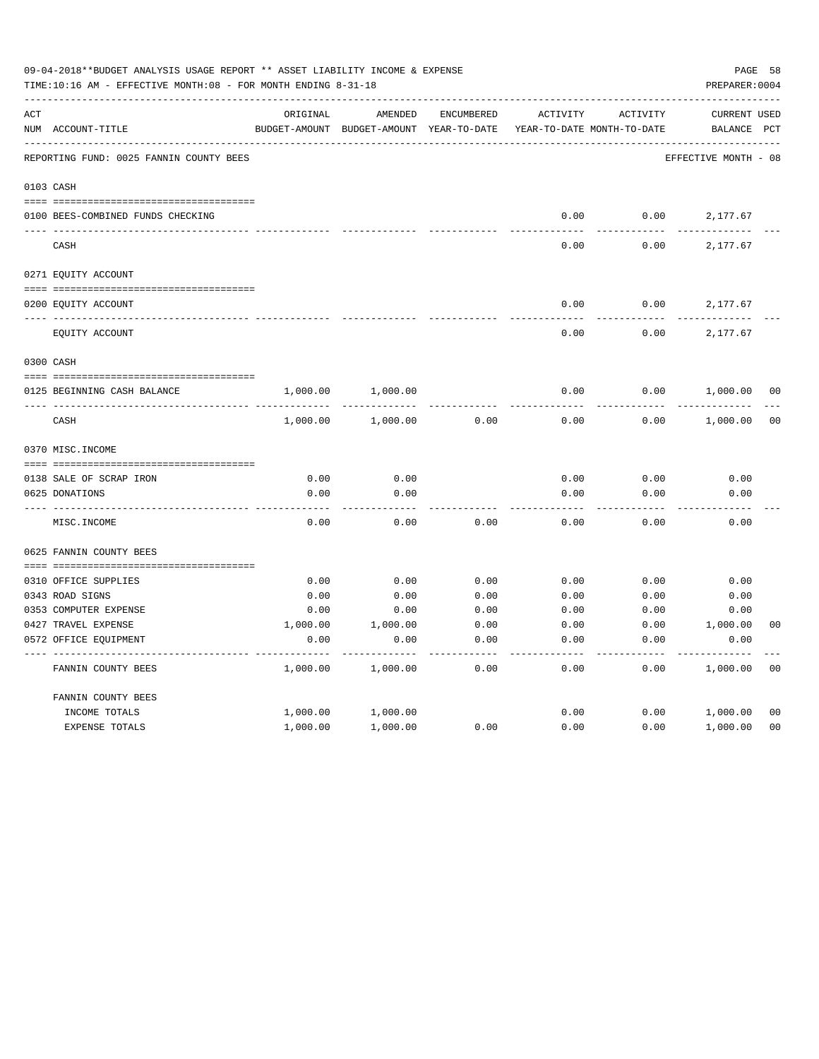09-04-2018**BUDGET ANALYSIS USAGE REPORT ** ASSET LIABILITY INCOME & EXPENSE

TIME:10:16 AM - EFFECTIVE MONTH:08 - FOR MONTH ENDING 8-31-18

PREPARER:0004

| ACT NUM | ACCOUNT-TITLE | ORIGINAL BUDGET-AMOUNT | AMENDED BUDGET-AMOUNT | ENCUMBERED YEAR-TO-DATE | ACTIVITY YEAR-TO-DATE | ACTIVITY MONTH-TO-DATE | CURRENT BALANCE | USED PCT |
|---|---|---|---|---|---|---|---|---|
| | REPORTING FUND: 0025 FANNIN COUNTY BEES | | | | | | EFFECTIVE MONTH - 08 | |
| 0103 | CASH | | | | | | | |
| 0100 | BEES-COMBINED FUNDS CHECKING | | | | 0.00 | 0.00 | 2,177.67 | |
| | CASH | | | | 0.00 | 0.00 | 2,177.67 | |
| 0271 | EQUITY ACCOUNT | | | | | | | |
| 0200 | EQUITY ACCOUNT | | | | 0.00 | 0.00 | 2,177.67 | |
| | EQUITY ACCOUNT | | | | 0.00 | 0.00 | 2,177.67 | |
| 0300 | CASH | | | | | | | |
| 0125 | BEGINNING CASH BALANCE | 1,000.00 | 1,000.00 | | 0.00 | 0.00 | 1,000.00 | 00 |
| | CASH | 1,000.00 | 1,000.00 | 0.00 | 0.00 | 0.00 | 1,000.00 | 00 |
| 0370 | MISC.INCOME | | | | | | | |
| 0138 | SALE OF SCRAP IRON | 0.00 | 0.00 | | 0.00 | 0.00 | 0.00 | |
| 0625 | DONATIONS | 0.00 | 0.00 | | 0.00 | 0.00 | 0.00 | |
| | MISC.INCOME | 0.00 | 0.00 | 0.00 | 0.00 | 0.00 | 0.00 | |
| 0625 | FANNIN COUNTY BEES | | | | | | | |
| 0310 | OFFICE SUPPLIES | 0.00 | 0.00 | 0.00 | 0.00 | 0.00 | 0.00 | |
| 0343 | ROAD SIGNS | 0.00 | 0.00 | 0.00 | 0.00 | 0.00 | 0.00 | |
| 0353 | COMPUTER EXPENSE | 0.00 | 0.00 | 0.00 | 0.00 | 0.00 | 0.00 | |
| 0427 | TRAVEL EXPENSE | 1,000.00 | 1,000.00 | 0.00 | 0.00 | 0.00 | 1,000.00 | 00 |
| 0572 | OFFICE EQUIPMENT | 0.00 | 0.00 | 0.00 | 0.00 | 0.00 | 0.00 | |
| | FANNIN COUNTY BEES | 1,000.00 | 1,000.00 | 0.00 | 0.00 | 0.00 | 1,000.00 | 00 |
| | FANNIN COUNTY BEES | | | | | | | |
| | INCOME TOTALS | 1,000.00 | 1,000.00 | | 0.00 | 0.00 | 1,000.00 | 00 |
| | EXPENSE TOTALS | 1,000.00 | 1,000.00 | 0.00 | 0.00 | 0.00 | 1,000.00 | 00 |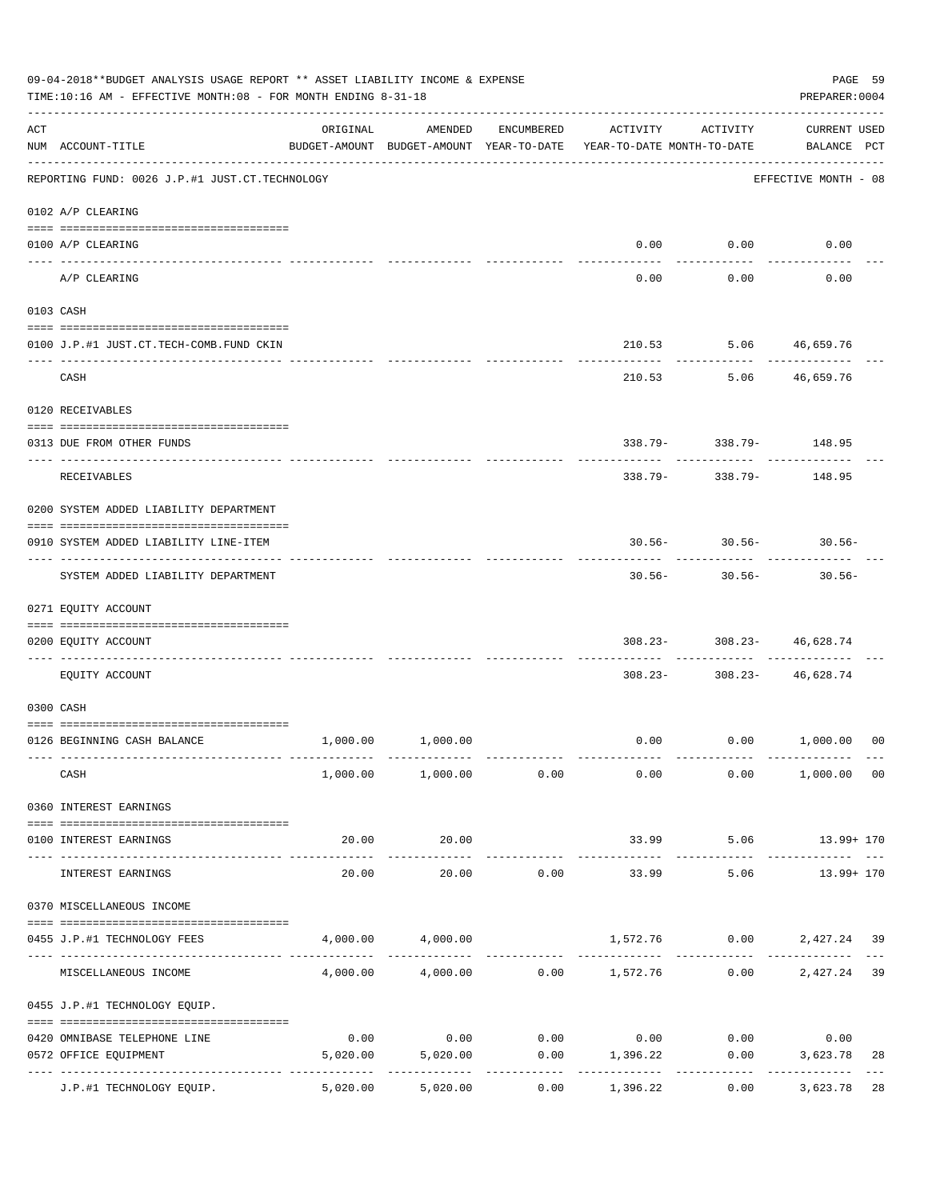09-04-2018**BUDGET ANALYSIS USAGE REPORT ** ASSET LIABILITY INCOME & EXPENSE

TIME:10:16 AM - EFFECTIVE MONTH:08 - FOR MONTH ENDING 8-31-18

PREPARER:0004

| ACT NUM | ACCOUNT-TITLE | ORIGINAL BUDGET-AMOUNT | AMENDED BUDGET-AMOUNT | ENCUMBERED YEAR-TO-DATE | ACTIVITY YEAR-TO-DATE | ACTIVITY MONTH-TO-DATE | CURRENT USED BALANCE | PCT |
|---|---|---|---|---|---|---|---|---|
| | REPORTING FUND: 0026 J.P.#1 JUST.CT.TECHNOLOGY | | | | | | EFFECTIVE MONTH - 08 | |
| | 0102 A/P CLEARING | | | | | | | |
| 0100 | A/P CLEARING | | | | 0.00 | 0.00 | 0.00 | |
| | A/P CLEARING | | | | 0.00 | 0.00 | 0.00 | |
| | 0103 CASH | | | | | | | |
| 0100 | J.P.#1 JUST.CT.TECH-COMB.FUND CKIN | | | | 210.53 | 5.06 | 46,659.76 | |
| | CASH | | | | 210.53 | 5.06 | 46,659.76 | |
| | 0120 RECEIVABLES | | | | | | | |
| 0313 | DUE FROM OTHER FUNDS | | | | 338.79- | 338.79- | 148.95 | |
| | RECEIVABLES | | | | 338.79- | 338.79- | 148.95 | |
| | 0200 SYSTEM ADDED LIABILITY DEPARTMENT | | | | | | | |
| 0910 | SYSTEM ADDED LIABILITY LINE-ITEM | | | | 30.56- | 30.56- | 30.56- | |
| | SYSTEM ADDED LIABILITY DEPARTMENT | | | | 30.56- | 30.56- | 30.56- | |
| | 0271 EQUITY ACCOUNT | | | | | | | |
| 0200 | EQUITY ACCOUNT | | | | 308.23- | 308.23- | 46,628.74 | |
| | EQUITY ACCOUNT | | | | 308.23- | 308.23- | 46,628.74 | |
| | 0300 CASH | | | | | | | |
| 0126 | BEGINNING CASH BALANCE | 1,000.00 | 1,000.00 | | 0.00 | 0.00 | 1,000.00 | 00 |
| | CASH | 1,000.00 | 1,000.00 | 0.00 | 0.00 | 0.00 | 1,000.00 | 00 |
| | 0360 INTEREST EARNINGS | | | | | | | |
| 0100 | INTEREST EARNINGS | 20.00 | 20.00 | | 33.99 | 5.06 | 13.99+ | 170 |
| | INTEREST EARNINGS | 20.00 | 20.00 | 0.00 | 33.99 | 5.06 | 13.99+ | 170 |
| | 0370 MISCELLANEOUS INCOME | | | | | | | |
| 0455 | J.P.#1 TECHNOLOGY FEES | 4,000.00 | 4,000.00 | | 1,572.76 | 0.00 | 2,427.24 | 39 |
| | MISCELLANEOUS INCOME | 4,000.00 | 4,000.00 | 0.00 | 1,572.76 | 0.00 | 2,427.24 | 39 |
| | 0455 J.P.#1 TECHNOLOGY EQUIP. | | | | | | | |
| 0420 | OMNIBASE TELEPHONE LINE | 0.00 | 0.00 | 0.00 | 0.00 | 0.00 | 0.00 | |
| 0572 | OFFICE EQUIPMENT | 5,020.00 | 5,020.00 | 0.00 | 1,396.22 | 0.00 | 3,623.78 | 28 |
| | J.P.#1 TECHNOLOGY EQUIP. | 5,020.00 | 5,020.00 | 0.00 | 1,396.22 | 0.00 | 3,623.78 | 28 |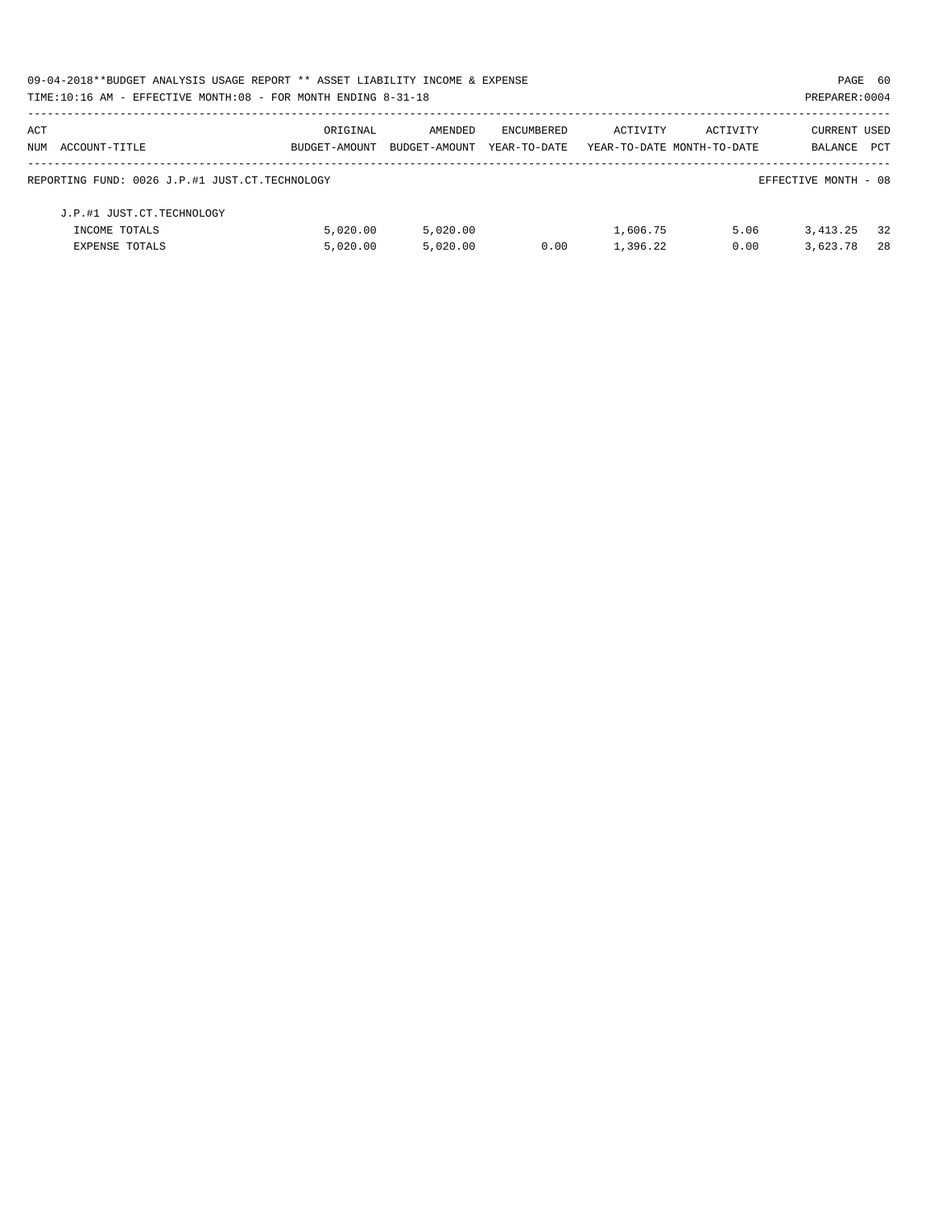| ACT NUM | ACCOUNT-TITLE | ORIGINAL BUDGET-AMOUNT | AMENDED BUDGET-AMOUNT | ENCUMBERED YEAR-TO-DATE | ACTIVITY YEAR-TO-DATE | ACTIVITY MONTH-TO-DATE | CURRENT BALANCE | USED PCT |
|---|---|---|---|---|---|---|---|---|

REPORTING FUND: 0026 J.P.#1 JUST.CT.TECHNOLOGY — EFFECTIVE MONTH - 08

| ACT NUM | ACCOUNT-TITLE | ORIGINAL BUDGET-AMOUNT | AMENDED BUDGET-AMOUNT | ENCUMBERED YEAR-TO-DATE | ACTIVITY YEAR-TO-DATE | ACTIVITY MONTH-TO-DATE | CURRENT BALANCE | USED PCT |
|---|---|---|---|---|---|---|---|---|
| | J.P.#1 JUST.CT.TECHNOLOGY | | | | | | | |
| | INCOME TOTALS | 5,020.00 | 5,020.00 | | 1,606.75 | 5.06 | 3,413.25 | 32 |
| | EXPENSE TOTALS | 5,020.00 | 5,020.00 | 0.00 | 1,396.22 | 0.00 | 3,623.78 | 28 |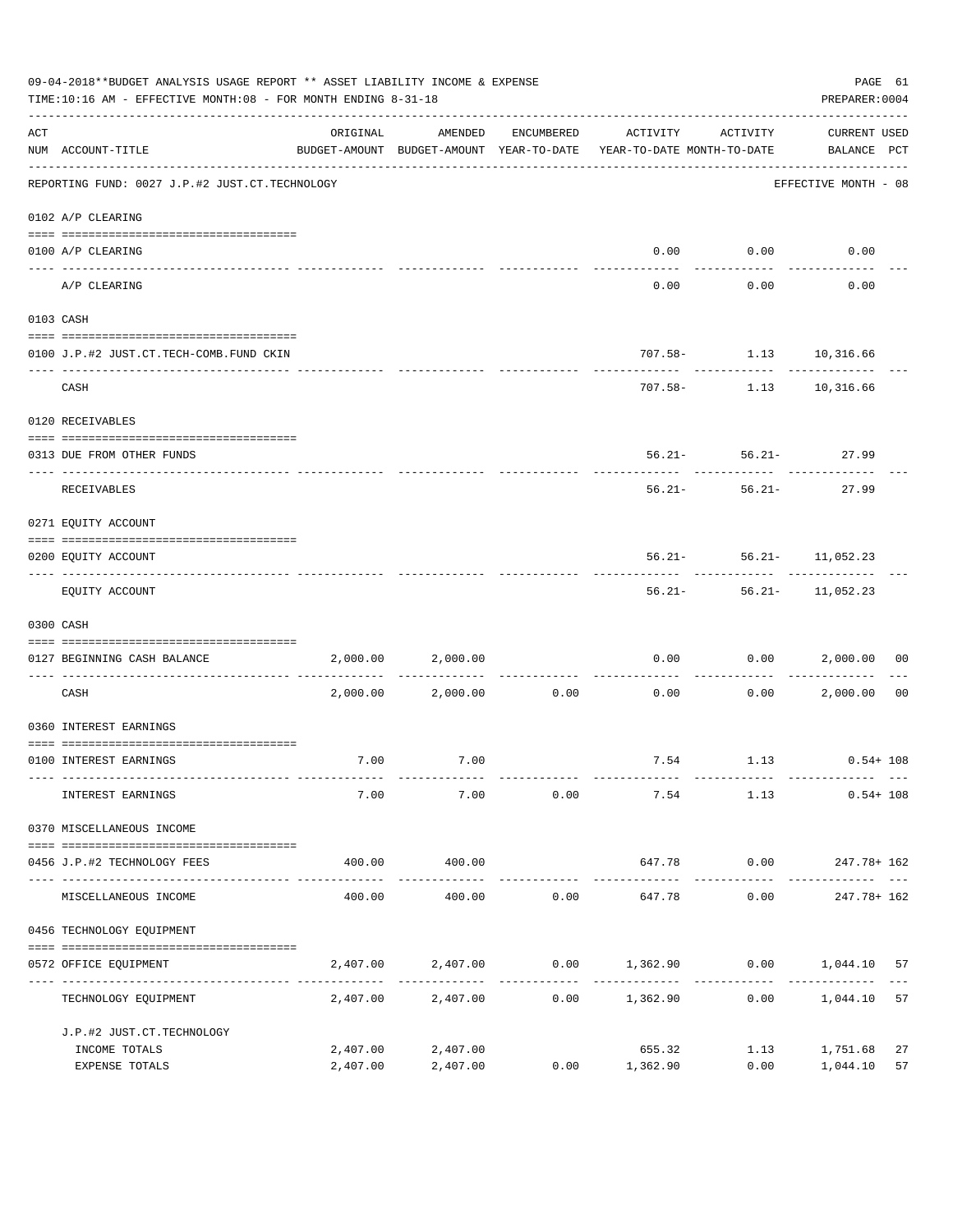09-04-2018**BUDGET ANALYSIS USAGE REPORT ** ASSET LIABILITY INCOME & EXPENSE

TIME:10:16 AM - EFFECTIVE MONTH:08 - FOR MONTH ENDING 8-31-18

PREPARER:0004

| ACT NUM | ACCOUNT-TITLE | ORIGINAL BUDGET-AMOUNT | AMENDED BUDGET-AMOUNT | ENCUMBERED YEAR-TO-DATE | ACTIVITY YEAR-TO-DATE | ACTIVITY MONTH-TO-DATE | CURRENT BALANCE | USED PCT |
|---|---|---|---|---|---|---|---|---|
| | REPORTING FUND: 0027 J.P.#2 JUST.CT.TECHNOLOGY | | | | | | EFFECTIVE MONTH - 08 | |
| | 0102 A/P CLEARING | | | | | | | |
| 0100 | A/P CLEARING | | | | 0.00 | 0.00 | 0.00 | |
| | A/P CLEARING | | | | 0.00 | 0.00 | 0.00 | |
| | 0103 CASH | | | | | | | |
| 0100 | J.P.#2 JUST.CT.TECH-COMB.FUND CKIN | | | | 707.58- | 1.13 | 10,316.66 | |
| | CASH | | | | 707.58- | 1.13 | 10,316.66 | |
| | 0120 RECEIVABLES | | | | | | | |
| 0313 | DUE FROM OTHER FUNDS | | | | 56.21- | 56.21- | 27.99 | |
| | RECEIVABLES | | | | 56.21- | 56.21- | 27.99 | |
| | 0271 EQUITY ACCOUNT | | | | | | | |
| 0200 | EQUITY ACCOUNT | | | | 56.21- | 56.21- | 11,052.23 | |
| | EQUITY ACCOUNT | | | | 56.21- | 56.21- | 11,052.23 | |
| | 0300 CASH | | | | | | | |
| 0127 | BEGINNING CASH BALANCE | 2,000.00 | 2,000.00 | | 0.00 | 0.00 | 2,000.00 | 00 |
| | CASH | 2,000.00 | 2,000.00 | 0.00 | 0.00 | 0.00 | 2,000.00 | 00 |
| | 0360 INTEREST EARNINGS | | | | | | | |
| 0100 | INTEREST EARNINGS | 7.00 | 7.00 | | 7.54 | 1.13 | 0.54+ | 108 |
| | INTEREST EARNINGS | 7.00 | 7.00 | 0.00 | 7.54 | 1.13 | 0.54+ | 108 |
| | 0370 MISCELLANEOUS INCOME | | | | | | | |
| 0456 | J.P.#2 TECHNOLOGY FEES | 400.00 | 400.00 | | 647.78 | 0.00 | 247.78+ | 162 |
| | MISCELLANEOUS INCOME | 400.00 | 400.00 | 0.00 | 647.78 | 0.00 | 247.78+ | 162 |
| | 0456 TECHNOLOGY EQUIPMENT | | | | | | | |
| 0572 | OFFICE EQUIPMENT | 2,407.00 | 2,407.00 | 0.00 | 1,362.90 | 0.00 | 1,044.10 | 57 |
| | TECHNOLOGY EQUIPMENT | 2,407.00 | 2,407.00 | 0.00 | 1,362.90 | 0.00 | 1,044.10 | 57 |
| | J.P.#2 JUST.CT.TECHNOLOGY | | | | | | | |
| | INCOME TOTALS | 2,407.00 | 2,407.00 | | 655.32 | 1.13 | 1,751.68 | 27 |
| | EXPENSE TOTALS | 2,407.00 | 2,407.00 | 0.00 | 1,362.90 | 0.00 | 1,044.10 | 57 |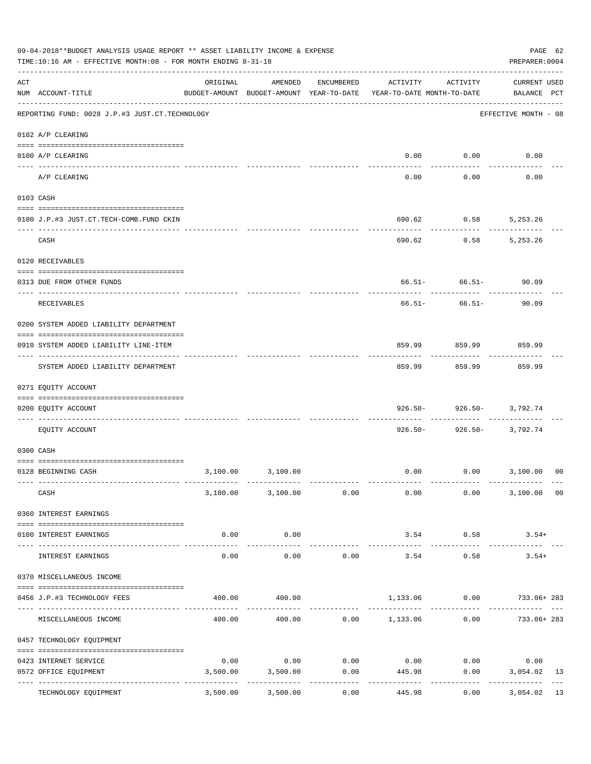09-04-2018**BUDGET ANALYSIS USAGE REPORT ** ASSET LIABILITY INCOME & EXPENSE

TIME:10:16 AM - EFFECTIVE MONTH:08 - FOR MONTH ENDING 8-31-18

PREPARER:0004

| ACT NUM | ACCOUNT-TITLE | ORIGINAL BUDGET-AMOUNT | AMENDED BUDGET-AMOUNT | ENCUMBERED YEAR-TO-DATE | ACTIVITY YEAR-TO-DATE | ACTIVITY MONTH-TO-DATE | CURRENT BALANCE | USED PCT |
|---|---|---|---|---|---|---|---|---|
| | REPORTING FUND: 0028 J.P.#3 JUST.CT.TECHNOLOGY | | | | | | EFFECTIVE MONTH - 08 | |
| | 0102 A/P CLEARING | | | | | | | |
| 0100 | A/P CLEARING | | | | 0.00 | 0.00 | 0.00 | |
| | A/P CLEARING | | | | 0.00 | 0.00 | 0.00 | |
| | 0103 CASH | | | | | | | |
| 0100 | J.P.#3 JUST.CT.TECH-COMB.FUND CKIN | | | | 690.62 | 0.58 | 5,253.26 | |
| | CASH | | | | 690.62 | 0.58 | 5,253.26 | |
| | 0120 RECEIVABLES | | | | | | | |
| 0313 | DUE FROM OTHER FUNDS | | | | 66.51- | 66.51- | 90.09 | |
| | RECEIVABLES | | | | 66.51- | 66.51- | 90.09 | |
| | 0200 SYSTEM ADDED LIABILITY DEPARTMENT | | | | | | | |
| 0910 | SYSTEM ADDED LIABILITY LINE-ITEM | | | | 859.99 | 859.99 | 859.99 | |
| | SYSTEM ADDED LIABILITY DEPARTMENT | | | | 859.99 | 859.99 | 859.99 | |
| | 0271 EQUITY ACCOUNT | | | | | | | |
| 0200 | EQUITY ACCOUNT | | | | 926.50- | 926.50- | 3,792.74 | |
| | EQUITY ACCOUNT | | | | 926.50- | 926.50- | 3,792.74 | |
| | 0300 CASH | | | | | | | |
| 0128 | BEGINNING CASH | 3,100.00 | 3,100.00 | | 0.00 | 0.00 | 3,100.00 | 00 |
| | CASH | 3,100.00 | 3,100.00 | 0.00 | 0.00 | 0.00 | 3,100.00 | 00 |
| | 0360 INTEREST EARNINGS | | | | | | | |
| 0100 | INTEREST EARNINGS | 0.00 | 0.00 | | 3.54 | 0.58 | 3.54+ | |
| | INTEREST EARNINGS | 0.00 | 0.00 | 0.00 | 3.54 | 0.58 | 3.54+ | |
| | 0370 MISCELLANEOUS INCOME | | | | | | | |
| 0456 | J.P.#3 TECHNOLOGY FEES | 400.00 | 400.00 | | 1,133.06 | 0.00 | 733.06+ | 283 |
| | MISCELLANEOUS INCOME | 400.00 | 400.00 | 0.00 | 1,133.06 | 0.00 | 733.06+ | 283 |
| | 0457 TECHNOLOGY EQUIPMENT | | | | | | | |
| 0423 | INTERNET SERVICE | 0.00 | 0.00 | 0.00 | 0.00 | 0.00 | 0.00 | |
| 0572 | OFFICE EQUIPMENT | 3,500.00 | 3,500.00 | 0.00 | 445.98 | 0.00 | 3,054.02 | 13 |
| | TECHNOLOGY EQUIPMENT | 3,500.00 | 3,500.00 | 0.00 | 445.98 | 0.00 | 3,054.02 | 13 |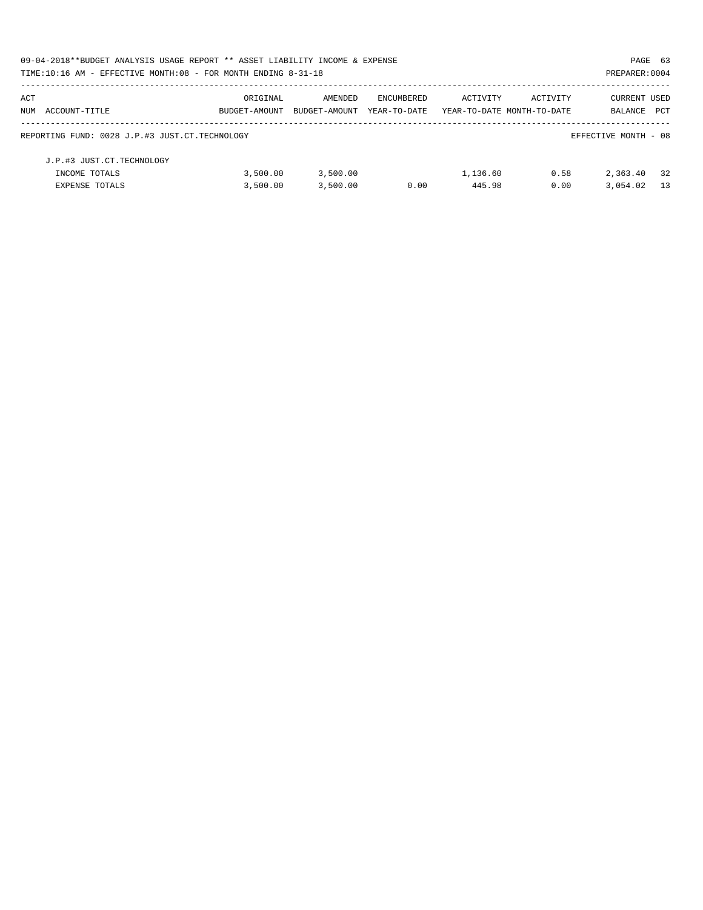09-04-2018**BUDGET ANALYSIS USAGE REPORT ** ASSET LIABILITY INCOME & EXPENSE

TIME:10:16 AM - EFFECTIVE MONTH:08 - FOR MONTH ENDING 8-31-18

PREPARER:0004

| ACT NUM | ACCOUNT-TITLE | ORIGINAL BUDGET-AMOUNT | AMENDED BUDGET-AMOUNT | ENCUMBERED YEAR-TO-DATE | ACTIVITY YEAR-TO-DATE | ACTIVITY MONTH-TO-DATE | CURRENT BALANCE | USED PCT |
|---|---|---|---|---|---|---|---|---|
| | REPORTING FUND: 0028 J.P.#3 JUST.CT.TECHNOLOGY | | | | | | EFFECTIVE MONTH - 08 | |
| | J.P.#3 JUST.CT.TECHNOLOGY | | | | | | | |
| | INCOME TOTALS | 3,500.00 | 3,500.00 | | 1,136.60 | 0.58 | 2,363.40 | 32 |
| | EXPENSE TOTALS | 3,500.00 | 3,500.00 | 0.00 | 445.98 | 0.00 | 3,054.02 | 13 |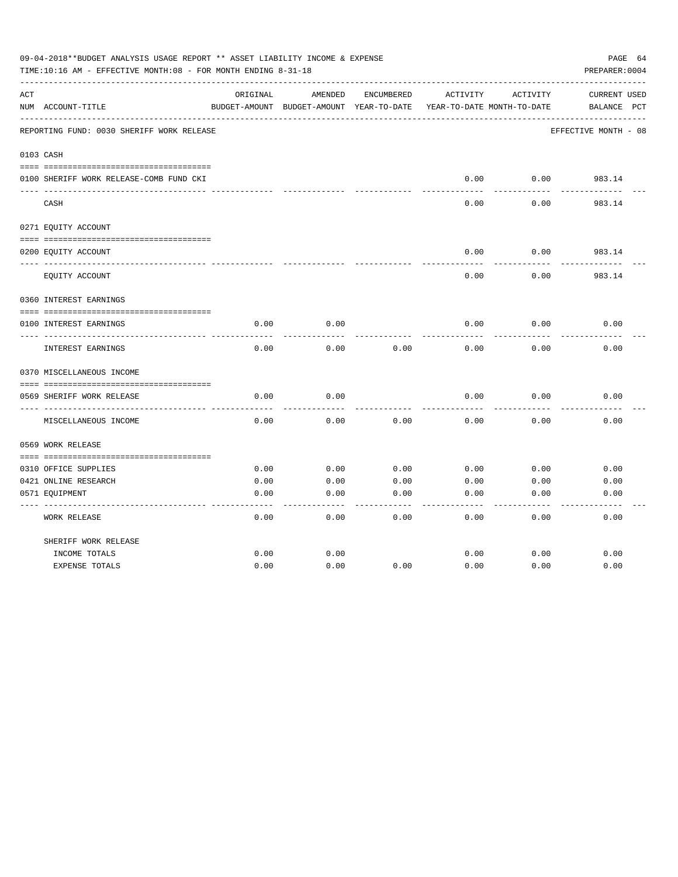09-04-2018**BUDGET ANALYSIS USAGE REPORT ** ASSET LIABILITY INCOME & EXPENSE

TIME:10:16 AM - EFFECTIVE MONTH:08 - FOR MONTH ENDING 8-31-18

PREPARER:0004

REPORTING FUND: 0030 SHERIFF WORK RELEASE — EFFECTIVE MONTH - 08

| ACT NUM | ACCOUNT-TITLE | ORIGINAL BUDGET-AMOUNT | AMENDED BUDGET-AMOUNT | ENCUMBERED YEAR-TO-DATE | ACTIVITY YEAR-TO-DATE | ACTIVITY MONTH-TO-DATE | CURRENT BALANCE | USED PCT |
|---|---|---|---|---|---|---|---|---|
| 0103 | CASH | | | | | | | |
| 0100 | SHERIFF WORK RELEASE-COMB FUND CKI | | | | 0.00 | 0.00 | 983.14 | |
| | CASH | | | | 0.00 | 0.00 | 983.14 | |
| 0271 | EQUITY ACCOUNT | | | | | | | |
| 0200 | EQUITY ACCOUNT | | | | 0.00 | 0.00 | 983.14 | |
| | EQUITY ACCOUNT | | | | 0.00 | 0.00 | 983.14 | |
| 0360 | INTEREST EARNINGS | | | | | | | |
| 0100 | INTEREST EARNINGS | 0.00 | 0.00 | | 0.00 | 0.00 | 0.00 | |
| | INTEREST EARNINGS | 0.00 | 0.00 | 0.00 | 0.00 | 0.00 | 0.00 | |
| 0370 | MISCELLANEOUS INCOME | | | | | | | |
| 0569 | SHERIFF WORK RELEASE | 0.00 | 0.00 | | 0.00 | 0.00 | 0.00 | |
| | MISCELLANEOUS INCOME | 0.00 | 0.00 | 0.00 | 0.00 | 0.00 | 0.00 | |
| 0569 | WORK RELEASE | | | | | | | |
| 0310 | OFFICE SUPPLIES | 0.00 | 0.00 | 0.00 | 0.00 | 0.00 | 0.00 | |
| 0421 | ONLINE RESEARCH | 0.00 | 0.00 | 0.00 | 0.00 | 0.00 | 0.00 | |
| 0571 | EQUIPMENT | 0.00 | 0.00 | 0.00 | 0.00 | 0.00 | 0.00 | |
| | WORK RELEASE | 0.00 | 0.00 | 0.00 | 0.00 | 0.00 | 0.00 | |
| | SHERIFF WORK RELEASE | | | | | | | |
| | INCOME TOTALS | 0.00 | 0.00 | | 0.00 | 0.00 | 0.00 | |
| | EXPENSE TOTALS | 0.00 | 0.00 | 0.00 | 0.00 | 0.00 | 0.00 | |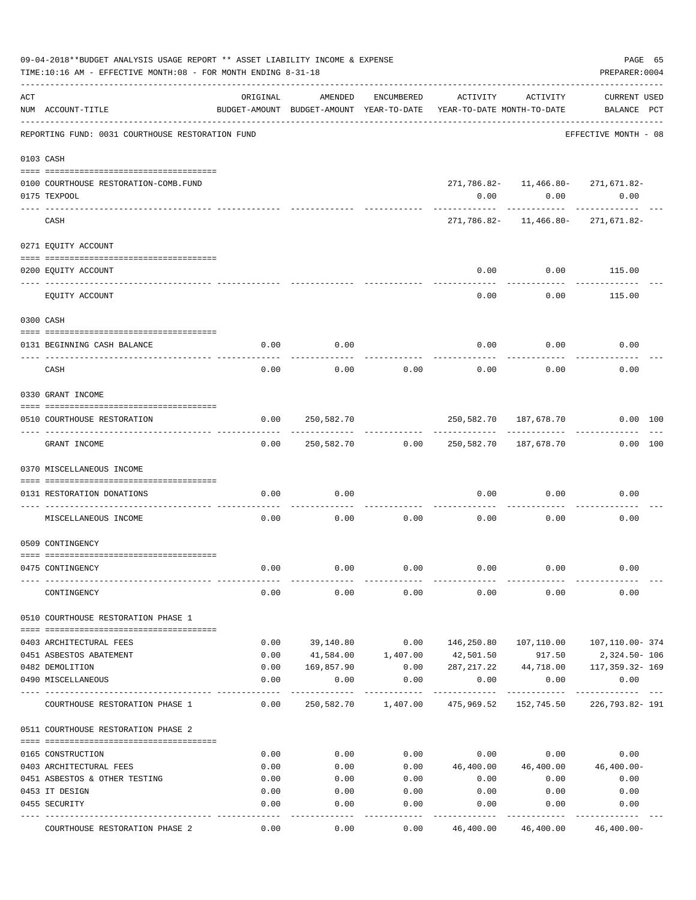09-04-2018**BUDGET ANALYSIS USAGE REPORT ** ASSET LIABILITY INCOME & EXPENSE

TIME:10:16 AM - EFFECTIVE MONTH:08 - FOR MONTH ENDING 8-31-18

PREPARER:0004

REPORTING FUND: 0031 COURTHOUSE RESTORATION FUND — EFFECTIVE MONTH - 08

| ACT NUM | ACCOUNT-TITLE | ORIGINAL BUDGET-AMOUNT | AMENDED BUDGET-AMOUNT | ENCUMBERED YEAR-TO-DATE | ACTIVITY YEAR-TO-DATE | ACTIVITY MONTH-TO-DATE | CURRENT USED BALANCE | PCT |
|---|---|---|---|---|---|---|---|---|
| **0103** | **CASH** | | | | | | | |
| 0100 | COURTHOUSE RESTORATION-COMB.FUND | | | | 271,786.82- | 11,466.80- | 271,671.82- | |
| 0175 | TEXPOOL | | | | 0.00 | 0.00 | 0.00 | |
| | CASH | | | | 271,786.82- | 11,466.80- | 271,671.82- | |
| **0271** | **EQUITY ACCOUNT** | | | | | | | |
| 0200 | EQUITY ACCOUNT | | | | 0.00 | 0.00 | 115.00 | |
| | EQUITY ACCOUNT | | | | 0.00 | 0.00 | 115.00 | |
| **0300** | **CASH** | | | | | | | |
| 0131 | BEGINNING CASH BALANCE | 0.00 | 0.00 | | 0.00 | 0.00 | 0.00 | |
| | CASH | 0.00 | 0.00 | 0.00 | 0.00 | 0.00 | 0.00 | |
| **0330** | **GRANT INCOME** | | | | | | | |
| 0510 | COURTHOUSE RESTORATION | 0.00 | 250,582.70 | | 250,582.70 | 187,678.70 | 0.00 | 100 |
| | GRANT INCOME | 0.00 | 250,582.70 | 0.00 | 250,582.70 | 187,678.70 | 0.00 | 100 |
| **0370** | **MISCELLANEOUS INCOME** | | | | | | | |
| 0131 | RESTORATION DONATIONS | 0.00 | 0.00 | | 0.00 | 0.00 | 0.00 | |
| | MISCELLANEOUS INCOME | 0.00 | 0.00 | 0.00 | 0.00 | 0.00 | 0.00 | |
| **0509** | **CONTINGENCY** | | | | | | | |
| 0475 | CONTINGENCY | 0.00 | 0.00 | 0.00 | 0.00 | 0.00 | 0.00 | |
| | CONTINGENCY | 0.00 | 0.00 | 0.00 | 0.00 | 0.00 | 0.00 | |
| **0510** | **COURTHOUSE RESTORATION PHASE 1** | | | | | | | |
| 0403 | ARCHITECTURAL FEES | 0.00 | 39,140.80 | 0.00 | 146,250.80 | 107,110.00 | 107,110.00- | 374 |
| 0451 | ASBESTOS ABATEMENT | 0.00 | 41,584.00 | 1,407.00 | 42,501.50 | 917.50 | 2,324.50- | 106 |
| 0482 | DEMOLITION | 0.00 | 169,857.90 | 0.00 | 287,217.22 | 44,718.00 | 117,359.32- | 169 |
| 0490 | MISCELLANEOUS | 0.00 | 0.00 | 0.00 | 0.00 | 0.00 | 0.00 | |
| | COURTHOUSE RESTORATION PHASE 1 | 0.00 | 250,582.70 | 1,407.00 | 475,969.52 | 152,745.50 | 226,793.82- | 191 |
| **0511** | **COURTHOUSE RESTORATION PHASE 2** | | | | | | | |
| 0165 | CONSTRUCTION | 0.00 | 0.00 | 0.00 | 0.00 | 0.00 | 0.00 | |
| 0403 | ARCHITECTURAL FEES | 0.00 | 0.00 | 0.00 | 46,400.00 | 46,400.00 | 46,400.00- | |
| 0451 | ASBESTOS & OTHER TESTING | 0.00 | 0.00 | 0.00 | 0.00 | 0.00 | 0.00 | |
| 0453 | IT DESIGN | 0.00 | 0.00 | 0.00 | 0.00 | 0.00 | 0.00 | |
| 0455 | SECURITY | 0.00 | 0.00 | 0.00 | 0.00 | 0.00 | 0.00 | |
| | COURTHOUSE RESTORATION PHASE 2 | 0.00 | 0.00 | 0.00 | 46,400.00 | 46,400.00 | 46,400.00- | |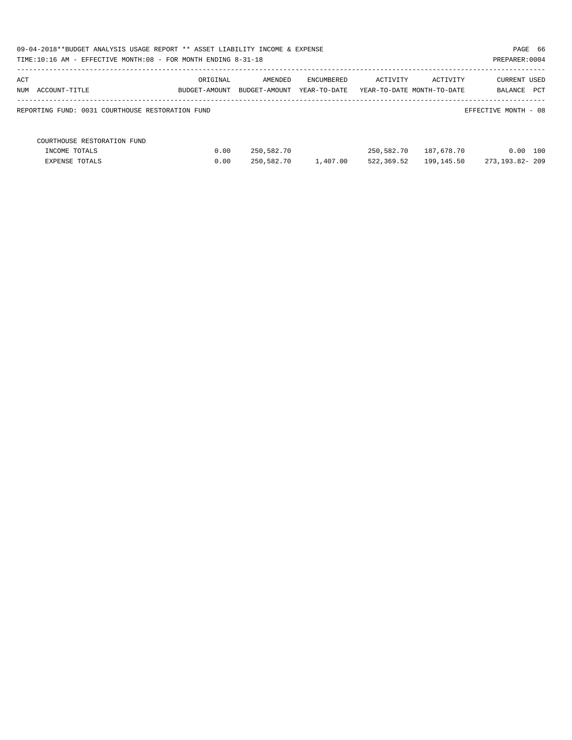09-04-2018**BUDGET ANALYSIS USAGE REPORT ** ASSET LIABILITY INCOME & EXPENSE

TIME:10:16 AM - EFFECTIVE MONTH:08 - FOR MONTH ENDING 8-31-18

PREPARER:0004

| ACT NUM ACCOUNT-TITLE | ORIGINAL BUDGET-AMOUNT | AMENDED BUDGET-AMOUNT | ENCUMBERED YEAR-TO-DATE | ACTIVITY YEAR-TO-DATE | ACTIVITY MONTH-TO-DATE | CURRENT BALANCE | USED PCT |
|---|---|---|---|---|---|---|---|
| REPORTING FUND: 0031 COURTHOUSE RESTORATION FUND | | | | | | EFFECTIVE MONTH - 08 | |
| COURTHOUSE RESTORATION FUND | | | | | | | |
| INCOME TOTALS | 0.00 | 250,582.70 | | 250,582.70 | 187,678.70 | 0.00 | 100 |
| EXPENSE TOTALS | 0.00 | 250,582.70 | 1,407.00 | 522,369.52 | 199,145.50 | 273,193.82- | 209 |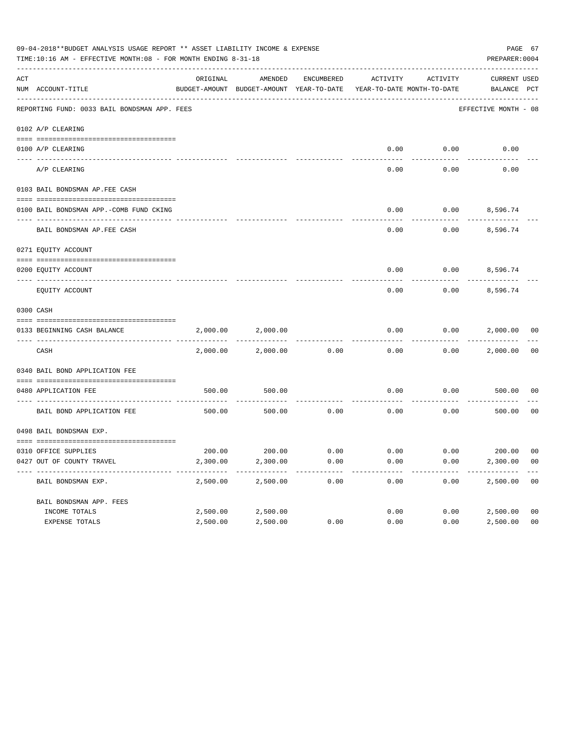09-04-2018**BUDGET ANALYSIS USAGE REPORT ** ASSET LIABILITY INCOME & EXPENSE

TIME:10:16 AM - EFFECTIVE MONTH:08 - FOR MONTH ENDING 8-31-18

PREPARER:0004

| ACT NUM | ACCOUNT-TITLE | ORIGINAL BUDGET-AMOUNT | AMENDED BUDGET-AMOUNT | ENCUMBERED YEAR-TO-DATE | ACTIVITY YEAR-TO-DATE | ACTIVITY MONTH-TO-DATE | CURRENT BALANCE | USED PCT |
|---|---|---|---|---|---|---|---|---|
| | REPORTING FUND: 0033 BAIL BONDSMAN APP. FEES | | | | | | EFFECTIVE MONTH - 08 | |
| | 0102 A/P CLEARING | | | | | | | |
| 0100 | A/P CLEARING | | | | 0.00 | 0.00 | 0.00 | |
| | A/P CLEARING | | | | 0.00 | 0.00 | 0.00 | |
| | 0103 BAIL BONDSMAN AP.FEE CASH | | | | | | | |
| 0100 | BAIL BONDSMAN APP.-COMB FUND CKING | | | | 0.00 | 0.00 | 8,596.74 | |
| | BAIL BONDSMAN AP.FEE CASH | | | | 0.00 | 0.00 | 8,596.74 | |
| | 0271 EQUITY ACCOUNT | | | | | | | |
| 0200 | EQUITY ACCOUNT | | | | 0.00 | 0.00 | 8,596.74 | |
| | EQUITY ACCOUNT | | | | 0.00 | 0.00 | 8,596.74 | |
| | 0300 CASH | | | | | | | |
| 0133 | BEGINNING CASH BALANCE | 2,000.00 | 2,000.00 | | 0.00 | 0.00 | 2,000.00 | 00 |
| | CASH | 2,000.00 | 2,000.00 | 0.00 | 0.00 | 0.00 | 2,000.00 | 00 |
| | 0340 BAIL BOND APPLICATION FEE | | | | | | | |
| 0480 | APPLICATION FEE | 500.00 | 500.00 | | 0.00 | 0.00 | 500.00 | 00 |
| | BAIL BOND APPLICATION FEE | 500.00 | 500.00 | 0.00 | 0.00 | 0.00 | 500.00 | 00 |
| | 0498 BAIL BONDSMAN EXP. | | | | | | | |
| 0310 | OFFICE SUPPLIES | 200.00 | 200.00 | 0.00 | 0.00 | 0.00 | 200.00 | 00 |
| 0427 | OUT OF COUNTY TRAVEL | 2,300.00 | 2,300.00 | 0.00 | 0.00 | 0.00 | 2,300.00 | 00 |
| | BAIL BONDSMAN EXP. | 2,500.00 | 2,500.00 | 0.00 | 0.00 | 0.00 | 2,500.00 | 00 |
| | BAIL BONDSMAN APP. FEES | | | | | | | |
| | INCOME TOTALS | 2,500.00 | 2,500.00 | | 0.00 | 0.00 | 2,500.00 | 00 |
| | EXPENSE TOTALS | 2,500.00 | 2,500.00 | 0.00 | 0.00 | 0.00 | 2,500.00 | 00 |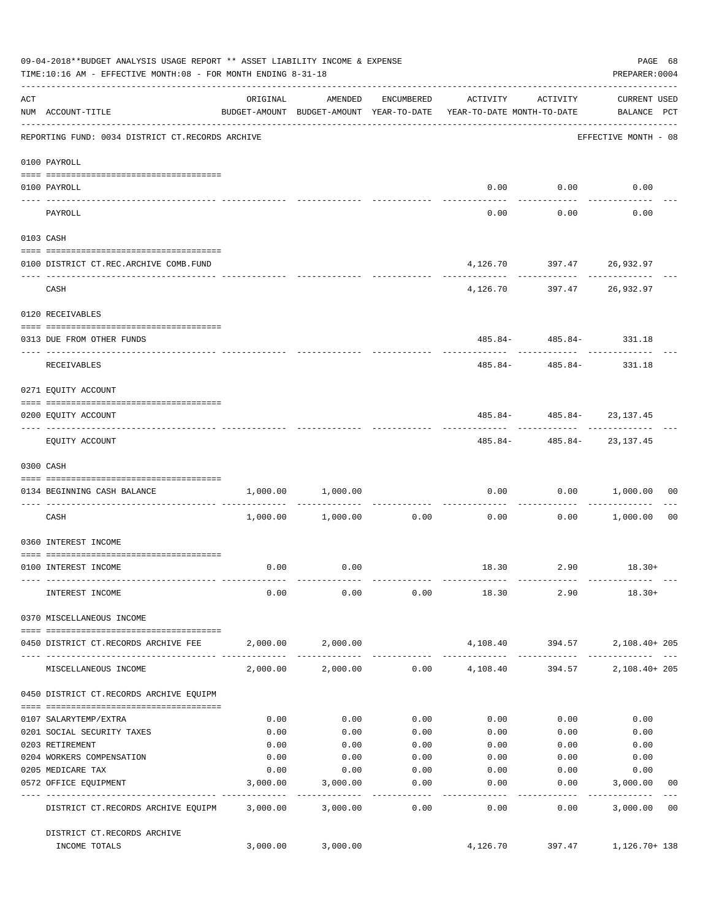09-04-2018**BUDGET ANALYSIS USAGE REPORT ** ASSET LIABILITY INCOME & EXPENSE

TIME:10:16 AM - EFFECTIVE MONTH:08 - FOR MONTH ENDING 8-31-18

PREPARER:0004

| ACT NUM | ACCOUNT-TITLE | ORIGINAL BUDGET-AMOUNT | AMENDED BUDGET-AMOUNT | ENCUMBERED YEAR-TO-DATE | ACTIVITY YEAR-TO-DATE | ACTIVITY MONTH-TO-DATE | CURRENT USED BALANCE | PCT |
|---|---|---|---|---|---|---|---|---|
| | REPORTING FUND: 0034 DISTRICT CT.RECORDS ARCHIVE | | | | | | EFFECTIVE MONTH - 08 | |
| | 0100 PAYROLL | | | | | | | |
| 0100 | PAYROLL | | | | 0.00 | 0.00 | 0.00 | |
| | PAYROLL | | | | 0.00 | 0.00 | 0.00 | |
| | 0103 CASH | | | | | | | |
| 0100 | DISTRICT CT.REC.ARCHIVE COMB.FUND | | | | 4,126.70 | 397.47 | 26,932.97 | |
| | CASH | | | | 4,126.70 | 397.47 | 26,932.97 | |
| | 0120 RECEIVABLES | | | | | | | |
| 0313 | DUE FROM OTHER FUNDS | | | | 485.84- | 485.84- | 331.18 | |
| | RECEIVABLES | | | | 485.84- | 485.84- | 331.18 | |
| | 0271 EQUITY ACCOUNT | | | | | | | |
| 0200 | EQUITY ACCOUNT | | | | 485.84- | 485.84- | 23,137.45 | |
| | EQUITY ACCOUNT | | | | 485.84- | 485.84- | 23,137.45 | |
| | 0300 CASH | | | | | | | |
| 0134 | BEGINNING CASH BALANCE | 1,000.00 | 1,000.00 | | 0.00 | 0.00 | 1,000.00 | 00 |
| | CASH | 1,000.00 | 1,000.00 | 0.00 | 0.00 | 0.00 | 1,000.00 | 00 |
| | 0360 INTEREST INCOME | | | | | | | |
| 0100 | INTEREST INCOME | 0.00 | 0.00 | | 18.30 | 2.90 | 18.30+ | |
| | INTEREST INCOME | 0.00 | 0.00 | 0.00 | 18.30 | 2.90 | 18.30+ | |
| | 0370 MISCELLANEOUS INCOME | | | | | | | |
| 0450 | DISTRICT CT.RECORDS ARCHIVE FEE | 2,000.00 | 2,000.00 | | 4,108.40 | 394.57 | 2,108.40+ | 205 |
| | MISCELLANEOUS INCOME | 2,000.00 | 2,000.00 | 0.00 | 4,108.40 | 394.57 | 2,108.40+ | 205 |
| | 0450 DISTRICT CT.RECORDS ARCHIVE EQUIPM | | | | | | | |
| 0107 | SALARYTEMP/EXTRA | 0.00 | 0.00 | 0.00 | 0.00 | 0.00 | 0.00 | |
| 0201 | SOCIAL SECURITY TAXES | 0.00 | 0.00 | 0.00 | 0.00 | 0.00 | 0.00 | |
| 0203 | RETIREMENT | 0.00 | 0.00 | 0.00 | 0.00 | 0.00 | 0.00 | |
| 0204 | WORKERS COMPENSATION | 0.00 | 0.00 | 0.00 | 0.00 | 0.00 | 0.00 | |
| 0205 | MEDICARE TAX | 0.00 | 0.00 | 0.00 | 0.00 | 0.00 | 0.00 | |
| 0572 | OFFICE EQUIPMENT | 3,000.00 | 3,000.00 | 0.00 | 0.00 | 0.00 | 3,000.00 | 00 |
| | DISTRICT CT.RECORDS ARCHIVE EQUIPM | 3,000.00 | 3,000.00 | 0.00 | 0.00 | 0.00 | 3,000.00 | 00 |
| | DISTRICT CT.RECORDS ARCHIVE INCOME TOTALS | 3,000.00 | 3,000.00 | | 4,126.70 | 397.47 | 1,126.70+ | 138 |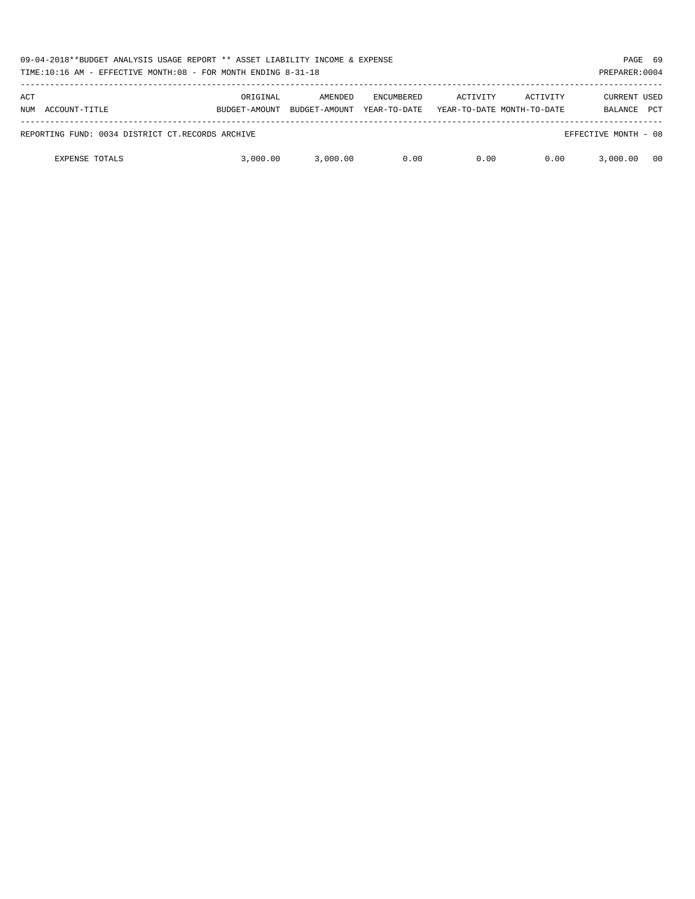| ACT NUM | ACCOUNT-TITLE | ORIGINAL BUDGET-AMOUNT | AMENDED BUDGET-AMOUNT | ENCUMBERED YEAR-TO-DATE | ACTIVITY YEAR-TO-DATE | ACTIVITY MONTH-TO-DATE | CURRENT BALANCE | USED PCT |
|---|---|---|---|---|---|---|---|---|
| REPORTING FUND: 0034 DISTRICT CT.RECORDS ARCHIVE | | | | | | | EFFECTIVE MONTH - 08 | |
| | EXPENSE TOTALS | 3,000.00 | 3,000.00 | 0.00 | 0.00 | 0.00 | 3,000.00 | 00 |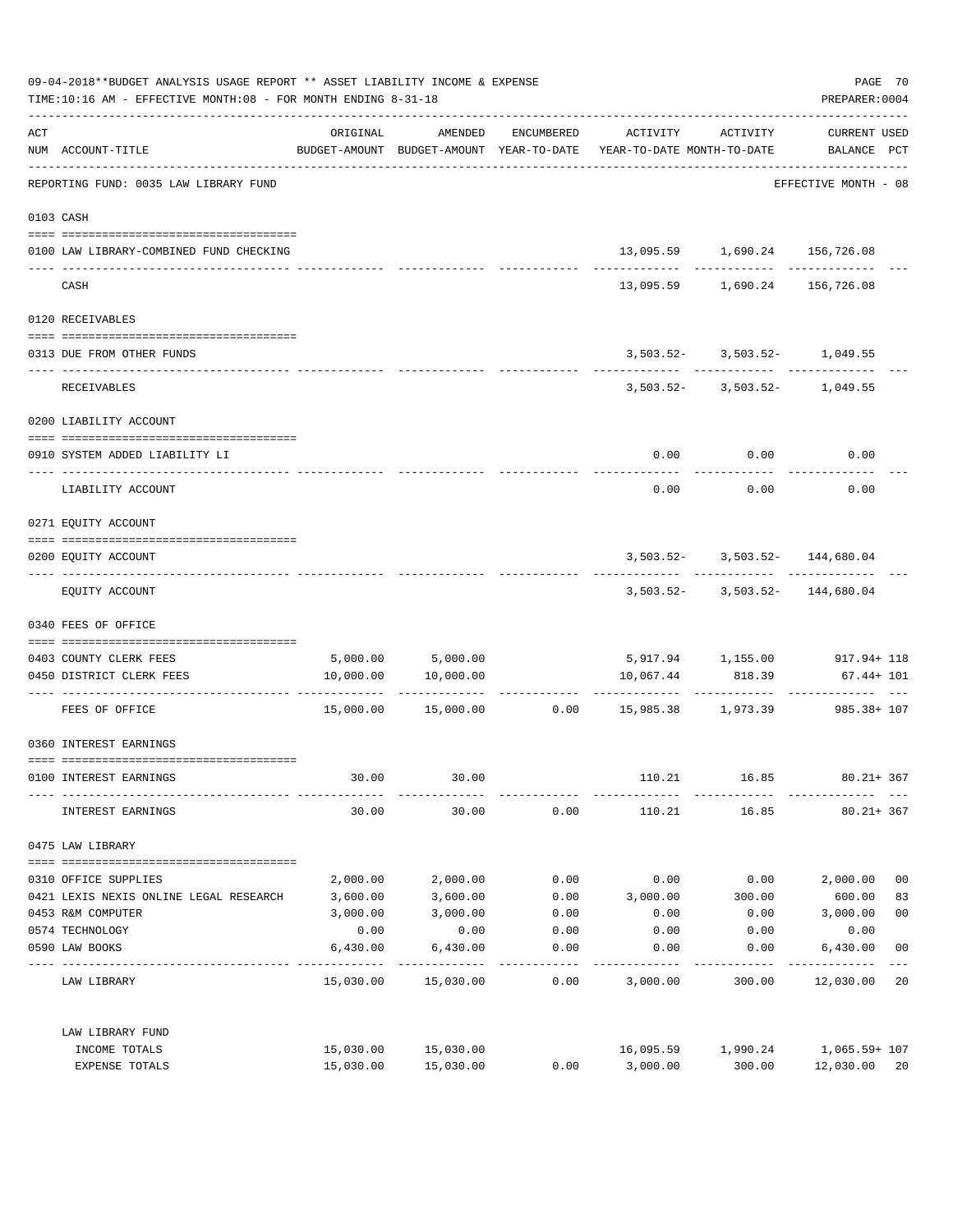09-04-2018**BUDGET ANALYSIS USAGE REPORT ** ASSET LIABILITY INCOME & EXPENSE

TIME:10:16 AM - EFFECTIVE MONTH:08 - FOR MONTH ENDING 8-31-18

PREPARER:0004

REPORTING FUND: 0035 LAW LIBRARY FUND — EFFECTIVE MONTH - 08

| ACT NUM | ACCOUNT-TITLE | ORIGINAL BUDGET-AMOUNT | AMENDED BUDGET-AMOUNT | ENCUMBERED YEAR-TO-DATE | ACTIVITY YEAR-TO-DATE | ACTIVITY MONTH-TO-DATE | CURRENT USED BALANCE | PCT |
|---|---|---|---|---|---|---|---|---|
| **0103** | **CASH** | | | | | | | |
| 0100 | LAW LIBRARY-COMBINED FUND CHECKING | | | | 13,095.59 | 1,690.24 | 156,726.08 | |
| | CASH | | | | 13,095.59 | 1,690.24 | 156,726.08 | |
| **0120** | **RECEIVABLES** | | | | | | | |
| 0313 | DUE FROM OTHER FUNDS | | | | 3,503.52- | 3,503.52- | 1,049.55 | |
| | RECEIVABLES | | | | 3,503.52- | 3,503.52- | 1,049.55 | |
| **0200** | **LIABILITY ACCOUNT** | | | | | | | |
| 0910 | SYSTEM ADDED LIABILITY LI | | | | 0.00 | 0.00 | 0.00 | |
| | LIABILITY ACCOUNT | | | | 0.00 | 0.00 | 0.00 | |
| **0271** | **EQUITY ACCOUNT** | | | | | | | |
| 0200 | EQUITY ACCOUNT | | | | 3,503.52- | 3,503.52- | 144,680.04 | |
| | EQUITY ACCOUNT | | | | 3,503.52- | 3,503.52- | 144,680.04 | |
| **0340** | **FEES OF OFFICE** | | | | | | | |
| 0403 | COUNTY CLERK FEES | 5,000.00 | 5,000.00 | | 5,917.94 | 1,155.00 | 917.94+ | 118 |
| 0450 | DISTRICT CLERK FEES | 10,000.00 | 10,000.00 | | 10,067.44 | 818.39 | 67.44+ | 101 |
| | FEES OF OFFICE | 15,000.00 | 15,000.00 | 0.00 | 15,985.38 | 1,973.39 | 985.38+ | 107 |
| **0360** | **INTEREST EARNINGS** | | | | | | | |
| 0100 | INTEREST EARNINGS | 30.00 | 30.00 | | 110.21 | 16.85 | 80.21+ | 367 |
| | INTEREST EARNINGS | 30.00 | 30.00 | 0.00 | 110.21 | 16.85 | 80.21+ | 367 |
| **0475** | **LAW LIBRARY** | | | | | | | |
| 0310 | OFFICE SUPPLIES | 2,000.00 | 2,000.00 | 0.00 | 0.00 | 0.00 | 2,000.00 | 00 |
| 0421 | LEXIS NEXIS ONLINE LEGAL RESEARCH | 3,600.00 | 3,600.00 | 0.00 | 3,000.00 | 300.00 | 600.00 | 83 |
| 0453 | R&M COMPUTER | 3,000.00 | 3,000.00 | 0.00 | 0.00 | 0.00 | 3,000.00 | 00 |
| 0574 | TECHNOLOGY | 0.00 | 0.00 | 0.00 | 0.00 | 0.00 | 0.00 | |
| 0590 | LAW BOOKS | 6,430.00 | 6,430.00 | 0.00 | 0.00 | 0.00 | 6,430.00 | 00 |
| | LAW LIBRARY | 15,030.00 | 15,030.00 | 0.00 | 3,000.00 | 300.00 | 12,030.00 | 20 |
| | **LAW LIBRARY FUND** | | | | | | | |
| | INCOME TOTALS | 15,030.00 | 15,030.00 | | 16,095.59 | 1,990.24 | 1,065.59+ | 107 |
| | EXPENSE TOTALS | 15,030.00 | 15,030.00 | 0.00 | 3,000.00 | 300.00 | 12,030.00 | 20 |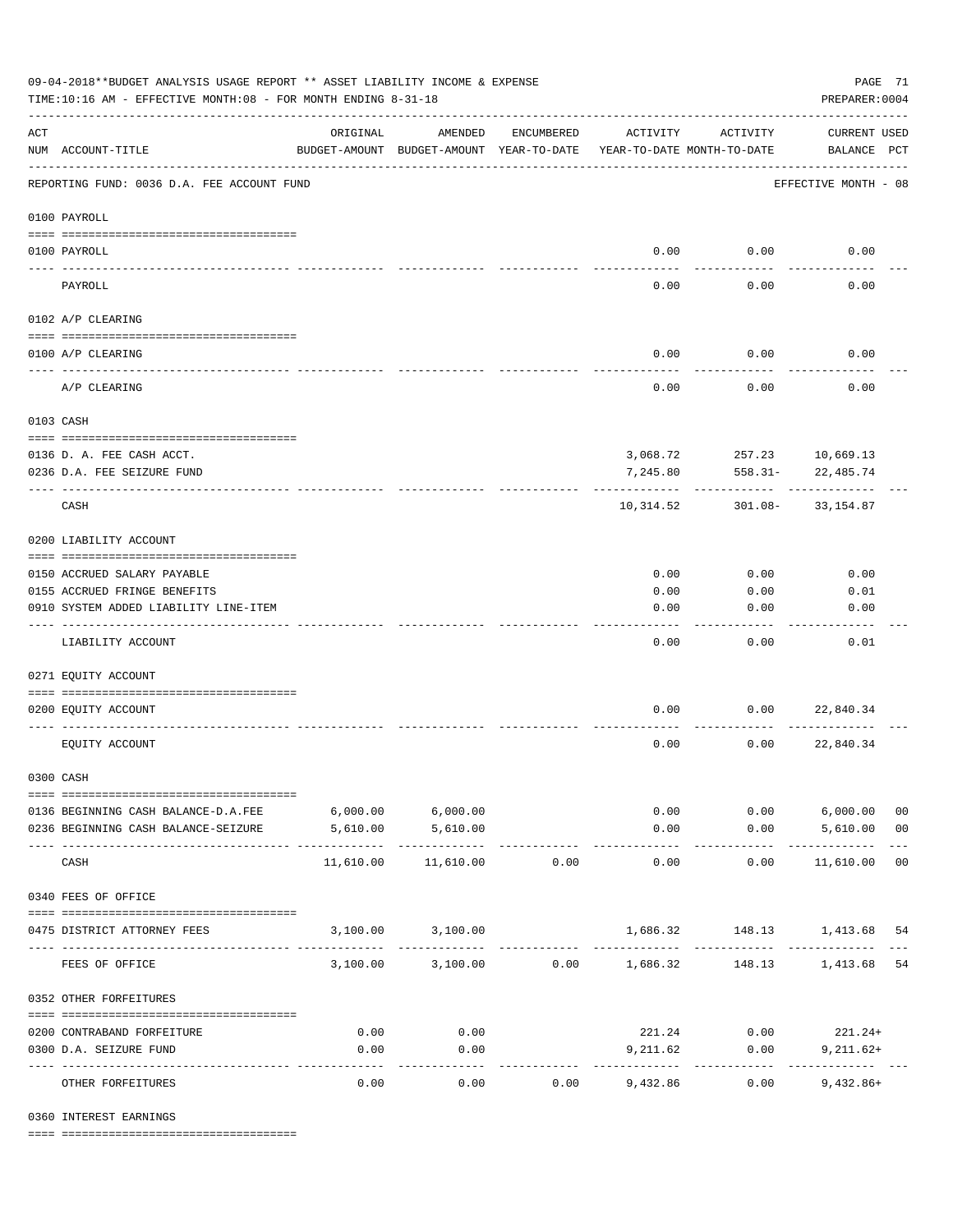09-04-2018**BUDGET ANALYSIS USAGE REPORT ** ASSET LIABILITY INCOME & EXPENSE

TIME:10:16 AM - EFFECTIVE MONTH:08 - FOR MONTH ENDING 8-31-18

PREPARER:0004

REPORTING FUND: 0036 D.A. FEE ACCOUNT FUND — EFFECTIVE MONTH - 08

| ACT NUM | ACCOUNT-TITLE | ORIGINAL BUDGET-AMOUNT | AMENDED BUDGET-AMOUNT | ENCUMBERED YEAR-TO-DATE | ACTIVITY YEAR-TO-DATE | ACTIVITY MONTH-TO-DATE | CURRENT USED BALANCE | PCT |
|---|---|---|---|---|---|---|---|---|
| | **0100 PAYROLL** | | | | | | | |
| 0100 | PAYROLL | | | | 0.00 | 0.00 | 0.00 | |
| | PAYROLL | | | | 0.00 | 0.00 | 0.00 | |
| | **0102 A/P CLEARING** | | | | | | | |
| 0100 | A/P CLEARING | | | | 0.00 | 0.00 | 0.00 | |
| | A/P CLEARING | | | | 0.00 | 0.00 | 0.00 | |
| | **0103 CASH** | | | | | | | |
| 0136 | D. A. FEE CASH ACCT. | | | | 3,068.72 | 257.23 | 10,669.13 | |
| 0236 | D.A. FEE SEIZURE FUND | | | | 7,245.80 | 558.31- | 22,485.74 | |
| | CASH | | | | 10,314.52 | 301.08- | 33,154.87 | |
| | **0200 LIABILITY ACCOUNT** | | | | | | | |
| 0150 | ACCRUED SALARY PAYABLE | | | | 0.00 | 0.00 | 0.00 | |
| 0155 | ACCRUED FRINGE BENEFITS | | | | 0.00 | 0.00 | 0.01 | |
| 0910 | SYSTEM ADDED LIABILITY LINE-ITEM | | | | 0.00 | 0.00 | 0.00 | |
| | LIABILITY ACCOUNT | | | | 0.00 | 0.00 | 0.01 | |
| | **0271 EQUITY ACCOUNT** | | | | | | | |
| 0200 | EQUITY ACCOUNT | | | | 0.00 | 0.00 | 22,840.34 | |
| | EQUITY ACCOUNT | | | | 0.00 | 0.00 | 22,840.34 | |
| | **0300 CASH** | | | | | | | |
| 0136 | BEGINNING CASH BALANCE-D.A.FEE | 6,000.00 | 6,000.00 | | 0.00 | 0.00 | 6,000.00 | 00 |
| 0236 | BEGINNING CASH BALANCE-SEIZURE | 5,610.00 | 5,610.00 | | 0.00 | 0.00 | 5,610.00 | 00 |
| | CASH | 11,610.00 | 11,610.00 | 0.00 | 0.00 | 0.00 | 11,610.00 | 00 |
| | **0340 FEES OF OFFICE** | | | | | | | |
| 0475 | DISTRICT ATTORNEY FEES | 3,100.00 | 3,100.00 | | 1,686.32 | 148.13 | 1,413.68 | 54 |
| | FEES OF OFFICE | 3,100.00 | 3,100.00 | 0.00 | 1,686.32 | 148.13 | 1,413.68 | 54 |
| | **0352 OTHER FORFEITURES** | | | | | | | |
| 0200 | CONTRABAND FORFEITURE | 0.00 | 0.00 | | 221.24 | 0.00 | 221.24+ | |
| 0300 | D.A. SEIZURE FUND | 0.00 | 0.00 | | 9,211.62 | 0.00 | 9,211.62+ | |
| | OTHER FORFEITURES | 0.00 | 0.00 | 0.00 | 9,432.86 | 0.00 | 9,432.86+ | |
| | **0360 INTEREST EARNINGS** | | | | | | | |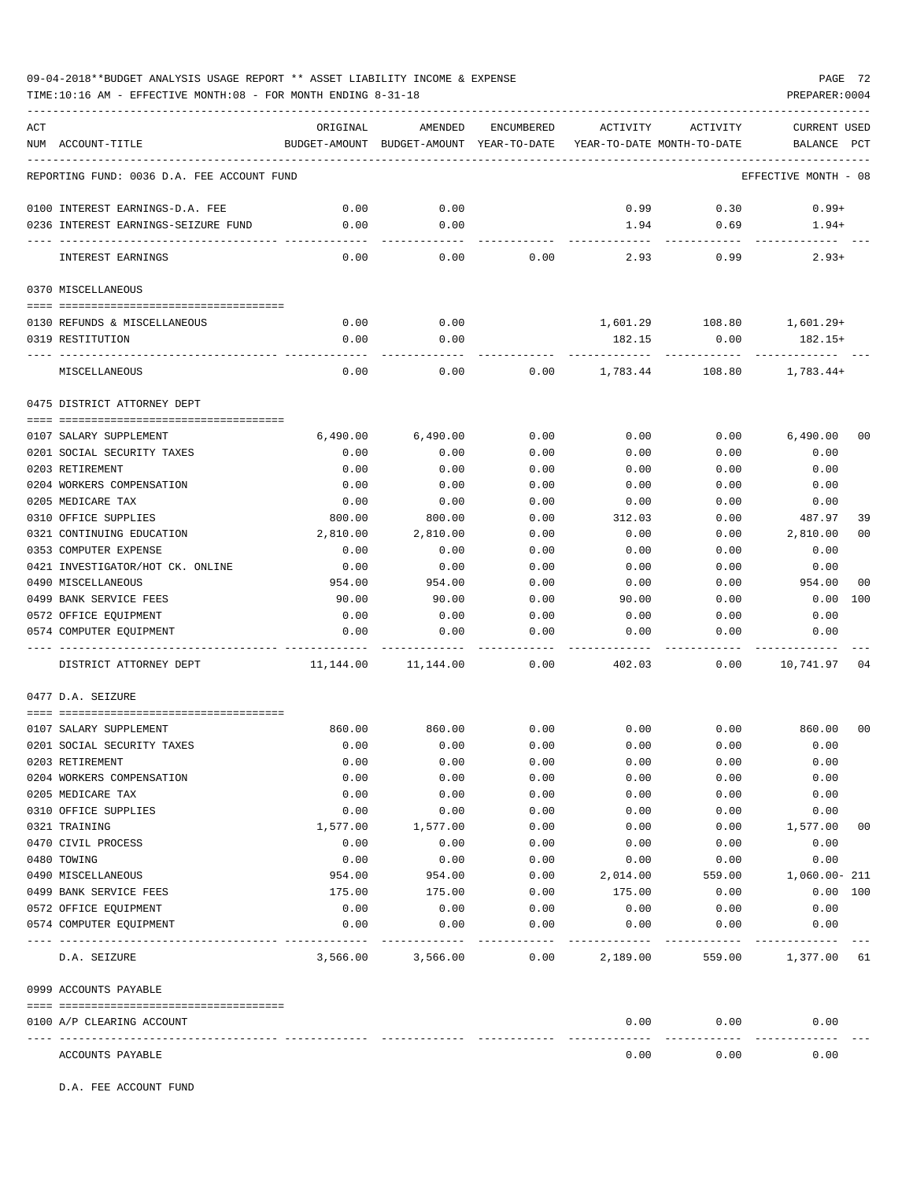09-04-2018**BUDGET ANALYSIS USAGE REPORT ** ASSET LIABILITY INCOME & EXPENSE

TIME:10:16 AM - EFFECTIVE MONTH:08 - FOR MONTH ENDING 8-31-18

PREPARER:0004

| ACT NUM | ACCOUNT-TITLE | ORIGINAL BUDGET-AMOUNT | AMENDED BUDGET-AMOUNT | ENCUMBERED YEAR-TO-DATE | ACTIVITY YEAR-TO-DATE | ACTIVITY MONTH-TO-DATE | CURRENT BALANCE | USED PCT |
|---|---|---|---|---|---|---|---|---|
| REPORTING FUND: 0036 D.A. FEE ACCOUNT FUND | | | | | | | EFFECTIVE MONTH - 08 | |
| 0100 | INTEREST EARNINGS-D.A. FEE | 0.00 | 0.00 | | 0.99 | 0.30 | 0.99+ | |
| 0236 | INTEREST EARNINGS-SEIZURE FUND | 0.00 | 0.00 | | 1.94 | 0.69 | 1.94+ | |
| | INTEREST EARNINGS | 0.00 | 0.00 | 0.00 | 2.93 | 0.99 | 2.93+ | |
| 0370 | MISCELLANEOUS | | | | | | | |
| 0130 | REFUNDS & MISCELLANEOUS | 0.00 | 0.00 | | 1,601.29 | 108.80 | 1,601.29+ | |
| 0319 | RESTITUTION | 0.00 | 0.00 | | 182.15 | 0.00 | 182.15+ | |
| | MISCELLANEOUS | 0.00 | 0.00 | 0.00 | 1,783.44 | 108.80 | 1,783.44+ | |
| 0475 | DISTRICT ATTORNEY DEPT | | | | | | | |
| 0107 | SALARY SUPPLEMENT | 6,490.00 | 6,490.00 | 0.00 | 0.00 | 0.00 | 6,490.00 | 00 |
| 0201 | SOCIAL SECURITY TAXES | 0.00 | 0.00 | 0.00 | 0.00 | 0.00 | 0.00 | |
| 0203 | RETIREMENT | 0.00 | 0.00 | 0.00 | 0.00 | 0.00 | 0.00 | |
| 0204 | WORKERS COMPENSATION | 0.00 | 0.00 | 0.00 | 0.00 | 0.00 | 0.00 | |
| 0205 | MEDICARE TAX | 0.00 | 0.00 | 0.00 | 0.00 | 0.00 | 0.00 | |
| 0310 | OFFICE SUPPLIES | 800.00 | 800.00 | 0.00 | 312.03 | 0.00 | 487.97 | 39 |
| 0321 | CONTINUING EDUCATION | 2,810.00 | 2,810.00 | 0.00 | 0.00 | 0.00 | 2,810.00 | 00 |
| 0353 | COMPUTER EXPENSE | 0.00 | 0.00 | 0.00 | 0.00 | 0.00 | 0.00 | |
| 0421 | INVESTIGATOR/HOT CK. ONLINE | 0.00 | 0.00 | 0.00 | 0.00 | 0.00 | 0.00 | |
| 0490 | MISCELLANEOUS | 954.00 | 954.00 | 0.00 | 0.00 | 0.00 | 954.00 | 00 |
| 0499 | BANK SERVICE FEES | 90.00 | 90.00 | 0.00 | 90.00 | 0.00 | 0.00 | 100 |
| 0572 | OFFICE EQUIPMENT | 0.00 | 0.00 | 0.00 | 0.00 | 0.00 | 0.00 | |
| 0574 | COMPUTER EQUIPMENT | 0.00 | 0.00 | 0.00 | 0.00 | 0.00 | 0.00 | |
| | DISTRICT ATTORNEY DEPT | 11,144.00 | 11,144.00 | 0.00 | 402.03 | 0.00 | 10,741.97 | 04 |
| 0477 | D.A. SEIZURE | | | | | | | |
| 0107 | SALARY SUPPLEMENT | 860.00 | 860.00 | 0.00 | 0.00 | 0.00 | 860.00 | 00 |
| 0201 | SOCIAL SECURITY TAXES | 0.00 | 0.00 | 0.00 | 0.00 | 0.00 | 0.00 | |
| 0203 | RETIREMENT | 0.00 | 0.00 | 0.00 | 0.00 | 0.00 | 0.00 | |
| 0204 | WORKERS COMPENSATION | 0.00 | 0.00 | 0.00 | 0.00 | 0.00 | 0.00 | |
| 0205 | MEDICARE TAX | 0.00 | 0.00 | 0.00 | 0.00 | 0.00 | 0.00 | |
| 0310 | OFFICE SUPPLIES | 0.00 | 0.00 | 0.00 | 0.00 | 0.00 | 0.00 | |
| 0321 | TRAINING | 1,577.00 | 1,577.00 | 0.00 | 0.00 | 0.00 | 1,577.00 | 00 |
| 0470 | CIVIL PROCESS | 0.00 | 0.00 | 0.00 | 0.00 | 0.00 | 0.00 | |
| 0480 | TOWING | 0.00 | 0.00 | 0.00 | 0.00 | 0.00 | 0.00 | |
| 0490 | MISCELLANEOUS | 954.00 | 954.00 | 0.00 | 2,014.00 | 559.00 | 1,060.00- | 211 |
| 0499 | BANK SERVICE FEES | 175.00 | 175.00 | 0.00 | 175.00 | 0.00 | 0.00 | 100 |
| 0572 | OFFICE EQUIPMENT | 0.00 | 0.00 | 0.00 | 0.00 | 0.00 | 0.00 | |
| 0574 | COMPUTER EQUIPMENT | 0.00 | 0.00 | 0.00 | 0.00 | 0.00 | 0.00 | |
| | D.A. SEIZURE | 3,566.00 | 3,566.00 | 0.00 | 2,189.00 | 559.00 | 1,377.00 | 61 |
| 0999 | ACCOUNTS PAYABLE | | | | | | | |
| 0100 | A/P CLEARING ACCOUNT | | | | 0.00 | 0.00 | 0.00 | |
| | ACCOUNTS PAYABLE | | | | 0.00 | 0.00 | 0.00 | |

D.A. FEE ACCOUNT FUND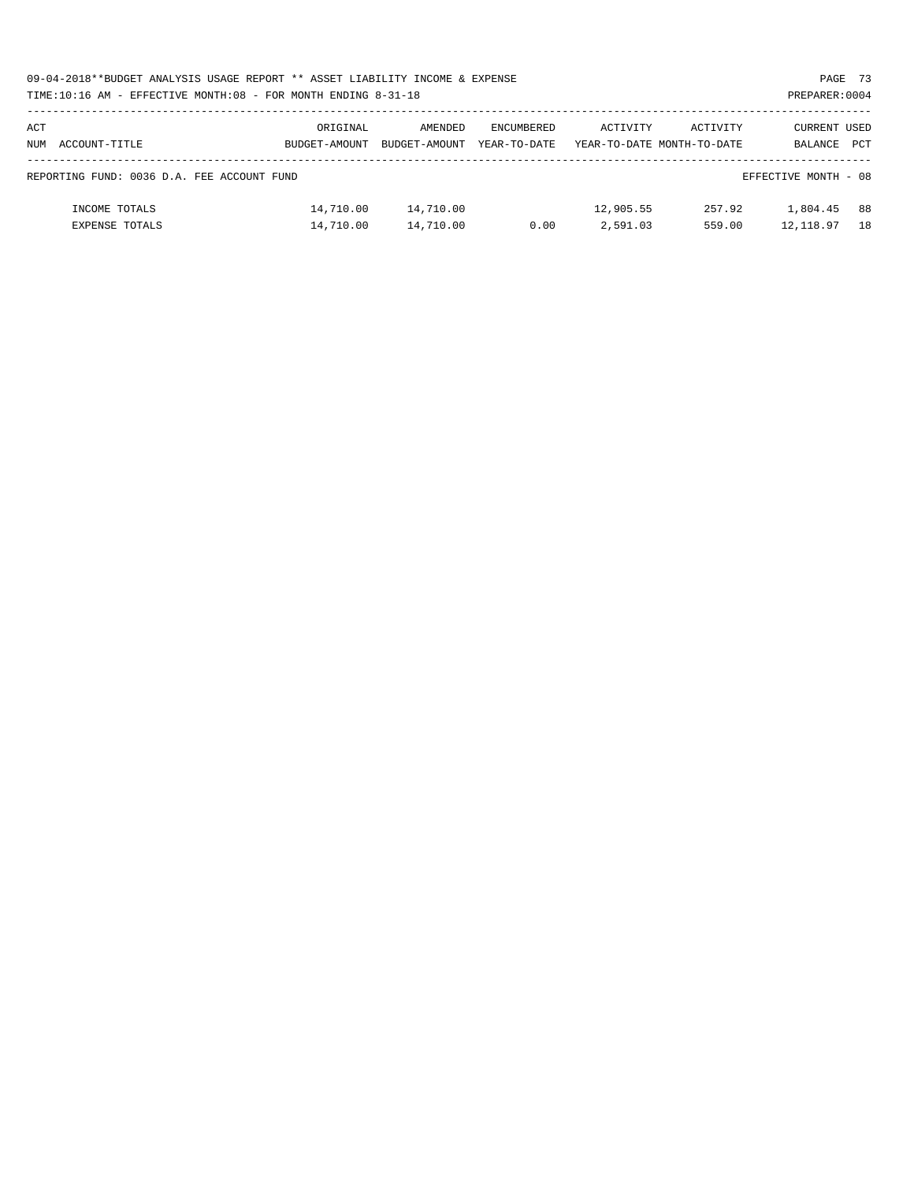09-04-2018**BUDGET ANALYSIS USAGE REPORT ** ASSET LIABILITY INCOME & EXPENSE

TIME:10:16 AM - EFFECTIVE MONTH:08 - FOR MONTH ENDING 8-31-18

PREPARER:0004

| ACT NUM | ACCOUNT-TITLE | ORIGINAL BUDGET-AMOUNT | AMENDED BUDGET-AMOUNT | ENCUMBERED YEAR-TO-DATE | ACTIVITY YEAR-TO-DATE | ACTIVITY MONTH-TO-DATE | CURRENT BALANCE | USED PCT |
|---|---|---|---|---|---|---|---|---|
| REPORTING FUND: 0036 D.A. FEE ACCOUNT FUND | | | | | | | EFFECTIVE MONTH - 08 | |
| | INCOME TOTALS | 14,710.00 | 14,710.00 | | 12,905.55 | 257.92 | 1,804.45 | 88 |
| | EXPENSE TOTALS | 14,710.00 | 14,710.00 | 0.00 | 2,591.03 | 559.00 | 12,118.97 | 18 |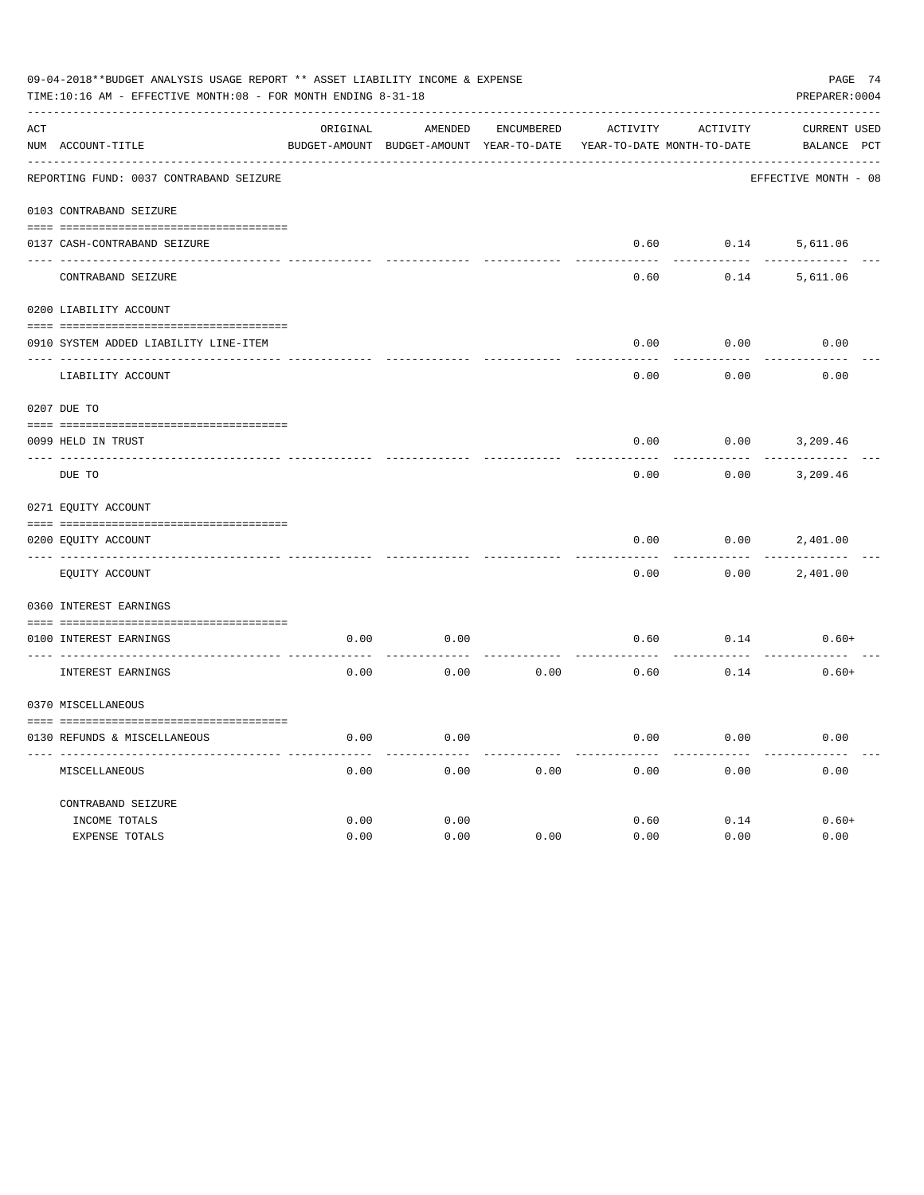09-04-2018**BUDGET ANALYSIS USAGE REPORT ** ASSET LIABILITY INCOME & EXPENSE

TIME:10:16 AM - EFFECTIVE MONTH:08 - FOR MONTH ENDING 8-31-18

PREPARER:0004

REPORTING FUND: 0037 CONTRABAND SEIZURE — EFFECTIVE MONTH - 08

| ACT NUM | ACCOUNT-TITLE | ORIGINAL BUDGET-AMOUNT | AMENDED BUDGET-AMOUNT | ENCUMBERED YEAR-TO-DATE | ACTIVITY YEAR-TO-DATE | ACTIVITY MONTH-TO-DATE | CURRENT BALANCE | USED PCT |
|---|---|---|---|---|---|---|---|---|
| 0103 | CONTRABAND SEIZURE | | | | | | | |
| 0137 | CASH-CONTRABAND SEIZURE | | | | 0.60 | 0.14 | 5,611.06 | |
| | CONTRABAND SEIZURE | | | | 0.60 | 0.14 | 5,611.06 | |
| 0200 | LIABILITY ACCOUNT | | | | | | | |
| 0910 | SYSTEM ADDED LIABILITY LINE-ITEM | | | | 0.00 | 0.00 | 0.00 | |
| | LIABILITY ACCOUNT | | | | 0.00 | 0.00 | 0.00 | |
| 0207 | DUE TO | | | | | | | |
| 0099 | HELD IN TRUST | | | | 0.00 | 0.00 | 3,209.46 | |
| | DUE TO | | | | 0.00 | 0.00 | 3,209.46 | |
| 0271 | EQUITY ACCOUNT | | | | | | | |
| 0200 | EQUITY ACCOUNT | | | | 0.00 | 0.00 | 2,401.00 | |
| | EQUITY ACCOUNT | | | | 0.00 | 0.00 | 2,401.00 | |
| 0360 | INTEREST EARNINGS | | | | | | | |
| 0100 | INTEREST EARNINGS | 0.00 | 0.00 | | 0.60 | 0.14 | 0.60+ | |
| | INTEREST EARNINGS | 0.00 | 0.00 | 0.00 | 0.60 | 0.14 | 0.60+ | |
| 0370 | MISCELLANEOUS | | | | | | | |
| 0130 | REFUNDS & MISCELLANEOUS | 0.00 | 0.00 | | 0.00 | 0.00 | 0.00 | |
| | MISCELLANEOUS | 0.00 | 0.00 | 0.00 | 0.00 | 0.00 | 0.00 | |
| | CONTRABAND SEIZURE | | | | | | | |
| | INCOME TOTALS | 0.00 | 0.00 | | 0.60 | 0.14 | 0.60+ | |
| | EXPENSE TOTALS | 0.00 | 0.00 | 0.00 | 0.00 | 0.00 | 0.00 | |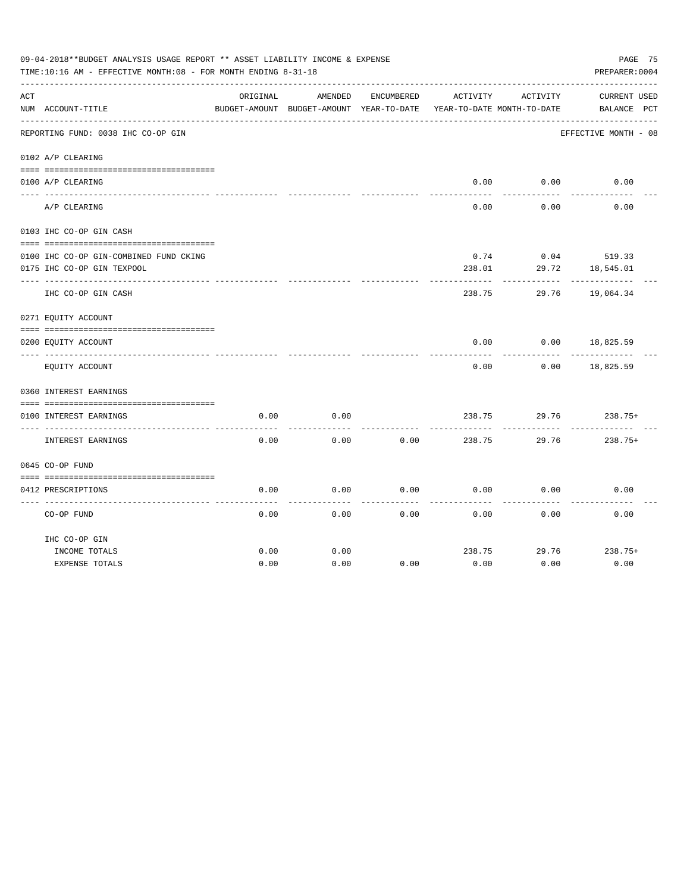09-04-2018**BUDGET ANALYSIS USAGE REPORT ** ASSET LIABILITY INCOME & EXPENSE

TIME:10:16 AM - EFFECTIVE MONTH:08 - FOR MONTH ENDING 8-31-18

PREPARER:0004

REPORTING FUND: 0038 IHC CO-OP GIN — EFFECTIVE MONTH - 08

| ACT NUM | ACCOUNT-TITLE | ORIGINAL BUDGET-AMOUNT | AMENDED BUDGET-AMOUNT | ENCUMBERED YEAR-TO-DATE | ACTIVITY YEAR-TO-DATE | ACTIVITY MONTH-TO-DATE | CURRENT BALANCE | USED PCT |
|---|---|---|---|---|---|---|---|---|
| 0102 | A/P CLEARING | | | | | | | |
| 0100 | A/P CLEARING | | | | 0.00 | 0.00 | 0.00 | |
| | A/P CLEARING | | | | 0.00 | 0.00 | 0.00 | |
| 0103 | IHC CO-OP GIN CASH | | | | | | | |
| 0100 | IHC CO-OP GIN-COMBINED FUND CKING | | | | 0.74 | 0.04 | 519.33 | |
| 0175 | IHC CO-OP GIN TEXPOOL | | | | 238.01 | 29.72 | 18,545.01 | |
| | IHC CO-OP GIN CASH | | | | 238.75 | 29.76 | 19,064.34 | |
| 0271 | EQUITY ACCOUNT | | | | | | | |
| 0200 | EQUITY ACCOUNT | | | | 0.00 | 0.00 | 18,825.59 | |
| | EQUITY ACCOUNT | | | | 0.00 | 0.00 | 18,825.59 | |
| 0360 | INTEREST EARNINGS | | | | | | | |
| 0100 | INTEREST EARNINGS | 0.00 | 0.00 | | 238.75 | 29.76 | 238.75+ | |
| | INTEREST EARNINGS | 0.00 | 0.00 | 0.00 | 238.75 | 29.76 | 238.75+ | |
| 0645 | CO-OP FUND | | | | | | | |
| 0412 | PRESCRIPTIONS | 0.00 | 0.00 | 0.00 | 0.00 | 0.00 | 0.00 | |
| | CO-OP FUND | 0.00 | 0.00 | 0.00 | 0.00 | 0.00 | 0.00 | |
| | IHC CO-OP GIN | | | | | | | |
| | INCOME TOTALS | 0.00 | 0.00 | | 238.75 | 29.76 | 238.75+ | |
| | EXPENSE TOTALS | 0.00 | 0.00 | 0.00 | 0.00 | 0.00 | 0.00 | |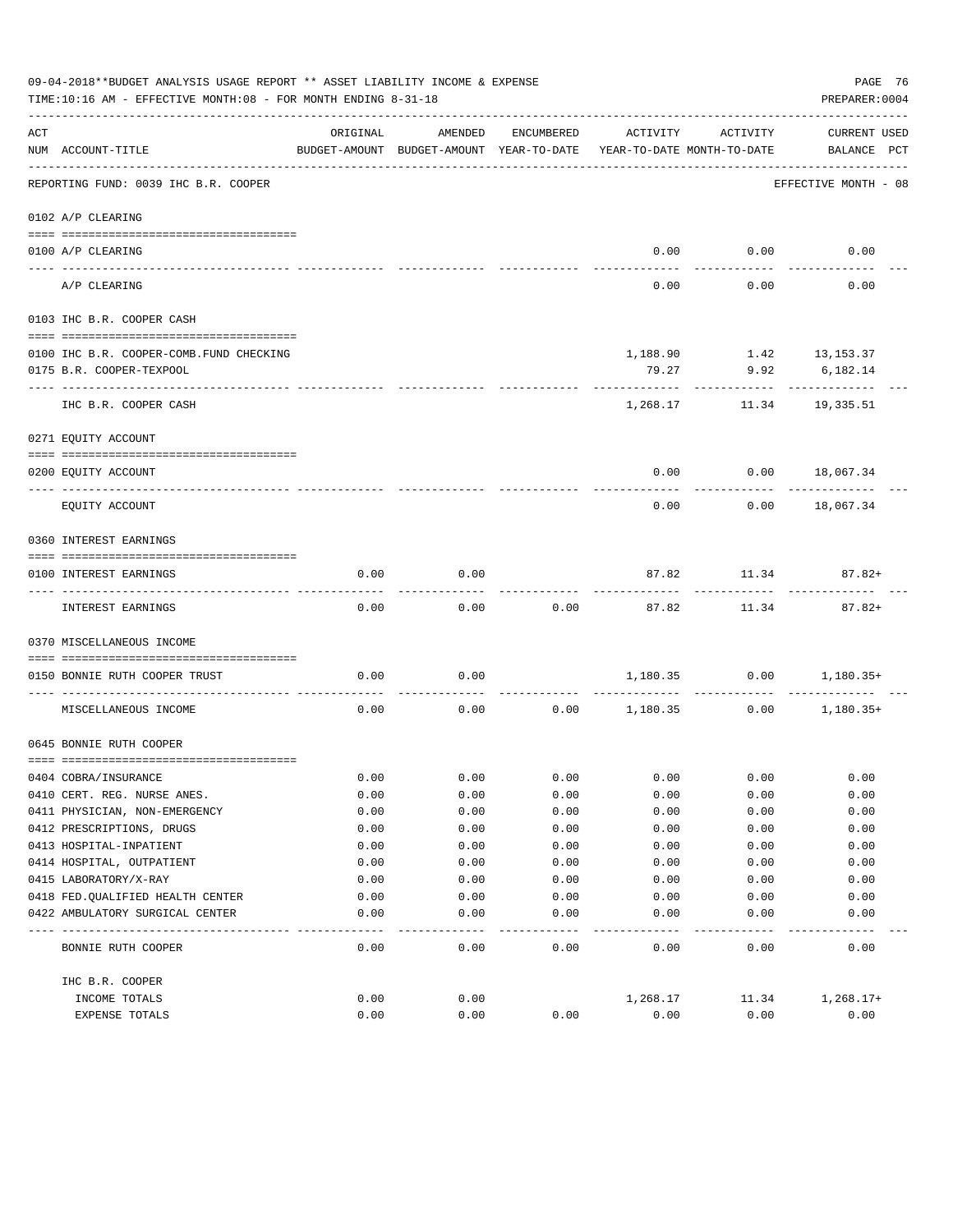09-04-2018**BUDGET ANALYSIS USAGE REPORT ** ASSET LIABILITY INCOME & EXPENSE

TIME:10:16 AM - EFFECTIVE MONTH:08 - FOR MONTH ENDING 8-31-18

PREPARER:0004

| ACT NUM | ACCOUNT-TITLE | ORIGINAL BUDGET-AMOUNT | AMENDED BUDGET-AMOUNT | ENCUMBERED YEAR-TO-DATE | ACTIVITY YEAR-TO-DATE | ACTIVITY MONTH-TO-DATE | CURRENT BALANCE | USED PCT |
|---|---|---|---|---|---|---|---|---|
| | REPORTING FUND: 0039 IHC B.R. COOPER | | | | | | EFFECTIVE MONTH - 08 | |
| | 0102 A/P CLEARING | | | | | | | |
| 0100 | A/P CLEARING | | | | 0.00 | 0.00 | 0.00 | |
| | A/P CLEARING | | | | 0.00 | 0.00 | 0.00 | |
| | 0103 IHC B.R. COOPER CASH | | | | | | | |
| 0100 | IHC B.R. COOPER-COMB.FUND CHECKING | | | | 1,188.90 | 1.42 | 13,153.37 | |
| 0175 | B.R. COOPER-TEXPOOL | | | | 79.27 | 9.92 | 6,182.14 | |
| | IHC B.R. COOPER CASH | | | | 1,268.17 | 11.34 | 19,335.51 | |
| | 0271 EQUITY ACCOUNT | | | | | | | |
| 0200 | EQUITY ACCOUNT | | | | 0.00 | 0.00 | 18,067.34 | |
| | EQUITY ACCOUNT | | | | 0.00 | 0.00 | 18,067.34 | |
| | 0360 INTEREST EARNINGS | | | | | | | |
| 0100 | INTEREST EARNINGS | 0.00 | 0.00 | | 87.82 | 11.34 | 87.82+ | |
| | INTEREST EARNINGS | 0.00 | 0.00 | 0.00 | 87.82 | 11.34 | 87.82+ | |
| | 0370 MISCELLANEOUS INCOME | | | | | | | |
| 0150 | BONNIE RUTH COOPER TRUST | 0.00 | 0.00 | | 1,180.35 | 0.00 | 1,180.35+ | |
| | MISCELLANEOUS INCOME | 0.00 | 0.00 | 0.00 | 1,180.35 | 0.00 | 1,180.35+ | |
| | 0645 BONNIE RUTH COOPER | | | | | | | |
| 0404 | COBRA/INSURANCE | 0.00 | 0.00 | 0.00 | 0.00 | 0.00 | 0.00 | |
| 0410 | CERT. REG. NURSE ANES. | 0.00 | 0.00 | 0.00 | 0.00 | 0.00 | 0.00 | |
| 0411 | PHYSICIAN, NON-EMERGENCY | 0.00 | 0.00 | 0.00 | 0.00 | 0.00 | 0.00 | |
| 0412 | PRESCRIPTIONS, DRUGS | 0.00 | 0.00 | 0.00 | 0.00 | 0.00 | 0.00 | |
| 0413 | HOSPITAL-INPATIENT | 0.00 | 0.00 | 0.00 | 0.00 | 0.00 | 0.00 | |
| 0414 | HOSPITAL, OUTPATIENT | 0.00 | 0.00 | 0.00 | 0.00 | 0.00 | 0.00 | |
| 0415 | LABORATORY/X-RAY | 0.00 | 0.00 | 0.00 | 0.00 | 0.00 | 0.00 | |
| 0418 | FED.QUALIFIED HEALTH CENTER | 0.00 | 0.00 | 0.00 | 0.00 | 0.00 | 0.00 | |
| 0422 | AMBULATORY SURGICAL CENTER | 0.00 | 0.00 | 0.00 | 0.00 | 0.00 | 0.00 | |
| | BONNIE RUTH COOPER | 0.00 | 0.00 | 0.00 | 0.00 | 0.00 | 0.00 | |
| | IHC B.R. COOPER | | | | | | | |
| | INCOME TOTALS | 0.00 | 0.00 | | 1,268.17 | 11.34 | 1,268.17+ | |
| | EXPENSE TOTALS | 0.00 | 0.00 | 0.00 | 0.00 | 0.00 | 0.00 | |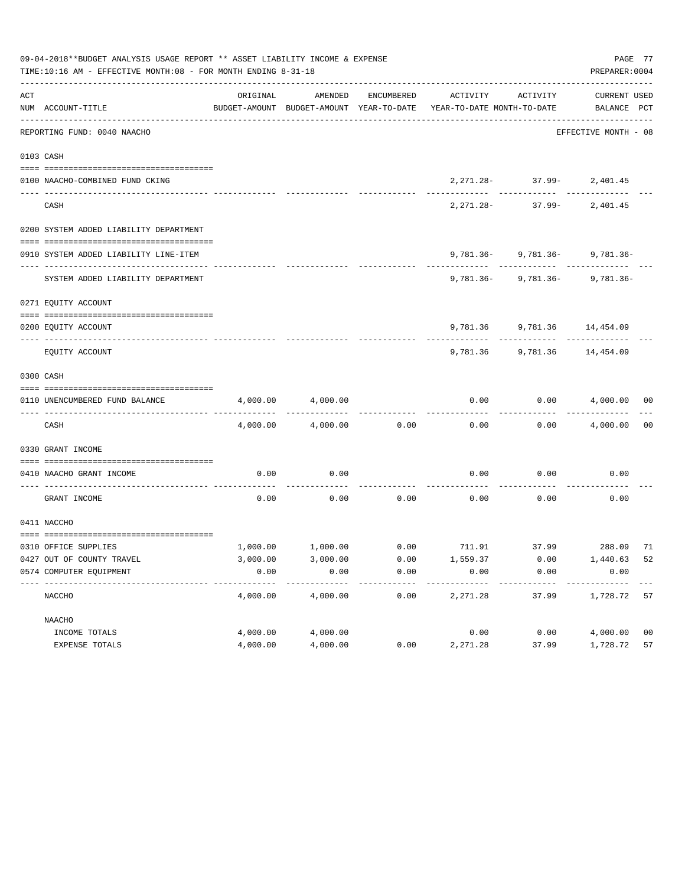09-04-2018**BUDGET ANALYSIS USAGE REPORT ** ASSET LIABILITY INCOME & EXPENSE

TIME:10:16 AM - EFFECTIVE MONTH:08 - FOR MONTH ENDING 8-31-18

PREPARER:0004

REPORTING FUND: 0040 NAACHO — EFFECTIVE MONTH - 08

| ACT NUM | ACCOUNT-TITLE | ORIGINAL BUDGET-AMOUNT | AMENDED BUDGET-AMOUNT | ENCUMBERED YEAR-TO-DATE | ACTIVITY YEAR-TO-DATE | ACTIVITY MONTH-TO-DATE | CURRENT BALANCE | USED PCT |
|---|---|---|---|---|---|---|---|---|
| **0103** | **CASH** | | | | | | | |
| 0100 | NAACHO-COMBINED FUND CKING | | | | 2,271.28- | 37.99- | 2,401.45 | |
| | CASH | | | | 2,271.28- | 37.99- | 2,401.45 | |
| **0200** | **SYSTEM ADDED LIABILITY DEPARTMENT** | | | | | | | |
| 0910 | SYSTEM ADDED LIABILITY LINE-ITEM | | | | 9,781.36- | 9,781.36- | 9,781.36- | |
| | SYSTEM ADDED LIABILITY DEPARTMENT | | | | 9,781.36- | 9,781.36- | 9,781.36- | |
| **0271** | **EQUITY ACCOUNT** | | | | | | | |
| 0200 | EQUITY ACCOUNT | | | | 9,781.36 | 9,781.36 | 14,454.09 | |
| | EQUITY ACCOUNT | | | | 9,781.36 | 9,781.36 | 14,454.09 | |
| **0300** | **CASH** | | | | | | | |
| 0110 | UNENCUMBERED FUND BALANCE | 4,000.00 | 4,000.00 | | 0.00 | 0.00 | 4,000.00 | 00 |
| | CASH | 4,000.00 | 4,000.00 | 0.00 | 0.00 | 0.00 | 4,000.00 | 00 |
| **0330** | **GRANT INCOME** | | | | | | | |
| 0410 | NAACHO GRANT INCOME | 0.00 | 0.00 | | 0.00 | 0.00 | 0.00 | |
| | GRANT INCOME | 0.00 | 0.00 | 0.00 | 0.00 | 0.00 | 0.00 | |
| **0411** | **NACCHO** | | | | | | | |
| 0310 | OFFICE SUPPLIES | 1,000.00 | 1,000.00 | 0.00 | 711.91 | 37.99 | 288.09 | 71 |
| 0427 | OUT OF COUNTY TRAVEL | 3,000.00 | 3,000.00 | 0.00 | 1,559.37 | 0.00 | 1,440.63 | 52 |
| 0574 | COMPUTER EQUIPMENT | 0.00 | 0.00 | 0.00 | 0.00 | 0.00 | 0.00 | |
| | NACCHO | 4,000.00 | 4,000.00 | 0.00 | 2,271.28 | 37.99 | 1,728.72 | 57 |
| | **NAACHO** | | | | | | | |
| | INCOME TOTALS | 4,000.00 | 4,000.00 | | 0.00 | 0.00 | 4,000.00 | 00 |
| | EXPENSE TOTALS | 4,000.00 | 4,000.00 | 0.00 | 2,271.28 | 37.99 | 1,728.72 | 57 |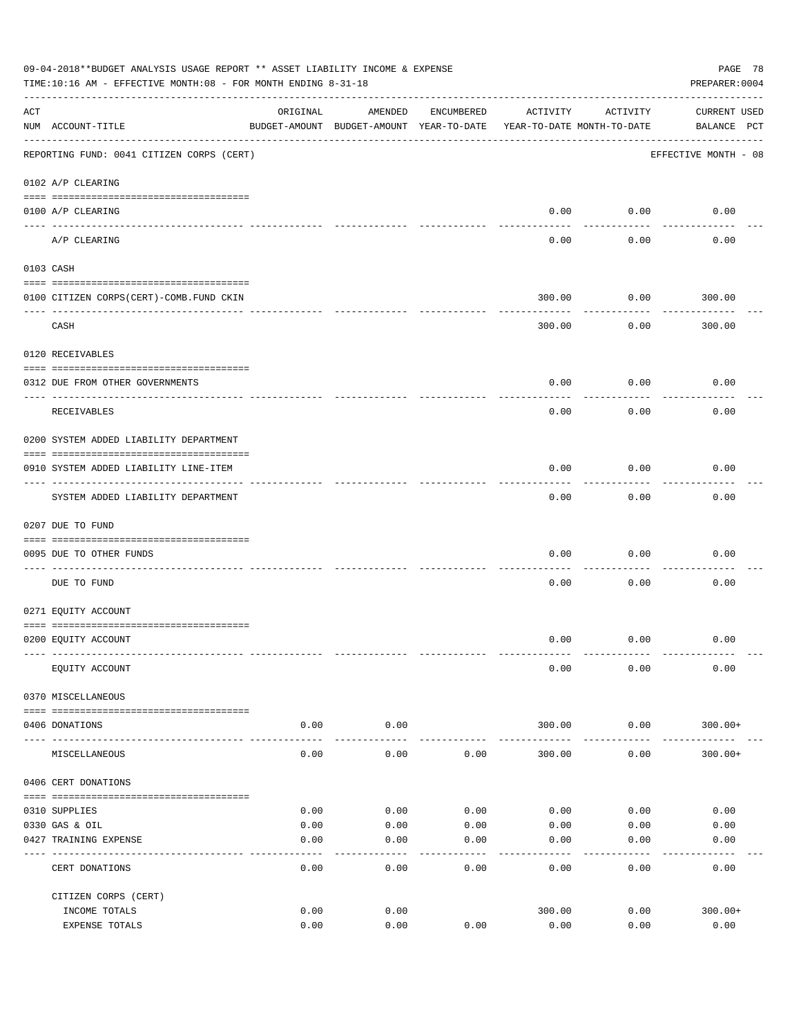09-04-2018**BUDGET ANALYSIS USAGE REPORT ** ASSET LIABILITY INCOME & EXPENSE

TIME:10:16 AM - EFFECTIVE MONTH:08 - FOR MONTH ENDING 8-31-18

PREPARER:0004

| ACT NUM | ACCOUNT-TITLE | ORIGINAL BUDGET-AMOUNT | AMENDED BUDGET-AMOUNT | ENCUMBERED YEAR-TO-DATE | ACTIVITY YEAR-TO-DATE | ACTIVITY MONTH-TO-DATE | CURRENT BALANCE | USED PCT |
|---|---|---|---|---|---|---|---|---|
| | REPORTING FUND: 0041 CITIZEN CORPS (CERT) | | | | | | EFFECTIVE MONTH - 08 | |
| | 0102 A/P CLEARING | | | | | | | |
| 0100 | A/P CLEARING | | | | 0.00 | 0.00 | 0.00 | |
| | A/P CLEARING | | | | 0.00 | 0.00 | 0.00 | |
| | 0103 CASH | | | | | | | |
| 0100 | CITIZEN CORPS(CERT)-COMB.FUND CKIN | | | | 300.00 | 0.00 | 300.00 | |
| | CASH | | | | 300.00 | 0.00 | 300.00 | |
| | 0120 RECEIVABLES | | | | | | | |
| 0312 | DUE FROM OTHER GOVERNMENTS | | | | 0.00 | 0.00 | 0.00 | |
| | RECEIVABLES | | | | 0.00 | 0.00 | 0.00 | |
| | 0200 SYSTEM ADDED LIABILITY DEPARTMENT | | | | | | | |
| 0910 | SYSTEM ADDED LIABILITY LINE-ITEM | | | | 0.00 | 0.00 | 0.00 | |
| | SYSTEM ADDED LIABILITY DEPARTMENT | | | | 0.00 | 0.00 | 0.00 | |
| | 0207 DUE TO FUND | | | | | | | |
| 0095 | DUE TO OTHER FUNDS | | | | 0.00 | 0.00 | 0.00 | |
| | DUE TO FUND | | | | 0.00 | 0.00 | 0.00 | |
| | 0271 EQUITY ACCOUNT | | | | | | | |
| 0200 | EQUITY ACCOUNT | | | | 0.00 | 0.00 | 0.00 | |
| | EQUITY ACCOUNT | | | | 0.00 | 0.00 | 0.00 | |
| | 0370 MISCELLANEOUS | | | | | | | |
| 0406 | DONATIONS | 0.00 | 0.00 | | 300.00 | 0.00 | 300.00+ | |
| | MISCELLANEOUS | 0.00 | 0.00 | 0.00 | 300.00 | 0.00 | 300.00+ | |
| | 0406 CERT DONATIONS | | | | | | | |
| 0310 | SUPPLIES | 0.00 | 0.00 | 0.00 | 0.00 | 0.00 | 0.00 | |
| 0330 | GAS & OIL | 0.00 | 0.00 | 0.00 | 0.00 | 0.00 | 0.00 | |
| 0427 | TRAINING EXPENSE | 0.00 | 0.00 | 0.00 | 0.00 | 0.00 | 0.00 | |
| | CERT DONATIONS | 0.00 | 0.00 | 0.00 | 0.00 | 0.00 | 0.00 | |
| | CITIZEN CORPS (CERT) | | | | | | | |
| | INCOME TOTALS | 0.00 | 0.00 | | 300.00 | 0.00 | 300.00+ | |
| | EXPENSE TOTALS | 0.00 | 0.00 | 0.00 | 0.00 | 0.00 | 0.00 | |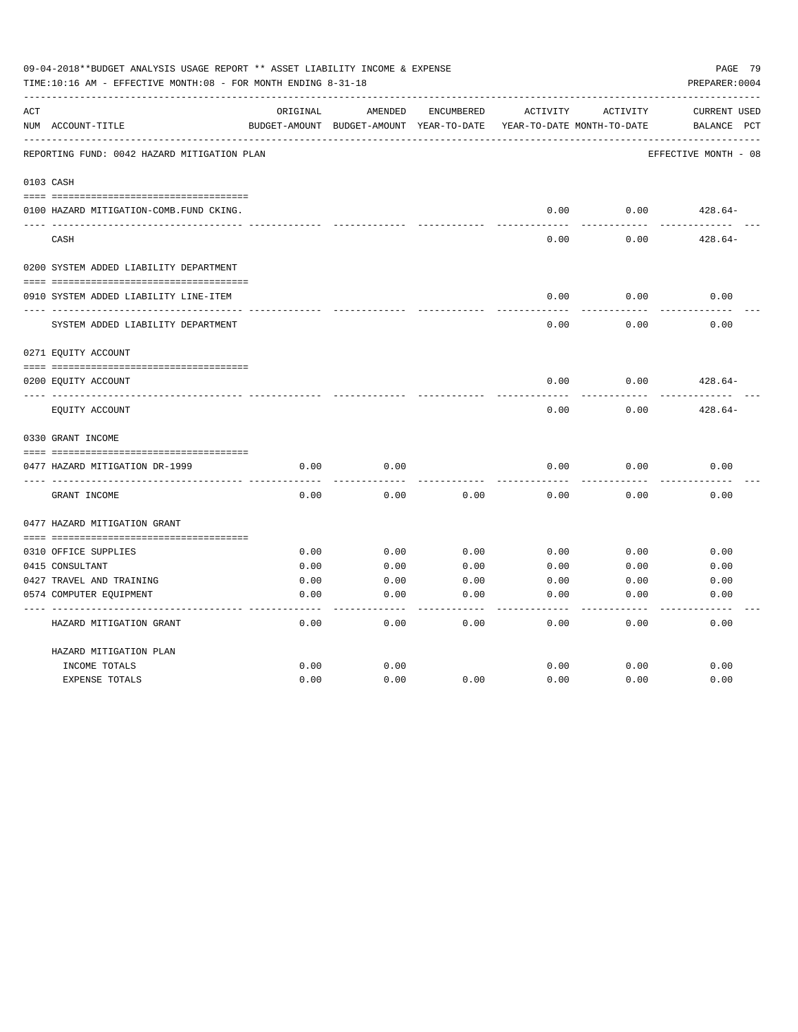09-04-2018**BUDGET ANALYSIS USAGE REPORT ** ASSET LIABILITY INCOME & EXPENSE

TIME:10:16 AM - EFFECTIVE MONTH:08 - FOR MONTH ENDING 8-31-18

PREPARER:0004

REPORTING FUND: 0042 HAZARD MITIGATION PLAN — EFFECTIVE MONTH - 08

| ACT NUM | ACCOUNT-TITLE | ORIGINAL BUDGET-AMOUNT | AMENDED BUDGET-AMOUNT | ENCUMBERED YEAR-TO-DATE | ACTIVITY YEAR-TO-DATE | ACTIVITY MONTH-TO-DATE | CURRENT BALANCE | USED PCT |
|---|---|---|---|---|---|---|---|---|
| 0103 | CASH | | | | | | | |
| 0100 | HAZARD MITIGATION-COMB.FUND CKING. | | | | 0.00 | 0.00 | 428.64- | |
| | CASH | | | | 0.00 | 0.00 | 428.64- | |
| 0200 | SYSTEM ADDED LIABILITY DEPARTMENT | | | | | | | |
| 0910 | SYSTEM ADDED LIABILITY LINE-ITEM | | | | 0.00 | 0.00 | 0.00 | |
| | SYSTEM ADDED LIABILITY DEPARTMENT | | | | 0.00 | 0.00 | 0.00 | |
| 0271 | EQUITY ACCOUNT | | | | | | | |
| 0200 | EQUITY ACCOUNT | | | | 0.00 | 0.00 | 428.64- | |
| | EQUITY ACCOUNT | | | | 0.00 | 0.00 | 428.64- | |
| 0330 | GRANT INCOME | | | | | | | |
| 0477 | HAZARD MITIGATION DR-1999 | 0.00 | 0.00 | | 0.00 | 0.00 | 0.00 | |
| | GRANT INCOME | 0.00 | 0.00 | 0.00 | 0.00 | 0.00 | 0.00 | |
| 0477 | HAZARD MITIGATION GRANT | | | | | | | |
| 0310 | OFFICE SUPPLIES | 0.00 | 0.00 | 0.00 | 0.00 | 0.00 | 0.00 | |
| 0415 | CONSULTANT | 0.00 | 0.00 | 0.00 | 0.00 | 0.00 | 0.00 | |
| 0427 | TRAVEL AND TRAINING | 0.00 | 0.00 | 0.00 | 0.00 | 0.00 | 0.00 | |
| 0574 | COMPUTER EQUIPMENT | 0.00 | 0.00 | 0.00 | 0.00 | 0.00 | 0.00 | |
| | HAZARD MITIGATION GRANT | 0.00 | 0.00 | 0.00 | 0.00 | 0.00 | 0.00 | |
| | HAZARD MITIGATION PLAN | | | | | | | |
| | INCOME TOTALS | 0.00 | 0.00 | | 0.00 | 0.00 | 0.00 | |
| | EXPENSE TOTALS | 0.00 | 0.00 | 0.00 | 0.00 | 0.00 | 0.00 | |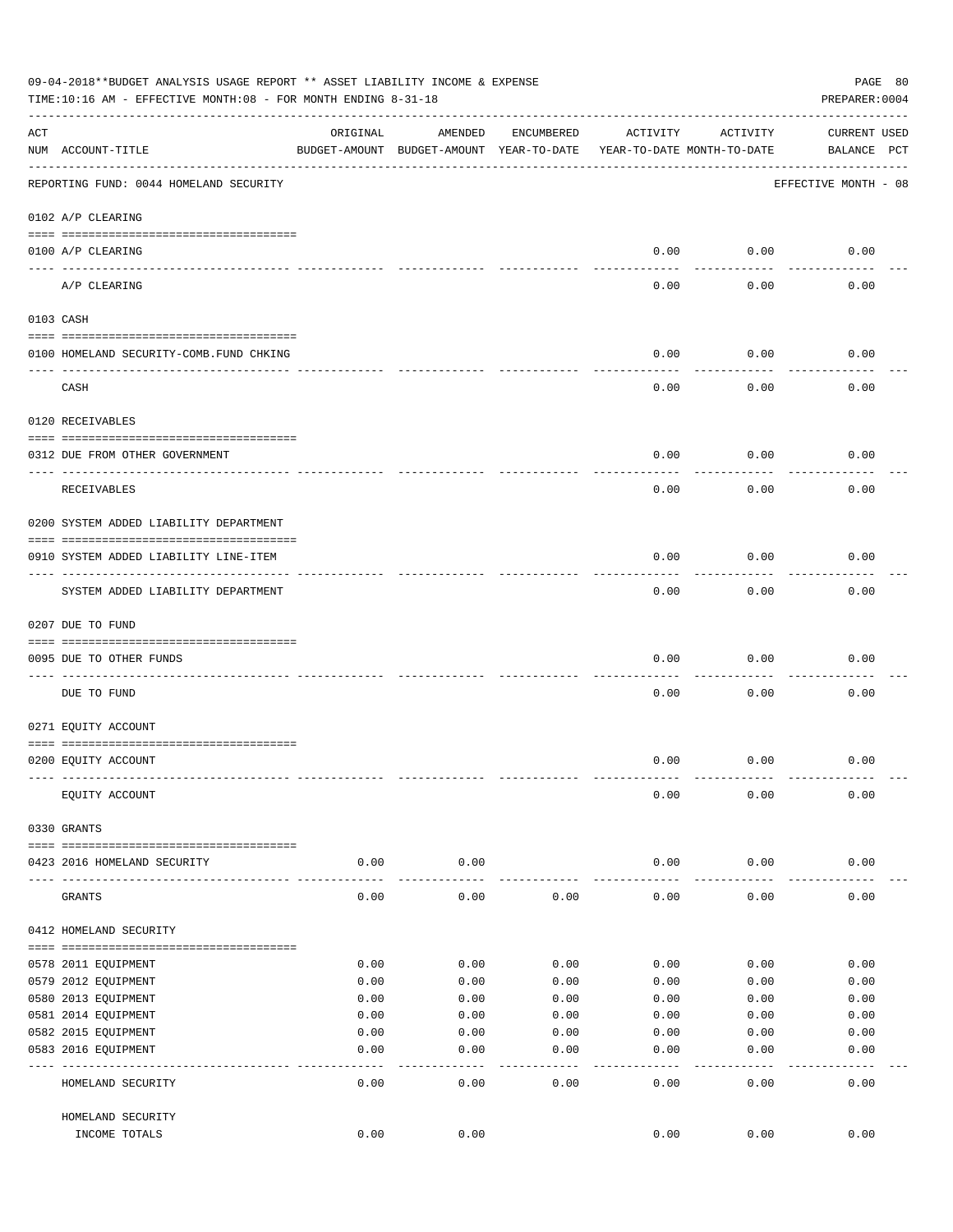09-04-2018**BUDGET ANALYSIS USAGE REPORT ** ASSET LIABILITY INCOME & EXPENSE

TIME:10:16 AM - EFFECTIVE MONTH:08 - FOR MONTH ENDING 8-31-18

PREPARER:0004

REPORTING FUND: 0044 HOMELAND SECURITY — EFFECTIVE MONTH - 08

| ACT NUM | ACCOUNT-TITLE | ORIGINAL BUDGET-AMOUNT | AMENDED BUDGET-AMOUNT | ENCUMBERED YEAR-TO-DATE | ACTIVITY YEAR-TO-DATE | ACTIVITY MONTH-TO-DATE | CURRENT BALANCE | USED PCT |
|---|---|---|---|---|---|---|---|---|
| 0102 | A/P CLEARING | | | | | | | |
| 0100 | A/P CLEARING | | | | 0.00 | 0.00 | 0.00 | |
| | A/P CLEARING | | | | 0.00 | 0.00 | 0.00 | |
| 0103 | CASH | | | | | | | |
| 0100 | HOMELAND SECURITY-COMB.FUND CHKING | | | | 0.00 | 0.00 | 0.00 | |
| | CASH | | | | 0.00 | 0.00 | 0.00 | |
| 0120 | RECEIVABLES | | | | | | | |
| 0312 | DUE FROM OTHER GOVERNMENT | | | | 0.00 | 0.00 | 0.00 | |
| | RECEIVABLES | | | | 0.00 | 0.00 | 0.00 | |
| 0200 | SYSTEM ADDED LIABILITY DEPARTMENT | | | | | | | |
| 0910 | SYSTEM ADDED LIABILITY LINE-ITEM | | | | 0.00 | 0.00 | 0.00 | |
| | SYSTEM ADDED LIABILITY DEPARTMENT | | | | 0.00 | 0.00 | 0.00 | |
| 0207 | DUE TO FUND | | | | | | | |
| 0095 | DUE TO OTHER FUNDS | | | | 0.00 | 0.00 | 0.00 | |
| | DUE TO FUND | | | | 0.00 | 0.00 | 0.00 | |
| 0271 | EQUITY ACCOUNT | | | | | | | |
| 0200 | EQUITY ACCOUNT | | | | 0.00 | 0.00 | 0.00 | |
| | EQUITY ACCOUNT | | | | 0.00 | 0.00 | 0.00 | |
| 0330 | GRANTS | | | | | | | |
| 0423 | 2016 HOMELAND SECURITY | 0.00 | 0.00 | | 0.00 | 0.00 | 0.00 | |
| | GRANTS | 0.00 | 0.00 | 0.00 | 0.00 | 0.00 | 0.00 | |
| 0412 | HOMELAND SECURITY | | | | | | | |
| 0578 | 2011 EQUIPMENT | 0.00 | 0.00 | 0.00 | 0.00 | 0.00 | 0.00 | |
| 0579 | 2012 EQUIPMENT | 0.00 | 0.00 | 0.00 | 0.00 | 0.00 | 0.00 | |
| 0580 | 2013 EQUIPMENT | 0.00 | 0.00 | 0.00 | 0.00 | 0.00 | 0.00 | |
| 0581 | 2014 EQUIPMENT | 0.00 | 0.00 | 0.00 | 0.00 | 0.00 | 0.00 | |
| 0582 | 2015 EQUIPMENT | 0.00 | 0.00 | 0.00 | 0.00 | 0.00 | 0.00 | |
| 0583 | 2016 EQUIPMENT | 0.00 | 0.00 | 0.00 | 0.00 | 0.00 | 0.00 | |
| | HOMELAND SECURITY | 0.00 | 0.00 | 0.00 | 0.00 | 0.00 | 0.00 | |
| | HOMELAND SECURITY INCOME TOTALS | 0.00 | 0.00 | | 0.00 | 0.00 | 0.00 | |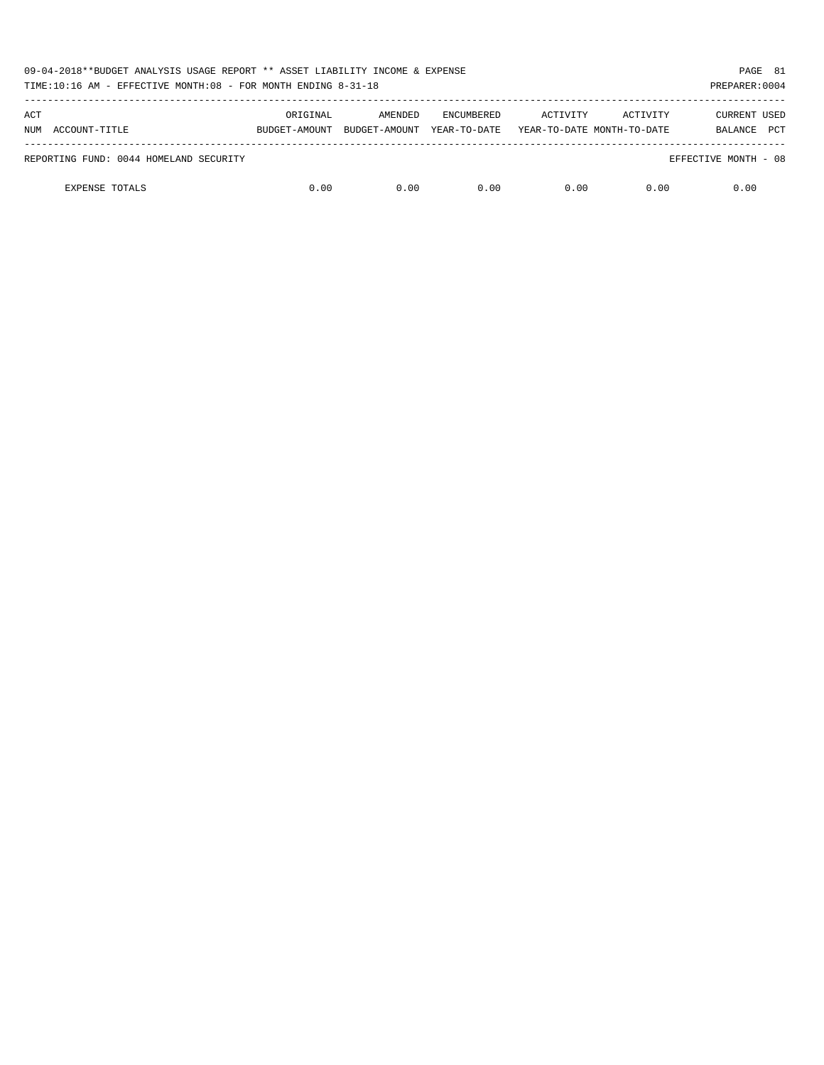09-04-2018**BUDGET ANALYSIS USAGE REPORT ** ASSET LIABILITY INCOME & EXPENSE

TIME:10:16 AM - EFFECTIVE MONTH:08 - FOR MONTH ENDING 8-31-18

PREPARER:0004

| ACT NUM ACCOUNT-TITLE | ORIGINAL BUDGET-AMOUNT | AMENDED BUDGET-AMOUNT | ENCUMBERED YEAR-TO-DATE | ACTIVITY YEAR-TO-DATE | ACTIVITY MONTH-TO-DATE | CURRENT BALANCE | USED PCT |
|---|---|---|---|---|---|---|---|
| REPORTING FUND: 0044 HOMELAND SECURITY | | | | | | EFFECTIVE MONTH - 08 | |
| EXPENSE TOTALS | 0.00 | 0.00 | 0.00 | 0.00 | 0.00 | 0.00 | |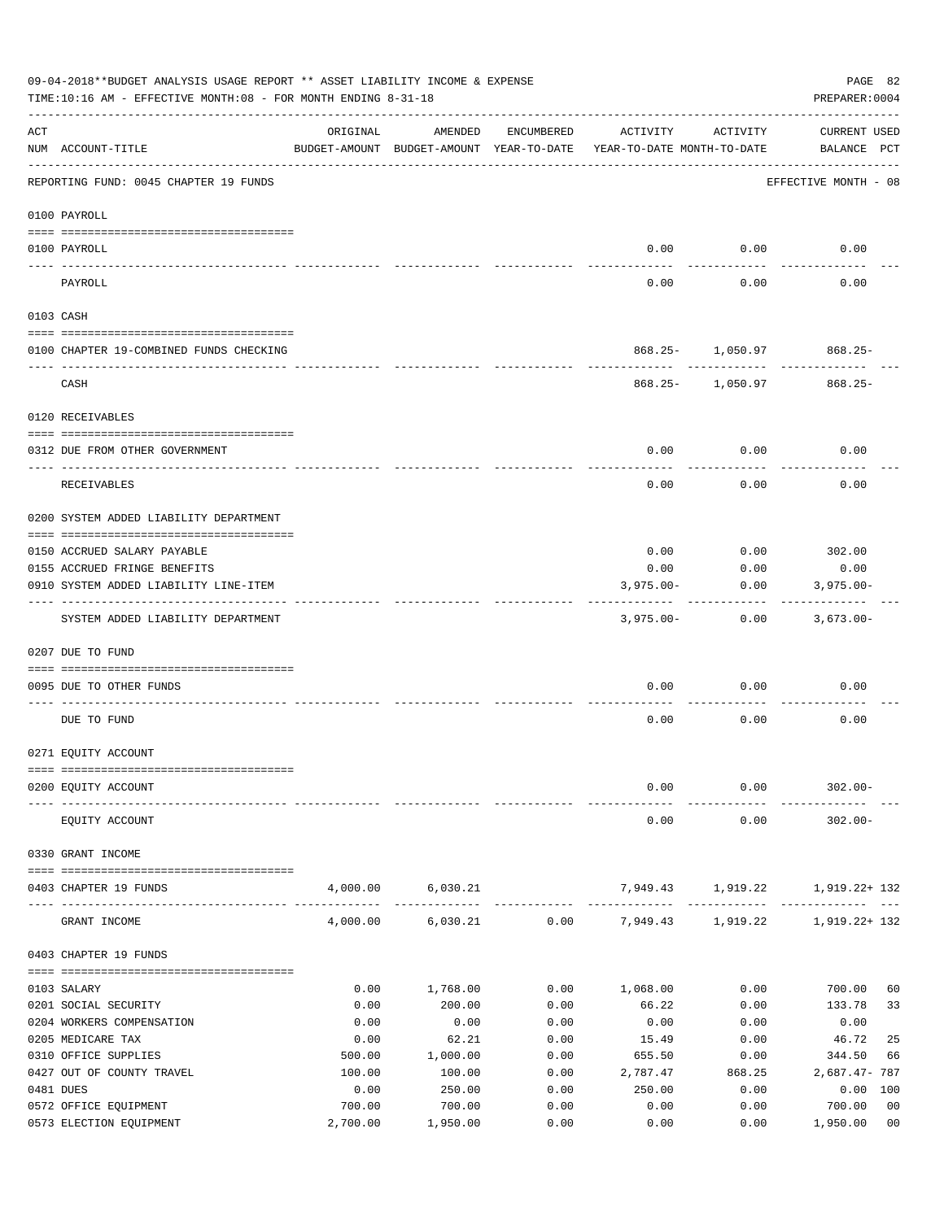09-04-2018**BUDGET ANALYSIS USAGE REPORT ** ASSET LIABILITY INCOME & EXPENSE

TIME:10:16 AM - EFFECTIVE MONTH:08 - FOR MONTH ENDING 8-31-18

PREPARER:0004

| ACT NUM | ACCOUNT-TITLE | ORIGINAL BUDGET-AMOUNT | AMENDED BUDGET-AMOUNT | ENCUMBERED YEAR-TO-DATE | ACTIVITY YEAR-TO-DATE | ACTIVITY MONTH-TO-DATE | CURRENT USED BALANCE | PCT |
|---|---|---|---|---|---|---|---|---|
| | REPORTING FUND: 0045 CHAPTER 19 FUNDS | | | | | | EFFECTIVE MONTH - 08 | |
| | **0100 PAYROLL** | | | | | | | |
| 0100 | PAYROLL | | | | 0.00 | 0.00 | 0.00 | |
| | PAYROLL | | | | 0.00 | 0.00 | 0.00 | |
| | **0103 CASH** | | | | | | | |
| 0100 | CHAPTER 19-COMBINED FUNDS CHECKING | | | | 868.25- | 1,050.97 | 868.25- | |
| | CASH | | | | 868.25- | 1,050.97 | 868.25- | |
| | **0120 RECEIVABLES** | | | | | | | |
| 0312 | DUE FROM OTHER GOVERNMENT | | | | 0.00 | 0.00 | 0.00 | |
| | RECEIVABLES | | | | 0.00 | 0.00 | 0.00 | |
| | **0200 SYSTEM ADDED LIABILITY DEPARTMENT** | | | | | | | |
| 0150 | ACCRUED SALARY PAYABLE | | | | 0.00 | 0.00 | 302.00 | |
| 0155 | ACCRUED FRINGE BENEFITS | | | | 0.00 | 0.00 | 0.00 | |
| 0910 | SYSTEM ADDED LIABILITY LINE-ITEM | | | | 3,975.00- | 0.00 | 3,975.00- | |
| | SYSTEM ADDED LIABILITY DEPARTMENT | | | | 3,975.00- | 0.00 | 3,673.00- | |
| | **0207 DUE TO FUND** | | | | | | | |
| 0095 | DUE TO OTHER FUNDS | | | | 0.00 | 0.00 | 0.00 | |
| | DUE TO FUND | | | | 0.00 | 0.00 | 0.00 | |
| | **0271 EQUITY ACCOUNT** | | | | | | | |
| 0200 | EQUITY ACCOUNT | | | | 0.00 | 0.00 | 302.00- | |
| | EQUITY ACCOUNT | | | | 0.00 | 0.00 | 302.00- | |
| | **0330 GRANT INCOME** | | | | | | | |
| 0403 | CHAPTER 19 FUNDS | 4,000.00 | 6,030.21 | | 7,949.43 | 1,919.22 | 1,919.22+ | 132 |
| | GRANT INCOME | 4,000.00 | 6,030.21 | 0.00 | 7,949.43 | 1,919.22 | 1,919.22+ | 132 |
| | **0403 CHAPTER 19 FUNDS** | | | | | | | |
| 0103 | SALARY | 0.00 | 1,768.00 | 0.00 | 1,068.00 | 0.00 | 700.00 | 60 |
| 0201 | SOCIAL SECURITY | 0.00 | 200.00 | 0.00 | 66.22 | 0.00 | 133.78 | 33 |
| 0204 | WORKERS COMPENSATION | 0.00 | 0.00 | 0.00 | 0.00 | 0.00 | 0.00 | |
| 0205 | MEDICARE TAX | 0.00 | 62.21 | 0.00 | 15.49 | 0.00 | 46.72 | 25 |
| 0310 | OFFICE SUPPLIES | 500.00 | 1,000.00 | 0.00 | 655.50 | 0.00 | 344.50 | 66 |
| 0427 | OUT OF COUNTY TRAVEL | 100.00 | 100.00 | 0.00 | 2,787.47 | 868.25 | 2,687.47- | 787 |
| 0481 | DUES | 0.00 | 250.00 | 0.00 | 250.00 | 0.00 | 0.00 | 100 |
| 0572 | OFFICE EQUIPMENT | 700.00 | 700.00 | 0.00 | 0.00 | 0.00 | 700.00 | 00 |
| 0573 | ELECTION EQUIPMENT | 2,700.00 | 1,950.00 | 0.00 | 0.00 | 0.00 | 1,950.00 | 00 |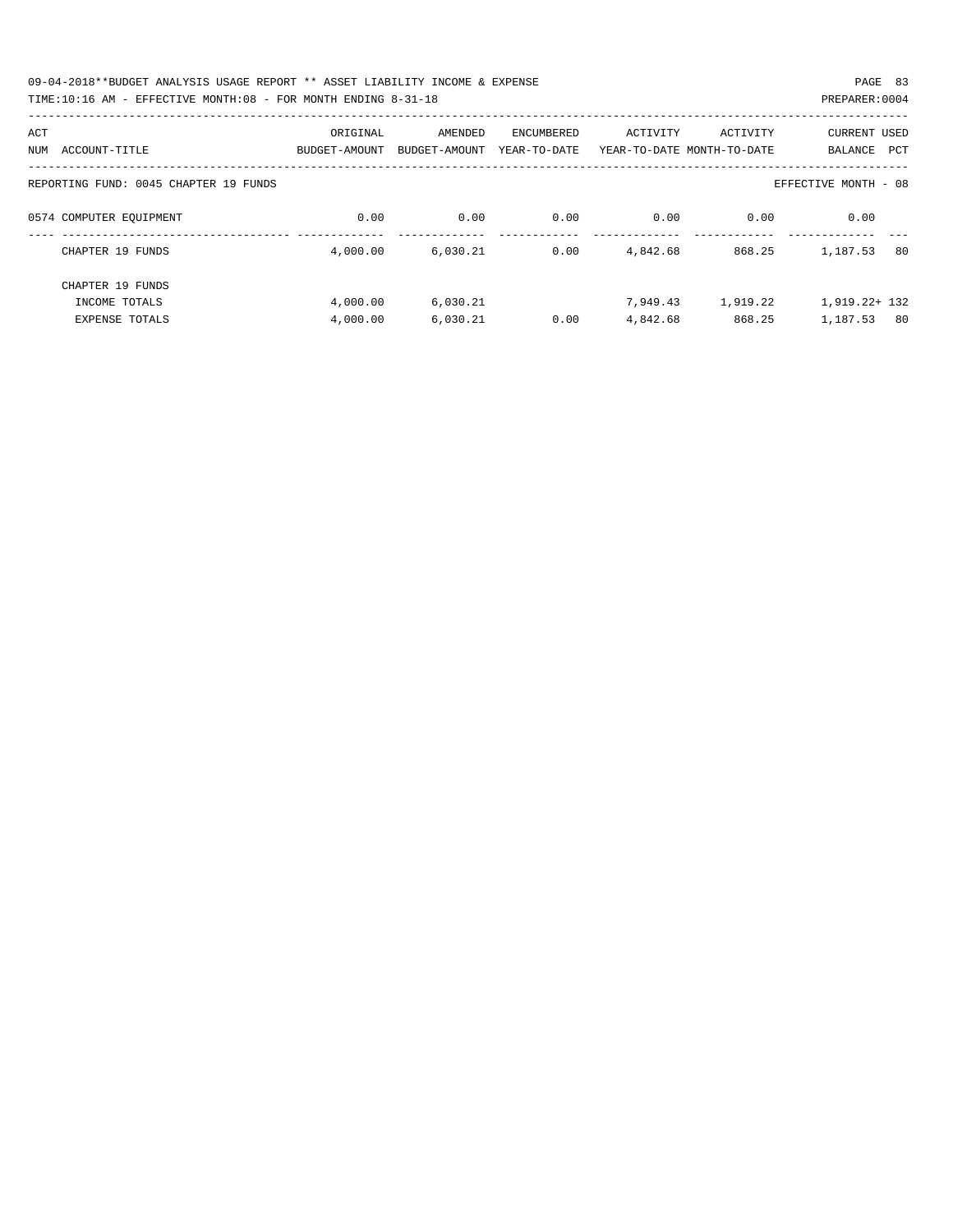09-04-2018**BUDGET ANALYSIS USAGE REPORT ** ASSET LIABILITY INCOME & EXPENSE

TIME:10:16 AM - EFFECTIVE MONTH:08 - FOR MONTH ENDING 8-31-18

PREPARER:0004

| ACT NUM | ACCOUNT-TITLE | ORIGINAL BUDGET-AMOUNT | AMENDED BUDGET-AMOUNT | ENCUMBERED YEAR-TO-DATE | ACTIVITY YEAR-TO-DATE | ACTIVITY MONTH-TO-DATE | CURRENT BALANCE | USED PCT |
|---|---|---|---|---|---|---|---|---|
| | REPORTING FUND: 0045 CHAPTER 19 FUNDS | | | | | | EFFECTIVE MONTH - 08 | |
| 0574 | COMPUTER EQUIPMENT | 0.00 | 0.00 | 0.00 | 0.00 | 0.00 | 0.00 | |
| | CHAPTER 19 FUNDS | 4,000.00 | 6,030.21 | 0.00 | 4,842.68 | 868.25 | 1,187.53 | 80 |
| | CHAPTER 19 FUNDS | | | | | | | |
| | INCOME TOTALS | 4,000.00 | 6,030.21 | | 7,949.43 | 1,919.22 | 1,919.22+ | 132 |
| | EXPENSE TOTALS | 4,000.00 | 6,030.21 | 0.00 | 4,842.68 | 868.25 | 1,187.53 | 80 |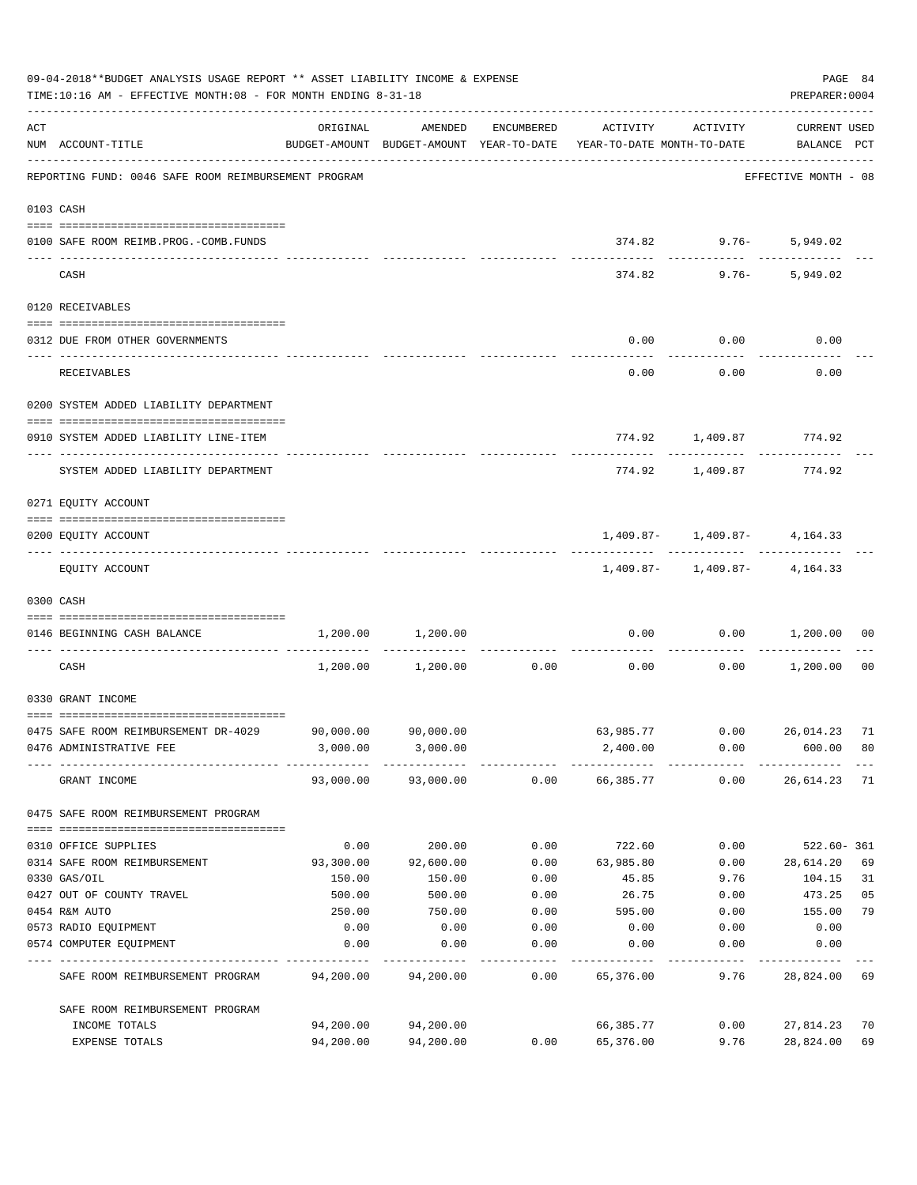09-04-2018**BUDGET ANALYSIS USAGE REPORT ** ASSET LIABILITY INCOME & EXPENSE

TIME:10:16 AM - EFFECTIVE MONTH:08 - FOR MONTH ENDING 8-31-18

PREPARER:0004

| ACT NUM | ACCOUNT-TITLE | ORIGINAL BUDGET-AMOUNT | AMENDED BUDGET-AMOUNT | ENCUMBERED YEAR-TO-DATE | ACTIVITY YEAR-TO-DATE | ACTIVITY MONTH-TO-DATE | CURRENT USED BALANCE | PCT |
|---|---|---|---|---|---|---|---|---|
| | REPORTING FUND: 0046 SAFE ROOM REIMBURSEMENT PROGRAM | | | | | | EFFECTIVE MONTH - 08 | |
| 0103 | CASH | | | | | | | |
| 0100 | SAFE ROOM REIMB.PROG.-COMB.FUNDS | | | | 374.82 | 9.76- | 5,949.02 | |
| | CASH | | | | 374.82 | 9.76- | 5,949.02 | |
| 0120 | RECEIVABLES | | | | | | | |
| 0312 | DUE FROM OTHER GOVERNMENTS | | | | 0.00 | 0.00 | 0.00 | |
| | RECEIVABLES | | | | 0.00 | 0.00 | 0.00 | |
| 0200 | SYSTEM ADDED LIABILITY DEPARTMENT | | | | | | | |
| 0910 | SYSTEM ADDED LIABILITY LINE-ITEM | | | | 774.92 | 1,409.87 | 774.92 | |
| | SYSTEM ADDED LIABILITY DEPARTMENT | | | | 774.92 | 1,409.87 | 774.92 | |
| 0271 | EQUITY ACCOUNT | | | | | | | |
| 0200 | EQUITY ACCOUNT | | | | 1,409.87- | 1,409.87- | 4,164.33 | |
| | EQUITY ACCOUNT | | | | 1,409.87- | 1,409.87- | 4,164.33 | |
| 0300 | CASH | | | | | | | |
| 0146 | BEGINNING CASH BALANCE | 1,200.00 | 1,200.00 | | 0.00 | 0.00 | 1,200.00 | 00 |
| | CASH | 1,200.00 | 1,200.00 | 0.00 | 0.00 | 0.00 | 1,200.00 | 00 |
| 0330 | GRANT INCOME | | | | | | | |
| 0475 | SAFE ROOM REIMBURSEMENT DR-4029 | 90,000.00 | 90,000.00 | | 63,985.77 | 0.00 | 26,014.23 | 71 |
| 0476 | ADMINISTRATIVE FEE | 3,000.00 | 3,000.00 | | 2,400.00 | 0.00 | 600.00 | 80 |
| | GRANT INCOME | 93,000.00 | 93,000.00 | 0.00 | 66,385.77 | 0.00 | 26,614.23 | 71 |
| 0475 | SAFE ROOM REIMBURSEMENT PROGRAM | | | | | | | |
| 0310 | OFFICE SUPPLIES | 0.00 | 200.00 | 0.00 | 722.60 | 0.00 | 522.60- | 361 |
| 0314 | SAFE ROOM REIMBURSEMENT | 93,300.00 | 92,600.00 | 0.00 | 63,985.80 | 0.00 | 28,614.20 | 69 |
| 0330 | GAS/OIL | 150.00 | 150.00 | 0.00 | 45.85 | 9.76 | 104.15 | 31 |
| 0427 | OUT OF COUNTY TRAVEL | 500.00 | 500.00 | 0.00 | 26.75 | 0.00 | 473.25 | 05 |
| 0454 | R&M AUTO | 250.00 | 750.00 | 0.00 | 595.00 | 0.00 | 155.00 | 79 |
| 0573 | RADIO EQUIPMENT | 0.00 | 0.00 | 0.00 | 0.00 | 0.00 | 0.00 | |
| 0574 | COMPUTER EQUIPMENT | 0.00 | 0.00 | 0.00 | 0.00 | 0.00 | 0.00 | |
| | SAFE ROOM REIMBURSEMENT PROGRAM | 94,200.00 | 94,200.00 | 0.00 | 65,376.00 | 9.76 | 28,824.00 | 69 |
| | SAFE ROOM REIMBURSEMENT PROGRAM | | | | | | | |
| | INCOME TOTALS | 94,200.00 | 94,200.00 | | 66,385.77 | 0.00 | 27,814.23 | 70 |
| | EXPENSE TOTALS | 94,200.00 | 94,200.00 | 0.00 | 65,376.00 | 9.76 | 28,824.00 | 69 |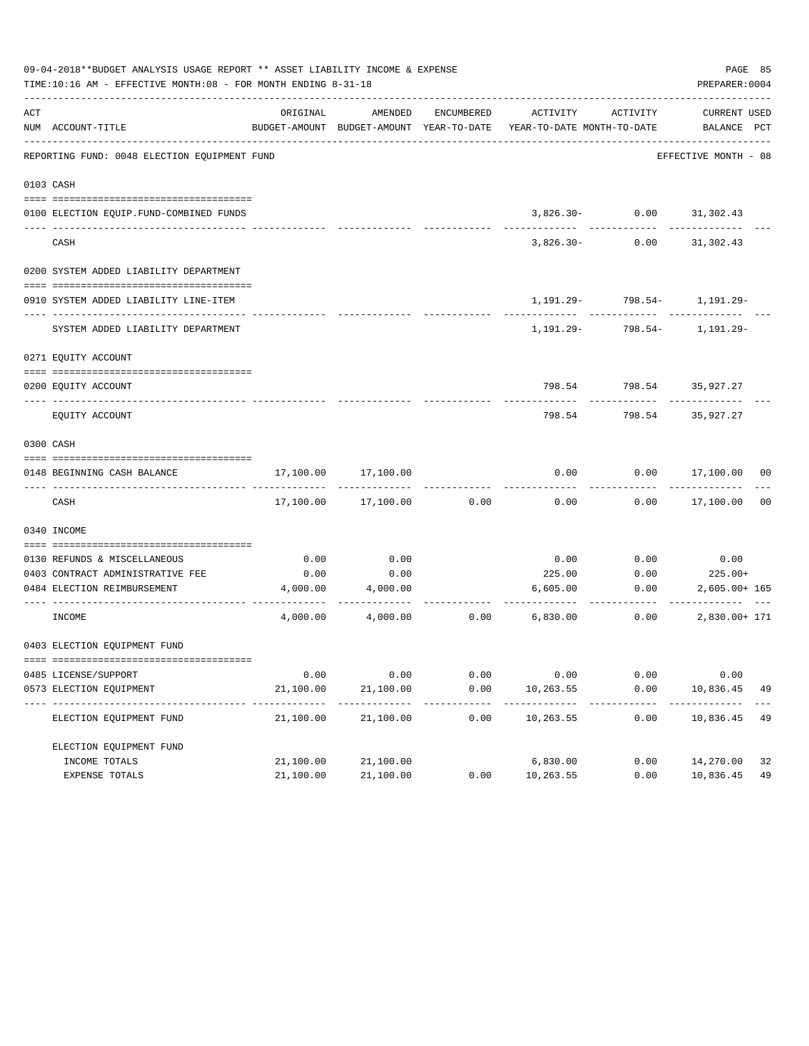09-04-2018**BUDGET ANALYSIS USAGE REPORT ** ASSET LIABILITY INCOME & EXPENSE

TIME:10:16 AM - EFFECTIVE MONTH:08 - FOR MONTH ENDING 8-31-18

PREPARER:0004

REPORTING FUND: 0048 ELECTION EQUIPMENT FUND — EFFECTIVE MONTH - 08

| ACT NUM | ACCOUNT-TITLE | ORIGINAL BUDGET-AMOUNT | AMENDED BUDGET-AMOUNT | ENCUMBERED YEAR-TO-DATE | ACTIVITY YEAR-TO-DATE | ACTIVITY MONTH-TO-DATE | CURRENT BALANCE | USED PCT |
|---|---|---|---|---|---|---|---|---|
| 0103 | CASH | | | | | | | |
| 0100 | ELECTION EQUIP.FUND-COMBINED FUNDS | | | | 3,826.30- | 0.00 | 31,302.43 | |
| | CASH | | | | 3,826.30- | 0.00 | 31,302.43 | |
| 0200 | SYSTEM ADDED LIABILITY DEPARTMENT | | | | | | | |
| 0910 | SYSTEM ADDED LIABILITY LINE-ITEM | | | | 1,191.29- | 798.54- | 1,191.29- | |
| | SYSTEM ADDED LIABILITY DEPARTMENT | | | | 1,191.29- | 798.54- | 1,191.29- | |
| 0271 | EQUITY ACCOUNT | | | | | | | |
| 0200 | EQUITY ACCOUNT | | | | 798.54 | 798.54 | 35,927.27 | |
| | EQUITY ACCOUNT | | | | 798.54 | 798.54 | 35,927.27 | |
| 0300 | CASH | | | | | | | |
| 0148 | BEGINNING CASH BALANCE | 17,100.00 | 17,100.00 | | 0.00 | 0.00 | 17,100.00 | 00 |
| | CASH | 17,100.00 | 17,100.00 | 0.00 | 0.00 | 0.00 | 17,100.00 | 00 |
| 0340 | INCOME | | | | | | | |
| 0130 | REFUNDS & MISCELLANEOUS | 0.00 | 0.00 | | 0.00 | 0.00 | 0.00 | |
| 0403 | CONTRACT ADMINISTRATIVE FEE | 0.00 | 0.00 | | 225.00 | 0.00 | 225.00+ | |
| 0484 | ELECTION REIMBURSEMENT | 4,000.00 | 4,000.00 | | 6,605.00 | 0.00 | 2,605.00+ | 165 |
| | INCOME | 4,000.00 | 4,000.00 | 0.00 | 6,830.00 | 0.00 | 2,830.00+ | 171 |
| 0403 | ELECTION EQUIPMENT FUND | | | | | | | |
| 0485 | LICENSE/SUPPORT | 0.00 | 0.00 | 0.00 | 0.00 | 0.00 | 0.00 | |
| 0573 | ELECTION EQUIPMENT | 21,100.00 | 21,100.00 | 0.00 | 10,263.55 | 0.00 | 10,836.45 | 49 |
| | ELECTION EQUIPMENT FUND | 21,100.00 | 21,100.00 | 0.00 | 10,263.55 | 0.00 | 10,836.45 | 49 |
| | ELECTION EQUIPMENT FUND | | | | | | | |
| | INCOME TOTALS | 21,100.00 | 21,100.00 | | 6,830.00 | 0.00 | 14,270.00 | 32 |
| | EXPENSE TOTALS | 21,100.00 | 21,100.00 | 0.00 | 10,263.55 | 0.00 | 10,836.45 | 49 |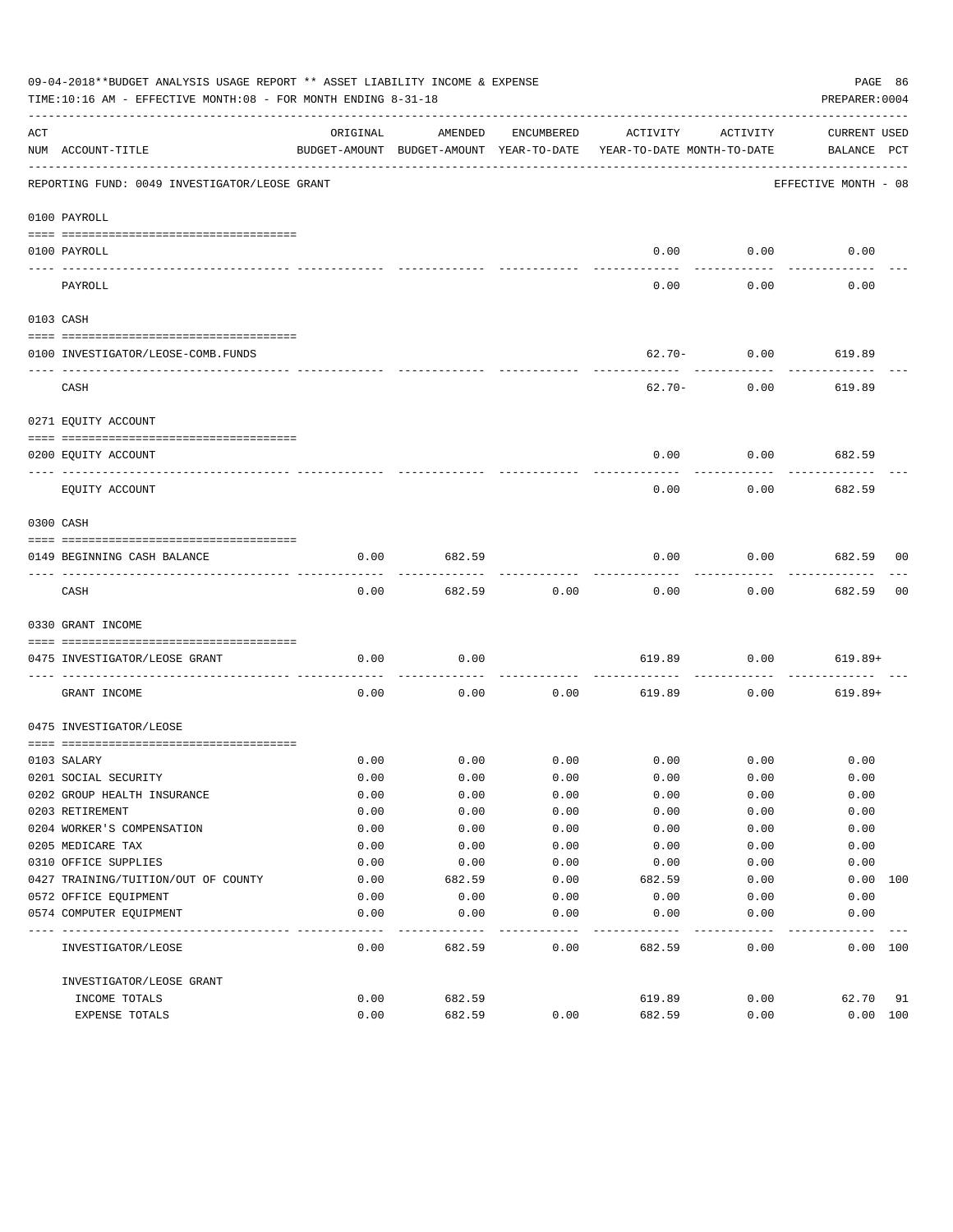09-04-2018**BUDGET ANALYSIS USAGE REPORT ** ASSET LIABILITY INCOME & EXPENSE

TIME:10:16 AM - EFFECTIVE MONTH:08 - FOR MONTH ENDING 8-31-18

PREPARER:0004

| ACT NUM | ACCOUNT-TITLE | ORIGINAL BUDGET-AMOUNT | AMENDED BUDGET-AMOUNT | ENCUMBERED YEAR-TO-DATE | ACTIVITY YEAR-TO-DATE | ACTIVITY MONTH-TO-DATE | CURRENT BALANCE | USED PCT |
|---|---|---|---|---|---|---|---|---|
| | REPORTING FUND: 0049 INVESTIGATOR/LEOSE GRANT | | | | | | EFFECTIVE MONTH - 08 | |
| | 0100 PAYROLL | | | | | | | |
| 0100 | PAYROLL | | | | 0.00 | 0.00 | 0.00 | |
| | PAYROLL | | | | 0.00 | 0.00 | 0.00 | |
| | 0103 CASH | | | | | | | |
| 0100 | INVESTIGATOR/LEOSE-COMB.FUNDS | | | | 62.70- | 0.00 | 619.89 | |
| | CASH | | | | 62.70- | 0.00 | 619.89 | |
| | 0271 EQUITY ACCOUNT | | | | | | | |
| 0200 | EQUITY ACCOUNT | | | | 0.00 | 0.00 | 682.59 | |
| | EQUITY ACCOUNT | | | | 0.00 | 0.00 | 682.59 | |
| | 0300 CASH | | | | | | | |
| 0149 | BEGINNING CASH BALANCE | 0.00 | 682.59 | | 0.00 | 0.00 | 682.59 | 00 |
| | CASH | 0.00 | 682.59 | 0.00 | 0.00 | 0.00 | 682.59 | 00 |
| | 0330 GRANT INCOME | | | | | | | |
| 0475 | INVESTIGATOR/LEOSE GRANT | 0.00 | 0.00 | | 619.89 | 0.00 | 619.89+ | |
| | GRANT INCOME | 0.00 | 0.00 | 0.00 | 619.89 | 0.00 | 619.89+ | |
| | 0475 INVESTIGATOR/LEOSE | | | | | | | |
| 0103 | SALARY | 0.00 | 0.00 | 0.00 | 0.00 | 0.00 | 0.00 | |
| 0201 | SOCIAL SECURITY | 0.00 | 0.00 | 0.00 | 0.00 | 0.00 | 0.00 | |
| 0202 | GROUP HEALTH INSURANCE | 0.00 | 0.00 | 0.00 | 0.00 | 0.00 | 0.00 | |
| 0203 | RETIREMENT | 0.00 | 0.00 | 0.00 | 0.00 | 0.00 | 0.00 | |
| 0204 | WORKER'S COMPENSATION | 0.00 | 0.00 | 0.00 | 0.00 | 0.00 | 0.00 | |
| 0205 | MEDICARE TAX | 0.00 | 0.00 | 0.00 | 0.00 | 0.00 | 0.00 | |
| 0310 | OFFICE SUPPLIES | 0.00 | 0.00 | 0.00 | 0.00 | 0.00 | 0.00 | |
| 0427 | TRAINING/TUITION/OUT OF COUNTY | 0.00 | 682.59 | 0.00 | 682.59 | 0.00 | 0.00 | 100 |
| 0572 | OFFICE EQUIPMENT | 0.00 | 0.00 | 0.00 | 0.00 | 0.00 | 0.00 | |
| 0574 | COMPUTER EQUIPMENT | 0.00 | 0.00 | 0.00 | 0.00 | 0.00 | 0.00 | |
| | INVESTIGATOR/LEOSE | 0.00 | 682.59 | 0.00 | 682.59 | 0.00 | 0.00 | 100 |
| | INVESTIGATOR/LEOSE GRANT | | | | | | | |
| | INCOME TOTALS | 0.00 | 682.59 | | 619.89 | 0.00 | 62.70 | 91 |
| | EXPENSE TOTALS | 0.00 | 682.59 | 0.00 | 682.59 | 0.00 | 0.00 | 100 |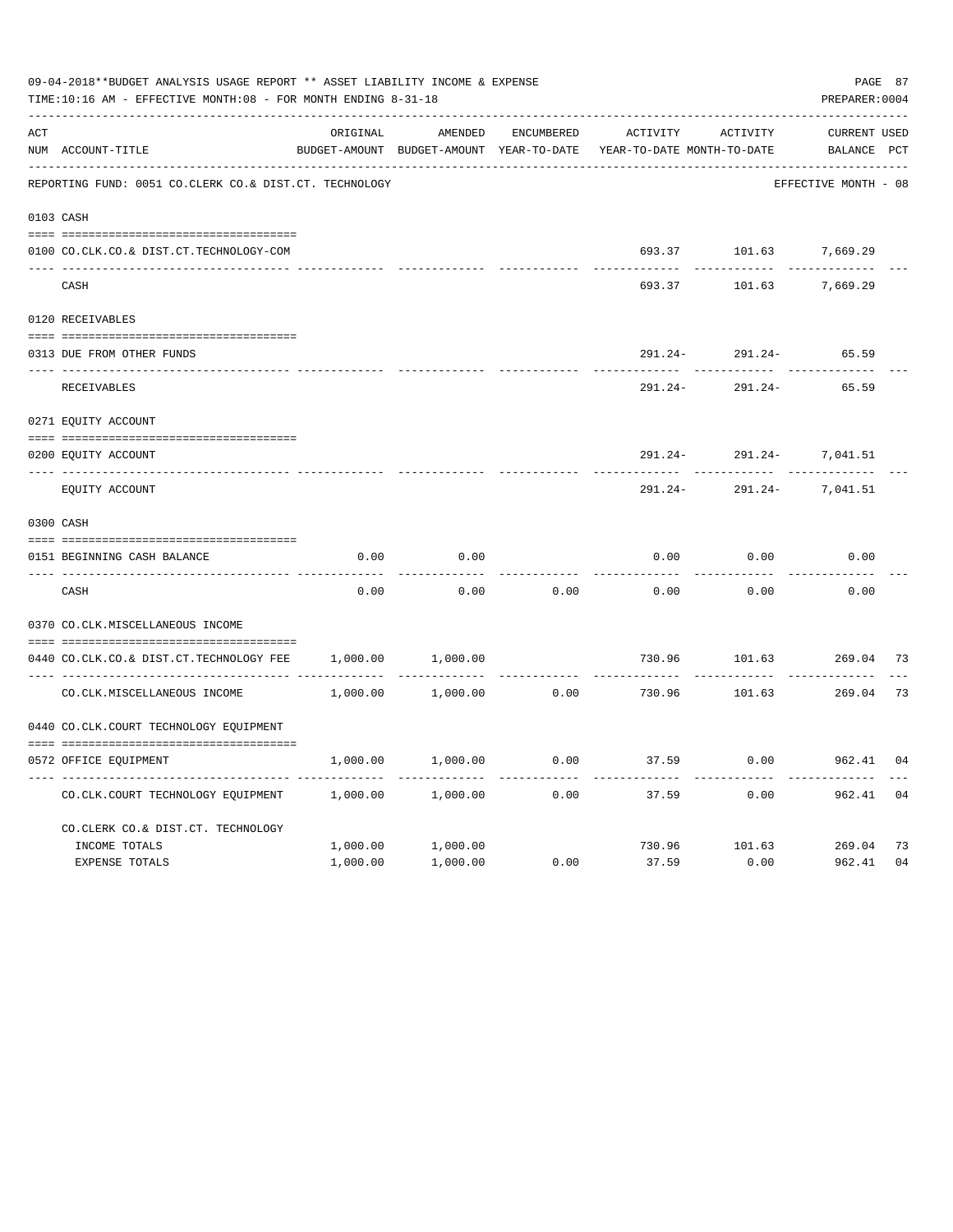09-04-2018**BUDGET ANALYSIS USAGE REPORT ** ASSET LIABILITY INCOME & EXPENSE

TIME:10:16 AM - EFFECTIVE MONTH:08 - FOR MONTH ENDING 8-31-18

PREPARER:0004

REPORTING FUND: 0051 CO.CLERK CO.& DIST.CT. TECHNOLOGY — EFFECTIVE MONTH - 08

| ACT NUM | ACCOUNT-TITLE | ORIGINAL BUDGET-AMOUNT | AMENDED BUDGET-AMOUNT | ENCUMBERED YEAR-TO-DATE | ACTIVITY YEAR-TO-DATE | ACTIVITY MONTH-TO-DATE | CURRENT BALANCE | USED PCT |
|---|---|---|---|---|---|---|---|---|
| 0103 | CASH | | | | | | | |
| 0100 | CO.CLK.CO.& DIST.CT.TECHNOLOGY-COM | | | | 693.37 | 101.63 | 7,669.29 | |
| | CASH | | | | 693.37 | 101.63 | 7,669.29 | |
| 0120 | RECEIVABLES | | | | | | | |
| 0313 | DUE FROM OTHER FUNDS | | | | 291.24- | 291.24- | 65.59 | |
| | RECEIVABLES | | | | 291.24- | 291.24- | 65.59 | |
| 0271 | EQUITY ACCOUNT | | | | | | | |
| 0200 | EQUITY ACCOUNT | | | | 291.24- | 291.24- | 7,041.51 | |
| | EQUITY ACCOUNT | | | | 291.24- | 291.24- | 7,041.51 | |
| 0300 | CASH | | | | | | | |
| 0151 | BEGINNING CASH BALANCE | 0.00 | 0.00 | | 0.00 | 0.00 | 0.00 | |
| | CASH | 0.00 | 0.00 | 0.00 | 0.00 | 0.00 | 0.00 | |
| 0370 | CO.CLK.MISCELLANEOUS INCOME | | | | | | | |
| 0440 | CO.CLK.CO.& DIST.CT.TECHNOLOGY FEE | 1,000.00 | 1,000.00 | | 730.96 | 101.63 | 269.04 | 73 |
| | CO.CLK.MISCELLANEOUS INCOME | 1,000.00 | 1,000.00 | 0.00 | 730.96 | 101.63 | 269.04 | 73 |
| 0440 | CO.CLK.COURT TECHNOLOGY EQUIPMENT | | | | | | | |
| 0572 | OFFICE EQUIPMENT | 1,000.00 | 1,000.00 | 0.00 | 37.59 | 0.00 | 962.41 | 04 |
| | CO.CLK.COURT TECHNOLOGY EQUIPMENT | 1,000.00 | 1,000.00 | 0.00 | 37.59 | 0.00 | 962.41 | 04 |
| | CO.CLERK CO.& DIST.CT. TECHNOLOGY | | | | | | | |
| | INCOME TOTALS | 1,000.00 | 1,000.00 | | 730.96 | 101.63 | 269.04 | 73 |
| | EXPENSE TOTALS | 1,000.00 | 1,000.00 | 0.00 | 37.59 | 0.00 | 962.41 | 04 |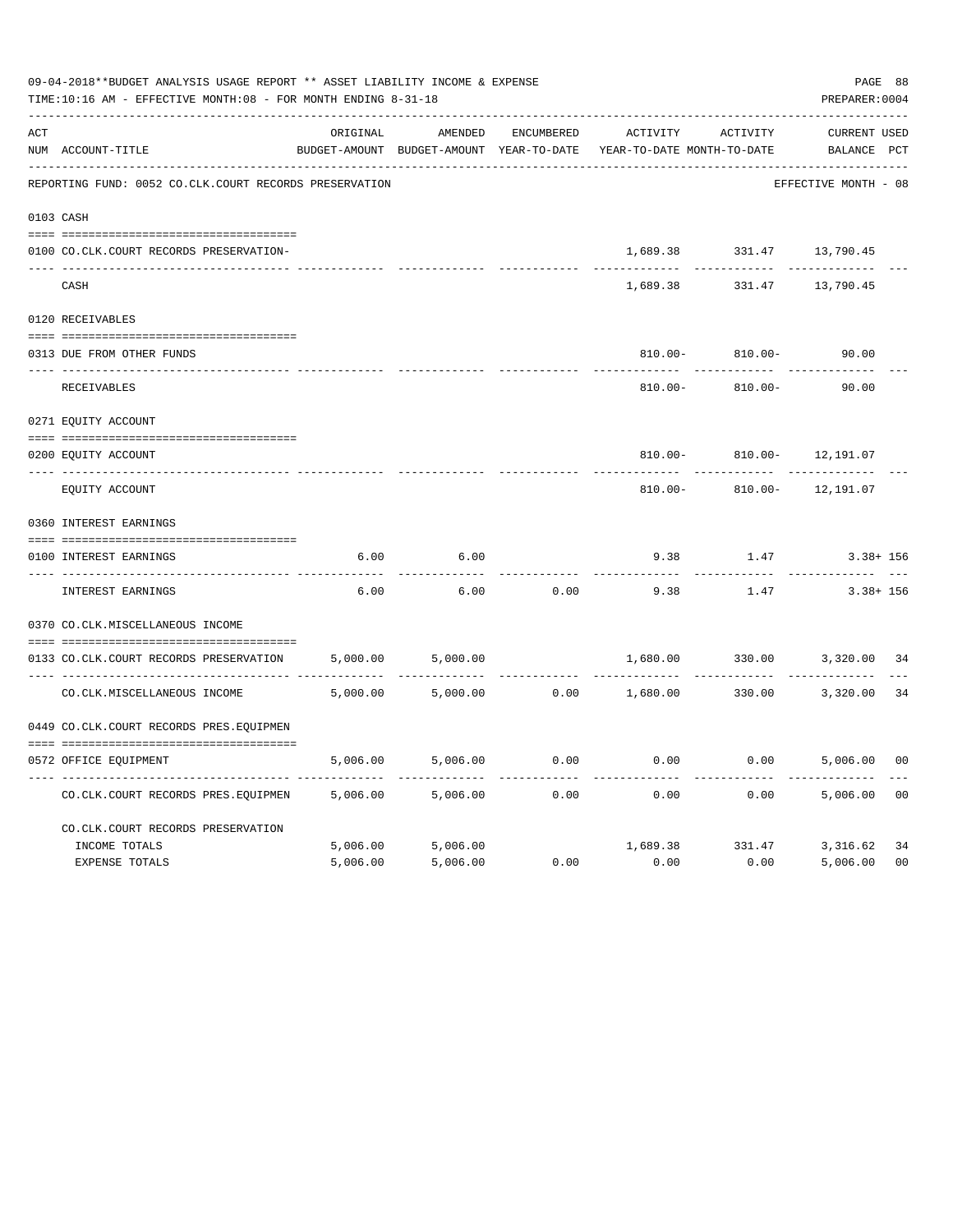09-04-2018**BUDGET ANALYSIS USAGE REPORT ** ASSET LIABILITY INCOME & EXPENSE

TIME:10:16 AM - EFFECTIVE MONTH:08 - FOR MONTH ENDING 8-31-18

PREPARER:0004

REPORTING FUND: 0052 CO.CLK.COURT RECORDS PRESERVATION — EFFECTIVE MONTH - 08

| ACT NUM | ACCOUNT-TITLE | ORIGINAL BUDGET-AMOUNT | AMENDED BUDGET-AMOUNT | ENCUMBERED YEAR-TO-DATE | ACTIVITY YEAR-TO-DATE | ACTIVITY MONTH-TO-DATE | CURRENT BALANCE | USED PCT |
|---|---|---|---|---|---|---|---|---|
| 0103 | CASH | | | | | | | |
| 0100 | CO.CLK.COURT RECORDS PRESERVATION- | | | | 1,689.38 | 331.47 | 13,790.45 | |
| | CASH | | | | 1,689.38 | 331.47 | 13,790.45 | |
| 0120 | RECEIVABLES | | | | | | | |
| 0313 | DUE FROM OTHER FUNDS | | | | 810.00- | 810.00- | 90.00 | |
| | RECEIVABLES | | | | 810.00- | 810.00- | 90.00 | |
| 0271 | EQUITY ACCOUNT | | | | | | | |
| 0200 | EQUITY ACCOUNT | | | | 810.00- | 810.00- | 12,191.07 | |
| | EQUITY ACCOUNT | | | | 810.00- | 810.00- | 12,191.07 | |
| 0360 | INTEREST EARNINGS | | | | | | | |
| 0100 | INTEREST EARNINGS | 6.00 | 6.00 | | 9.38 | 1.47 | 3.38+ | 156 |
| | INTEREST EARNINGS | 6.00 | 6.00 | 0.00 | 9.38 | 1.47 | 3.38+ | 156 |
| 0370 | CO.CLK.MISCELLANEOUS INCOME | | | | | | | |
| 0133 | CO.CLK.COURT RECORDS PRESERVATION | 5,000.00 | 5,000.00 | | 1,680.00 | 330.00 | 3,320.00 | 34 |
| | CO.CLK.MISCELLANEOUS INCOME | 5,000.00 | 5,000.00 | 0.00 | 1,680.00 | 330.00 | 3,320.00 | 34 |
| 0449 | CO.CLK.COURT RECORDS PRES.EQUIPMEN | | | | | | | |
| 0572 | OFFICE EQUIPMENT | 5,006.00 | 5,006.00 | 0.00 | 0.00 | 0.00 | 5,006.00 | 00 |
| | CO.CLK.COURT RECORDS PRES.EQUIPMEN | 5,006.00 | 5,006.00 | 0.00 | 0.00 | 0.00 | 5,006.00 | 00 |
| | CO.CLK.COURT RECORDS PRESERVATION | | | | | | | |
| | INCOME TOTALS | 5,006.00 | 5,006.00 | | 1,689.38 | 331.47 | 3,316.62 | 34 |
| | EXPENSE TOTALS | 5,006.00 | 5,006.00 | 0.00 | 0.00 | 0.00 | 5,006.00 | 00 |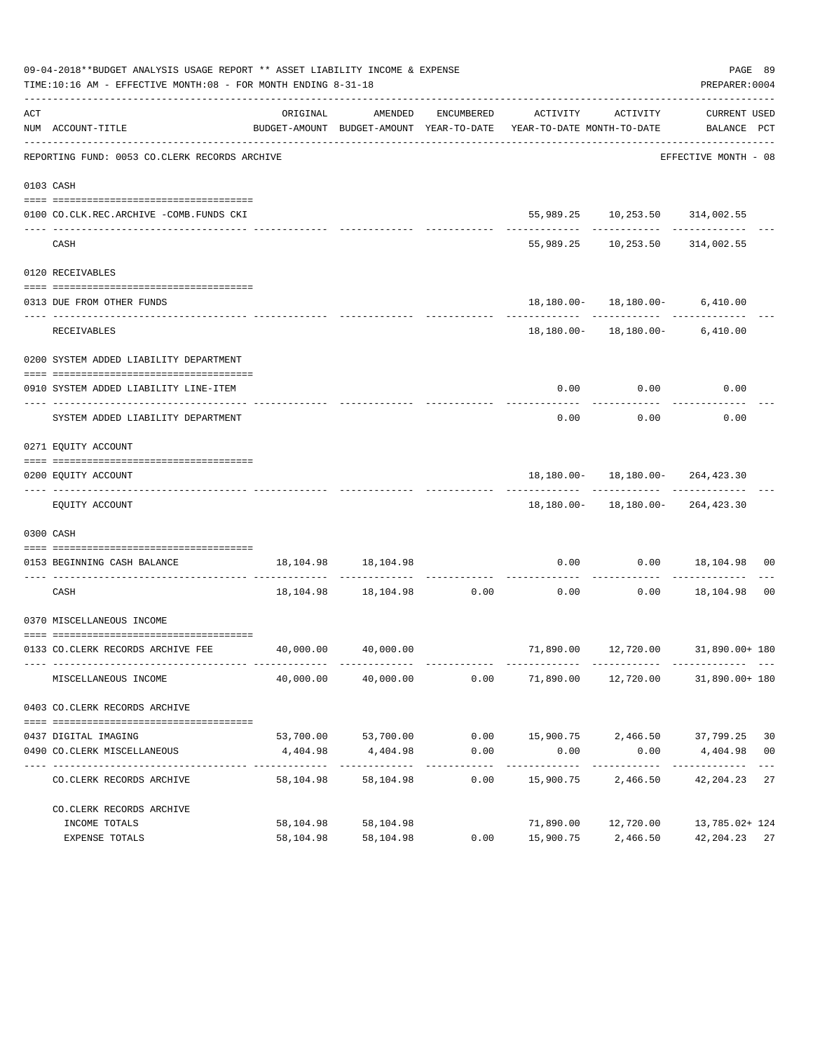09-04-2018**BUDGET ANALYSIS USAGE REPORT ** ASSET LIABILITY INCOME & EXPENSE

TIME:10:16 AM - EFFECTIVE MONTH:08 - FOR MONTH ENDING 8-31-18

PREPARER:0004

REPORTING FUND: 0053 CO.CLERK RECORDS ARCHIVE — EFFECTIVE MONTH - 08

| ACT NUM | ACCOUNT-TITLE | ORIGINAL BUDGET-AMOUNT | AMENDED BUDGET-AMOUNT | ENCUMBERED YEAR-TO-DATE | ACTIVITY YEAR-TO-DATE | ACTIVITY MONTH-TO-DATE | CURRENT BALANCE | USED PCT |
|---|---|---|---|---|---|---|---|---|
| 0103 | CASH | | | | | | | |
| 0100 | CO.CLK.REC.ARCHIVE -COMB.FUNDS CKI | | | | 55,989.25 | 10,253.50 | 314,002.55 | |
| | CASH | | | | 55,989.25 | 10,253.50 | 314,002.55 | |
| 0120 | RECEIVABLES | | | | | | | |
| 0313 | DUE FROM OTHER FUNDS | | | | 18,180.00- | 18,180.00- | 6,410.00 | |
| | RECEIVABLES | | | | 18,180.00- | 18,180.00- | 6,410.00 | |
| 0200 | SYSTEM ADDED LIABILITY DEPARTMENT | | | | | | | |
| 0910 | SYSTEM ADDED LIABILITY LINE-ITEM | | | | 0.00 | 0.00 | 0.00 | |
| | SYSTEM ADDED LIABILITY DEPARTMENT | | | | 0.00 | 0.00 | 0.00 | |
| 0271 | EQUITY ACCOUNT | | | | | | | |
| 0200 | EQUITY ACCOUNT | | | | 18,180.00- | 18,180.00- | 264,423.30 | |
| | EQUITY ACCOUNT | | | | 18,180.00- | 18,180.00- | 264,423.30 | |
| 0300 | CASH | | | | | | | |
| 0153 | BEGINNING CASH BALANCE | 18,104.98 | 18,104.98 | | 0.00 | 0.00 | 18,104.98 | 00 |
| | CASH | 18,104.98 | 18,104.98 | 0.00 | 0.00 | 0.00 | 18,104.98 | 00 |
| 0370 | MISCELLANEOUS INCOME | | | | | | | |
| 0133 | CO.CLERK RECORDS ARCHIVE FEE | 40,000.00 | 40,000.00 | | 71,890.00 | 12,720.00 | 31,890.00+ | 180 |
| | MISCELLANEOUS INCOME | 40,000.00 | 40,000.00 | 0.00 | 71,890.00 | 12,720.00 | 31,890.00+ | 180 |
| 0403 | CO.CLERK RECORDS ARCHIVE | | | | | | | |
| 0437 | DIGITAL IMAGING | 53,700.00 | 53,700.00 | 0.00 | 15,900.75 | 2,466.50 | 37,799.25 | 30 |
| 0490 | CO.CLERK MISCELLANEOUS | 4,404.98 | 4,404.98 | 0.00 | 0.00 | 0.00 | 4,404.98 | 00 |
| | CO.CLERK RECORDS ARCHIVE | 58,104.98 | 58,104.98 | 0.00 | 15,900.75 | 2,466.50 | 42,204.23 | 27 |
| | CO.CLERK RECORDS ARCHIVE | | | | | | | |
| | INCOME TOTALS | 58,104.98 | 58,104.98 | | 71,890.00 | 12,720.00 | 13,785.02+ | 124 |
| | EXPENSE TOTALS | 58,104.98 | 58,104.98 | 0.00 | 15,900.75 | 2,466.50 | 42,204.23 | 27 |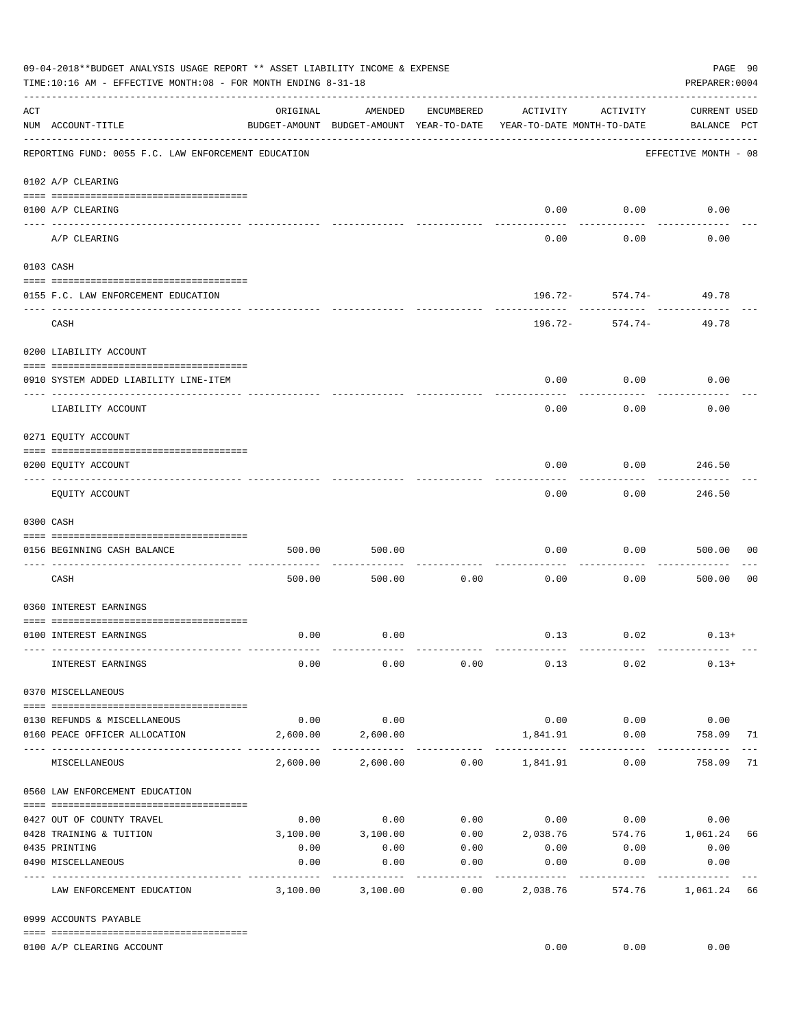09-04-2018**BUDGET ANALYSIS USAGE REPORT ** ASSET LIABILITY INCOME & EXPENSE

TIME:10:16 AM - EFFECTIVE MONTH:08 - FOR MONTH ENDING 8-31-18

PREPARER:0004

| ACT NUM | ACCOUNT-TITLE | ORIGINAL BUDGET-AMOUNT | AMENDED BUDGET-AMOUNT | ENCUMBERED YEAR-TO-DATE | ACTIVITY YEAR-TO-DATE | ACTIVITY MONTH-TO-DATE | CURRENT USED BALANCE | PCT |
|---|---|---|---|---|---|---|---|---|
| | REPORTING FUND: 0055 F.C. LAW ENFORCEMENT EDUCATION | | | | | | EFFECTIVE MONTH - 08 | |
| | 0102 A/P CLEARING | | | | | | | |
| 0100 | A/P CLEARING | | | | 0.00 | 0.00 | 0.00 | |
| | A/P CLEARING | | | | 0.00 | 0.00 | 0.00 | |
| | 0103 CASH | | | | | | | |
| 0155 | F.C. LAW ENFORCEMENT EDUCATION | | | | 196.72- | 574.74- | 49.78 | |
| | CASH | | | | 196.72- | 574.74- | 49.78 | |
| | 0200 LIABILITY ACCOUNT | | | | | | | |
| 0910 | SYSTEM ADDED LIABILITY LINE-ITEM | | | | 0.00 | 0.00 | 0.00 | |
| | LIABILITY ACCOUNT | | | | 0.00 | 0.00 | 0.00 | |
| | 0271 EQUITY ACCOUNT | | | | | | | |
| 0200 | EQUITY ACCOUNT | | | | 0.00 | 0.00 | 246.50 | |
| | EQUITY ACCOUNT | | | | 0.00 | 0.00 | 246.50 | |
| | 0300 CASH | | | | | | | |
| 0156 | BEGINNING CASH BALANCE | 500.00 | 500.00 | | 0.00 | 0.00 | 500.00 | 00 |
| | CASH | 500.00 | 500.00 | 0.00 | 0.00 | 0.00 | 500.00 | 00 |
| | 0360 INTEREST EARNINGS | | | | | | | |
| 0100 | INTEREST EARNINGS | 0.00 | 0.00 | | 0.13 | 0.02 | 0.13+ | |
| | INTEREST EARNINGS | 0.00 | 0.00 | 0.00 | 0.13 | 0.02 | 0.13+ | |
| | 0370 MISCELLANEOUS | | | | | | | |
| 0130 | REFUNDS & MISCELLANEOUS | 0.00 | 0.00 | | 0.00 | 0.00 | 0.00 | |
| 0160 | PEACE OFFICER ALLOCATION | 2,600.00 | 2,600.00 | | 1,841.91 | 0.00 | 758.09 | 71 |
| | MISCELLANEOUS | 2,600.00 | 2,600.00 | 0.00 | 1,841.91 | 0.00 | 758.09 | 71 |
| | 0560 LAW ENFORCEMENT EDUCATION | | | | | | | |
| 0427 | OUT OF COUNTY TRAVEL | 0.00 | 0.00 | 0.00 | 0.00 | 0.00 | 0.00 | |
| 0428 | TRAINING & TUITION | 3,100.00 | 3,100.00 | 0.00 | 2,038.76 | 574.76 | 1,061.24 | 66 |
| 0435 | PRINTING | 0.00 | 0.00 | 0.00 | 0.00 | 0.00 | 0.00 | |
| 0490 | MISCELLANEOUS | 0.00 | 0.00 | 0.00 | 0.00 | 0.00 | 0.00 | |
| | LAW ENFORCEMENT EDUCATION | 3,100.00 | 3,100.00 | 0.00 | 2,038.76 | 574.76 | 1,061.24 | 66 |
| | 0999 ACCOUNTS PAYABLE | | | | | | | |
| 0100 | A/P CLEARING ACCOUNT | | | | 0.00 | 0.00 | 0.00 | |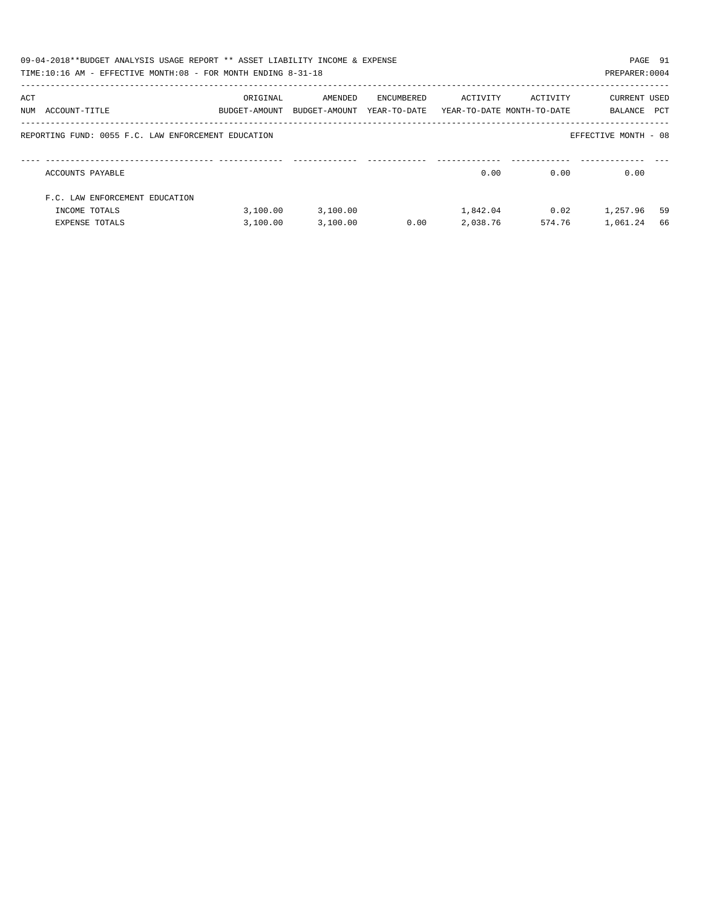09-04-2018**BUDGET ANALYSIS USAGE REPORT ** ASSET LIABILITY INCOME & EXPENSE

TIME:10:16 AM - EFFECTIVE MONTH:08 - FOR MONTH ENDING 8-31-18

PREPARER:0004

| ACT NUM | ACCOUNT-TITLE | ORIGINAL BUDGET-AMOUNT | AMENDED BUDGET-AMOUNT | ENCUMBERED YEAR-TO-DATE | ACTIVITY YEAR-TO-DATE | ACTIVITY MONTH-TO-DATE | CURRENT BALANCE | USED PCT |
|---|---|---|---|---|---|---|---|---|

REPORTING FUND: 0055 F.C. LAW ENFORCEMENT EDUCATION

EFFECTIVE MONTH - 08

| ACT NUM | ACCOUNT-TITLE | ORIGINAL BUDGET-AMOUNT | AMENDED BUDGET-AMOUNT | ENCUMBERED YEAR-TO-DATE | ACTIVITY YEAR-TO-DATE | ACTIVITY MONTH-TO-DATE | CURRENT BALANCE | USED PCT |
|---|---|---|---|---|---|---|---|---|
| | ACCOUNTS PAYABLE | | | | 0.00 | 0.00 | 0.00 | |
| | F.C. LAW ENFORCEMENT EDUCATION | | | | | | | |
| | INCOME TOTALS | 3,100.00 | 3,100.00 | | 1,842.04 | 0.02 | 1,257.96 | 59 |
| | EXPENSE TOTALS | 3,100.00 | 3,100.00 | 0.00 | 2,038.76 | 574.76 | 1,061.24 | 66 |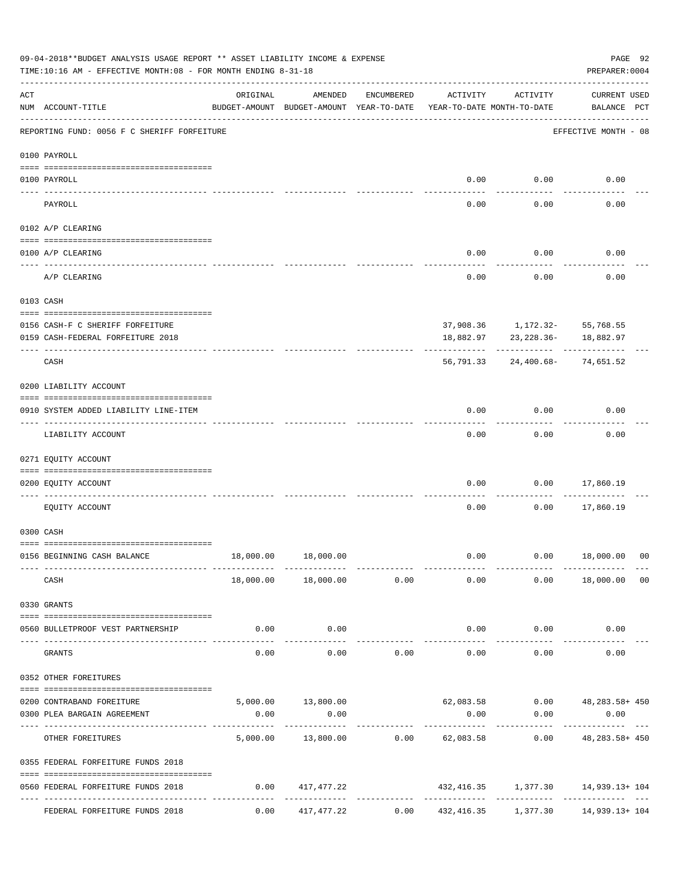09-04-2018**BUDGET ANALYSIS USAGE REPORT ** ASSET LIABILITY INCOME & EXPENSE

TIME:10:16 AM - EFFECTIVE MONTH:08 - FOR MONTH ENDING 8-31-18

PREPARER:0004

| ACT NUM | ACCOUNT-TITLE | ORIGINAL BUDGET-AMOUNT | AMENDED BUDGET-AMOUNT | ENCUMBERED YEAR-TO-DATE | ACTIVITY YEAR-TO-DATE | ACTIVITY MONTH-TO-DATE | CURRENT BALANCE | USED PCT |
|---|---|---|---|---|---|---|---|---|
| | REPORTING FUND: 0056 F C SHERIFF FORFEITURE | | | | | | EFFECTIVE MONTH - 08 | |
| | 0100 PAYROLL | | | | | | | |
| 0100 | PAYROLL | | | | 0.00 | 0.00 | 0.00 | |
| | PAYROLL | | | | 0.00 | 0.00 | 0.00 | |
| | 0102 A/P CLEARING | | | | | | | |
| 0100 | A/P CLEARING | | | | 0.00 | 0.00 | 0.00 | |
| | A/P CLEARING | | | | 0.00 | 0.00 | 0.00 | |
| | 0103 CASH | | | | | | | |
| 0156 | CASH-F C SHERIFF FORFEITURE | | | | 37,908.36 | 1,172.32- | 55,768.55 | |
| 0159 | CASH-FEDERAL FORFEITURE 2018 | | | | 18,882.97 | 23,228.36- | 18,882.97 | |
| | CASH | | | | 56,791.33 | 24,400.68- | 74,651.52 | |
| | 0200 LIABILITY ACCOUNT | | | | | | | |
| 0910 | SYSTEM ADDED LIABILITY LINE-ITEM | | | | 0.00 | 0.00 | 0.00 | |
| | LIABILITY ACCOUNT | | | | 0.00 | 0.00 | 0.00 | |
| | 0271 EQUITY ACCOUNT | | | | | | | |
| 0200 | EQUITY ACCOUNT | | | | 0.00 | 0.00 | 17,860.19 | |
| | EQUITY ACCOUNT | | | | 0.00 | 0.00 | 17,860.19 | |
| | 0300 CASH | | | | | | | |
| 0156 | BEGINNING CASH BALANCE | 18,000.00 | 18,000.00 | | 0.00 | 0.00 | 18,000.00 | 00 |
| | CASH | 18,000.00 | 18,000.00 | 0.00 | 0.00 | 0.00 | 18,000.00 | 00 |
| | 0330 GRANTS | | | | | | | |
| 0560 | BULLETPROOF VEST PARTNERSHIP | 0.00 | 0.00 | | 0.00 | 0.00 | 0.00 | |
| | GRANTS | 0.00 | 0.00 | 0.00 | 0.00 | 0.00 | 0.00 | |
| | 0352 OTHER FOREITURES | | | | | | | |
| 0200 | CONTRABAND FOREITURE | 5,000.00 | 13,800.00 | | 62,083.58 | 0.00 | 48,283.58+ | 450 |
| 0300 | PLEA BARGAIN AGREEMENT | 0.00 | 0.00 | | 0.00 | 0.00 | 0.00 | |
| | OTHER FOREITURES | 5,000.00 | 13,800.00 | 0.00 | 62,083.58 | 0.00 | 48,283.58+ | 450 |
| | 0355 FEDERAL FORFEITURE FUNDS 2018 | | | | | | | |
| 0560 | FEDERAL FORFEITURE FUNDS 2018 | 0.00 | 417,477.22 | | 432,416.35 | 1,377.30 | 14,939.13+ | 104 |
| | FEDERAL FORFEITURE FUNDS 2018 | 0.00 | 417,477.22 | 0.00 | 432,416.35 | 1,377.30 | 14,939.13+ | 104 |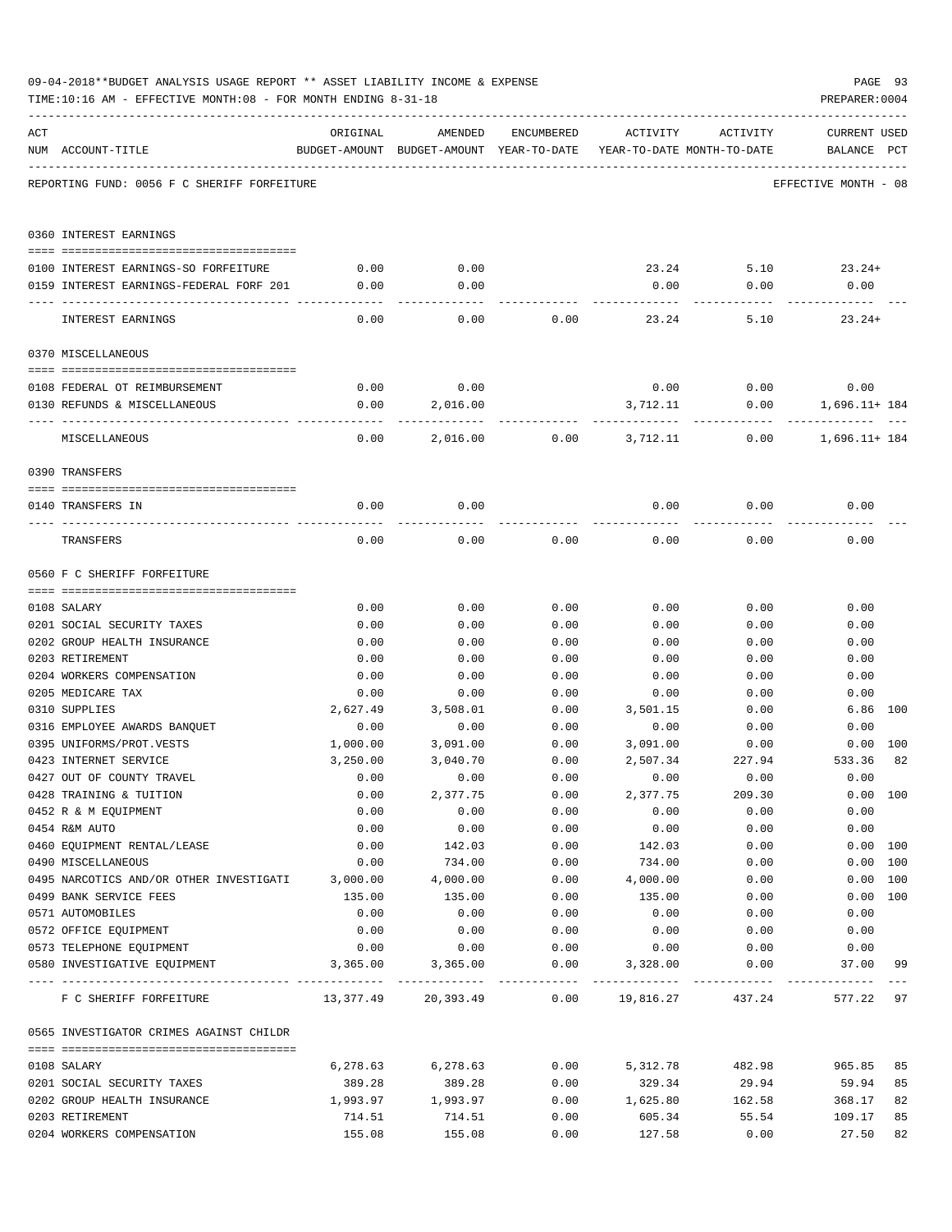09-04-2018**BUDGET ANALYSIS USAGE REPORT ** ASSET LIABILITY INCOME & EXPENSE

TIME:10:16 AM - EFFECTIVE MONTH:08 - FOR MONTH ENDING 8-31-18

PREPARER:0004

REPORTING FUND: 0056 F C SHERIFF FORFEITURE — EFFECTIVE MONTH - 08

| ACT NUM | ACCOUNT-TITLE | ORIGINAL BUDGET-AMOUNT | AMENDED BUDGET-AMOUNT | ENCUMBERED YEAR-TO-DATE | ACTIVITY YEAR-TO-DATE | ACTIVITY MONTH-TO-DATE | CURRENT BALANCE | USED PCT |
|---|---|---|---|---|---|---|---|---|
| | **0360 INTEREST EARNINGS** | | | | | | | |
| 0100 | INTEREST EARNINGS-SO FORFEITURE | 0.00 | 0.00 | | 23.24 | 5.10 | 23.24+ | |
| 0159 | INTEREST EARNINGS-FEDERAL FORF 201 | 0.00 | 0.00 | | 0.00 | 0.00 | 0.00 | |
| | INTEREST EARNINGS | 0.00 | 0.00 | 0.00 | 23.24 | 5.10 | 23.24+ | |
| | **0370 MISCELLANEOUS** | | | | | | | |
| 0108 | FEDERAL OT REIMBURSEMENT | 0.00 | 0.00 | | 0.00 | 0.00 | 0.00 | |
| 0130 | REFUNDS & MISCELLANEOUS | 0.00 | 2,016.00 | | 3,712.11 | 0.00 | 1,696.11+ | 184 |
| | MISCELLANEOUS | 0.00 | 2,016.00 | 0.00 | 3,712.11 | 0.00 | 1,696.11+ | 184 |
| | **0390 TRANSFERS** | | | | | | | |
| 0140 | TRANSFERS IN | 0.00 | 0.00 | | 0.00 | 0.00 | 0.00 | |
| | TRANSFERS | 0.00 | 0.00 | 0.00 | 0.00 | 0.00 | 0.00 | |
| | **0560 F C SHERIFF FORFEITURE** | | | | | | | |
| 0108 | SALARY | 0.00 | 0.00 | 0.00 | 0.00 | 0.00 | 0.00 | |
| 0201 | SOCIAL SECURITY TAXES | 0.00 | 0.00 | 0.00 | 0.00 | 0.00 | 0.00 | |
| 0202 | GROUP HEALTH INSURANCE | 0.00 | 0.00 | 0.00 | 0.00 | 0.00 | 0.00 | |
| 0203 | RETIREMENT | 0.00 | 0.00 | 0.00 | 0.00 | 0.00 | 0.00 | |
| 0204 | WORKERS COMPENSATION | 0.00 | 0.00 | 0.00 | 0.00 | 0.00 | 0.00 | |
| 0205 | MEDICARE TAX | 0.00 | 0.00 | 0.00 | 0.00 | 0.00 | 0.00 | |
| 0310 | SUPPLIES | 2,627.49 | 3,508.01 | 0.00 | 3,501.15 | 0.00 | 6.86 | 100 |
| 0316 | EMPLOYEE AWARDS BANQUET | 0.00 | 0.00 | 0.00 | 0.00 | 0.00 | 0.00 | |
| 0395 | UNIFORMS/PROT.VESTS | 1,000.00 | 3,091.00 | 0.00 | 3,091.00 | 0.00 | 0.00 | 100 |
| 0423 | INTERNET SERVICE | 3,250.00 | 3,040.70 | 0.00 | 2,507.34 | 227.94 | 533.36 | 82 |
| 0427 | OUT OF COUNTY TRAVEL | 0.00 | 0.00 | 0.00 | 0.00 | 0.00 | 0.00 | |
| 0428 | TRAINING & TUITION | 0.00 | 2,377.75 | 0.00 | 2,377.75 | 209.30 | 0.00 | 100 |
| 0452 | R & M EQUIPMENT | 0.00 | 0.00 | 0.00 | 0.00 | 0.00 | 0.00 | |
| 0454 | R&M AUTO | 0.00 | 0.00 | 0.00 | 0.00 | 0.00 | 0.00 | |
| 0460 | EQUIPMENT RENTAL/LEASE | 0.00 | 142.03 | 0.00 | 142.03 | 0.00 | 0.00 | 100 |
| 0490 | MISCELLANEOUS | 0.00 | 734.00 | 0.00 | 734.00 | 0.00 | 0.00 | 100 |
| 0495 | NARCOTICS AND/OR OTHER INVESTIGATI | 3,000.00 | 4,000.00 | 0.00 | 4,000.00 | 0.00 | 0.00 | 100 |
| 0499 | BANK SERVICE FEES | 135.00 | 135.00 | 0.00 | 135.00 | 0.00 | 0.00 | 100 |
| 0571 | AUTOMOBILES | 0.00 | 0.00 | 0.00 | 0.00 | 0.00 | 0.00 | |
| 0572 | OFFICE EQUIPMENT | 0.00 | 0.00 | 0.00 | 0.00 | 0.00 | 0.00 | |
| 0573 | TELEPHONE EQUIPMENT | 0.00 | 0.00 | 0.00 | 0.00 | 0.00 | 0.00 | |
| 0580 | INVESTIGATIVE EQUIPMENT | 3,365.00 | 3,365.00 | 0.00 | 3,328.00 | 0.00 | 37.00 | 99 |
| | F C SHERIFF FORFEITURE | 13,377.49 | 20,393.49 | 0.00 | 19,816.27 | 437.24 | 577.22 | 97 |
| | **0565 INVESTIGATOR CRIMES AGAINST CHILDR** | | | | | | | |
| 0108 | SALARY | 6,278.63 | 6,278.63 | 0.00 | 5,312.78 | 482.98 | 965.85 | 85 |
| 0201 | SOCIAL SECURITY TAXES | 389.28 | 389.28 | 0.00 | 329.34 | 29.94 | 59.94 | 85 |
| 0202 | GROUP HEALTH INSURANCE | 1,993.97 | 1,993.97 | 0.00 | 1,625.80 | 162.58 | 368.17 | 82 |
| 0203 | RETIREMENT | 714.51 | 714.51 | 0.00 | 605.34 | 55.54 | 109.17 | 85 |
| 0204 | WORKERS COMPENSATION | 155.08 | 155.08 | 0.00 | 127.58 | 0.00 | 27.50 | 82 |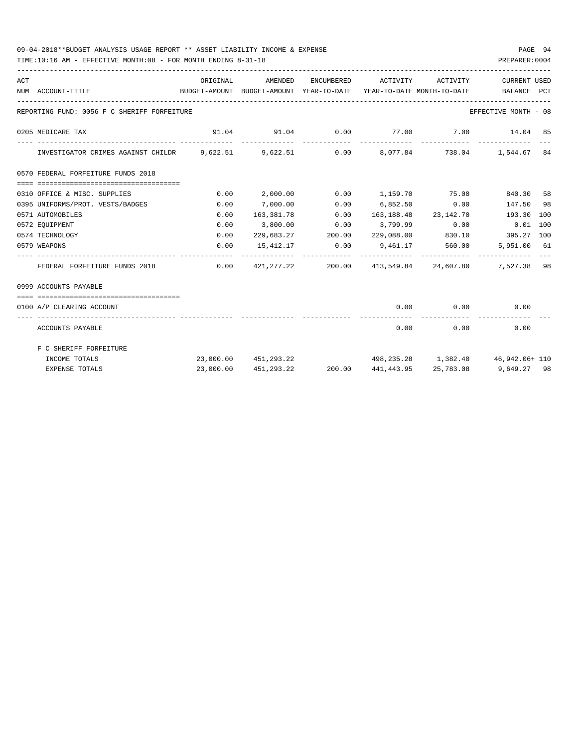09-04-2018**BUDGET ANALYSIS USAGE REPORT ** ASSET LIABILITY INCOME & EXPENSE

TIME:10:16 AM - EFFECTIVE MONTH:08 - FOR MONTH ENDING 8-31-18

PREPARER:0004

| ACT NUM | ACCOUNT-TITLE | ORIGINAL BUDGET-AMOUNT | AMENDED BUDGET-AMOUNT | ENCUMBERED YEAR-TO-DATE | ACTIVITY YEAR-TO-DATE | ACTIVITY MONTH-TO-DATE | CURRENT BALANCE | USED PCT |
|---|---|---|---|---|---|---|---|---|
| | REPORTING FUND: 0056 F C SHERIFF FORFEITURE | | | | | | EFFECTIVE MONTH - 08 | |
| 0205 | MEDICARE TAX | 91.04 | 91.04 | 0.00 | 77.00 | 7.00 | 14.04 | 85 |
| | INVESTIGATOR CRIMES AGAINST CHILDR | 9,622.51 | 9,622.51 | 0.00 | 8,077.84 | 738.04 | 1,544.67 | 84 |
| 0570 | FEDERAL FORFEITURE FUNDS 2018 | | | | | | | |
| 0310 | OFFICE & MISC. SUPPLIES | 0.00 | 2,000.00 | 0.00 | 1,159.70 | 75.00 | 840.30 | 58 |
| 0395 | UNIFORMS/PROT. VESTS/BADGES | 0.00 | 7,000.00 | 0.00 | 6,852.50 | 0.00 | 147.50 | 98 |
| 0571 | AUTOMOBILES | 0.00 | 163,381.78 | 0.00 | 163,188.48 | 23,142.70 | 193.30 | 100 |
| 0572 | EQUIPMENT | 0.00 | 3,800.00 | 0.00 | 3,799.99 | 0.00 | 0.01 | 100 |
| 0574 | TECHNOLOGY | 0.00 | 229,683.27 | 200.00 | 229,088.00 | 830.10 | 395.27 | 100 |
| 0579 | WEAPONS | 0.00 | 15,412.17 | 0.00 | 9,461.17 | 560.00 | 5,951.00 | 61 |
| | FEDERAL FORFEITURE FUNDS 2018 | 0.00 | 421,277.22 | 200.00 | 413,549.84 | 24,607.80 | 7,527.38 | 98 |
| 0999 | ACCOUNTS PAYABLE | | | | | | | |
| 0100 | A/P CLEARING ACCOUNT | | | | 0.00 | 0.00 | 0.00 | |
| | ACCOUNTS PAYABLE | | | | 0.00 | 0.00 | 0.00 | |
| | F C SHERIFF FORFEITURE | | | | | | | |
| | INCOME TOTALS | 23,000.00 | 451,293.22 | | 498,235.28 | 1,382.40 | 46,942.06+ | 110 |
| | EXPENSE TOTALS | 23,000.00 | 451,293.22 | 200.00 | 441,443.95 | 25,783.08 | 9,649.27 | 98 |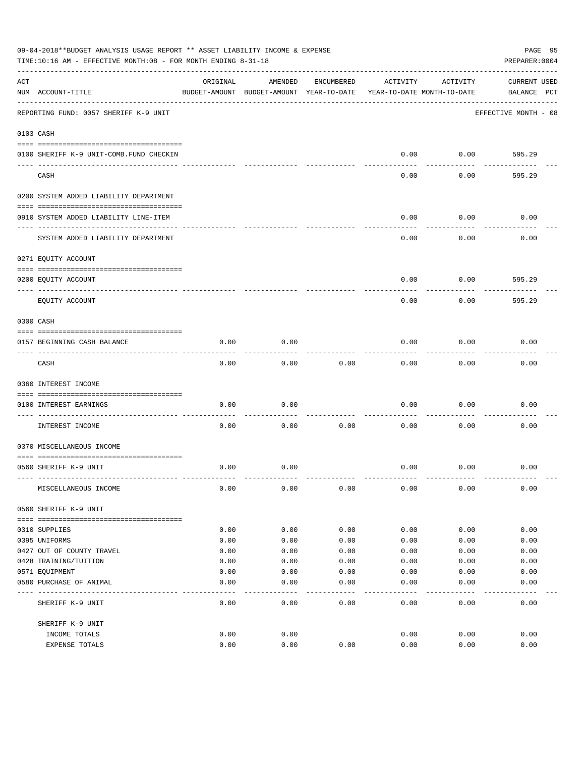09-04-2018**BUDGET ANALYSIS USAGE REPORT ** ASSET LIABILITY INCOME & EXPENSE

TIME:10:16 AM - EFFECTIVE MONTH:08 - FOR MONTH ENDING 8-31-18

PREPARER:0004

| ACT NUM | ACCOUNT-TITLE | ORIGINAL BUDGET-AMOUNT | AMENDED BUDGET-AMOUNT | ENCUMBERED YEAR-TO-DATE | ACTIVITY YEAR-TO-DATE | ACTIVITY MONTH-TO-DATE | CURRENT BALANCE | USED PCT |
|---|---|---|---|---|---|---|---|---|
| | REPORTING FUND: 0057 SHERIFF K-9 UNIT | | | | | | EFFECTIVE MONTH - 08 | |
| | 0103 CASH | | | | | | | |
| 0100 | SHERIFF K-9 UNIT-COMB.FUND CHECKIN | | | | 0.00 | 0.00 | 595.29 | |
| | CASH | | | | 0.00 | 0.00 | 595.29 | |
| | 0200 SYSTEM ADDED LIABILITY DEPARTMENT | | | | | | | |
| 0910 | SYSTEM ADDED LIABILITY LINE-ITEM | | | | 0.00 | 0.00 | 0.00 | |
| | SYSTEM ADDED LIABILITY DEPARTMENT | | | | 0.00 | 0.00 | 0.00 | |
| | 0271 EQUITY ACCOUNT | | | | | | | |
| 0200 | EQUITY ACCOUNT | | | | 0.00 | 0.00 | 595.29 | |
| | EQUITY ACCOUNT | | | | 0.00 | 0.00 | 595.29 | |
| | 0300 CASH | | | | | | | |
| 0157 | BEGINNING CASH BALANCE | 0.00 | 0.00 | | 0.00 | 0.00 | 0.00 | |
| | CASH | 0.00 | 0.00 | 0.00 | 0.00 | 0.00 | 0.00 | |
| | 0360 INTEREST INCOME | | | | | | | |
| 0100 | INTEREST EARNINGS | 0.00 | 0.00 | | 0.00 | 0.00 | 0.00 | |
| | INTEREST INCOME | 0.00 | 0.00 | 0.00 | 0.00 | 0.00 | 0.00 | |
| | 0370 MISCELLANEOUS INCOME | | | | | | | |
| 0560 | SHERIFF K-9 UNIT | 0.00 | 0.00 | | 0.00 | 0.00 | 0.00 | |
| | MISCELLANEOUS INCOME | 0.00 | 0.00 | 0.00 | 0.00 | 0.00 | 0.00 | |
| | 0560 SHERIFF K-9 UNIT | | | | | | | |
| 0310 | SUPPLIES | 0.00 | 0.00 | 0.00 | 0.00 | 0.00 | 0.00 | |
| 0395 | UNIFORMS | 0.00 | 0.00 | 0.00 | 0.00 | 0.00 | 0.00 | |
| 0427 | OUT OF COUNTY TRAVEL | 0.00 | 0.00 | 0.00 | 0.00 | 0.00 | 0.00 | |
| 0428 | TRAINING/TUITION | 0.00 | 0.00 | 0.00 | 0.00 | 0.00 | 0.00 | |
| 0571 | EQUIPMENT | 0.00 | 0.00 | 0.00 | 0.00 | 0.00 | 0.00 | |
| 0580 | PURCHASE OF ANIMAL | 0.00 | 0.00 | 0.00 | 0.00 | 0.00 | 0.00 | |
| | SHERIFF K-9 UNIT | 0.00 | 0.00 | 0.00 | 0.00 | 0.00 | 0.00 | |
| | SHERIFF K-9 UNIT | | | | | | | |
| | INCOME TOTALS | 0.00 | 0.00 | | 0.00 | 0.00 | 0.00 | |
| | EXPENSE TOTALS | 0.00 | 0.00 | 0.00 | 0.00 | 0.00 | 0.00 | |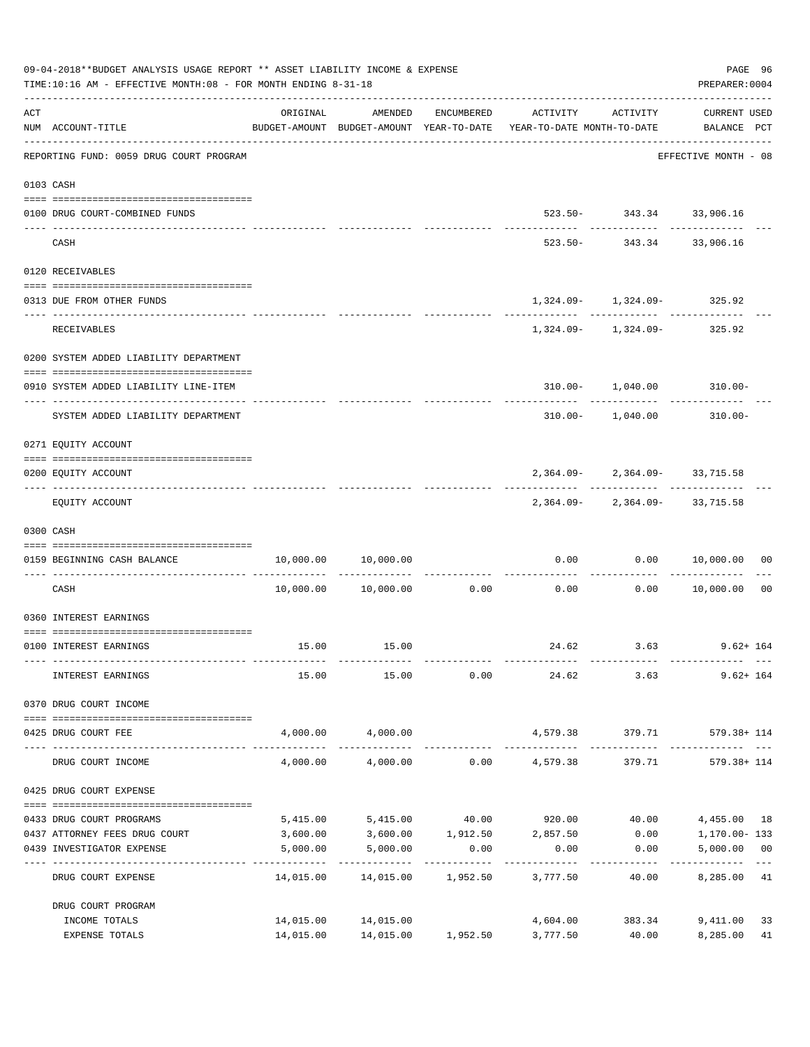09-04-2018**BUDGET ANALYSIS USAGE REPORT ** ASSET LIABILITY INCOME & EXPENSE

TIME:10:16 AM - EFFECTIVE MONTH:08 - FOR MONTH ENDING 8-31-18

PREPARER:0004

| ACT NUM | ACCOUNT-TITLE | ORIGINAL BUDGET-AMOUNT | AMENDED BUDGET-AMOUNT | ENCUMBERED YEAR-TO-DATE | ACTIVITY YEAR-TO-DATE | ACTIVITY MONTH-TO-DATE | CURRENT USED BALANCE | PCT |
|---|---|---|---|---|---|---|---|---|
| | REPORTING FUND: 0059 DRUG COURT PROGRAM | | | | | | EFFECTIVE MONTH - 08 | |
| | 0103 CASH | | | | | | | |
| 0100 | DRUG COURT-COMBINED FUNDS | | | | 523.50- | 343.34 | 33,906.16 | |
| | CASH | | | | 523.50- | 343.34 | 33,906.16 | |
| | 0120 RECEIVABLES | | | | | | | |
| 0313 | DUE FROM OTHER FUNDS | | | | 1,324.09- | 1,324.09- | 325.92 | |
| | RECEIVABLES | | | | 1,324.09- | 1,324.09- | 325.92 | |
| | 0200 SYSTEM ADDED LIABILITY DEPARTMENT | | | | | | | |
| 0910 | SYSTEM ADDED LIABILITY LINE-ITEM | | | | 310.00- | 1,040.00 | 310.00- | |
| | SYSTEM ADDED LIABILITY DEPARTMENT | | | | 310.00- | 1,040.00 | 310.00- | |
| | 0271 EQUITY ACCOUNT | | | | | | | |
| 0200 | EQUITY ACCOUNT | | | | 2,364.09- | 2,364.09- | 33,715.58 | |
| | EQUITY ACCOUNT | | | | 2,364.09- | 2,364.09- | 33,715.58 | |
| | 0300 CASH | | | | | | | |
| 0159 | BEGINNING CASH BALANCE | 10,000.00 | 10,000.00 | | 0.00 | 0.00 | 10,000.00 | 00 |
| | CASH | 10,000.00 | 10,000.00 | 0.00 | 0.00 | 0.00 | 10,000.00 | 00 |
| | 0360 INTEREST EARNINGS | | | | | | | |
| 0100 | INTEREST EARNINGS | 15.00 | 15.00 | | 24.62 | 3.63 | 9.62+ | 164 |
| | INTEREST EARNINGS | 15.00 | 15.00 | 0.00 | 24.62 | 3.63 | 9.62+ | 164 |
| | 0370 DRUG COURT INCOME | | | | | | | |
| 0425 | DRUG COURT FEE | 4,000.00 | 4,000.00 | | 4,579.38 | 379.71 | 579.38+ | 114 |
| | DRUG COURT INCOME | 4,000.00 | 4,000.00 | 0.00 | 4,579.38 | 379.71 | 579.38+ | 114 |
| | 0425 DRUG COURT EXPENSE | | | | | | | |
| 0433 | DRUG COURT PROGRAMS | 5,415.00 | 5,415.00 | 40.00 | 920.00 | 40.00 | 4,455.00 | 18 |
| 0437 | ATTORNEY FEES DRUG COURT | 3,600.00 | 3,600.00 | 1,912.50 | 2,857.50 | 0.00 | 1,170.00- | 133 |
| 0439 | INVESTIGATOR EXPENSE | 5,000.00 | 5,000.00 | 0.00 | 0.00 | 0.00 | 5,000.00 | 00 |
| | DRUG COURT EXPENSE | 14,015.00 | 14,015.00 | 1,952.50 | 3,777.50 | 40.00 | 8,285.00 | 41 |
| | DRUG COURT PROGRAM | | | | | | | |
| | INCOME TOTALS | 14,015.00 | 14,015.00 | | 4,604.00 | 383.34 | 9,411.00 | 33 |
| | EXPENSE TOTALS | 14,015.00 | 14,015.00 | 1,952.50 | 3,777.50 | 40.00 | 8,285.00 | 41 |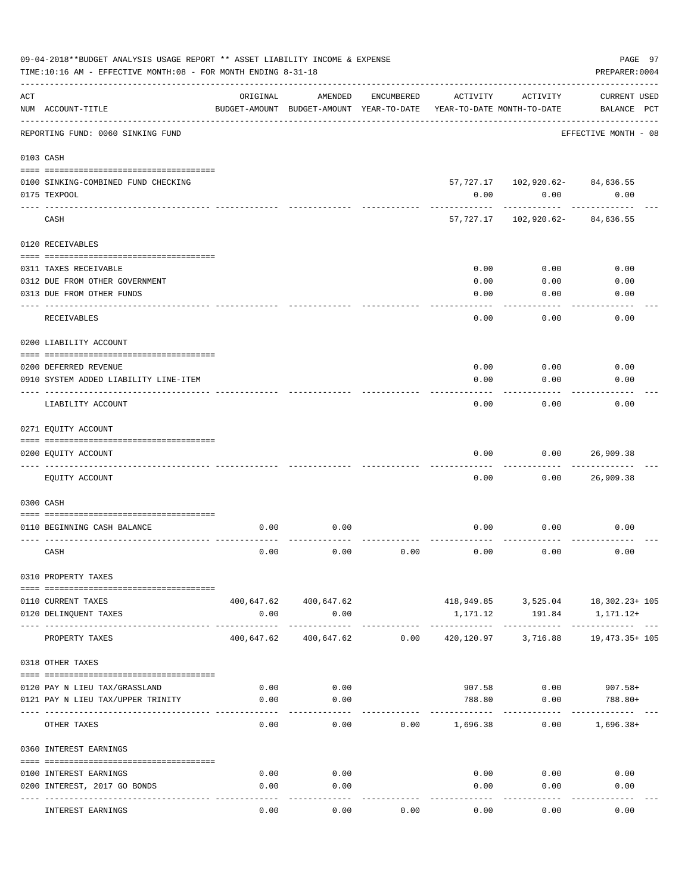09-04-2018**BUDGET ANALYSIS USAGE REPORT ** ASSET LIABILITY INCOME & EXPENSE

TIME:10:16 AM - EFFECTIVE MONTH:08 - FOR MONTH ENDING 8-31-18

PREPARER:0004

REPORTING FUND: 0060 SINKING FUND

EFFECTIVE MONTH - 08

| ACT NUM | ACCOUNT-TITLE | ORIGINAL BUDGET-AMOUNT | AMENDED BUDGET-AMOUNT | ENCUMBERED YEAR-TO-DATE | ACTIVITY YEAR-TO-DATE | ACTIVITY MONTH-TO-DATE | CURRENT USED BALANCE | PCT |
|---|---|---|---|---|---|---|---|---|
| **0103** | **CASH** | | | | | | | |
| 0100 | SINKING-COMBINED FUND CHECKING | | | | 57,727.17 | 102,920.62- | 84,636.55 | |
| 0175 | TEXPOOL | | | | 0.00 | 0.00 | 0.00 | |
| | CASH | | | | 57,727.17 | 102,920.62- | 84,636.55 | |
| **0120** | **RECEIVABLES** | | | | | | | |
| 0311 | TAXES RECEIVABLE | | | | 0.00 | 0.00 | 0.00 | |
| 0312 | DUE FROM OTHER GOVERNMENT | | | | 0.00 | 0.00 | 0.00 | |
| 0313 | DUE FROM OTHER FUNDS | | | | 0.00 | 0.00 | 0.00 | |
| | RECEIVABLES | | | | 0.00 | 0.00 | 0.00 | |
| **0200** | **LIABILITY ACCOUNT** | | | | | | | |
| 0200 | DEFERRED REVENUE | | | | 0.00 | 0.00 | 0.00 | |
| 0910 | SYSTEM ADDED LIABILITY LINE-ITEM | | | | 0.00 | 0.00 | 0.00 | |
| | LIABILITY ACCOUNT | | | | 0.00 | 0.00 | 0.00 | |
| **0271** | **EQUITY ACCOUNT** | | | | | | | |
| 0200 | EQUITY ACCOUNT | | | | 0.00 | 0.00 | 26,909.38 | |
| | EQUITY ACCOUNT | | | | 0.00 | 0.00 | 26,909.38 | |
| **0300** | **CASH** | | | | | | | |
| 0110 | BEGINNING CASH BALANCE | 0.00 | 0.00 | | 0.00 | 0.00 | 0.00 | |
| | CASH | 0.00 | 0.00 | 0.00 | 0.00 | 0.00 | 0.00 | |
| **0310** | **PROPERTY TAXES** | | | | | | | |
| 0110 | CURRENT TAXES | 400,647.62 | 400,647.62 | | 418,949.85 | 3,525.04 | 18,302.23+ | 105 |
| 0120 | DELINQUENT TAXES | 0.00 | 0.00 | | 1,171.12 | 191.84 | 1,171.12+ | |
| | PROPERTY TAXES | 400,647.62 | 400,647.62 | 0.00 | 420,120.97 | 3,716.88 | 19,473.35+ | 105 |
| **0318** | **OTHER TAXES** | | | | | | | |
| 0120 | PAY N LIEU TAX/GRASSLAND | 0.00 | 0.00 | | 907.58 | 0.00 | 907.58+ | |
| 0121 | PAY N LIEU TAX/UPPER TRINITY | 0.00 | 0.00 | | 788.80 | 0.00 | 788.80+ | |
| | OTHER TAXES | 0.00 | 0.00 | 0.00 | 1,696.38 | 0.00 | 1,696.38+ | |
| **0360** | **INTEREST EARNINGS** | | | | | | | |
| 0100 | INTEREST EARNINGS | 0.00 | 0.00 | | 0.00 | 0.00 | 0.00 | |
| 0200 | INTEREST, 2017 GO BONDS | 0.00 | 0.00 | | 0.00 | 0.00 | 0.00 | |
| | INTEREST EARNINGS | 0.00 | 0.00 | 0.00 | 0.00 | 0.00 | 0.00 | |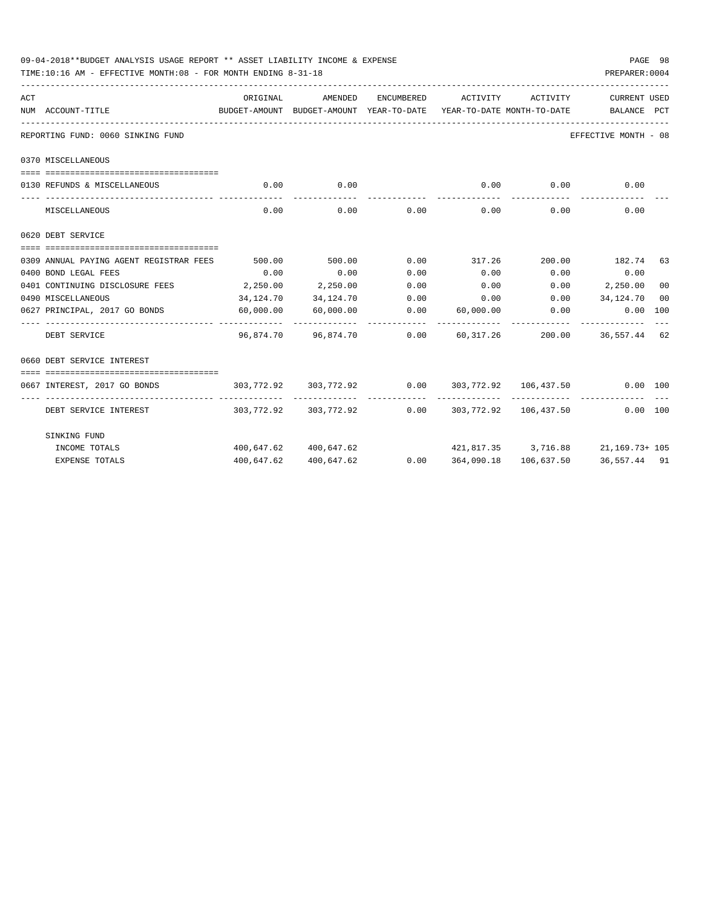09-04-2018**BUDGET ANALYSIS USAGE REPORT ** ASSET LIABILITY INCOME & EXPENSE

TIME:10:16 AM - EFFECTIVE MONTH:08 - FOR MONTH ENDING 8-31-18

PREPARER:0004

| ACT NUM | ACCOUNT-TITLE | ORIGINAL BUDGET-AMOUNT | AMENDED BUDGET-AMOUNT | ENCUMBERED YEAR-TO-DATE | ACTIVITY YEAR-TO-DATE | ACTIVITY MONTH-TO-DATE | CURRENT BALANCE | USED PCT |
|---|---|---|---|---|---|---|---|---|
| | **REPORTING FUND: 0060 SINKING FUND** | | | | | | EFFECTIVE MONTH - 08 | |
| | **0370 MISCELLANEOUS** | | | | | | | |
| 0130 | REFUNDS & MISCELLANEOUS | 0.00 | 0.00 | | 0.00 | 0.00 | 0.00 | |
| | MISCELLANEOUS | 0.00 | 0.00 | 0.00 | 0.00 | 0.00 | 0.00 | |
| | **0620 DEBT SERVICE** | | | | | | | |
| 0309 | ANNUAL PAYING AGENT REGISTRAR FEES | 500.00 | 500.00 | 0.00 | 317.26 | 200.00 | 182.74 | 63 |
| 0400 | BOND LEGAL FEES | 0.00 | 0.00 | 0.00 | 0.00 | 0.00 | 0.00 | |
| 0401 | CONTINUING DISCLOSURE FEES | 2,250.00 | 2,250.00 | 0.00 | 0.00 | 0.00 | 2,250.00 | 00 |
| 0490 | MISCELLANEOUS | 34,124.70 | 34,124.70 | 0.00 | 0.00 | 0.00 | 34,124.70 | 00 |
| 0627 | PRINCIPAL, 2017 GO BONDS | 60,000.00 | 60,000.00 | 0.00 | 60,000.00 | 0.00 | 0.00 | 100 |
| | DEBT SERVICE | 96,874.70 | 96,874.70 | 0.00 | 60,317.26 | 200.00 | 36,557.44 | 62 |
| | **0660 DEBT SERVICE INTEREST** | | | | | | | |
| 0667 | INTEREST, 2017 GO BONDS | 303,772.92 | 303,772.92 | 0.00 | 303,772.92 | 106,437.50 | 0.00 | 100 |
| | DEBT SERVICE INTEREST | 303,772.92 | 303,772.92 | 0.00 | 303,772.92 | 106,437.50 | 0.00 | 100 |
| | **SINKING FUND** | | | | | | | |
| | INCOME TOTALS | 400,647.62 | 400,647.62 | | 421,817.35 | 3,716.88 | 21,169.73+ | 105 |
| | EXPENSE TOTALS | 400,647.62 | 400,647.62 | 0.00 | 364,090.18 | 106,637.50 | 36,557.44 | 91 |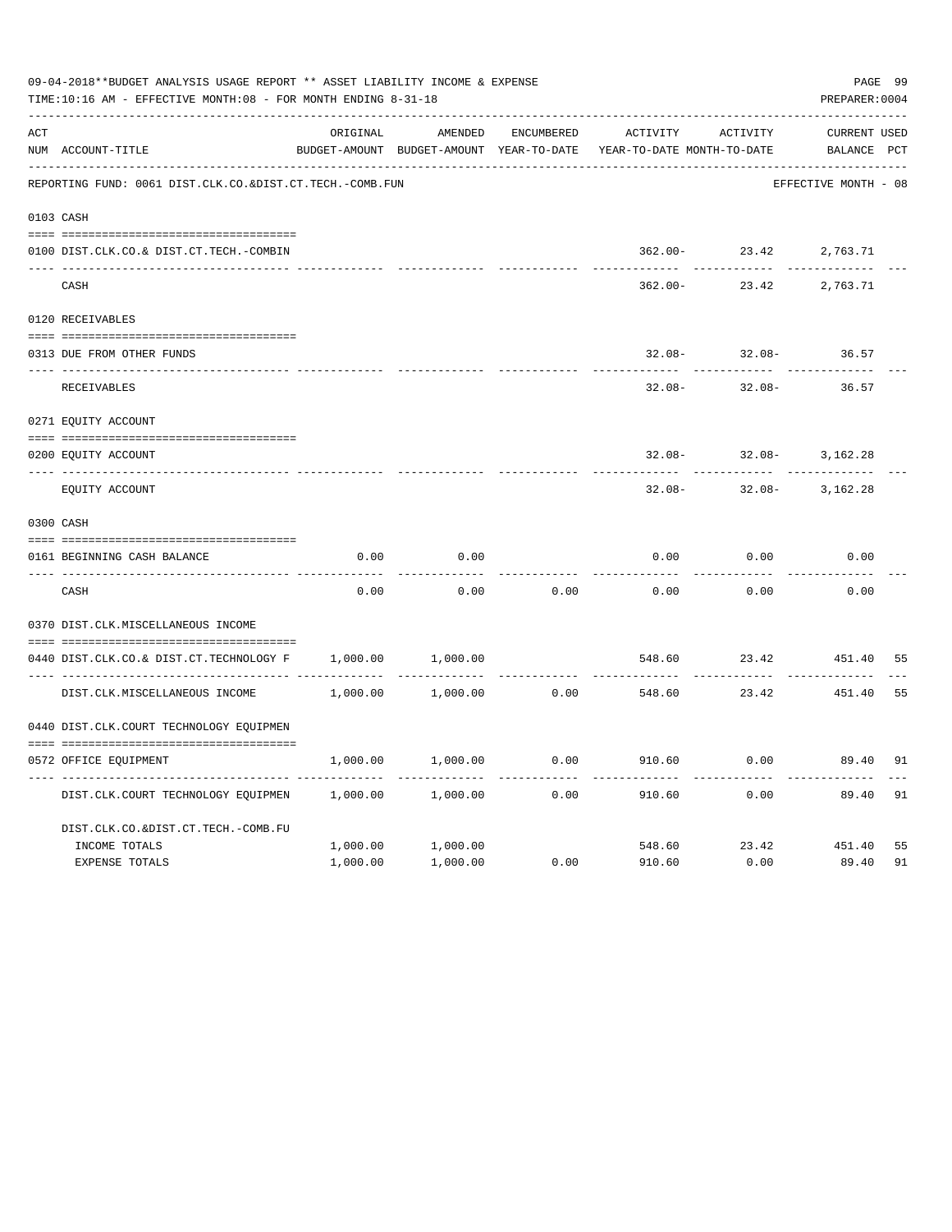09-04-2018**BUDGET ANALYSIS USAGE REPORT ** ASSET LIABILITY INCOME & EXPENSE

TIME:10:16 AM - EFFECTIVE MONTH:08 - FOR MONTH ENDING 8-31-18

PREPARER:0004

| ACT NUM | ACCOUNT-TITLE | ORIGINAL BUDGET-AMOUNT | AMENDED BUDGET-AMOUNT | ENCUMBERED YEAR-TO-DATE | ACTIVITY YEAR-TO-DATE | ACTIVITY MONTH-TO-DATE | CURRENT BALANCE | USED PCT |
|---|---|---|---|---|---|---|---|---|
| | REPORTING FUND: 0061 DIST.CLK.CO.&DIST.CT.TECH.-COMB.FUN | | | | | | EFFECTIVE MONTH - 08 | |
| 0103 | CASH | | | | | | | |
| 0100 | DIST.CLK.CO.& DIST.CT.TECH.-COMBIN | | | | 362.00- | 23.42 | 2,763.71 | |
| | CASH | | | | 362.00- | 23.42 | 2,763.71 | |
| 0120 | RECEIVABLES | | | | | | | |
| 0313 | DUE FROM OTHER FUNDS | | | | 32.08- | 32.08- | 36.57 | |
| | RECEIVABLES | | | | 32.08- | 32.08- | 36.57 | |
| 0271 | EQUITY ACCOUNT | | | | | | | |
| 0200 | EQUITY ACCOUNT | | | | 32.08- | 32.08- | 3,162.28 | |
| | EQUITY ACCOUNT | | | | 32.08- | 32.08- | 3,162.28 | |
| 0300 | CASH | | | | | | | |
| 0161 | BEGINNING CASH BALANCE | 0.00 | 0.00 | | 0.00 | 0.00 | 0.00 | |
| | CASH | 0.00 | 0.00 | 0.00 | 0.00 | 0.00 | 0.00 | |
| 0370 | DIST.CLK.MISCELLANEOUS INCOME | | | | | | | |
| 0440 | DIST.CLK.CO.& DIST.CT.TECHNOLOGY F | 1,000.00 | 1,000.00 | | 548.60 | 23.42 | 451.40 | 55 |
| | DIST.CLK.MISCELLANEOUS INCOME | 1,000.00 | 1,000.00 | 0.00 | 548.60 | 23.42 | 451.40 | 55 |
| 0440 | DIST.CLK.COURT TECHNOLOGY EQUIPMEN | | | | | | | |
| 0572 | OFFICE EQUIPMENT | 1,000.00 | 1,000.00 | 0.00 | 910.60 | 0.00 | 89.40 | 91 |
| | DIST.CLK.COURT TECHNOLOGY EQUIPMEN | 1,000.00 | 1,000.00 | 0.00 | 910.60 | 0.00 | 89.40 | 91 |
| | DIST.CLK.CO.&DIST.CT.TECH.-COMB.FU | | | | | | | |
| | INCOME TOTALS | 1,000.00 | 1,000.00 | | 548.60 | 23.42 | 451.40 | 55 |
| | EXPENSE TOTALS | 1,000.00 | 1,000.00 | 0.00 | 910.60 | 0.00 | 89.40 | 91 |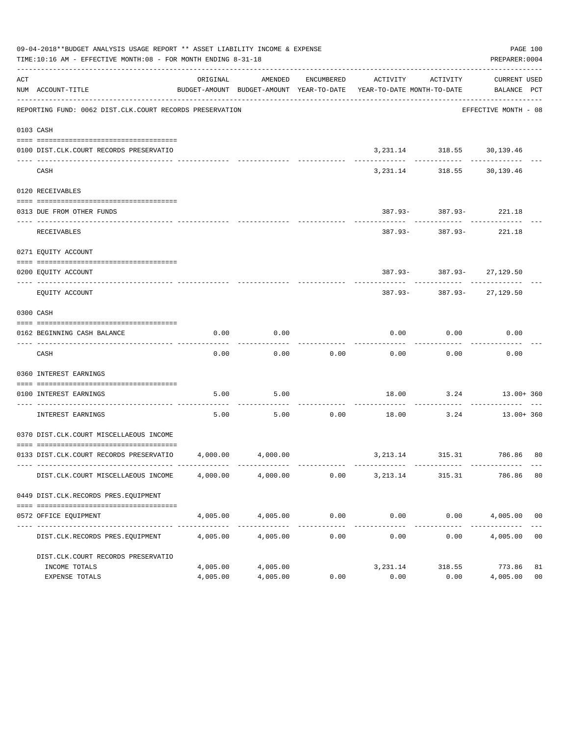09-04-2018**BUDGET ANALYSIS USAGE REPORT ** ASSET LIABILITY INCOME & EXPENSE

TIME:10:16 AM - EFFECTIVE MONTH:08 - FOR MONTH ENDING 8-31-18

PREPARER:0004

REPORTING FUND: 0062 DIST.CLK.COURT RECORDS PRESERVATION — EFFECTIVE MONTH - 08

| ACT NUM | ACCOUNT-TITLE | ORIGINAL BUDGET-AMOUNT | AMENDED BUDGET-AMOUNT | ENCUMBERED YEAR-TO-DATE | ACTIVITY YEAR-TO-DATE | ACTIVITY MONTH-TO-DATE | CURRENT BALANCE | USED PCT |
|---|---|---|---|---|---|---|---|---|
| 0103 | CASH | | | | | | | |
| 0100 | DIST.CLK.COURT RECORDS PRESERVATIO | | | | 3,231.14 | 318.55 | 30,139.46 | |
| | CASH | | | | 3,231.14 | 318.55 | 30,139.46 | |
| 0120 | RECEIVABLES | | | | | | | |
| 0313 | DUE FROM OTHER FUNDS | | | | 387.93- | 387.93- | 221.18 | |
| | RECEIVABLES | | | | 387.93- | 387.93- | 221.18 | |
| 0271 | EQUITY ACCOUNT | | | | | | | |
| 0200 | EQUITY ACCOUNT | | | | 387.93- | 387.93- | 27,129.50 | |
| | EQUITY ACCOUNT | | | | 387.93- | 387.93- | 27,129.50 | |
| 0300 | CASH | | | | | | | |
| 0162 | BEGINNING CASH BALANCE | 0.00 | 0.00 | | 0.00 | 0.00 | 0.00 | |
| | CASH | 0.00 | 0.00 | 0.00 | 0.00 | 0.00 | 0.00 | |
| 0360 | INTEREST EARNINGS | | | | | | | |
| 0100 | INTEREST EARNINGS | 5.00 | 5.00 | | 18.00 | 3.24 | 13.00+ | 360 |
| | INTEREST EARNINGS | 5.00 | 5.00 | 0.00 | 18.00 | 3.24 | 13.00+ | 360 |
| 0370 | DIST.CLK.COURT MISCELLAEOUS INCOME | | | | | | | |
| 0133 | DIST.CLK.COURT RECORDS PRESERVATIO | 4,000.00 | 4,000.00 | | 3,213.14 | 315.31 | 786.86 | 80 |
| | DIST.CLK.COURT MISCELLAEOUS INCOME | 4,000.00 | 4,000.00 | 0.00 | 3,213.14 | 315.31 | 786.86 | 80 |
| 0449 | DIST.CLK.RECORDS PRES.EQUIPMENT | | | | | | | |
| 0572 | OFFICE EQUIPMENT | 4,005.00 | 4,005.00 | 0.00 | 0.00 | 0.00 | 4,005.00 | 00 |
| | DIST.CLK.RECORDS PRES.EQUIPMENT | 4,005.00 | 4,005.00 | 0.00 | 0.00 | 0.00 | 4,005.00 | 00 |
| | DIST.CLK.COURT RECORDS PRESERVATIO | | | | | | | |
| | INCOME TOTALS | 4,005.00 | 4,005.00 | | 3,231.14 | 318.55 | 773.86 | 81 |
| | EXPENSE TOTALS | 4,005.00 | 4,005.00 | 0.00 | 0.00 | 0.00 | 4,005.00 | 00 |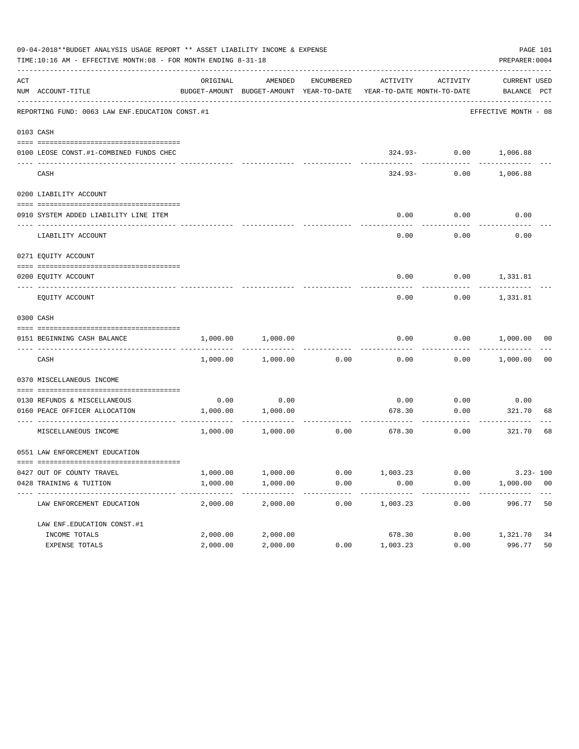09-04-2018**BUDGET ANALYSIS USAGE REPORT ** ASSET LIABILITY INCOME & EXPENSE
TIME:10:16 AM - EFFECTIVE MONTH:08 - FOR MONTH ENDING 8-31-18
PREPARER:0004

| ACT NUM | ACCOUNT-TITLE | ORIGINAL BUDGET-AMOUNT | AMENDED BUDGET-AMOUNT | ENCUMBERED YEAR-TO-DATE | ACTIVITY YEAR-TO-DATE | ACTIVITY MONTH-TO-DATE | CURRENT BALANCE | USED PCT |
|---|---|---|---|---|---|---|---|---|
| | REPORTING FUND: 0063 LAW ENF.EDUCATION CONST.#1 | | | | | | EFFECTIVE MONTH - 08 | |
| 0103 | CASH | | | | | | | |
| 0100 | LEOSE CONST.#1-COMBINED FUNDS CHEC | | | | 324.93- | 0.00 | 1,006.88 | |
| | CASH | | | | 324.93- | 0.00 | 1,006.88 | |
| 0200 | LIABILITY ACCOUNT | | | | | | | |
| 0910 | SYSTEM ADDED LIABILITY LINE ITEM | | | | 0.00 | 0.00 | 0.00 | |
| | LIABILITY ACCOUNT | | | | 0.00 | 0.00 | 0.00 | |
| 0271 | EQUITY ACCOUNT | | | | | | | |
| 0200 | EQUITY ACCOUNT | | | | 0.00 | 0.00 | 1,331.81 | |
| | EQUITY ACCOUNT | | | | 0.00 | 0.00 | 1,331.81 | |
| 0300 | CASH | | | | | | | |
| 0151 | BEGINNING CASH BALANCE | 1,000.00 | 1,000.00 | | 0.00 | 0.00 | 1,000.00 | 00 |
| | CASH | 1,000.00 | 1,000.00 | 0.00 | 0.00 | 0.00 | 1,000.00 | 00 |
| 0370 | MISCELLANEOUS INCOME | | | | | | | |
| 0130 | REFUNDS & MISCELLANEOUS | 0.00 | 0.00 | | 0.00 | 0.00 | 0.00 | |
| 0160 | PEACE OFFICER ALLOCATION | 1,000.00 | 1,000.00 | | 678.30 | 0.00 | 321.70 | 68 |
| | MISCELLANEOUS INCOME | 1,000.00 | 1,000.00 | 0.00 | 678.30 | 0.00 | 321.70 | 68 |
| 0551 | LAW ENFORCEMENT EDUCATION | | | | | | | |
| 0427 | OUT OF COUNTY TRAVEL | 1,000.00 | 1,000.00 | 0.00 | 1,003.23 | 0.00 | 3.23- | 100 |
| 0428 | TRAINING & TUITION | 1,000.00 | 1,000.00 | 0.00 | 0.00 | 0.00 | 1,000.00 | 00 |
| | LAW ENFORCEMENT EDUCATION | 2,000.00 | 2,000.00 | 0.00 | 1,003.23 | 0.00 | 996.77 | 50 |
| | LAW ENF.EDUCATION CONST.#1 | | | | | | | |
| | INCOME TOTALS | 2,000.00 | 2,000.00 | | 678.30 | 0.00 | 1,321.70 | 34 |
| | EXPENSE TOTALS | 2,000.00 | 2,000.00 | 0.00 | 1,003.23 | 0.00 | 996.77 | 50 |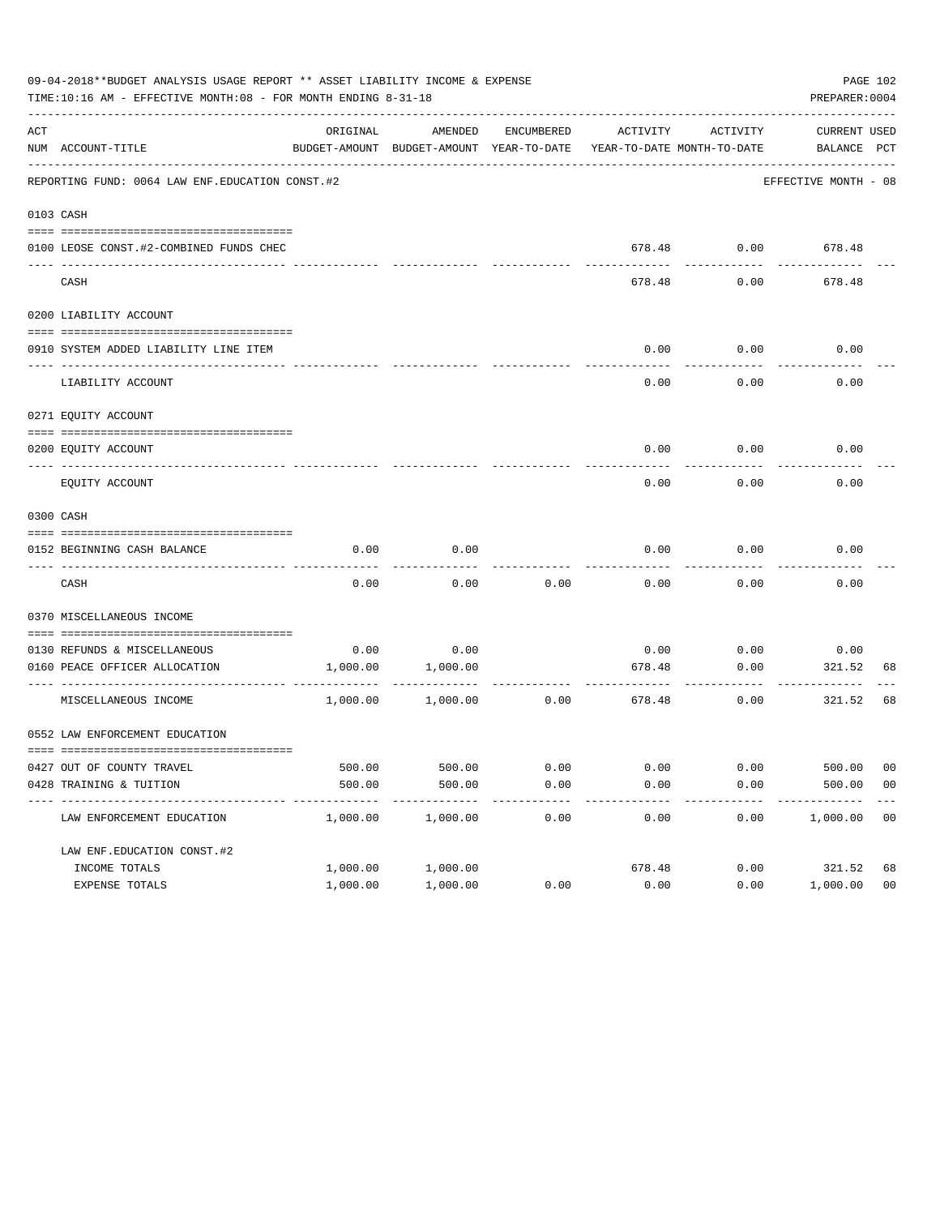09-04-2018**BUDGET ANALYSIS USAGE REPORT ** ASSET LIABILITY INCOME & EXPENSE

TIME:10:16 AM - EFFECTIVE MONTH:08 - FOR MONTH ENDING 8-31-18

PREPARER:0004

| ACT NUM | ACCOUNT-TITLE | ORIGINAL BUDGET-AMOUNT | AMENDED BUDGET-AMOUNT | ENCUMBERED YEAR-TO-DATE | ACTIVITY YEAR-TO-DATE | ACTIVITY MONTH-TO-DATE | CURRENT BALANCE | USED PCT |
|---|---|---|---|---|---|---|---|---|
| | REPORTING FUND: 0064 LAW ENF.EDUCATION CONST.#2 | | | | | | EFFECTIVE MONTH - 08 | |
| 0103 | CASH | | | | | | | |
| 0100 | LEOSE CONST.#2-COMBINED FUNDS CHEC | | | | 678.48 | 0.00 | 678.48 | |
| | CASH | | | | 678.48 | 0.00 | 678.48 | |
| 0200 | LIABILITY ACCOUNT | | | | | | | |
| 0910 | SYSTEM ADDED LIABILITY LINE ITEM | | | | 0.00 | 0.00 | 0.00 | |
| | LIABILITY ACCOUNT | | | | 0.00 | 0.00 | 0.00 | |
| 0271 | EQUITY ACCOUNT | | | | | | | |
| 0200 | EQUITY ACCOUNT | | | | 0.00 | 0.00 | 0.00 | |
| | EQUITY ACCOUNT | | | | 0.00 | 0.00 | 0.00 | |
| 0300 | CASH | | | | | | | |
| 0152 | BEGINNING CASH BALANCE | 0.00 | 0.00 | | 0.00 | 0.00 | 0.00 | |
| | CASH | 0.00 | 0.00 | 0.00 | 0.00 | 0.00 | 0.00 | |
| 0370 | MISCELLANEOUS INCOME | | | | | | | |
| 0130 | REFUNDS & MISCELLANEOUS | 0.00 | 0.00 | | 0.00 | 0.00 | 0.00 | |
| 0160 | PEACE OFFICER ALLOCATION | 1,000.00 | 1,000.00 | | 678.48 | 0.00 | 321.52 | 68 |
| | MISCELLANEOUS INCOME | 1,000.00 | 1,000.00 | 0.00 | 678.48 | 0.00 | 321.52 | 68 |
| 0552 | LAW ENFORCEMENT EDUCATION | | | | | | | |
| 0427 | OUT OF COUNTY TRAVEL | 500.00 | 500.00 | 0.00 | 0.00 | 0.00 | 500.00 | 00 |
| 0428 | TRAINING & TUITION | 500.00 | 500.00 | 0.00 | 0.00 | 0.00 | 500.00 | 00 |
| | LAW ENFORCEMENT EDUCATION | 1,000.00 | 1,000.00 | 0.00 | 0.00 | 0.00 | 1,000.00 | 00 |
| | LAW ENF.EDUCATION CONST.#2 | | | | | | | |
| | INCOME TOTALS | 1,000.00 | 1,000.00 | | 678.48 | 0.00 | 321.52 | 68 |
| | EXPENSE TOTALS | 1,000.00 | 1,000.00 | 0.00 | 0.00 | 0.00 | 1,000.00 | 00 |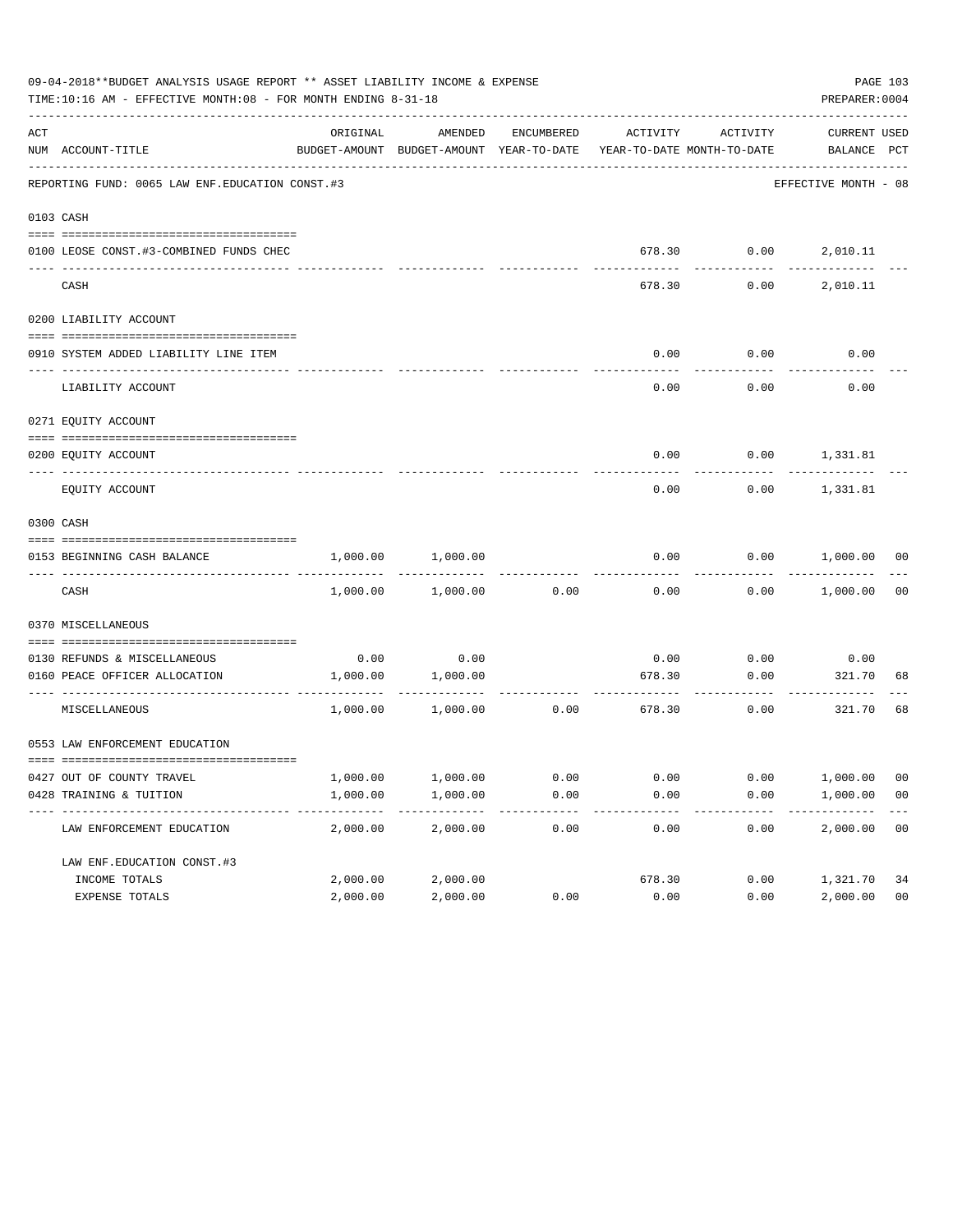09-04-2018**BUDGET ANALYSIS USAGE REPORT ** ASSET LIABILITY INCOME & EXPENSE

TIME:10:16 AM - EFFECTIVE MONTH:08 - FOR MONTH ENDING 8-31-18

PREPARER:0004

| ACT NUM | ACCOUNT-TITLE | ORIGINAL BUDGET-AMOUNT | AMENDED BUDGET-AMOUNT | ENCUMBERED YEAR-TO-DATE | ACTIVITY YEAR-TO-DATE | ACTIVITY MONTH-TO-DATE | CURRENT BALANCE | USED PCT |
|---|---|---|---|---|---|---|---|---|
| | REPORTING FUND: 0065 LAW ENF.EDUCATION CONST.#3 | | | | | | EFFECTIVE MONTH - 08 | |
| 0103 | CASH | | | | | | | |
| 0100 | LEOSE CONST.#3-COMBINED FUNDS CHEC | | | | 678.30 | 0.00 | 2,010.11 | |
| | CASH | | | | 678.30 | 0.00 | 2,010.11 | |
| 0200 | LIABILITY ACCOUNT | | | | | | | |
| 0910 | SYSTEM ADDED LIABILITY LINE ITEM | | | | 0.00 | 0.00 | 0.00 | |
| | LIABILITY ACCOUNT | | | | 0.00 | 0.00 | 0.00 | |
| 0271 | EQUITY ACCOUNT | | | | | | | |
| 0200 | EQUITY ACCOUNT | | | | 0.00 | 0.00 | 1,331.81 | |
| | EQUITY ACCOUNT | | | | 0.00 | 0.00 | 1,331.81 | |
| 0300 | CASH | | | | | | | |
| 0153 | BEGINNING CASH BALANCE | 1,000.00 | 1,000.00 | | 0.00 | 0.00 | 1,000.00 | 00 |
| | CASH | 1,000.00 | 1,000.00 | 0.00 | 0.00 | 0.00 | 1,000.00 | 00 |
| 0370 | MISCELLANEOUS | | | | | | | |
| 0130 | REFUNDS & MISCELLANEOUS | 0.00 | 0.00 | | 0.00 | 0.00 | 0.00 | |
| 0160 | PEACE OFFICER ALLOCATION | 1,000.00 | 1,000.00 | | 678.30 | 0.00 | 321.70 | 68 |
| | MISCELLANEOUS | 1,000.00 | 1,000.00 | 0.00 | 678.30 | 0.00 | 321.70 | 68 |
| 0553 | LAW ENFORCEMENT EDUCATION | | | | | | | |
| 0427 | OUT OF COUNTY TRAVEL | 1,000.00 | 1,000.00 | 0.00 | 0.00 | 0.00 | 1,000.00 | 00 |
| 0428 | TRAINING & TUITION | 1,000.00 | 1,000.00 | 0.00 | 0.00 | 0.00 | 1,000.00 | 00 |
| | LAW ENFORCEMENT EDUCATION | 2,000.00 | 2,000.00 | 0.00 | 0.00 | 0.00 | 2,000.00 | 00 |
| | LAW ENF.EDUCATION CONST.#3 | | | | | | | |
| | INCOME TOTALS | 2,000.00 | 2,000.00 | | 678.30 | 0.00 | 1,321.70 | 34 |
| | EXPENSE TOTALS | 2,000.00 | 2,000.00 | 0.00 | 0.00 | 0.00 | 2,000.00 | 00 |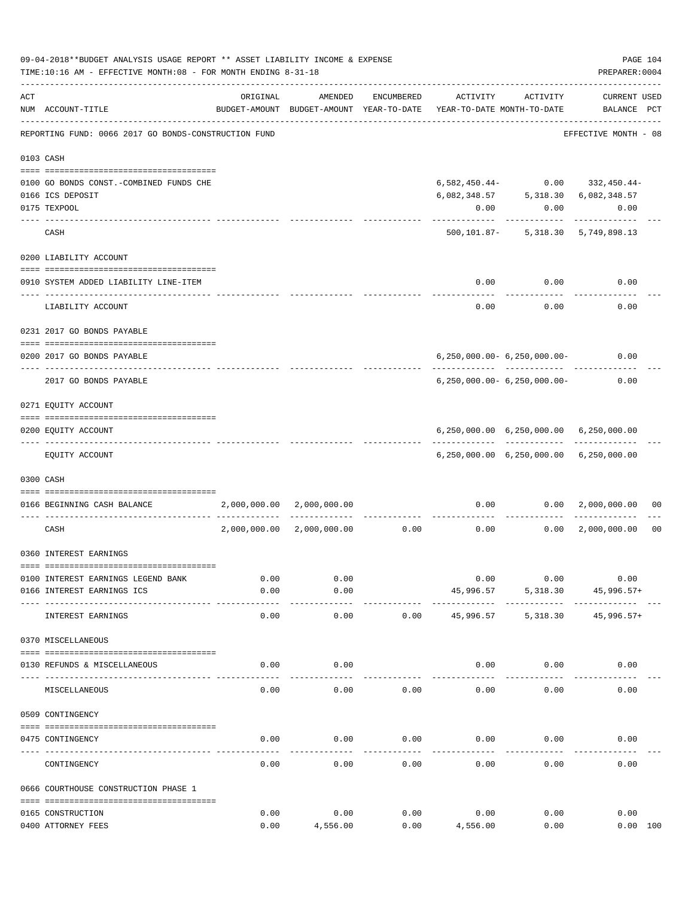09-04-2018**BUDGET ANALYSIS USAGE REPORT ** ASSET LIABILITY INCOME & EXPENSE

TIME:10:16 AM - EFFECTIVE MONTH:08 - FOR MONTH ENDING 8-31-18

PREPARER:0004

REPORTING FUND: 0066 2017 GO BONDS-CONSTRUCTION FUND — EFFECTIVE MONTH - 08

| ACT NUM | ACCOUNT-TITLE | ORIGINAL BUDGET-AMOUNT | AMENDED BUDGET-AMOUNT | ENCUMBERED YEAR-TO-DATE | ACTIVITY YEAR-TO-DATE | ACTIVITY MONTH-TO-DATE | CURRENT BALANCE | USED PCT |
|---|---|---|---|---|---|---|---|---|
| **0103** | **CASH** | | | | | | | |
| 0100 | GO BONDS CONST.-COMBINED FUNDS CHE | | | | 6,582,450.44- | 0.00 | 332,450.44- | |
| 0166 | ICS DEPOSIT | | | | 6,082,348.57 | 5,318.30 | 6,082,348.57 | |
| 0175 | TEXPOOL | | | | 0.00 | 0.00 | 0.00 | |
| | CASH | | | | 500,101.87- | 5,318.30 | 5,749,898.13 | |
| **0200** | **LIABILITY ACCOUNT** | | | | | | | |
| 0910 | SYSTEM ADDED LIABILITY LINE-ITEM | | | | 0.00 | 0.00 | 0.00 | |
| | LIABILITY ACCOUNT | | | | 0.00 | 0.00 | 0.00 | |
| **0231** | **2017 GO BONDS PAYABLE** | | | | | | | |
| 0200 | 2017 GO BONDS PAYABLE | | | | 6,250,000.00- | 6,250,000.00- | 0.00 | |
| | 2017 GO BONDS PAYABLE | | | | 6,250,000.00- | 6,250,000.00- | 0.00 | |
| **0271** | **EQUITY ACCOUNT** | | | | | | | |
| 0200 | EQUITY ACCOUNT | | | | 6,250,000.00 | 6,250,000.00 | 6,250,000.00 | |
| | EQUITY ACCOUNT | | | | 6,250,000.00 | 6,250,000.00 | 6,250,000.00 | |
| **0300** | **CASH** | | | | | | | |
| 0166 | BEGINNING CASH BALANCE | 2,000,000.00 | 2,000,000.00 | | 0.00 | 0.00 | 2,000,000.00 | 00 |
| | CASH | 2,000,000.00 | 2,000,000.00 | 0.00 | 0.00 | 0.00 | 2,000,000.00 | 00 |
| **0360** | **INTEREST EARNINGS** | | | | | | | |
| 0100 | INTEREST EARNINGS LEGEND BANK | 0.00 | 0.00 | | 0.00 | 0.00 | 0.00 | |
| 0166 | INTEREST EARNINGS ICS | 0.00 | 0.00 | | 45,996.57 | 5,318.30 | 45,996.57+ | |
| | INTEREST EARNINGS | 0.00 | 0.00 | 0.00 | 45,996.57 | 5,318.30 | 45,996.57+ | |
| **0370** | **MISCELLANEOUS** | | | | | | | |
| 0130 | REFUNDS & MISCELLANEOUS | 0.00 | 0.00 | | 0.00 | 0.00 | 0.00 | |
| | MISCELLANEOUS | 0.00 | 0.00 | 0.00 | 0.00 | 0.00 | 0.00 | |
| **0509** | **CONTINGENCY** | | | | | | | |
| 0475 | CONTINGENCY | 0.00 | 0.00 | 0.00 | 0.00 | 0.00 | 0.00 | |
| | CONTINGENCY | 0.00 | 0.00 | 0.00 | 0.00 | 0.00 | 0.00 | |
| **0666** | **COURTHOUSE CONSTRUCTION PHASE 1** | | | | | | | |
| 0165 | CONSTRUCTION | 0.00 | 0.00 | 0.00 | 0.00 | 0.00 | 0.00 | |
| 0400 | ATTORNEY FEES | 0.00 | 4,556.00 | 0.00 | 4,556.00 | 0.00 | 0.00 | 100 |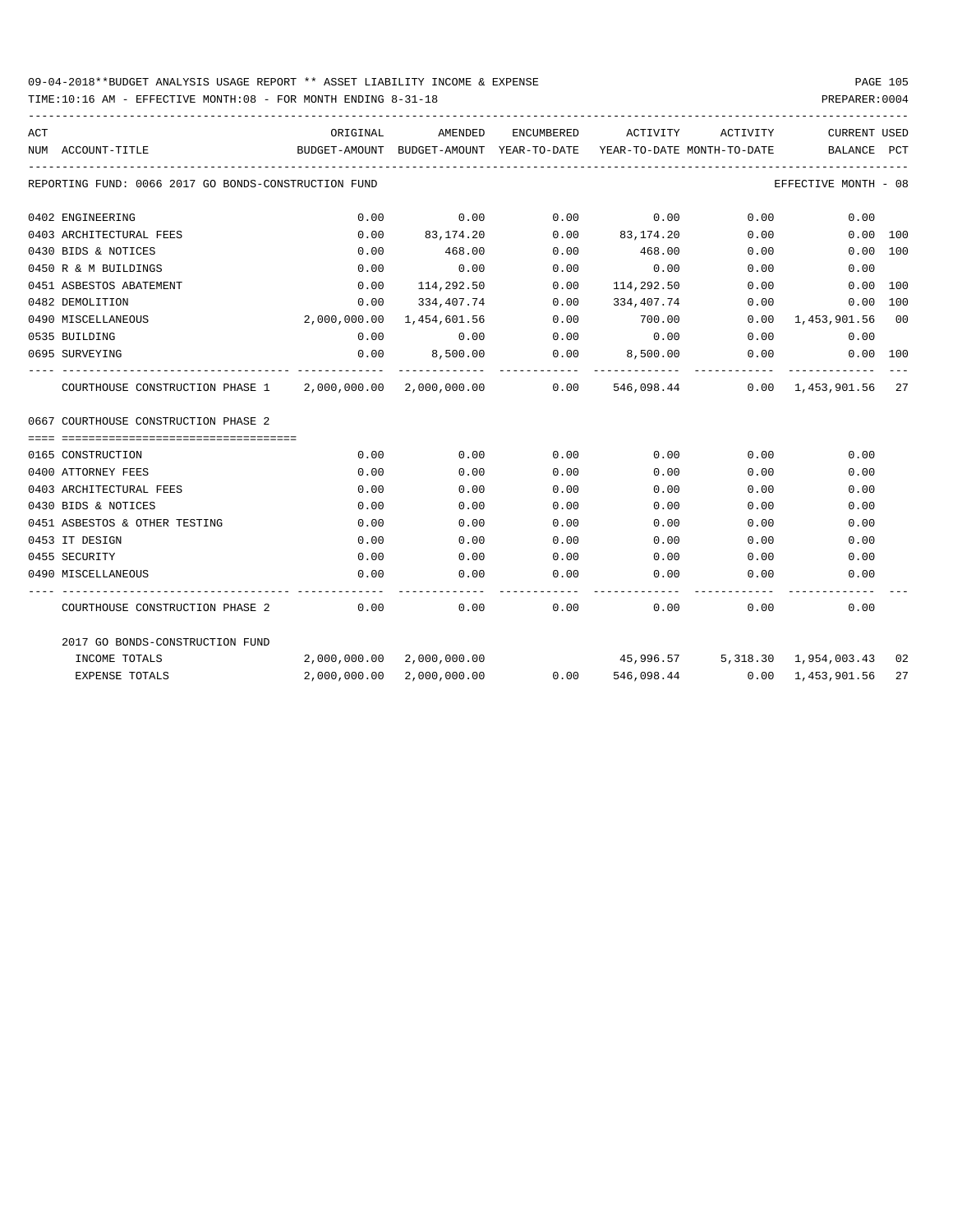09-04-2018**BUDGET ANALYSIS USAGE REPORT ** ASSET LIABILITY INCOME & EXPENSE

TIME:10:16 AM - EFFECTIVE MONTH:08 - FOR MONTH ENDING 8-31-18

PREPARER:0004

REPORTING FUND: 0066 2017 GO BONDS-CONSTRUCTION FUND — EFFECTIVE MONTH - 08

| ACT NUM | ACCOUNT-TITLE | ORIGINAL BUDGET-AMOUNT | AMENDED BUDGET-AMOUNT | ENCUMBERED YEAR-TO-DATE | ACTIVITY YEAR-TO-DATE | ACTIVITY MONTH-TO-DATE | CURRENT BALANCE | USED PCT |
|---|---|---|---|---|---|---|---|---|
| 0402 | ENGINEERING | 0.00 | 0.00 | 0.00 | 0.00 | 0.00 | 0.00 | |
| 0403 | ARCHITECTURAL FEES | 0.00 | 83,174.20 | 0.00 | 83,174.20 | 0.00 | 0.00 | 100 |
| 0430 | BIDS & NOTICES | 0.00 | 468.00 | 0.00 | 468.00 | 0.00 | 0.00 | 100 |
| 0450 | R & M BUILDINGS | 0.00 | 0.00 | 0.00 | 0.00 | 0.00 | 0.00 | |
| 0451 | ASBESTOS ABATEMENT | 0.00 | 114,292.50 | 0.00 | 114,292.50 | 0.00 | 0.00 | 100 |
| 0482 | DEMOLITION | 0.00 | 334,407.74 | 0.00 | 334,407.74 | 0.00 | 0.00 | 100 |
| 0490 | MISCELLANEOUS | 2,000,000.00 | 1,454,601.56 | 0.00 | 700.00 | 0.00 | 1,453,901.56 | 00 |
| 0535 | BUILDING | 0.00 | 0.00 | 0.00 | 0.00 | 0.00 | 0.00 | |
| 0695 | SURVEYING | 0.00 | 8,500.00 | 0.00 | 8,500.00 | 0.00 | 0.00 | 100 |
| | COURTHOUSE CONSTRUCTION PHASE 1 | 2,000,000.00 | 2,000,000.00 | 0.00 | 546,098.44 | 0.00 | 1,453,901.56 | 27 |
| | **0667 COURTHOUSE CONSTRUCTION PHASE 2** | | | | | | | |
| 0165 | CONSTRUCTION | 0.00 | 0.00 | 0.00 | 0.00 | 0.00 | 0.00 | |
| 0400 | ATTORNEY FEES | 0.00 | 0.00 | 0.00 | 0.00 | 0.00 | 0.00 | |
| 0403 | ARCHITECTURAL FEES | 0.00 | 0.00 | 0.00 | 0.00 | 0.00 | 0.00 | |
| 0430 | BIDS & NOTICES | 0.00 | 0.00 | 0.00 | 0.00 | 0.00 | 0.00 | |
| 0451 | ASBESTOS & OTHER TESTING | 0.00 | 0.00 | 0.00 | 0.00 | 0.00 | 0.00 | |
| 0453 | IT DESIGN | 0.00 | 0.00 | 0.00 | 0.00 | 0.00 | 0.00 | |
| 0455 | SECURITY | 0.00 | 0.00 | 0.00 | 0.00 | 0.00 | 0.00 | |
| 0490 | MISCELLANEOUS | 0.00 | 0.00 | 0.00 | 0.00 | 0.00 | 0.00 | |
| | COURTHOUSE CONSTRUCTION PHASE 2 | 0.00 | 0.00 | 0.00 | 0.00 | 0.00 | 0.00 | |
| | **2017 GO BONDS-CONSTRUCTION FUND** | | | | | | | |
| | INCOME TOTALS | 2,000,000.00 | 2,000,000.00 | | 45,996.57 | 5,318.30 | 1,954,003.43 | 02 |
| | EXPENSE TOTALS | 2,000,000.00 | 2,000,000.00 | 0.00 | 546,098.44 | 0.00 | 1,453,901.56 | 27 |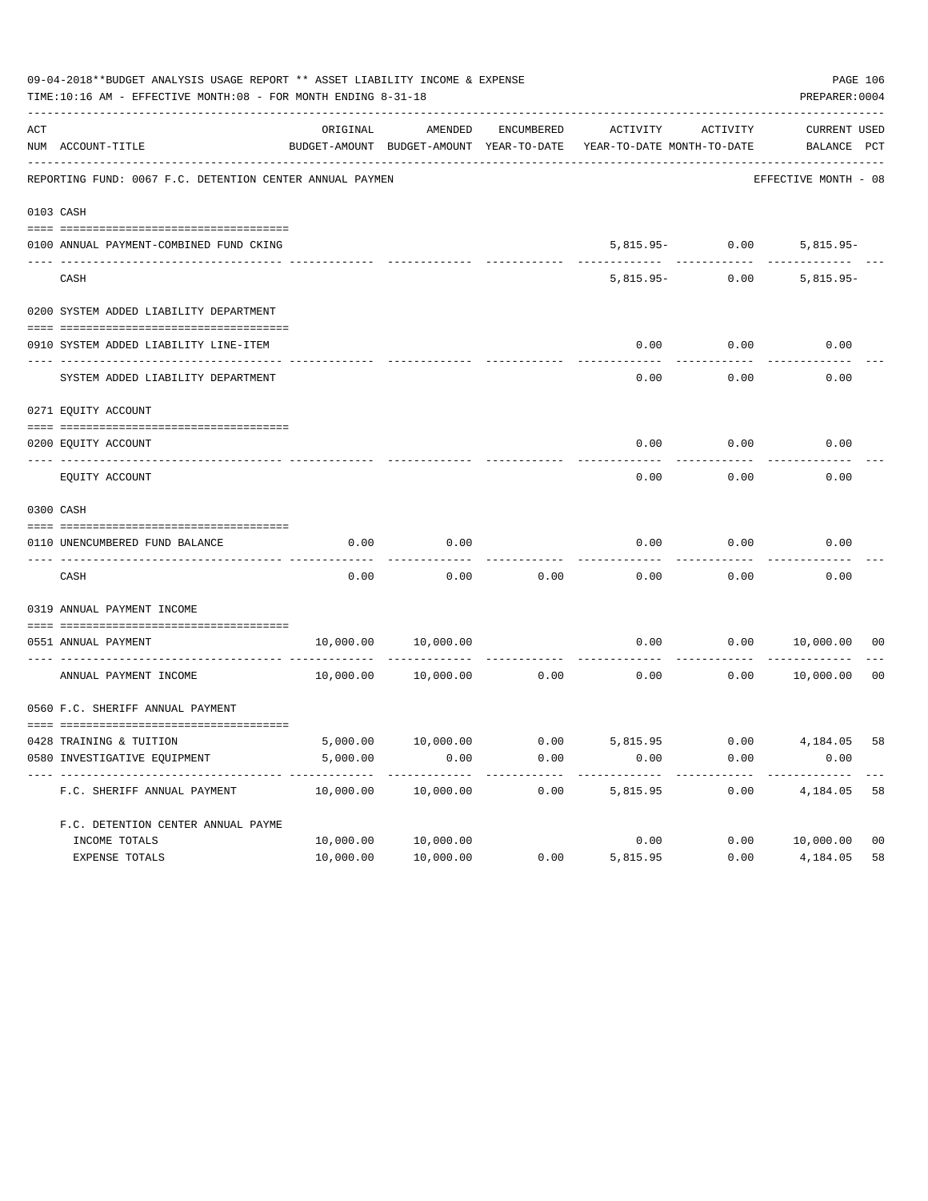09-04-2018**BUDGET ANALYSIS USAGE REPORT ** ASSET LIABILITY INCOME & EXPENSE

TIME:10:16 AM - EFFECTIVE MONTH:08 - FOR MONTH ENDING 8-31-18

PREPARER:0004

| ACT NUM | ACCOUNT-TITLE | ORIGINAL BUDGET-AMOUNT | AMENDED BUDGET-AMOUNT | ENCUMBERED YEAR-TO-DATE | ACTIVITY YEAR-TO-DATE | ACTIVITY MONTH-TO-DATE | CURRENT BALANCE | USED PCT |
|---|---|---|---|---|---|---|---|---|
| | **REPORTING FUND: 0067 F.C. DETENTION CENTER ANNUAL PAYMEN** | | | | | | EFFECTIVE MONTH - 08 | |
| | **0103 CASH** | | | | | | | |
| 0100 | ANNUAL PAYMENT-COMBINED FUND CKING | | | | 5,815.95- | 0.00 | 5,815.95- | |
| | CASH | | | | 5,815.95- | 0.00 | 5,815.95- | |
| | **0200 SYSTEM ADDED LIABILITY DEPARTMENT** | | | | | | | |
| 0910 | SYSTEM ADDED LIABILITY LINE-ITEM | | | | 0.00 | 0.00 | 0.00 | |
| | SYSTEM ADDED LIABILITY DEPARTMENT | | | | 0.00 | 0.00 | 0.00 | |
| | **0271 EQUITY ACCOUNT** | | | | | | | |
| 0200 | EQUITY ACCOUNT | | | | 0.00 | 0.00 | 0.00 | |
| | EQUITY ACCOUNT | | | | 0.00 | 0.00 | 0.00 | |
| | **0300 CASH** | | | | | | | |
| 0110 | UNENCUMBERED FUND BALANCE | 0.00 | 0.00 | | 0.00 | 0.00 | 0.00 | |
| | CASH | 0.00 | 0.00 | 0.00 | 0.00 | 0.00 | 0.00 | |
| | **0319 ANNUAL PAYMENT INCOME** | | | | | | | |
| 0551 | ANNUAL PAYMENT | 10,000.00 | 10,000.00 | | 0.00 | 0.00 | 10,000.00 | 00 |
| | ANNUAL PAYMENT INCOME | 10,000.00 | 10,000.00 | 0.00 | 0.00 | 0.00 | 10,000.00 | 00 |
| | **0560 F.C. SHERIFF ANNUAL PAYMENT** | | | | | | | |
| 0428 | TRAINING & TUITION | 5,000.00 | 10,000.00 | 0.00 | 5,815.95 | 0.00 | 4,184.05 | 58 |
| 0580 | INVESTIGATIVE EQUIPMENT | 5,000.00 | 0.00 | 0.00 | 0.00 | 0.00 | 0.00 | |
| | F.C. SHERIFF ANNUAL PAYMENT | 10,000.00 | 10,000.00 | 0.00 | 5,815.95 | 0.00 | 4,184.05 | 58 |
| | F.C. DETENTION CENTER ANNUAL PAYME | | | | | | | |
| | INCOME TOTALS | 10,000.00 | 10,000.00 | | 0.00 | 0.00 | 10,000.00 | 00 |
| | EXPENSE TOTALS | 10,000.00 | 10,000.00 | 0.00 | 5,815.95 | 0.00 | 4,184.05 | 58 |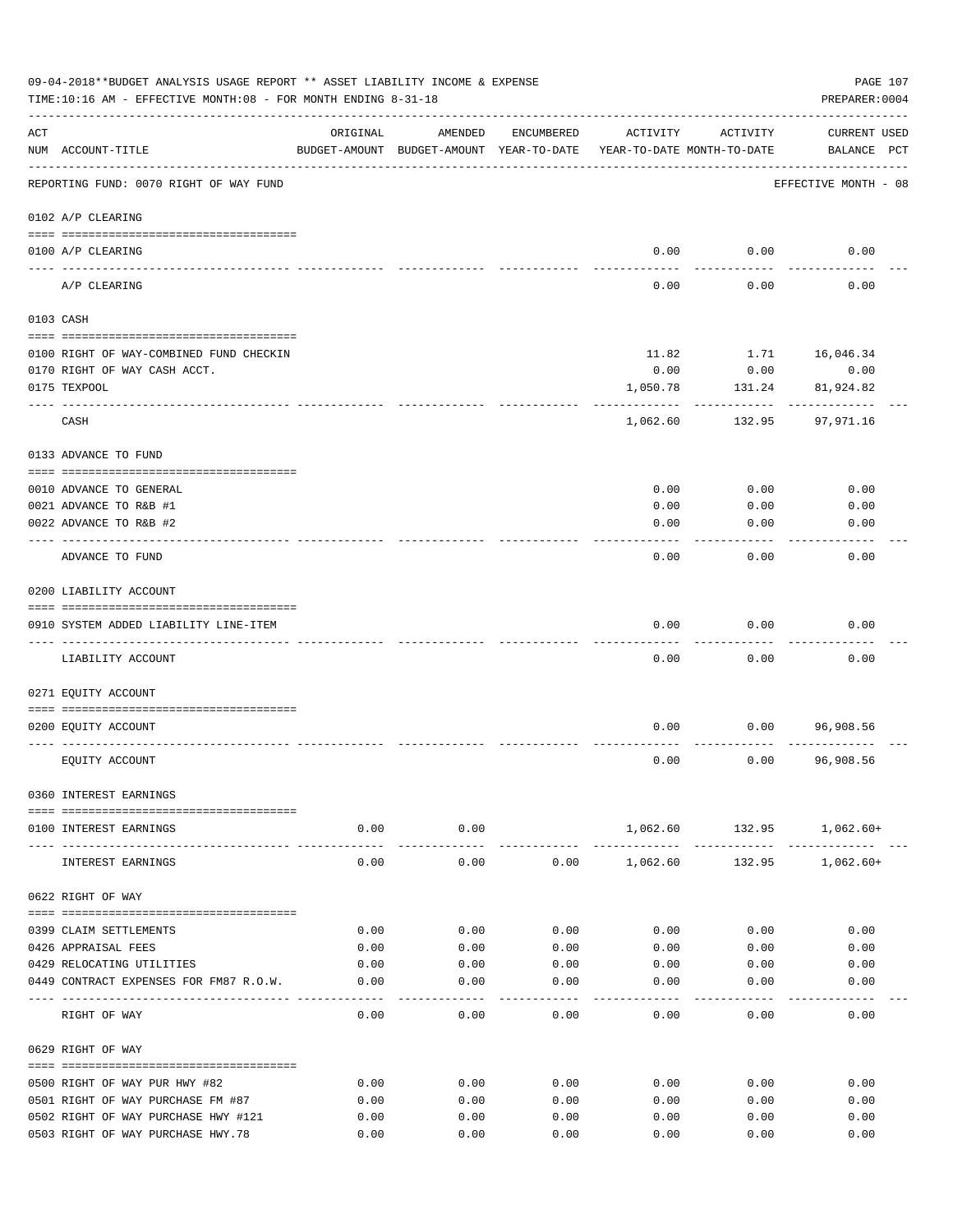09-04-2018**BUDGET ANALYSIS USAGE REPORT ** ASSET LIABILITY INCOME & EXPENSE

TIME:10:16 AM - EFFECTIVE MONTH:08 - FOR MONTH ENDING 8-31-18

PREPARER:0004

| ACT NUM | ACCOUNT-TITLE | ORIGINAL BUDGET-AMOUNT | AMENDED BUDGET-AMOUNT | ENCUMBERED YEAR-TO-DATE | ACTIVITY YEAR-TO-DATE | ACTIVITY MONTH-TO-DATE | CURRENT BALANCE | USED PCT |
|---|---|---|---|---|---|---|---|---|
| | REPORTING FUND: 0070 RIGHT OF WAY FUND | | | | | | EFFECTIVE MONTH - 08 | |
| 0102 | A/P CLEARING | | | | | | | |
| 0100 | A/P CLEARING | | | | 0.00 | 0.00 | 0.00 | |
| | A/P CLEARING | | | | 0.00 | 0.00 | 0.00 | |
| 0103 | CASH | | | | | | | |
| 0100 | RIGHT OF WAY-COMBINED FUND CHECKIN | | | | 11.82 | 1.71 | 16,046.34 | |
| 0170 | RIGHT OF WAY CASH ACCT. | | | | 0.00 | 0.00 | 0.00 | |
| 0175 | TEXPOOL | | | | 1,050.78 | 131.24 | 81,924.82 | |
| | CASH | | | | 1,062.60 | 132.95 | 97,971.16 | |
| 0133 | ADVANCE TO FUND | | | | | | | |
| 0010 | ADVANCE TO GENERAL | | | | 0.00 | 0.00 | 0.00 | |
| 0021 | ADVANCE TO R&B #1 | | | | 0.00 | 0.00 | 0.00 | |
| 0022 | ADVANCE TO R&B #2 | | | | 0.00 | 0.00 | 0.00 | |
| | ADVANCE TO FUND | | | | 0.00 | 0.00 | 0.00 | |
| 0200 | LIABILITY ACCOUNT | | | | | | | |
| 0910 | SYSTEM ADDED LIABILITY LINE-ITEM | | | | 0.00 | 0.00 | 0.00 | |
| | LIABILITY ACCOUNT | | | | 0.00 | 0.00 | 0.00 | |
| 0271 | EQUITY ACCOUNT | | | | | | | |
| 0200 | EQUITY ACCOUNT | | | | 0.00 | 0.00 | 96,908.56 | |
| | EQUITY ACCOUNT | | | | 0.00 | 0.00 | 96,908.56 | |
| 0360 | INTEREST EARNINGS | | | | | | | |
| 0100 | INTEREST EARNINGS | 0.00 | 0.00 | | 1,062.60 | 132.95 | 1,062.60+ | |
| | INTEREST EARNINGS | 0.00 | 0.00 | 0.00 | 1,062.60 | 132.95 | 1,062.60+ | |
| 0622 | RIGHT OF WAY | | | | | | | |
| 0399 | CLAIM SETTLEMENTS | 0.00 | 0.00 | 0.00 | 0.00 | 0.00 | 0.00 | |
| 0426 | APPRAISAL FEES | 0.00 | 0.00 | 0.00 | 0.00 | 0.00 | 0.00 | |
| 0429 | RELOCATING UTILITIES | 0.00 | 0.00 | 0.00 | 0.00 | 0.00 | 0.00 | |
| 0449 | CONTRACT EXPENSES FOR FM87 R.O.W. | 0.00 | 0.00 | 0.00 | 0.00 | 0.00 | 0.00 | |
| | RIGHT OF WAY | 0.00 | 0.00 | 0.00 | 0.00 | 0.00 | 0.00 | |
| 0629 | RIGHT OF WAY | | | | | | | |
| 0500 | RIGHT OF WAY PUR HWY #82 | 0.00 | 0.00 | 0.00 | 0.00 | 0.00 | 0.00 | |
| 0501 | RIGHT OF WAY PURCHASE FM #87 | 0.00 | 0.00 | 0.00 | 0.00 | 0.00 | 0.00 | |
| 0502 | RIGHT OF WAY PURCHASE HWY #121 | 0.00 | 0.00 | 0.00 | 0.00 | 0.00 | 0.00 | |
| 0503 | RIGHT OF WAY PURCHASE HWY.78 | 0.00 | 0.00 | 0.00 | 0.00 | 0.00 | 0.00 | |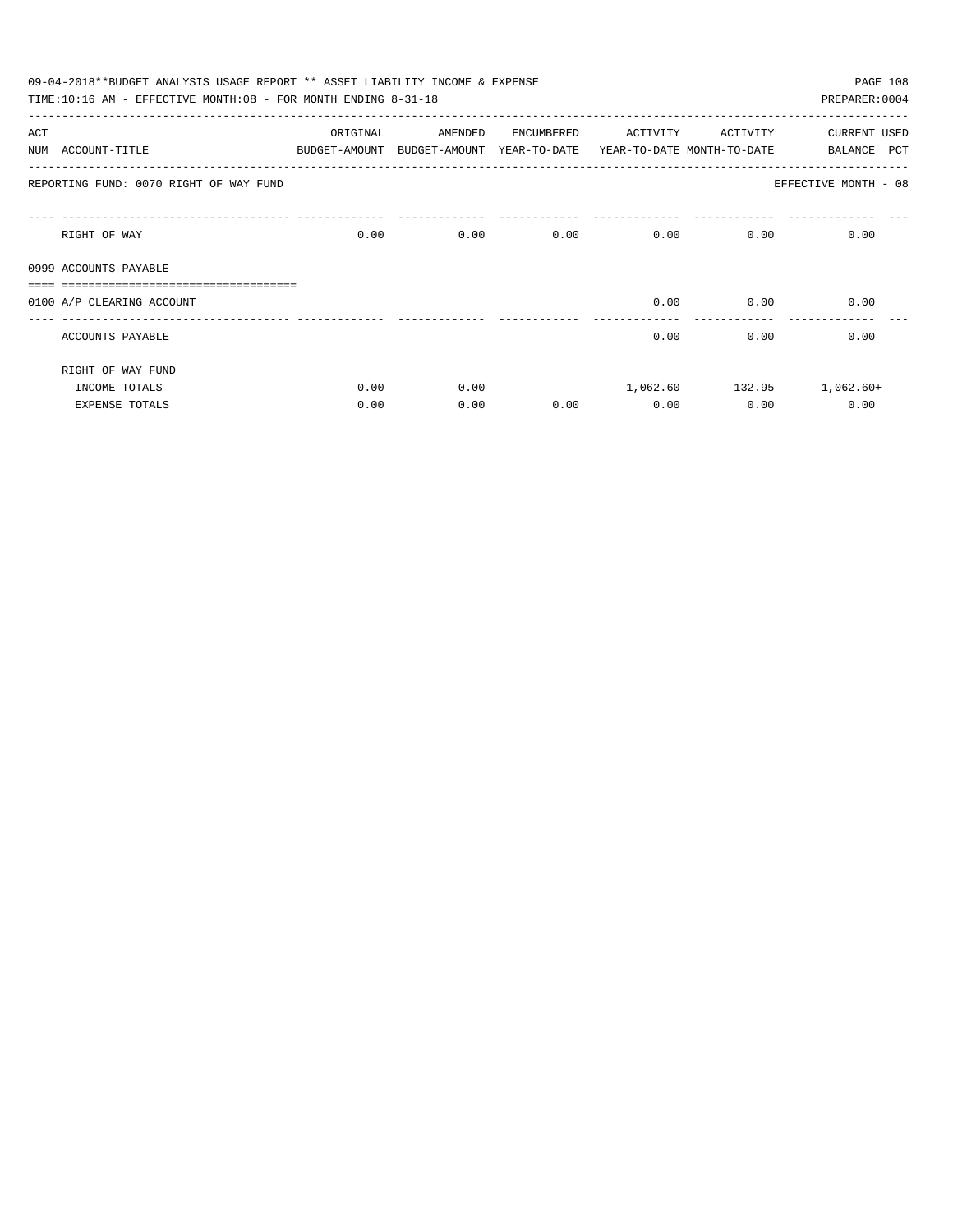09-04-2018**BUDGET ANALYSIS USAGE REPORT ** ASSET LIABILITY INCOME & EXPENSE

TIME:10:16 AM - EFFECTIVE MONTH:08 - FOR MONTH ENDING 8-31-18 PREPARER:0004

| ACT NUM ACCOUNT-TITLE | ORIGINAL BUDGET-AMOUNT | AMENDED BUDGET-AMOUNT | ENCUMBERED YEAR-TO-DATE | ACTIVITY YEAR-TO-DATE | ACTIVITY MONTH-TO-DATE | CURRENT BALANCE | USED PCT |
|---|---|---|---|---|---|---|---|
| REPORTING FUND: 0070 RIGHT OF WAY FUND | | | | | | EFFECTIVE MONTH - 08 | |
| RIGHT OF WAY | 0.00 | 0.00 | 0.00 | 0.00 | 0.00 | 0.00 | |
| 0999 ACCOUNTS PAYABLE | | | | | | | |
| 0100 A/P CLEARING ACCOUNT | | | | 0.00 | 0.00 | 0.00 | |
| ACCOUNTS PAYABLE | | | | 0.00 | 0.00 | 0.00 | |
| RIGHT OF WAY FUND | | | | | | | |
| INCOME TOTALS | 0.00 | 0.00 | | 1,062.60 | 132.95 | 1,062.60+ | |
| EXPENSE TOTALS | 0.00 | 0.00 | 0.00 | 0.00 | 0.00 | 0.00 | |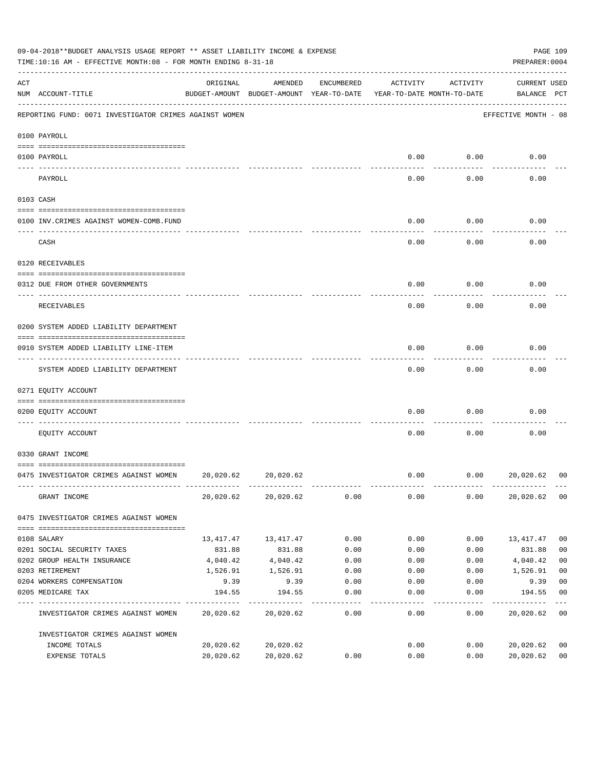09-04-2018**BUDGET ANALYSIS USAGE REPORT ** ASSET LIABILITY INCOME & EXPENSE

TIME:10:16 AM - EFFECTIVE MONTH:08 - FOR MONTH ENDING 8-31-18

PREPARER:0004

| ACT NUM | ACCOUNT-TITLE | ORIGINAL BUDGET-AMOUNT | AMENDED BUDGET-AMOUNT | ENCUMBERED YEAR-TO-DATE | ACTIVITY YEAR-TO-DATE | ACTIVITY MONTH-TO-DATE | CURRENT BALANCE | USED PCT |
|---|---|---|---|---|---|---|---|---|
| | REPORTING FUND: 0071 INVESTIGATOR CRIMES AGAINST WOMEN | | | | | | EFFECTIVE MONTH - 08 | |
| | 0100 PAYROLL | | | | | | | |
| 0100 | PAYROLL | | | | 0.00 | 0.00 | 0.00 | |
| | PAYROLL | | | | 0.00 | 0.00 | 0.00 | |
| | 0103 CASH | | | | | | | |
| 0100 | INV.CRIMES AGAINST WOMEN-COMB.FUND | | | | 0.00 | 0.00 | 0.00 | |
| | CASH | | | | 0.00 | 0.00 | 0.00 | |
| | 0120 RECEIVABLES | | | | | | | |
| 0312 | DUE FROM OTHER GOVERNMENTS | | | | 0.00 | 0.00 | 0.00 | |
| | RECEIVABLES | | | | 0.00 | 0.00 | 0.00 | |
| | 0200 SYSTEM ADDED LIABILITY DEPARTMENT | | | | | | | |
| 0910 | SYSTEM ADDED LIABILITY LINE-ITEM | | | | 0.00 | 0.00 | 0.00 | |
| | SYSTEM ADDED LIABILITY DEPARTMENT | | | | 0.00 | 0.00 | 0.00 | |
| | 0271 EQUITY ACCOUNT | | | | | | | |
| 0200 | EQUITY ACCOUNT | | | | 0.00 | 0.00 | 0.00 | |
| | EQUITY ACCOUNT | | | | 0.00 | 0.00 | 0.00 | |
| | 0330 GRANT INCOME | | | | | | | |
| 0475 | INVESTIGATOR CRIMES AGAINST WOMEN | 20,020.62 | 20,020.62 | | 0.00 | 0.00 | 20,020.62 | 00 |
| | GRANT INCOME | 20,020.62 | 20,020.62 | 0.00 | 0.00 | 0.00 | 20,020.62 | 00 |
| | 0475 INVESTIGATOR CRIMES AGAINST WOMEN | | | | | | | |
| 0108 | SALARY | 13,417.47 | 13,417.47 | 0.00 | 0.00 | 0.00 | 13,417.47 | 00 |
| 0201 | SOCIAL SECURITY TAXES | 831.88 | 831.88 | 0.00 | 0.00 | 0.00 | 831.88 | 00 |
| 0202 | GROUP HEALTH INSURANCE | 4,040.42 | 4,040.42 | 0.00 | 0.00 | 0.00 | 4,040.42 | 00 |
| 0203 | RETIREMENT | 1,526.91 | 1,526.91 | 0.00 | 0.00 | 0.00 | 1,526.91 | 00 |
| 0204 | WORKERS COMPENSATION | 9.39 | 9.39 | 0.00 | 0.00 | 0.00 | 9.39 | 00 |
| 0205 | MEDICARE TAX | 194.55 | 194.55 | 0.00 | 0.00 | 0.00 | 194.55 | 00 |
| | INVESTIGATOR CRIMES AGAINST WOMEN | 20,020.62 | 20,020.62 | 0.00 | 0.00 | 0.00 | 20,020.62 | 00 |
| | INVESTIGATOR CRIMES AGAINST WOMEN | | | | | | | |
| | INCOME TOTALS | 20,020.62 | 20,020.62 | | 0.00 | 0.00 | 20,020.62 | 00 |
| | EXPENSE TOTALS | 20,020.62 | 20,020.62 | 0.00 | 0.00 | 0.00 | 20,020.62 | 00 |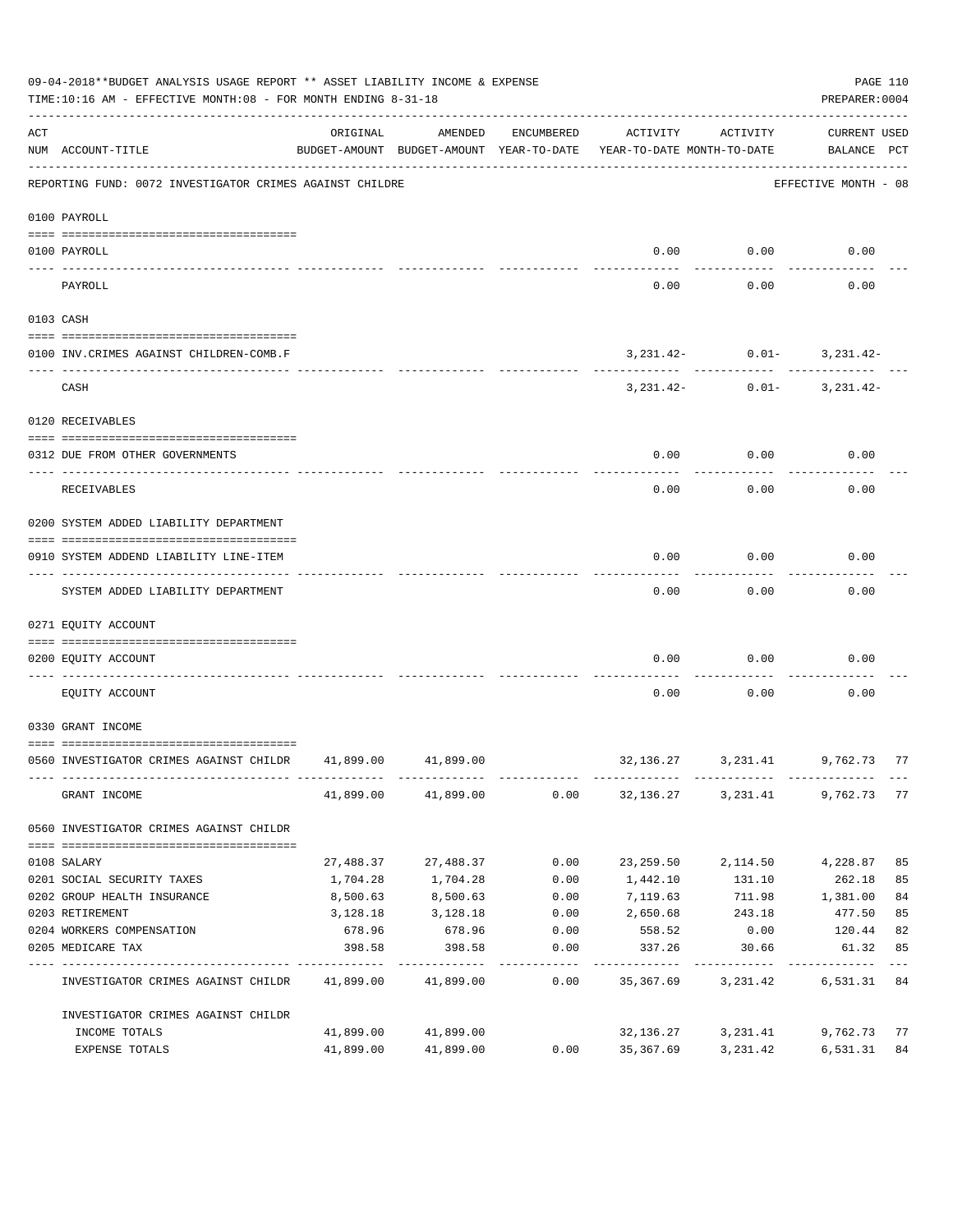09-04-2018**BUDGET ANALYSIS USAGE REPORT ** ASSET LIABILITY INCOME & EXPENSE

TIME:10:16 AM - EFFECTIVE MONTH:08 - FOR MONTH ENDING 8-31-18

PREPARER:0004

| ACT NUM | ACCOUNT-TITLE | ORIGINAL BUDGET-AMOUNT | AMENDED BUDGET-AMOUNT | ENCUMBERED YEAR-TO-DATE | ACTIVITY YEAR-TO-DATE | ACTIVITY MONTH-TO-DATE | CURRENT BALANCE | USED PCT |
|---|---|---|---|---|---|---|---|---|
| | REPORTING FUND: 0072 INVESTIGATOR CRIMES AGAINST CHILDRE | | | | | | EFFECTIVE MONTH - 08 | |
| | 0100 PAYROLL | | | | | | | |
| 0100 | PAYROLL | | | | 0.00 | 0.00 | 0.00 | |
| | PAYROLL | | | | 0.00 | 0.00 | 0.00 | |
| | 0103 CASH | | | | | | | |
| 0100 | INV.CRIMES AGAINST CHILDREN-COMB.F | | | | 3,231.42- | 0.01- | 3,231.42- | |
| | CASH | | | | 3,231.42- | 0.01- | 3,231.42- | |
| | 0120 RECEIVABLES | | | | | | | |
| 0312 | DUE FROM OTHER GOVERNMENTS | | | | 0.00 | 0.00 | 0.00 | |
| | RECEIVABLES | | | | 0.00 | 0.00 | 0.00 | |
| | 0200 SYSTEM ADDED LIABILITY DEPARTMENT | | | | | | | |
| 0910 | SYSTEM ADDEND LIABILITY LINE-ITEM | | | | 0.00 | 0.00 | 0.00 | |
| | SYSTEM ADDED LIABILITY DEPARTMENT | | | | 0.00 | 0.00 | 0.00 | |
| | 0271 EQUITY ACCOUNT | | | | | | | |
| 0200 | EQUITY ACCOUNT | | | | 0.00 | 0.00 | 0.00 | |
| | EQUITY ACCOUNT | | | | 0.00 | 0.00 | 0.00 | |
| | 0330 GRANT INCOME | | | | | | | |
| 0560 | INVESTIGATOR CRIMES AGAINST CHILDR | 41,899.00 | 41,899.00 | | 32,136.27 | 3,231.41 | 9,762.73 | 77 |
| | GRANT INCOME | 41,899.00 | 41,899.00 | 0.00 | 32,136.27 | 3,231.41 | 9,762.73 | 77 |
| | 0560 INVESTIGATOR CRIMES AGAINST CHILDR | | | | | | | |
| 0108 | SALARY | 27,488.37 | 27,488.37 | 0.00 | 23,259.50 | 2,114.50 | 4,228.87 | 85 |
| 0201 | SOCIAL SECURITY TAXES | 1,704.28 | 1,704.28 | 0.00 | 1,442.10 | 131.10 | 262.18 | 85 |
| 0202 | GROUP HEALTH INSURANCE | 8,500.63 | 8,500.63 | 0.00 | 7,119.63 | 711.98 | 1,381.00 | 84 |
| 0203 | RETIREMENT | 3,128.18 | 3,128.18 | 0.00 | 2,650.68 | 243.18 | 477.50 | 85 |
| 0204 | WORKERS COMPENSATION | 678.96 | 678.96 | 0.00 | 558.52 | 0.00 | 120.44 | 82 |
| 0205 | MEDICARE TAX | 398.58 | 398.58 | 0.00 | 337.26 | 30.66 | 61.32 | 85 |
| | INVESTIGATOR CRIMES AGAINST CHILDR | 41,899.00 | 41,899.00 | 0.00 | 35,367.69 | 3,231.42 | 6,531.31 | 84 |
| | INVESTIGATOR CRIMES AGAINST CHILDR | | | | | | | |
| | INCOME TOTALS | 41,899.00 | 41,899.00 | | 32,136.27 | 3,231.41 | 9,762.73 | 77 |
| | EXPENSE TOTALS | 41,899.00 | 41,899.00 | 0.00 | 35,367.69 | 3,231.42 | 6,531.31 | 84 |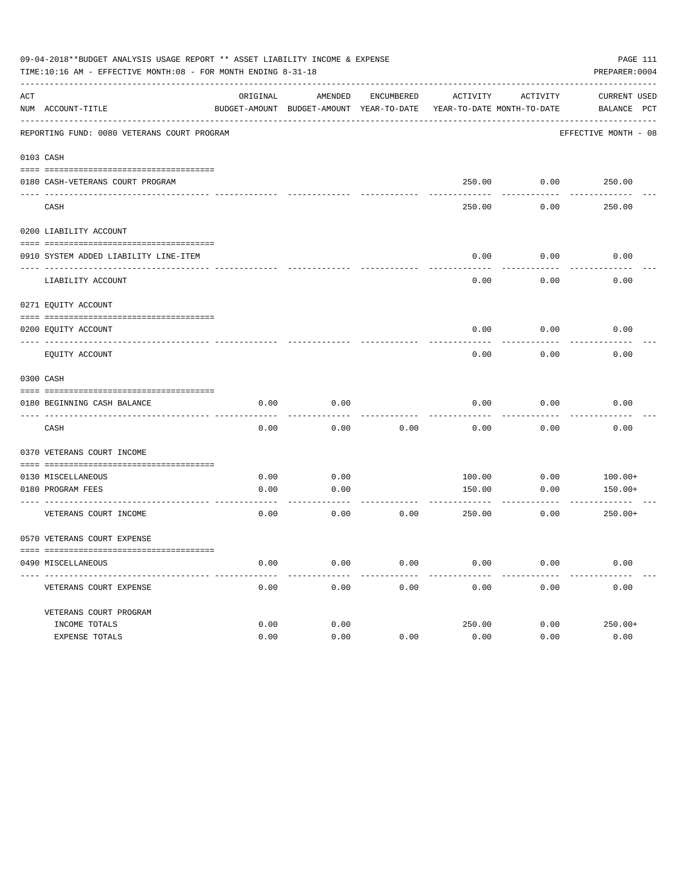09-04-2018**BUDGET ANALYSIS USAGE REPORT ** ASSET LIABILITY INCOME & EXPENSE

TIME:10:16 AM - EFFECTIVE MONTH:08 - FOR MONTH ENDING 8-31-18

PREPARER:0004

| ACT NUM | ACCOUNT-TITLE | ORIGINAL BUDGET-AMOUNT | AMENDED BUDGET-AMOUNT | ENCUMBERED YEAR-TO-DATE | ACTIVITY YEAR-TO-DATE | ACTIVITY MONTH-TO-DATE | CURRENT BALANCE | USED PCT |
|---|---|---|---|---|---|---|---|---|
| | REPORTING FUND: 0080 VETERANS COURT PROGRAM | | | | | | EFFECTIVE MONTH - 08 | |
| 0103 | CASH | | | | | | | |
| 0180 | CASH-VETERANS COURT PROGRAM | | | | 250.00 | 0.00 | 250.00 | |
| | CASH | | | | 250.00 | 0.00 | 250.00 | |
| 0200 | LIABILITY ACCOUNT | | | | | | | |
| 0910 | SYSTEM ADDED LIABILITY LINE-ITEM | | | | 0.00 | 0.00 | 0.00 | |
| | LIABILITY ACCOUNT | | | | 0.00 | 0.00 | 0.00 | |
| 0271 | EQUITY ACCOUNT | | | | | | | |
| 0200 | EQUITY ACCOUNT | | | | 0.00 | 0.00 | 0.00 | |
| | EQUITY ACCOUNT | | | | 0.00 | 0.00 | 0.00 | |
| 0300 | CASH | | | | | | | |
| 0180 | BEGINNING CASH BALANCE | 0.00 | 0.00 | | 0.00 | 0.00 | 0.00 | |
| | CASH | 0.00 | 0.00 | 0.00 | 0.00 | 0.00 | 0.00 | |
| 0370 | VETERANS COURT INCOME | | | | | | | |
| 0130 | MISCELLANEOUS | 0.00 | 0.00 | | 100.00 | 0.00 | 100.00+ | |
| 0180 | PROGRAM FEES | 0.00 | 0.00 | | 150.00 | 0.00 | 150.00+ | |
| | VETERANS COURT INCOME | 0.00 | 0.00 | 0.00 | 250.00 | 0.00 | 250.00+ | |
| 0570 | VETERANS COURT EXPENSE | | | | | | | |
| 0490 | MISCELLANEOUS | 0.00 | 0.00 | 0.00 | 0.00 | 0.00 | 0.00 | |
| | VETERANS COURT EXPENSE | 0.00 | 0.00 | 0.00 | 0.00 | 0.00 | 0.00 | |
| | VETERANS COURT PROGRAM | | | | | | | |
| | INCOME TOTALS | 0.00 | 0.00 | | 250.00 | 0.00 | 250.00+ | |
| | EXPENSE TOTALS | 0.00 | 0.00 | 0.00 | 0.00 | 0.00 | 0.00 | |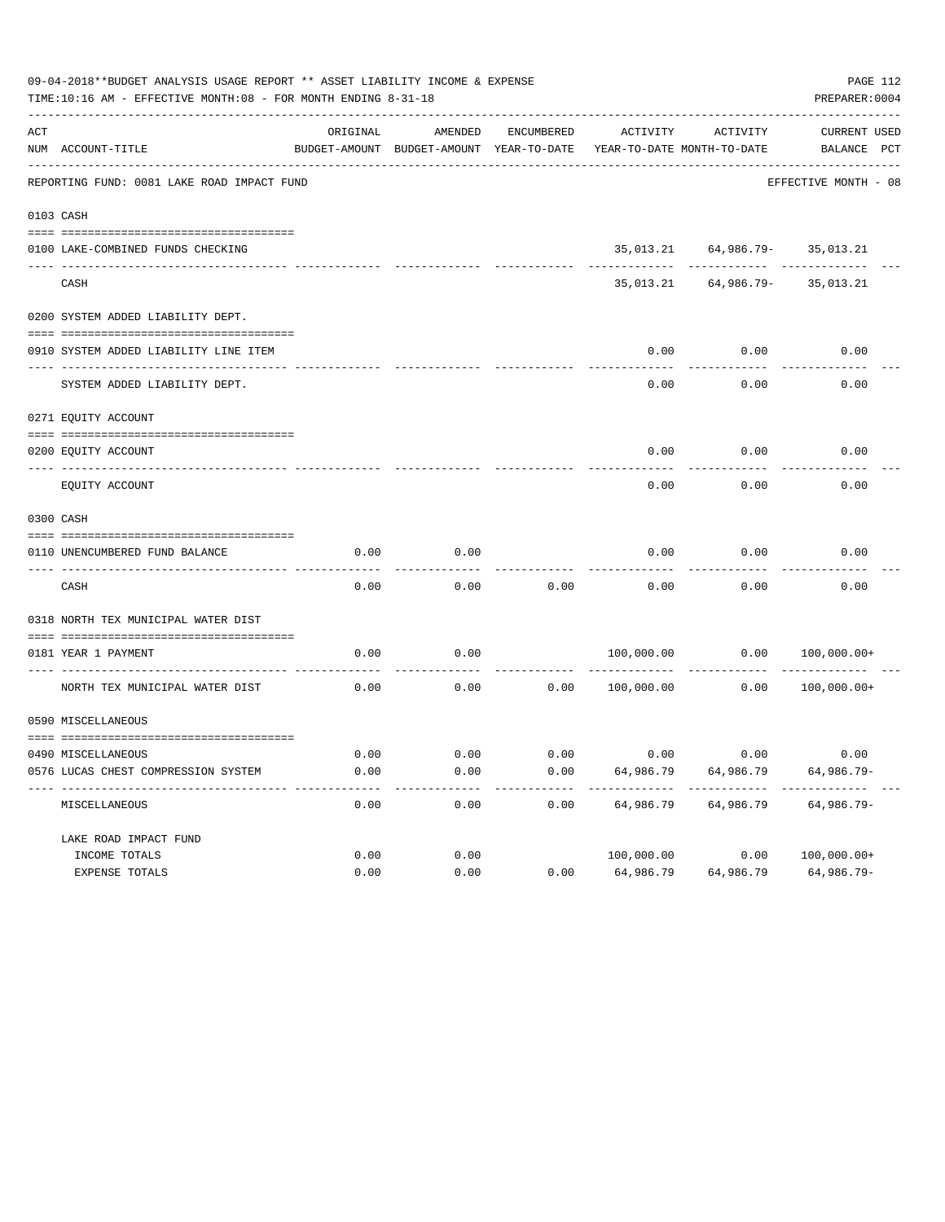09-04-2018**BUDGET ANALYSIS USAGE REPORT ** ASSET LIABILITY INCOME & EXPENSE

TIME:10:16 AM - EFFECTIVE MONTH:08 - FOR MONTH ENDING 8-31-18

PREPARER:0004

REPORTING FUND: 0081 LAKE ROAD IMPACT FUND — EFFECTIVE MONTH - 08

| ACT NUM | ACCOUNT-TITLE | ORIGINAL BUDGET-AMOUNT | AMENDED BUDGET-AMOUNT | ENCUMBERED YEAR-TO-DATE | ACTIVITY YEAR-TO-DATE | ACTIVITY MONTH-TO-DATE | CURRENT BALANCE | USED PCT |
|---|---|---|---|---|---|---|---|---|
| 0103 | CASH | | | | | | | |
| 0100 | LAKE-COMBINED FUNDS CHECKING | | | | 35,013.21 | 64,986.79- | 35,013.21 | |
| | CASH | | | | 35,013.21 | 64,986.79- | 35,013.21 | |
| 0200 | SYSTEM ADDED LIABILITY DEPT. | | | | | | | |
| 0910 | SYSTEM ADDED LIABILITY LINE ITEM | | | | 0.00 | 0.00 | 0.00 | |
| | SYSTEM ADDED LIABILITY DEPT. | | | | 0.00 | 0.00 | 0.00 | |
| 0271 | EQUITY ACCOUNT | | | | | | | |
| 0200 | EQUITY ACCOUNT | | | | 0.00 | 0.00 | 0.00 | |
| | EQUITY ACCOUNT | | | | 0.00 | 0.00 | 0.00 | |
| 0300 | CASH | | | | | | | |
| 0110 | UNENCUMBERED FUND BALANCE | 0.00 | 0.00 | | 0.00 | 0.00 | 0.00 | |
| | CASH | 0.00 | 0.00 | 0.00 | 0.00 | 0.00 | 0.00 | |
| 0318 | NORTH TEX MUNICIPAL WATER DIST | | | | | | | |
| 0181 | YEAR 1 PAYMENT | 0.00 | 0.00 | | 100,000.00 | 0.00 | 100,000.00+ | |
| | NORTH TEX MUNICIPAL WATER DIST | 0.00 | 0.00 | 0.00 | 100,000.00 | 0.00 | 100,000.00+ | |
| 0590 | MISCELLANEOUS | | | | | | | |
| 0490 | MISCELLANEOUS | 0.00 | 0.00 | 0.00 | 0.00 | 0.00 | 0.00 | |
| 0576 | LUCAS CHEST COMPRESSION SYSTEM | 0.00 | 0.00 | 0.00 | 64,986.79 | 64,986.79 | 64,986.79- | |
| | MISCELLANEOUS | 0.00 | 0.00 | 0.00 | 64,986.79 | 64,986.79 | 64,986.79- | |
| | LAKE ROAD IMPACT FUND | | | | | | | |
| | INCOME TOTALS | 0.00 | 0.00 | | 100,000.00 | 0.00 | 100,000.00+ | |
| | EXPENSE TOTALS | 0.00 | 0.00 | 0.00 | 64,986.79 | 64,986.79 | 64,986.79- | |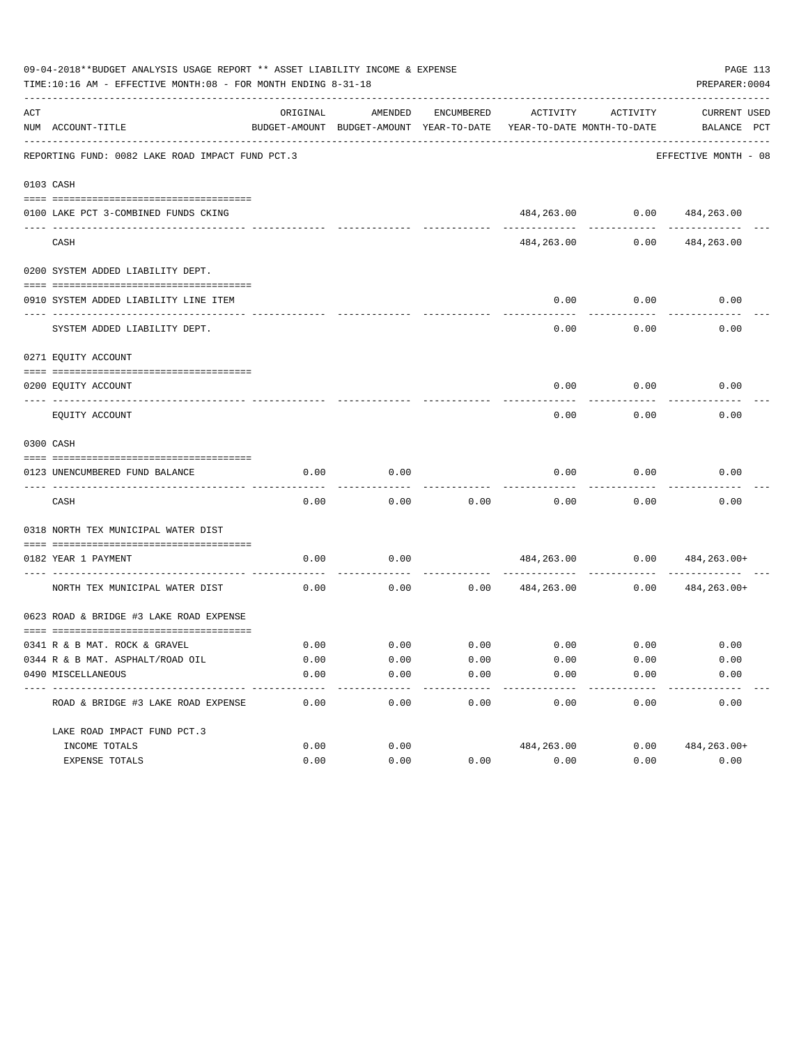09-04-2018**BUDGET ANALYSIS USAGE REPORT ** ASSET LIABILITY INCOME & EXPENSE

TIME:10:16 AM - EFFECTIVE MONTH:08 - FOR MONTH ENDING 8-31-18

PREPARER:0004

REPORTING FUND: 0082 LAKE ROAD IMPACT FUND PCT.3 — EFFECTIVE MONTH - 08

| ACT NUM | ACCOUNT-TITLE | ORIGINAL BUDGET-AMOUNT | AMENDED BUDGET-AMOUNT | ENCUMBERED YEAR-TO-DATE | ACTIVITY YEAR-TO-DATE | ACTIVITY MONTH-TO-DATE | CURRENT BALANCE | USED PCT |
|---|---|---|---|---|---|---|---|---|
| **0103** | **CASH** | | | | | | | |
| 0100 | LAKE PCT 3-COMBINED FUNDS CKING | | | | 484,263.00 | 0.00 | 484,263.00 | |
| | CASH | | | | 484,263.00 | 0.00 | 484,263.00 | |
| **0200** | **SYSTEM ADDED LIABILITY DEPT.** | | | | | | | |
| 0910 | SYSTEM ADDED LIABILITY LINE ITEM | | | | 0.00 | 0.00 | 0.00 | |
| | SYSTEM ADDED LIABILITY DEPT. | | | | 0.00 | 0.00 | 0.00 | |
| **0271** | **EQUITY ACCOUNT** | | | | | | | |
| 0200 | EQUITY ACCOUNT | | | | 0.00 | 0.00 | 0.00 | |
| | EQUITY ACCOUNT | | | | 0.00 | 0.00 | 0.00 | |
| **0300** | **CASH** | | | | | | | |
| 0123 | UNENCUMBERED FUND BALANCE | 0.00 | 0.00 | | 0.00 | 0.00 | 0.00 | |
| | CASH | 0.00 | 0.00 | 0.00 | 0.00 | 0.00 | 0.00 | |
| **0318** | **NORTH TEX MUNICIPAL WATER DIST** | | | | | | | |
| 0182 | YEAR 1 PAYMENT | 0.00 | 0.00 | | 484,263.00 | 0.00 | 484,263.00+ | |
| | NORTH TEX MUNICIPAL WATER DIST | 0.00 | 0.00 | 0.00 | 484,263.00 | 0.00 | 484,263.00+ | |
| **0623** | **ROAD & BRIDGE #3 LAKE ROAD EXPENSE** | | | | | | | |
| 0341 | R & B MAT. ROCK & GRAVEL | 0.00 | 0.00 | 0.00 | 0.00 | 0.00 | 0.00 | |
| 0344 | R & B MAT. ASPHALT/ROAD OIL | 0.00 | 0.00 | 0.00 | 0.00 | 0.00 | 0.00 | |
| 0490 | MISCELLANEOUS | 0.00 | 0.00 | 0.00 | 0.00 | 0.00 | 0.00 | |
| | ROAD & BRIDGE #3 LAKE ROAD EXPENSE | 0.00 | 0.00 | 0.00 | 0.00 | 0.00 | 0.00 | |
| | LAKE ROAD IMPACT FUND PCT.3 | | | | | | | |
| | INCOME TOTALS | 0.00 | 0.00 | | 484,263.00 | 0.00 | 484,263.00+ | |
| | EXPENSE TOTALS | 0.00 | 0.00 | 0.00 | 0.00 | 0.00 | 0.00 | |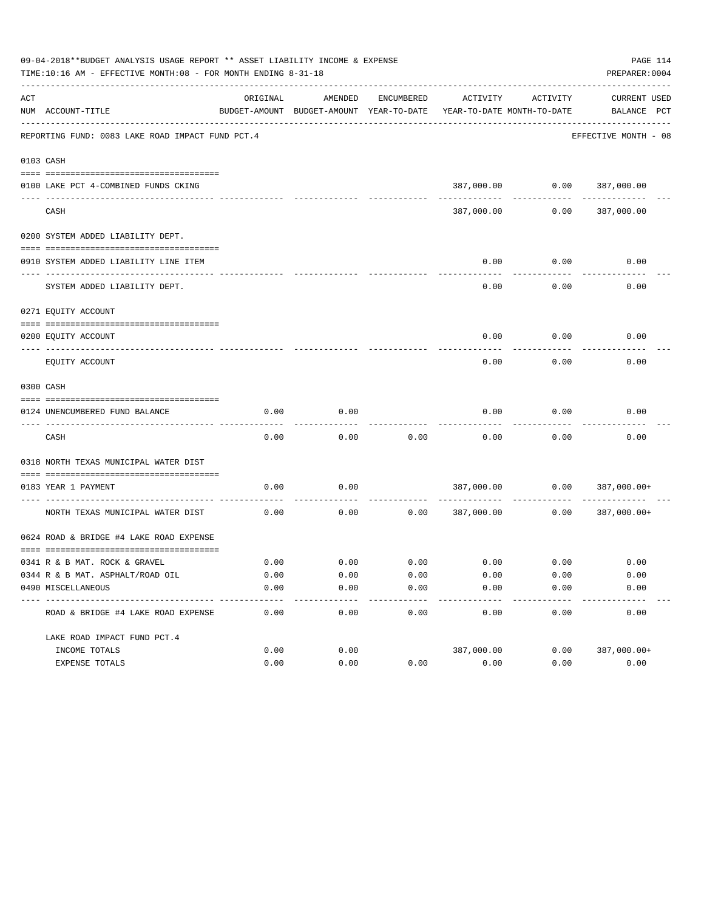09-04-2018**BUDGET ANALYSIS USAGE REPORT ** ASSET LIABILITY INCOME & EXPENSE

TIME:10:16 AM - EFFECTIVE MONTH:08 - FOR MONTH ENDING 8-31-18

PREPARER:0004

| ACT NUM | ACCOUNT-TITLE | ORIGINAL BUDGET-AMOUNT | AMENDED BUDGET-AMOUNT | ENCUMBERED YEAR-TO-DATE | ACTIVITY YEAR-TO-DATE | ACTIVITY MONTH-TO-DATE | CURRENT BALANCE | USED PCT |
|---|---|---|---|---|---|---|---|---|
| | REPORTING FUND: 0083 LAKE ROAD IMPACT FUND PCT.4 | | | | | | EFFECTIVE MONTH - 08 | |
| 0103 | CASH | | | | | | | |
| 0100 | LAKE PCT 4-COMBINED FUNDS CKING | | | | 387,000.00 | 0.00 | 387,000.00 | |
| | CASH | | | | 387,000.00 | 0.00 | 387,000.00 | |
| 0200 | SYSTEM ADDED LIABILITY DEPT. | | | | | | | |
| 0910 | SYSTEM ADDED LIABILITY LINE ITEM | | | | 0.00 | 0.00 | 0.00 | |
| | SYSTEM ADDED LIABILITY DEPT. | | | | 0.00 | 0.00 | 0.00 | |
| 0271 | EQUITY ACCOUNT | | | | | | | |
| 0200 | EQUITY ACCOUNT | | | | 0.00 | 0.00 | 0.00 | |
| | EQUITY ACCOUNT | | | | 0.00 | 0.00 | 0.00 | |
| 0300 | CASH | | | | | | | |
| 0124 | UNENCUMBERED FUND BALANCE | 0.00 | 0.00 | | 0.00 | 0.00 | 0.00 | |
| | CASH | 0.00 | 0.00 | 0.00 | 0.00 | 0.00 | 0.00 | |
| 0318 | NORTH TEXAS MUNICIPAL WATER DIST | | | | | | | |
| 0183 | YEAR 1 PAYMENT | 0.00 | 0.00 | | 387,000.00 | 0.00 | 387,000.00+ | |
| | NORTH TEXAS MUNICIPAL WATER DIST | 0.00 | 0.00 | 0.00 | 387,000.00 | 0.00 | 387,000.00+ | |
| 0624 | ROAD & BRIDGE #4 LAKE ROAD EXPENSE | | | | | | | |
| 0341 | R & B MAT. ROCK & GRAVEL | 0.00 | 0.00 | 0.00 | 0.00 | 0.00 | 0.00 | |
| 0344 | R & B MAT. ASPHALT/ROAD OIL | 0.00 | 0.00 | 0.00 | 0.00 | 0.00 | 0.00 | |
| 0490 | MISCELLANEOUS | 0.00 | 0.00 | 0.00 | 0.00 | 0.00 | 0.00 | |
| | ROAD & BRIDGE #4 LAKE ROAD EXPENSE | 0.00 | 0.00 | 0.00 | 0.00 | 0.00 | 0.00 | |
| | LAKE ROAD IMPACT FUND PCT.4 | | | | | | | |
| | INCOME TOTALS | 0.00 | 0.00 | | 387,000.00 | 0.00 | 387,000.00+ | |
| | EXPENSE TOTALS | 0.00 | 0.00 | 0.00 | 0.00 | 0.00 | 0.00 | |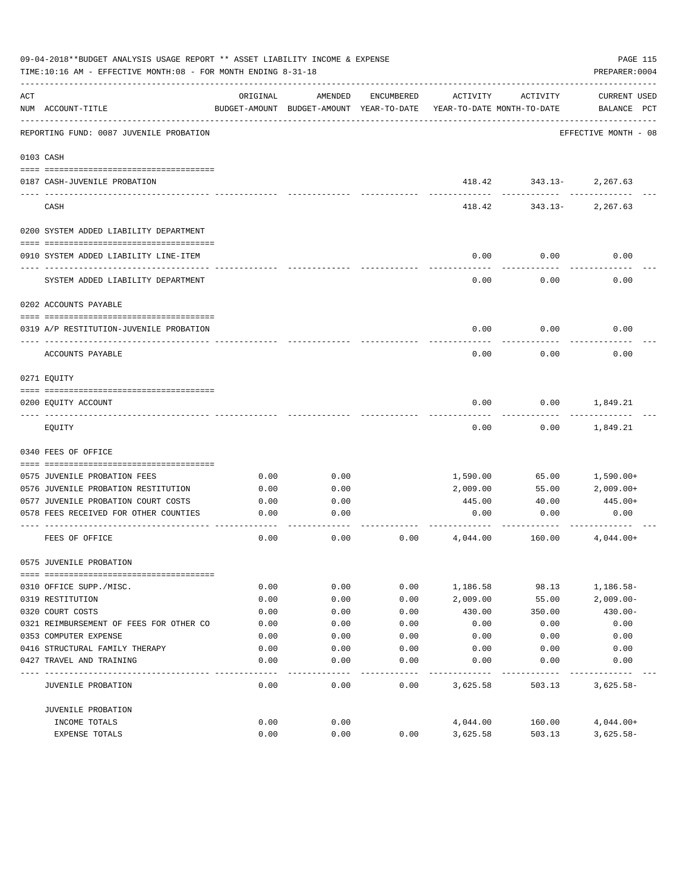09-04-2018**BUDGET ANALYSIS USAGE REPORT ** ASSET LIABILITY INCOME & EXPENSE

TIME:10:16 AM - EFFECTIVE MONTH:08 - FOR MONTH ENDING 8-31-18

PREPARER:0004

| ACT NUM | ACCOUNT-TITLE | ORIGINAL BUDGET-AMOUNT | AMENDED BUDGET-AMOUNT | ENCUMBERED YEAR-TO-DATE | ACTIVITY YEAR-TO-DATE | ACTIVITY MONTH-TO-DATE | CURRENT USED BALANCE | PCT |
|---|---|---|---|---|---|---|---|---|
| | REPORTING FUND: 0087 JUVENILE PROBATION | | | | | | EFFECTIVE MONTH - 08 | |
| | 0103 CASH | | | | | | | |
| 0187 | CASH-JUVENILE PROBATION | | | | 418.42 | 343.13- | 2,267.63 | |
| | CASH | | | | 418.42 | 343.13- | 2,267.63 | |
| | 0200 SYSTEM ADDED LIABILITY DEPARTMENT | | | | | | | |
| 0910 | SYSTEM ADDED LIABILITY LINE-ITEM | | | | 0.00 | 0.00 | 0.00 | |
| | SYSTEM ADDED LIABILITY DEPARTMENT | | | | 0.00 | 0.00 | 0.00 | |
| | 0202 ACCOUNTS PAYABLE | | | | | | | |
| 0319 | A/P RESTITUTION-JUVENILE PROBATION | | | | 0.00 | 0.00 | 0.00 | |
| | ACCOUNTS PAYABLE | | | | 0.00 | 0.00 | 0.00 | |
| | 0271 EQUITY | | | | | | | |
| 0200 | EQUITY ACCOUNT | | | | 0.00 | 0.00 | 1,849.21 | |
| | EQUITY | | | | 0.00 | 0.00 | 1,849.21 | |
| | 0340 FEES OF OFFICE | | | | | | | |
| 0575 | JUVENILE PROBATION FEES | 0.00 | 0.00 | | 1,590.00 | 65.00 | 1,590.00+ | |
| 0576 | JUVENILE PROBATION RESTITUTION | 0.00 | 0.00 | | 2,009.00 | 55.00 | 2,009.00+ | |
| 0577 | JUVENILE PROBATION COURT COSTS | 0.00 | 0.00 | | 445.00 | 40.00 | 445.00+ | |
| 0578 | FEES RECEIVED FOR OTHER COUNTIES | 0.00 | 0.00 | | 0.00 | 0.00 | 0.00 | |
| | FEES OF OFFICE | 0.00 | 0.00 | 0.00 | 4,044.00 | 160.00 | 4,044.00+ | |
| | 0575 JUVENILE PROBATION | | | | | | | |
| 0310 | OFFICE SUPP./MISC. | 0.00 | 0.00 | 0.00 | 1,186.58 | 98.13 | 1,186.58- | |
| 0319 | RESTITUTION | 0.00 | 0.00 | 0.00 | 2,009.00 | 55.00 | 2,009.00- | |
| 0320 | COURT COSTS | 0.00 | 0.00 | 0.00 | 430.00 | 350.00 | 430.00- | |
| 0321 | REIMBURSEMENT OF FEES FOR OTHER CO | 0.00 | 0.00 | 0.00 | 0.00 | 0.00 | 0.00 | |
| 0353 | COMPUTER EXPENSE | 0.00 | 0.00 | 0.00 | 0.00 | 0.00 | 0.00 | |
| 0416 | STRUCTURAL FAMILY THERAPY | 0.00 | 0.00 | 0.00 | 0.00 | 0.00 | 0.00 | |
| 0427 | TRAVEL AND TRAINING | 0.00 | 0.00 | 0.00 | 0.00 | 0.00 | 0.00 | |
| | JUVENILE PROBATION | 0.00 | 0.00 | 0.00 | 3,625.58 | 503.13 | 3,625.58- | |
| | JUVENILE PROBATION | | | | | | | |
| | INCOME TOTALS | 0.00 | 0.00 | | 4,044.00 | 160.00 | 4,044.00+ | |
| | EXPENSE TOTALS | 0.00 | 0.00 | 0.00 | 3,625.58 | 503.13 | 3,625.58- | |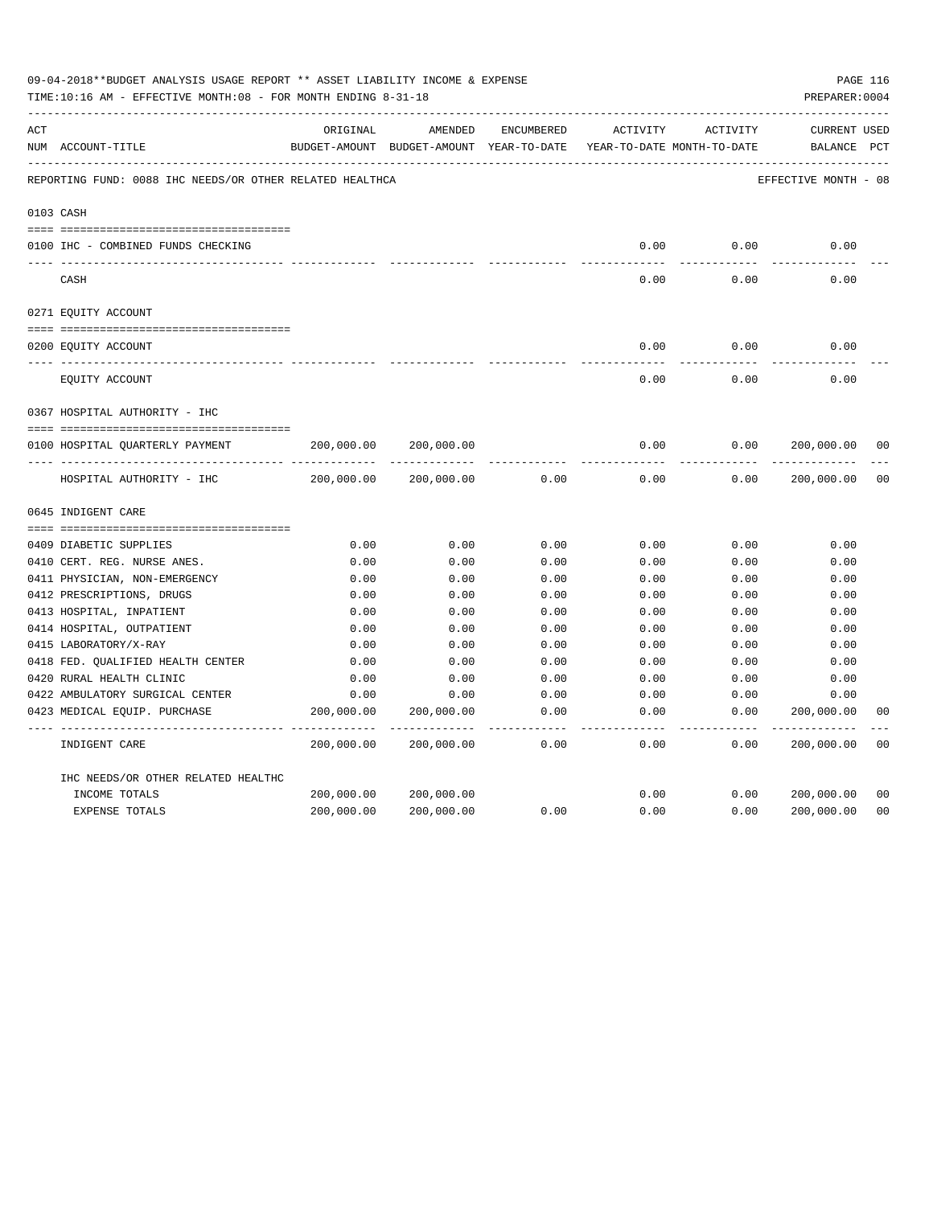09-04-2018**BUDGET ANALYSIS USAGE REPORT ** ASSET LIABILITY INCOME & EXPENSE

TIME:10:16 AM - EFFECTIVE MONTH:08 - FOR MONTH ENDING 8-31-18

PREPARER:0004

REPORTING FUND: 0088 IHC NEEDS/OR OTHER RELATED HEALTHCA

EFFECTIVE MONTH - 08

| ACT NUM | ACCOUNT-TITLE | ORIGINAL BUDGET-AMOUNT | AMENDED BUDGET-AMOUNT | ENCUMBERED YEAR-TO-DATE | ACTIVITY YEAR-TO-DATE | ACTIVITY MONTH-TO-DATE | CURRENT BALANCE | USED PCT |
|---|---|---|---|---|---|---|---|---|
| | **0103 CASH** | | | | | | | |
| 0100 | IHC - COMBINED FUNDS CHECKING | | | | 0.00 | 0.00 | 0.00 | |
| | CASH | | | | 0.00 | 0.00 | 0.00 | |
| | **0271 EQUITY ACCOUNT** | | | | | | | |
| 0200 | EQUITY ACCOUNT | | | | 0.00 | 0.00 | 0.00 | |
| | EQUITY ACCOUNT | | | | 0.00 | 0.00 | 0.00 | |
| | **0367 HOSPITAL AUTHORITY - IHC** | | | | | | | |
| 0100 | HOSPITAL QUARTERLY PAYMENT | 200,000.00 | 200,000.00 | | 0.00 | 0.00 | 200,000.00 | 00 |
| | HOSPITAL AUTHORITY - IHC | 200,000.00 | 200,000.00 | 0.00 | 0.00 | 0.00 | 200,000.00 | 00 |
| | **0645 INDIGENT CARE** | | | | | | | |
| 0409 | DIABETIC SUPPLIES | 0.00 | 0.00 | 0.00 | 0.00 | 0.00 | 0.00 | |
| 0410 | CERT. REG. NURSE ANES. | 0.00 | 0.00 | 0.00 | 0.00 | 0.00 | 0.00 | |
| 0411 | PHYSICIAN, NON-EMERGENCY | 0.00 | 0.00 | 0.00 | 0.00 | 0.00 | 0.00 | |
| 0412 | PRESCRIPTIONS, DRUGS | 0.00 | 0.00 | 0.00 | 0.00 | 0.00 | 0.00 | |
| 0413 | HOSPITAL, INPATIENT | 0.00 | 0.00 | 0.00 | 0.00 | 0.00 | 0.00 | |
| 0414 | HOSPITAL, OUTPATIENT | 0.00 | 0.00 | 0.00 | 0.00 | 0.00 | 0.00 | |
| 0415 | LABORATORY/X-RAY | 0.00 | 0.00 | 0.00 | 0.00 | 0.00 | 0.00 | |
| 0418 | FED. QUALIFIED HEALTH CENTER | 0.00 | 0.00 | 0.00 | 0.00 | 0.00 | 0.00 | |
| 0420 | RURAL HEALTH CLINIC | 0.00 | 0.00 | 0.00 | 0.00 | 0.00 | 0.00 | |
| 0422 | AMBULATORY SURGICAL CENTER | 0.00 | 0.00 | 0.00 | 0.00 | 0.00 | 0.00 | |
| 0423 | MEDICAL EQUIP. PURCHASE | 200,000.00 | 200,000.00 | 0.00 | 0.00 | 0.00 | 200,000.00 | 00 |
| | INDIGENT CARE | 200,000.00 | 200,000.00 | 0.00 | 0.00 | 0.00 | 200,000.00 | 00 |
| | IHC NEEDS/OR OTHER RELATED HEALTHC | | | | | | | |
| | INCOME TOTALS | 200,000.00 | 200,000.00 | | 0.00 | 0.00 | 200,000.00 | 00 |
| | EXPENSE TOTALS | 200,000.00 | 200,000.00 | 0.00 | 0.00 | 0.00 | 200,000.00 | 00 |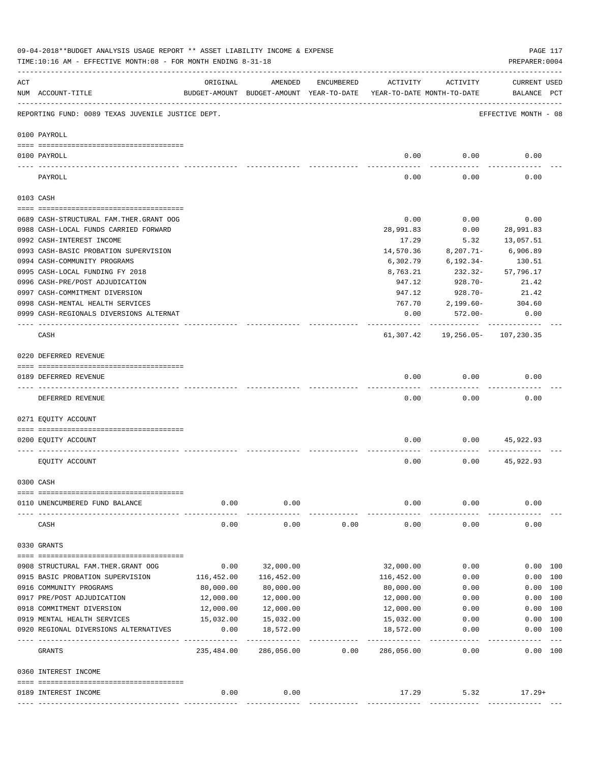09-04-2018**BUDGET ANALYSIS USAGE REPORT ** ASSET LIABILITY INCOME & EXPENSE

TIME:10:16 AM - EFFECTIVE MONTH:08 - FOR MONTH ENDING 8-31-18

PREPARER:0004

| ACT NUM | ACCOUNT-TITLE | ORIGINAL BUDGET-AMOUNT | AMENDED BUDGET-AMOUNT | ENCUMBERED YEAR-TO-DATE | ACTIVITY YEAR-TO-DATE | ACTIVITY MONTH-TO-DATE | CURRENT BALANCE | USED PCT |
|---|---|---|---|---|---|---|---|---|
| | REPORTING FUND: 0089 TEXAS JUVENILE JUSTICE DEPT. | | | | | | EFFECTIVE MONTH - 08 | |
| | **0100 PAYROLL** | | | | | | | |
| 0100 | PAYROLL | | | | 0.00 | 0.00 | 0.00 | |
| | PAYROLL | | | | 0.00 | 0.00 | 0.00 | |
| | **0103 CASH** | | | | | | | |
| 0689 | CASH-STRUCTURAL FAM.THER.GRANT OOG | | | | 0.00 | 0.00 | 0.00 | |
| 0988 | CASH-LOCAL FUNDS CARRIED FORWARD | | | | 28,991.83 | 0.00 | 28,991.83 | |
| 0992 | CASH-INTEREST INCOME | | | | 17.29 | 5.32 | 13,057.51 | |
| 0993 | CASH-BASIC PROBATION SUPERVISION | | | | 14,570.36 | 8,207.71- | 6,906.89 | |
| 0994 | CASH-COMMUNITY PROGRAMS | | | | 6,302.79 | 6,192.34- | 130.51 | |
| 0995 | CASH-LOCAL FUNDING FY 2018 | | | | 8,763.21 | 232.32- | 57,796.17 | |
| 0996 | CASH-PRE/POST ADJUDICATION | | | | 947.12 | 928.70- | 21.42 | |
| 0997 | CASH-COMMITMENT DIVERSION | | | | 947.12 | 928.70- | 21.42 | |
| 0998 | CASH-MENTAL HEALTH SERVICES | | | | 767.70 | 2,199.60- | 304.60 | |
| 0999 | CASH-REGIONALS DIVERSIONS ALTERNAT | | | | 0.00 | 572.00- | 0.00 | |
| | CASH | | | | 61,307.42 | 19,256.05- | 107,230.35 | |
| | **0220 DEFERRED REVENUE** | | | | | | | |
| 0189 | DEFERRED REVENUE | | | | 0.00 | 0.00 | 0.00 | |
| | DEFERRED REVENUE | | | | 0.00 | 0.00 | 0.00 | |
| | **0271 EQUITY ACCOUNT** | | | | | | | |
| 0200 | EQUITY ACCOUNT | | | | 0.00 | 0.00 | 45,922.93 | |
| | EQUITY ACCOUNT | | | | 0.00 | 0.00 | 45,922.93 | |
| | **0300 CASH** | | | | | | | |
| 0110 | UNENCUMBERED FUND BALANCE | 0.00 | 0.00 | | 0.00 | 0.00 | 0.00 | |
| | CASH | 0.00 | 0.00 | 0.00 | 0.00 | 0.00 | 0.00 | |
| | **0330 GRANTS** | | | | | | | |
| 0908 | STRUCTURAL FAM.THER.GRANT OOG | 0.00 | 32,000.00 | | 32,000.00 | 0.00 | 0.00 | 100 |
| 0915 | BASIC PROBATION SUPERVISION | 116,452.00 | 116,452.00 | | 116,452.00 | 0.00 | 0.00 | 100 |
| 0916 | COMMUNITY PROGRAMS | 80,000.00 | 80,000.00 | | 80,000.00 | 0.00 | 0.00 | 100 |
| 0917 | PRE/POST ADJUDICATION | 12,000.00 | 12,000.00 | | 12,000.00 | 0.00 | 0.00 | 100 |
| 0918 | COMMITMENT DIVERSION | 12,000.00 | 12,000.00 | | 12,000.00 | 0.00 | 0.00 | 100 |
| 0919 | MENTAL HEALTH SERVICES | 15,032.00 | 15,032.00 | | 15,032.00 | 0.00 | 0.00 | 100 |
| 0920 | REGIONAL DIVERSIONS ALTERNATIVES | 0.00 | 18,572.00 | | 18,572.00 | 0.00 | 0.00 | 100 |
| | GRANTS | 235,484.00 | 286,056.00 | 0.00 | 286,056.00 | 0.00 | 0.00 | 100 |
| | **0360 INTEREST INCOME** | | | | | | | |
| 0189 | INTEREST INCOME | 0.00 | 0.00 | | 17.29 | 5.32 | 17.29+ | |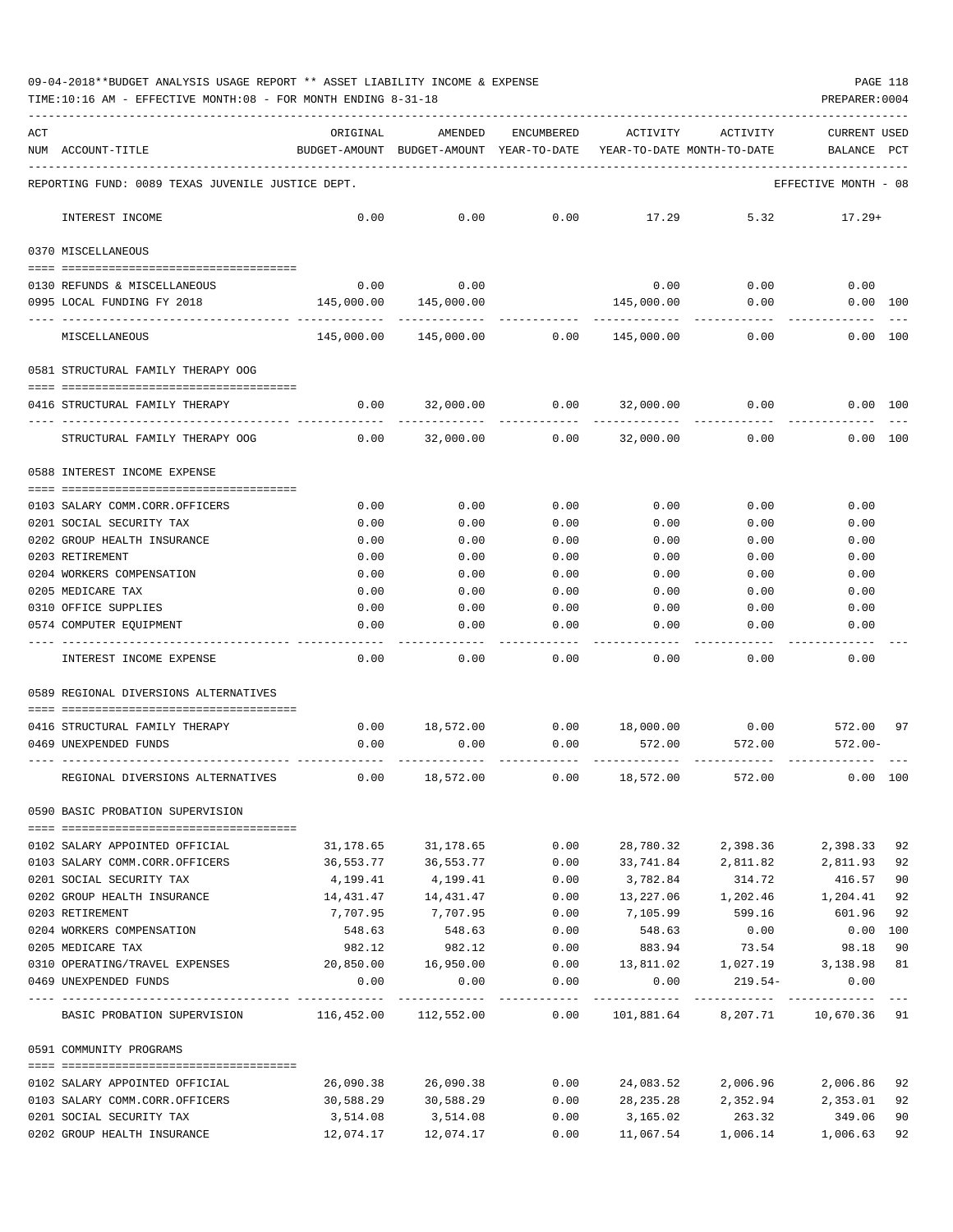09-04-2018**BUDGET ANALYSIS USAGE REPORT ** ASSET LIABILITY INCOME & EXPENSE

TIME:10:16 AM - EFFECTIVE MONTH:08 - FOR MONTH ENDING 8-31-18

PREPARER:0004

| ACT NUM | ACCOUNT-TITLE | ORIGINAL BUDGET-AMOUNT | AMENDED BUDGET-AMOUNT | ENCUMBERED YEAR-TO-DATE | ACTIVITY YEAR-TO-DATE | ACTIVITY MONTH-TO-DATE | CURRENT BALANCE | USED PCT |
|---|---|---|---|---|---|---|---|---|
| | REPORTING FUND: 0089 TEXAS JUVENILE JUSTICE DEPT. | | | | | | EFFECTIVE MONTH - 08 | |
| | INTEREST INCOME | 0.00 | 0.00 | 0.00 | 17.29 | 5.32 | 17.29+ | |
| | **0370 MISCELLANEOUS** | | | | | | | |
| 0130 | REFUNDS & MISCELLANEOUS | 0.00 | 0.00 | | 0.00 | 0.00 | 0.00 | |
| 0995 | LOCAL FUNDING FY 2018 | 145,000.00 | 145,000.00 | | 145,000.00 | 0.00 | 0.00 | 100 |
| | MISCELLANEOUS | 145,000.00 | 145,000.00 | 0.00 | 145,000.00 | 0.00 | 0.00 | 100 |
| | **0581 STRUCTURAL FAMILY THERAPY OOG** | | | | | | | |
| 0416 | STRUCTURAL FAMILY THERAPY | 0.00 | 32,000.00 | 0.00 | 32,000.00 | 0.00 | 0.00 | 100 |
| | STRUCTURAL FAMILY THERAPY OOG | 0.00 | 32,000.00 | 0.00 | 32,000.00 | 0.00 | 0.00 | 100 |
| | **0588 INTEREST INCOME EXPENSE** | | | | | | | |
| 0103 | SALARY COMM.CORR.OFFICERS | 0.00 | 0.00 | 0.00 | 0.00 | 0.00 | 0.00 | |
| 0201 | SOCIAL SECURITY TAX | 0.00 | 0.00 | 0.00 | 0.00 | 0.00 | 0.00 | |
| 0202 | GROUP HEALTH INSURANCE | 0.00 | 0.00 | 0.00 | 0.00 | 0.00 | 0.00 | |
| 0203 | RETIREMENT | 0.00 | 0.00 | 0.00 | 0.00 | 0.00 | 0.00 | |
| 0204 | WORKERS COMPENSATION | 0.00 | 0.00 | 0.00 | 0.00 | 0.00 | 0.00 | |
| 0205 | MEDICARE TAX | 0.00 | 0.00 | 0.00 | 0.00 | 0.00 | 0.00 | |
| 0310 | OFFICE SUPPLIES | 0.00 | 0.00 | 0.00 | 0.00 | 0.00 | 0.00 | |
| 0574 | COMPUTER EQUIPMENT | 0.00 | 0.00 | 0.00 | 0.00 | 0.00 | 0.00 | |
| | INTEREST INCOME EXPENSE | 0.00 | 0.00 | 0.00 | 0.00 | 0.00 | 0.00 | |
| | **0589 REGIONAL DIVERSIONS ALTERNATIVES** | | | | | | | |
| 0416 | STRUCTURAL FAMILY THERAPY | 0.00 | 18,572.00 | 0.00 | 18,000.00 | 0.00 | 572.00 | 97 |
| 0469 | UNEXPENDED FUNDS | 0.00 | 0.00 | 0.00 | 572.00 | 572.00 | 572.00- | |
| | REGIONAL DIVERSIONS ALTERNATIVES | 0.00 | 18,572.00 | 0.00 | 18,572.00 | 572.00 | 0.00 | 100 |
| | **0590 BASIC PROBATION SUPERVISION** | | | | | | | |
| 0102 | SALARY APPOINTED OFFICIAL | 31,178.65 | 31,178.65 | 0.00 | 28,780.32 | 2,398.36 | 2,398.33 | 92 |
| 0103 | SALARY COMM.CORR.OFFICERS | 36,553.77 | 36,553.77 | 0.00 | 33,741.84 | 2,811.82 | 2,811.93 | 92 |
| 0201 | SOCIAL SECURITY TAX | 4,199.41 | 4,199.41 | 0.00 | 3,782.84 | 314.72 | 416.57 | 90 |
| 0202 | GROUP HEALTH INSURANCE | 14,431.47 | 14,431.47 | 0.00 | 13,227.06 | 1,202.46 | 1,204.41 | 92 |
| 0203 | RETIREMENT | 7,707.95 | 7,707.95 | 0.00 | 7,105.99 | 599.16 | 601.96 | 92 |
| 0204 | WORKERS COMPENSATION | 548.63 | 548.63 | 0.00 | 548.63 | 0.00 | 0.00 | 100 |
| 0205 | MEDICARE TAX | 982.12 | 982.12 | 0.00 | 883.94 | 73.54 | 98.18 | 90 |
| 0310 | OPERATING/TRAVEL EXPENSES | 20,850.00 | 16,950.00 | 0.00 | 13,811.02 | 1,027.19 | 3,138.98 | 81 |
| 0469 | UNEXPENDED FUNDS | 0.00 | 0.00 | 0.00 | 0.00 | 219.54- | 0.00 | |
| | BASIC PROBATION SUPERVISION | 116,452.00 | 112,552.00 | 0.00 | 101,881.64 | 8,207.71 | 10,670.36 | 91 |
| | **0591 COMMUNITY PROGRAMS** | | | | | | | |
| 0102 | SALARY APPOINTED OFFICIAL | 26,090.38 | 26,090.38 | 0.00 | 24,083.52 | 2,006.96 | 2,006.86 | 92 |
| 0103 | SALARY COMM.CORR.OFFICERS | 30,588.29 | 30,588.29 | 0.00 | 28,235.28 | 2,352.94 | 2,353.01 | 92 |
| 0201 | SOCIAL SECURITY TAX | 3,514.08 | 3,514.08 | 0.00 | 3,165.02 | 263.32 | 349.06 | 90 |
| 0202 | GROUP HEALTH INSURANCE | 12,074.17 | 12,074.17 | 0.00 | 11,067.54 | 1,006.14 | 1,006.63 | 92 |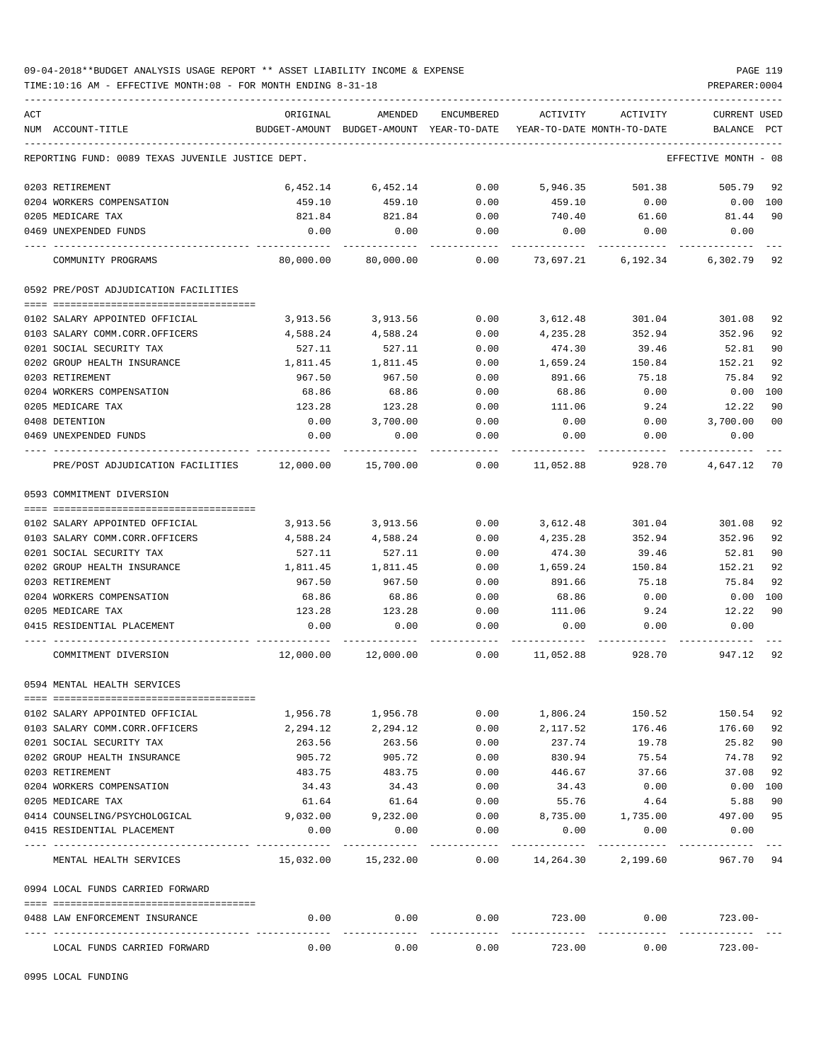09-04-2018**BUDGET ANALYSIS USAGE REPORT ** ASSET LIABILITY INCOME & EXPENSE

TIME:10:16 AM - EFFECTIVE MONTH:08 - FOR MONTH ENDING 8-31-18 PREPARER:0004

| ACT NUM | ACCOUNT-TITLE | ORIGINAL BUDGET-AMOUNT | AMENDED BUDGET-AMOUNT | ENCUMBERED YEAR-TO-DATE | ACTIVITY YEAR-TO-DATE | ACTIVITY MONTH-TO-DATE | CURRENT BALANCE | USED PCT |
|---|---|---|---|---|---|---|---|---|
| | REPORTING FUND: 0089 TEXAS JUVENILE JUSTICE DEPT. | | | | | | EFFECTIVE MONTH - 08 | |
| 0203 | RETIREMENT | 6,452.14 | 6,452.14 | 0.00 | 5,946.35 | 501.38 | 505.79 | 92 |
| 0204 | WORKERS COMPENSATION | 459.10 | 459.10 | 0.00 | 459.10 | 0.00 | 0.00 | 100 |
| 0205 | MEDICARE TAX | 821.84 | 821.84 | 0.00 | 740.40 | 61.60 | 81.44 | 90 |
| 0469 | UNEXPENDED FUNDS | 0.00 | 0.00 | 0.00 | 0.00 | 0.00 | 0.00 | |
| | COMMUNITY PROGRAMS | 80,000.00 | 80,000.00 | 0.00 | 73,697.21 | 6,192.34 | 6,302.79 | 92 |
| | 0592 PRE/POST ADJUDICATION FACILITIES | | | | | | | |
| 0102 | SALARY APPOINTED OFFICIAL | 3,913.56 | 3,913.56 | 0.00 | 3,612.48 | 301.04 | 301.08 | 92 |
| 0103 | SALARY COMM.CORR.OFFICERS | 4,588.24 | 4,588.24 | 0.00 | 4,235.28 | 352.94 | 352.96 | 92 |
| 0201 | SOCIAL SECURITY TAX | 527.11 | 527.11 | 0.00 | 474.30 | 39.46 | 52.81 | 90 |
| 0202 | GROUP HEALTH INSURANCE | 1,811.45 | 1,811.45 | 0.00 | 1,659.24 | 150.84 | 152.21 | 92 |
| 0203 | RETIREMENT | 967.50 | 967.50 | 0.00 | 891.66 | 75.18 | 75.84 | 92 |
| 0204 | WORKERS COMPENSATION | 68.86 | 68.86 | 0.00 | 68.86 | 0.00 | 0.00 | 100 |
| 0205 | MEDICARE TAX | 123.28 | 123.28 | 0.00 | 111.06 | 9.24 | 12.22 | 90 |
| 0408 | DETENTION | 0.00 | 3,700.00 | 0.00 | 0.00 | 0.00 | 3,700.00 | 00 |
| 0469 | UNEXPENDED FUNDS | 0.00 | 0.00 | 0.00 | 0.00 | 0.00 | 0.00 | |
| | PRE/POST ADJUDICATION FACILITIES | 12,000.00 | 15,700.00 | 0.00 | 11,052.88 | 928.70 | 4,647.12 | 70 |
| | 0593 COMMITMENT DIVERSION | | | | | | | |
| 0102 | SALARY APPOINTED OFFICIAL | 3,913.56 | 3,913.56 | 0.00 | 3,612.48 | 301.04 | 301.08 | 92 |
| 0103 | SALARY COMM.CORR.OFFICERS | 4,588.24 | 4,588.24 | 0.00 | 4,235.28 | 352.94 | 352.96 | 92 |
| 0201 | SOCIAL SECURITY TAX | 527.11 | 527.11 | 0.00 | 474.30 | 39.46 | 52.81 | 90 |
| 0202 | GROUP HEALTH INSURANCE | 1,811.45 | 1,811.45 | 0.00 | 1,659.24 | 150.84 | 152.21 | 92 |
| 0203 | RETIREMENT | 967.50 | 967.50 | 0.00 | 891.66 | 75.18 | 75.84 | 92 |
| 0204 | WORKERS COMPENSATION | 68.86 | 68.86 | 0.00 | 68.86 | 0.00 | 0.00 | 100 |
| 0205 | MEDICARE TAX | 123.28 | 123.28 | 0.00 | 111.06 | 9.24 | 12.22 | 90 |
| 0415 | RESIDENTIAL PLACEMENT | 0.00 | 0.00 | 0.00 | 0.00 | 0.00 | 0.00 | |
| | COMMITMENT DIVERSION | 12,000.00 | 12,000.00 | 0.00 | 11,052.88 | 928.70 | 947.12 | 92 |
| | 0594 MENTAL HEALTH SERVICES | | | | | | | |
| 0102 | SALARY APPOINTED OFFICIAL | 1,956.78 | 1,956.78 | 0.00 | 1,806.24 | 150.52 | 150.54 | 92 |
| 0103 | SALARY COMM.CORR.OFFICERS | 2,294.12 | 2,294.12 | 0.00 | 2,117.52 | 176.46 | 176.60 | 92 |
| 0201 | SOCIAL SECURITY TAX | 263.56 | 263.56 | 0.00 | 237.74 | 19.78 | 25.82 | 90 |
| 0202 | GROUP HEALTH INSURANCE | 905.72 | 905.72 | 0.00 | 830.94 | 75.54 | 74.78 | 92 |
| 0203 | RETIREMENT | 483.75 | 483.75 | 0.00 | 446.67 | 37.66 | 37.08 | 92 |
| 0204 | WORKERS COMPENSATION | 34.43 | 34.43 | 0.00 | 34.43 | 0.00 | 0.00 | 100 |
| 0205 | MEDICARE TAX | 61.64 | 61.64 | 0.00 | 55.76 | 4.64 | 5.88 | 90 |
| 0414 | COUNSELING/PSYCHOLOGICAL | 9,032.00 | 9,232.00 | 0.00 | 8,735.00 | 1,735.00 | 497.00 | 95 |
| 0415 | RESIDENTIAL PLACEMENT | 0.00 | 0.00 | 0.00 | 0.00 | 0.00 | 0.00 | |
| | MENTAL HEALTH SERVICES | 15,032.00 | 15,232.00 | 0.00 | 14,264.30 | 2,199.60 | 967.70 | 94 |
| | 0994 LOCAL FUNDS CARRIED FORWARD | | | | | | | |
| 0488 | LAW ENFORCEMENT INSURANCE | 0.00 | 0.00 | 0.00 | 723.00 | 0.00 | 723.00- | |
| | LOCAL FUNDS CARRIED FORWARD | 0.00 | 0.00 | 0.00 | 723.00 | 0.00 | 723.00- | |

0995 LOCAL FUNDING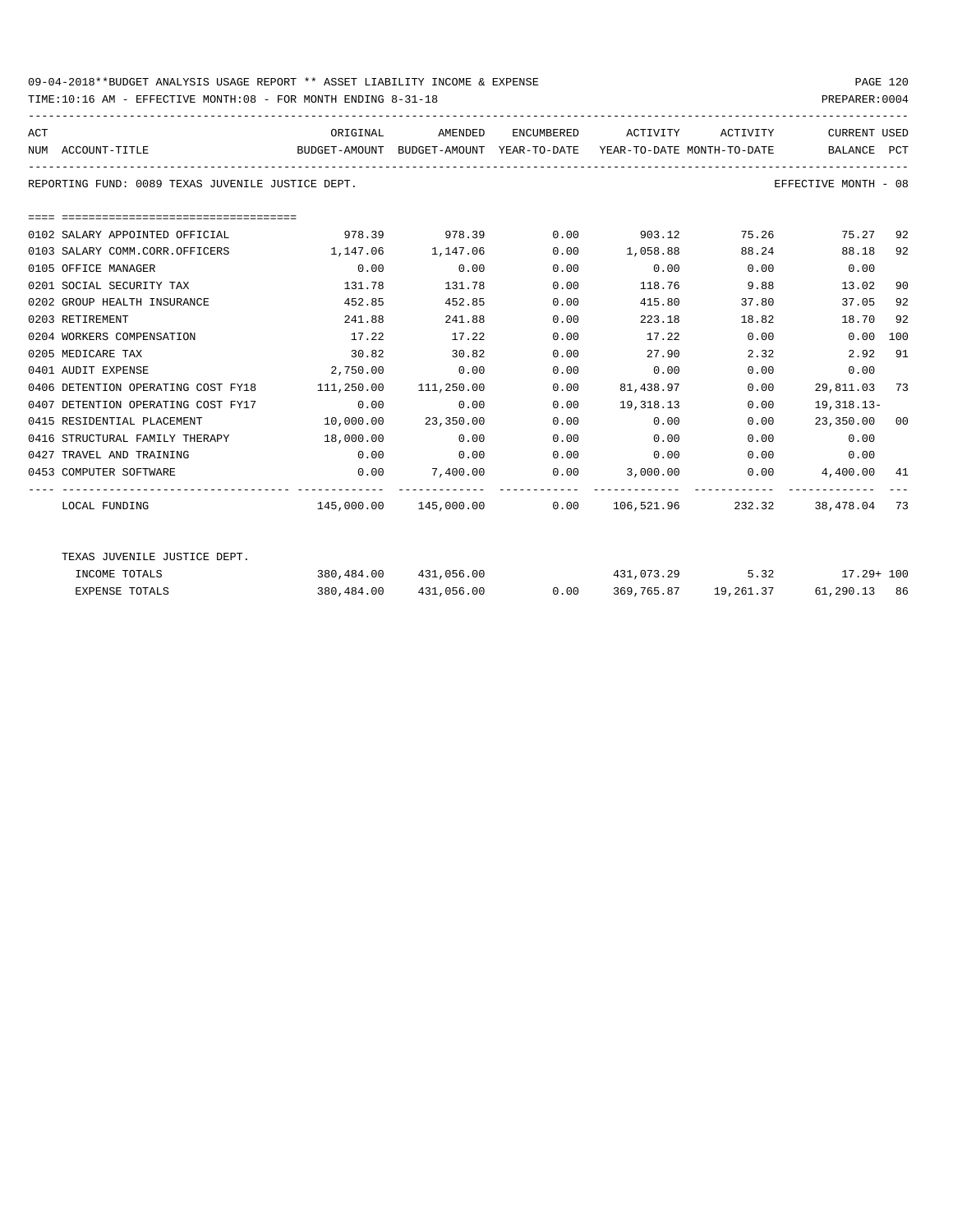09-04-2018**BUDGET ANALYSIS USAGE REPORT ** ASSET LIABILITY INCOME & EXPENSE

TIME:10:16 AM - EFFECTIVE MONTH:08 - FOR MONTH ENDING 8-31-18

PREPARER:0004

REPORTING FUND: 0089 TEXAS JUVENILE JUSTICE DEPT.

EFFECTIVE MONTH - 08

| ACT NUM | ACCOUNT-TITLE | ORIGINAL BUDGET-AMOUNT | AMENDED BUDGET-AMOUNT | ENCUMBERED YEAR-TO-DATE | ACTIVITY YEAR-TO-DATE | ACTIVITY MONTH-TO-DATE | CURRENT BALANCE | USED PCT |
|---|---|---|---|---|---|---|---|---|
| 0102 | SALARY APPOINTED OFFICIAL | 978.39 | 978.39 | 0.00 | 903.12 | 75.26 | 75.27 | 92 |
| 0103 | SALARY COMM.CORR.OFFICERS | 1,147.06 | 1,147.06 | 0.00 | 1,058.88 | 88.24 | 88.18 | 92 |
| 0105 | OFFICE MANAGER | 0.00 | 0.00 | 0.00 | 0.00 | 0.00 | 0.00 | |
| 0201 | SOCIAL SECURITY TAX | 131.78 | 131.78 | 0.00 | 118.76 | 9.88 | 13.02 | 90 |
| 0202 | GROUP HEALTH INSURANCE | 452.85 | 452.85 | 0.00 | 415.80 | 37.80 | 37.05 | 92 |
| 0203 | RETIREMENT | 241.88 | 241.88 | 0.00 | 223.18 | 18.82 | 18.70 | 92 |
| 0204 | WORKERS COMPENSATION | 17.22 | 17.22 | 0.00 | 17.22 | 0.00 | 0.00 | 100 |
| 0205 | MEDICARE TAX | 30.82 | 30.82 | 0.00 | 27.90 | 2.32 | 2.92 | 91 |
| 0401 | AUDIT EXPENSE | 2,750.00 | 0.00 | 0.00 | 0.00 | 0.00 | 0.00 | |
| 0406 | DETENTION OPERATING COST FY18 | 111,250.00 | 111,250.00 | 0.00 | 81,438.97 | 0.00 | 29,811.03 | 73 |
| 0407 | DETENTION OPERATING COST FY17 | 0.00 | 0.00 | 0.00 | 19,318.13 | 0.00 | 19,318.13- | |
| 0415 | RESIDENTIAL PLACEMENT | 10,000.00 | 23,350.00 | 0.00 | 0.00 | 0.00 | 23,350.00 | 00 |
| 0416 | STRUCTURAL FAMILY THERAPY | 18,000.00 | 0.00 | 0.00 | 0.00 | 0.00 | 0.00 | |
| 0427 | TRAVEL AND TRAINING | 0.00 | 0.00 | 0.00 | 0.00 | 0.00 | 0.00 | |
| 0453 | COMPUTER SOFTWARE | 0.00 | 7,400.00 | 0.00 | 3,000.00 | 0.00 | 4,400.00 | 41 |
| | LOCAL FUNDING | 145,000.00 | 145,000.00 | 0.00 | 106,521.96 | 232.32 | 38,478.04 | 73 |
| | TEXAS JUVENILE JUSTICE DEPT. | | | | | | | |
| | INCOME TOTALS | 380,484.00 | 431,056.00 | | 431,073.29 | 5.32 | 17.29+ | 100 |
| | EXPENSE TOTALS | 380,484.00 | 431,056.00 | 0.00 | 369,765.87 | 19,261.37 | 61,290.13 | 86 |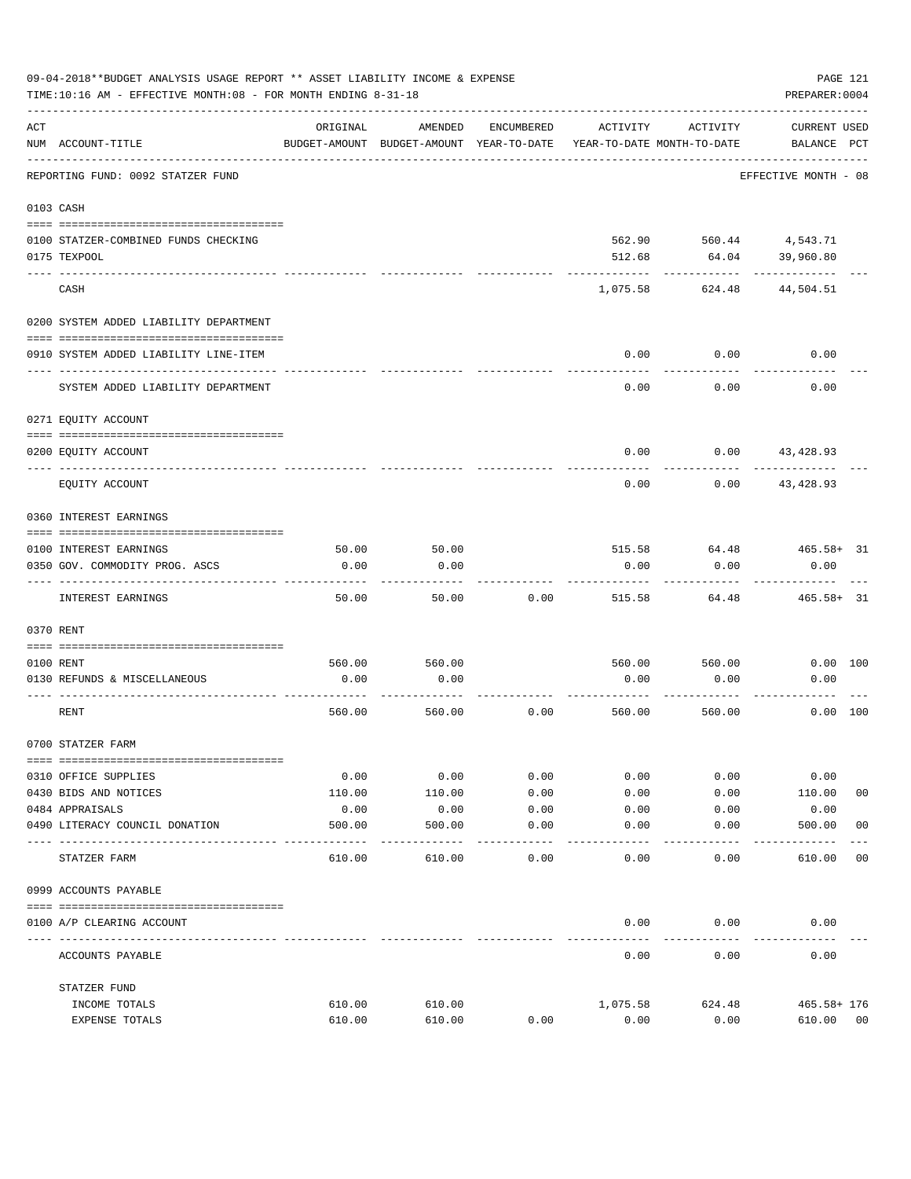09-04-2018**BUDGET ANALYSIS USAGE REPORT ** ASSET LIABILITY INCOME & EXPENSE

TIME:10:16 AM - EFFECTIVE MONTH:08 - FOR MONTH ENDING 8-31-18

PREPARER:0004

REPORTING FUND: 0092 STATZER FUND — EFFECTIVE MONTH - 08

| ACT NUM | ACCOUNT-TITLE | ORIGINAL BUDGET-AMOUNT | AMENDED BUDGET-AMOUNT | ENCUMBERED YEAR-TO-DATE | ACTIVITY YEAR-TO-DATE | ACTIVITY MONTH-TO-DATE | CURRENT BALANCE | USED PCT |
|---|---|---|---|---|---|---|---|---|
| 0103 | CASH | | | | | | | |
| 0100 | STATZER-COMBINED FUNDS CHECKING | | | | 562.90 | 560.44 | 4,543.71 | |
| 0175 | TEXPOOL | | | | 512.68 | 64.04 | 39,960.80 | |
| | CASH | | | | 1,075.58 | 624.48 | 44,504.51 | |
| 0200 | SYSTEM ADDED LIABILITY DEPARTMENT | | | | | | | |
| 0910 | SYSTEM ADDED LIABILITY LINE-ITEM | | | | 0.00 | 0.00 | 0.00 | |
| | SYSTEM ADDED LIABILITY DEPARTMENT | | | | 0.00 | 0.00 | 0.00 | |
| 0271 | EQUITY ACCOUNT | | | | | | | |
| 0200 | EQUITY ACCOUNT | | | | 0.00 | 0.00 | 43,428.93 | |
| | EQUITY ACCOUNT | | | | 0.00 | 0.00 | 43,428.93 | |
| 0360 | INTEREST EARNINGS | | | | | | | |
| 0100 | INTEREST EARNINGS | 50.00 | 50.00 | | 515.58 | 64.48 | 465.58+ | 31 |
| 0350 | GOV. COMMODITY PROG. ASCS | 0.00 | 0.00 | | 0.00 | 0.00 | 0.00 | |
| | INTEREST EARNINGS | 50.00 | 50.00 | 0.00 | 515.58 | 64.48 | 465.58+ | 31 |
| 0370 | RENT | | | | | | | |
| 0100 | RENT | 560.00 | 560.00 | | 560.00 | 560.00 | 0.00 | 100 |
| 0130 | REFUNDS & MISCELLANEOUS | 0.00 | 0.00 | | 0.00 | 0.00 | 0.00 | |
| | RENT | 560.00 | 560.00 | 0.00 | 560.00 | 560.00 | 0.00 | 100 |
| 0700 | STATZER FARM | | | | | | | |
| 0310 | OFFICE SUPPLIES | 0.00 | 0.00 | 0.00 | 0.00 | 0.00 | 0.00 | |
| 0430 | BIDS AND NOTICES | 110.00 | 110.00 | 0.00 | 0.00 | 0.00 | 110.00 | 00 |
| 0484 | APPRAISALS | 0.00 | 0.00 | 0.00 | 0.00 | 0.00 | 0.00 | |
| 0490 | LITERACY COUNCIL DONATION | 500.00 | 500.00 | 0.00 | 0.00 | 0.00 | 500.00 | 00 |
| | STATZER FARM | 610.00 | 610.00 | 0.00 | 0.00 | 0.00 | 610.00 | 00 |
| 0999 | ACCOUNTS PAYABLE | | | | | | | |
| 0100 | A/P CLEARING ACCOUNT | | | | 0.00 | 0.00 | 0.00 | |
| | ACCOUNTS PAYABLE | | | | 0.00 | 0.00 | 0.00 | |
| | STATZER FUND | | | | | | | |
| | INCOME TOTALS | 610.00 | 610.00 | | 1,075.58 | 624.48 | 465.58+ | 176 |
| | EXPENSE TOTALS | 610.00 | 610.00 | 0.00 | 0.00 | 0.00 | 610.00 | 00 |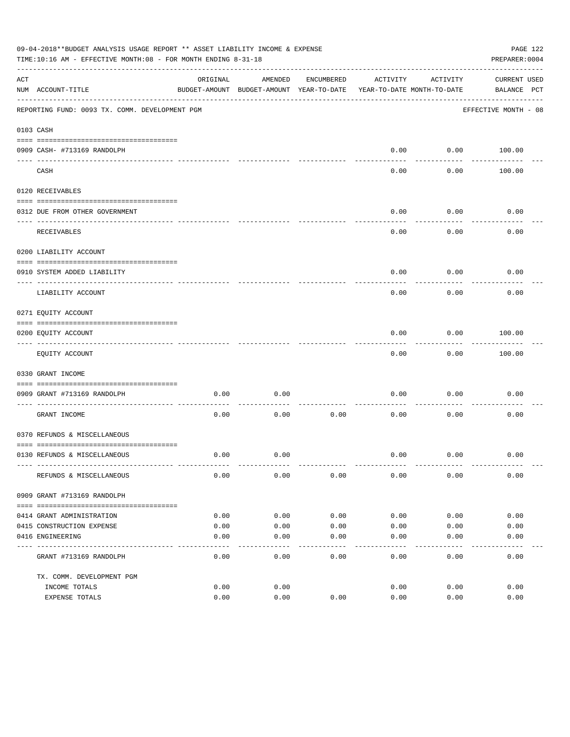09-04-2018**BUDGET ANALYSIS USAGE REPORT ** ASSET LIABILITY INCOME & EXPENSE

TIME:10:16 AM - EFFECTIVE MONTH:08 - FOR MONTH ENDING 8-31-18

PREPARER:0004

| ACT NUM | ACCOUNT-TITLE | ORIGINAL BUDGET-AMOUNT | AMENDED BUDGET-AMOUNT | ENCUMBERED YEAR-TO-DATE | ACTIVITY YEAR-TO-DATE | ACTIVITY MONTH-TO-DATE | CURRENT BALANCE | USED PCT |
|---|---|---|---|---|---|---|---|---|
| | REPORTING FUND: 0093 TX. COMM. DEVELOPMENT PGM | | | | | | EFFECTIVE MONTH - 08 | |
| 0103 | CASH | | | | | | | |
| 0909 | CASH- #713169 RANDOLPH | | | | 0.00 | 0.00 | 100.00 | |
| | CASH | | | | 0.00 | 0.00 | 100.00 | |
| 0120 | RECEIVABLES | | | | | | | |
| 0312 | DUE FROM OTHER GOVERNMENT | | | | 0.00 | 0.00 | 0.00 | |
| | RECEIVABLES | | | | 0.00 | 0.00 | 0.00 | |
| 0200 | LIABILITY ACCOUNT | | | | | | | |
| 0910 | SYSTEM ADDED LIABILITY | | | | 0.00 | 0.00 | 0.00 | |
| | LIABILITY ACCOUNT | | | | 0.00 | 0.00 | 0.00 | |
| 0271 | EQUITY ACCOUNT | | | | | | | |
| 0200 | EQUITY ACCOUNT | | | | 0.00 | 0.00 | 100.00 | |
| | EQUITY ACCOUNT | | | | 0.00 | 0.00 | 100.00 | |
| 0330 | GRANT INCOME | | | | | | | |
| 0909 | GRANT #713169 RANDOLPH | 0.00 | 0.00 | | 0.00 | 0.00 | 0.00 | |
| | GRANT INCOME | 0.00 | 0.00 | 0.00 | 0.00 | 0.00 | 0.00 | |
| 0370 | REFUNDS & MISCELLANEOUS | | | | | | | |
| 0130 | REFUNDS & MISCELLANEOUS | 0.00 | 0.00 | | 0.00 | 0.00 | 0.00 | |
| | REFUNDS & MISCELLANEOUS | 0.00 | 0.00 | 0.00 | 0.00 | 0.00 | 0.00 | |
| 0909 | GRANT #713169 RANDOLPH | | | | | | | |
| 0414 | GRANT ADMINISTRATION | 0.00 | 0.00 | 0.00 | 0.00 | 0.00 | 0.00 | |
| 0415 | CONSTRUCTION EXPENSE | 0.00 | 0.00 | 0.00 | 0.00 | 0.00 | 0.00 | |
| 0416 | ENGINEERING | 0.00 | 0.00 | 0.00 | 0.00 | 0.00 | 0.00 | |
| | GRANT #713169 RANDOLPH | 0.00 | 0.00 | 0.00 | 0.00 | 0.00 | 0.00 | |
| | TX. COMM. DEVELOPMENT PGM | | | | | | | |
| | INCOME TOTALS | 0.00 | 0.00 | | 0.00 | 0.00 | 0.00 | |
| | EXPENSE TOTALS | 0.00 | 0.00 | 0.00 | 0.00 | 0.00 | 0.00 | |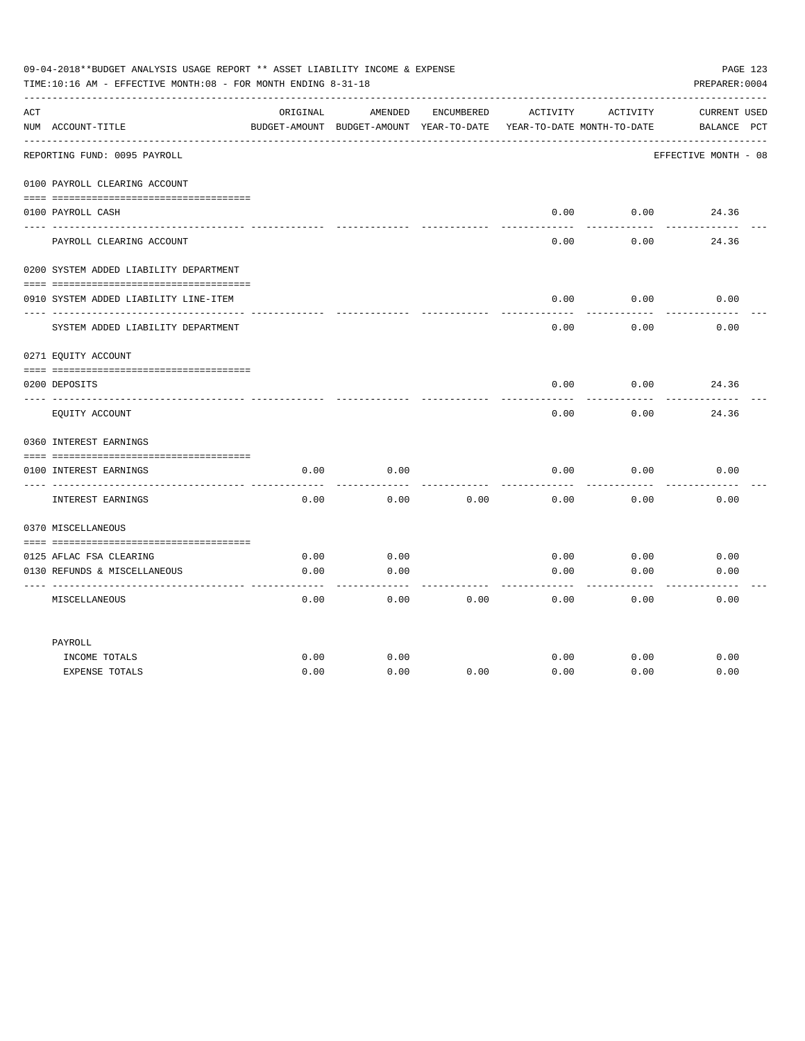09-04-2018**BUDGET ANALYSIS USAGE REPORT ** ASSET LIABILITY INCOME & EXPENSE

TIME:10:16 AM - EFFECTIVE MONTH:08 - FOR MONTH ENDING 8-31-18

PREPARER:0004

| ACT NUM | ACCOUNT-TITLE | ORIGINAL BUDGET-AMOUNT | AMENDED BUDGET-AMOUNT | ENCUMBERED YEAR-TO-DATE | ACTIVITY YEAR-TO-DATE | ACTIVITY MONTH-TO-DATE | CURRENT BALANCE | USED PCT |
|---|---|---|---|---|---|---|---|---|
| | **REPORTING FUND: 0095 PAYROLL** | | | | | | EFFECTIVE MONTH - 08 | |
| | **0100 PAYROLL CLEARING ACCOUNT** | | | | | | | |
| 0100 | PAYROLL CASH | | | | 0.00 | 0.00 | 24.36 | |
| | PAYROLL CLEARING ACCOUNT | | | | 0.00 | 0.00 | 24.36 | |
| | **0200 SYSTEM ADDED LIABILITY DEPARTMENT** | | | | | | | |
| 0910 | SYSTEM ADDED LIABILITY LINE-ITEM | | | | 0.00 | 0.00 | 0.00 | |
| | SYSTEM ADDED LIABILITY DEPARTMENT | | | | 0.00 | 0.00 | 0.00 | |
| | **0271 EQUITY ACCOUNT** | | | | | | | |
| 0200 | DEPOSITS | | | | 0.00 | 0.00 | 24.36 | |
| | EQUITY ACCOUNT | | | | 0.00 | 0.00 | 24.36 | |
| | **0360 INTEREST EARNINGS** | | | | | | | |
| 0100 | INTEREST EARNINGS | 0.00 | 0.00 | | 0.00 | 0.00 | 0.00 | |
| | INTEREST EARNINGS | 0.00 | 0.00 | 0.00 | 0.00 | 0.00 | 0.00 | |
| | **0370 MISCELLANEOUS** | | | | | | | |
| 0125 | AFLAC FSA CLEARING | 0.00 | 0.00 | | 0.00 | 0.00 | 0.00 | |
| 0130 | REFUNDS & MISCELLANEOUS | 0.00 | 0.00 | | 0.00 | 0.00 | 0.00 | |
| | MISCELLANEOUS | 0.00 | 0.00 | 0.00 | 0.00 | 0.00 | 0.00 | |
| | **PAYROLL** | | | | | | | |
| | INCOME TOTALS | 0.00 | 0.00 | | 0.00 | 0.00 | 0.00 | |
| | EXPENSE TOTALS | 0.00 | 0.00 | 0.00 | 0.00 | 0.00 | 0.00 | |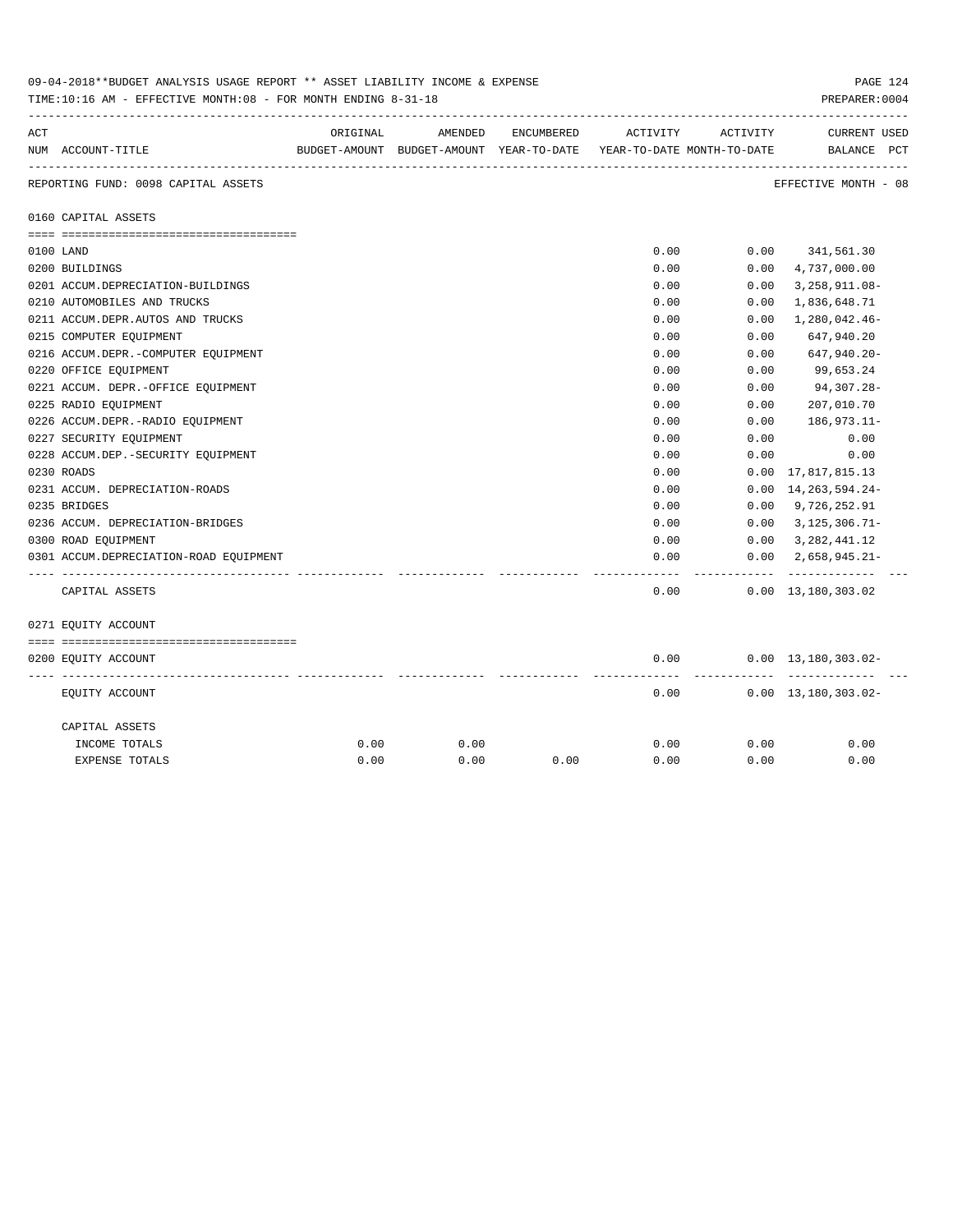09-04-2018**BUDGET ANALYSIS USAGE REPORT ** ASSET LIABILITY INCOME & EXPENSE

TIME:10:16 AM - EFFECTIVE MONTH:08 - FOR MONTH ENDING 8-31-18

PREPARER:0004

| ACT NUM | ACCOUNT-TITLE | ORIGINAL BUDGET-AMOUNT | AMENDED BUDGET-AMOUNT | ENCUMBERED YEAR-TO-DATE | ACTIVITY YEAR-TO-DATE | ACTIVITY MONTH-TO-DATE | CURRENT BALANCE | USED PCT |
|---|---|---|---|---|---|---|---|---|
| | REPORTING FUND: 0098 CAPITAL ASSETS | | | | | | EFFECTIVE MONTH - 08 | |
| | **0160 CAPITAL ASSETS** | | | | | | | |
| 0100 | LAND | | | | 0.00 | 0.00 | 341,561.30 | |
| 0200 | BUILDINGS | | | | 0.00 | 0.00 | 4,737,000.00 | |
| 0201 | ACCUM.DEPRECIATION-BUILDINGS | | | | 0.00 | 0.00 | 3,258,911.08- | |
| 0210 | AUTOMOBILES AND TRUCKS | | | | 0.00 | 0.00 | 1,836,648.71 | |
| 0211 | ACCUM.DEPR.AUTOS AND TRUCKS | | | | 0.00 | 0.00 | 1,280,042.46- | |
| 0215 | COMPUTER EQUIPMENT | | | | 0.00 | 0.00 | 647,940.20 | |
| 0216 | ACCUM.DEPR.-COMPUTER EQUIPMENT | | | | 0.00 | 0.00 | 647,940.20- | |
| 0220 | OFFICE EQUIPMENT | | | | 0.00 | 0.00 | 99,653.24 | |
| 0221 | ACCUM. DEPR.-OFFICE EQUIPMENT | | | | 0.00 | 0.00 | 94,307.28- | |
| 0225 | RADIO EQUIPMENT | | | | 0.00 | 0.00 | 207,010.70 | |
| 0226 | ACCUM.DEPR.-RADIO EQUIPMENT | | | | 0.00 | 0.00 | 186,973.11- | |
| 0227 | SECURITY EQUIPMENT | | | | 0.00 | 0.00 | 0.00 | |
| 0228 | ACCUM.DEP.-SECURITY EQUIPMENT | | | | 0.00 | 0.00 | 0.00 | |
| 0230 | ROADS | | | | 0.00 | 0.00 | 17,817,815.13 | |
| 0231 | ACCUM. DEPRECIATION-ROADS | | | | 0.00 | 0.00 | 14,263,594.24- | |
| 0235 | BRIDGES | | | | 0.00 | 0.00 | 9,726,252.91 | |
| 0236 | ACCUM. DEPRECIATION-BRIDGES | | | | 0.00 | 0.00 | 3,125,306.71- | |
| 0300 | ROAD EQUIPMENT | | | | 0.00 | 0.00 | 3,282,441.12 | |
| 0301 | ACCUM.DEPRECIATION-ROAD EQUIPMENT | | | | 0.00 | 0.00 | 2,658,945.21- | |
| | CAPITAL ASSETS | | | | 0.00 | 0.00 | 13,180,303.02 | |
| | **0271 EQUITY ACCOUNT** | | | | | | | |
| 0200 | EQUITY ACCOUNT | | | | 0.00 | 0.00 | 13,180,303.02- | |
| | EQUITY ACCOUNT | | | | 0.00 | 0.00 | 13,180,303.02- | |
| | CAPITAL ASSETS | | | | | | | |
| | INCOME TOTALS | 0.00 | 0.00 | | 0.00 | 0.00 | 0.00 | |
| | EXPENSE TOTALS | 0.00 | 0.00 | 0.00 | 0.00 | 0.00 | 0.00 | |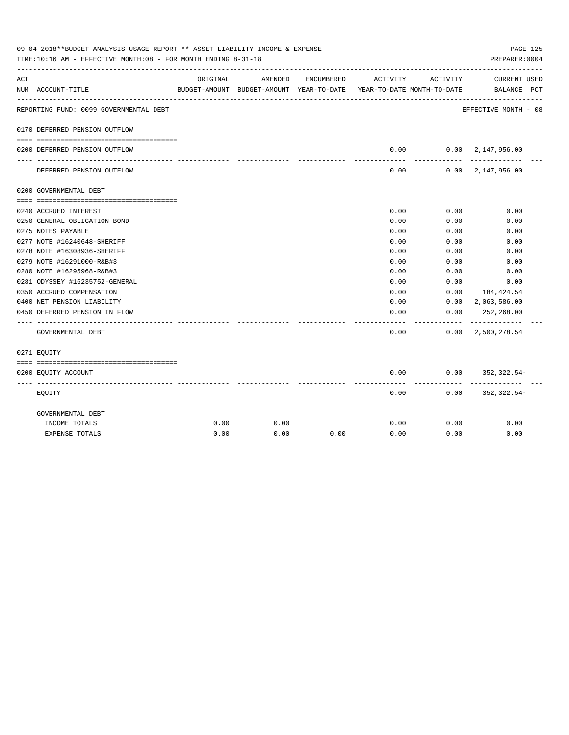09-04-2018**BUDGET ANALYSIS USAGE REPORT ** ASSET LIABILITY INCOME & EXPENSE

TIME:10:16 AM - EFFECTIVE MONTH:08 - FOR MONTH ENDING 8-31-18

PREPARER:0004

REPORTING FUND: 0099 GOVERNMENTAL DEBT — EFFECTIVE MONTH - 08

| ACT NUM | ACCOUNT-TITLE | ORIGINAL BUDGET-AMOUNT | AMENDED BUDGET-AMOUNT | ENCUMBERED YEAR-TO-DATE | ACTIVITY YEAR-TO-DATE | ACTIVITY MONTH-TO-DATE | CURRENT BALANCE | USED PCT |
|---|---|---|---|---|---|---|---|---|
| 0170 | DEFERRED PENSION OUTFLOW | | | | | | | |
| 0200 | DEFERRED PENSION OUTFLOW | | | | 0.00 | 0.00 | 2,147,956.00 | |
| | DEFERRED PENSION OUTFLOW | | | | 0.00 | 0.00 | 2,147,956.00 | |
| 0200 | GOVERNMENTAL DEBT | | | | | | | |
| 0240 | ACCRUED INTEREST | | | | 0.00 | 0.00 | 0.00 | |
| 0250 | GENERAL OBLIGATION BOND | | | | 0.00 | 0.00 | 0.00 | |
| 0275 | NOTES PAYABLE | | | | 0.00 | 0.00 | 0.00 | |
| 0277 | NOTE #16240648-SHERIFF | | | | 0.00 | 0.00 | 0.00 | |
| 0278 | NOTE #16308936-SHERIFF | | | | 0.00 | 0.00 | 0.00 | |
| 0279 | NOTE #16291000-R&B#3 | | | | 0.00 | 0.00 | 0.00 | |
| 0280 | NOTE #16295968-R&B#3 | | | | 0.00 | 0.00 | 0.00 | |
| 0281 | ODYSSEY #16235752-GENERAL | | | | 0.00 | 0.00 | 0.00 | |
| 0350 | ACCRUED COMPENSATION | | | | 0.00 | 0.00 | 184,424.54 | |
| 0400 | NET PENSION LIABILITY | | | | 0.00 | 0.00 | 2,063,586.00 | |
| 0450 | DEFERRED PENSION IN FLOW | | | | 0.00 | 0.00 | 252,268.00 | |
| | GOVERNMENTAL DEBT | | | | 0.00 | 0.00 | 2,500,278.54 | |
| 0271 | EQUITY | | | | | | | |
| 0200 | EQUITY ACCOUNT | | | | 0.00 | 0.00 | 352,322.54- | |
| | EQUITY | | | | 0.00 | 0.00 | 352,322.54- | |
| | GOVERNMENTAL DEBT | | | | | | | |
| | INCOME TOTALS | 0.00 | 0.00 | | 0.00 | 0.00 | 0.00 | |
| | EXPENSE TOTALS | 0.00 | 0.00 | 0.00 | 0.00 | 0.00 | 0.00 | |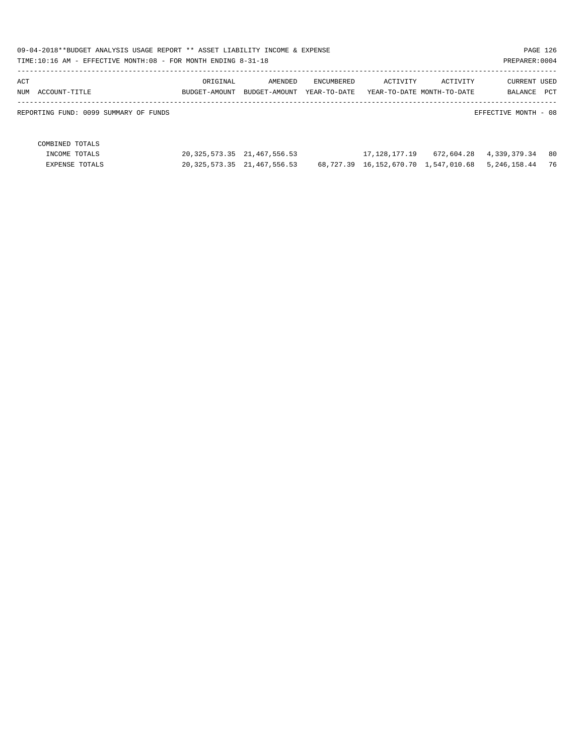| ACT NUM | ACCOUNT-TITLE | ORIGINAL BUDGET-AMOUNT | AMENDED BUDGET-AMOUNT | ENCUMBERED YEAR-TO-DATE | ACTIVITY YEAR-TO-DATE | ACTIVITY MONTH-TO-DATE | CURRENT BALANCE | USED PCT |
|---|---|---|---|---|---|---|---|---|

REPORTING FUND: 0099 SUMMARY OF FUNDS

EFFECTIVE MONTH - 08

| | | | | | | | |
|---|---|---|---|---|---|---|---|
| COMBINED TOTALS | | | | | | | |
| INCOME TOTALS | 20,325,573.35 | 21,467,556.53 | | 17,128,177.19 | 672,604.28 | 4,339,379.34 | 80 |
| EXPENSE TOTALS | 20,325,573.35 | 21,467,556.53 | 68,727.39 | 16,152,670.70 | 1,547,010.68 | 5,246,158.44 | 76 |